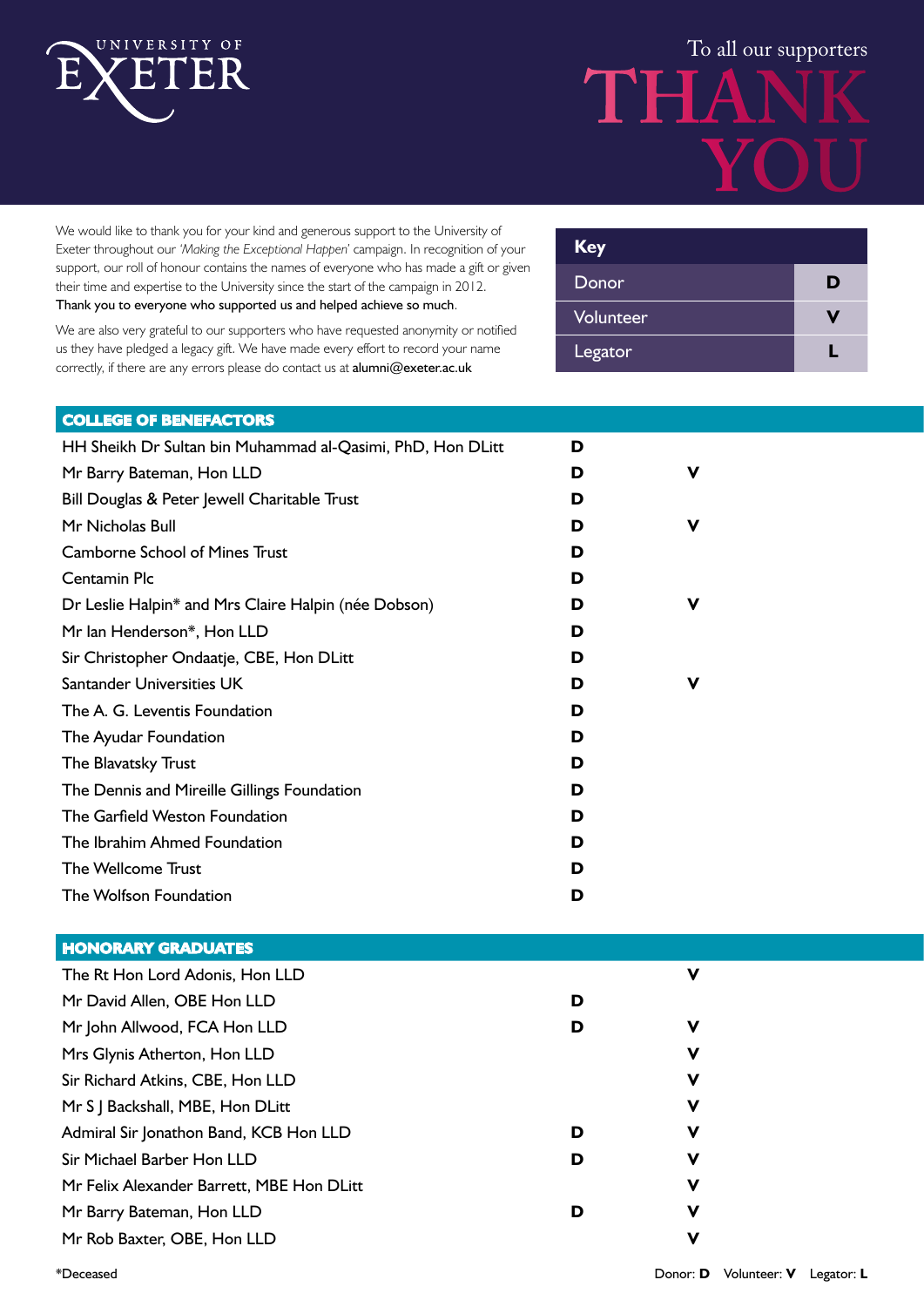UNIVERSITY OF EXETER

To all our supporters

# THANK YOU

We would like to thank you for your kind and generous support to the University of Exeter throughout our *'Making the Exceptional Happen'* campaign. In recognition of your support, our roll of honour contains the names of everyone who has made a gift or given their time and expertise to the University since the start of the campaign in 2012. Thank you to everyone who supported us and helped achieve so much.

We are also very grateful to our supporters who have requested anonymity or notified us they have pledged a legacy gift. We have made every effort to record your name correctly, if there are any errors please do contact us at alumni@exeter.ac.uk

| Key | |
|---|---|
| Donor | **D** |
| Volunteer | **V** |
| Legator | **L** |

## COLLEGE OF BENEFACTORS

| Name | D | V | L |
|---|---|---|---|
| HH Sheikh Dr Sultan bin Muhammad al-Qasimi, PhD, Hon DLitt | D | | |
| Mr Barry Bateman, Hon LLD | D | V | |
| Bill Douglas & Peter Jewell Charitable Trust | D | | |
| Mr Nicholas Bull | D | V | |
| Camborne School of Mines Trust | D | | |
| Centamin Plc | D | | |
| Dr Leslie Halpin* and Mrs Claire Halpin (née Dobson) | D | V | |
| Mr Ian Henderson*, Hon LLD | D | | |
| Sir Christopher Ondaatje, CBE, Hon DLitt | D | | |
| Santander Universities UK | D | V | |
| The A. G. Leventis Foundation | D | | |
| The Ayudar Foundation | D | | |
| The Blavatsky Trust | D | | |
| The Dennis and Mireille Gillings Foundation | D | | |
| The Garfield Weston Foundation | D | | |
| The Ibrahim Ahmed Foundation | D | | |
| The Wellcome Trust | D | | |
| The Wolfson Foundation | D | | |

## HONORARY GRADUATES

| Name | D | V | L |
|---|---|---|---|
| The Rt Hon Lord Adonis, Hon LLD | | V | |
| Mr David Allen, OBE Hon LLD | D | | |
| Mr John Allwood, FCA Hon LLD | D | V | |
| Mrs Glynis Atherton, Hon LLD | | V | |
| Sir Richard Atkins, CBE, Hon LLD | | V | |
| Mr S J Backshall, MBE, Hon DLitt | | V | |
| Admiral Sir Jonathon Band, KCB Hon LLD | D | V | |
| Sir Michael Barber Hon LLD | D | V | |
| Mr Felix Alexander Barrett, MBE Hon DLitt | | V | |
| Mr Barry Bateman, Hon LLD | D | V | |
| Mr Rob Baxter, OBE, Hon LLD | | V | |

*Deceased

Donor: **D** Volunteer: **V** Legator: **L**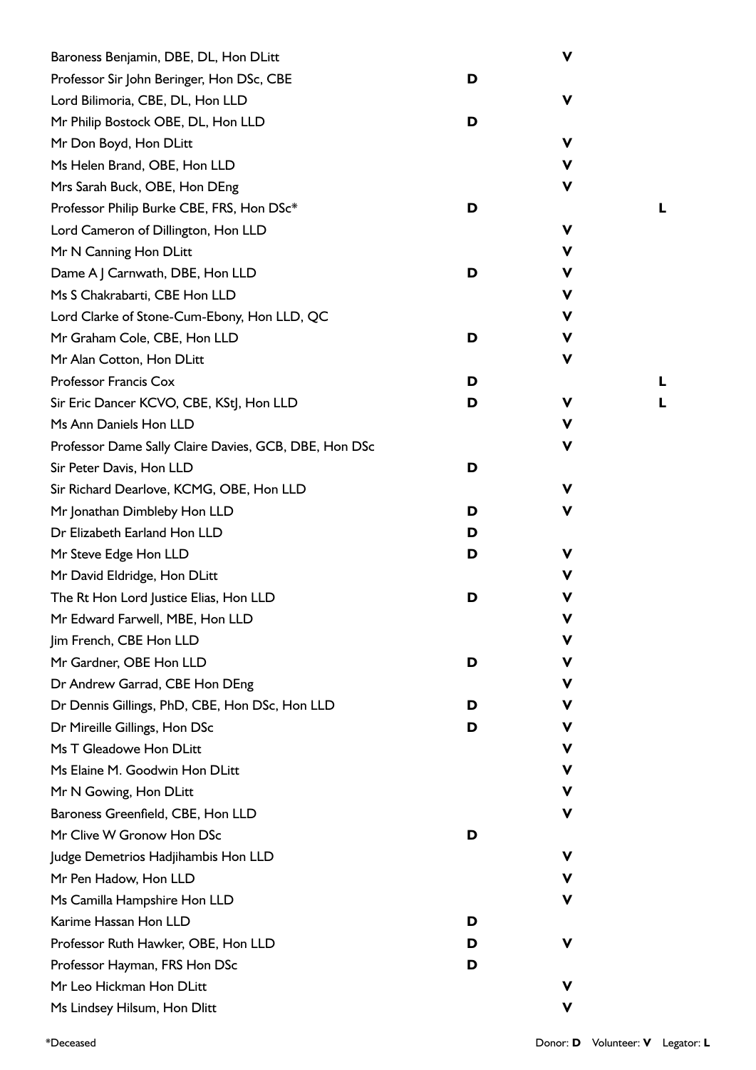| Name | Donor | Volunteer | Legator |
|---|---|---|---|
| Baroness Benjamin, DBE, DL, Hon DLitt | | V | |
| Professor Sir John Beringer, Hon DSc, CBE | D | | |
| Lord Bilimoria, CBE, DL, Hon LLD | | V | |
| Mr Philip Bostock OBE, DL, Hon LLD | D | | |
| Mr Don Boyd, Hon DLitt | | V | |
| Ms Helen Brand, OBE, Hon LLD | | V | |
| Mrs Sarah Buck, OBE, Hon DEng | | V | |
| Professor Philip Burke CBE, FRS, Hon DSc* | D | | L |
| Lord Cameron of Dillington, Hon LLD | | V | |
| Mr N Canning Hon DLitt | | V | |
| Dame A J Carnwath, DBE, Hon LLD | D | V | |
| Ms S Chakrabarti, CBE Hon LLD | | V | |
| Lord Clarke of Stone-Cum-Ebony, Hon LLD, QC | | V | |
| Mr Graham Cole, CBE, Hon LLD | D | V | |
| Mr Alan Cotton, Hon DLitt | | V | |
| Professor Francis Cox | D | | L |
| Sir Eric Dancer KCVO, CBE, KStJ, Hon LLD | D | V | L |
| Ms Ann Daniels Hon LLD | | V | |
| Professor Dame Sally Claire Davies, GCB, DBE, Hon DSc | | V | |
| Sir Peter Davis, Hon LLD | D | | |
| Sir Richard Dearlove, KCMG, OBE, Hon LLD | | V | |
| Mr Jonathan Dimbleby Hon LLD | D | V | |
| Dr Elizabeth Earland Hon LLD | D | | |
| Mr Steve Edge Hon LLD | D | V | |
| Mr David Eldridge, Hon DLitt | | V | |
| The Rt Hon Lord Justice Elias, Hon LLD | D | V | |
| Mr Edward Farwell, MBE, Hon LLD | | V | |
| Jim French, CBE Hon LLD | | V | |
| Mr Gardner, OBE Hon LLD | D | V | |
| Dr Andrew Garrad, CBE Hon DEng | | V | |
| Dr Dennis Gillings, PhD, CBE, Hon DSc, Hon LLD | D | V | |
| Dr Mireille Gillings, Hon DSc | D | V | |
| Ms T Gleadowe Hon DLitt | | V | |
| Ms Elaine M. Goodwin Hon DLitt | | V | |
| Mr N Gowing, Hon DLitt | | V | |
| Baroness Greenfield, CBE, Hon LLD | | V | |
| Mr Clive W Gronow Hon DSc | D | | |
| Judge Demetrios Hadjihambis Hon LLD | | V | |
| Mr Pen Hadow, Hon LLD | | V | |
| Ms Camilla Hampshire Hon LLD | | V | |
| Karime Hassan Hon LLD | D | | |
| Professor Ruth Hawker, OBE, Hon LLD | D | V | |
| Professor Hayman, FRS Hon DSc | D | | |
| Mr Leo Hickman Hon DLitt | | V | |
| Ms Lindsey Hilsum, Hon Dlitt | | V | |

*Deceased

Donor: **D** Volunteer: **V** Legator: **L**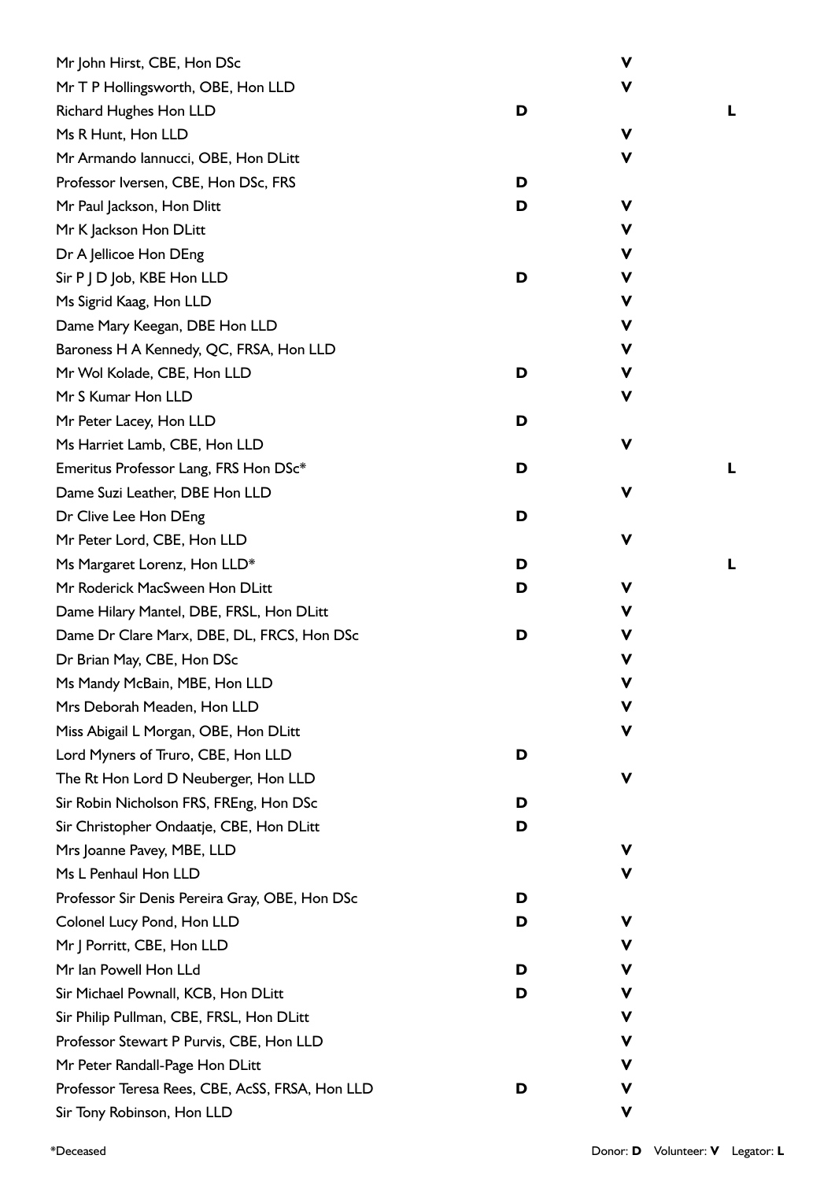| Name | Donor | Volunteer | Legator |
|---|---|---|---|
| Mr John Hirst, CBE, Hon DSc | | V | |
| Mr T P Hollingsworth, OBE, Hon LLD | | V | |
| Richard Hughes Hon LLD | D | | L |
| Ms R Hunt, Hon LLD | | V | |
| Mr Armando Iannucci, OBE, Hon DLitt | | V | |
| Professor Iversen, CBE, Hon DSc, FRS | D | | |
| Mr Paul Jackson, Hon Dlitt | D | V | |
| Mr K Jackson Hon DLitt | | V | |
| Dr A Jellicoe Hon DEng | | V | |
| Sir P J D Job, KBE Hon LLD | D | V | |
| Ms Sigrid Kaag, Hon LLD | | V | |
| Dame Mary Keegan, DBE Hon LLD | | V | |
| Baroness H A Kennedy, QC, FRSA, Hon LLD | | V | |
| Mr Wol Kolade, CBE, Hon LLD | D | V | |
| Mr S Kumar Hon LLD | | V | |
| Mr Peter Lacey, Hon LLD | D | | |
| Ms Harriet Lamb, CBE, Hon LLD | | V | |
| Emeritus Professor Lang, FRS Hon DSc* | D | | L |
| Dame Suzi Leather, DBE Hon LLD | | V | |
| Dr Clive Lee Hon DEng | D | | |
| Mr Peter Lord, CBE, Hon LLD | | V | |
| Ms Margaret Lorenz, Hon LLD* | D | | L |
| Mr Roderick MacSween Hon DLitt | D | V | |
| Dame Hilary Mantel, DBE, FRSL, Hon DLitt | | V | |
| Dame Dr Clare Marx, DBE, DL, FRCS, Hon DSc | D | V | |
| Dr Brian May, CBE, Hon DSc | | V | |
| Ms Mandy McBain, MBE, Hon LLD | | V | |
| Mrs Deborah Meaden, Hon LLD | | V | |
| Miss Abigail L Morgan, OBE, Hon DLitt | | V | |
| Lord Myners of Truro, CBE, Hon LLD | D | | |
| The Rt Hon Lord D Neuberger, Hon LLD | | V | |
| Sir Robin Nicholson FRS, FREng, Hon DSc | D | | |
| Sir Christopher Ondaatje, CBE, Hon DLitt | D | | |
| Mrs Joanne Pavey, MBE, LLD | | V | |
| Ms L Penhaul Hon LLD | | V | |
| Professor Sir Denis Pereira Gray, OBE, Hon DSc | D | | |
| Colonel Lucy Pond, Hon LLD | D | V | |
| Mr J Porritt, CBE, Hon LLD | | V | |
| Mr Ian Powell Hon LLd | D | V | |
| Sir Michael Pownall, KCB, Hon DLitt | D | V | |
| Sir Philip Pullman, CBE, FRSL, Hon DLitt | | V | |
| Professor Stewart P Purvis, CBE, Hon LLD | | V | |
| Mr Peter Randall-Page Hon DLitt | | V | |
| Professor Teresa Rees, CBE, AcSS, FRSA, Hon LLD | D | V | |
| Sir Tony Robinson, Hon LLD | | V | |

*Deceased

Donor: **D** Volunteer: **V** Legator: **L**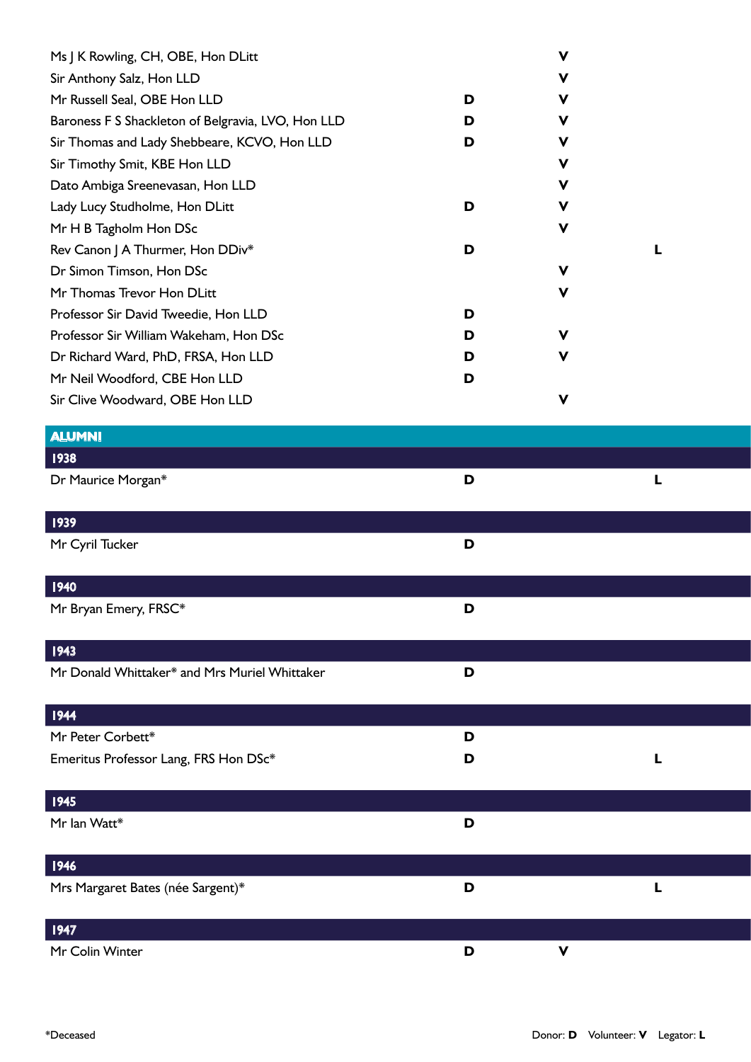| Name | Donor | Volunteer | Legator |
|---|---|---|---|
| Ms J K Rowling, CH, OBE, Hon DLitt | | V | |
| Sir Anthony Salz, Hon LLD | | V | |
| Mr Russell Seal, OBE Hon LLD | D | V | |
| Baroness F S Shackleton of Belgravia, LVO, Hon LLD | D | V | |
| Sir Thomas and Lady Shebbeare, KCVO, Hon LLD | D | V | |
| Sir Timothy Smit, KBE Hon LLD | | V | |
| Dato Ambiga Sreenevasan, Hon LLD | | V | |
| Lady Lucy Studholme, Hon DLitt | D | V | |
| Mr H B Tagholm Hon DSc | | V | |
| Rev Canon J A Thurmer, Hon DDiv* | D | | L |
| Dr Simon Timson, Hon DSc | | V | |
| Mr Thomas Trevor Hon DLitt | | V | |
| Professor Sir David Tweedie, Hon LLD | D | | |
| Professor Sir William Wakeham, Hon DSc | D | V | |
| Dr Richard Ward, PhD, FRSA, Hon LLD | D | V | |
| Mr Neil Woodford, CBE Hon LLD | D | | |
| Sir Clive Woodward, OBE Hon LLD | | V | |

## ALUMNI

| Name | Donor | Volunteer | Legator |
|---|---|---|---|
| **1938** | | | |
| Dr Maurice Morgan* | D | | L |
| **1939** | | | |
| Mr Cyril Tucker | D | | |
| **1940** | | | |
| Mr Bryan Emery, FRSC* | D | | |
| **1943** | | | |
| Mr Donald Whittaker* and Mrs Muriel Whittaker | D | | |
| **1944** | | | |
| Mr Peter Corbett* | D | | |
| Emeritus Professor Lang, FRS Hon DSc* | D | | L |
| **1945** | | | |
| Mr Ian Watt* | D | | |
| **1946** | | | |
| Mrs Margaret Bates (née Sargent)* | D | | L |
| **1947** | | | |
| Mr Colin Winter | D | V | |

*Deceased

Donor: **D** Volunteer: **V** Legator: **L**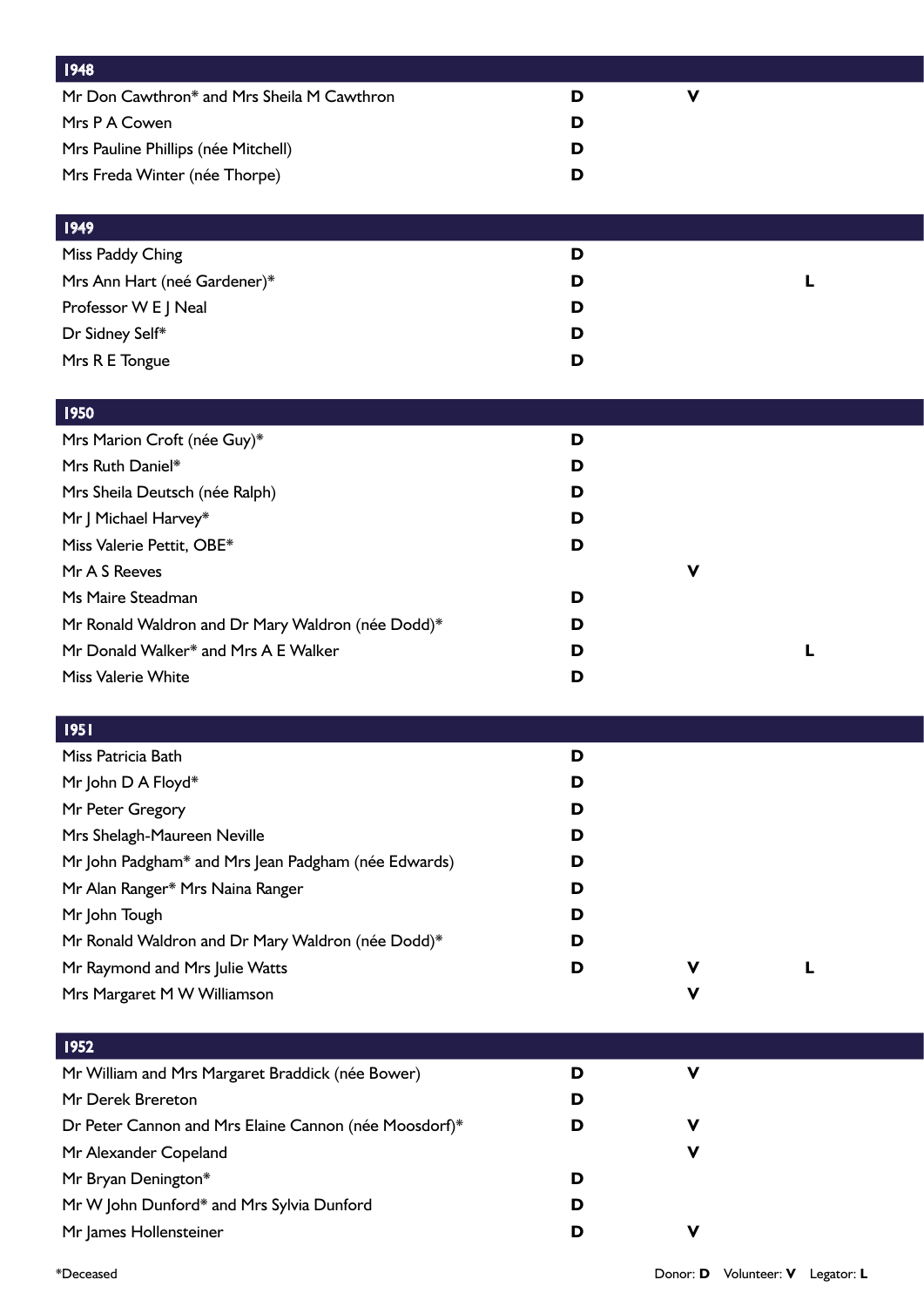| 1948 | | | |
|---|---|---|---|
| Mr Don Cawthron* and Mrs Sheila M Cawthron | **D** | **V** | |
| Mrs P A Cowen | **D** | | |
| Mrs Pauline Phillips (née Mitchell) | **D** | | |
| Mrs Freda Winter (née Thorpe) | **D** | | |

| 1949 | | | |
|---|---|---|---|
| Miss Paddy Ching | **D** | | |
| Mrs Ann Hart (neé Gardener)* | **D** | | **L** |
| Professor W E J Neal | **D** | | |
| Dr Sidney Self* | **D** | | |
| Mrs R E Tongue | **D** | | |

| 1950 | | | |
|---|---|---|---|
| Mrs Marion Croft (née Guy)* | **D** | | |
| Mrs Ruth Daniel* | **D** | | |
| Mrs Sheila Deutsch (née Ralph) | **D** | | |
| Mr J Michael Harvey* | **D** | | |
| Miss Valerie Pettit, OBE* | **D** | | |
| Mr A S Reeves | | **V** | |
| Ms Maire Steadman | **D** | | |
| Mr Ronald Waldron and Dr Mary Waldron (née Dodd)* | **D** | | |
| Mr Donald Walker* and Mrs A E Walker | **D** | | **L** |
| Miss Valerie White | **D** | | |

| 1951 | | | |
|---|---|---|---|
| Miss Patricia Bath | **D** | | |
| Mr John D A Floyd* | **D** | | |
| Mr Peter Gregory | **D** | | |
| Mrs Shelagh-Maureen Neville | **D** | | |
| Mr John Padgham* and Mrs Jean Padgham (née Edwards) | **D** | | |
| Mr Alan Ranger* Mrs Naina Ranger | **D** | | |
| Mr John Tough | **D** | | |
| Mr Ronald Waldron and Dr Mary Waldron (née Dodd)* | **D** | | |
| Mr Raymond and Mrs Julie Watts | **D** | **V** | **L** |
| Mrs Margaret M W Williamson | | **V** | |

| 1952 | | | |
|---|---|---|---|
| Mr William and Mrs Margaret Braddick (née Bower) | **D** | **V** | |
| Mr Derek Brereton | **D** | | |
| Dr Peter Cannon and Mrs Elaine Cannon (née Moosdorf)* | **D** | **V** | |
| Mr Alexander Copeland | | **V** | |
| Mr Bryan Denington* | **D** | | |
| Mr W John Dunford* and Mrs Sylvia Dunford | **D** | | |
| Mr James Hollensteiner | **D** | **V** | |

*Deceased

Donor: **D** Volunteer: **V** Legator: **L**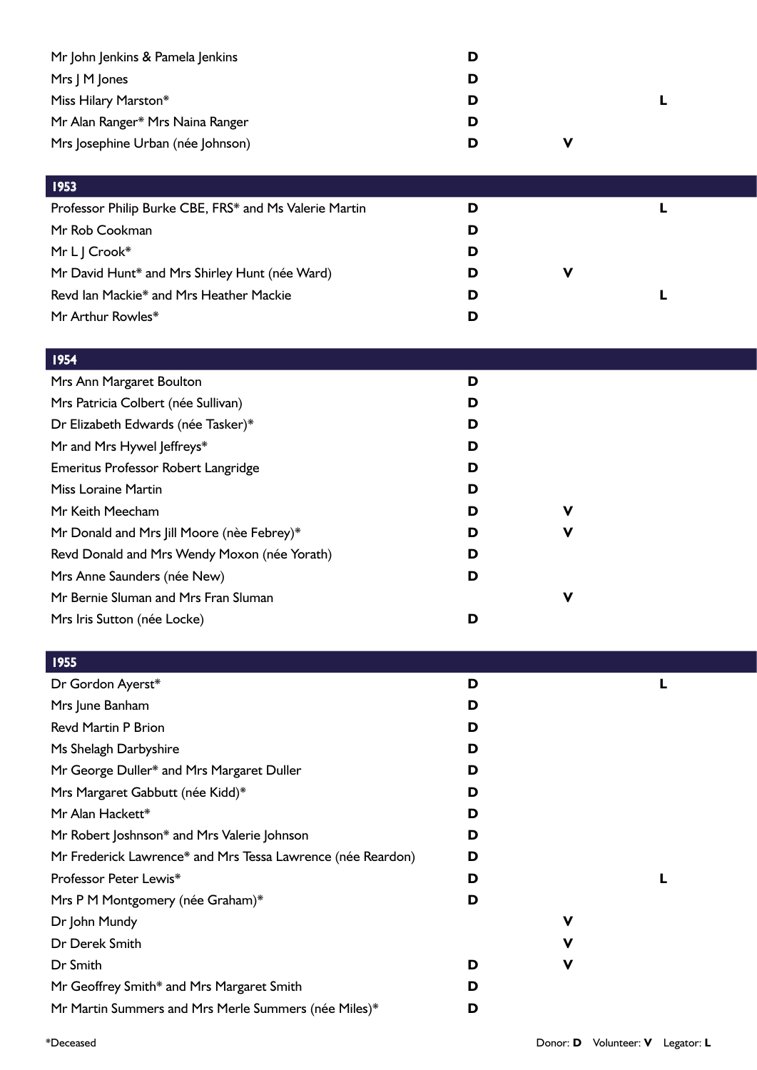| Name | Donor | Volunteer | Legator |
|---|---|---|---|
| Mr John Jenkins & Pamela Jenkins | D | | |
| Mrs J M Jones | D | | |
| Miss Hilary Marston* | D | | L |
| Mr Alan Ranger* Mrs Naina Ranger | D | | |
| Mrs Josephine Urban (née Johnson) | D | V | |
| **1953** | | | |
| Professor Philip Burke CBE, FRS* and Ms Valerie Martin | D | | L |
| Mr Rob Cookman | D | | |
| Mr L J Crook* | D | | |
| Mr David Hunt* and Mrs Shirley Hunt (née Ward) | D | V | |
| Revd Ian Mackie* and Mrs Heather Mackie | D | | L |
| Mr Arthur Rowles* | D | | |
| **1954** | | | |
| Mrs Ann Margaret Boulton | D | | |
| Mrs Patricia Colbert (née Sullivan) | D | | |
| Dr Elizabeth Edwards (née Tasker)* | D | | |
| Mr and Mrs Hywel Jeffreys* | D | | |
| Emeritus Professor Robert Langridge | D | | |
| Miss Loraine Martin | D | | |
| Mr Keith Meecham | D | V | |
| Mr Donald and Mrs Jill Moore (nèe Febrey)* | D | V | |
| Revd Donald and Mrs Wendy Moxon (née Yorath) | D | | |
| Mrs Anne Saunders (née New) | D | | |
| Mr Bernie Sluman and Mrs Fran Sluman | | V | |
| Mrs Iris Sutton (née Locke) | D | | |
| **1955** | | | |
| Dr Gordon Ayerst* | D | | L |
| Mrs June Banham | D | | |
| Revd Martin P Brion | D | | |
| Ms Shelagh Darbyshire | D | | |
| Mr George Duller* and Mrs Margaret Duller | D | | |
| Mrs Margaret Gabbutt (née Kidd)* | D | | |
| Mr Alan Hackett* | D | | |
| Mr Robert Joshnson* and Mrs Valerie Johnson | D | | |
| Mr Frederick Lawrence* and Mrs Tessa Lawrence (née Reardon) | D | | |
| Professor Peter Lewis* | D | | L |
| Mrs P M Montgomery (née Graham)* | D | | |
| Dr John Mundy | | V | |
| Dr Derek Smith | | V | |
| Dr Smith | D | V | |
| Mr Geoffrey Smith* and Mrs Margaret Smith | D | | |
| Mr Martin Summers and Mrs Merle Summers (née Miles)* | D | | |

*Deceased

Donor: **D** Volunteer: **V** Legator: **L**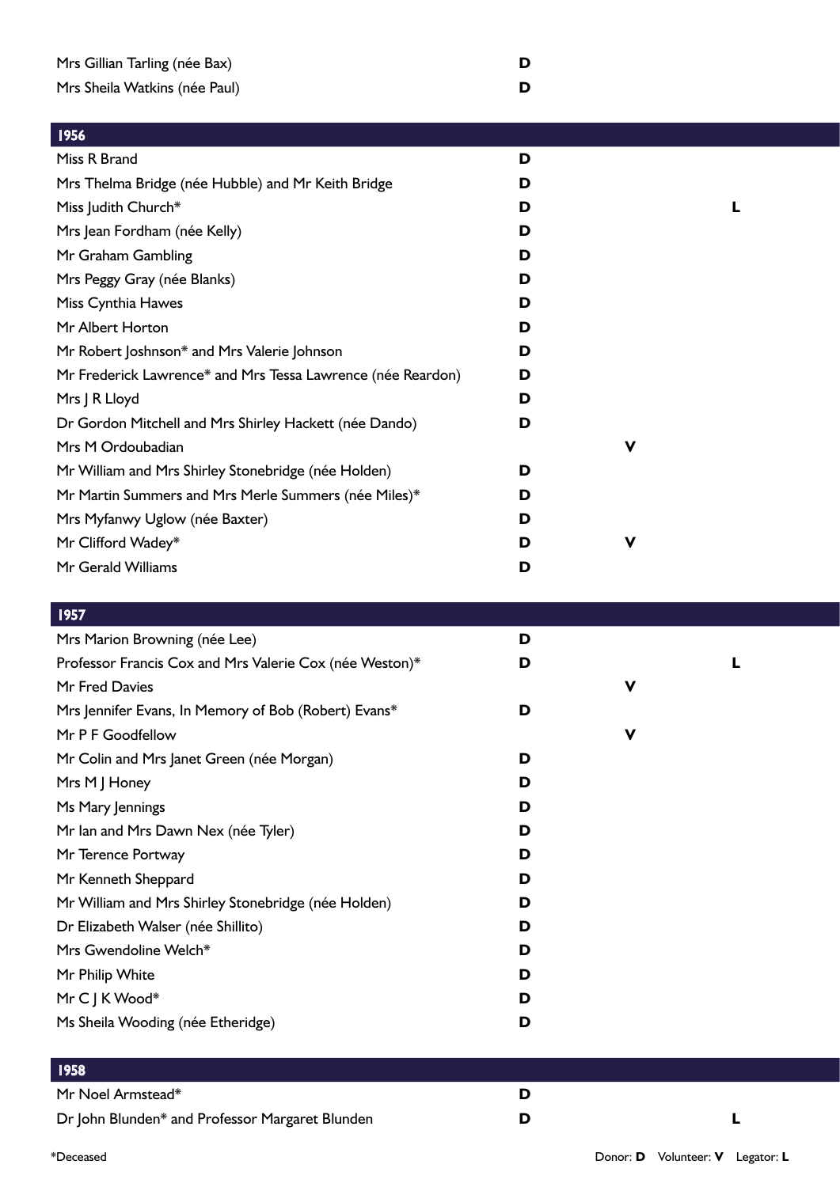| | | | |
|---|---|---|---|
| Mrs Gillian Tarling (née Bax) | D | | |
| Mrs Sheila Watkins (née Paul) | D | | |

| 1956 | | | |
|---|---|---|---|
| Miss R Brand | D | | |
| Mrs Thelma Bridge (née Hubble) and Mr Keith Bridge | D | | |
| Miss Judith Church* | D | | L |
| Mrs Jean Fordham (née Kelly) | D | | |
| Mr Graham Gambling | D | | |
| Mrs Peggy Gray (née Blanks) | D | | |
| Miss Cynthia Hawes | D | | |
| Mr Albert Horton | D | | |
| Mr Robert Joshnson* and Mrs Valerie Johnson | D | | |
| Mr Frederick Lawrence* and Mrs Tessa Lawrence (née Reardon) | D | | |
| Mrs J R Lloyd | D | | |
| Dr Gordon Mitchell and Mrs Shirley Hackett (née Dando) | D | | |
| Mrs M Ordoubadian | | V | |
| Mr William and Mrs Shirley Stonebridge (née Holden) | D | | |
| Mr Martin Summers and Mrs Merle Summers (née Miles)* | D | | |
| Mrs Myfanwy Uglow (née Baxter) | D | | |
| Mr Clifford Wadey* | D | V | |
| Mr Gerald Williams | D | | |

| 1957 | | | |
|---|---|---|---|
| Mrs Marion Browning (née Lee) | D | | |
| Professor Francis Cox and Mrs Valerie Cox (née Weston)* | D | | L |
| Mr Fred Davies | | V | |
| Mrs Jennifer Evans, In Memory of Bob (Robert) Evans* | D | | |
| Mr P F Goodfellow | | V | |
| Mr Colin and Mrs Janet Green (née Morgan) | D | | |
| Mrs M J Honey | D | | |
| Ms Mary Jennings | D | | |
| Mr Ian and Mrs Dawn Nex (née Tyler) | D | | |
| Mr Terence Portway | D | | |
| Mr Kenneth Sheppard | D | | |
| Mr William and Mrs Shirley Stonebridge (née Holden) | D | | |
| Dr Elizabeth Walser (née Shillito) | D | | |
| Mrs Gwendoline Welch* | D | | |
| Mr Philip White | D | | |
| Mr C J K Wood* | D | | |
| Ms Sheila Wooding (née Etheridge) | D | | |

| 1958 | | | |
|---|---|---|---|
| Mr Noel Armstead* | D | | |
| Dr John Blunden* and Professor Margaret Blunden | D | | L |

*Deceased

Donor: **D** Volunteer: **V** Legator: **L**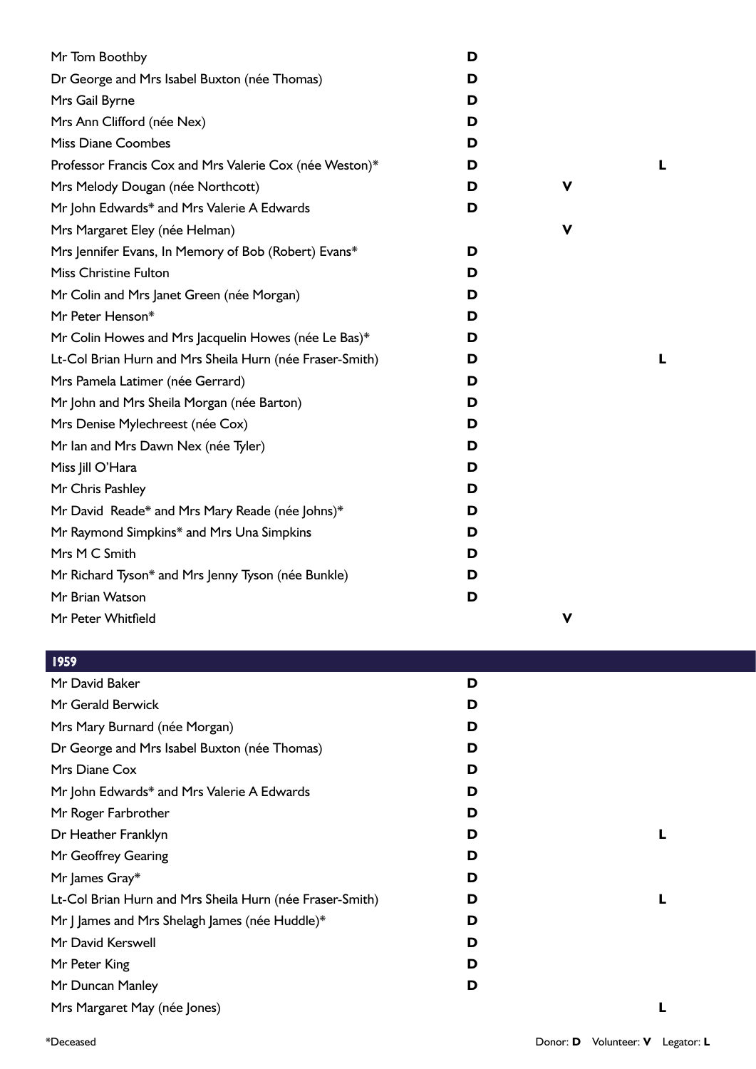| | | | |
|---|---|---|---|
| Mr Tom Boothby | **D** | | |
| Dr George and Mrs Isabel Buxton (née Thomas) | **D** | | |
| Mrs Gail Byrne | **D** | | |
| Mrs Ann Clifford (née Nex) | **D** | | |
| Miss Diane Coombes | **D** | | |
| Professor Francis Cox and Mrs Valerie Cox (née Weston)* | **D** | | **L** |
| Mrs Melody Dougan (née Northcott) | **D** | **V** | |
| Mr John Edwards* and Mrs Valerie A Edwards | **D** | | |
| Mrs Margaret Eley (née Helman) | | **V** | |
| Mrs Jennifer Evans, In Memory of Bob (Robert) Evans* | **D** | | |
| Miss Christine Fulton | **D** | | |
| Mr Colin and Mrs Janet Green (née Morgan) | **D** | | |
| Mr Peter Henson* | **D** | | |
| Mr Colin Howes and Mrs Jacquelin Howes (née Le Bas)* | **D** | | |
| Lt-Col Brian Hurn and Mrs Sheila Hurn (née Fraser-Smith) | **D** | | **L** |
| Mrs Pamela Latimer (née Gerrard) | **D** | | |
| Mr John and Mrs Sheila Morgan (née Barton) | **D** | | |
| Mrs Denise Mylechreest (née Cox) | **D** | | |
| Mr Ian and Mrs Dawn Nex (née Tyler) | **D** | | |
| Miss Jill O'Hara | **D** | | |
| Mr Chris Pashley | **D** | | |
| Mr David Reade* and Mrs Mary Reade (née Johns)* | **D** | | |
| Mr Raymond Simpkins* and Mrs Una Simpkins | **D** | | |
| Mrs M C Smith | **D** | | |
| Mr Richard Tyson* and Mrs Jenny Tyson (née Bunkle) | **D** | | |
| Mr Brian Watson | **D** | | |
| Mr Peter Whitfield | | **V** | |

## 1959

| | | | |
|---|---|---|---|
| Mr David Baker | **D** | | |
| Mr Gerald Berwick | **D** | | |
| Mrs Mary Burnard (née Morgan) | **D** | | |
| Dr George and Mrs Isabel Buxton (née Thomas) | **D** | | |
| Mrs Diane Cox | **D** | | |
| Mr John Edwards* and Mrs Valerie A Edwards | **D** | | |
| Mr Roger Farbrother | **D** | | |
| Dr Heather Franklyn | **D** | | **L** |
| Mr Geoffrey Gearing | **D** | | |
| Mr James Gray* | **D** | | |
| Lt-Col Brian Hurn and Mrs Sheila Hurn (née Fraser-Smith) | **D** | | **L** |
| Mr J James and Mrs Shelagh James (née Huddle)* | **D** | | |
| Mr David Kerswell | **D** | | |
| Mr Peter King | **D** | | |
| Mr Duncan Manley | **D** | | |
| Mrs Margaret May (née Jones) | | | **L** |

*Deceased

Donor: **D** Volunteer: **V** Legator: **L**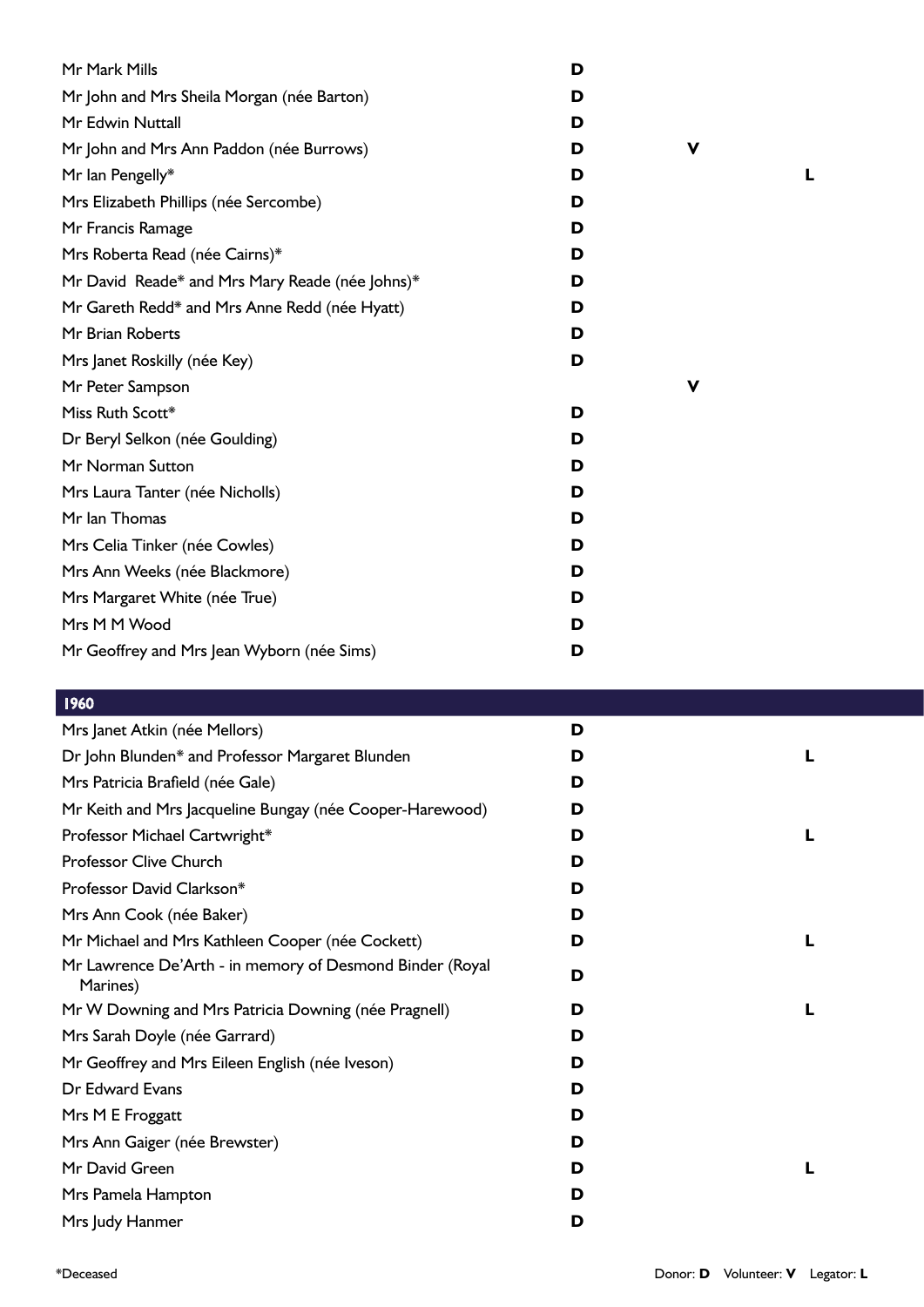| Name | Donor | Volunteer | Legator |
|---|---|---|---|
| Mr Mark Mills | D | | |
| Mr John and Mrs Sheila Morgan (née Barton) | D | | |
| Mr Edwin Nuttall | D | | |
| Mr John and Mrs Ann Paddon (née Burrows) | D | V | |
| Mr Ian Pengelly* | D | | L |
| Mrs Elizabeth Phillips (née Sercombe) | D | | |
| Mr Francis Ramage | D | | |
| Mrs Roberta Read (née Cairns)* | D | | |
| Mr David Reade* and Mrs Mary Reade (née Johns)* | D | | |
| Mr Gareth Redd* and Mrs Anne Redd (née Hyatt) | D | | |
| Mr Brian Roberts | D | | |
| Mrs Janet Roskilly (née Key) | D | | |
| Mr Peter Sampson | | V | |
| Miss Ruth Scott* | D | | |
| Dr Beryl Selkon (née Goulding) | D | | |
| Mr Norman Sutton | D | | |
| Mrs Laura Tanter (née Nicholls) | D | | |
| Mr Ian Thomas | D | | |
| Mrs Celia Tinker (née Cowles) | D | | |
| Mrs Ann Weeks (née Blackmore) | D | | |
| Mrs Margaret White (née True) | D | | |
| Mrs M M Wood | D | | |
| Mr Geoffrey and Mrs Jean Wyborn (née Sims) | D | | |

## 1960

| Name | Donor | Volunteer | Legator |
|---|---|---|---|
| Mrs Janet Atkin (née Mellors) | D | | |
| Dr John Blunden* and Professor Margaret Blunden | D | | L |
| Mrs Patricia Brafield (née Gale) | D | | |
| Mr Keith and Mrs Jacqueline Bungay (née Cooper-Harewood) | D | | |
| Professor Michael Cartwright* | D | | L |
| Professor Clive Church | D | | |
| Professor David Clarkson* | D | | |
| Mrs Ann Cook (née Baker) | D | | |
| Mr Michael and Mrs Kathleen Cooper (née Cockett) | D | | L |
| Mr Lawrence De'Arth - in memory of Desmond Binder (Royal Marines) | D | | |
| Mr W Downing and Mrs Patricia Downing (née Pragnell) | D | | L |
| Mrs Sarah Doyle (née Garrard) | D | | |
| Mr Geoffrey and Mrs Eileen English (née Iveson) | D | | |
| Dr Edward Evans | D | | |
| Mrs M E Froggatt | D | | |
| Mrs Ann Gaiger (née Brewster) | D | | |
| Mr David Green | D | | L |
| Mrs Pamela Hampton | D | | |
| Mrs Judy Hanmer | D | | |

*Deceased

Donor: **D** Volunteer: **V** Legator: **L**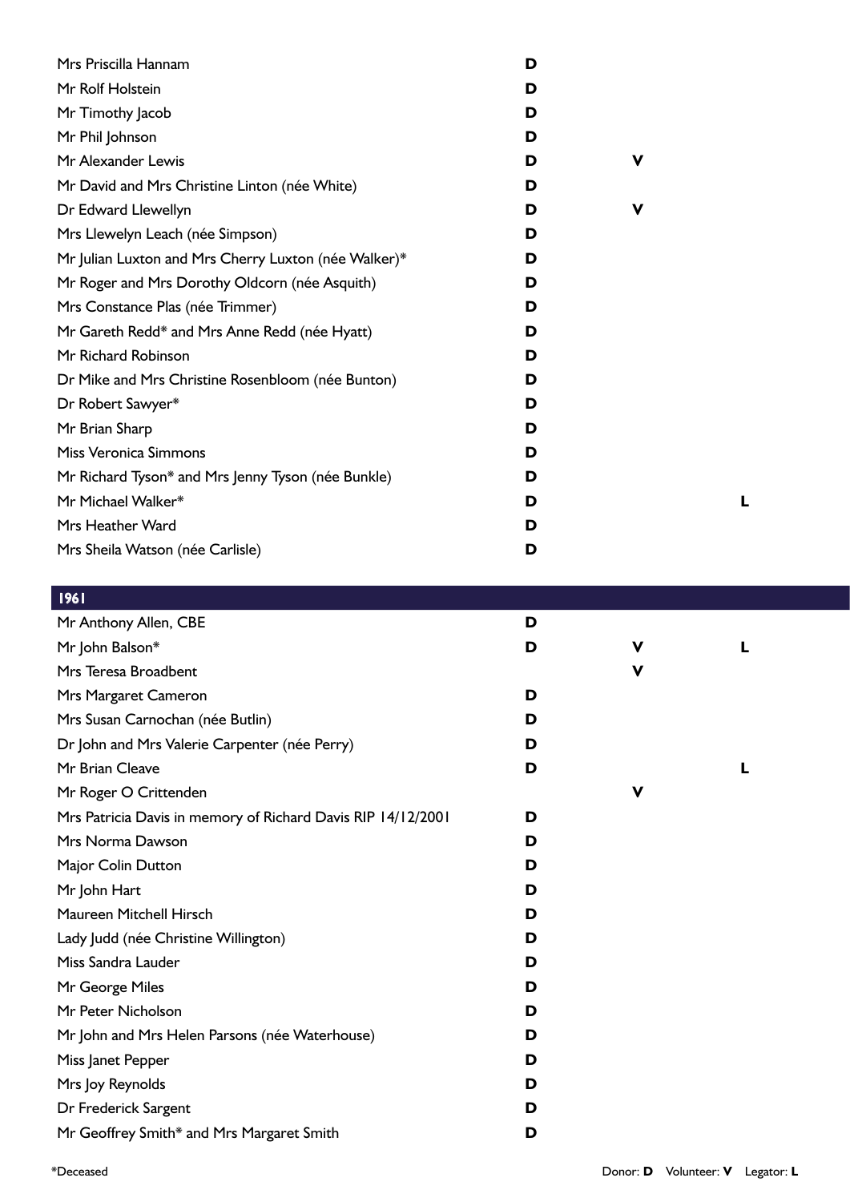| Name | Donor | Volunteer | Legator |
|---|---|---|---|
| Mrs Priscilla Hannam | D | | |
| Mr Rolf Holstein | D | | |
| Mr Timothy Jacob | D | | |
| Mr Phil Johnson | D | | |
| Mr Alexander Lewis | D | V | |
| Mr David and Mrs Christine Linton (née White) | D | | |
| Dr Edward Llewellyn | D | V | |
| Mrs Llewelyn Leach (née Simpson) | D | | |
| Mr Julian Luxton and Mrs Cherry Luxton (née Walker)* | D | | |
| Mr Roger and Mrs Dorothy Oldcorn (née Asquith) | D | | |
| Mrs Constance Plas (née Trimmer) | D | | |
| Mr Gareth Redd* and Mrs Anne Redd (née Hyatt) | D | | |
| Mr Richard Robinson | D | | |
| Dr Mike and Mrs Christine Rosenbloom (née Bunton) | D | | |
| Dr Robert Sawyer* | D | | |
| Mr Brian Sharp | D | | |
| Miss Veronica Simmons | D | | |
| Mr Richard Tyson* and Mrs Jenny Tyson (née Bunkle) | D | | |
| Mr Michael Walker* | D | | L |
| Mrs Heather Ward | D | | |
| Mrs Sheila Watson (née Carlisle) | D | | |

## 1961

| Name | Donor | Volunteer | Legator |
|---|---|---|---|
| Mr Anthony Allen, CBE | D | | |
| Mr John Balson* | D | V | L |
| Mrs Teresa Broadbent | | V | |
| Mrs Margaret Cameron | D | | |
| Mrs Susan Carnochan (née Butlin) | D | | |
| Dr John and Mrs Valerie Carpenter (née Perry) | D | | |
| Mr Brian Cleave | D | | L |
| Mr Roger O Crittenden | | V | |
| Mrs Patricia Davis in memory of Richard Davis RIP 14/12/2001 | D | | |
| Mrs Norma Dawson | D | | |
| Major Colin Dutton | D | | |
| Mr John Hart | D | | |
| Maureen Mitchell Hirsch | D | | |
| Lady Judd (née Christine Willington) | D | | |
| Miss Sandra Lauder | D | | |
| Mr George Miles | D | | |
| Mr Peter Nicholson | D | | |
| Mr John and Mrs Helen Parsons (née Waterhouse) | D | | |
| Miss Janet Pepper | D | | |
| Mrs Joy Reynolds | D | | |
| Dr Frederick Sargent | D | | |
| Mr Geoffrey Smith* and Mrs Margaret Smith | D | | |

*Deceased

Donor: **D** Volunteer: **V** Legator: **L**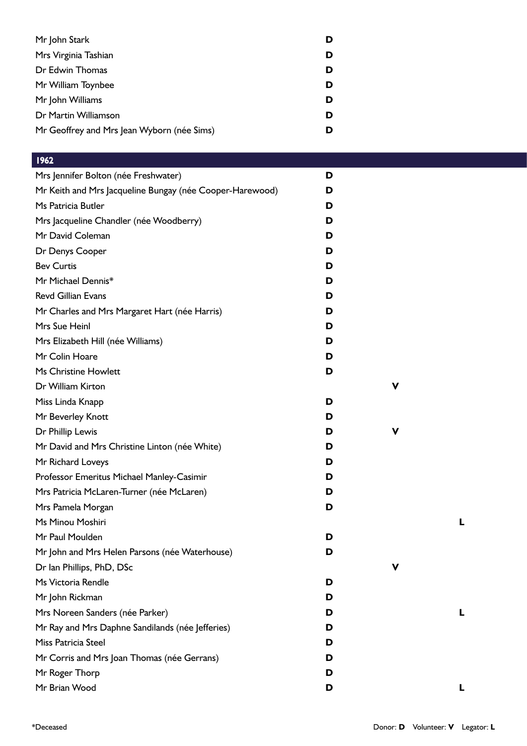| Name | Donor | Volunteer | Legator |
|---|---|---|---|
| Mr John Stark | D | | |
| Mrs Virginia Tashian | D | | |
| Dr Edwin Thomas | D | | |
| Mr William Toynbee | D | | |
| Mr John Williams | D | | |
| Dr Martin Williamson | D | | |
| Mr Geoffrey and Mrs Jean Wyborn (née Sims) | D | | |

| 1962 | | | |
|---|---|---|---|
| Mrs Jennifer Bolton (née Freshwater) | D | | |
| Mr Keith and Mrs Jacqueline Bungay (née Cooper-Harewood) | D | | |
| Ms Patricia Butler | D | | |
| Mrs Jacqueline Chandler (née Woodberry) | D | | |
| Mr David Coleman | D | | |
| Dr Denys Cooper | D | | |
| Bev Curtis | D | | |
| Mr Michael Dennis* | D | | |
| Revd Gillian Evans | D | | |
| Mr Charles and Mrs Margaret Hart (née Harris) | D | | |
| Mrs Sue Heinl | D | | |
| Mrs Elizabeth Hill (née Williams) | D | | |
| Mr Colin Hoare | D | | |
| Ms Christine Howlett | D | | |
| Dr William Kirton | | V | |
| Miss Linda Knapp | D | | |
| Mr Beverley Knott | D | | |
| Dr Phillip Lewis | D | V | |
| Mr David and Mrs Christine Linton (née White) | D | | |
| Mr Richard Loveys | D | | |
| Professor Emeritus Michael Manley-Casimir | D | | |
| Mrs Patricia McLaren-Turner (née McLaren) | D | | |
| Mrs Pamela Morgan | D | | |
| Ms Minou Moshiri | | | L |
| Mr Paul Moulden | D | | |
| Mr John and Mrs Helen Parsons (née Waterhouse) | D | | |
| Dr Ian Phillips, PhD, DSc | | V | |
| Ms Victoria Rendle | D | | |
| Mr John Rickman | D | | |
| Mrs Noreen Sanders (née Parker) | D | | L |
| Mr Ray and Mrs Daphne Sandilands (née Jefferies) | D | | |
| Miss Patricia Steel | D | | |
| Mr Corris and Mrs Joan Thomas (née Gerrans) | D | | |
| Mr Roger Thorp | D | | |
| Mr Brian Wood | D | | L |

*Deceased

Donor: **D** Volunteer: **V** Legator: **L**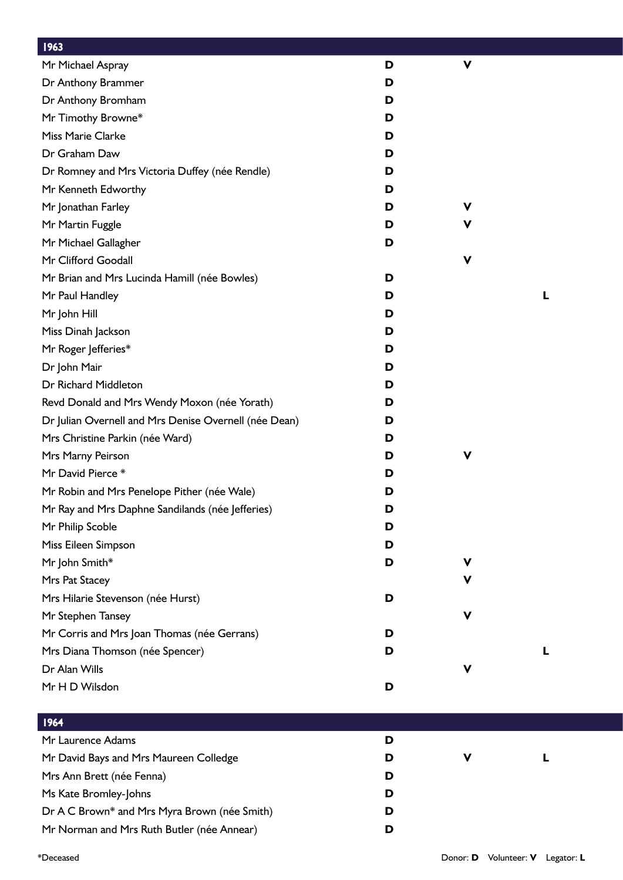| 1963 | | | |
|---|---|---|---|
| Mr Michael Aspray | D | V | |
| Dr Anthony Brammer | D | | |
| Dr Anthony Bromham | D | | |
| Mr Timothy Browne* | D | | |
| Miss Marie Clarke | D | | |
| Dr Graham Daw | D | | |
| Dr Romney and Mrs Victoria Duffey (née Rendle) | D | | |
| Mr Kenneth Edworthy | D | | |
| Mr Jonathan Farley | D | V | |
| Mr Martin Fuggle | D | V | |
| Mr Michael Gallagher | D | | |
| Mr Clifford Goodall | | V | |
| Mr Brian and Mrs Lucinda Hamill (née Bowles) | D | | |
| Mr Paul Handley | D | | L |
| Mr John Hill | D | | |
| Miss Dinah Jackson | D | | |
| Mr Roger Jefferies* | D | | |
| Dr John Mair | D | | |
| Dr Richard Middleton | D | | |
| Revd Donald and Mrs Wendy Moxon (née Yorath) | D | | |
| Dr Julian Overnell and Mrs Denise Overnell (née Dean) | D | | |
| Mrs Christine Parkin (née Ward) | D | | |
| Mrs Marny Peirson | D | V | |
| Mr David Pierce * | D | | |
| Mr Robin and Mrs Penelope Pither (née Wale) | D | | |
| Mr Ray and Mrs Daphne Sandilands (née Jefferies) | D | | |
| Mr Philip Scoble | D | | |
| Miss Eileen Simpson | D | | |
| Mr John Smith* | D | V | |
| Mrs Pat Stacey | | V | |
| Mrs Hilarie Stevenson (née Hurst) | D | | |
| Mr Stephen Tansey | | V | |
| Mr Corris and Mrs Joan Thomas (née Gerrans) | D | | |
| Mrs Diana Thomson (née Spencer) | D | | L |
| Dr Alan Wills | | V | |
| Mr H D Wilsdon | D | | |

| 1964 | | | |
|---|---|---|---|
| Mr Laurence Adams | D | | |
| Mr David Bays and Mrs Maureen College | D | V | L |
| Mrs Ann Brett (née Fenna) | D | | |
| Ms Kate Bromley-Johns | D | | |
| Dr A C Brown* and Mrs Myra Brown (née Smith) | D | | |
| Mr Norman and Mrs Ruth Butler (née Annear) | D | | |

*Deceased

Donor: **D** Volunteer: **V** Legator: **L**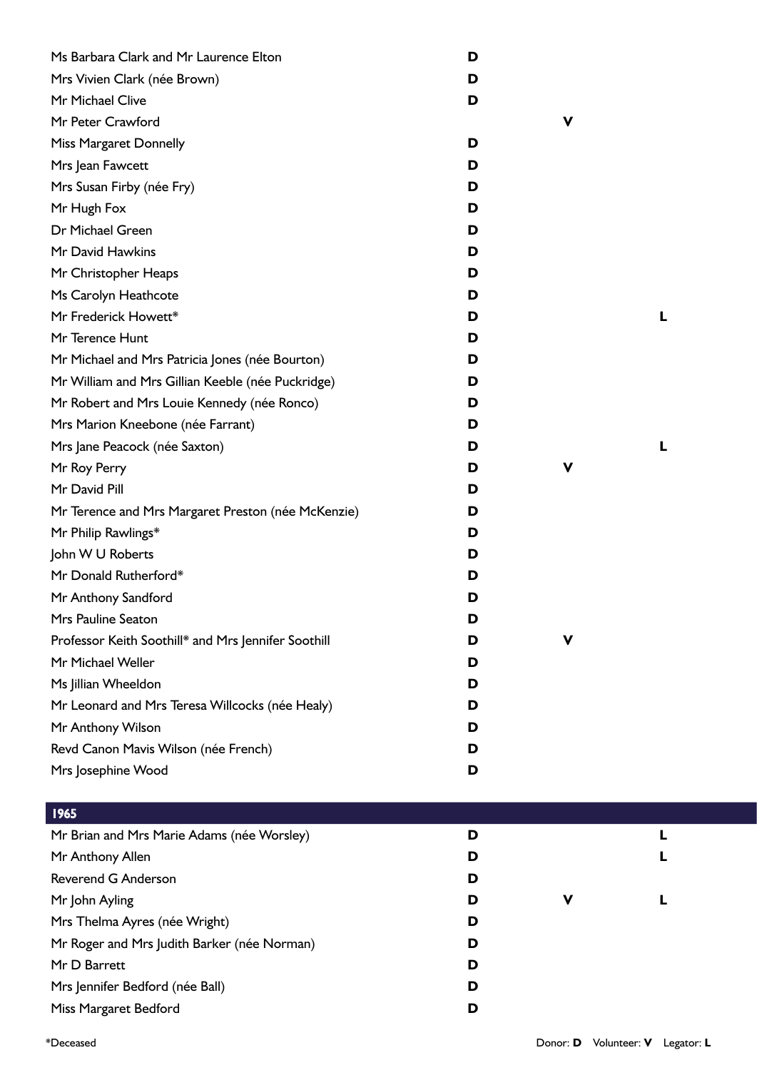| Name | Donor | Volunteer | Legator |
|---|---|---|---|
| Ms Barbara Clark and Mr Laurence Elton | D | | |
| Mrs Vivien Clark (née Brown) | D | | |
| Mr Michael Clive | D | | |
| Mr Peter Crawford | | V | |
| Miss Margaret Donnelly | D | | |
| Mrs Jean Fawcett | D | | |
| Mrs Susan Firby (née Fry) | D | | |
| Mr Hugh Fox | D | | |
| Dr Michael Green | D | | |
| Mr David Hawkins | D | | |
| Mr Christopher Heaps | D | | |
| Ms Carolyn Heathcote | D | | |
| Mr Frederick Howett* | D | | L |
| Mr Terence Hunt | D | | |
| Mr Michael and Mrs Patricia Jones (née Bourton) | D | | |
| Mr William and Mrs Gillian Keeble (née Puckridge) | D | | |
| Mr Robert and Mrs Louie Kennedy (née Ronco) | D | | |
| Mrs Marion Kneebone (née Farrant) | D | | |
| Mrs Jane Peacock (née Saxton) | D | | L |
| Mr Roy Perry | D | V | |
| Mr David Pill | D | | |
| Mr Terence and Mrs Margaret Preston (née McKenzie) | D | | |
| Mr Philip Rawlings* | D | | |
| John W U Roberts | D | | |
| Mr Donald Rutherford* | D | | |
| Mr Anthony Sandford | D | | |
| Mrs Pauline Seaton | D | | |
| Professor Keith Soothill* and Mrs Jennifer Soothill | D | V | |
| Mr Michael Weller | D | | |
| Ms Jillian Wheeldon | D | | |
| Mr Leonard and Mrs Teresa Willcocks (née Healy) | D | | |
| Mr Anthony Wilson | D | | |
| Revd Canon Mavis Wilson (née French) | D | | |
| Mrs Josephine Wood | D | | |

## 1965

| Name | Donor | Volunteer | Legator |
|---|---|---|---|
| Mr Brian and Mrs Marie Adams (née Worsley) | D | | L |
| Mr Anthony Allen | D | | L |
| Reverend G Anderson | D | | |
| Mr John Ayling | D | V | L |
| Mrs Thelma Ayres (née Wright) | D | | |
| Mr Roger and Mrs Judith Barker (née Norman) | D | | |
| Mr D Barrett | D | | |
| Mrs Jennifer Bedford (née Ball) | D | | |
| Miss Margaret Bedford | D | | |

*Deceased

Donor: **D** Volunteer: **V** Legator: **L**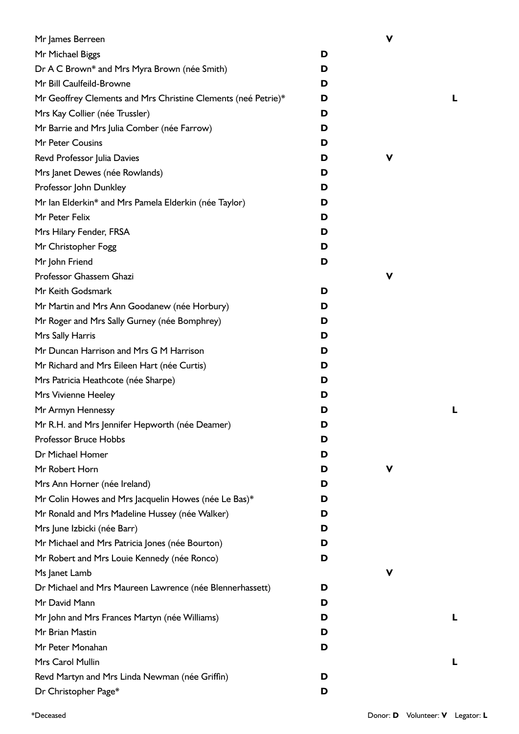| Name | Donor | Volunteer | Legator |
|---|---|---|---|
| Mr James Berreen | | V | |
| Mr Michael Biggs | D | | |
| Dr A C Brown* and Mrs Myra Brown (née Smith) | D | | |
| Mr Bill Caulfeild-Browne | D | | |
| Mr Geoffrey Clements and Mrs Christine Clements (neé Petrie)* | D | | L |
| Mrs Kay Collier (née Trussler) | D | | |
| Mr Barrie and Mrs Julia Comber (née Farrow) | D | | |
| Mr Peter Cousins | D | | |
| Revd Professor Julia Davies | D | V | |
| Mrs Janet Dewes (née Rowlands) | D | | |
| Professor John Dunkley | D | | |
| Mr Ian Elderkin* and Mrs Pamela Elderkin (née Taylor) | D | | |
| Mr Peter Felix | D | | |
| Mrs Hilary Fender, FRSA | D | | |
| Mr Christopher Fogg | D | | |
| Mr John Friend | D | | |
| Professor Ghassem Ghazi | | V | |
| Mr Keith Godsmark | D | | |
| Mr Martin and Mrs Ann Goodanew (née Horbury) | D | | |
| Mr Roger and Mrs Sally Gurney (née Bomphrey) | D | | |
| Mrs Sally Harris | D | | |
| Mr Duncan Harrison and Mrs G M Harrison | D | | |
| Mr Richard and Mrs Eileen Hart (née Curtis) | D | | |
| Mrs Patricia Heathcote (née Sharpe) | D | | |
| Mrs Vivienne Heeley | D | | |
| Mr Armyn Hennessy | D | | L |
| Mr R.H. and Mrs Jennifer Hepworth (née Deamer) | D | | |
| Professor Bruce Hobbs | D | | |
| Dr Michael Homer | D | | |
| Mr Robert Horn | D | V | |
| Mrs Ann Horner (née Ireland) | D | | |
| Mr Colin Howes and Mrs Jacquelin Howes (née Le Bas)* | D | | |
| Mr Ronald and Mrs Madeline Hussey (née Walker) | D | | |
| Mrs June Izbicki (née Barr) | D | | |
| Mr Michael and Mrs Patricia Jones (née Bourton) | D | | |
| Mr Robert and Mrs Louie Kennedy (née Ronco) | D | | |
| Ms Janet Lamb | | V | |
| Dr Michael and Mrs Maureen Lawrence (née Blennerhassett) | D | | |
| Mr David Mann | D | | |
| Mr John and Mrs Frances Martyn (née Williams) | D | | L |
| Mr Brian Mastin | D | | |
| Mr Peter Monahan | D | | |
| Mrs Carol Mullin | | | L |
| Revd Martyn and Mrs Linda Newman (née Griffin) | D | | |
| Dr Christopher Page* | D | | |

*Deceased

Donor: **D** Volunteer: **V** Legator: **L**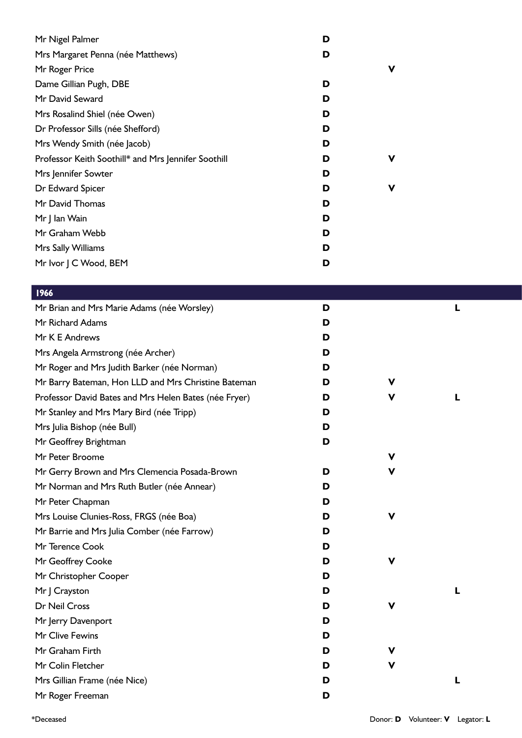| Name | Donor | Volunteer | Legator |
|---|---|---|---|
| Mr Nigel Palmer | D | | |
| Mrs Margaret Penna (née Matthews) | D | | |
| Mr Roger Price | | V | |
| Dame Gillian Pugh, DBE | D | | |
| Mr David Seward | D | | |
| Mrs Rosalind Shiel (née Owen) | D | | |
| Dr Professor Sills (née Shefford) | D | | |
| Mrs Wendy Smith (née Jacob) | D | | |
| Professor Keith Soothill* and Mrs Jennifer Soothill | D | V | |
| Mrs Jennifer Sowter | D | | |
| Dr Edward Spicer | D | V | |
| Mr David Thomas | D | | |
| Mr J Ian Wain | D | | |
| Mr Graham Webb | D | | |
| Mrs Sally Williams | D | | |
| Mr Ivor J C Wood, BEM | D | | |

## 1966

| Name | Donor | Volunteer | Legator |
|---|---|---|---|
| Mr Brian and Mrs Marie Adams (née Worsley) | D | | L |
| Mr Richard Adams | D | | |
| Mr K E Andrews | D | | |
| Mrs Angela Armstrong (née Archer) | D | | |
| Mr Roger and Mrs Judith Barker (née Norman) | D | | |
| Mr Barry Bateman, Hon LLD and Mrs Christine Bateman | D | V | |
| Professor David Bates and Mrs Helen Bates (née Fryer) | D | V | L |
| Mr Stanley and Mrs Mary Bird (née Tripp) | D | | |
| Mrs Julia Bishop (née Bull) | D | | |
| Mr Geoffrey Brightman | D | | |
| Mr Peter Broome | | V | |
| Mr Gerry Brown and Mrs Clemencia Posada-Brown | D | V | |
| Mr Norman and Mrs Ruth Butler (née Annear) | D | | |
| Mr Peter Chapman | D | | |
| Mrs Louise Clunies-Ross, FRGS (née Boa) | D | V | |
| Mr Barrie and Mrs Julia Comber (née Farrow) | D | | |
| Mr Terence Cook | D | | |
| Mr Geoffrey Cooke | D | V | |
| Mr Christopher Cooper | D | | |
| Mr J Crayston | D | | L |
| Dr Neil Cross | D | V | |
| Mr Jerry Davenport | D | | |
| Mr Clive Fewins | D | | |
| Mr Graham Firth | D | V | |
| Mr Colin Fletcher | D | V | |
| Mrs Gillian Frame (née Nice) | D | | L |
| Mr Roger Freeman | D | | |

*Deceased

Donor: **D** Volunteer: **V** Legator: **L**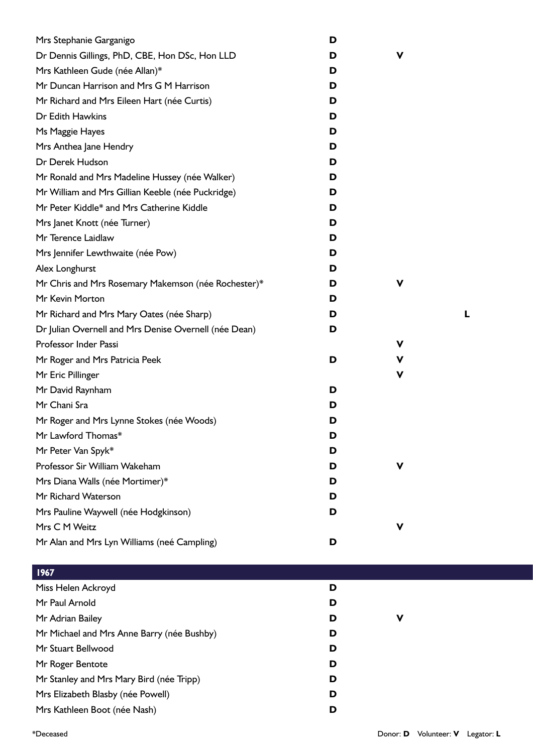| Name | Donor | Volunteer | Legator |
|---|---|---|---|
| Mrs Stephanie Garganigo | D | | |
| Dr Dennis Gillings, PhD, CBE, Hon DSc, Hon LLD | D | V | |
| Mrs Kathleen Gude (née Allan)* | D | | |
| Mr Duncan Harrison and Mrs G M Harrison | D | | |
| Mr Richard and Mrs Eileen Hart (née Curtis) | D | | |
| Dr Edith Hawkins | D | | |
| Ms Maggie Hayes | D | | |
| Mrs Anthea Jane Hendry | D | | |
| Dr Derek Hudson | D | | |
| Mr Ronald and Mrs Madeline Hussey (née Walker) | D | | |
| Mr William and Mrs Gillian Keeble (née Puckridge) | D | | |
| Mr Peter Kiddle* and Mrs Catherine Kiddle | D | | |
| Mrs Janet Knott (née Turner) | D | | |
| Mr Terence Laidlaw | D | | |
| Mrs Jennifer Lewthwaite (née Pow) | D | | |
| Alex Longhurst | D | | |
| Mr Chris and Mrs Rosemary Makemson (née Rochester)* | D | V | |
| Mr Kevin Morton | D | | |
| Mr Richard and Mrs Mary Oates (née Sharp) | D | | L |
| Dr Julian Overnell and Mrs Denise Overnell (née Dean) | D | | |
| Professor Inder Passi | | V | |
| Mr Roger and Mrs Patricia Peek | D | V | |
| Mr Eric Pillinger | | V | |
| Mr David Raynham | D | | |
| Mr Chani Sra | D | | |
| Mr Roger and Mrs Lynne Stokes (née Woods) | D | | |
| Mr Lawford Thomas* | D | | |
| Mr Peter Van Spyk* | D | | |
| Professor Sir William Wakeham | D | V | |
| Mrs Diana Walls (née Mortimer)* | D | | |
| Mr Richard Waterson | D | | |
| Mrs Pauline Waywell (née Hodgkinson) | D | | |
| Mrs C M Weitz | | V | |
| Mr Alan and Mrs Lyn Williams (neé Campling) | D | | |

## 1967

| Name | Donor | Volunteer | Legator |
|---|---|---|---|
| Miss Helen Ackroyd | D | | |
| Mr Paul Arnold | D | | |
| Mr Adrian Bailey | D | V | |
| Mr Michael and Mrs Anne Barry (née Bushby) | D | | |
| Mr Stuart Bellwood | D | | |
| Mr Roger Bentote | D | | |
| Mr Stanley and Mrs Mary Bird (née Tripp) | D | | |
| Mrs Elizabeth Blasby (née Powell) | D | | |
| Mrs Kathleen Boot (née Nash) | D | | |

*Deceased

Donor: **D** Volunteer: **V** Legator: **L**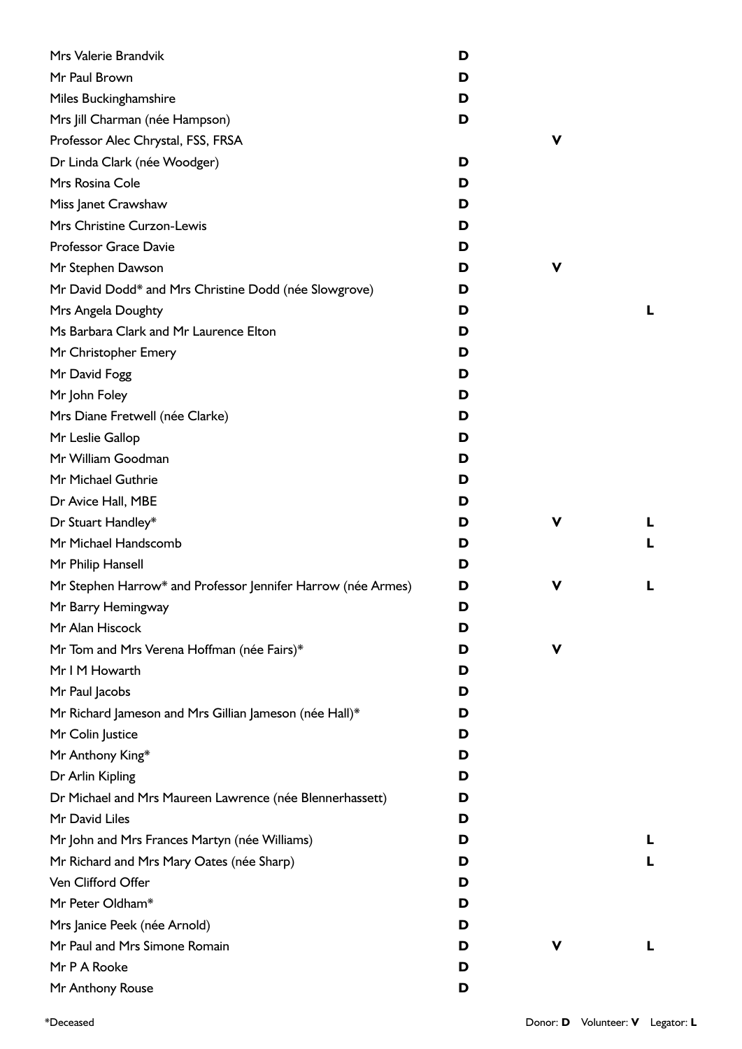| Name | Donor | Volunteer | Legator |
|---|---|---|---|
| Mrs Valerie Brandvik | D | | |
| Mr Paul Brown | D | | |
| Miles Buckinghamshire | D | | |
| Mrs Jill Charman (née Hampson) | D | | |
| Professor Alec Chrystal, FSS, FRSA | | V | |
| Dr Linda Clark (née Woodger) | D | | |
| Mrs Rosina Cole | D | | |
| Miss Janet Crawshaw | D | | |
| Mrs Christine Curzon-Lewis | D | | |
| Professor Grace Davie | D | | |
| Mr Stephen Dawson | D | V | |
| Mr David Dodd* and Mrs Christine Dodd (née Slowgrove) | D | | |
| Mrs Angela Doughty | D | | L |
| Ms Barbara Clark and Mr Laurence Elton | D | | |
| Mr Christopher Emery | D | | |
| Mr David Fogg | D | | |
| Mr John Foley | D | | |
| Mrs Diane Fretwell (née Clarke) | D | | |
| Mr Leslie Gallop | D | | |
| Mr William Goodman | D | | |
| Mr Michael Guthrie | D | | |
| Dr Avice Hall, MBE | D | | |
| Dr Stuart Handley* | D | V | L |
| Mr Michael Handscomb | D | | L |
| Mr Philip Hansell | D | | |
| Mr Stephen Harrow* and Professor Jennifer Harrow (née Armes) | D | V | L |
| Mr Barry Hemingway | D | | |
| Mr Alan Hiscock | D | | |
| Mr Tom and Mrs Verena Hoffman (née Fairs)* | D | V | |
| Mr I M Howarth | D | | |
| Mr Paul Jacobs | D | | |
| Mr Richard Jameson and Mrs Gillian Jameson (née Hall)* | D | | |
| Mr Colin Justice | D | | |
| Mr Anthony King* | D | | |
| Dr Arlin Kipling | D | | |
| Dr Michael and Mrs Maureen Lawrence (née Blennerhassett) | D | | |
| Mr David Liles | D | | |
| Mr John and Mrs Frances Martyn (née Williams) | D | | L |
| Mr Richard and Mrs Mary Oates (née Sharp) | D | | L |
| Ven Clifford Offer | D | | |
| Mr Peter Oldham* | D | | |
| Mrs Janice Peek (née Arnold) | D | | |
| Mr Paul and Mrs Simone Romain | D | V | L |
| Mr P A Rooke | D | | |
| Mr Anthony Rouse | D | | |

*Deceased

Donor: **D** Volunteer: **V** Legator: **L**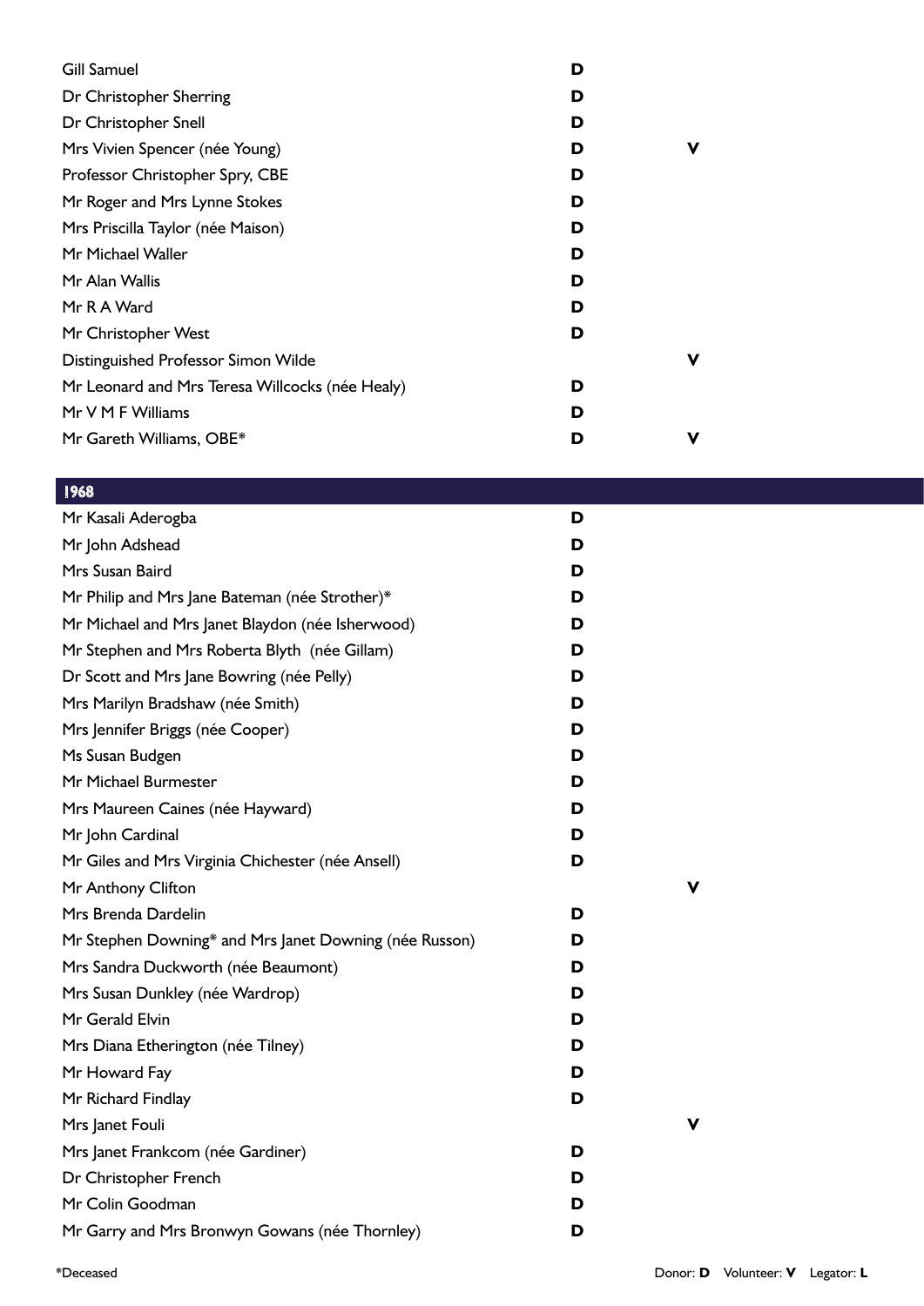| | | |
|---|---|---|
| Gill Samuel | D | |
| Dr Christopher Sherring | D | |
| Dr Christopher Snell | D | |
| Mrs Vivien Spencer (née Young) | D | V |
| Professor Christopher Spry, CBE | D | |
| Mr Roger and Mrs Lynne Stokes | D | |
| Mrs Priscilla Taylor (née Maison) | D | |
| Mr Michael Waller | D | |
| Mr Alan Wallis | D | |
| Mr R A Ward | D | |
| Mr Christopher West | D | |
| Distinguished Professor Simon Wilde | | V |
| Mr Leonard and Mrs Teresa Willcocks (née Healy) | D | |
| Mr V M F Williams | D | |
| Mr Gareth Williams, OBE* | D | V |

## 1968

| | | |
|---|---|---|
| Mr Kasali Aderogba | D | |
| Mr John Adshead | D | |
| Mrs Susan Baird | D | |
| Mr Philip and Mrs Jane Bateman (née Strother)* | D | |
| Mr Michael and Mrs Janet Blaydon (née Isherwood) | D | |
| Mr Stephen and Mrs Roberta Blyth (née Gillam) | D | |
| Dr Scott and Mrs Jane Bowring (née Pelly) | D | |
| Mrs Marilyn Bradshaw (née Smith) | D | |
| Mrs Jennifer Briggs (née Cooper) | D | |
| Ms Susan Budgen | D | |
| Mr Michael Burmester | D | |
| Mrs Maureen Caines (née Hayward) | D | |
| Mr John Cardinal | D | |
| Mr Giles and Mrs Virginia Chichester (née Ansell) | D | |
| Mr Anthony Clifton | | V |
| Mrs Brenda Dardelin | D | |
| Mr Stephen Downing* and Mrs Janet Downing (née Russon) | D | |
| Mrs Sandra Duckworth (née Beaumont) | D | |
| Mrs Susan Dunkley (née Wardrop) | D | |
| Mr Gerald Elvin | D | |
| Mrs Diana Etherington (née Tilney) | D | |
| Mr Howard Fay | D | |
| Mr Richard Findlay | D | |
| Mrs Janet Fouli | | V |
| Mrs Janet Frankcom (née Gardiner) | D | |
| Dr Christopher French | D | |
| Mr Colin Goodman | D | |
| Mr Garry and Mrs Bronwyn Gowans (née Thornley) | D | |

*Deceased

Donor: **D** Volunteer: **V** Legator: **L**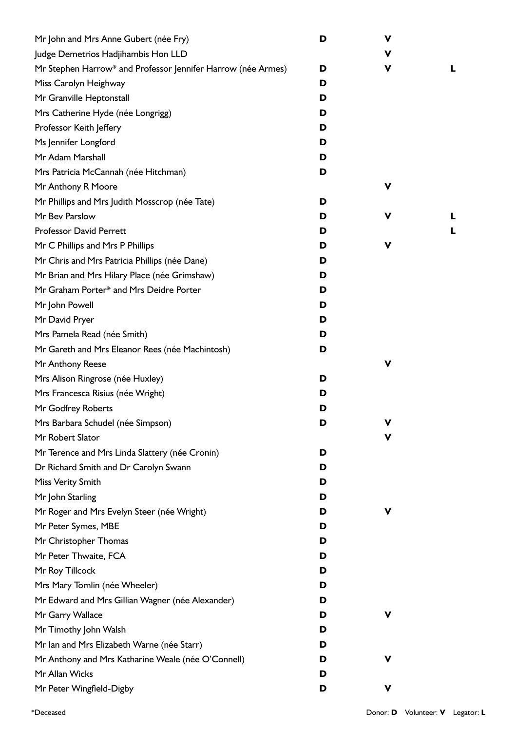| Name | Donor | Volunteer | Legator |
|---|---|---|---|
| Mr John and Mrs Anne Gubert (née Fry) | D | V | |
| Judge Demetrios Hadjihambis Hon LLD | | V | |
| Mr Stephen Harrow* and Professor Jennifer Harrow (née Armes) | D | V | L |
| Miss Carolyn Heighway | D | | |
| Mr Granville Heptonstall | D | | |
| Mrs Catherine Hyde (née Longrigg) | D | | |
| Professor Keith Jeffery | D | | |
| Ms Jennifer Longford | D | | |
| Mr Adam Marshall | D | | |
| Mrs Patricia McCannah (née Hitchman) | D | | |
| Mr Anthony R Moore | | V | |
| Mr Phillips and Mrs Judith Mosscrop (née Tate) | D | | |
| Mr Bev Parslow | D | V | L |
| Professor David Perrett | D | | L |
| Mr C Phillips and Mrs P Phillips | D | V | |
| Mr Chris and Mrs Patricia Phillips (née Dane) | D | | |
| Mr Brian and Mrs Hilary Place (née Grimshaw) | D | | |
| Mr Graham Porter* and Mrs Deidre Porter | D | | |
| Mr John Powell | D | | |
| Mr David Pryer | D | | |
| Mrs Pamela Read (née Smith) | D | | |
| Mr Gareth and Mrs Eleanor Rees (née Machintosh) | D | | |
| Mr Anthony Reese | | V | |
| Mrs Alison Ringrose (née Huxley) | D | | |
| Mrs Francesca Risius (née Wright) | D | | |
| Mr Godfrey Roberts | D | | |
| Mrs Barbara Schudel (née Simpson) | D | V | |
| Mr Robert Slator | | V | |
| Mr Terence and Mrs Linda Slattery (née Cronin) | D | | |
| Dr Richard Smith and Dr Carolyn Swann | D | | |
| Miss Verity Smith | D | | |
| Mr John Starling | D | | |
| Mr Roger and Mrs Evelyn Steer (née Wright) | D | V | |
| Mr Peter Symes, MBE | D | | |
| Mr Christopher Thomas | D | | |
| Mr Peter Thwaite, FCA | D | | |
| Mr Roy Tillcock | D | | |
| Mrs Mary Tomlin (née Wheeler) | D | | |
| Mr Edward and Mrs Gillian Wagner (née Alexander) | D | | |
| Mr Garry Wallace | D | V | |
| Mr Timothy John Walsh | D | | |
| Mr Ian and Mrs Elizabeth Warne (née Starr) | D | | |
| Mr Anthony and Mrs Katharine Weale (née O'Connell) | D | V | |
| Mr Allan Wicks | D | | |
| Mr Peter Wingfield-Digby | D | V | |

*Deceased

Donor: **D** Volunteer: **V** Legator: **L**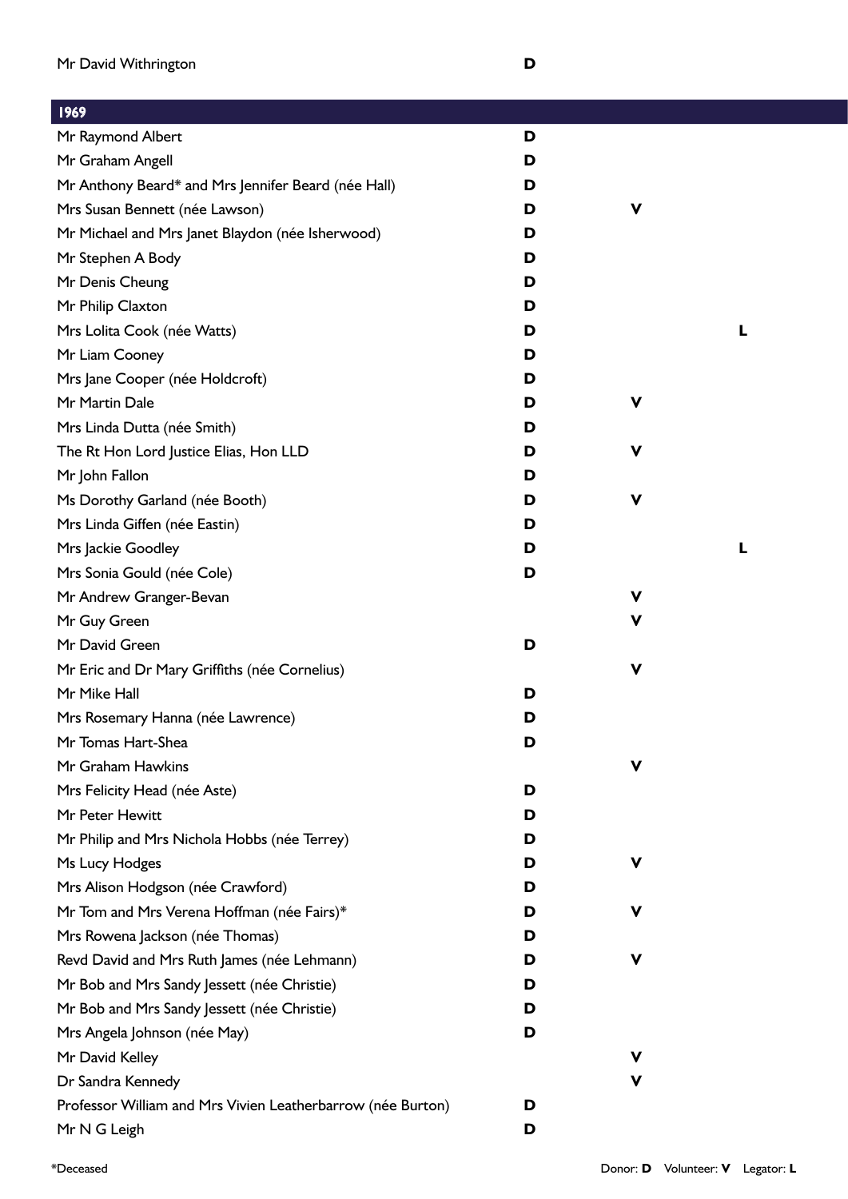| Name | Donor | Volunteer | Legator |
|---|---|---|---|
| Mr David Withrington | D | | |

| 1969 | | | |
|---|---|---|---|
| Mr Raymond Albert | D | | |
| Mr Graham Angell | D | | |
| Mr Anthony Beard* and Mrs Jennifer Beard (née Hall) | D | | |
| Mrs Susan Bennett (née Lawson) | D | V | |
| Mr Michael and Mrs Janet Blaydon (née Isherwood) | D | | |
| Mr Stephen A Body | D | | |
| Mr Denis Cheung | D | | |
| Mr Philip Claxton | D | | |
| Mrs Lolita Cook (née Watts) | D | | L |
| Mr Liam Cooney | D | | |
| Mrs Jane Cooper (née Holdcroft) | D | | |
| Mr Martin Dale | D | V | |
| Mrs Linda Dutta (née Smith) | D | | |
| The Rt Hon Lord Justice Elias, Hon LLD | D | V | |
| Mr John Fallon | D | | |
| Ms Dorothy Garland (née Booth) | D | V | |
| Mrs Linda Giffen (née Eastin) | D | | |
| Mrs Jackie Goodley | D | | L |
| Mrs Sonia Gould (née Cole) | D | | |
| Mr Andrew Granger-Bevan | | V | |
| Mr Guy Green | | V | |
| Mr David Green | D | | |
| Mr Eric and Dr Mary Griffiths (née Cornelius) | | V | |
| Mr Mike Hall | D | | |
| Mrs Rosemary Hanna (née Lawrence) | D | | |
| Mr Tomas Hart-Shea | D | | |
| Mr Graham Hawkins | | V | |
| Mrs Felicity Head (née Aste) | D | | |
| Mr Peter Hewitt | D | | |
| Mr Philip and Mrs Nichola Hobbs (née Terrey) | D | | |
| Ms Lucy Hodges | D | V | |
| Mrs Alison Hodgson (née Crawford) | D | | |
| Mr Tom and Mrs Verena Hoffman (née Fairs)* | D | V | |
| Mrs Rowena Jackson (née Thomas) | D | | |
| Revd David and Mrs Ruth James (née Lehmann) | D | V | |
| Mr Bob and Mrs Sandy Jessett (née Christie) | D | | |
| Mr Bob and Mrs Sandy Jessett (née Christie) | D | | |
| Mrs Angela Johnson (née May) | D | | |
| Mr David Kelley | | V | |
| Dr Sandra Kennedy | | V | |
| Professor William and Mrs Vivien Leatherbarrow (née Burton) | D | | |
| Mr N G Leigh | D | | |

*Deceased

Donor: **D** Volunteer: **V** Legator: **L**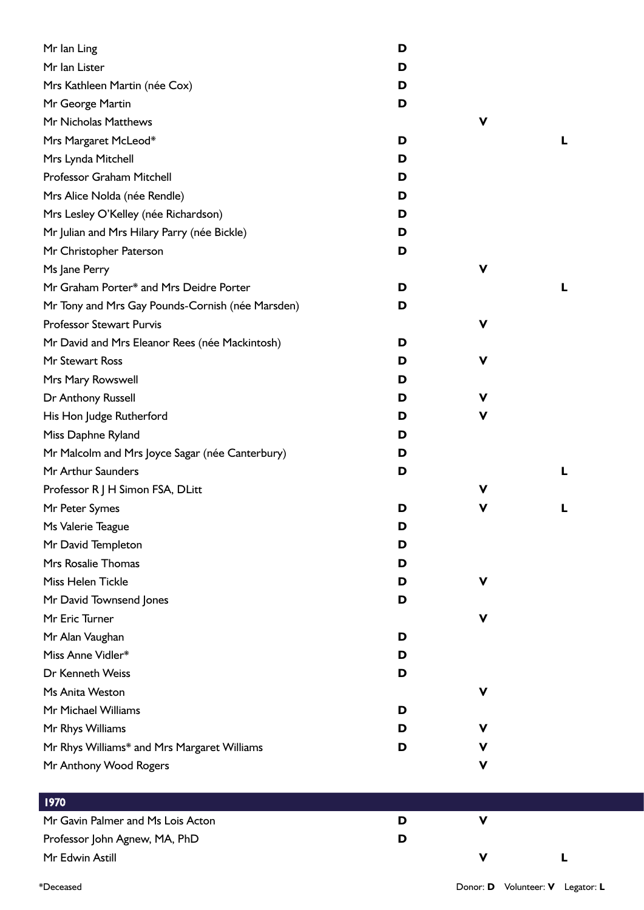| Name | Donor | Volunteer | Legator |
|---|---|---|---|
| Mr Ian Ling | D | | |
| Mr Ian Lister | D | | |
| Mrs Kathleen Martin (née Cox) | D | | |
| Mr George Martin | D | | |
| Mr Nicholas Matthews | | V | |
| Mrs Margaret McLeod* | D | | L |
| Mrs Lynda Mitchell | D | | |
| Professor Graham Mitchell | D | | |
| Mrs Alice Nolda (née Rendle) | D | | |
| Mrs Lesley O'Kelley (née Richardson) | D | | |
| Mr Julian and Mrs Hilary Parry (née Bickle) | D | | |
| Mr Christopher Paterson | D | | |
| Ms Jane Perry | | V | |
| Mr Graham Porter* and Mrs Deidre Porter | D | | L |
| Mr Tony and Mrs Gay Pounds-Cornish (née Marsden) | D | | |
| Professor Stewart Purvis | | V | |
| Mr David and Mrs Eleanor Rees (née Mackintosh) | D | | |
| Mr Stewart Ross | D | V | |
| Mrs Mary Rowswell | D | | |
| Dr Anthony Russell | D | V | |
| His Hon Judge Rutherford | D | V | |
| Miss Daphne Ryland | D | | |
| Mr Malcolm and Mrs Joyce Sagar (née Canterbury) | D | | |
| Mr Arthur Saunders | D | | L |
| Professor R J H Simon FSA, DLitt | | V | |
| Mr Peter Symes | D | V | L |
| Ms Valerie Teague | D | | |
| Mr David Templeton | D | | |
| Mrs Rosalie Thomas | D | | |
| Miss Helen Tickle | D | V | |
| Mr David Townsend Jones | D | | |
| Mr Eric Turner | | V | |
| Mr Alan Vaughan | D | | |
| Miss Anne Vidler* | D | | |
| Dr Kenneth Weiss | D | | |
| Ms Anita Weston | | V | |
| Mr Michael Williams | D | | |
| Mr Rhys Williams | D | V | |
| Mr Rhys Williams* and Mrs Margaret Williams | D | V | |
| Mr Anthony Wood Rogers | | V | |

## 1970

| Name | Donor | Volunteer | Legator |
|---|---|---|---|
| Mr Gavin Palmer and Ms Lois Acton | D | V | |
| Professor John Agnew, MA, PhD | D | | |
| Mr Edwin Astill | | V | L |

*Deceased

Donor: **D** Volunteer: **V** Legator: **L**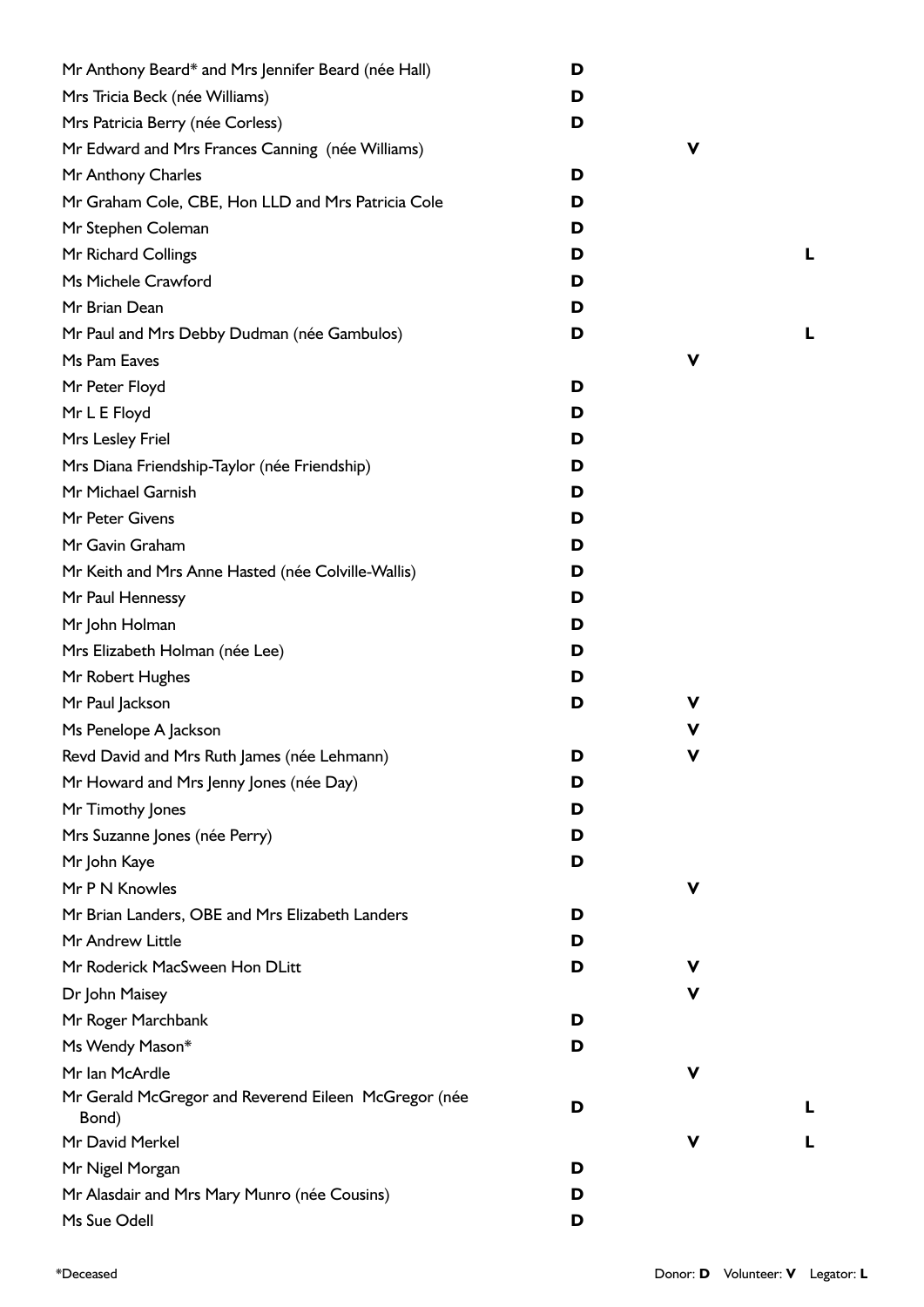| Name | Donor | Volunteer | Legator |
|---|---|---|---|
| Mr Anthony Beard* and Mrs Jennifer Beard (née Hall) | D | | |
| Mrs Tricia Beck (née Williams) | D | | |
| Mrs Patricia Berry (née Corless) | D | | |
| Mr Edward and Mrs Frances Canning (née Williams) | | V | |
| Mr Anthony Charles | D | | |
| Mr Graham Cole, CBE, Hon LLD and Mrs Patricia Cole | D | | |
| Mr Stephen Coleman | D | | |
| Mr Richard Collings | D | | L |
| Ms Michele Crawford | D | | |
| Mr Brian Dean | D | | |
| Mr Paul and Mrs Debby Dudman (née Gambulos) | D | | L |
| Ms Pam Eaves | | V | |
| Mr Peter Floyd | D | | |
| Mr L E Floyd | D | | |
| Mrs Lesley Friel | D | | |
| Mrs Diana Friendship-Taylor (née Friendship) | D | | |
| Mr Michael Garnish | D | | |
| Mr Peter Givens | D | | |
| Mr Gavin Graham | D | | |
| Mr Keith and Mrs Anne Hasted (née Colville-Wallis) | D | | |
| Mr Paul Hennessy | D | | |
| Mr John Holman | D | | |
| Mrs Elizabeth Holman (née Lee) | D | | |
| Mr Robert Hughes | D | | |
| Mr Paul Jackson | D | V | |
| Ms Penelope A Jackson | | V | |
| Revd David and Mrs Ruth James (née Lehmann) | D | V | |
| Mr Howard and Mrs Jenny Jones (née Day) | D | | |
| Mr Timothy Jones | D | | |
| Mrs Suzanne Jones (née Perry) | D | | |
| Mr John Kaye | D | | |
| Mr P N Knowles | | V | |
| Mr Brian Landers, OBE and Mrs Elizabeth Landers | D | | |
| Mr Andrew Little | D | | |
| Mr Roderick MacSween Hon DLitt | D | V | |
| Dr John Maisey | | V | |
| Mr Roger Marchbank | D | | |
| Ms Wendy Mason* | D | | |
| Mr Ian McArdle | | V | |
| Mr Gerald McGregor and Reverend Eileen McGregor (née Bond) | D | | L |
| Mr David Merkel | | V | L |
| Mr Nigel Morgan | D | | |
| Mr Alasdair and Mrs Mary Munro (née Cousins) | D | | |
| Ms Sue Odell | D | | |

*Deceased

Donor: **D** Volunteer: **V** Legator: **L**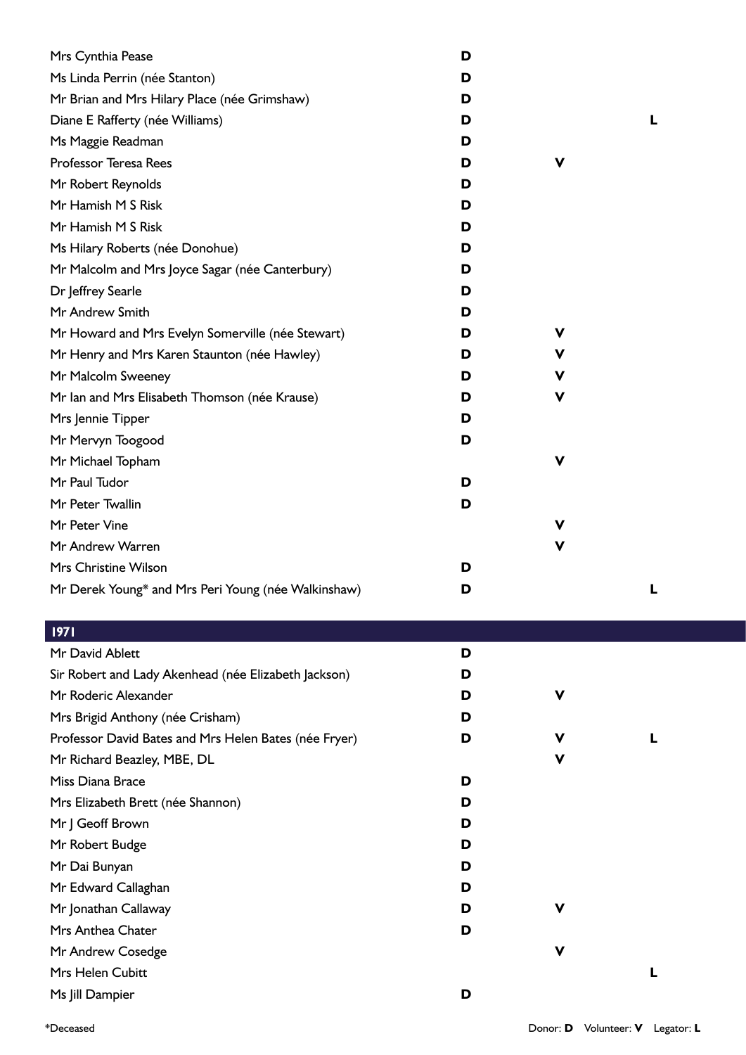| Name | Donor | Volunteer | Legator |
|---|---|---|---|
| Mrs Cynthia Pease | **D** | | |
| Ms Linda Perrin (née Stanton) | **D** | | |
| Mr Brian and Mrs Hilary Place (née Grimshaw) | **D** | | |
| Diane E Rafferty (née Williams) | **D** | | **L** |
| Ms Maggie Readman | **D** | | |
| Professor Teresa Rees | **D** | **V** | |
| Mr Robert Reynolds | **D** | | |
| Mr Hamish M S Risk | **D** | | |
| Mr Hamish M S Risk | **D** | | |
| Ms Hilary Roberts (née Donohue) | **D** | | |
| Mr Malcolm and Mrs Joyce Sagar (née Canterbury) | **D** | | |
| Dr Jeffrey Searle | **D** | | |
| Mr Andrew Smith | **D** | | |
| Mr Howard and Mrs Evelyn Somerville (née Stewart) | **D** | **V** | |
| Mr Henry and Mrs Karen Staunton (née Hawley) | **D** | **V** | |
| Mr Malcolm Sweeney | **D** | **V** | |
| Mr Ian and Mrs Elisabeth Thomson (née Krause) | **D** | **V** | |
| Mrs Jennie Tipper | **D** | | |
| Mr Mervyn Toogood | **D** | | |
| Mr Michael Topham | | **V** | |
| Mr Paul Tudor | **D** | | |
| Mr Peter Twallin | **D** | | |
| Mr Peter Vine | | **V** | |
| Mr Andrew Warren | | **V** | |
| Mrs Christine Wilson | **D** | | |
| Mr Derek Young* and Mrs Peri Young (née Walkinshaw) | **D** | | **L** |

## 1971

| Name | Donor | Volunteer | Legator |
|---|---|---|---|
| Mr David Ablett | **D** | | |
| Sir Robert and Lady Akenhead (née Elizabeth Jackson) | **D** | | |
| Mr Roderic Alexander | **D** | **V** | |
| Mrs Brigid Anthony (née Crisham) | **D** | | |
| Professor David Bates and Mrs Helen Bates (née Fryer) | **D** | **V** | **L** |
| Mr Richard Beazley, MBE, DL | | **V** | |
| Miss Diana Brace | **D** | | |
| Mrs Elizabeth Brett (née Shannon) | **D** | | |
| Mr J Geoff Brown | **D** | | |
| Mr Robert Budge | **D** | | |
| Mr Dai Bunyan | **D** | | |
| Mr Edward Callaghan | **D** | | |
| Mr Jonathan Callaway | **D** | **V** | |
| Mrs Anthea Chater | **D** | | |
| Mr Andrew Cosedge | | **V** | |
| Mrs Helen Cubitt | | | **L** |
| Ms Jill Dampier | **D** | | |

*Deceased

Donor: **D** Volunteer: **V** Legator: **L**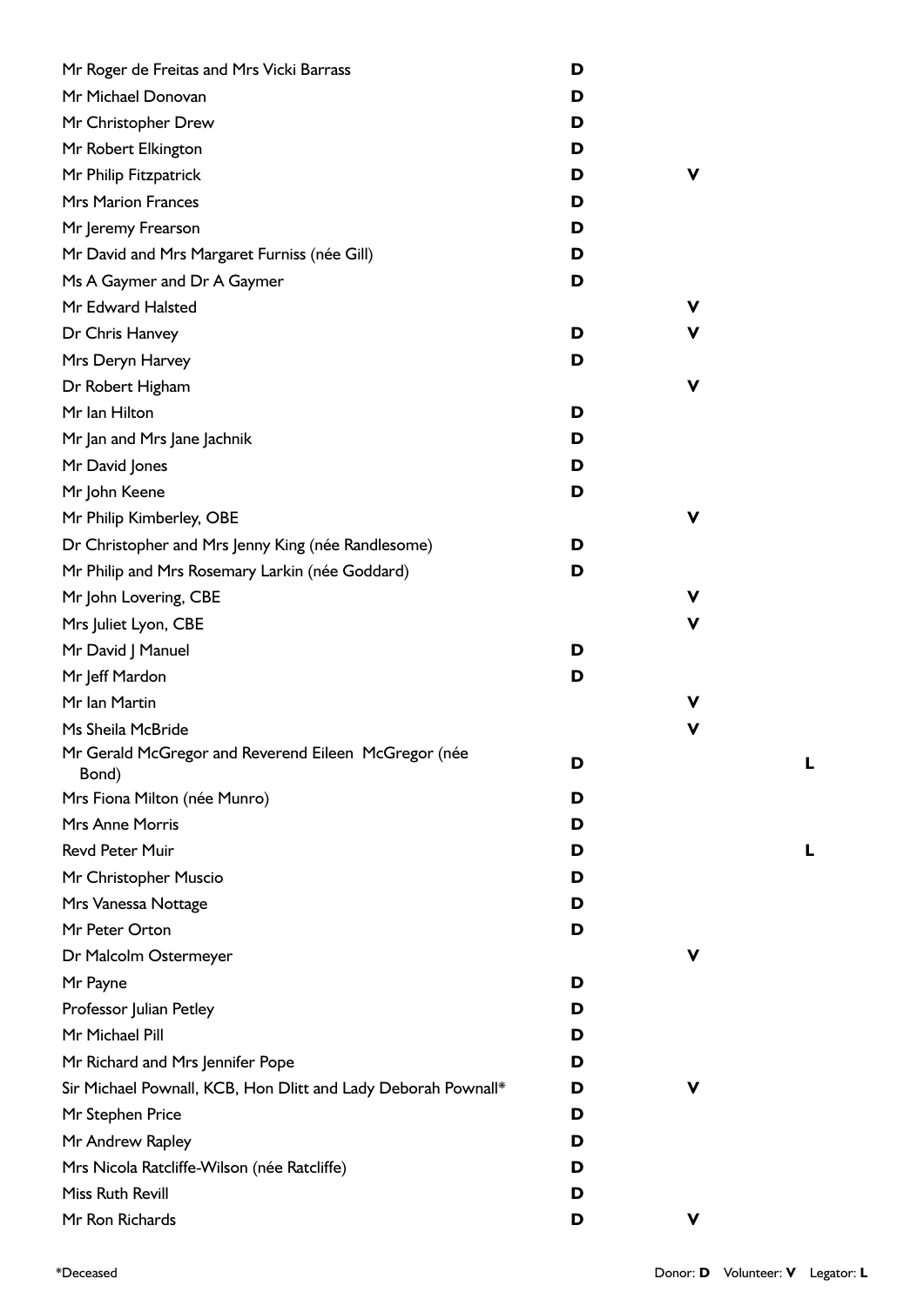| Name | Donor | Volunteer | Legator |
|---|---|---|---|
| Mr Roger de Freitas and Mrs Vicki Barrass | D | | |
| Mr Michael Donovan | D | | |
| Mr Christopher Drew | D | | |
| Mr Robert Elkington | D | | |
| Mr Philip Fitzpatrick | D | V | |
| Mrs Marion Frances | D | | |
| Mr Jeremy Frearson | D | | |
| Mr David and Mrs Margaret Furniss (née Gill) | D | | |
| Ms A Gaymer and Dr A Gaymer | D | | |
| Mr Edward Halsted | | V | |
| Dr Chris Hanvey | D | V | |
| Mrs Deryn Harvey | D | | |
| Dr Robert Higham | | V | |
| Mr Ian Hilton | D | | |
| Mr Jan and Mrs Jane Jachnik | D | | |
| Mr David Jones | D | | |
| Mr John Keene | D | | |
| Mr Philip Kimberley, OBE | | V | |
| Dr Christopher and Mrs Jenny King (née Randlesome) | D | | |
| Mr Philip and Mrs Rosemary Larkin (née Goddard) | D | | |
| Mr John Lovering, CBE | | V | |
| Mrs Juliet Lyon, CBE | | V | |
| Mr David J Manuel | D | | |
| Mr Jeff Mardon | D | | |
| Mr Ian Martin | | V | |
| Ms Sheila McBride | | V | |
| Mr Gerald McGregor and Reverend Eileen McGregor (née Bond) | D | | L |
| Mrs Fiona Milton (née Munro) | D | | |
| Mrs Anne Morris | D | | |
| Revd Peter Muir | D | | L |
| Mr Christopher Muscio | D | | |
| Mrs Vanessa Nottage | D | | |
| Mr Peter Orton | D | | |
| Dr Malcolm Ostermeyer | | V | |
| Mr Payne | D | | |
| Professor Julian Petley | D | | |
| Mr Michael Pill | D | | |
| Mr Richard and Mrs Jennifer Pope | D | | |
| Sir Michael Pownall, KCB, Hon Dlitt and Lady Deborah Pownall* | D | V | |
| Mr Stephen Price | D | | |
| Mr Andrew Rapley | D | | |
| Mrs Nicola Ratcliffe-Wilson (née Ratcliffe) | D | | |
| Miss Ruth Revill | D | | |
| Mr Ron Richards | D | V | |

*Deceased

Donor: **D** Volunteer: **V** Legator: **L**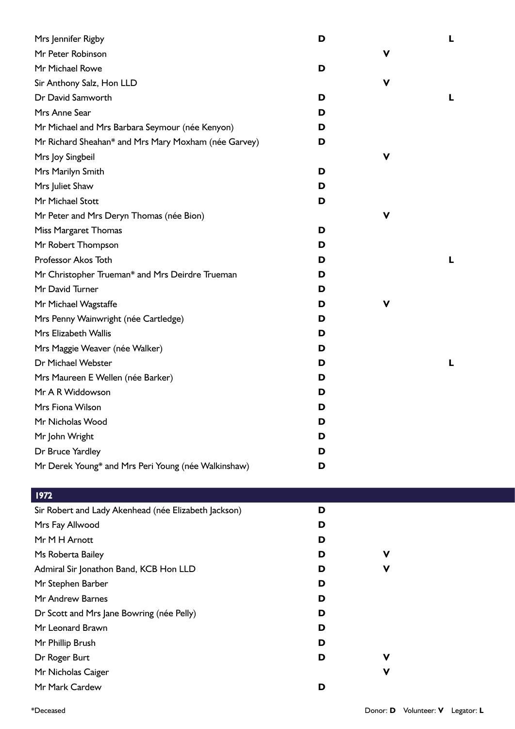| Name | Donor | Volunteer | Legator |
|---|---|---|---|
| Mrs Jennifer Rigby | D | | L |
| Mr Peter Robinson | | V | |
| Mr Michael Rowe | D | | |
| Sir Anthony Salz, Hon LLD | | V | |
| Dr David Samworth | D | | L |
| Mrs Anne Sear | D | | |
| Mr Michael and Mrs Barbara Seymour (née Kenyon) | D | | |
| Mr Richard Sheahan* and Mrs Mary Moxham (née Garvey) | D | | |
| Mrs Joy Singbeil | | V | |
| Mrs Marilyn Smith | D | | |
| Mrs Juliet Shaw | D | | |
| Mr Michael Stott | D | | |
| Mr Peter and Mrs Deryn Thomas (née Bion) | | V | |
| Miss Margaret Thomas | D | | |
| Mr Robert Thompson | D | | |
| Professor Akos Toth | D | | L |
| Mr Christopher Trueman* and Mrs Deirdre Trueman | D | | |
| Mr David Turner | D | | |
| Mr Michael Wagstaffe | D | V | |
| Mrs Penny Wainwright (née Cartledge) | D | | |
| Mrs Elizabeth Wallis | D | | |
| Mrs Maggie Weaver (née Walker) | D | | |
| Dr Michael Webster | D | | L |
| Mrs Maureen E Wellen (née Barker) | D | | |
| Mr A R Widdowson | D | | |
| Mrs Fiona Wilson | D | | |
| Mr Nicholas Wood | D | | |
| Mr John Wright | D | | |
| Dr Bruce Yardley | D | | |
| Mr Derek Young* and Mrs Peri Young (née Walkinshaw) | D | | |

## 1972

| Name | Donor | Volunteer | Legator |
|---|---|---|---|
| Sir Robert and Lady Akenhead (née Elizabeth Jackson) | D | | |
| Mrs Fay Allwood | D | | |
| Mr M H Arnott | D | | |
| Ms Roberta Bailey | D | V | |
| Admiral Sir Jonathon Band, KCB Hon LLD | D | V | |
| Mr Stephen Barber | D | | |
| Mr Andrew Barnes | D | | |
| Dr Scott and Mrs Jane Bowring (née Pelly) | D | | |
| Mr Leonard Brawn | D | | |
| Mr Phillip Brush | D | | |
| Dr Roger Burt | D | V | |
| Mr Nicholas Caiger | | V | |
| Mr Mark Cardew | D | | |

*Deceased

Donor: **D** Volunteer: **V** Legator: **L**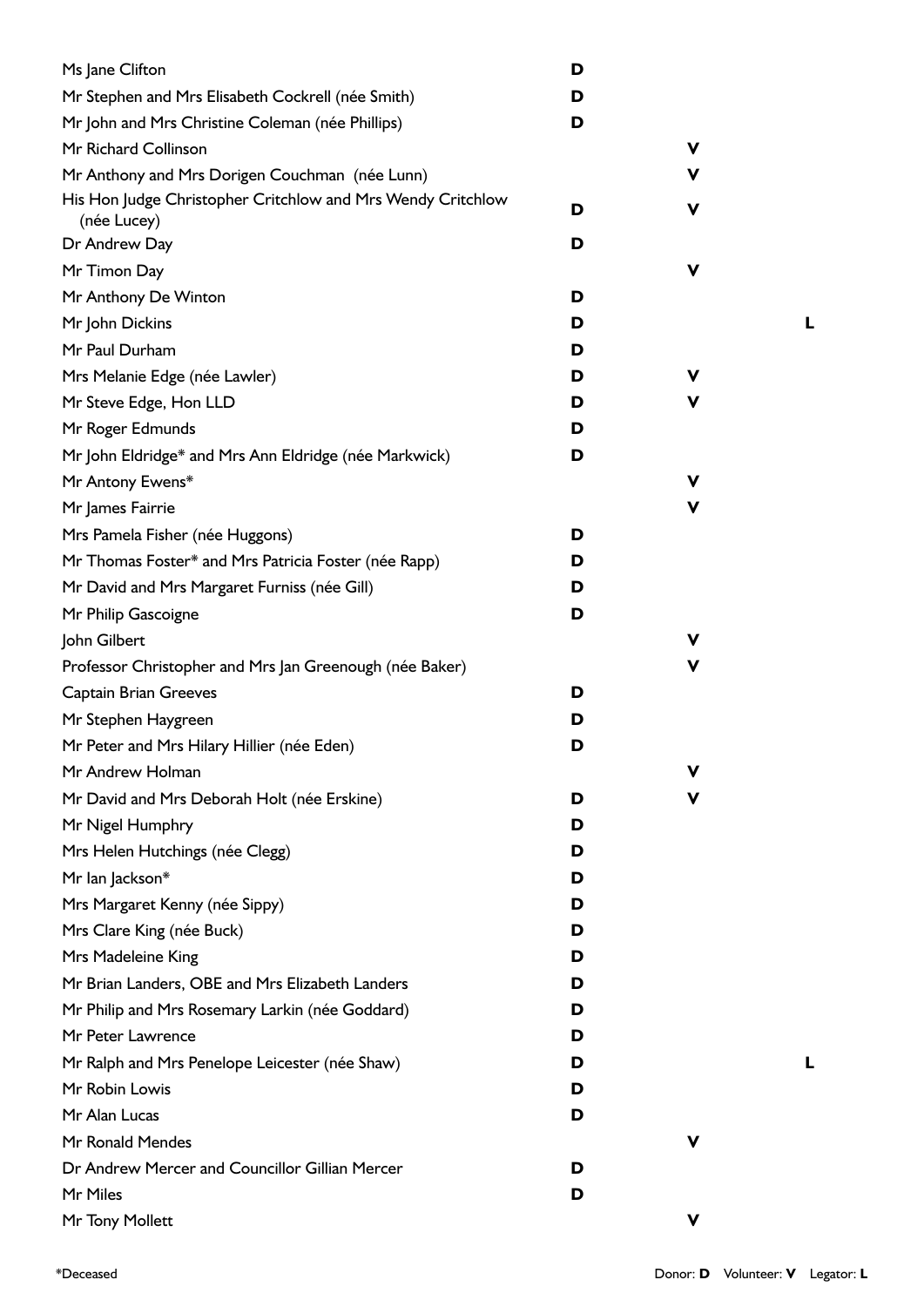| Name | Donor | Volunteer | Legator |
|---|---|---|---|
| Ms Jane Clifton | D | | |
| Mr Stephen and Mrs Elisabeth Cockrell (née Smith) | D | | |
| Mr John and Mrs Christine Coleman (née Phillips) | D | | |
| Mr Richard Collinson | | V | |
| Mr Anthony and Mrs Dorigen Couchman (née Lunn) | | V | |
| His Hon Judge Christopher Critchlow and Mrs Wendy Critchlow (née Lucey) | D | V | |
| Dr Andrew Day | D | | |
| Mr Timon Day | | V | |
| Mr Anthony De Winton | D | | |
| Mr John Dickins | D | | L |
| Mr Paul Durham | D | | |
| Mrs Melanie Edge (née Lawler) | D | V | |
| Mr Steve Edge, Hon LLD | D | V | |
| Mr Roger Edmunds | D | | |
| Mr John Eldridge* and Mrs Ann Eldridge (née Markwick) | D | | |
| Mr Antony Ewens* | | V | |
| Mr James Fairrie | | V | |
| Mrs Pamela Fisher (née Huggons) | D | | |
| Mr Thomas Foster* and Mrs Patricia Foster (née Rapp) | D | | |
| Mr David and Mrs Margaret Furniss (née Gill) | D | | |
| Mr Philip Gascoigne | D | | |
| John Gilbert | | V | |
| Professor Christopher and Mrs Jan Greenough (née Baker) | | V | |
| Captain Brian Greeves | D | | |
| Mr Stephen Haygreen | D | | |
| Mr Peter and Mrs Hilary Hillier (née Eden) | D | | |
| Mr Andrew Holman | | V | |
| Mr David and Mrs Deborah Holt (née Erskine) | D | V | |
| Mr Nigel Humphry | D | | |
| Mrs Helen Hutchings (née Clegg) | D | | |
| Mr Ian Jackson* | D | | |
| Mrs Margaret Kenny (née Sippy) | D | | |
| Mrs Clare King (née Buck) | D | | |
| Mrs Madeleine King | D | | |
| Mr Brian Landers, OBE and Mrs Elizabeth Landers | D | | |
| Mr Philip and Mrs Rosemary Larkin (née Goddard) | D | | |
| Mr Peter Lawrence | D | | |
| Mr Ralph and Mrs Penelope Leicester (née Shaw) | D | | L |
| Mr Robin Lowis | D | | |
| Mr Alan Lucas | D | | |
| Mr Ronald Mendes | | V | |
| Dr Andrew Mercer and Councillor Gillian Mercer | D | | |
| Mr Miles | D | | |
| Mr Tony Mollett | | V | |

*Deceased

Donor: **D** Volunteer: **V** Legator: **L**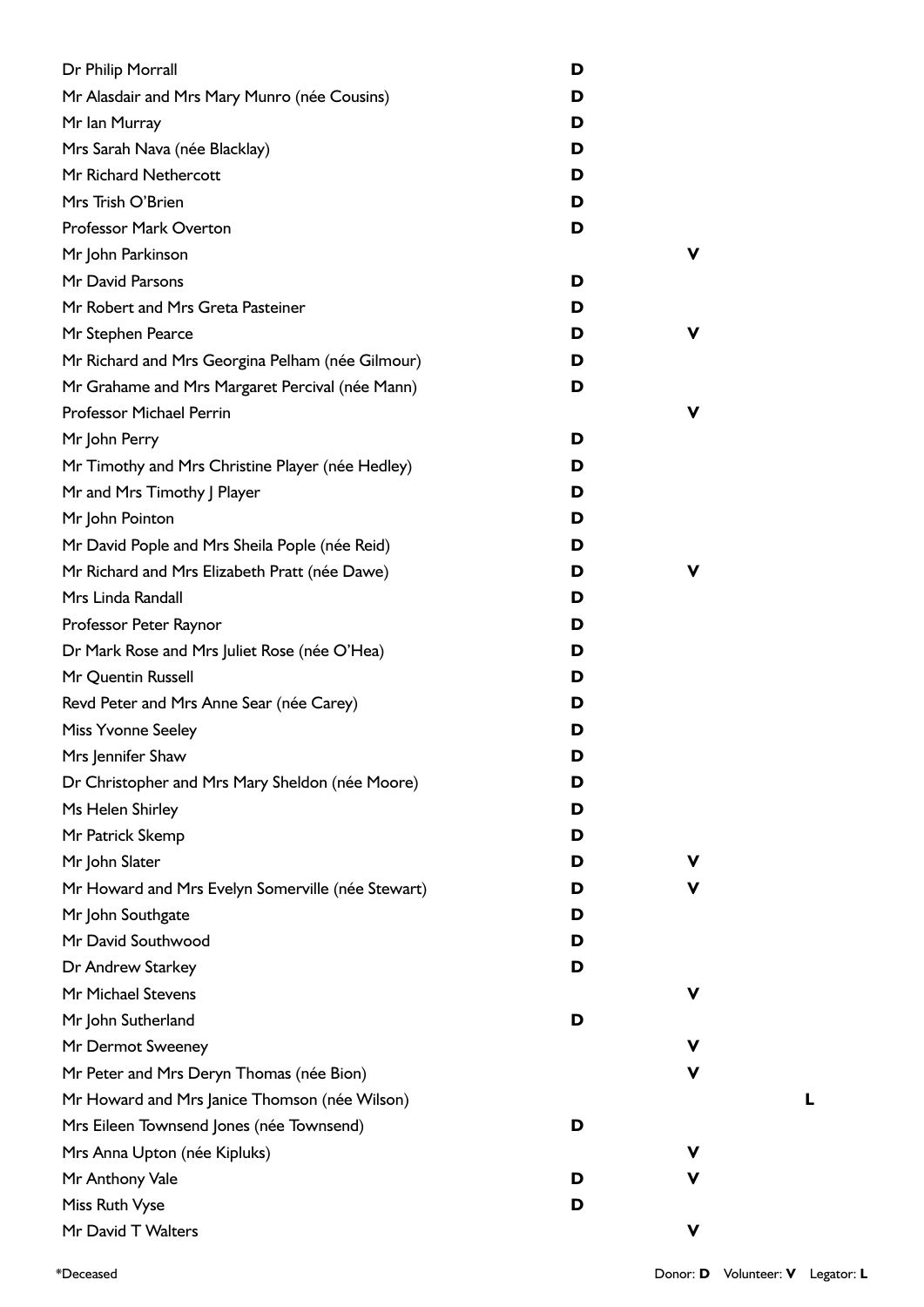| Name | Donor | Volunteer | Legator |
|---|---|---|---|
| Dr Philip Morrall | D | | |
| Mr Alasdair and Mrs Mary Munro (née Cousins) | D | | |
| Mr Ian Murray | D | | |
| Mrs Sarah Nava (née Blacklay) | D | | |
| Mr Richard Nethercott | D | | |
| Mrs Trish O'Brien | D | | |
| Professor Mark Overton | D | | |
| Mr John Parkinson | | V | |
| Mr David Parsons | D | | |
| Mr Robert and Mrs Greta Pasteiner | D | | |
| Mr Stephen Pearce | D | V | |
| Mr Richard and Mrs Georgina Pelham (née Gilmour) | D | | |
| Mr Grahame and Mrs Margaret Percival (née Mann) | D | | |
| Professor Michael Perrin | | V | |
| Mr John Perry | D | | |
| Mr Timothy and Mrs Christine Player (née Hedley) | D | | |
| Mr and Mrs Timothy J Player | D | | |
| Mr John Pointon | D | | |
| Mr David Pople and Mrs Sheila Pople (née Reid) | D | | |
| Mr Richard and Mrs Elizabeth Pratt (née Dawe) | D | V | |
| Mrs Linda Randall | D | | |
| Professor Peter Raynor | D | | |
| Dr Mark Rose and Mrs Juliet Rose (née O'Hea) | D | | |
| Mr Quentin Russell | D | | |
| Revd Peter and Mrs Anne Sear (née Carey) | D | | |
| Miss Yvonne Seeley | D | | |
| Mrs Jennifer Shaw | D | | |
| Dr Christopher and Mrs Mary Sheldon (née Moore) | D | | |
| Ms Helen Shirley | D | | |
| Mr Patrick Skemp | D | | |
| Mr John Slater | D | V | |
| Mr Howard and Mrs Evelyn Somerville (née Stewart) | D | V | |
| Mr John Southgate | D | | |
| Mr David Southwood | D | | |
| Dr Andrew Starkey | D | | |
| Mr Michael Stevens | | V | |
| Mr John Sutherland | D | | |
| Mr Dermot Sweeney | | V | |
| Mr Peter and Mrs Deryn Thomas (née Bion) | | V | |
| Mr Howard and Mrs Janice Thomson (née Wilson) | | | L |
| Mrs Eileen Townsend Jones (née Townsend) | D | | |
| Mrs Anna Upton (née Kipluks) | | V | |
| Mr Anthony Vale | D | V | |
| Miss Ruth Vyse | D | | |
| Mr David T Walters | | V | |

*Deceased

Donor: **D** Volunteer: **V** Legator: **L**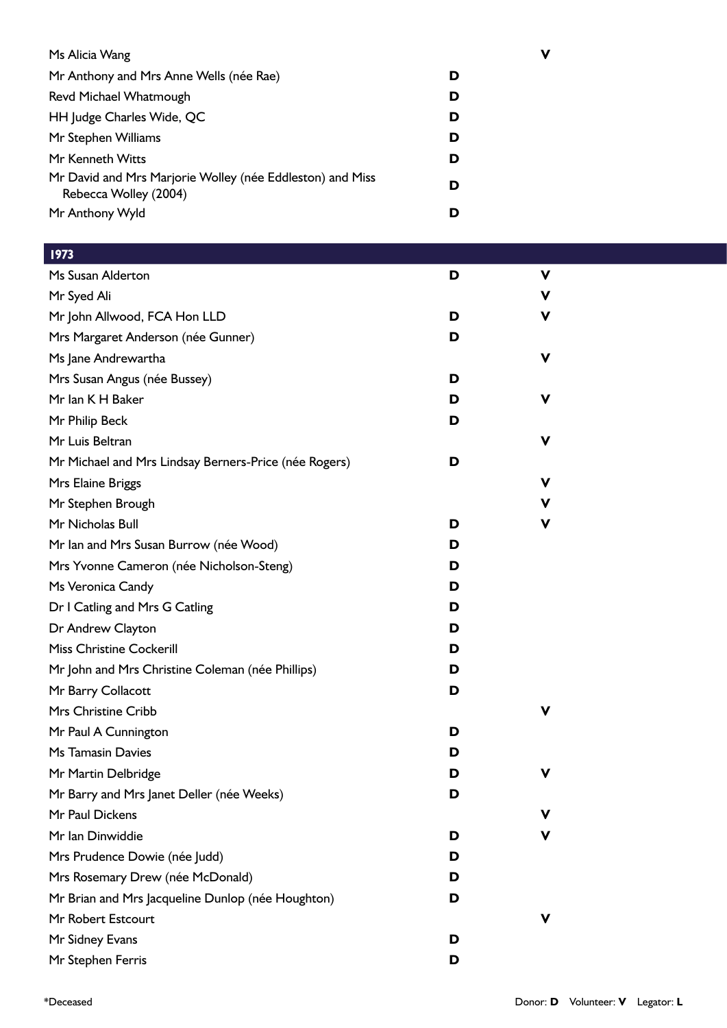| | | |
|---|---|---|
| Ms Alicia Wang | | V |
| Mr Anthony and Mrs Anne Wells (née Rae) | D | |
| Revd Michael Whatmough | D | |
| HH Judge Charles Wide, QC | D | |
| Mr Stephen Williams | D | |
| Mr Kenneth Witts | D | |
| Mr David and Mrs Marjorie Wolley (née Eddleston) and Miss Rebecca Wolley (2004) | D | |
| Mr Anthony Wyld | D | |

## 1973

| | | |
|---|---|---|
| Ms Susan Alderton | D | V |
| Mr Syed Ali | | V |
| Mr John Allwood, FCA Hon LLD | D | V |
| Mrs Margaret Anderson (née Gunner) | D | |
| Ms Jane Andrewartha | | V |
| Mrs Susan Angus (née Bussey) | D | |
| Mr Ian K H Baker | D | V |
| Mr Philip Beck | D | |
| Mr Luis Beltran | | V |
| Mr Michael and Mrs Lindsay Berners-Price (née Rogers) | D | |
| Mrs Elaine Briggs | | V |
| Mr Stephen Brough | | V |
| Mr Nicholas Bull | D | V |
| Mr Ian and Mrs Susan Burrow (née Wood) | D | |
| Mrs Yvonne Cameron (née Nicholson-Steng) | D | |
| Ms Veronica Candy | D | |
| Dr I Catling and Mrs G Catling | D | |
| Dr Andrew Clayton | D | |
| Miss Christine Cockerill | D | |
| Mr John and Mrs Christine Coleman (née Phillips) | D | |
| Mr Barry Collacott | D | |
| Mrs Christine Cribb | | V |
| Mr Paul A Cunnington | D | |
| Ms Tamasin Davies | D | |
| Mr Martin Delbridge | D | V |
| Mr Barry and Mrs Janet Deller (née Weeks) | D | |
| Mr Paul Dickens | | V |
| Mr Ian Dinwiddie | D | V |
| Mrs Prudence Dowie (née Judd) | D | |
| Mrs Rosemary Drew (née McDonald) | D | |
| Mr Brian and Mrs Jacqueline Dunlop (née Houghton) | D | |
| Mr Robert Estcourt | | V |
| Mr Sidney Evans | D | |
| Mr Stephen Ferris | D | |

*Deceased

Donor: **D** Volunteer: **V** Legator: **L**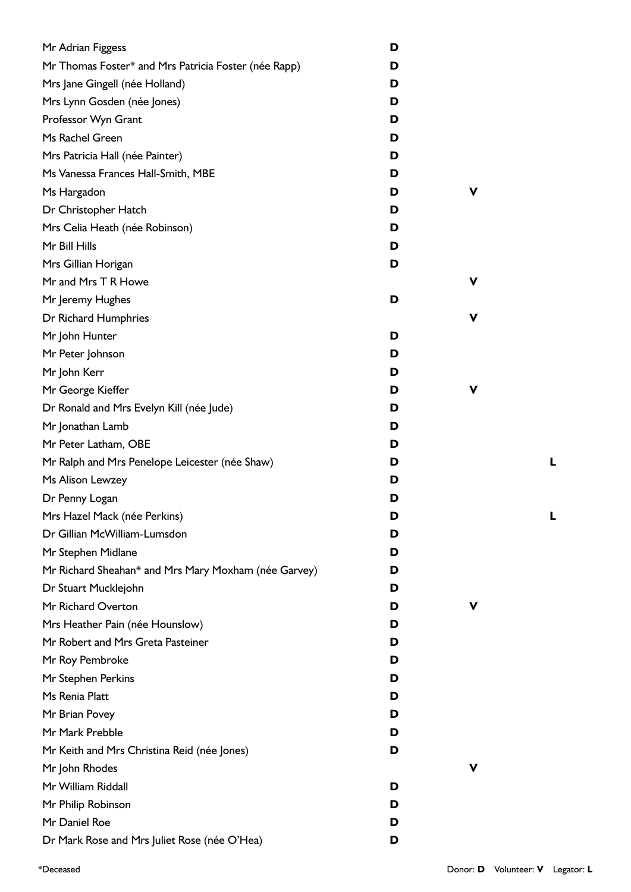| Name | Donor | Volunteer | Legator |
|---|---|---|---|
| Mr Adrian Figgess | **D** | | |
| Mr Thomas Foster* and Mrs Patricia Foster (née Rapp) | **D** | | |
| Mrs Jane Gingell (née Holland) | **D** | | |
| Mrs Lynn Gosden (née Jones) | **D** | | |
| Professor Wyn Grant | **D** | | |
| Ms Rachel Green | **D** | | |
| Mrs Patricia Hall (née Painter) | **D** | | |
| Ms Vanessa Frances Hall-Smith, MBE | **D** | | |
| Ms Hargadon | **D** | **V** | |
| Dr Christopher Hatch | **D** | | |
| Mrs Celia Heath (née Robinson) | **D** | | |
| Mr Bill Hills | **D** | | |
| Mrs Gillian Horigan | **D** | | |
| Mr and Mrs T R Howe | | **V** | |
| Mr Jeremy Hughes | **D** | | |
| Dr Richard Humphries | | **V** | |
| Mr John Hunter | **D** | | |
| Mr Peter Johnson | **D** | | |
| Mr John Kerr | **D** | | |
| Mr George Kieffer | **D** | **V** | |
| Dr Ronald and Mrs Evelyn Kill (née Jude) | **D** | | |
| Mr Jonathan Lamb | **D** | | |
| Mr Peter Latham, OBE | **D** | | |
| Mr Ralph and Mrs Penelope Leicester (née Shaw) | **D** | | **L** |
| Ms Alison Lewzey | **D** | | |
| Dr Penny Logan | **D** | | |
| Mrs Hazel Mack (née Perkins) | **D** | | **L** |
| Dr Gillian McWilliam-Lumsdon | **D** | | |
| Mr Stephen Midlane | **D** | | |
| Mr Richard Sheahan* and Mrs Mary Moxham (née Garvey) | **D** | | |
| Dr Stuart Mucklejohn | **D** | | |
| Mr Richard Overton | **D** | **V** | |
| Mrs Heather Pain (née Hounslow) | **D** | | |
| Mr Robert and Mrs Greta Pasteiner | **D** | | |
| Mr Roy Pembroke | **D** | | |
| Mr Stephen Perkins | **D** | | |
| Ms Renia Platt | **D** | | |
| Mr Brian Povey | **D** | | |
| Mr Mark Prebble | **D** | | |
| Mr Keith and Mrs Christina Reid (née Jones) | **D** | | |
| Mr John Rhodes | | **V** | |
| Mr William Riddall | **D** | | |
| Mr Philip Robinson | **D** | | |
| Mr Daniel Roe | **D** | | |
| Dr Mark Rose and Mrs Juliet Rose (née O'Hea) | **D** | | |

*Deceased

Donor: **D** Volunteer: **V** Legator: **L**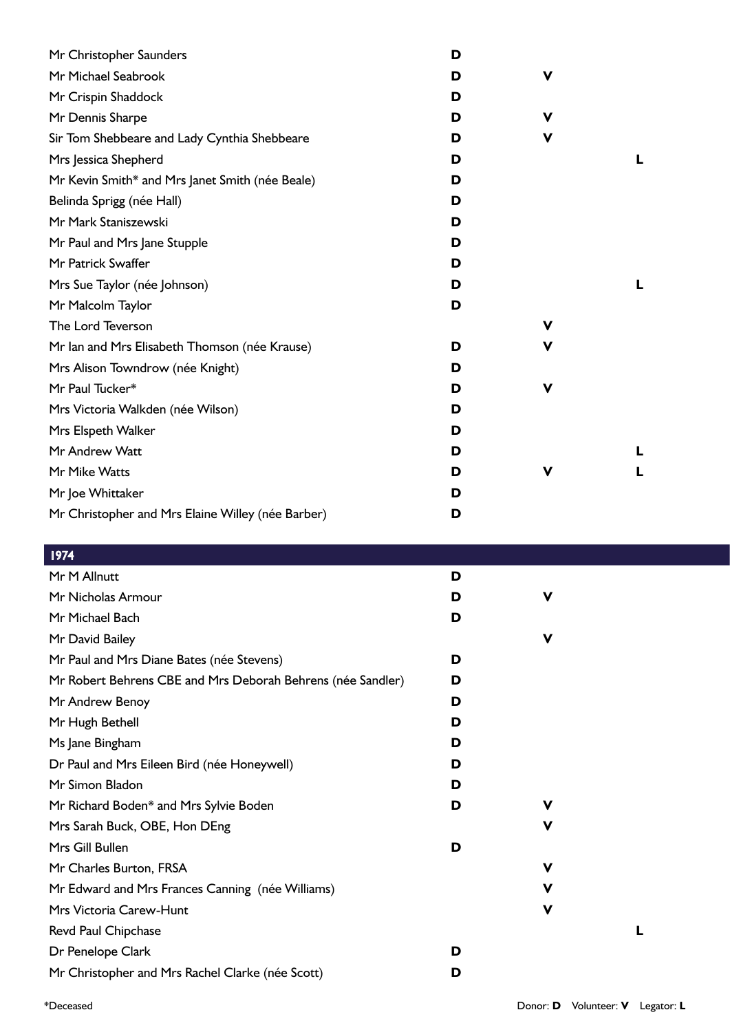| Name | Donor | Volunteer | Legator |
|---|---|---|---|
| Mr Christopher Saunders | D | | |
| Mr Michael Seabrook | D | V | |
| Mr Crispin Shaddock | D | | |
| Mr Dennis Sharpe | D | V | |
| Sir Tom Shebbeare and Lady Cynthia Shebbeare | D | V | |
| Mrs Jessica Shepherd | D | | L |
| Mr Kevin Smith* and Mrs Janet Smith (née Beale) | D | | |
| Belinda Sprigg (née Hall) | D | | |
| Mr Mark Staniszewski | D | | |
| Mr Paul and Mrs Jane Stupple | D | | |
| Mr Patrick Swaffer | D | | |
| Mrs Sue Taylor (née Johnson) | D | | L |
| Mr Malcolm Taylor | D | | |
| The Lord Teverson | | V | |
| Mr Ian and Mrs Elisabeth Thomson (née Krause) | D | V | |
| Mrs Alison Towndrow (née Knight) | D | | |
| Mr Paul Tucker* | D | V | |
| Mrs Victoria Walkden (née Wilson) | D | | |
| Mrs Elspeth Walker | D | | |
| Mr Andrew Watt | D | | L |
| Mr Mike Watts | D | V | L |
| Mr Joe Whittaker | D | | |
| Mr Christopher and Mrs Elaine Willey (née Barber) | D | | |

## 1974

| Name | Donor | Volunteer | Legator |
|---|---|---|---|
| Mr M Allnutt | D | | |
| Mr Nicholas Armour | D | V | |
| Mr Michael Bach | D | | |
| Mr David Bailey | | V | |
| Mr Paul and Mrs Diane Bates (née Stevens) | D | | |
| Mr Robert Behrens CBE and Mrs Deborah Behrens (née Sandler) | D | | |
| Mr Andrew Benoy | D | | |
| Mr Hugh Bethell | D | | |
| Ms Jane Bingham | D | | |
| Dr Paul and Mrs Eileen Bird (née Honeywell) | D | | |
| Mr Simon Bladon | D | | |
| Mr Richard Boden* and Mrs Sylvie Boden | D | V | |
| Mrs Sarah Buck, OBE, Hon DEng | | V | |
| Mrs Gill Bullen | D | | |
| Mr Charles Burton, FRSA | | V | |
| Mr Edward and Mrs Frances Canning (née Williams) | | V | |
| Mrs Victoria Carew-Hunt | | V | |
| Revd Paul Chipchase | | | L |
| Dr Penelope Clark | D | | |
| Mr Christopher and Mrs Rachel Clarke (née Scott) | D | | |

*Deceased

Donor: **D** Volunteer: **V** Legator: **L**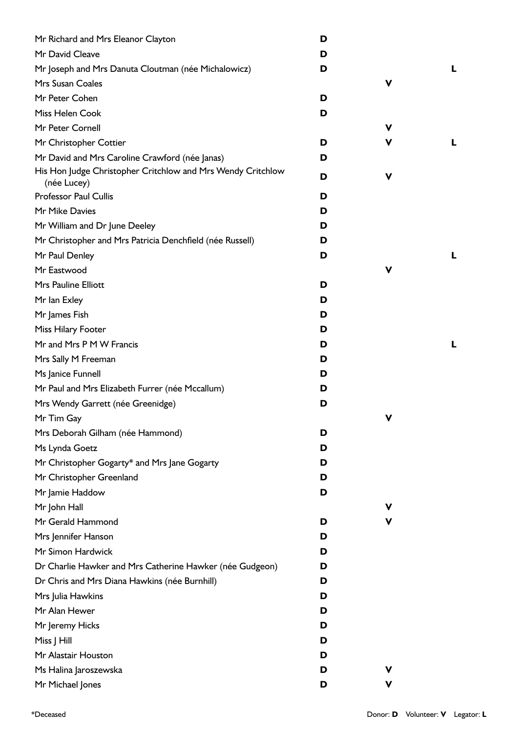| Name | Donor | Volunteer | Legator |
|---|---|---|---|
| Mr Richard and Mrs Eleanor Clayton | D | | |
| Mr David Cleave | D | | |
| Mr Joseph and Mrs Danuta Cloutman (née Michalowicz) | D | | L |
| Mrs Susan Coales | | V | |
| Mr Peter Cohen | D | | |
| Miss Helen Cook | D | | |
| Mr Peter Cornell | | V | |
| Mr Christopher Cottier | D | V | L |
| Mr David and Mrs Caroline Crawford (née Janas) | D | | |
| His Hon Judge Christopher Critchlow and Mrs Wendy Critchlow (née Lucey) | D | V | |
| Professor Paul Cullis | D | | |
| Mr Mike Davies | D | | |
| Mr William and Dr June Deeley | D | | |
| Mr Christopher and Mrs Patricia Denchfield (née Russell) | D | | |
| Mr Paul Denley | D | | L |
| Mr Eastwood | | V | |
| Mrs Pauline Elliott | D | | |
| Mr Ian Exley | D | | |
| Mr James Fish | D | | |
| Miss Hilary Footer | D | | |
| Mr and Mrs P M W Francis | D | | L |
| Mrs Sally M Freeman | D | | |
| Ms Janice Funnell | D | | |
| Mr Paul and Mrs Elizabeth Furrer (née Mccallum) | D | | |
| Mrs Wendy Garrett (née Greenidge) | D | | |
| Mr Tim Gay | | V | |
| Mrs Deborah Gilham (née Hammond) | D | | |
| Ms Lynda Goetz | D | | |
| Mr Christopher Gogarty* and Mrs Jane Gogarty | D | | |
| Mr Christopher Greenland | D | | |
| Mr Jamie Haddow | D | | |
| Mr John Hall | | V | |
| Mr Gerald Hammond | D | V | |
| Mrs Jennifer Hanson | D | | |
| Mr Simon Hardwick | D | | |
| Dr Charlie Hawker and Mrs Catherine Hawker (née Gudgeon) | D | | |
| Dr Chris and Mrs Diana Hawkins (née Burnhill) | D | | |
| Mrs Julia Hawkins | D | | |
| Mr Alan Hewer | D | | |
| Mr Jeremy Hicks | D | | |
| Miss J Hill | D | | |
| Mr Alastair Houston | D | | |
| Ms Halina Jaroszewska | D | V | |
| Mr Michael Jones | D | V | |

*Deceased

Donor: **D** Volunteer: **V** Legator: **L**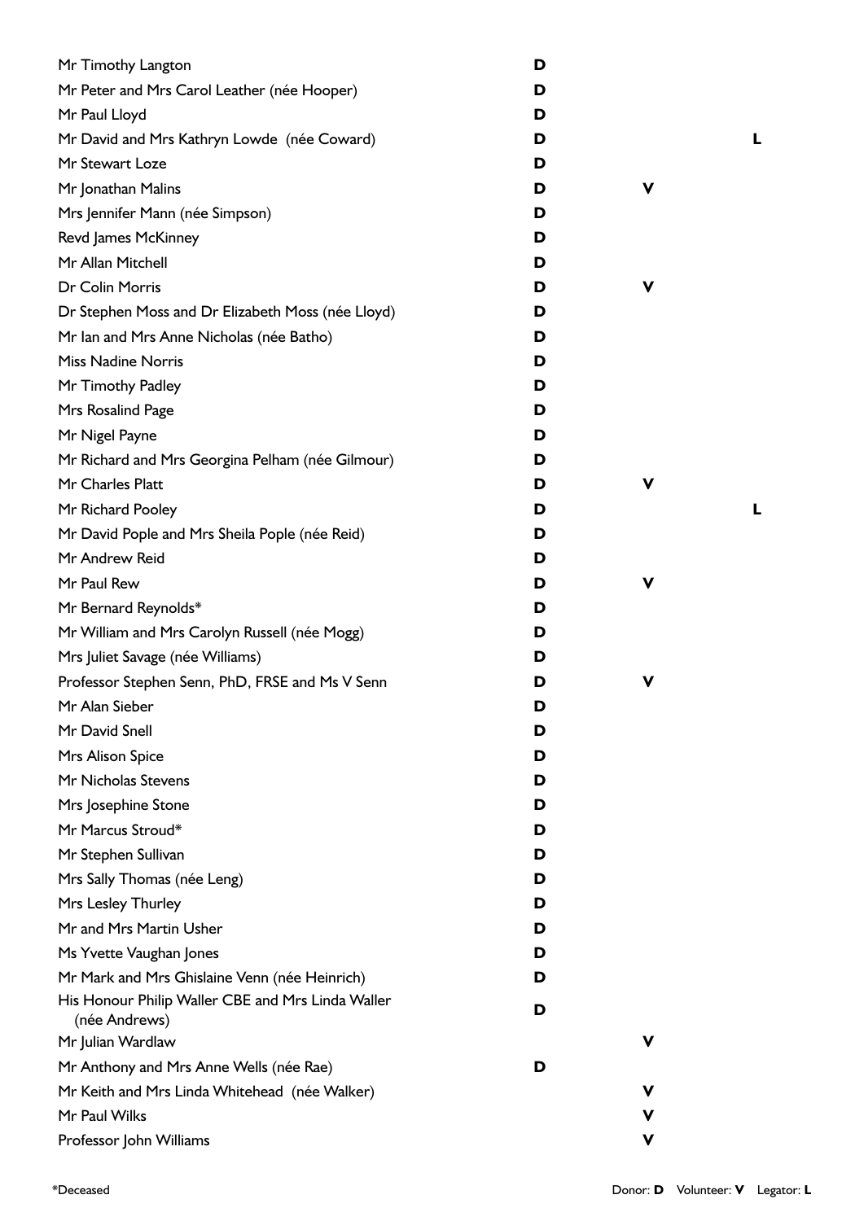| Name | Donor | Volunteer | Legator |
|---|---|---|---|
| Mr Timothy Langton | D | | |
| Mr Peter and Mrs Carol Leather (née Hooper) | D | | |
| Mr Paul Lloyd | D | | |
| Mr David and Mrs Kathryn Lowde (née Coward) | D | | L |
| Mr Stewart Loze | D | | |
| Mr Jonathan Malins | D | V | |
| Mrs Jennifer Mann (née Simpson) | D | | |
| Revd James McKinney | D | | |
| Mr Allan Mitchell | D | | |
| Dr Colin Morris | D | V | |
| Dr Stephen Moss and Dr Elizabeth Moss (née Lloyd) | D | | |
| Mr Ian and Mrs Anne Nicholas (née Batho) | D | | |
| Miss Nadine Norris | D | | |
| Mr Timothy Padley | D | | |
| Mrs Rosalind Page | D | | |
| Mr Nigel Payne | D | | |
| Mr Richard and Mrs Georgina Pelham (née Gilmour) | D | | |
| Mr Charles Platt | D | V | |
| Mr Richard Pooley | D | | L |
| Mr David Pople and Mrs Sheila Pople (née Reid) | D | | |
| Mr Andrew Reid | D | | |
| Mr Paul Rew | D | V | |
| Mr Bernard Reynolds* | D | | |
| Mr William and Mrs Carolyn Russell (née Mogg) | D | | |
| Mrs Juliet Savage (née Williams) | D | | |
| Professor Stephen Senn, PhD, FRSE and Ms V Senn | D | V | |
| Mr Alan Sieber | D | | |
| Mr David Snell | D | | |
| Mrs Alison Spice | D | | |
| Mr Nicholas Stevens | D | | |
| Mrs Josephine Stone | D | | |
| Mr Marcus Stroud* | D | | |
| Mr Stephen Sullivan | D | | |
| Mrs Sally Thomas (née Leng) | D | | |
| Mrs Lesley Thurley | D | | |
| Mr and Mrs Martin Usher | D | | |
| Ms Yvette Vaughan Jones | D | | |
| Mr Mark and Mrs Ghislaine Venn (née Heinrich) | D | | |
| His Honour Philip Waller CBE and Mrs Linda Waller (née Andrews) | D | | |
| Mr Julian Wardlaw | | V | |
| Mr Anthony and Mrs Anne Wells (née Rae) | D | | |
| Mr Keith and Mrs Linda Whitehead (née Walker) | | V | |
| Mr Paul Wilks | | V | |
| Professor John Williams | | V | |

*Deceased

Donor: **D** Volunteer: **V** Legator: **L**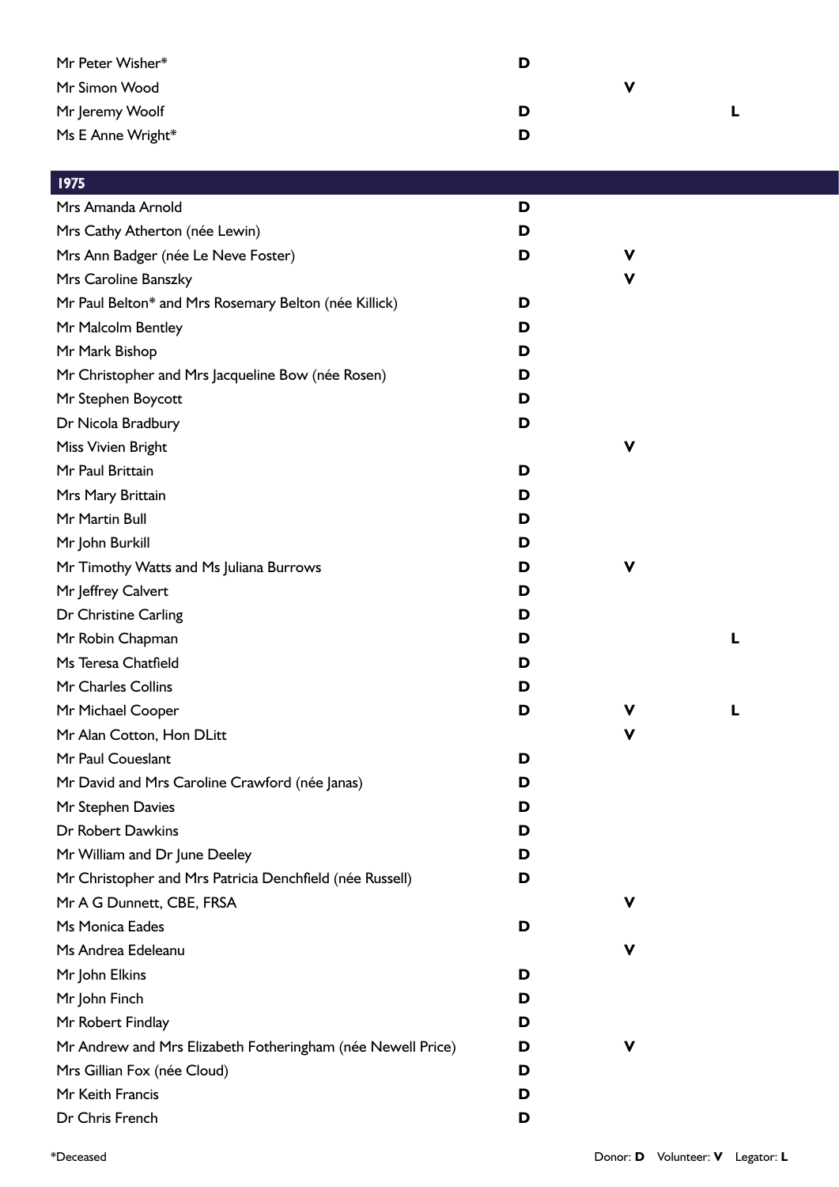| | | | |
|---|---|---|---|
| Mr Peter Wisher* | D | | |
| Mr Simon Wood | | V | |
| Mr Jeremy Woolf | D | | L |
| Ms E Anne Wright* | D | | |

| 1975 | | | |
|---|---|---|---|
| Mrs Amanda Arnold | D | | |
| Mrs Cathy Atherton (née Lewin) | D | | |
| Mrs Ann Badger (née Le Neve Foster) | D | V | |
| Mrs Caroline Banszky | | V | |
| Mr Paul Belton* and Mrs Rosemary Belton (née Killick) | D | | |
| Mr Malcolm Bentley | D | | |
| Mr Mark Bishop | D | | |
| Mr Christopher and Mrs Jacqueline Bow (née Rosen) | D | | |
| Mr Stephen Boycott | D | | |
| Dr Nicola Bradbury | D | | |
| Miss Vivien Bright | | V | |
| Mr Paul Brittain | D | | |
| Mrs Mary Brittain | D | | |
| Mr Martin Bull | D | | |
| Mr John Burkill | D | | |
| Mr Timothy Watts and Ms Juliana Burrows | D | V | |
| Mr Jeffrey Calvert | D | | |
| Dr Christine Carling | D | | |
| Mr Robin Chapman | D | | L |
| Ms Teresa Chatfield | D | | |
| Mr Charles Collins | D | | |
| Mr Michael Cooper | D | V | L |
| Mr Alan Cotton, Hon DLitt | | V | |
| Mr Paul Coueslant | D | | |
| Mr David and Mrs Caroline Crawford (née Janas) | D | | |
| Mr Stephen Davies | D | | |
| Dr Robert Dawkins | D | | |
| Mr William and Dr June Deeley | D | | |
| Mr Christopher and Mrs Patricia Denchfield (née Russell) | D | | |
| Mr A G Dunnett, CBE, FRSA | | V | |
| Ms Monica Eades | D | | |
| Ms Andrea Edeleanu | | V | |
| Mr John Elkins | D | | |
| Mr John Finch | D | | |
| Mr Robert Findlay | D | | |
| Mr Andrew and Mrs Elizabeth Fotheringham (née Newell Price) | D | V | |
| Mrs Gillian Fox (née Cloud) | D | | |
| Mr Keith Francis | D | | |
| Dr Chris French | D | | |

*Deceased

Donor: **D** Volunteer: **V** Legator: **L**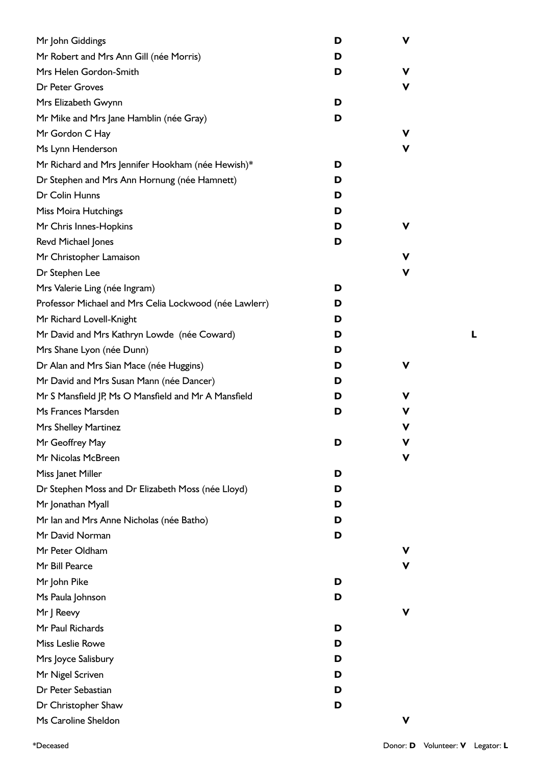| Name | Donor | Volunteer | Legator |
|---|---|---|---|
| Mr John Giddings | D | V | |
| Mr Robert and Mrs Ann Gill (née Morris) | D | | |
| Mrs Helen Gordon-Smith | D | V | |
| Dr Peter Groves | | V | |
| Mrs Elizabeth Gwynn | D | | |
| Mr Mike and Mrs Jane Hamblin (née Gray) | D | | |
| Mr Gordon C Hay | | V | |
| Ms Lynn Henderson | | V | |
| Mr Richard and Mrs Jennifer Hookham (née Hewish)* | D | | |
| Dr Stephen and Mrs Ann Hornung (née Hamnett) | D | | |
| Dr Colin Hunns | D | | |
| Miss Moira Hutchings | D | | |
| Mr Chris Innes-Hopkins | D | V | |
| Revd Michael Jones | D | | |
| Mr Christopher Lamaison | | V | |
| Dr Stephen Lee | | V | |
| Mrs Valerie Ling (née Ingram) | D | | |
| Professor Michael and Mrs Celia Lockwood (née Lawlerr) | D | | |
| Mr Richard Lovell-Knight | D | | |
| Mr David and Mrs Kathryn Lowde (née Coward) | D | | L |
| Mrs Shane Lyon (née Dunn) | D | | |
| Dr Alan and Mrs Sian Mace (née Huggins) | D | V | |
| Mr David and Mrs Susan Mann (née Dancer) | D | | |
| Mr S Mansfield JP, Ms O Mansfield and Mr A Mansfield | D | V | |
| Ms Frances Marsden | D | V | |
| Mrs Shelley Martinez | | V | |
| Mr Geoffrey May | D | V | |
| Mr Nicolas McBreen | | V | |
| Miss Janet Miller | D | | |
| Dr Stephen Moss and Dr Elizabeth Moss (née Lloyd) | D | | |
| Mr Jonathan Myall | D | | |
| Mr Ian and Mrs Anne Nicholas (née Batho) | D | | |
| Mr David Norman | D | | |
| Mr Peter Oldham | | V | |
| Mr Bill Pearce | | V | |
| Mr John Pike | D | | |
| Ms Paula Johnson | D | | |
| Mr J Reevy | | V | |
| Mr Paul Richards | D | | |
| Miss Leslie Rowe | D | | |
| Mrs Joyce Salisbury | D | | |
| Mr Nigel Scriven | D | | |
| Dr Peter Sebastian | D | | |
| Dr Christopher Shaw | D | | |
| Ms Caroline Sheldon | | V | |

*Deceased

Donor: **D** Volunteer: **V** Legator: **L**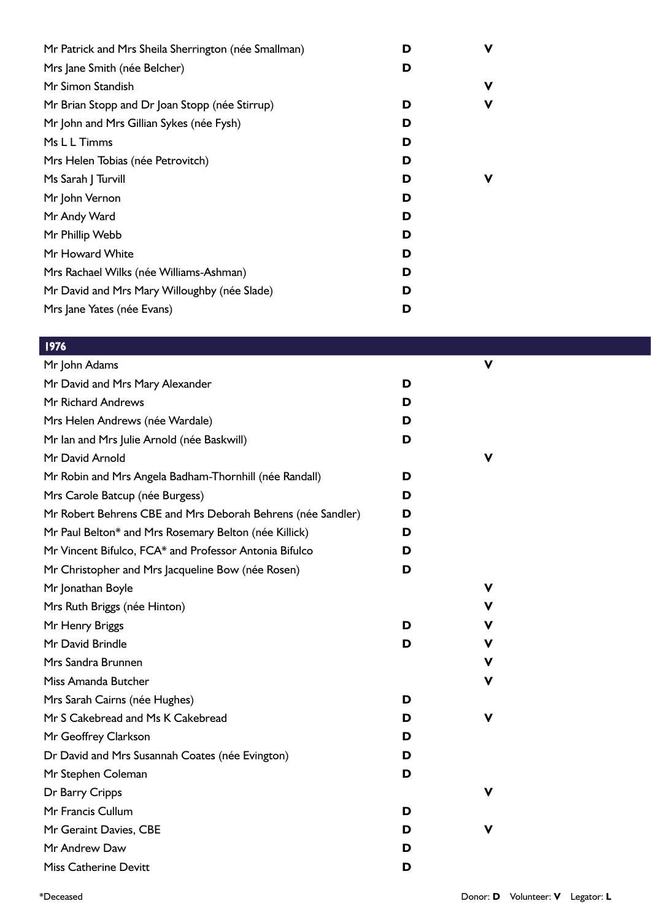| Name | Donor | Volunteer |
| --- | --- | --- |
| Mr Patrick and Mrs Sheila Sherrington (née Smallman) | D | V |
| Mrs Jane Smith (née Belcher) | D | |
| Mr Simon Standish | | V |
| Mr Brian Stopp and Dr Joan Stopp (née Stirrup) | D | V |
| Mr John and Mrs Gillian Sykes (née Fysh) | D | |
| Ms L L Timms | D | |
| Mrs Helen Tobias (née Petrovitch) | D | |
| Ms Sarah J Turvill | D | V |
| Mr John Vernon | D | |
| Mr Andy Ward | D | |
| Mr Phillip Webb | D | |
| Mr Howard White | D | |
| Mrs Rachael Wilks (née Williams-Ashman) | D | |
| Mr David and Mrs Mary Willoughby (née Slade) | D | |
| Mrs Jane Yates (née Evans) | D | |

## 1976

| Name | Donor | Volunteer |
| --- | --- | --- |
| Mr John Adams | | V |
| Mr David and Mrs Mary Alexander | D | |
| Mr Richard Andrews | D | |
| Mrs Helen Andrews (née Wardale) | D | |
| Mr Ian and Mrs Julie Arnold (née Baskwill) | D | |
| Mr David Arnold | | V |
| Mr Robin and Mrs Angela Badham-Thornhill (née Randall) | D | |
| Mrs Carole Batcup (née Burgess) | D | |
| Mr Robert Behrens CBE and Mrs Deborah Behrens (née Sandler) | D | |
| Mr Paul Belton* and Mrs Rosemary Belton (née Killick) | D | |
| Mr Vincent Bifulco, FCA* and Professor Antonia Bifulco | D | |
| Mr Christopher and Mrs Jacqueline Bow (née Rosen) | D | |
| Mr Jonathan Boyle | | V |
| Mrs Ruth Briggs (née Hinton) | | V |
| Mr Henry Briggs | D | V |
| Mr David Brindle | D | V |
| Mrs Sandra Brunnen | | V |
| Miss Amanda Butcher | | V |
| Mrs Sarah Cairns (née Hughes) | D | |
| Mr S Cakebread and Ms K Cakebread | D | V |
| Mr Geoffrey Clarkson | D | |
| Dr David and Mrs Susannah Coates (née Evington) | D | |
| Mr Stephen Coleman | D | |
| Dr Barry Cripps | | V |
| Mr Francis Cullum | D | |
| Mr Geraint Davies, CBE | D | V |
| Mr Andrew Daw | D | |
| Miss Catherine Devitt | D | |

*Deceased

Donor: **D** Volunteer: **V** Legator: **L**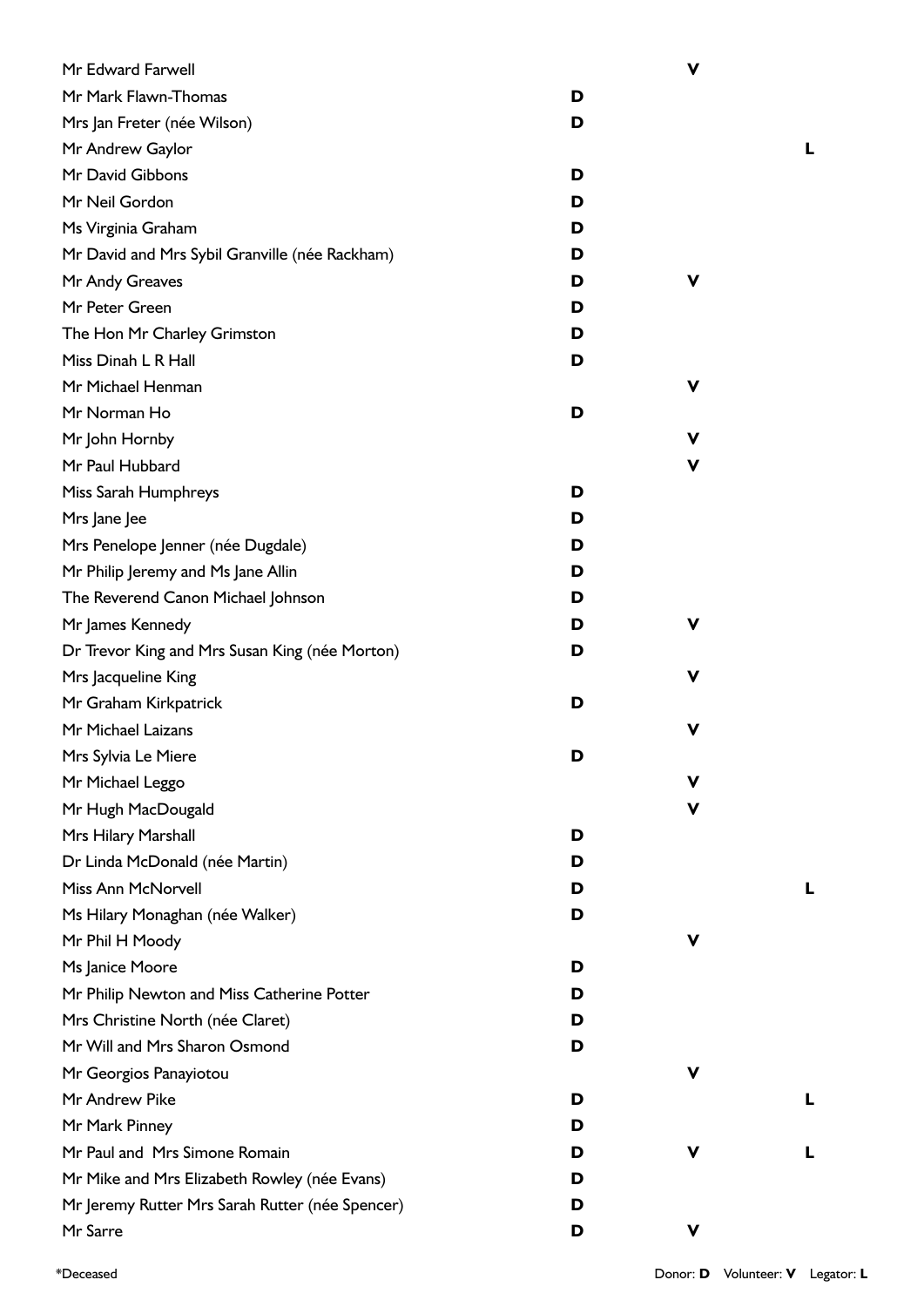| Name | Donor | Volunteer | Legator |
| --- | --- | --- | --- |
| Mr Edward Farwell | | V | |
| Mr Mark Flawn-Thomas | D | | |
| Mrs Jan Freter (née Wilson) | D | | |
| Mr Andrew Gaylor | | | L |
| Mr David Gibbons | D | | |
| Mr Neil Gordon | D | | |
| Ms Virginia Graham | D | | |
| Mr David and Mrs Sybil Granville (née Rackham) | D | | |
| Mr Andy Greaves | D | V | |
| Mr Peter Green | D | | |
| The Hon Mr Charley Grimston | D | | |
| Miss Dinah L R Hall | D | | |
| Mr Michael Henman | | V | |
| Mr Norman Ho | D | | |
| Mr John Hornby | | V | |
| Mr Paul Hubbard | | V | |
| Miss Sarah Humphreys | D | | |
| Mrs Jane Jee | D | | |
| Mrs Penelope Jenner (née Dugdale) | D | | |
| Mr Philip Jeremy and Ms Jane Allin | D | | |
| The Reverend Canon Michael Johnson | D | | |
| Mr James Kennedy | D | V | |
| Dr Trevor King and Mrs Susan King (née Morton) | D | | |
| Mrs Jacqueline King | | V | |
| Mr Graham Kirkpatrick | D | | |
| Mr Michael Laizans | | V | |
| Mrs Sylvia Le Miere | D | | |
| Mr Michael Leggo | | V | |
| Mr Hugh MacDougald | | V | |
| Mrs Hilary Marshall | D | | |
| Dr Linda McDonald (née Martin) | D | | |
| Miss Ann McNorvell | D | | L |
| Ms Hilary Monaghan (née Walker) | D | | |
| Mr Phil H Moody | | V | |
| Ms Janice Moore | D | | |
| Mr Philip Newton and Miss Catherine Potter | D | | |
| Mrs Christine North (née Claret) | D | | |
| Mr Will and Mrs Sharon Osmond | D | | |
| Mr Georgios Panayiotou | | V | |
| Mr Andrew Pike | D | | L |
| Mr Mark Pinney | D | | |
| Mr Paul and Mrs Simone Romain | D | V | L |
| Mr Mike and Mrs Elizabeth Rowley (née Evans) | D | | |
| Mr Jeremy Rutter Mrs Sarah Rutter (née Spencer) | D | | |
| Mr Sarre | D | V | |

*Deceased

Donor: **D** Volunteer: **V** Legator: **L**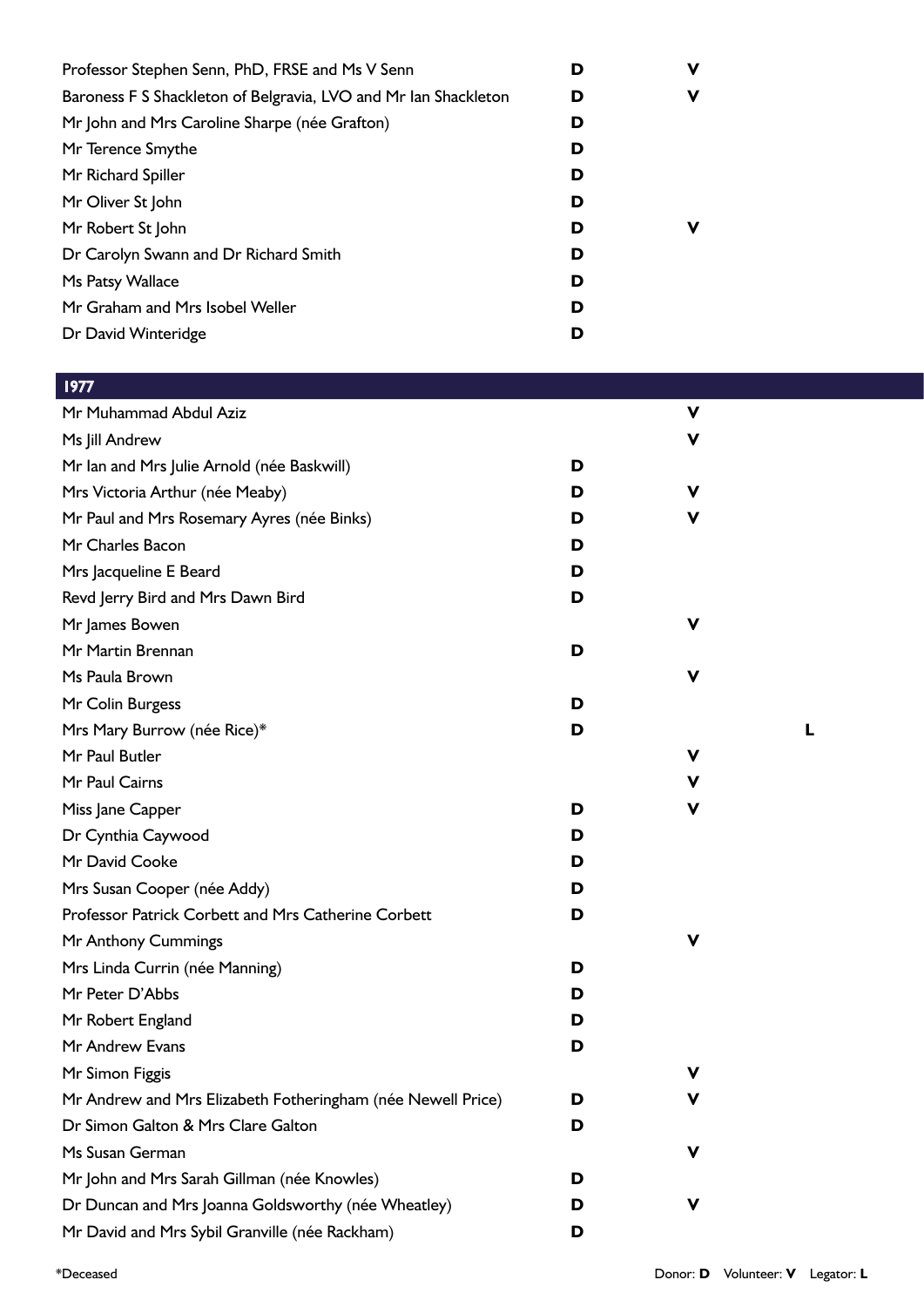| Name | Donor | Volunteer | Legator |
|---|---|---|---|
| Professor Stephen Senn, PhD, FRSE and Ms V Senn | **D** | **V** | |
| Baroness F S Shackleton of Belgravia, LVO and Mr Ian Shackleton | **D** | **V** | |
| Mr John and Mrs Caroline Sharpe (née Grafton) | **D** | | |
| Mr Terence Smythe | **D** | | |
| Mr Richard Spiller | **D** | | |
| Mr Oliver St John | **D** | | |
| Mr Robert St John | **D** | **V** | |
| Dr Carolyn Swann and Dr Richard Smith | **D** | | |
| Ms Patsy Wallace | **D** | | |
| Mr Graham and Mrs Isobel Weller | **D** | | |
| Dr David Winteridge | **D** | | |

## 1977

| Name | Donor | Volunteer | Legator |
|---|---|---|---|
| Mr Muhammad Abdul Aziz | | **V** | |
| Ms Jill Andrew | | **V** | |
| Mr Ian and Mrs Julie Arnold (née Baskwill) | **D** | | |
| Mrs Victoria Arthur (née Meaby) | **D** | **V** | |
| Mr Paul and Mrs Rosemary Ayres (née Binks) | **D** | **V** | |
| Mr Charles Bacon | **D** | | |
| Mrs Jacqueline E Beard | **D** | | |
| Revd Jerry Bird and Mrs Dawn Bird | **D** | | |
| Mr James Bowen | | **V** | |
| Mr Martin Brennan | **D** | | |
| Ms Paula Brown | | **V** | |
| Mr Colin Burgess | **D** | | |
| Mrs Mary Burrow (née Rice)* | **D** | | **L** |
| Mr Paul Butler | | **V** | |
| Mr Paul Cairns | | **V** | |
| Miss Jane Capper | **D** | **V** | |
| Dr Cynthia Caywood | **D** | | |
| Mr David Cooke | **D** | | |
| Mrs Susan Cooper (née Addy) | **D** | | |
| Professor Patrick Corbett and Mrs Catherine Corbett | **D** | | |
| Mr Anthony Cummings | | **V** | |
| Mrs Linda Currin (née Manning) | **D** | | |
| Mr Peter D'Abbs | **D** | | |
| Mr Robert England | **D** | | |
| Mr Andrew Evans | **D** | | |
| Mr Simon Figgis | | **V** | |
| Mr Andrew and Mrs Elizabeth Fotheringham (née Newell Price) | **D** | **V** | |
| Dr Simon Galton & Mrs Clare Galton | **D** | | |
| Ms Susan German | | **V** | |
| Mr John and Mrs Sarah Gillman (née Knowles) | **D** | | |
| Dr Duncan and Mrs Joanna Goldsworthy (née Wheatley) | **D** | **V** | |
| Mr David and Mrs Sybil Granville (née Rackham) | **D** | | |

*Deceased

Donor: **D** Volunteer: **V** Legator: **L**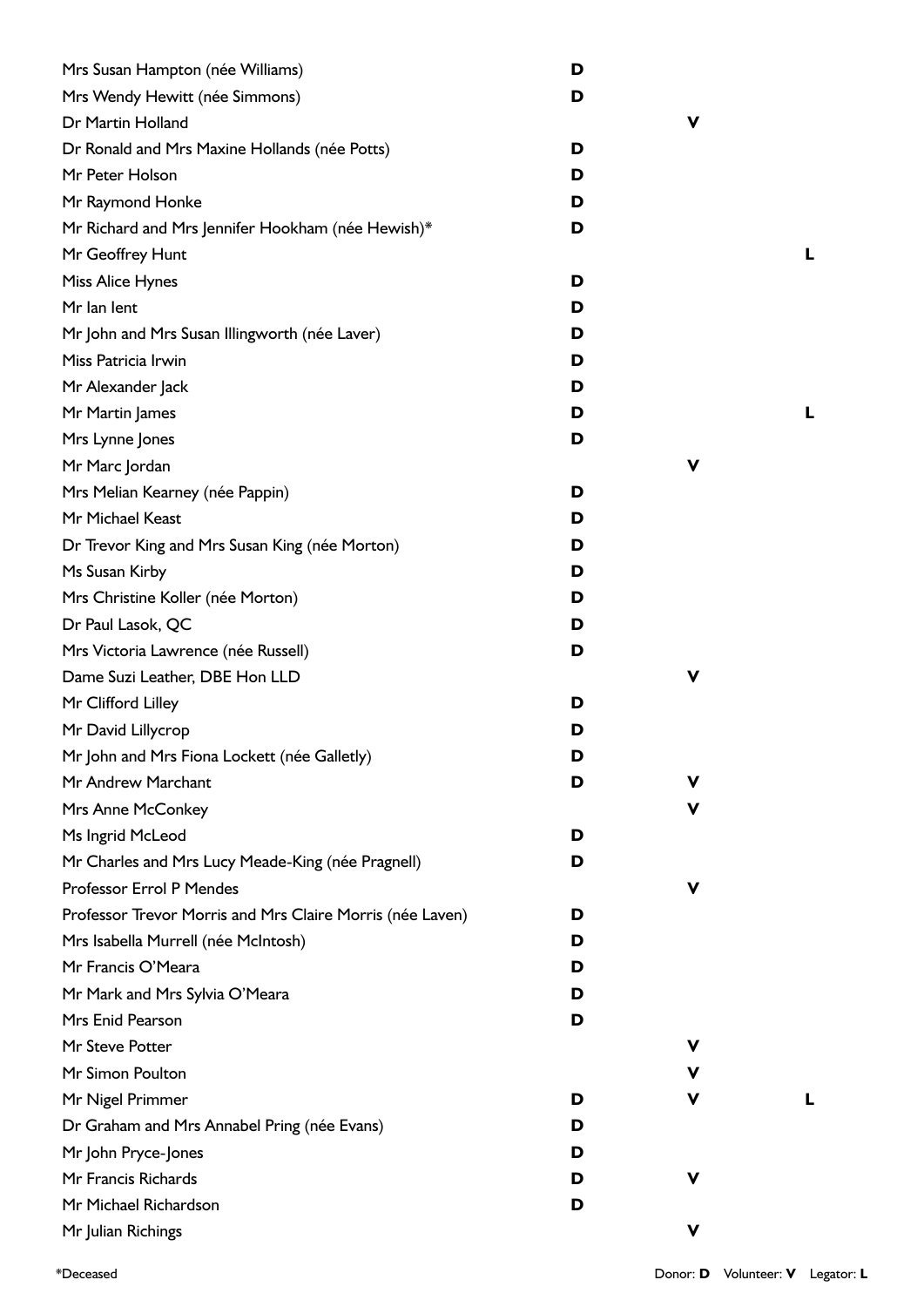| Name | Donor | Volunteer | Legator |
|---|---|---|---|
| Mrs Susan Hampton (née Williams) | D | | |
| Mrs Wendy Hewitt (née Simmons) | D | | |
| Dr Martin Holland | | V | |
| Dr Ronald and Mrs Maxine Hollands (née Potts) | D | | |
| Mr Peter Holson | D | | |
| Mr Raymond Honke | D | | |
| Mr Richard and Mrs Jennifer Hookham (née Hewish)* | D | | |
| Mr Geoffrey Hunt | | | L |
| Miss Alice Hynes | D | | |
| Mr Ian Ient | D | | |
| Mr John and Mrs Susan Illingworth (née Laver) | D | | |
| Miss Patricia Irwin | D | | |
| Mr Alexander Jack | D | | |
| Mr Martin James | D | | L |
| Mrs Lynne Jones | D | | |
| Mr Marc Jordan | | V | |
| Mrs Melian Kearney (née Pappin) | D | | |
| Mr Michael Keast | D | | |
| Dr Trevor King and Mrs Susan King (née Morton) | D | | |
| Ms Susan Kirby | D | | |
| Mrs Christine Koller (née Morton) | D | | |
| Dr Paul Lasok, QC | D | | |
| Mrs Victoria Lawrence (née Russell) | D | | |
| Dame Suzi Leather, DBE Hon LLD | | V | |
| Mr Clifford Lilley | D | | |
| Mr David Lillycrop | D | | |
| Mr John and Mrs Fiona Lockett (née Galletly) | D | | |
| Mr Andrew Marchant | D | V | |
| Mrs Anne McConkey | | V | |
| Ms Ingrid McLeod | D | | |
| Mr Charles and Mrs Lucy Meade-King (née Pragnell) | D | | |
| Professor Errol P Mendes | | V | |
| Professor Trevor Morris and Mrs Claire Morris (née Laven) | D | | |
| Mrs Isabella Murrell (née McIntosh) | D | | |
| Mr Francis O'Meara | D | | |
| Mr Mark and Mrs Sylvia O'Meara | D | | |
| Mrs Enid Pearson | D | | |
| Mr Steve Potter | | V | |
| Mr Simon Poulton | | V | |
| Mr Nigel Primmer | D | V | L |
| Dr Graham and Mrs Annabel Pring (née Evans) | D | | |
| Mr John Pryce-Jones | D | | |
| Mr Francis Richards | D | V | |
| Mr Michael Richardson | D | | |
| Mr Julian Richings | | V | |

*Deceased

Donor: **D** Volunteer: **V** Legator: **L**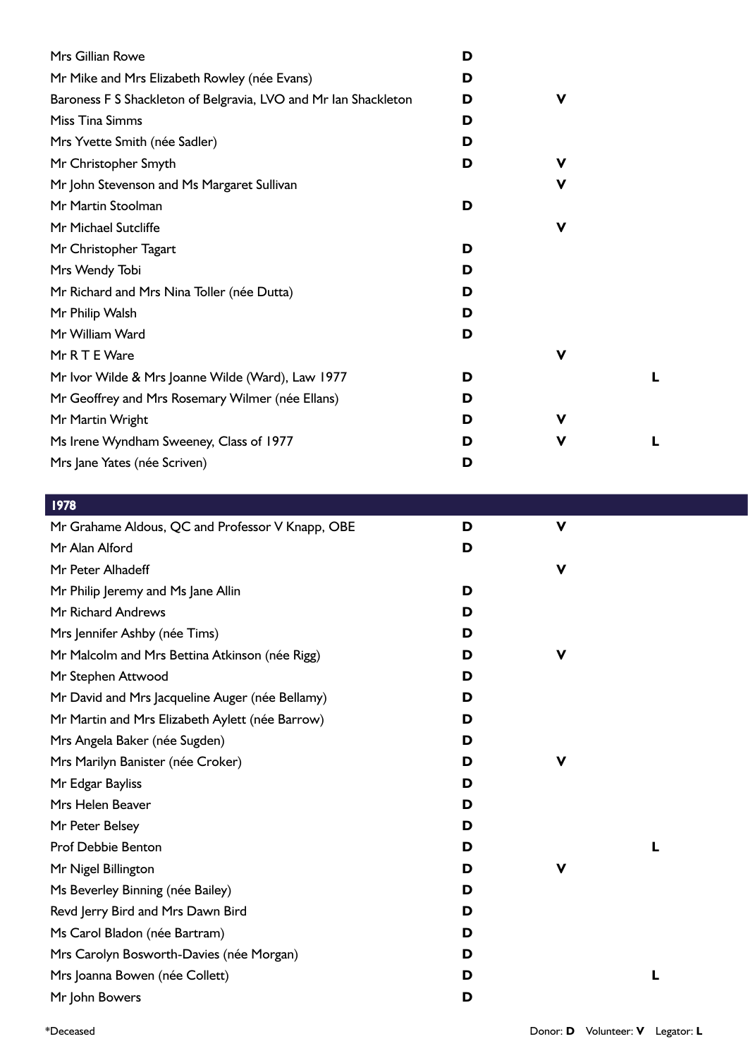| | | | |
|---|---|---|---|
| Mrs Gillian Rowe | D | | |
| Mr Mike and Mrs Elizabeth Rowley (née Evans) | D | | |
| Baroness F S Shackleton of Belgravia, LVO and Mr Ian Shackleton | D | V | |
| Miss Tina Simms | D | | |
| Mrs Yvette Smith (née Sadler) | D | | |
| Mr Christopher Smyth | D | V | |
| Mr John Stevenson and Ms Margaret Sullivan | | V | |
| Mr Martin Stoolman | D | | |
| Mr Michael Sutcliffe | | V | |
| Mr Christopher Tagart | D | | |
| Mrs Wendy Tobi | D | | |
| Mr Richard and Mrs Nina Toller (née Dutta) | D | | |
| Mr Philip Walsh | D | | |
| Mr William Ward | D | | |
| Mr R T E Ware | | V | |
| Mr Ivor Wilde & Mrs Joanne Wilde (Ward), Law 1977 | D | | L |
| Mr Geoffrey and Mrs Rosemary Wilmer (née Ellans) | D | | |
| Mr Martin Wright | D | V | |
| Ms Irene Wyndham Sweeney, Class of 1977 | D | V | L |
| Mrs Jane Yates (née Scriven) | D | | |

## 1978

| | | | |
|---|---|---|---|
| Mr Grahame Aldous, QC and Professor V Knapp, OBE | D | V | |
| Mr Alan Alford | D | | |
| Mr Peter Alhadeff | | V | |
| Mr Philip Jeremy and Ms Jane Allin | D | | |
| Mr Richard Andrews | D | | |
| Mrs Jennifer Ashby (née Tims) | D | | |
| Mr Malcolm and Mrs Bettina Atkinson (née Rigg) | D | V | |
| Mr Stephen Attwood | D | | |
| Mr David and Mrs Jacqueline Auger (née Bellamy) | D | | |
| Mr Martin and Mrs Elizabeth Aylett (née Barrow) | D | | |
| Mrs Angela Baker (née Sugden) | D | | |
| Mrs Marilyn Banister (née Croker) | D | V | |
| Mr Edgar Bayliss | D | | |
| Mrs Helen Beaver | D | | |
| Mr Peter Belsey | D | | |
| Prof Debbie Benton | D | | L |
| Mr Nigel Billington | D | V | |
| Ms Beverley Binning (née Bailey) | D | | |
| Revd Jerry Bird and Mrs Dawn Bird | D | | |
| Ms Carol Bladon (née Bartram) | D | | |
| Mrs Carolyn Bosworth-Davies (née Morgan) | D | | |
| Mrs Joanna Bowen (née Collett) | D | | L |
| Mr John Bowers | D | | |

*Deceased

Donor: **D** Volunteer: **V** Legator: **L**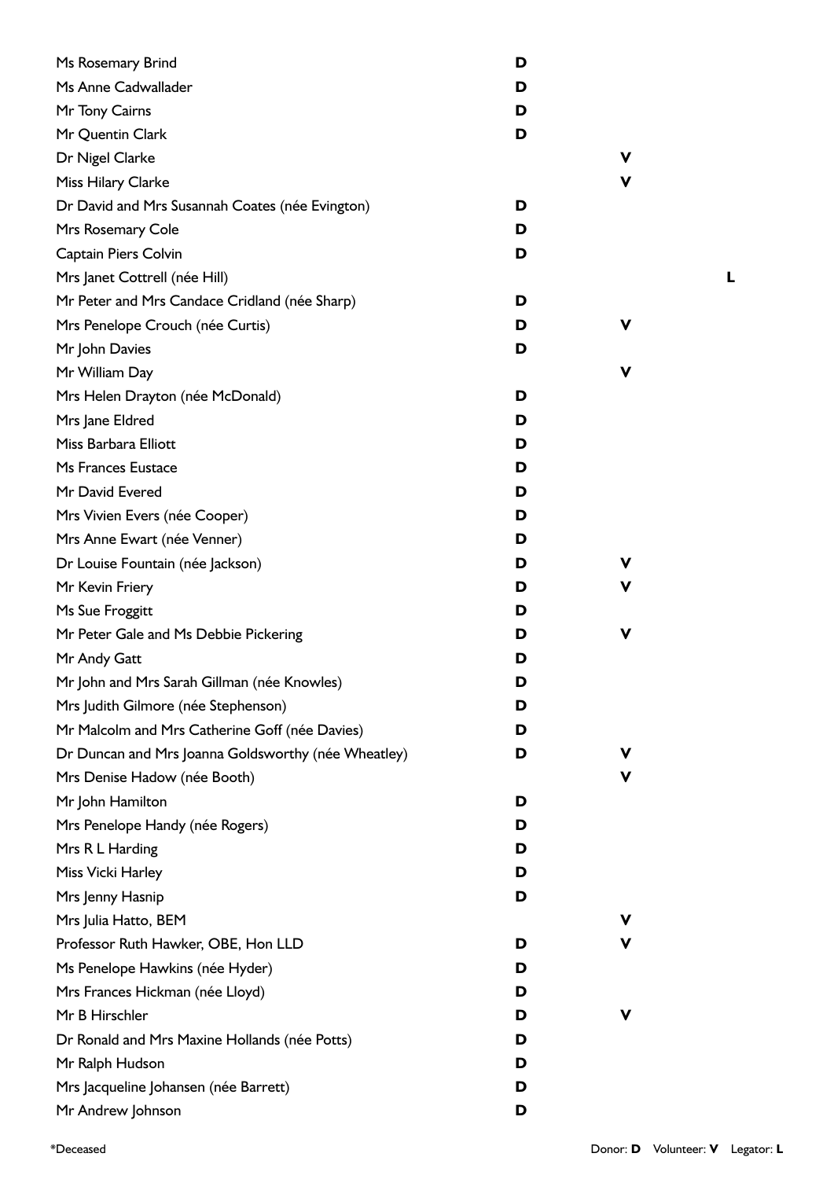| Name | Donor | Volunteer | Legator |
|---|---|---|---|
| Ms Rosemary Brind | D | | |
| Ms Anne Cadwallader | D | | |
| Mr Tony Cairns | D | | |
| Mr Quentin Clark | D | | |
| Dr Nigel Clarke | | V | |
| Miss Hilary Clarke | | V | |
| Dr David and Mrs Susannah Coates (née Evington) | D | | |
| Mrs Rosemary Cole | D | | |
| Captain Piers Colvin | D | | |
| Mrs Janet Cottrell (née Hill) | | | L |
| Mr Peter and Mrs Candace Cridland (née Sharp) | D | | |
| Mrs Penelope Crouch (née Curtis) | D | V | |
| Mr John Davies | D | | |
| Mr William Day | | V | |
| Mrs Helen Drayton (née McDonald) | D | | |
| Mrs Jane Eldred | D | | |
| Miss Barbara Elliott | D | | |
| Ms Frances Eustace | D | | |
| Mr David Evered | D | | |
| Mrs Vivien Evers (née Cooper) | D | | |
| Mrs Anne Ewart (née Venner) | D | | |
| Dr Louise Fountain (née Jackson) | D | V | |
| Mr Kevin Friery | D | V | |
| Ms Sue Froggitt | D | | |
| Mr Peter Gale and Ms Debbie Pickering | D | V | |
| Mr Andy Gatt | D | | |
| Mr John and Mrs Sarah Gillman (née Knowles) | D | | |
| Mrs Judith Gilmore (née Stephenson) | D | | |
| Mr Malcolm and Mrs Catherine Goff (née Davies) | D | | |
| Dr Duncan and Mrs Joanna Goldsworthy (née Wheatley) | D | V | |
| Mrs Denise Hadow (née Booth) | | V | |
| Mr John Hamilton | D | | |
| Mrs Penelope Handy (née Rogers) | D | | |
| Mrs R L Harding | D | | |
| Miss Vicki Harley | D | | |
| Mrs Jenny Hasnip | D | | |
| Mrs Julia Hatto, BEM | | V | |
| Professor Ruth Hawker, OBE, Hon LLD | D | V | |
| Ms Penelope Hawkins (née Hyder) | D | | |
| Mrs Frances Hickman (née Lloyd) | D | | |
| Mr B Hirschler | D | V | |
| Dr Ronald and Mrs Maxine Hollands (née Potts) | D | | |
| Mr Ralph Hudson | D | | |
| Mrs Jacqueline Johansen (née Barrett) | D | | |
| Mr Andrew Johnson | D | | |

*Deceased

Donor: **D** Volunteer: **V** Legator: **L**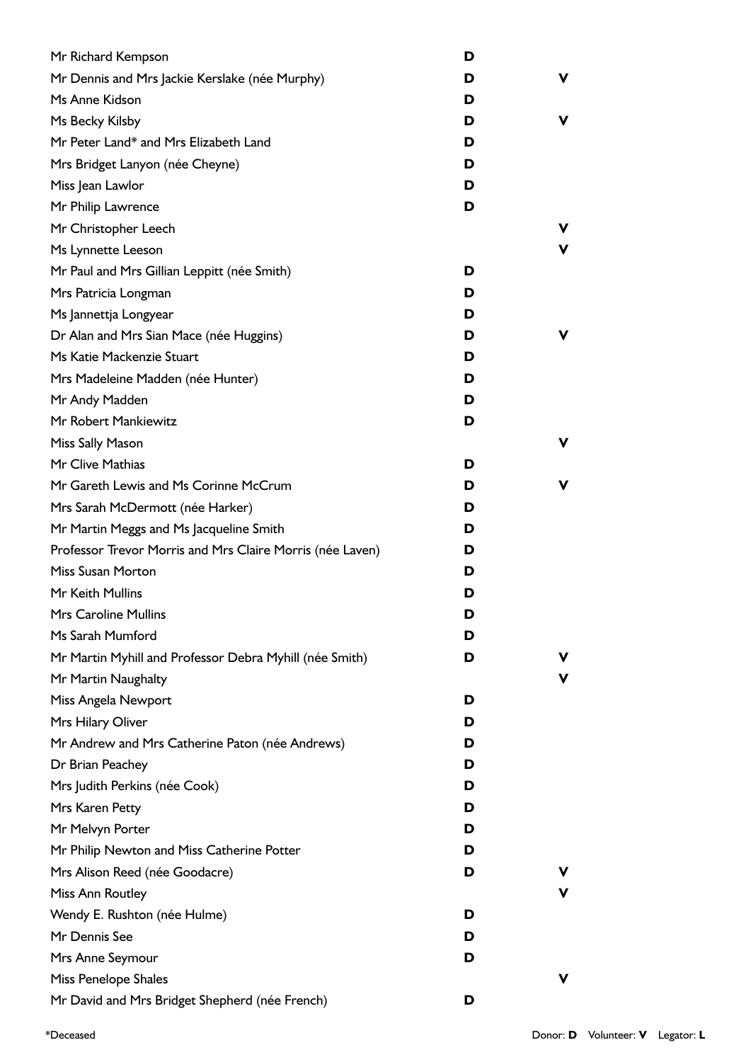| Name | Donor | Volunteer |
|---|---|---|
| Mr Richard Kempson | D | |
| Mr Dennis and Mrs Jackie Kerslake (née Murphy) | D | V |
| Ms Anne Kidson | D | |
| Ms Becky Kilsby | D | V |
| Mr Peter Land* and Mrs Elizabeth Land | D | |
| Mrs Bridget Lanyon (née Cheyne) | D | |
| Miss Jean Lawlor | D | |
| Mr Philip Lawrence | D | |
| Mr Christopher Leech | | V |
| Ms Lynnette Leeson | | V |
| Mr Paul and Mrs Gillian Leppitt (née Smith) | D | |
| Mrs Patricia Longman | D | |
| Ms Jannettja Longyear | D | |
| Dr Alan and Mrs Sian Mace (née Huggins) | D | V |
| Ms Katie Mackenzie Stuart | D | |
| Mrs Madeleine Madden (née Hunter) | D | |
| Mr Andy Madden | D | |
| Mr Robert Mankiewitz | D | |
| Miss Sally Mason | | V |
| Mr Clive Mathias | D | |
| Mr Gareth Lewis and Ms Corinne McCrum | D | V |
| Mrs Sarah McDermott (née Harker) | D | |
| Mr Martin Meggs and Ms Jacqueline Smith | D | |
| Professor Trevor Morris and Mrs Claire Morris (née Laven) | D | |
| Miss Susan Morton | D | |
| Mr Keith Mullins | D | |
| Mrs Caroline Mullins | D | |
| Ms Sarah Mumford | D | |
| Mr Martin Myhill and Professor Debra Myhill (née Smith) | D | V |
| Mr Martin Naughalty | | V |
| Miss Angela Newport | D | |
| Mrs Hilary Oliver | D | |
| Mr Andrew and Mrs Catherine Paton (née Andrews) | D | |
| Dr Brian Peachey | D | |
| Mrs Judith Perkins (née Cook) | D | |
| Mrs Karen Petty | D | |
| Mr Melvyn Porter | D | |
| Mr Philip Newton and Miss Catherine Potter | D | |
| Mrs Alison Reed (née Goodacre) | D | V |
| Miss Ann Routley | | V |
| Wendy E. Rushton (née Hulme) | D | |
| Mr Dennis See | D | |
| Mrs Anne Seymour | D | |
| Miss Penelope Shales | | V |
| Mr David and Mrs Bridget Shepherd (née French) | D | |

*Deceased

Donor: **D** Volunteer: **V** Legator: **L**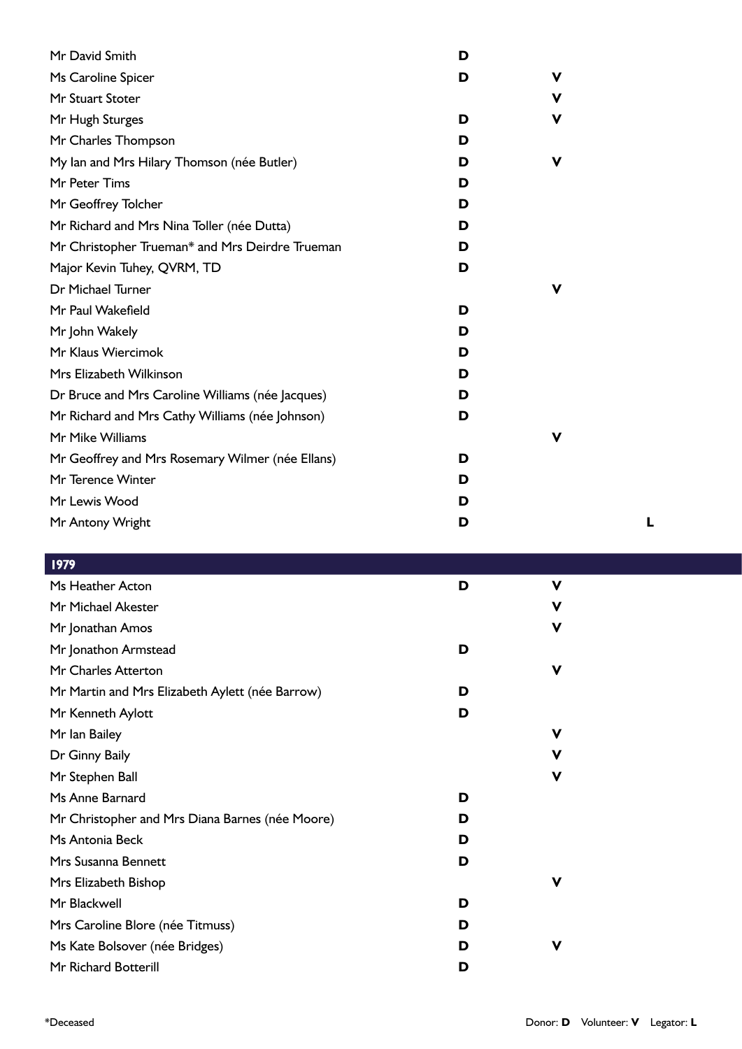| Name | Donor | Volunteer | Legator |
| --- | --- | --- | --- |
| Mr David Smith | D | | |
| Ms Caroline Spicer | D | V | |
| Mr Stuart Stoter | | V | |
| Mr Hugh Sturges | D | V | |
| Mr Charles Thompson | D | | |
| My Ian and Mrs Hilary Thomson (née Butler) | D | V | |
| Mr Peter Tims | D | | |
| Mr Geoffrey Tolcher | D | | |
| Mr Richard and Mrs Nina Toller (née Dutta) | D | | |
| Mr Christopher Trueman* and Mrs Deirdre Trueman | D | | |
| Major Kevin Tuhey, QVRM, TD | D | | |
| Dr Michael Turner | | V | |
| Mr Paul Wakefield | D | | |
| Mr John Wakely | D | | |
| Mr Klaus Wiercimok | D | | |
| Mrs Elizabeth Wilkinson | D | | |
| Dr Bruce and Mrs Caroline Williams (née Jacques) | D | | |
| Mr Richard and Mrs Cathy Williams (née Johnson) | D | | |
| Mr Mike Williams | | V | |
| Mr Geoffrey and Mrs Rosemary Wilmer (née Ellans) | D | | |
| Mr Terence Winter | D | | |
| Mr Lewis Wood | D | | |
| Mr Antony Wright | D | | L |

## 1979

| Name | Donor | Volunteer | Legator |
| --- | --- | --- | --- |
| Ms Heather Acton | D | V | |
| Mr Michael Akester | | V | |
| Mr Jonathan Amos | | V | |
| Mr Jonathon Armstead | D | | |
| Mr Charles Atterton | | V | |
| Mr Martin and Mrs Elizabeth Aylett (née Barrow) | D | | |
| Mr Kenneth Aylott | D | | |
| Mr Ian Bailey | | V | |
| Dr Ginny Baily | | V | |
| Mr Stephen Ball | | V | |
| Ms Anne Barnard | D | | |
| Mr Christopher and Mrs Diana Barnes (née Moore) | D | | |
| Ms Antonia Beck | D | | |
| Mrs Susanna Bennett | D | | |
| Mrs Elizabeth Bishop | | V | |
| Mr Blackwell | D | | |
| Mrs Caroline Blore (née Titmuss) | D | | |
| Ms Kate Bolsover (née Bridges) | D | V | |
| Mr Richard Botterill | D | | |

*Deceased

Donor: **D** Volunteer: **V** Legator: **L**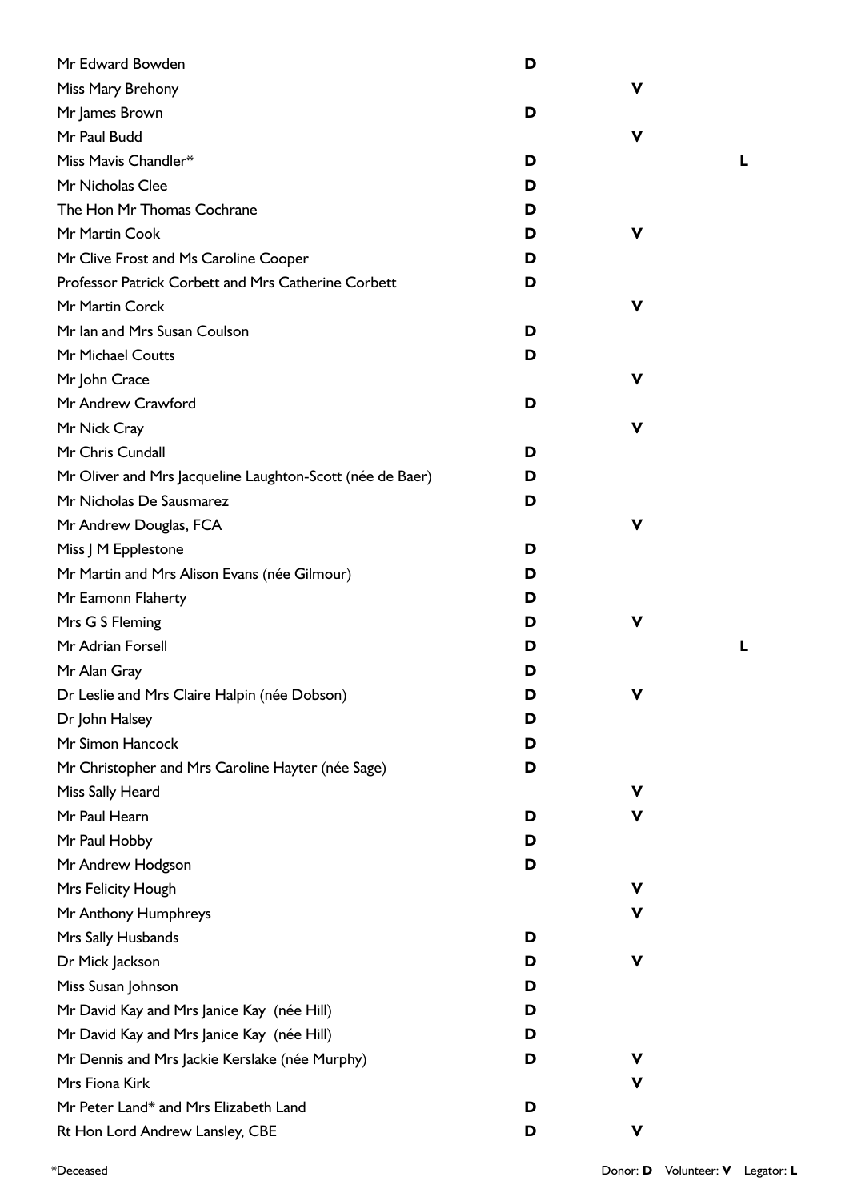| Name | Donor | Volunteer | Legator |
|---|---|---|---|
| Mr Edward Bowden | D | | |
| Miss Mary Brehony | | V | |
| Mr James Brown | D | | |
| Mr Paul Budd | | V | |
| Miss Mavis Chandler* | D | | L |
| Mr Nicholas Clee | D | | |
| The Hon Mr Thomas Cochrane | D | | |
| Mr Martin Cook | D | V | |
| Mr Clive Frost and Ms Caroline Cooper | D | | |
| Professor Patrick Corbett and Mrs Catherine Corbett | D | | |
| Mr Martin Corck | | V | |
| Mr Ian and Mrs Susan Coulson | D | | |
| Mr Michael Coutts | D | | |
| Mr John Crace | | V | |
| Mr Andrew Crawford | D | | |
| Mr Nick Cray | | V | |
| Mr Chris Cundall | D | | |
| Mr Oliver and Mrs Jacqueline Laughton-Scott (née de Baer) | D | | |
| Mr Nicholas De Sausmarez | D | | |
| Mr Andrew Douglas, FCA | | V | |
| Miss J M Epplestone | D | | |
| Mr Martin and Mrs Alison Evans (née Gilmour) | D | | |
| Mr Eamonn Flaherty | D | | |
| Mrs G S Fleming | D | V | |
| Mr Adrian Forsell | D | | L |
| Mr Alan Gray | D | | |
| Dr Leslie and Mrs Claire Halpin (née Dobson) | D | V | |
| Dr John Halsey | D | | |
| Mr Simon Hancock | D | | |
| Mr Christopher and Mrs Caroline Hayter (née Sage) | D | | |
| Miss Sally Heard | | V | |
| Mr Paul Hearn | D | V | |
| Mr Paul Hobby | D | | |
| Mr Andrew Hodgson | D | | |
| Mrs Felicity Hough | | V | |
| Mr Anthony Humphreys | | V | |
| Mrs Sally Husbands | D | | |
| Dr Mick Jackson | D | V | |
| Miss Susan Johnson | D | | |
| Mr David Kay and Mrs Janice Kay (née Hill) | D | | |
| Mr David Kay and Mrs Janice Kay (née Hill) | D | | |
| Mr Dennis and Mrs Jackie Kerslake (née Murphy) | D | V | |
| Mrs Fiona Kirk | | V | |
| Mr Peter Land* and Mrs Elizabeth Land | D | | |
| Rt Hon Lord Andrew Lansley, CBE | D | V | |

*Deceased

Donor: **D** Volunteer: **V** Legator: **L**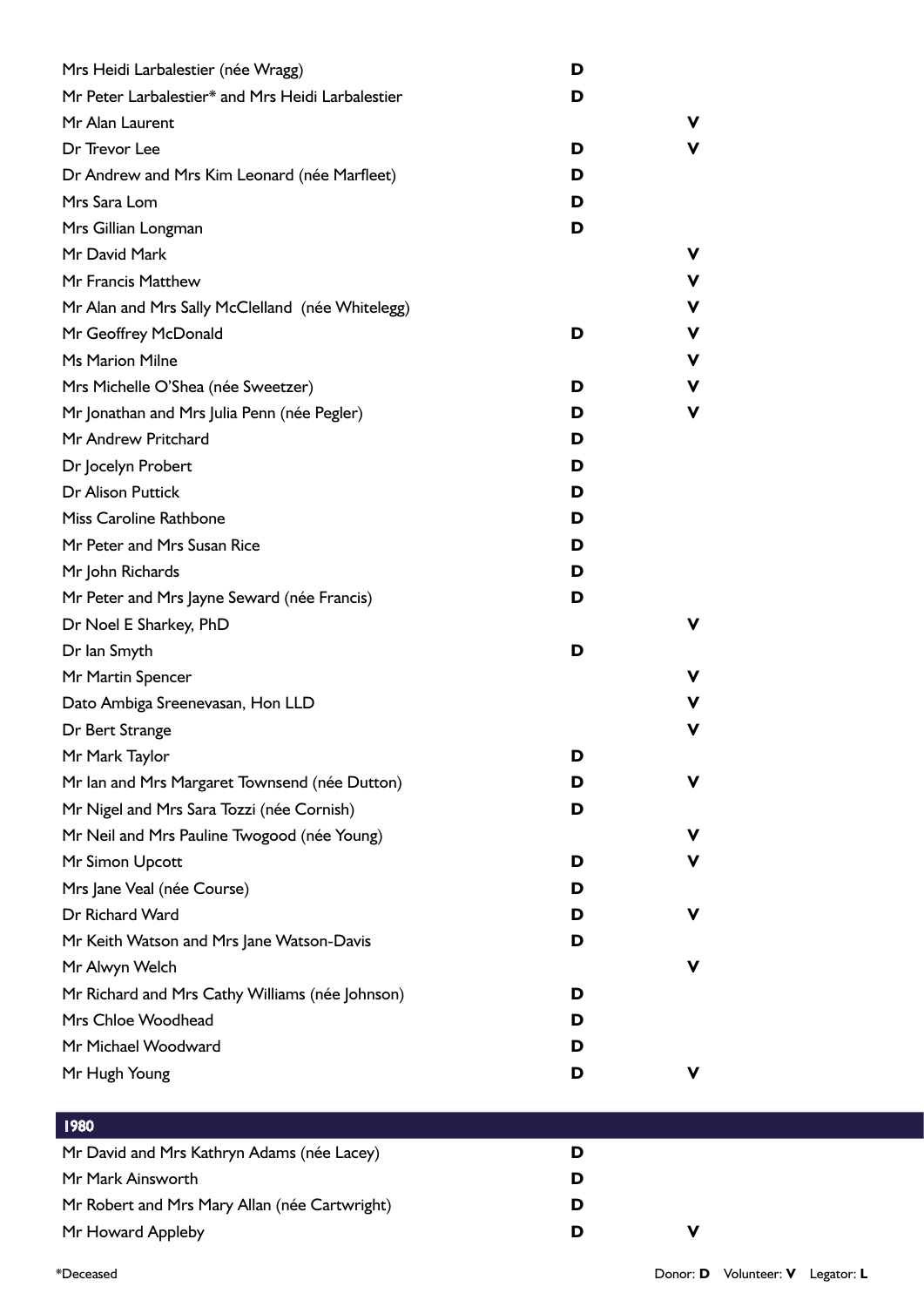| Name | Donor | Volunteer |
| --- | --- | --- |
| Mrs Heidi Larbalestier (née Wragg) | D | |
| Mr Peter Larbalestier* and Mrs Heidi Larbalestier | D | |
| Mr Alan Laurent | | V |
| Dr Trevor Lee | D | V |
| Dr Andrew and Mrs Kim Leonard (née Marfleet) | D | |
| Mrs Sara Lom | D | |
| Mrs Gillian Longman | D | |
| Mr David Mark | | V |
| Mr Francis Matthew | | V |
| Mr Alan and Mrs Sally McClelland (née Whitelegg) | | V |
| Mr Geoffrey McDonald | D | V |
| Ms Marion Milne | | V |
| Mrs Michelle O'Shea (née Sweetzer) | D | V |
| Mr Jonathan and Mrs Julia Penn (née Pegler) | D | V |
| Mr Andrew Pritchard | D | |
| Dr Jocelyn Probert | D | |
| Dr Alison Puttick | D | |
| Miss Caroline Rathbone | D | |
| Mr Peter and Mrs Susan Rice | D | |
| Mr John Richards | D | |
| Mr Peter and Mrs Jayne Seward (née Francis) | D | |
| Dr Noel E Sharkey, PhD | | V |
| Dr Ian Smyth | D | |
| Mr Martin Spencer | | V |
| Dato Ambiga Sreenevasan, Hon LLD | | V |
| Dr Bert Strange | | V |
| Mr Mark Taylor | D | |
| Mr Ian and Mrs Margaret Townsend (née Dutton) | D | V |
| Mr Nigel and Mrs Sara Tozzi (née Cornish) | D | |
| Mr Neil and Mrs Pauline Twogood (née Young) | | V |
| Mr Simon Upcott | D | V |
| Mrs Jane Veal (née Course) | D | |
| Dr Richard Ward | D | V |
| Mr Keith Watson and Mrs Jane Watson-Davis | D | |
| Mr Alwyn Welch | | V |
| Mr Richard and Mrs Cathy Williams (née Johnson) | D | |
| Mrs Chloe Woodhead | D | |
| Mr Michael Woodward | D | |
| Mr Hugh Young | D | V |

## 1980

| Name | Donor | Volunteer |
| --- | --- | --- |
| Mr David and Mrs Kathryn Adams (née Lacey) | D | |
| Mr Mark Ainsworth | D | |
| Mr Robert and Mrs Mary Allan (née Cartwright) | D | |
| Mr Howard Appleby | D | V |

*Deceased

Donor: **D** Volunteer: **V** Legator: **L**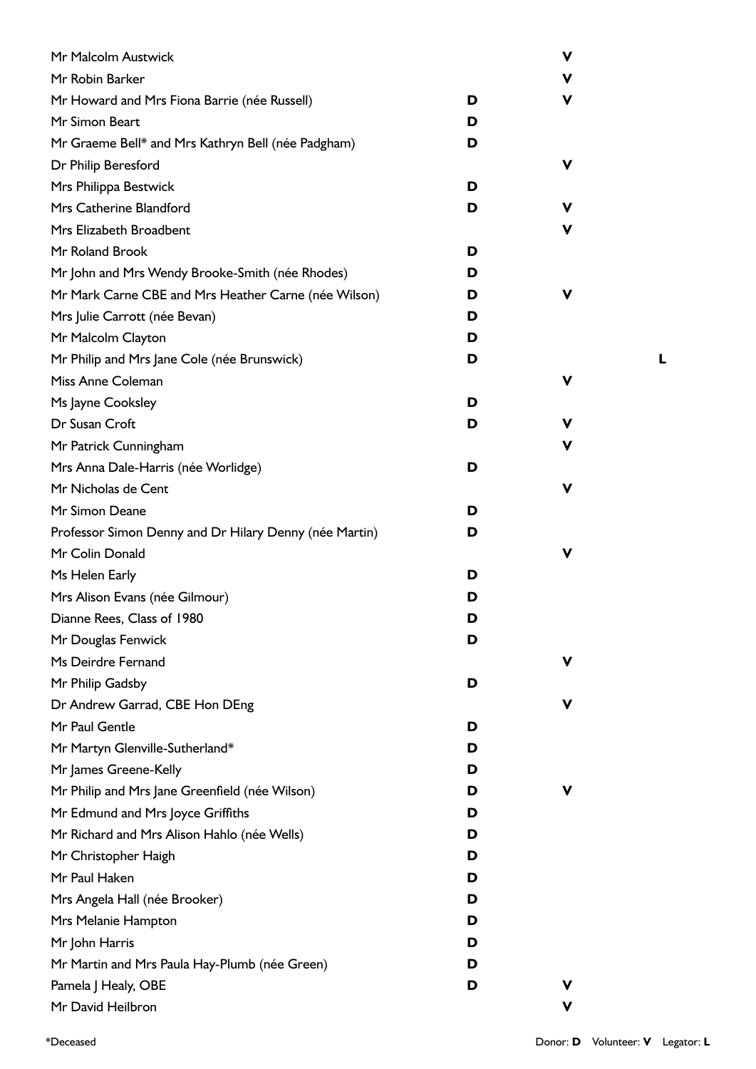| Name | Donor | Volunteer | Legator |
| --- | --- | --- | --- |
| Mr Malcolm Austwick | | V | |
| Mr Robin Barker | | V | |
| Mr Howard and Mrs Fiona Barrie (née Russell) | D | V | |
| Mr Simon Beart | D | | |
| Mr Graeme Bell* and Mrs Kathryn Bell (née Padgham) | D | | |
| Dr Philip Beresford | | V | |
| Mrs Philippa Bestwick | D | | |
| Mrs Catherine Blandford | D | V | |
| Mrs Elizabeth Broadbent | | V | |
| Mr Roland Brook | D | | |
| Mr John and Mrs Wendy Brooke-Smith (née Rhodes) | D | | |
| Mr Mark Carne CBE and Mrs Heather Carne (née Wilson) | D | V | |
| Mrs Julie Carrott (née Bevan) | D | | |
| Mr Malcolm Clayton | D | | |
| Mr Philip and Mrs Jane Cole (née Brunswick) | D | | L |
| Miss Anne Coleman | | V | |
| Ms Jayne Cooksley | D | | |
| Dr Susan Croft | D | V | |
| Mr Patrick Cunningham | | V | |
| Mrs Anna Dale-Harris (née Worlidge) | D | | |
| Mr Nicholas de Cent | | V | |
| Mr Simon Deane | D | | |
| Professor Simon Denny and Dr Hilary Denny (née Martin) | D | | |
| Mr Colin Donald | | V | |
| Ms Helen Early | D | | |
| Mrs Alison Evans (née Gilmour) | D | | |
| Dianne Rees, Class of 1980 | D | | |
| Mr Douglas Fenwick | D | | |
| Ms Deirdre Fernand | | V | |
| Mr Philip Gadsby | D | | |
| Dr Andrew Garrad, CBE Hon DEng | | V | |
| Mr Paul Gentle | D | | |
| Mr Martyn Glenville-Sutherland* | D | | |
| Mr James Greene-Kelly | D | | |
| Mr Philip and Mrs Jane Greenfield (née Wilson) | D | V | |
| Mr Edmund and Mrs Joyce Griffiths | D | | |
| Mr Richard and Mrs Alison Hahlo (née Wells) | D | | |
| Mr Christopher Haigh | D | | |
| Mr Paul Haken | D | | |
| Mrs Angela Hall (née Brooker) | D | | |
| Mrs Melanie Hampton | D | | |
| Mr John Harris | D | | |
| Mr Martin and Mrs Paula Hay-Plumb (née Green) | D | | |
| Pamela J Healy, OBE | D | V | |
| Mr David Heilbron | | V | |

*Deceased

Donor: **D** Volunteer: **V** Legator: **L**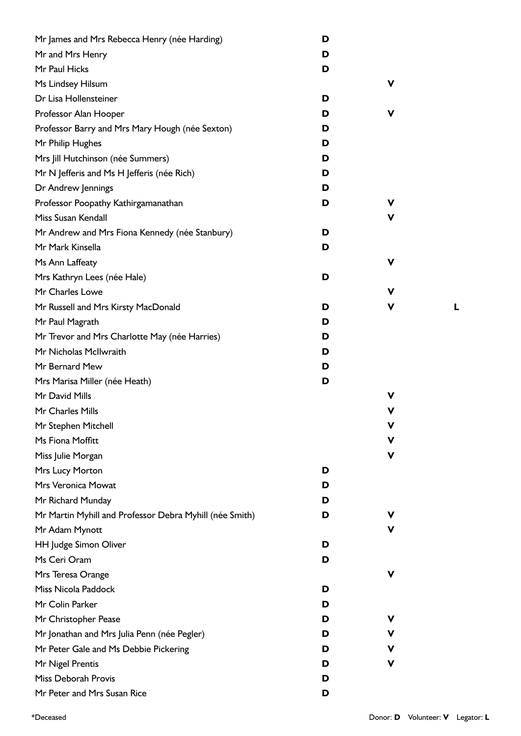| Name | Donor | Volunteer | Legator |
|---|---|---|---|
| Mr James and Mrs Rebecca Henry (née Harding) | **D** | | |
| Mr and Mrs Henry | **D** | | |
| Mr Paul Hicks | **D** | | |
| Ms Lindsey Hilsum | | **V** | |
| Dr Lisa Hollensteiner | **D** | | |
| Professor Alan Hooper | **D** | **V** | |
| Professor Barry and Mrs Mary Hough (née Sexton) | **D** | | |
| Mr Philip Hughes | **D** | | |
| Mrs Jill Hutchinson (née Summers) | **D** | | |
| Mr N Jefferis and Ms H Jefferis (née Rich) | **D** | | |
| Dr Andrew Jennings | **D** | | |
| Professor Poopathy Kathirgamanathan | **D** | **V** | |
| Miss Susan Kendall | | **V** | |
| Mr Andrew and Mrs Fiona Kennedy (née Stanbury) | **D** | | |
| Mr Mark Kinsella | **D** | | |
| Ms Ann Laffeaty | | **V** | |
| Mrs Kathryn Lees (née Hale) | **D** | | |
| Mr Charles Lowe | | **V** | |
| Mr Russell and Mrs Kirsty MacDonald | **D** | **V** | **L** |
| Mr Paul Magrath | **D** | | |
| Mr Trevor and Mrs Charlotte May (née Harries) | **D** | | |
| Mr Nicholas McIlwraith | **D** | | |
| Mr Bernard Mew | **D** | | |
| Mrs Marisa Miller (née Heath) | **D** | | |
| Mr David Mills | | **V** | |
| Mr Charles Mills | | **V** | |
| Mr Stephen Mitchell | | **V** | |
| Ms Fiona Moffitt | | **V** | |
| Miss Julie Morgan | | **V** | |
| Mrs Lucy Morton | **D** | | |
| Mrs Veronica Mowat | **D** | | |
| Mr Richard Munday | **D** | | |
| Mr Martin Myhill and Professor Debra Myhill (née Smith) | **D** | **V** | |
| Mr Adam Mynott | | **V** | |
| HH Judge Simon Oliver | **D** | | |
| Ms Ceri Oram | **D** | | |
| Mrs Teresa Orange | | **V** | |
| Miss Nicola Paddock | **D** | | |
| Mr Colin Parker | **D** | | |
| Mr Christopher Pease | **D** | **V** | |
| Mr Jonathan and Mrs Julia Penn (née Pegler) | **D** | **V** | |
| Mr Peter Gale and Ms Debbie Pickering | **D** | **V** | |
| Mr Nigel Prentis | **D** | **V** | |
| Miss Deborah Provis | **D** | | |
| Mr Peter and Mrs Susan Rice | **D** | | |

*Deceased

Donor: **D** Volunteer: **V** Legator: **L**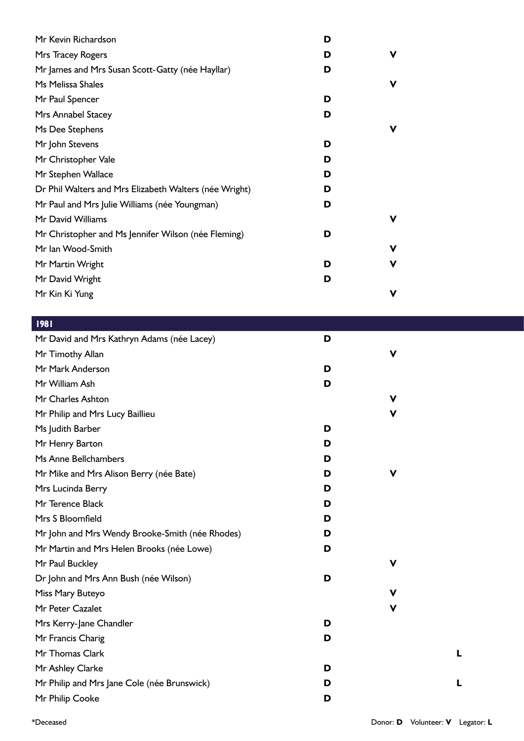| Name | Donor | Volunteer | Legator |
|---|---|---|---|
| Mr Kevin Richardson | D | | |
| Mrs Tracey Rogers | D | V | |
| Mr James and Mrs Susan Scott-Gatty (née Hayllar) | D | | |
| Ms Melissa Shales | | V | |
| Mr Paul Spencer | D | | |
| Mrs Annabel Stacey | D | | |
| Ms Dee Stephens | | V | |
| Mr John Stevens | D | | |
| Mr Christopher Vale | D | | |
| Mr Stephen Wallace | D | | |
| Dr Phil Walters and Mrs Elizabeth Walters (née Wright) | D | | |
| Mr Paul and Mrs Julie Williams (née Youngman) | D | | |
| Mr David Williams | | V | |
| Mr Christopher and Ms Jennifer Wilson (née Fleming) | D | | |
| Mr Ian Wood-Smith | | V | |
| Mr Martin Wright | D | V | |
| Mr David Wright | D | | |
| Mr Kin Ki Yung | | V | |

## 1981

| Name | Donor | Volunteer | Legator |
|---|---|---|---|
| Mr David and Mrs Kathryn Adams (née Lacey) | D | | |
| Mr Timothy Allan | | V | |
| Mr Mark Anderson | D | | |
| Mr William Ash | D | | |
| Mr Charles Ashton | | V | |
| Mr Philip and Mrs Lucy Baillieu | | V | |
| Ms Judith Barber | D | | |
| Mr Henry Barton | D | | |
| Ms Anne Bellchambers | D | | |
| Mr Mike and Mrs Alison Berry (née Bate) | D | V | |
| Mrs Lucinda Berry | D | | |
| Mr Terence Black | D | | |
| Mrs S Bloomfield | D | | |
| Mr John and Mrs Wendy Brooke-Smith (née Rhodes) | D | | |
| Mr Martin and Mrs Helen Brooks (née Lowe) | D | | |
| Mr Paul Buckley | | V | |
| Dr John and Mrs Ann Bush (née Wilson) | D | | |
| Miss Mary Buteyo | | V | |
| Mr Peter Cazalet | | V | |
| Mrs Kerry-Jane Chandler | D | | |
| Mr Francis Charig | D | | |
| Mr Thomas Clark | | | L |
| Mr Ashley Clarke | D | | |
| Mr Philip and Mrs Jane Cole (née Brunswick) | D | | L |
| Mr Philip Cooke | D | | |

*Deceased

Donor: **D** Volunteer: **V** Legator: **L**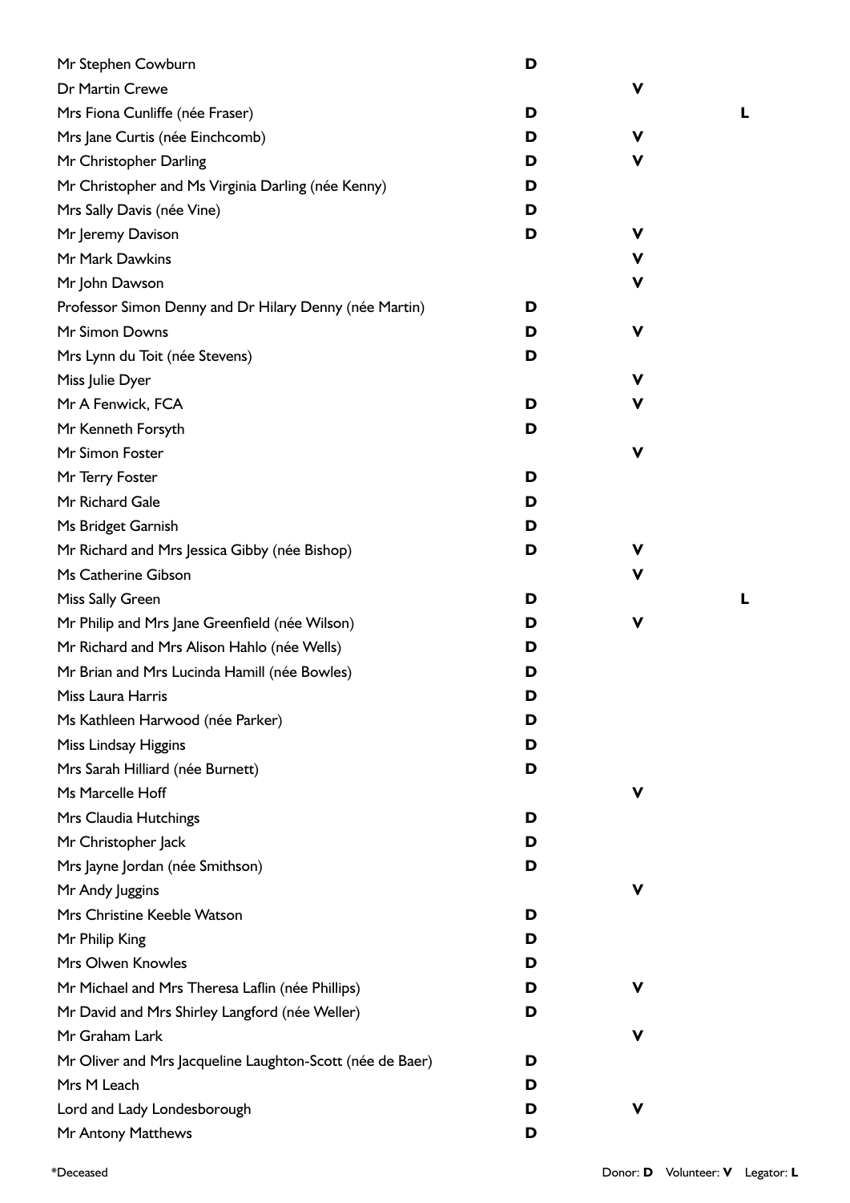| Name | Donor | Volunteer | Legator |
| --- | --- | --- | --- |
| Mr Stephen Cowburn | D | | |
| Dr Martin Crewe | | V | |
| Mrs Fiona Cunliffe (née Fraser) | D | | L |
| Mrs Jane Curtis (née Einchcomb) | D | V | |
| Mr Christopher Darling | D | V | |
| Mr Christopher and Ms Virginia Darling (née Kenny) | D | | |
| Mrs Sally Davis (née Vine) | D | | |
| Mr Jeremy Davison | D | V | |
| Mr Mark Dawkins | | V | |
| Mr John Dawson | | V | |
| Professor Simon Denny and Dr Hilary Denny (née Martin) | D | | |
| Mr Simon Downs | D | V | |
| Mrs Lynn du Toit (née Stevens) | D | | |
| Miss Julie Dyer | | V | |
| Mr A Fenwick, FCA | D | V | |
| Mr Kenneth Forsyth | D | | |
| Mr Simon Foster | | V | |
| Mr Terry Foster | D | | |
| Mr Richard Gale | D | | |
| Ms Bridget Garnish | D | | |
| Mr Richard and Mrs Jessica Gibby (née Bishop) | D | V | |
| Ms Catherine Gibson | | V | |
| Miss Sally Green | D | | L |
| Mr Philip and Mrs Jane Greenfield (née Wilson) | D | V | |
| Mr Richard and Mrs Alison Hahlo (née Wells) | D | | |
| Mr Brian and Mrs Lucinda Hamill (née Bowles) | D | | |
| Miss Laura Harris | D | | |
| Ms Kathleen Harwood (née Parker) | D | | |
| Miss Lindsay Higgins | D | | |
| Mrs Sarah Hilliard (née Burnett) | D | | |
| Ms Marcelle Hoff | | V | |
| Mrs Claudia Hutchings | D | | |
| Mr Christopher Jack | D | | |
| Mrs Jayne Jordan (née Smithson) | D | | |
| Mr Andy Juggins | | V | |
| Mrs Christine Keeble Watson | D | | |
| Mr Philip King | D | | |
| Mrs Olwen Knowles | D | | |
| Mr Michael and Mrs Theresa Laflin (née Phillips) | D | V | |
| Mr David and Mrs Shirley Langford (née Weller) | D | | |
| Mr Graham Lark | | V | |
| Mr Oliver and Mrs Jacqueline Laughton-Scott (née de Baer) | D | | |
| Mrs M Leach | D | | |
| Lord and Lady Londesborough | D | V | |
| Mr Antony Matthews | D | | |

*Deceased

Donor: **D** Volunteer: **V** Legator: **L**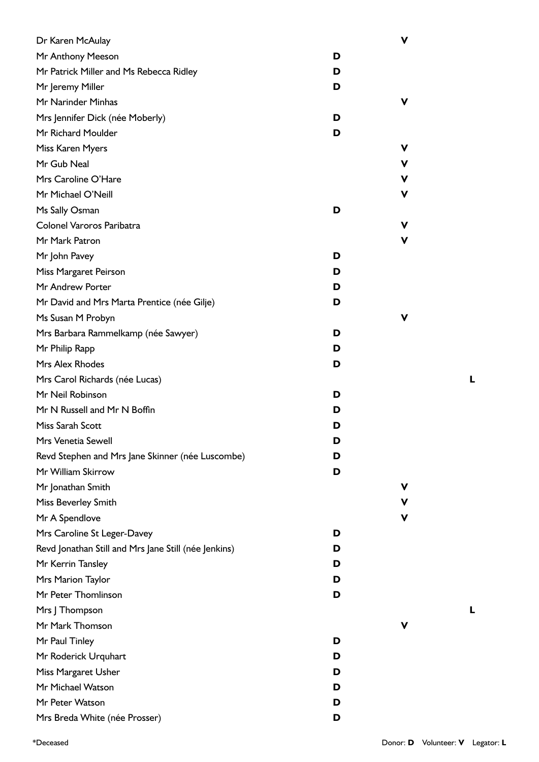| Name | Donor | Volunteer | Legator |
| --- | --- | --- | --- |
| Dr Karen McAulay | | V | |
| Mr Anthony Meeson | D | | |
| Mr Patrick Miller and Ms Rebecca Ridley | D | | |
| Mr Jeremy Miller | D | | |
| Mr Narinder Minhas | | V | |
| Mrs Jennifer Dick (née Moberly) | D | | |
| Mr Richard Moulder | D | | |
| Miss Karen Myers | | V | |
| Mr Gub Neal | | V | |
| Mrs Caroline O'Hare | | V | |
| Mr Michael O'Neill | | V | |
| Ms Sally Osman | D | | |
| Colonel Varoros Paribatra | | V | |
| Mr Mark Patron | | V | |
| Mr John Pavey | D | | |
| Miss Margaret Peirson | D | | |
| Mr Andrew Porter | D | | |
| Mr David and Mrs Marta Prentice (née Gilje) | D | | |
| Ms Susan M Probyn | | V | |
| Mrs Barbara Rammelkamp (née Sawyer) | D | | |
| Mr Philip Rapp | D | | |
| Mrs Alex Rhodes | D | | |
| Mrs Carol Richards (née Lucas) | | | L |
| Mr Neil Robinson | D | | |
| Mr N Russell and Mr N Boffin | D | | |
| Miss Sarah Scott | D | | |
| Mrs Venetia Sewell | D | | |
| Revd Stephen and Mrs Jane Skinner (née Luscombe) | D | | |
| Mr William Skirrow | D | | |
| Mr Jonathan Smith | | V | |
| Miss Beverley Smith | | V | |
| Mr A Spendlove | | V | |
| Mrs Caroline St Leger-Davey | D | | |
| Revd Jonathan Still and Mrs Jane Still (née Jenkins) | D | | |
| Mr Kerrin Tansley | D | | |
| Mrs Marion Taylor | D | | |
| Mr Peter Thomlinson | D | | |
| Mrs J Thompson | | | L |
| Mr Mark Thomson | | V | |
| Mr Paul Tinley | D | | |
| Mr Roderick Urquhart | D | | |
| Miss Margaret Usher | D | | |
| Mr Michael Watson | D | | |
| Mr Peter Watson | D | | |
| Mrs Breda White (née Prosser) | D | | |

*Deceased

Donor: **D** Volunteer: **V** Legator: **L**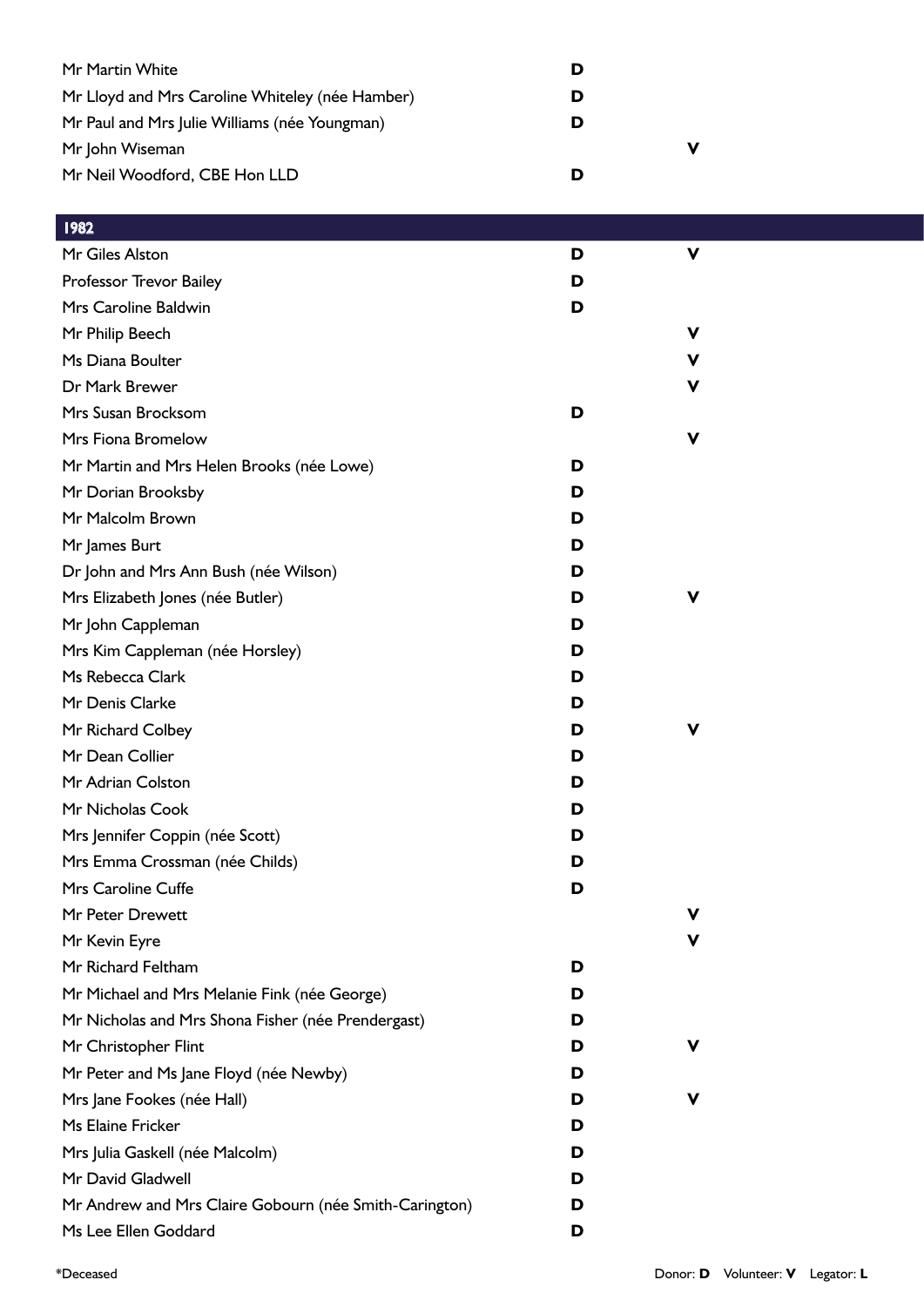| Name | Donor | Volunteer |
|---|---|---|
| Mr Martin White | D | |
| Mr Lloyd and Mrs Caroline Whiteley (née Hamber) | D | |
| Mr Paul and Mrs Julie Williams (née Youngman) | D | |
| Mr John Wiseman | | V |
| Mr Neil Woodford, CBE Hon LLD | D | |

## 1982

| Name | Donor | Volunteer |
|---|---|---|
| Mr Giles Alston | D | V |
| Professor Trevor Bailey | D | |
| Mrs Caroline Baldwin | D | |
| Mr Philip Beech | | V |
| Ms Diana Boulter | | V |
| Dr Mark Brewer | | V |
| Mrs Susan Brocksom | D | |
| Mrs Fiona Bromelow | | V |
| Mr Martin and Mrs Helen Brooks (née Lowe) | D | |
| Mr Dorian Brooksby | D | |
| Mr Malcolm Brown | D | |
| Mr James Burt | D | |
| Dr John and Mrs Ann Bush (née Wilson) | D | |
| Mrs Elizabeth Jones (née Butler) | D | V |
| Mr John Cappleman | D | |
| Mrs Kim Cappleman (née Horsley) | D | |
| Ms Rebecca Clark | D | |
| Mr Denis Clarke | D | |
| Mr Richard Colbey | D | V |
| Mr Dean Collier | D | |
| Mr Adrian Colston | D | |
| Mr Nicholas Cook | D | |
| Mrs Jennifer Coppin (née Scott) | D | |
| Mrs Emma Crossman (née Childs) | D | |
| Mrs Caroline Cuffe | D | |
| Mr Peter Drewett | | V |
| Mr Kevin Eyre | | V |
| Mr Richard Feltham | D | |
| Mr Michael and Mrs Melanie Fink (née George) | D | |
| Mr Nicholas and Mrs Shona Fisher (née Prendergast) | D | |
| Mr Christopher Flint | D | V |
| Mr Peter and Ms Jane Floyd (née Newby) | D | |
| Mrs Jane Fookes (née Hall) | D | V |
| Ms Elaine Fricker | D | |
| Mrs Julia Gaskell (née Malcolm) | D | |
| Mr David Gladwell | D | |
| Mr Andrew and Mrs Claire Gobourn (née Smith-Carington) | D | |
| Ms Lee Ellen Goddard | D | |

*Deceased

Donor: **D** Volunteer: **V** Legator: **L**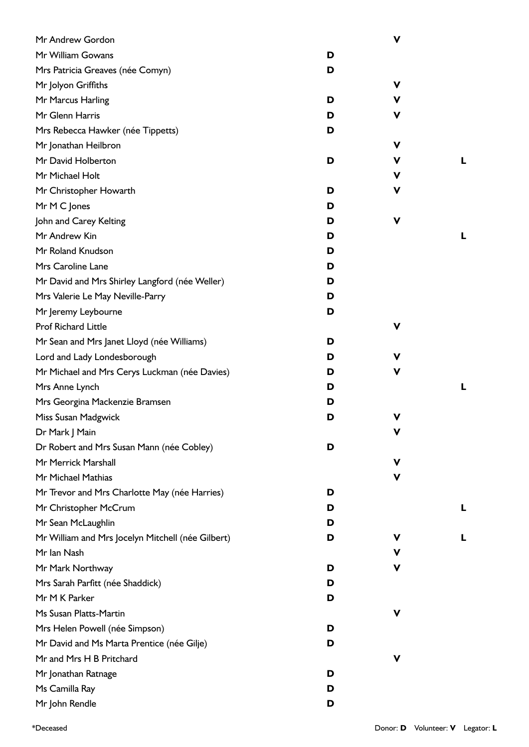| Name | Donor | Volunteer | Legator |
|---|---|---|---|
| Mr Andrew Gordon | | V | |
| Mr William Gowans | D | | |
| Mrs Patricia Greaves (née Comyn) | D | | |
| Mr Jolyon Griffiths | | V | |
| Mr Marcus Harling | D | V | |
| Mr Glenn Harris | D | V | |
| Mrs Rebecca Hawker (née Tippetts) | D | | |
| Mr Jonathan Heilbron | | V | |
| Mr David Holberton | D | V | L |
| Mr Michael Holt | | V | |
| Mr Christopher Howarth | D | V | |
| Mr M C Jones | D | | |
| John and Carey Kelting | D | V | |
| Mr Andrew Kin | D | | L |
| Mr Roland Knudson | D | | |
| Mrs Caroline Lane | D | | |
| Mr David and Mrs Shirley Langford (née Weller) | D | | |
| Mrs Valerie Le May Neville-Parry | D | | |
| Mr Jeremy Leybourne | D | | |
| Prof Richard Little | | V | |
| Mr Sean and Mrs Janet Lloyd (née Williams) | D | | |
| Lord and Lady Londesborough | D | V | |
| Mr Michael and Mrs Cerys Luckman (née Davies) | D | V | |
| Mrs Anne Lynch | D | | L |
| Mrs Georgina Mackenzie Bramsen | D | | |
| Miss Susan Madgwick | D | V | |
| Dr Mark J Main | | V | |
| Dr Robert and Mrs Susan Mann (née Cobley) | D | | |
| Mr Merrick Marshall | | V | |
| Mr Michael Mathias | | V | |
| Mr Trevor and Mrs Charlotte May (née Harries) | D | | |
| Mr Christopher McCrum | D | | L |
| Mr Sean McLaughlin | D | | |
| Mr William and Mrs Jocelyn Mitchell (née Gilbert) | D | V | L |
| Mr Ian Nash | | V | |
| Mr Mark Northway | D | V | |
| Mrs Sarah Parfitt (née Shaddick) | D | | |
| Mr M K Parker | D | | |
| Ms Susan Platts-Martin | | V | |
| Mrs Helen Powell (née Simpson) | D | | |
| Mr David and Ms Marta Prentice (née Gilje) | D | | |
| Mr and Mrs H B Pritchard | | V | |
| Mr Jonathan Ratnage | D | | |
| Ms Camilla Ray | D | | |
| Mr John Rendle | D | | |

*Deceased

Donor: **D** Volunteer: **V** Legator: **L**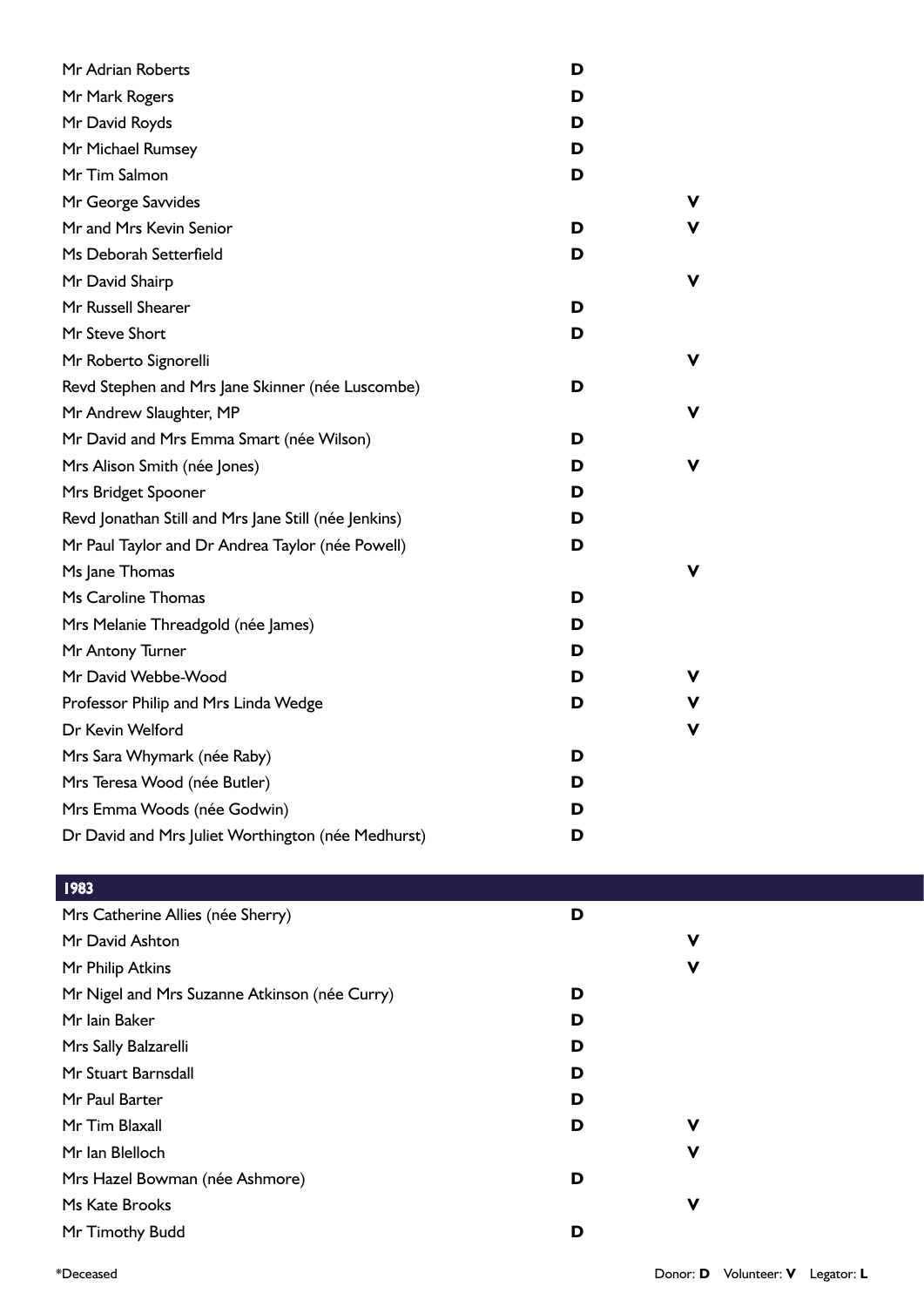| Name | Donor | Volunteer |
|---|---|---|
| Mr Adrian Roberts | D | |
| Mr Mark Rogers | D | |
| Mr David Royds | D | |
| Mr Michael Rumsey | D | |
| Mr Tim Salmon | D | |
| Mr George Savvides | | V |
| Mr and Mrs Kevin Senior | D | V |
| Ms Deborah Setterfield | D | |
| Mr David Shairp | | V |
| Mr Russell Shearer | D | |
| Mr Steve Short | D | |
| Mr Roberto Signorelli | | V |
| Revd Stephen and Mrs Jane Skinner (née Luscombe) | D | |
| Mr Andrew Slaughter, MP | | V |
| Mr David and Mrs Emma Smart (née Wilson) | D | |
| Mrs Alison Smith (née Jones) | D | V |
| Mrs Bridget Spooner | D | |
| Revd Jonathan Still and Mrs Jane Still (née Jenkins) | D | |
| Mr Paul Taylor and Dr Andrea Taylor (née Powell) | D | |
| Ms Jane Thomas | | V |
| Ms Caroline Thomas | D | |
| Mrs Melanie Threadgold (née James) | D | |
| Mr Antony Turner | D | |
| Mr David Webbe-Wood | D | V |
| Professor Philip and Mrs Linda Wedge | D | V |
| Dr Kevin Welford | | V |
| Mrs Sara Whymark (née Raby) | D | |
| Mrs Teresa Wood (née Butler) | D | |
| Mrs Emma Woods (née Godwin) | D | |
| Dr David and Mrs Juliet Worthington (née Medhurst) | D | |

## 1983

| Name | Donor | Volunteer |
|---|---|---|
| Mrs Catherine Allies (née Sherry) | D | |
| Mr David Ashton | | V |
| Mr Philip Atkins | | V |
| Mr Nigel and Mrs Suzanne Atkinson (née Curry) | D | |
| Mr Iain Baker | D | |
| Mrs Sally Balzarelli | D | |
| Mr Stuart Barnsdall | D | |
| Mr Paul Barter | D | |
| Mr Tim Blaxall | D | V |
| Mr Ian Blelloch | | V |
| Mrs Hazel Bowman (née Ashmore) | D | |
| Ms Kate Brooks | | V |
| Mr Timothy Budd | D | |

*Deceased

Donor: **D** Volunteer: **V** Legator: **L**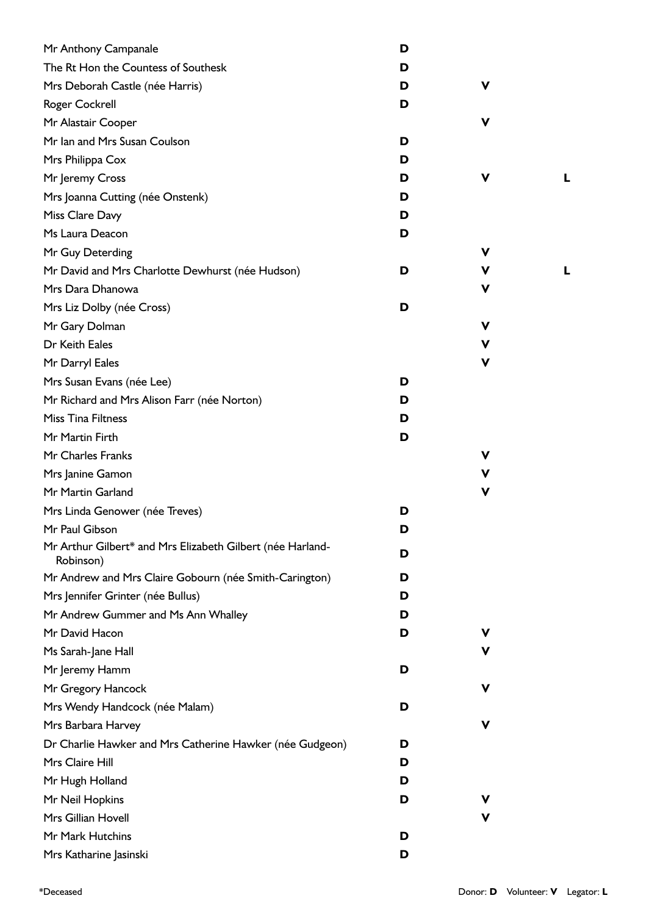| Name | Donor | Volunteer | Legator |
|---|---|---|---|
| Mr Anthony Campanale | D | | |
| The Rt Hon the Countess of Southesk | D | | |
| Mrs Deborah Castle (née Harris) | D | V | |
| Roger Cockrell | D | | |
| Mr Alastair Cooper | | V | |
| Mr Ian and Mrs Susan Coulson | D | | |
| Mrs Philippa Cox | D | | |
| Mr Jeremy Cross | D | V | L |
| Mrs Joanna Cutting (née Onstenk) | D | | |
| Miss Clare Davy | D | | |
| Ms Laura Deacon | D | | |
| Mr Guy Deterding | | V | |
| Mr David and Mrs Charlotte Dewhurst (née Hudson) | D | V | L |
| Mrs Dara Dhanowa | | V | |
| Mrs Liz Dolby (née Cross) | D | | |
| Mr Gary Dolman | | V | |
| Dr Keith Eales | | V | |
| Mr Darryl Eales | | V | |
| Mrs Susan Evans (née Lee) | D | | |
| Mr Richard and Mrs Alison Farr (née Norton) | D | | |
| Miss Tina Filtness | D | | |
| Mr Martin Firth | D | | |
| Mr Charles Franks | | V | |
| Mrs Janine Gamon | | V | |
| Mr Martin Garland | | V | |
| Mrs Linda Genower (née Treves) | D | | |
| Mr Paul Gibson | D | | |
| Mr Arthur Gilbert* and Mrs Elizabeth Gilbert (née Harland-Robinson) | D | | |
| Mr Andrew and Mrs Claire Gobourn (née Smith-Carington) | D | | |
| Mrs Jennifer Grinter (née Bullus) | D | | |
| Mr Andrew Gummer and Ms Ann Whalley | D | | |
| Mr David Hacon | D | V | |
| Ms Sarah-Jane Hall | | V | |
| Mr Jeremy Hamm | D | | |
| Mr Gregory Hancock | | V | |
| Mrs Wendy Handcock (née Malam) | D | | |
| Mrs Barbara Harvey | | V | |
| Dr Charlie Hawker and Mrs Catherine Hawker (née Gudgeon) | D | | |
| Mrs Claire Hill | D | | |
| Mr Hugh Holland | D | | |
| Mr Neil Hopkins | D | V | |
| Mrs Gillian Hovell | | V | |
| Mr Mark Hutchins | D | | |
| Mrs Katharine Jasinski | D | | |

*Deceased

Donor: **D** Volunteer: **V** Legator: **L**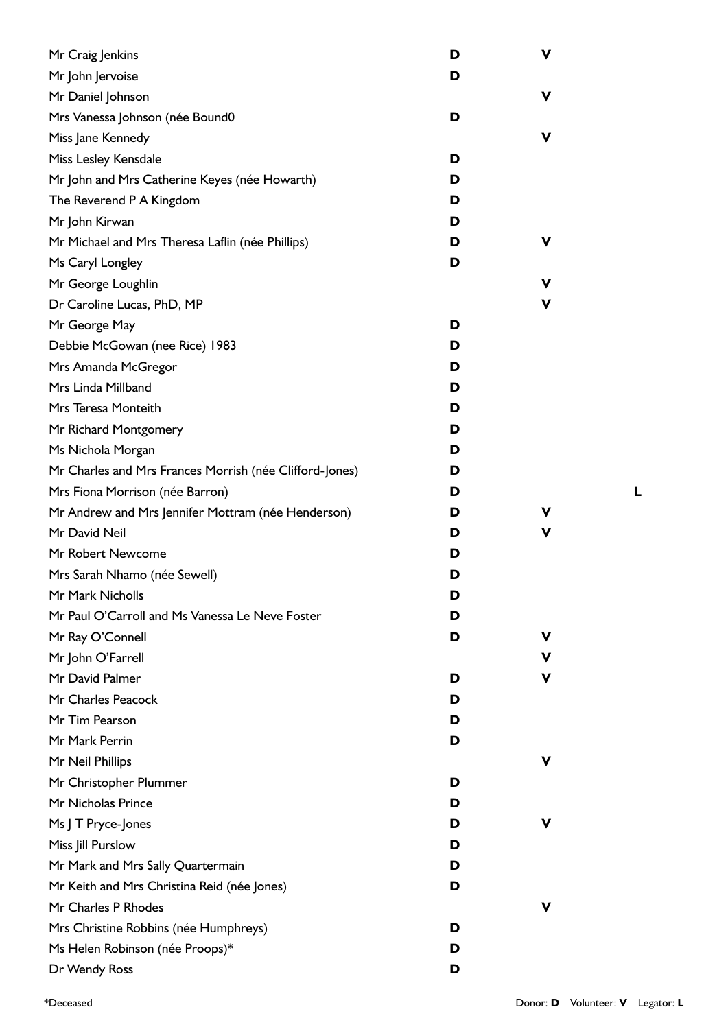| Name | Donor | Volunteer | Legator |
|---|---|---|---|
| Mr Craig Jenkins | **D** | **V** | |
| Mr John Jervoise | **D** | | |
| Mr Daniel Johnson | | **V** | |
| Mrs Vanessa Johnson (née Bound0 | **D** | | |
| Miss Jane Kennedy | | **V** | |
| Miss Lesley Kensdale | **D** | | |
| Mr John and Mrs Catherine Keyes (née Howarth) | **D** | | |
| The Reverend P A Kingdom | **D** | | |
| Mr John Kirwan | **D** | | |
| Mr Michael and Mrs Theresa Laflin (née Phillips) | **D** | **V** | |
| Ms Caryl Longley | **D** | | |
| Mr George Loughlin | | **V** | |
| Dr Caroline Lucas, PhD, MP | | **V** | |
| Mr George May | **D** | | |
| Debbie McGowan (nee Rice) 1983 | **D** | | |
| Mrs Amanda McGregor | **D** | | |
| Mrs Linda Millband | **D** | | |
| Mrs Teresa Monteith | **D** | | |
| Mr Richard Montgomery | **D** | | |
| Ms Nichola Morgan | **D** | | |
| Mr Charles and Mrs Frances Morrish (née Clifford-Jones) | **D** | | |
| Mrs Fiona Morrison (née Barron) | **D** | | **L** |
| Mr Andrew and Mrs Jennifer Mottram (née Henderson) | **D** | **V** | |
| Mr David Neil | **D** | **V** | |
| Mr Robert Newcome | **D** | | |
| Mrs Sarah Nhamo (née Sewell) | **D** | | |
| Mr Mark Nicholls | **D** | | |
| Mr Paul O'Carroll and Ms Vanessa Le Neve Foster | **D** | | |
| Mr Ray O'Connell | **D** | **V** | |
| Mr John O'Farrell | | **V** | |
| Mr David Palmer | **D** | **V** | |
| Mr Charles Peacock | **D** | | |
| Mr Tim Pearson | **D** | | |
| Mr Mark Perrin | **D** | | |
| Mr Neil Phillips | | **V** | |
| Mr Christopher Plummer | **D** | | |
| Mr Nicholas Prince | **D** | | |
| Ms J T Pryce-Jones | **D** | **V** | |
| Miss Jill Purslow | **D** | | |
| Mr Mark and Mrs Sally Quartermain | **D** | | |
| Mr Keith and Mrs Christina Reid (née Jones) | **D** | | |
| Mr Charles P Rhodes | | **V** | |
| Mrs Christine Robbins (née Humphreys) | **D** | | |
| Ms Helen Robinson (née Proops)* | **D** | | |
| Dr Wendy Ross | **D** | | |

*Deceased

Donor: **D** Volunteer: **V** Legator: **L**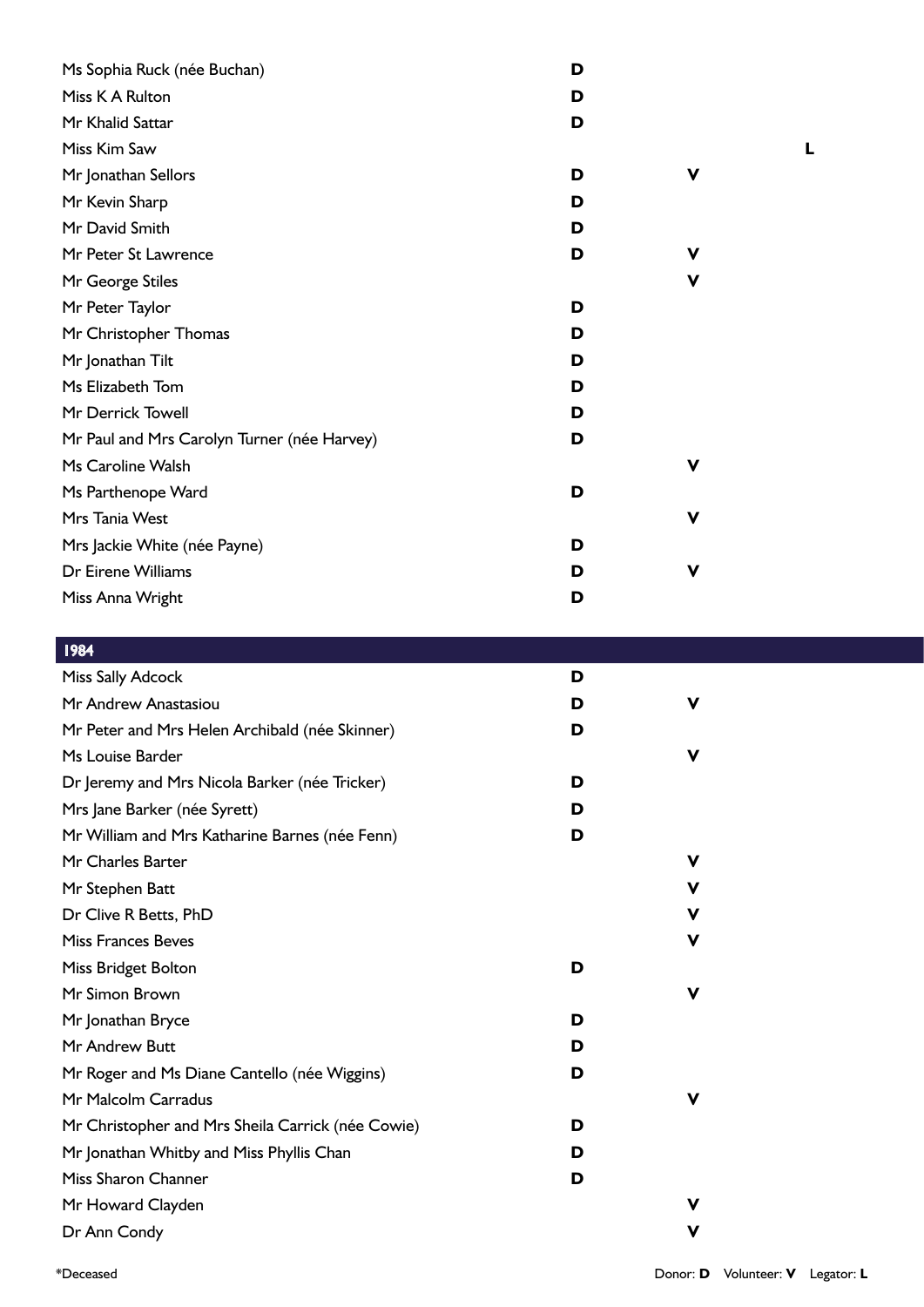| Name | Donor | Volunteer | Legator |
|---|---|---|---|
| Ms Sophia Ruck (née Buchan) | D | | |
| Miss K A Rulton | D | | |
| Mr Khalid Sattar | D | | |
| Miss Kim Saw | | | L |
| Mr Jonathan Sellors | D | V | |
| Mr Kevin Sharp | D | | |
| Mr David Smith | D | | |
| Mr Peter St Lawrence | D | V | |
| Mr George Stiles | | V | |
| Mr Peter Taylor | D | | |
| Mr Christopher Thomas | D | | |
| Mr Jonathan Tilt | D | | |
| Ms Elizabeth Tom | D | | |
| Mr Derrick Towell | D | | |
| Mr Paul and Mrs Carolyn Turner (née Harvey) | D | | |
| Ms Caroline Walsh | | V | |
| Ms Parthenope Ward | D | | |
| Mrs Tania West | | V | |
| Mrs Jackie White (née Payne) | D | | |
| Dr Eirene Williams | D | V | |
| Miss Anna Wright | D | | |

## 1984

| Name | Donor | Volunteer | Legator |
|---|---|---|---|
| Miss Sally Adcock | D | | |
| Mr Andrew Anastasiou | D | V | |
| Mr Peter and Mrs Helen Archibald (née Skinner) | D | | |
| Ms Louise Barder | | V | |
| Dr Jeremy and Mrs Nicola Barker (née Tricker) | D | | |
| Mrs Jane Barker (née Syrett) | D | | |
| Mr William and Mrs Katharine Barnes (née Fenn) | D | | |
| Mr Charles Barter | | V | |
| Mr Stephen Batt | | V | |
| Dr Clive R Betts, PhD | | V | |
| Miss Frances Beves | | V | |
| Miss Bridget Bolton | D | | |
| Mr Simon Brown | | V | |
| Mr Jonathan Bryce | D | | |
| Mr Andrew Butt | D | | |
| Mr Roger and Ms Diane Cantello (née Wiggins) | D | | |
| Mr Malcolm Carradus | | V | |
| Mr Christopher and Mrs Sheila Carrick (née Cowie) | D | | |
| Mr Jonathan Whitby and Miss Phyllis Chan | D | | |
| Miss Sharon Channer | D | | |
| Mr Howard Clayden | | V | |
| Dr Ann Condy | | V | |

*Deceased

Donor: **D** Volunteer: **V** Legator: **L**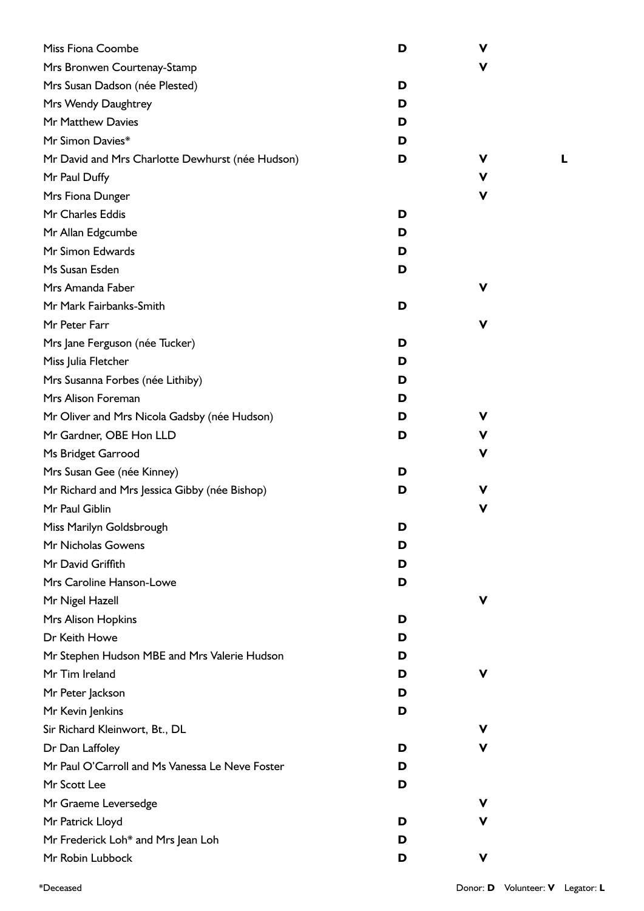| Name | Donor | Volunteer | Legator |
|---|---|---|---|
| Miss Fiona Coombe | D | V | |
| Mrs Bronwen Courtenay-Stamp | | V | |
| Mrs Susan Dadson (née Plested) | D | | |
| Mrs Wendy Daughtrey | D | | |
| Mr Matthew Davies | D | | |
| Mr Simon Davies* | D | | |
| Mr David and Mrs Charlotte Dewhurst (née Hudson) | D | V | L |
| Mr Paul Duffy | | V | |
| Mrs Fiona Dunger | | V | |
| Mr Charles Eddis | D | | |
| Mr Allan Edgcumbe | D | | |
| Mr Simon Edwards | D | | |
| Ms Susan Esden | D | | |
| Mrs Amanda Faber | | V | |
| Mr Mark Fairbanks-Smith | D | | |
| Mr Peter Farr | | V | |
| Mrs Jane Ferguson (née Tucker) | D | | |
| Miss Julia Fletcher | D | | |
| Mrs Susanna Forbes (née Lithiby) | D | | |
| Mrs Alison Foreman | D | | |
| Mr Oliver and Mrs Nicola Gadsby (née Hudson) | D | V | |
| Mr Gardner, OBE Hon LLD | D | V | |
| Ms Bridget Garrood | | V | |
| Mrs Susan Gee (née Kinney) | D | | |
| Mr Richard and Mrs Jessica Gibby (née Bishop) | D | V | |
| Mr Paul Giblin | | V | |
| Miss Marilyn Goldsbrough | D | | |
| Mr Nicholas Gowens | D | | |
| Mr David Griffith | D | | |
| Mrs Caroline Hanson-Lowe | D | | |
| Mr Nigel Hazell | | V | |
| Mrs Alison Hopkins | D | | |
| Dr Keith Howe | D | | |
| Mr Stephen Hudson MBE and Mrs Valerie Hudson | D | | |
| Mr Tim Ireland | D | V | |
| Mr Peter Jackson | D | | |
| Mr Kevin Jenkins | D | | |
| Sir Richard Kleinwort, Bt., DL | | V | |
| Dr Dan Laffoley | D | V | |
| Mr Paul O'Carroll and Ms Vanessa Le Neve Foster | D | | |
| Mr Scott Lee | D | | |
| Mr Graeme Leversedge | | V | |
| Mr Patrick Lloyd | D | V | |
| Mr Frederick Loh* and Mrs Jean Loh | D | | |
| Mr Robin Lubbock | D | V | |

*Deceased

Donor: **D** Volunteer: **V** Legator: **L**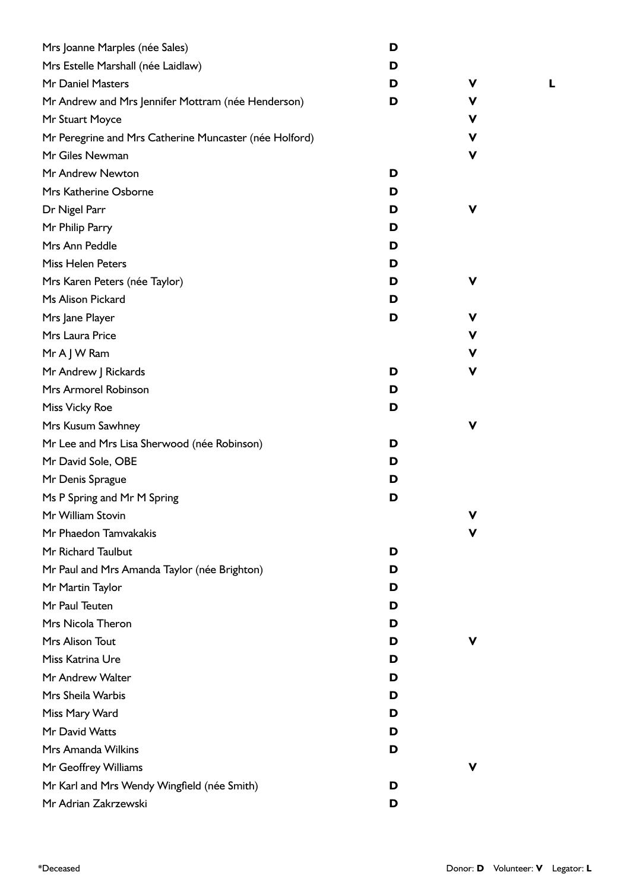| Name | Donor | Volunteer | Legator |
|---|---|---|---|
| Mrs Joanne Marples (née Sales) | D | | |
| Mrs Estelle Marshall (née Laidlaw) | D | | |
| Mr Daniel Masters | D | V | L |
| Mr Andrew and Mrs Jennifer Mottram (née Henderson) | D | V | |
| Mr Stuart Moyce | | V | |
| Mr Peregrine and Mrs Catherine Muncaster (née Holford) | | V | |
| Mr Giles Newman | | V | |
| Mr Andrew Newton | D | | |
| Mrs Katherine Osborne | D | | |
| Dr Nigel Parr | D | V | |
| Mr Philip Parry | D | | |
| Mrs Ann Peddle | D | | |
| Miss Helen Peters | D | | |
| Mrs Karen Peters (née Taylor) | D | V | |
| Ms Alison Pickard | D | | |
| Mrs Jane Player | D | V | |
| Mrs Laura Price | | V | |
| Mr A J W Ram | | V | |
| Mr Andrew J Rickards | D | V | |
| Mrs Armorel Robinson | D | | |
| Miss Vicky Roe | D | | |
| Mrs Kusum Sawhney | | V | |
| Mr Lee and Mrs Lisa Sherwood (née Robinson) | D | | |
| Mr David Sole, OBE | D | | |
| Mr Denis Sprague | D | | |
| Ms P Spring and Mr M Spring | D | | |
| Mr William Stovin | | V | |
| Mr Phaedon Tamvakakis | | V | |
| Mr Richard Taulbut | D | | |
| Mr Paul and Mrs Amanda Taylor (née Brighton) | D | | |
| Mr Martin Taylor | D | | |
| Mr Paul Teuten | D | | |
| Mrs Nicola Theron | D | | |
| Mrs Alison Tout | D | V | |
| Miss Katrina Ure | D | | |
| Mr Andrew Walter | D | | |
| Mrs Sheila Warbis | D | | |
| Miss Mary Ward | D | | |
| Mr David Watts | D | | |
| Mrs Amanda Wilkins | D | | |
| Mr Geoffrey Williams | | V | |
| Mr Karl and Mrs Wendy Wingfield (née Smith) | D | | |
| Mr Adrian Zakrzewski | D | | |

*Deceased

Donor: **D** Volunteer: **V** Legator: **L**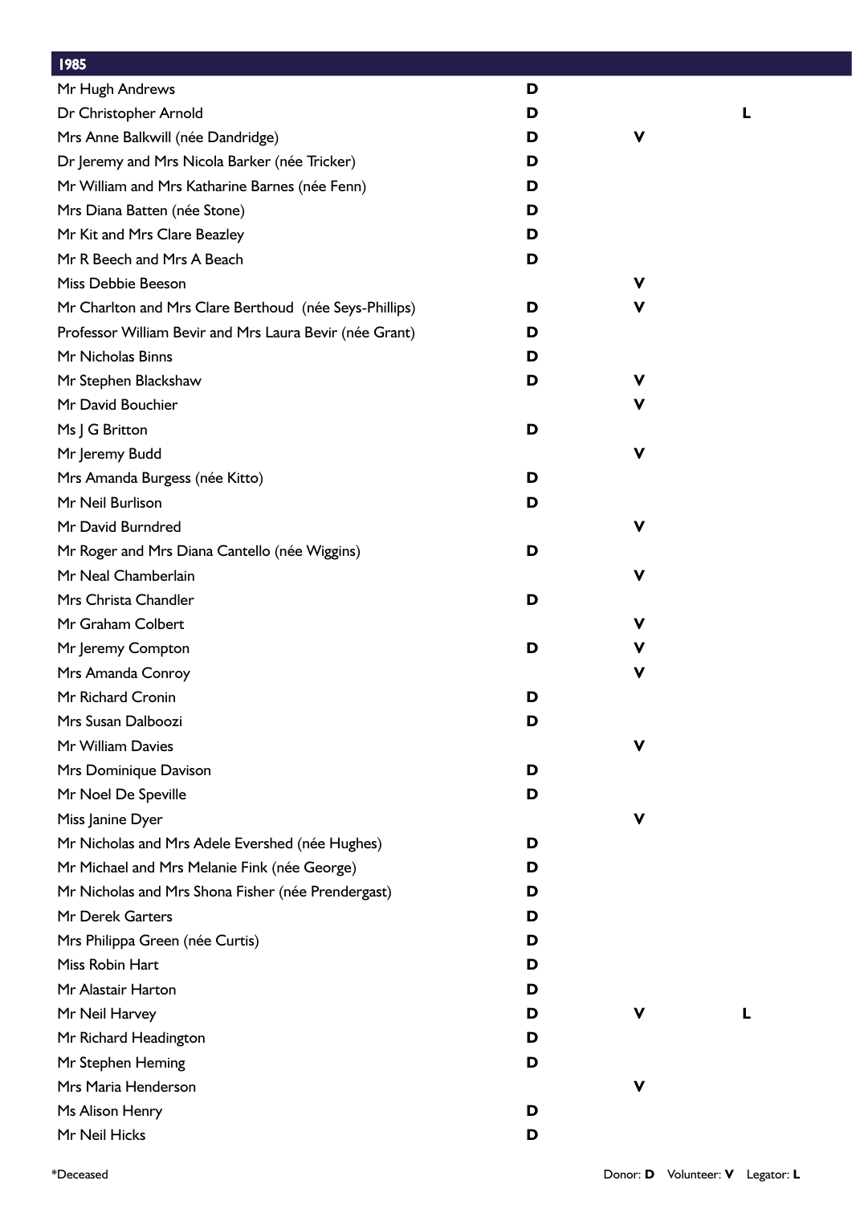| 1985 | | | |
|---|---|---|---|
| Mr Hugh Andrews | D | | |
| Dr Christopher Arnold | D | | L |
| Mrs Anne Balkwill (née Dandridge) | D | V | |
| Dr Jeremy and Mrs Nicola Barker (née Tricker) | D | | |
| Mr William and Mrs Katharine Barnes (née Fenn) | D | | |
| Mrs Diana Batten (née Stone) | D | | |
| Mr Kit and Mrs Clare Beazley | D | | |
| Mr R Beech and Mrs A Beach | D | | |
| Miss Debbie Beeson | | V | |
| Mr Charlton and Mrs Clare Berthoud (née Seys-Phillips) | D | V | |
| Professor William Bevir and Mrs Laura Bevir (née Grant) | D | | |
| Mr Nicholas Binns | D | | |
| Mr Stephen Blackshaw | D | V | |
| Mr David Bouchier | | V | |
| Ms J G Britton | D | | |
| Mr Jeremy Budd | | V | |
| Mrs Amanda Burgess (née Kitto) | D | | |
| Mr Neil Burlison | D | | |
| Mr David Burndred | | V | |
| Mr Roger and Mrs Diana Cantello (née Wiggins) | D | | |
| Mr Neal Chamberlain | | V | |
| Mrs Christa Chandler | D | | |
| Mr Graham Colbert | | V | |
| Mr Jeremy Compton | D | V | |
| Mrs Amanda Conroy | | V | |
| Mr Richard Cronin | D | | |
| Mrs Susan Dalboozi | D | | |
| Mr William Davies | | V | |
| Mrs Dominique Davison | D | | |
| Mr Noel De Speville | D | | |
| Miss Janine Dyer | | V | |
| Mr Nicholas and Mrs Adele Evershed (née Hughes) | D | | |
| Mr Michael and Mrs Melanie Fink (née George) | D | | |
| Mr Nicholas and Mrs Shona Fisher (née Prendergast) | D | | |
| Mr Derek Garters | D | | |
| Mrs Philippa Green (née Curtis) | D | | |
| Miss Robin Hart | D | | |
| Mr Alastair Harton | D | | |
| Mr Neil Harvey | D | V | L |
| Mr Richard Headington | D | | |
| Mr Stephen Heming | D | | |
| Mrs Maria Henderson | | V | |
| Ms Alison Henry | D | | |
| Mr Neil Hicks | D | | |

*Deceased

Donor: **D** Volunteer: **V** Legator: **L**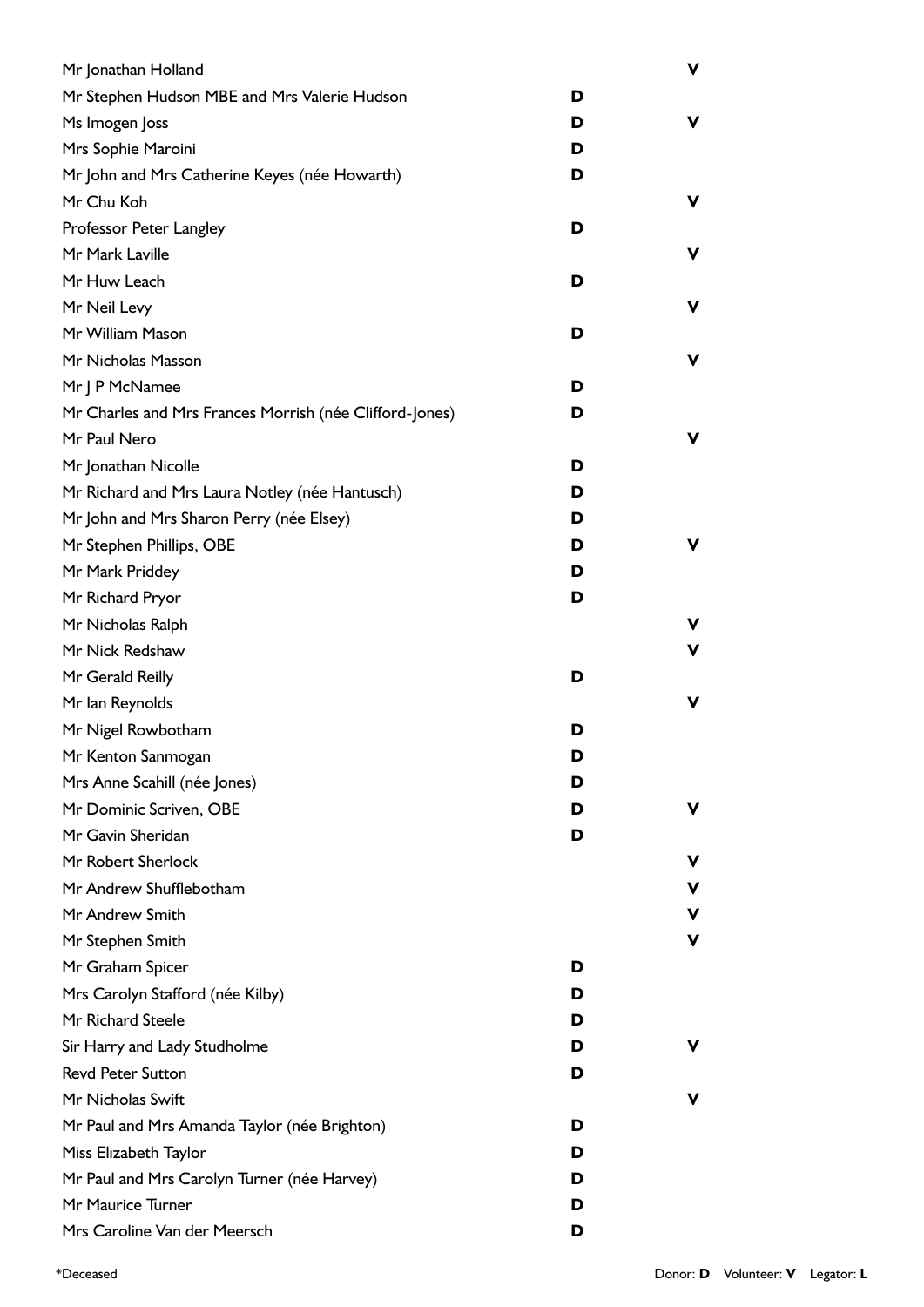| Name | Donor | Volunteer |
| --- | --- | --- |
| Mr Jonathan Holland | | V |
| Mr Stephen Hudson MBE and Mrs Valerie Hudson | D | |
| Ms Imogen Joss | D | V |
| Mrs Sophie Maroini | D | |
| Mr John and Mrs Catherine Keyes (née Howarth) | D | |
| Mr Chu Koh | | V |
| Professor Peter Langley | D | |
| Mr Mark Laville | | V |
| Mr Huw Leach | D | |
| Mr Neil Levy | | V |
| Mr William Mason | D | |
| Mr Nicholas Masson | | V |
| Mr J P McNamee | D | |
| Mr Charles and Mrs Frances Morrish (née Clifford-Jones) | D | |
| Mr Paul Nero | | V |
| Mr Jonathan Nicolle | D | |
| Mr Richard and Mrs Laura Notley (née Hantusch) | D | |
| Mr John and Mrs Sharon Perry (née Elsey) | D | |
| Mr Stephen Phillips, OBE | D | V |
| Mr Mark Priddey | D | |
| Mr Richard Pryor | D | |
| Mr Nicholas Ralph | | V |
| Mr Nick Redshaw | | V |
| Mr Gerald Reilly | D | |
| Mr Ian Reynolds | | V |
| Mr Nigel Rowbotham | D | |
| Mr Kenton Sanmogan | D | |
| Mrs Anne Scahill (née Jones) | D | |
| Mr Dominic Scriven, OBE | D | V |
| Mr Gavin Sheridan | D | |
| Mr Robert Sherlock | | V |
| Mr Andrew Shufflebotham | | V |
| Mr Andrew Smith | | V |
| Mr Stephen Smith | | V |
| Mr Graham Spicer | D | |
| Mrs Carolyn Stafford (née Kilby) | D | |
| Mr Richard Steele | D | |
| Sir Harry and Lady Studholme | D | V |
| Revd Peter Sutton | D | |
| Mr Nicholas Swift | | V |
| Mr Paul and Mrs Amanda Taylor (née Brighton) | D | |
| Miss Elizabeth Taylor | D | |
| Mr Paul and Mrs Carolyn Turner (née Harvey) | D | |
| Mr Maurice Turner | D | |
| Mrs Caroline Van der Meersch | D | |

*Deceased

Donor: **D** Volunteer: **V** Legator: **L**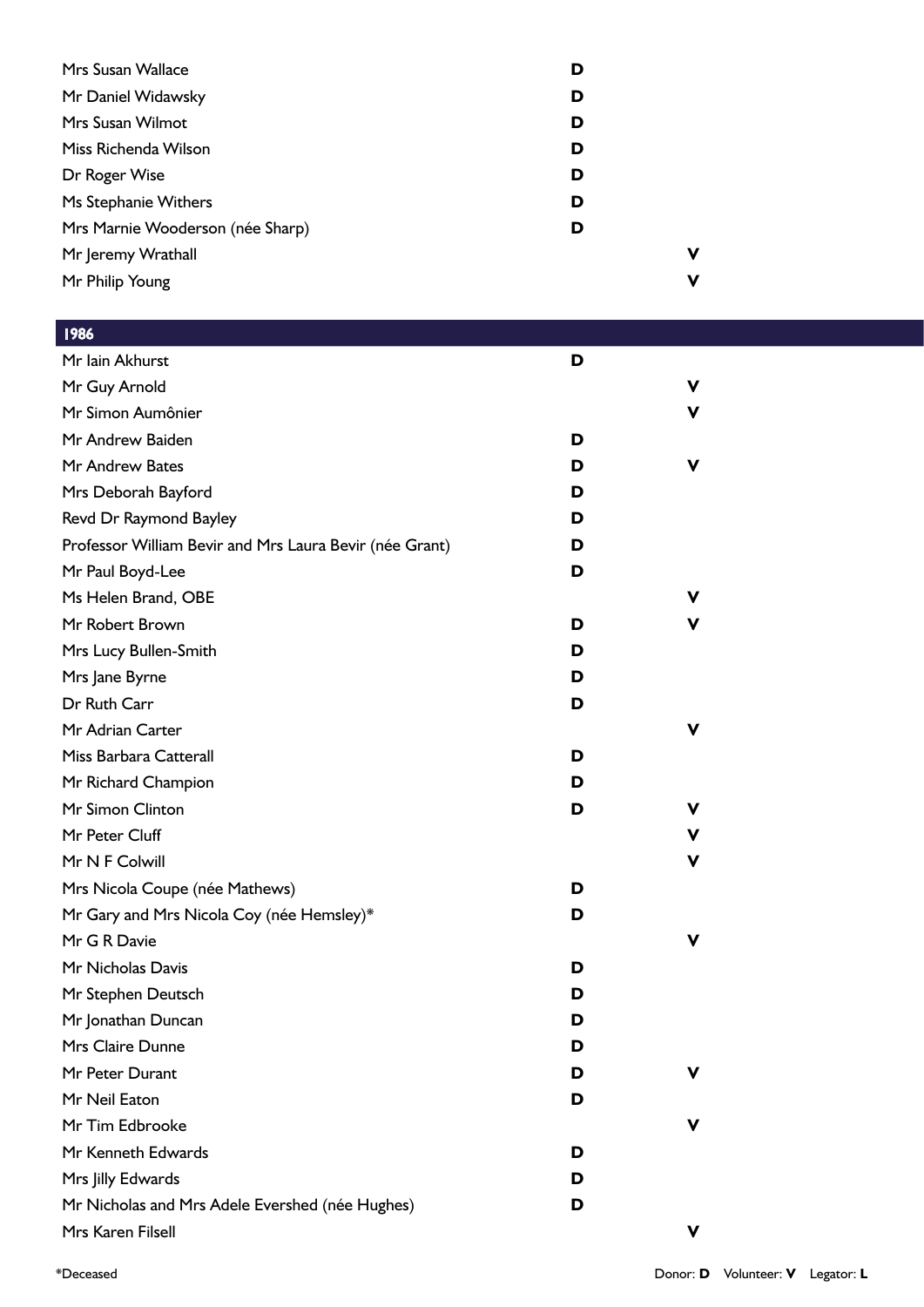| Name | Donor | Volunteer |
| --- | --- | --- |
| Mrs Susan Wallace | D | |
| Mr Daniel Widawsky | D | |
| Mrs Susan Wilmot | D | |
| Miss Richenda Wilson | D | |
| Dr Roger Wise | D | |
| Ms Stephanie Withers | D | |
| Mrs Marnie Wooderson (née Sharp) | D | |
| Mr Jeremy Wrathall | | V |
| Mr Philip Young | | V |

| 1986 | | |
| --- | --- | --- |
| Mr Iain Akhurst | D | |
| Mr Guy Arnold | | V |
| Mr Simon Aumônier | | V |
| Mr Andrew Baiden | D | |
| Mr Andrew Bates | D | V |
| Mrs Deborah Bayford | D | |
| Revd Dr Raymond Bayley | D | |
| Professor William Bevir and Mrs Laura Bevir (née Grant) | D | |
| Mr Paul Boyd-Lee | D | |
| Ms Helen Brand, OBE | | V |
| Mr Robert Brown | D | V |
| Mrs Lucy Bullen-Smith | D | |
| Mrs Jane Byrne | D | |
| Dr Ruth Carr | D | |
| Mr Adrian Carter | | V |
| Miss Barbara Catterall | D | |
| Mr Richard Champion | D | |
| Mr Simon Clinton | D | V |
| Mr Peter Cluff | | V |
| Mr N F Colwill | | V |
| Mrs Nicola Coupe (née Mathews) | D | |
| Mr Gary and Mrs Nicola Coy (née Hemsley)* | D | |
| Mr G R Davie | | V |
| Mr Nicholas Davis | D | |
| Mr Stephen Deutsch | D | |
| Mr Jonathan Duncan | D | |
| Mrs Claire Dunne | D | |
| Mr Peter Durant | D | V |
| Mr Neil Eaton | D | |
| Mr Tim Edbrooke | | V |
| Mr Kenneth Edwards | D | |
| Mrs Jilly Edwards | D | |
| Mr Nicholas and Mrs Adele Evershed (née Hughes) | D | |
| Mrs Karen Filsell | | V |

*Deceased

Donor: **D** Volunteer: **V** Legator: **L**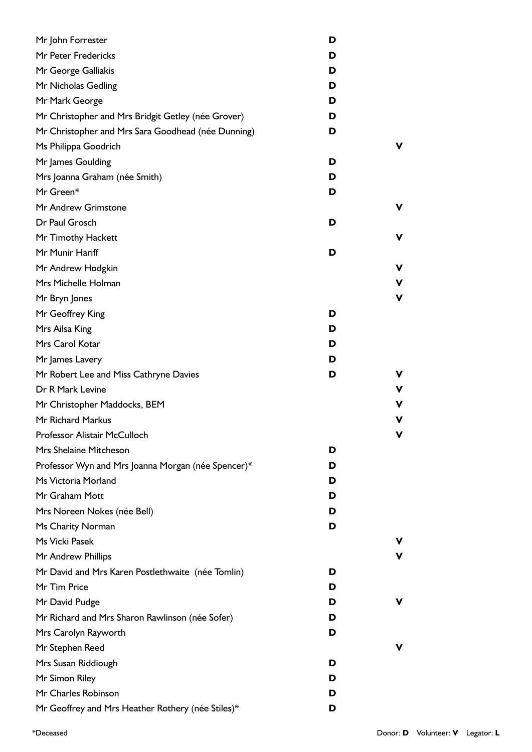| Name | Donor | Volunteer | Legator |
| --- | --- | --- | --- |
| Mr John Forrester | D | | |
| Mr Peter Fredericks | D | | |
| Mr George Galliakis | D | | |
| Mr Nicholas Gedling | D | | |
| Mr Mark George | D | | |
| Mr Christopher and Mrs Bridgit Getley (née Grover) | D | | |
| Mr Christopher and Mrs Sara Goodhead (née Dunning) | D | | |
| Ms Philippa Goodrich | | V | |
| Mr James Goulding | D | | |
| Mrs Joanna Graham (née Smith) | D | | |
| Mr Green* | D | | |
| Mr Andrew Grimstone | | V | |
| Dr Paul Grosch | D | | |
| Mr Timothy Hackett | | V | |
| Mr Munir Hariff | D | | |
| Mr Andrew Hodgkin | | V | |
| Mrs Michelle Holman | | V | |
| Mr Bryn Jones | | V | |
| Mr Geoffrey King | D | | |
| Mrs Ailsa King | D | | |
| Mrs Carol Kotar | D | | |
| Mr James Lavery | D | | |
| Mr Robert Lee and Miss Cathryne Davies | D | V | |
| Dr R Mark Levine | | V | |
| Mr Christopher Maddocks, BEM | | V | |
| Mr Richard Markus | | V | |
| Professor Alistair McCulloch | | V | |
| Mrs Shelaine Mitcheson | D | | |
| Professor Wyn and Mrs Joanna Morgan (née Spencer)* | D | | |
| Ms Victoria Morland | D | | |
| Mr Graham Mott | D | | |
| Mrs Noreen Nokes (née Bell) | D | | |
| Ms Charity Norman | D | | |
| Ms Vicki Pasek | | V | |
| Mr Andrew Phillips | | V | |
| Mr David and Mrs Karen Postlethwaite (née Tomlin) | D | | |
| Mr Tim Price | D | | |
| Mr David Pudge | D | V | |
| Mr Richard and Mrs Sharon Rawlinson (née Sofer) | D | | |
| Mrs Carolyn Rayworth | D | | |
| Mr Stephen Reed | | V | |
| Mrs Susan Riddiough | D | | |
| Mr Simon Riley | D | | |
| Mr Charles Robinson | D | | |
| Mr Geoffrey and Mrs Heather Rothery (née Stiles)* | D | | |

*Deceased

Donor: **D** Volunteer: **V** Legator: **L**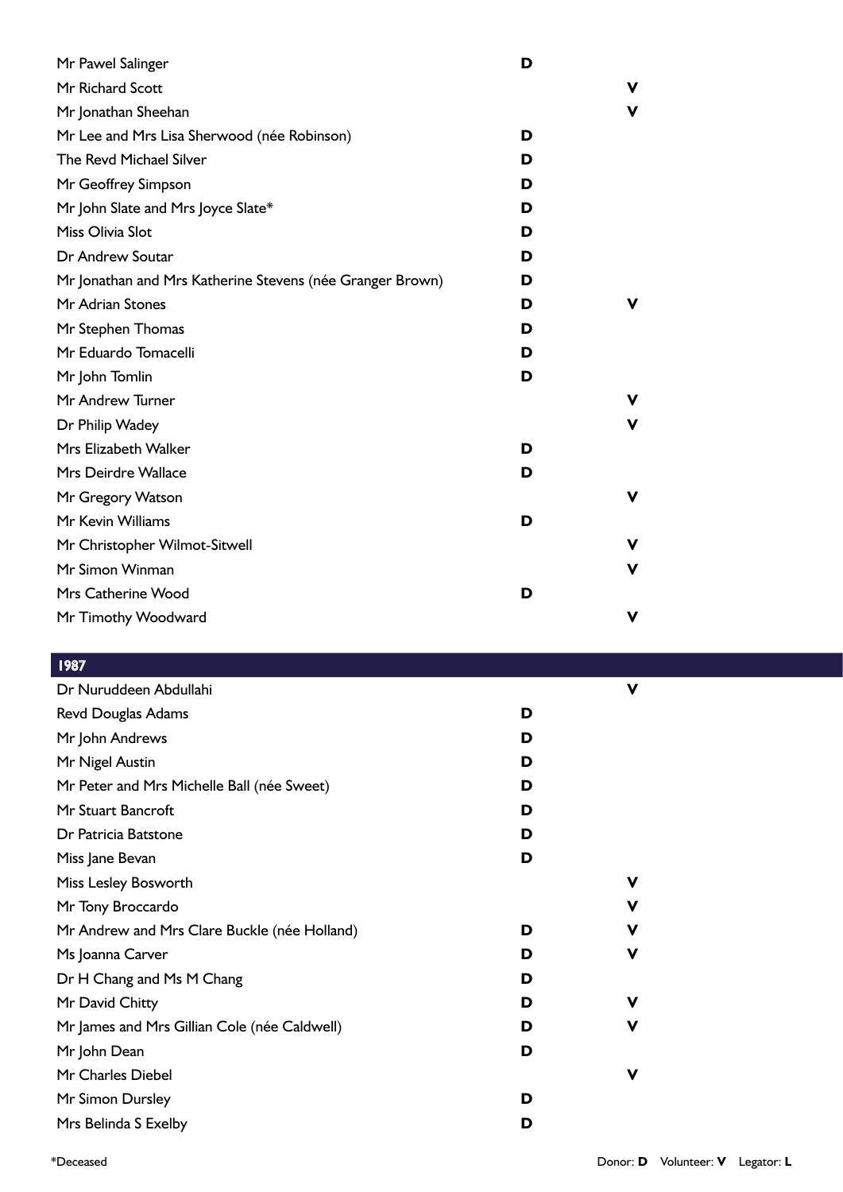| Name | Donor | Volunteer |
| --- | --- | --- |
| Mr Pawel Salinger | D | |
| Mr Richard Scott | | V |
| Mr Jonathan Sheehan | | V |
| Mr Lee and Mrs Lisa Sherwood (née Robinson) | D | |
| The Revd Michael Silver | D | |
| Mr Geoffrey Simpson | D | |
| Mr John Slate and Mrs Joyce Slate* | D | |
| Miss Olivia Slot | D | |
| Dr Andrew Soutar | D | |
| Mr Jonathan and Mrs Katherine Stevens (née Granger Brown) | D | |
| Mr Adrian Stones | D | V |
| Mr Stephen Thomas | D | |
| Mr Eduardo Tomacelli | D | |
| Mr John Tomlin | D | |
| Mr Andrew Turner | | V |
| Dr Philip Wadey | | V |
| Mrs Elizabeth Walker | D | |
| Mrs Deirdre Wallace | D | |
| Mr Gregory Watson | | V |
| Mr Kevin Williams | D | |
| Mr Christopher Wilmot-Sitwell | | V |
| Mr Simon Winman | | V |
| Mrs Catherine Wood | D | |
| Mr Timothy Woodward | | V |

## 1987

| Name | Donor | Volunteer |
| --- | --- | --- |
| Dr Nuruddeen Abdullahi | | V |
| Revd Douglas Adams | D | |
| Mr John Andrews | D | |
| Mr Nigel Austin | D | |
| Mr Peter and Mrs Michelle Ball (née Sweet) | D | |
| Mr Stuart Bancroft | D | |
| Dr Patricia Batstone | D | |
| Miss Jane Bevan | D | |
| Miss Lesley Bosworth | | V |
| Mr Tony Broccardo | | V |
| Mr Andrew and Mrs Clare Buckle (née Holland) | D | V |
| Ms Joanna Carver | D | V |
| Dr H Chang and Ms M Chang | D | |
| Mr David Chitty | D | V |
| Mr James and Mrs Gillian Cole (née Caldwell) | D | V |
| Mr John Dean | D | |
| Mr Charles Diebel | | V |
| Mr Simon Dursley | D | |
| Mrs Belinda S Exelby | D | |

*Deceased

Donor: **D** Volunteer: **V** Legator: **L**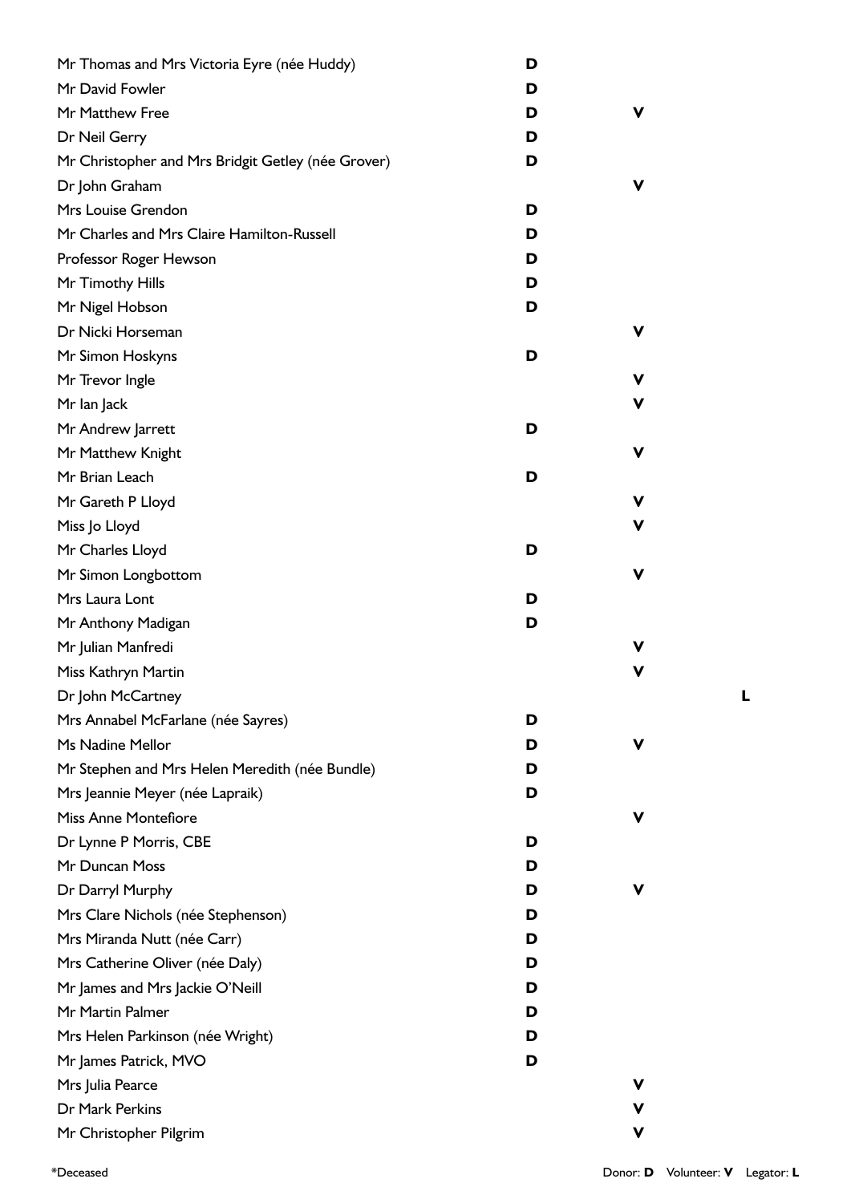| Name | Donor | Volunteer | Legator |
|---|---|---|---|
| Mr Thomas and Mrs Victoria Eyre (née Huddy) | **D** | | |
| Mr David Fowler | **D** | | |
| Mr Matthew Free | **D** | **V** | |
| Dr Neil Gerry | **D** | | |
| Mr Christopher and Mrs Bridgit Getley (née Grover) | **D** | | |
| Dr John Graham | | **V** | |
| Mrs Louise Grendon | **D** | | |
| Mr Charles and Mrs Claire Hamilton-Russell | **D** | | |
| Professor Roger Hewson | **D** | | |
| Mr Timothy Hills | **D** | | |
| Mr Nigel Hobson | **D** | | |
| Dr Nicki Horseman | | **V** | |
| Mr Simon Hoskyns | **D** | | |
| Mr Trevor Ingle | | **V** | |
| Mr Ian Jack | | **V** | |
| Mr Andrew Jarrett | **D** | | |
| Mr Matthew Knight | | **V** | |
| Mr Brian Leach | **D** | | |
| Mr Gareth P Lloyd | | **V** | |
| Miss Jo Lloyd | | **V** | |
| Mr Charles Lloyd | **D** | | |
| Mr Simon Longbottom | | **V** | |
| Mrs Laura Lont | **D** | | |
| Mr Anthony Madigan | **D** | | |
| Mr Julian Manfredi | | **V** | |
| Miss Kathryn Martin | | **V** | |
| Dr John McCartney | | | **L** |
| Mrs Annabel McFarlane (née Sayres) | **D** | | |
| Ms Nadine Mellor | **D** | **V** | |
| Mr Stephen and Mrs Helen Meredith (née Bundle) | **D** | | |
| Mrs Jeannie Meyer (née Lapraik) | **D** | | |
| Miss Anne Montefiore | | **V** | |
| Dr Lynne P Morris, CBE | **D** | | |
| Mr Duncan Moss | **D** | | |
| Dr Darryl Murphy | **D** | **V** | |
| Mrs Clare Nichols (née Stephenson) | **D** | | |
| Mrs Miranda Nutt (née Carr) | **D** | | |
| Mrs Catherine Oliver (née Daly) | **D** | | |
| Mr James and Mrs Jackie O'Neill | **D** | | |
| Mr Martin Palmer | **D** | | |
| Mrs Helen Parkinson (née Wright) | **D** | | |
| Mr James Patrick, MVO | **D** | | |
| Mrs Julia Pearce | | **V** | |
| Dr Mark Perkins | | **V** | |
| Mr Christopher Pilgrim | | **V** | |

*Deceased

Donor: **D** Volunteer: **V** Legator: **L**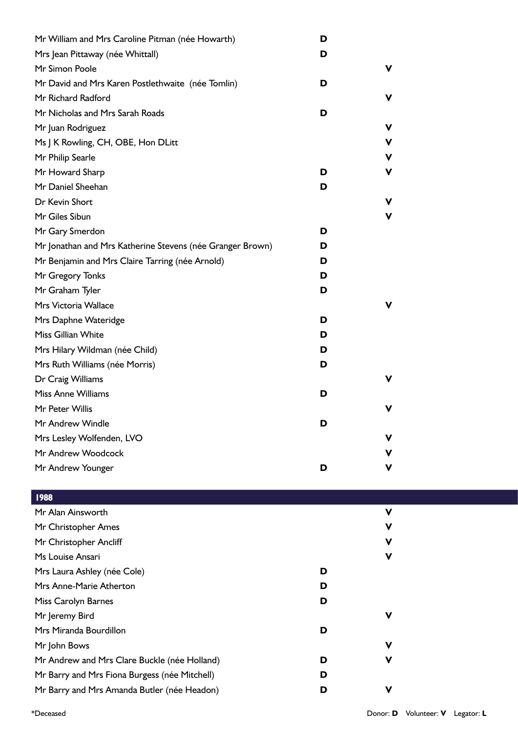| | | |
|---|---|---|
| Mr William and Mrs Caroline Pitman (née Howarth) | D | |
| Mrs Jean Pittaway (née Whittall) | D | |
| Mr Simon Poole | | V |
| Mr David and Mrs Karen Postlethwaite (née Tomlin) | D | |
| Mr Richard Radford | | V |
| Mr Nicholas and Mrs Sarah Roads | D | |
| Mr Juan Rodriguez | | V |
| Ms J K Rowling, CH, OBE, Hon DLitt | | V |
| Mr Philip Searle | | V |
| Mr Howard Sharp | D | V |
| Mr Daniel Sheehan | D | |
| Dr Kevin Short | | V |
| Mr Giles Sibun | | V |
| Mr Gary Smerdon | D | |
| Mr Jonathan and Mrs Katherine Stevens (née Granger Brown) | D | |
| Mr Benjamin and Mrs Claire Tarring (née Arnold) | D | |
| Mr Gregory Tonks | D | |
| Mr Graham Tyler | D | |
| Mrs Victoria Wallace | | V |
| Mrs Daphne Wateridge | D | |
| Miss Gillian White | D | |
| Mrs Hilary Wildman (née Child) | D | |
| Mrs Ruth Williams (née Morris) | D | |
| Dr Craig Williams | | V |
| Miss Anne Williams | D | |
| Mr Peter Willis | | V |
| Mr Andrew Windle | D | |
| Mrs Lesley Wolfenden, LVO | | V |
| Mr Andrew Woodcock | | V |
| Mr Andrew Younger | D | V |

## 1988

| | | |
|---|---|---|
| Mr Alan Ainsworth | | V |
| Mr Christopher Ames | | V |
| Mr Christopher Ancliff | | V |
| Ms Louise Ansari | | V |
| Mrs Laura Ashley (née Cole) | D | |
| Mrs Anne-Marie Atherton | D | |
| Miss Carolyn Barnes | D | |
| Mr Jeremy Bird | | V |
| Mrs Miranda Bourdillon | D | |
| Mr John Bows | | V |
| Mr Andrew and Mrs Clare Buckle (née Holland) | D | V |
| Mr Barry and Mrs Fiona Burgess (née Mitchell) | D | |
| Mr Barry and Mrs Amanda Butler (née Headon) | D | V |

*Deceased

Donor: **D** Volunteer: **V** Legator: **L**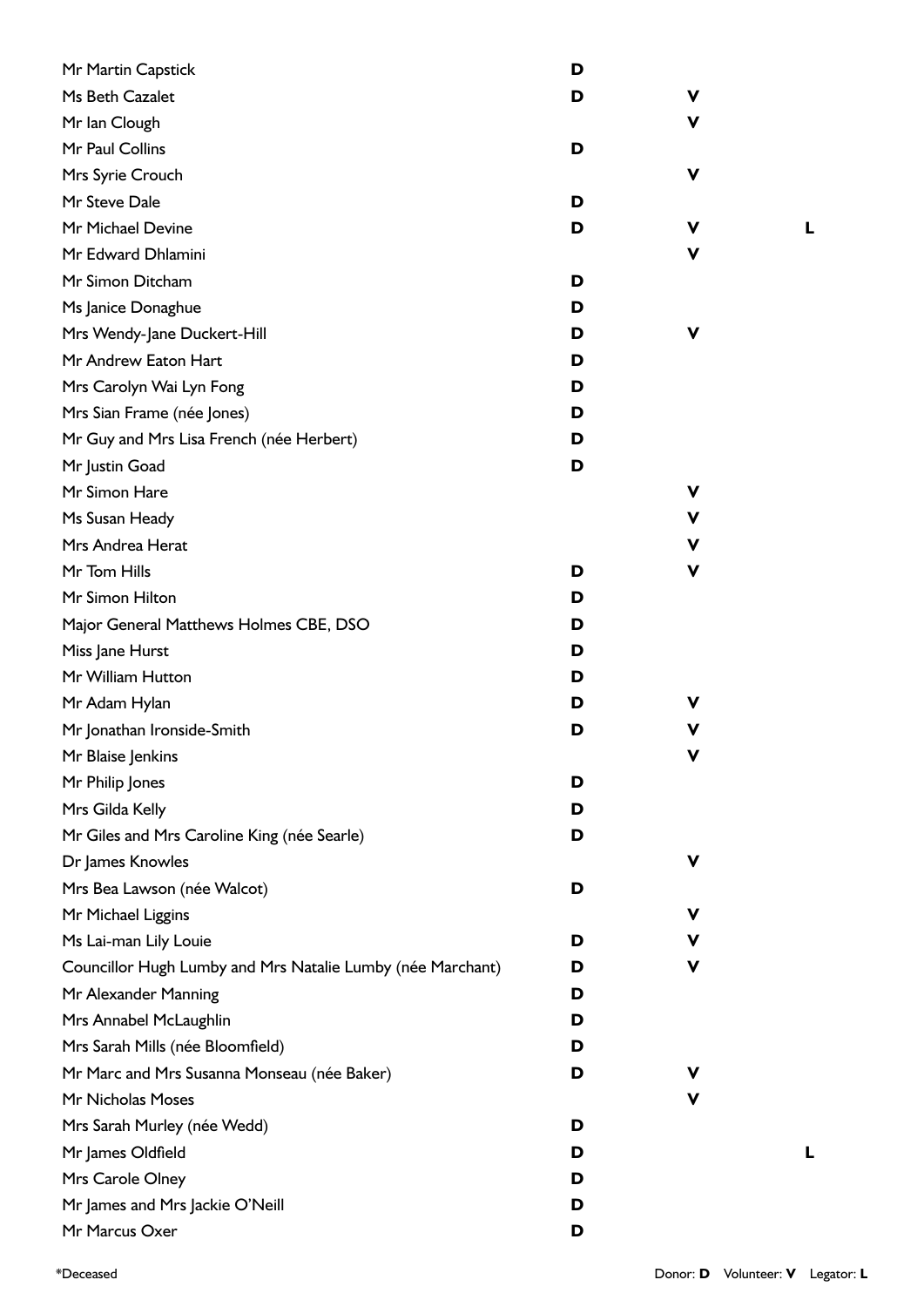| Name | Donor | Volunteer | Legator |
|---|---|---|---|
| Mr Martin Capstick | D | | |
| Ms Beth Cazalet | D | V | |
| Mr Ian Clough | | V | |
| Mr Paul Collins | D | | |
| Mrs Syrie Crouch | | V | |
| Mr Steve Dale | D | | |
| Mr Michael Devine | D | V | L |
| Mr Edward Dhlamini | | V | |
| Mr Simon Ditcham | D | | |
| Ms Janice Donaghue | D | | |
| Mrs Wendy-Jane Duckert-Hill | D | V | |
| Mr Andrew Eaton Hart | D | | |
| Mrs Carolyn Wai Lyn Fong | D | | |
| Mrs Sian Frame (née Jones) | D | | |
| Mr Guy and Mrs Lisa French (née Herbert) | D | | |
| Mr Justin Goad | D | | |
| Mr Simon Hare | | V | |
| Ms Susan Heady | | V | |
| Mrs Andrea Herat | | V | |
| Mr Tom Hills | D | V | |
| Mr Simon Hilton | D | | |
| Major General Matthews Holmes CBE, DSO | D | | |
| Miss Jane Hurst | D | | |
| Mr William Hutton | D | | |
| Mr Adam Hylan | D | V | |
| Mr Jonathan Ironside-Smith | D | V | |
| Mr Blaise Jenkins | | V | |
| Mr Philip Jones | D | | |
| Mrs Gilda Kelly | D | | |
| Mr Giles and Mrs Caroline King (née Searle) | D | | |
| Dr James Knowles | | V | |
| Mrs Bea Lawson (née Walcot) | D | | |
| Mr Michael Liggins | | V | |
| Ms Lai-man Lily Louie | D | V | |
| Councillor Hugh Lumby and Mrs Natalie Lumby (née Marchant) | D | V | |
| Mr Alexander Manning | D | | |
| Mrs Annabel McLaughlin | D | | |
| Mrs Sarah Mills (née Bloomfield) | D | | |
| Mr Marc and Mrs Susanna Monseau (née Baker) | D | V | |
| Mr Nicholas Moses | | V | |
| Mrs Sarah Murley (née Wedd) | D | | |
| Mr James Oldfield | D | | L |
| Mrs Carole Olney | D | | |
| Mr James and Mrs Jackie O'Neill | D | | |
| Mr Marcus Oxer | D | | |

*Deceased

Donor: **D** Volunteer: **V** Legator: **L**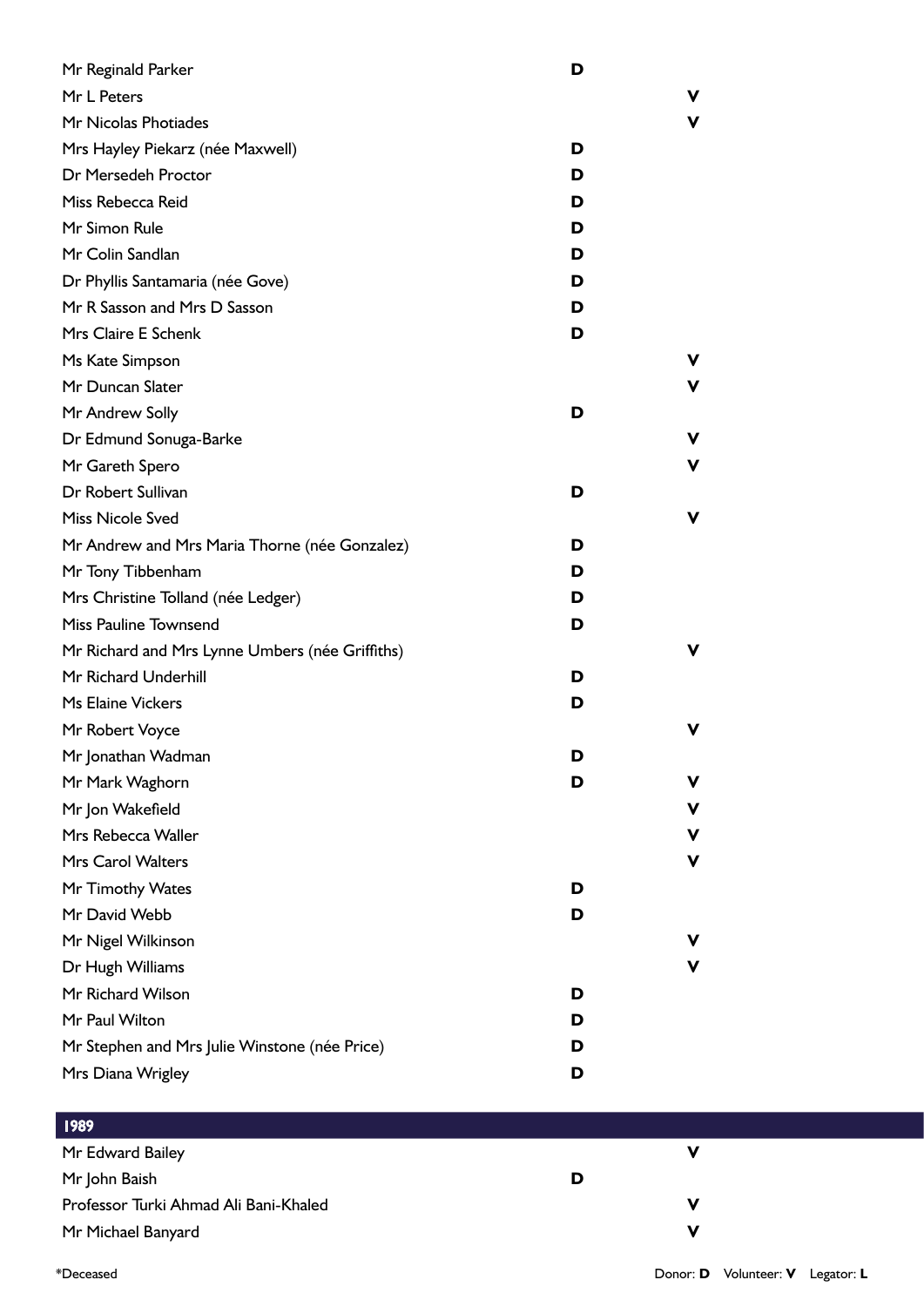| Name | Donor | Volunteer |
|---|---|---|
| Mr Reginald Parker | D | |
| Mr L Peters | | V |
| Mr Nicolas Photiades | | V |
| Mrs Hayley Piekarz (née Maxwell) | D | |
| Dr Mersedeh Proctor | D | |
| Miss Rebecca Reid | D | |
| Mr Simon Rule | D | |
| Mr Colin Sandlan | D | |
| Dr Phyllis Santamaria (née Gove) | D | |
| Mr R Sasson and Mrs D Sasson | D | |
| Mrs Claire E Schenk | D | |
| Ms Kate Simpson | | V |
| Mr Duncan Slater | | V |
| Mr Andrew Solly | D | |
| Dr Edmund Sonuga-Barke | | V |
| Mr Gareth Spero | | V |
| Dr Robert Sullivan | D | |
| Miss Nicole Sved | | V |
| Mr Andrew and Mrs Maria Thorne (née Gonzalez) | D | |
| Mr Tony Tibbenham | D | |
| Mrs Christine Tolland (née Ledger) | D | |
| Miss Pauline Townsend | D | |
| Mr Richard and Mrs Lynne Umbers (née Griffiths) | | V |
| Mr Richard Underhill | D | |
| Ms Elaine Vickers | D | |
| Mr Robert Voyce | | V |
| Mr Jonathan Wadman | D | |
| Mr Mark Waghorn | D | V |
| Mr Jon Wakefield | | V |
| Mrs Rebecca Waller | | V |
| Mrs Carol Walters | | V |
| Mr Timothy Wates | D | |
| Mr David Webb | D | |
| Mr Nigel Wilkinson | | V |
| Dr Hugh Williams | | V |
| Mr Richard Wilson | D | |
| Mr Paul Wilton | D | |
| Mr Stephen and Mrs Julie Winstone (née Price) | D | |
| Mrs Diana Wrigley | D | |

## 1989

| Name | Donor | Volunteer |
|---|---|---|
| Mr Edward Bailey | | V |
| Mr John Baish | D | |
| Professor Turki Ahmad Ali Bani-Khaled | | V |
| Mr Michael Banyard | | V |

*Deceased

Donor: **D** Volunteer: **V** Legator: **L**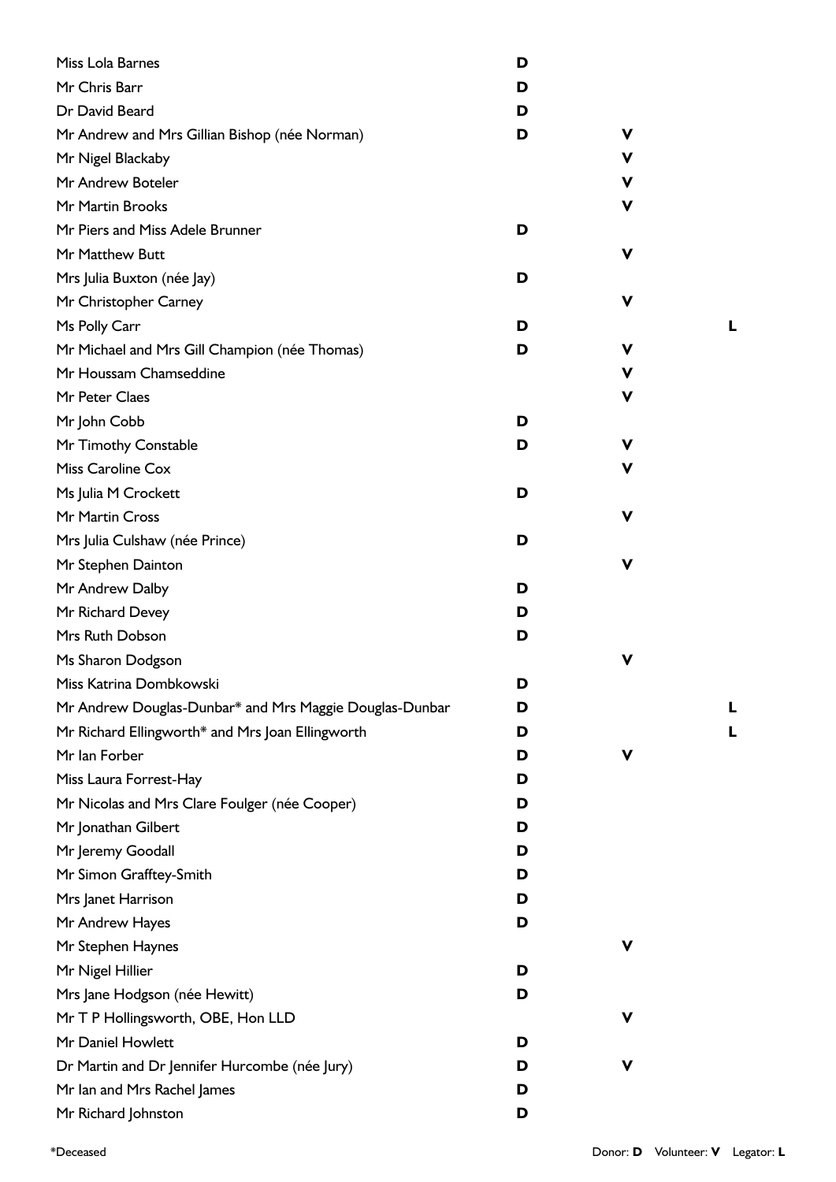| Name | Donor | Volunteer | Legator |
|---|---|---|---|
| Miss Lola Barnes | D | | |
| Mr Chris Barr | D | | |
| Dr David Beard | D | | |
| Mr Andrew and Mrs Gillian Bishop (née Norman) | D | V | |
| Mr Nigel Blackaby | | V | |
| Mr Andrew Boteler | | V | |
| Mr Martin Brooks | | V | |
| Mr Piers and Miss Adele Brunner | D | | |
| Mr Matthew Butt | | V | |
| Mrs Julia Buxton (née Jay) | D | | |
| Mr Christopher Carney | | V | |
| Ms Polly Carr | D | | L |
| Mr Michael and Mrs Gill Champion (née Thomas) | D | V | |
| Mr Houssam Chamseddine | | V | |
| Mr Peter Claes | | V | |
| Mr John Cobb | D | | |
| Mr Timothy Constable | D | V | |
| Miss Caroline Cox | | V | |
| Ms Julia M Crockett | D | | |
| Mr Martin Cross | | V | |
| Mrs Julia Culshaw (née Prince) | D | | |
| Mr Stephen Dainton | | V | |
| Mr Andrew Dalby | D | | |
| Mr Richard Devey | D | | |
| Mrs Ruth Dobson | D | | |
| Ms Sharon Dodgson | | V | |
| Miss Katrina Dombkowski | D | | |
| Mr Andrew Douglas-Dunbar* and Mrs Maggie Douglas-Dunbar | D | | L |
| Mr Richard Ellingworth* and Mrs Joan Ellingworth | D | | L |
| Mr Ian Forber | D | V | |
| Miss Laura Forrest-Hay | D | | |
| Mr Nicolas and Mrs Clare Foulger (née Cooper) | D | | |
| Mr Jonathan Gilbert | D | | |
| Mr Jeremy Goodall | D | | |
| Mr Simon Grafftey-Smith | D | | |
| Mrs Janet Harrison | D | | |
| Mr Andrew Hayes | D | | |
| Mr Stephen Haynes | | V | |
| Mr Nigel Hillier | D | | |
| Mrs Jane Hodgson (née Hewitt) | D | | |
| Mr T P Hollingsworth, OBE, Hon LLD | | V | |
| Mr Daniel Howlett | D | | |
| Dr Martin and Dr Jennifer Hurcombe (née Jury) | D | V | |
| Mr Ian and Mrs Rachel James | D | | |
| Mr Richard Johnston | D | | |

*Deceased

Donor: **D** Volunteer: **V** Legator: **L**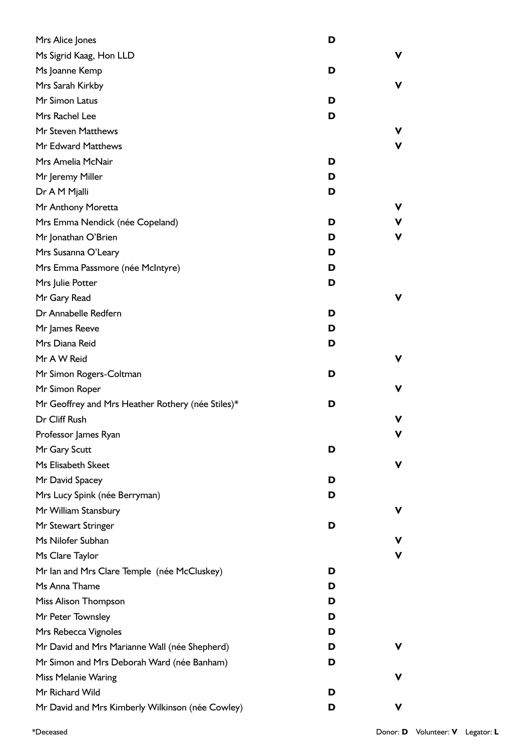| Name | Donor | Volunteer |
|---|---|---|
| Mrs Alice Jones | D | |
| Ms Sigrid Kaag, Hon LLD | | V |
| Ms Joanne Kemp | D | |
| Mrs Sarah Kirkby | | V |
| Mr Simon Latus | D | |
| Mrs Rachel Lee | D | |
| Mr Steven Matthews | | V |
| Mr Edward Matthews | | V |
| Mrs Amelia McNair | D | |
| Mr Jeremy Miller | D | |
| Dr A M Mjalli | D | |
| Mr Anthony Moretta | | V |
| Mrs Emma Nendick (née Copeland) | D | V |
| Mr Jonathan O'Brien | D | V |
| Mrs Susanna O'Leary | D | |
| Mrs Emma Passmore (née McIntyre) | D | |
| Mrs Julie Potter | D | |
| Mr Gary Read | | V |
| Dr Annabelle Redfern | D | |
| Mr James Reeve | D | |
| Mrs Diana Reid | D | |
| Mr A W Reid | | V |
| Mr Simon Rogers-Coltman | D | |
| Mr Simon Roper | | V |
| Mr Geoffrey and Mrs Heather Rothery (née Stiles)* | D | |
| Dr Cliff Rush | | V |
| Professor James Ryan | | V |
| Mr Gary Scutt | D | |
| Ms Elisabeth Skeet | | V |
| Mr David Spacey | D | |
| Mrs Lucy Spink (née Berryman) | D | |
| Mr William Stansbury | | V |
| Mr Stewart Stringer | D | |
| Ms Nilofer Subhan | | V |
| Ms Clare Taylor | | V |
| Mr Ian and Mrs Clare Temple (née McCluskey) | D | |
| Ms Anna Thame | D | |
| Miss Alison Thompson | D | |
| Mr Peter Townsley | D | |
| Mrs Rebecca Vignoles | D | |
| Mr David and Mrs Marianne Wall (née Shepherd) | D | V |
| Mr Simon and Mrs Deborah Ward (née Banham) | D | |
| Miss Melanie Waring | | V |
| Mr Richard Wild | D | |
| Mr David and Mrs Kimberly Wilkinson (née Cowley) | D | V |

*Deceased

Donor: **D** Volunteer: **V** Legator: **L**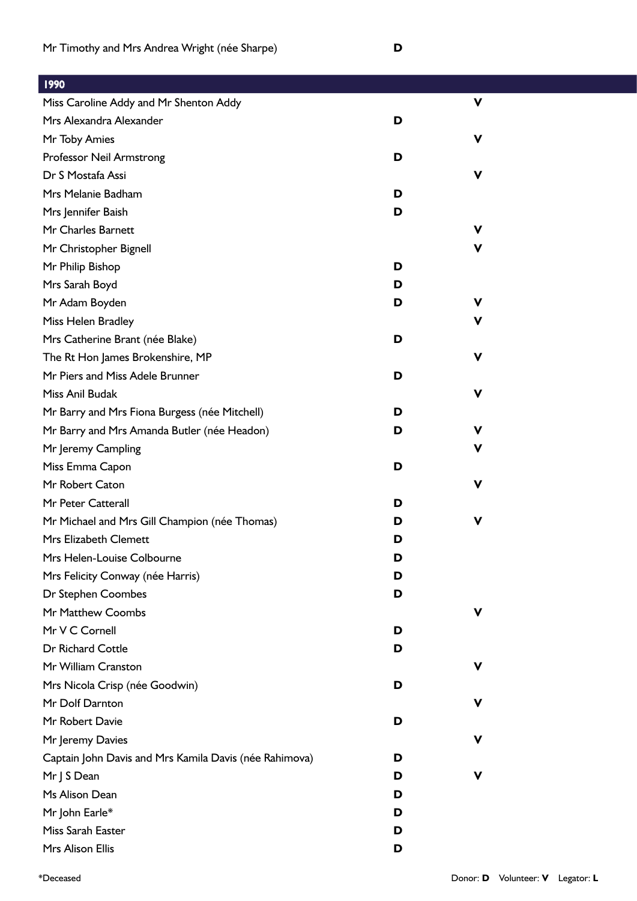| | | |
|---|---|---|
| Mr Timothy and Mrs Andrea Wright (née Sharpe) | **D** | |

| 1990 | | |
|---|---|---|
| Miss Caroline Addy and Mr Shenton Addy | | **V** |
| Mrs Alexandra Alexander | **D** | |
| Mr Toby Amies | | **V** |
| Professor Neil Armstrong | **D** | |
| Dr S Mostafa Assi | | **V** |
| Mrs Melanie Badham | **D** | |
| Mrs Jennifer Baish | **D** | |
| Mr Charles Barnett | | **V** |
| Mr Christopher Bignell | | **V** |
| Mr Philip Bishop | **D** | |
| Mrs Sarah Boyd | **D** | |
| Mr Adam Boyden | **D** | **V** |
| Miss Helen Bradley | | **V** |
| Mrs Catherine Brant (née Blake) | **D** | |
| The Rt Hon James Brokenshire, MP | | **V** |
| Mr Piers and Miss Adele Brunner | **D** | |
| Miss Anil Budak | | **V** |
| Mr Barry and Mrs Fiona Burgess (née Mitchell) | **D** | |
| Mr Barry and Mrs Amanda Butler (née Headon) | **D** | **V** |
| Mr Jeremy Campling | | **V** |
| Miss Emma Capon | **D** | |
| Mr Robert Caton | | **V** |
| Mr Peter Catterall | **D** | |
| Mr Michael and Mrs Gill Champion (née Thomas) | **D** | **V** |
| Mrs Elizabeth Clemett | **D** | |
| Mrs Helen-Louise Colbourne | **D** | |
| Mrs Felicity Conway (née Harris) | **D** | |
| Dr Stephen Coombes | **D** | |
| Mr Matthew Coombs | | **V** |
| Mr V C Cornell | **D** | |
| Dr Richard Cottle | **D** | |
| Mr William Cranston | | **V** |
| Mrs Nicola Crisp (née Goodwin) | **D** | |
| Mr Dolf Darnton | | **V** |
| Mr Robert Davie | **D** | |
| Mr Jeremy Davies | | **V** |
| Captain John Davis and Mrs Kamila Davis (née Rahimova) | **D** | |
| Mr J S Dean | **D** | **V** |
| Ms Alison Dean | **D** | |
| Mr John Earle* | **D** | |
| Miss Sarah Easter | **D** | |
| Mrs Alison Ellis | **D** | |

*Deceased

Donor: **D** Volunteer: **V** Legator: **L**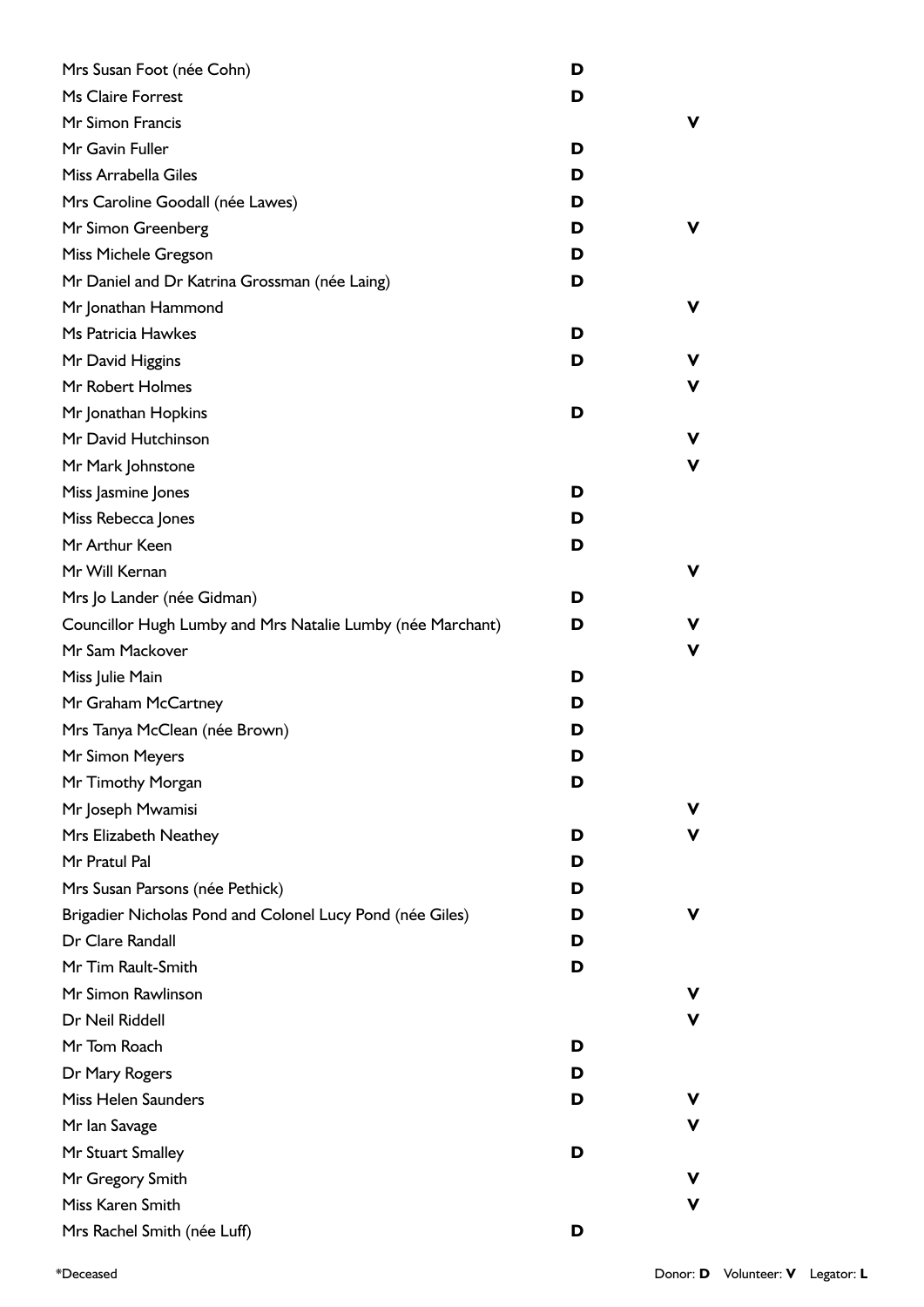| Name | Donor | Volunteer |
|---|---|---|
| Mrs Susan Foot (née Cohn) | **D** | |
| Ms Claire Forrest | **D** | |
| Mr Simon Francis | | **V** |
| Mr Gavin Fuller | **D** | |
| Miss Arrabella Giles | **D** | |
| Mrs Caroline Goodall (née Lawes) | **D** | |
| Mr Simon Greenberg | **D** | **V** |
| Miss Michele Gregson | **D** | |
| Mr Daniel and Dr Katrina Grossman (née Laing) | **D** | |
| Mr Jonathan Hammond | | **V** |
| Ms Patricia Hawkes | **D** | |
| Mr David Higgins | **D** | **V** |
| Mr Robert Holmes | | **V** |
| Mr Jonathan Hopkins | **D** | |
| Mr David Hutchinson | | **V** |
| Mr Mark Johnstone | | **V** |
| Miss Jasmine Jones | **D** | |
| Miss Rebecca Jones | **D** | |
| Mr Arthur Keen | **D** | |
| Mr Will Kernan | | **V** |
| Mrs Jo Lander (née Gidman) | **D** | |
| Councillor Hugh Lumby and Mrs Natalie Lumby (née Marchant) | **D** | **V** |
| Mr Sam Mackover | | **V** |
| Miss Julie Main | **D** | |
| Mr Graham McCartney | **D** | |
| Mrs Tanya McClean (née Brown) | **D** | |
| Mr Simon Meyers | **D** | |
| Mr Timothy Morgan | **D** | |
| Mr Joseph Mwamisi | | **V** |
| Mrs Elizabeth Neathey | **D** | **V** |
| Mr Pratul Pal | **D** | |
| Mrs Susan Parsons (née Pethick) | **D** | |
| Brigadier Nicholas Pond and Colonel Lucy Pond (née Giles) | **D** | **V** |
| Dr Clare Randall | **D** | |
| Mr Tim Rault-Smith | **D** | |
| Mr Simon Rawlinson | | **V** |
| Dr Neil Riddell | | **V** |
| Mr Tom Roach | **D** | |
| Dr Mary Rogers | **D** | |
| Miss Helen Saunders | **D** | **V** |
| Mr Ian Savage | | **V** |
| Mr Stuart Smalley | **D** | |
| Mr Gregory Smith | | **V** |
| Miss Karen Smith | | **V** |
| Mrs Rachel Smith (née Luff) | **D** | |

*Deceased

Donor: **D** Volunteer: **V** Legator: **L**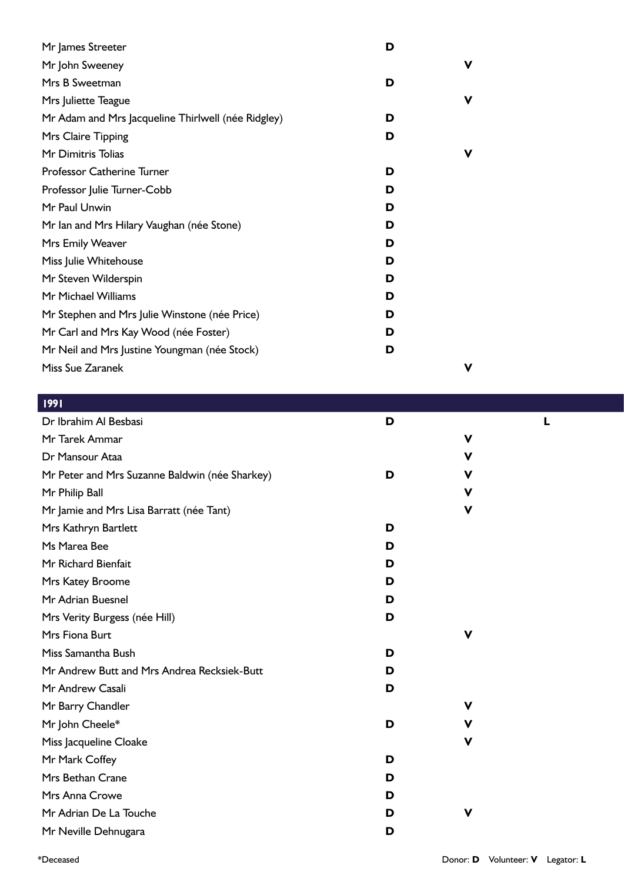| Name | Donor | Volunteer | Legator |
|---|---|---|---|
| Mr James Streeter | D | | |
| Mr John Sweeney | | V | |
| Mrs B Sweetman | D | | |
| Mrs Juliette Teague | | V | |
| Mr Adam and Mrs Jacqueline Thirlwell (née Ridgley) | D | | |
| Mrs Claire Tipping | D | | |
| Mr Dimitris Tolias | | V | |
| Professor Catherine Turner | D | | |
| Professor Julie Turner-Cobb | D | | |
| Mr Paul Unwin | D | | |
| Mr Ian and Mrs Hilary Vaughan (née Stone) | D | | |
| Mrs Emily Weaver | D | | |
| Miss Julie Whitehouse | D | | |
| Mr Steven Wilderspin | D | | |
| Mr Michael Williams | D | | |
| Mr Stephen and Mrs Julie Winstone (née Price) | D | | |
| Mr Carl and Mrs Kay Wood (née Foster) | D | | |
| Mr Neil and Mrs Justine Youngman (née Stock) | D | | |
| Miss Sue Zaranek | | V | |

## 1991

| Name | Donor | Volunteer | Legator |
|---|---|---|---|
| Dr Ibrahim Al Besbasi | D | | L |
| Mr Tarek Ammar | | V | |
| Dr Mansour Ataa | | V | |
| Mr Peter and Mrs Suzanne Baldwin (née Sharkey) | D | V | |
| Mr Philip Ball | | V | |
| Mr Jamie and Mrs Lisa Barratt (née Tant) | | V | |
| Mrs Kathryn Bartlett | D | | |
| Ms Marea Bee | D | | |
| Mr Richard Bienfait | D | | |
| Mrs Katey Broome | D | | |
| Mr Adrian Buesnel | D | | |
| Mrs Verity Burgess (née Hill) | D | | |
| Mrs Fiona Burt | | V | |
| Miss Samantha Bush | D | | |
| Mr Andrew Butt and Mrs Andrea Recksiek-Butt | D | | |
| Mr Andrew Casali | D | | |
| Mr Barry Chandler | | V | |
| Mr John Cheele* | D | V | |
| Miss Jacqueline Cloake | | V | |
| Mr Mark Coffey | D | | |
| Mrs Bethan Crane | D | | |
| Mrs Anna Crowe | D | | |
| Mr Adrian De La Touche | D | V | |
| Mr Neville Dehnugara | D | | |

*Deceased

Donor: **D** Volunteer: **V** Legator: **L**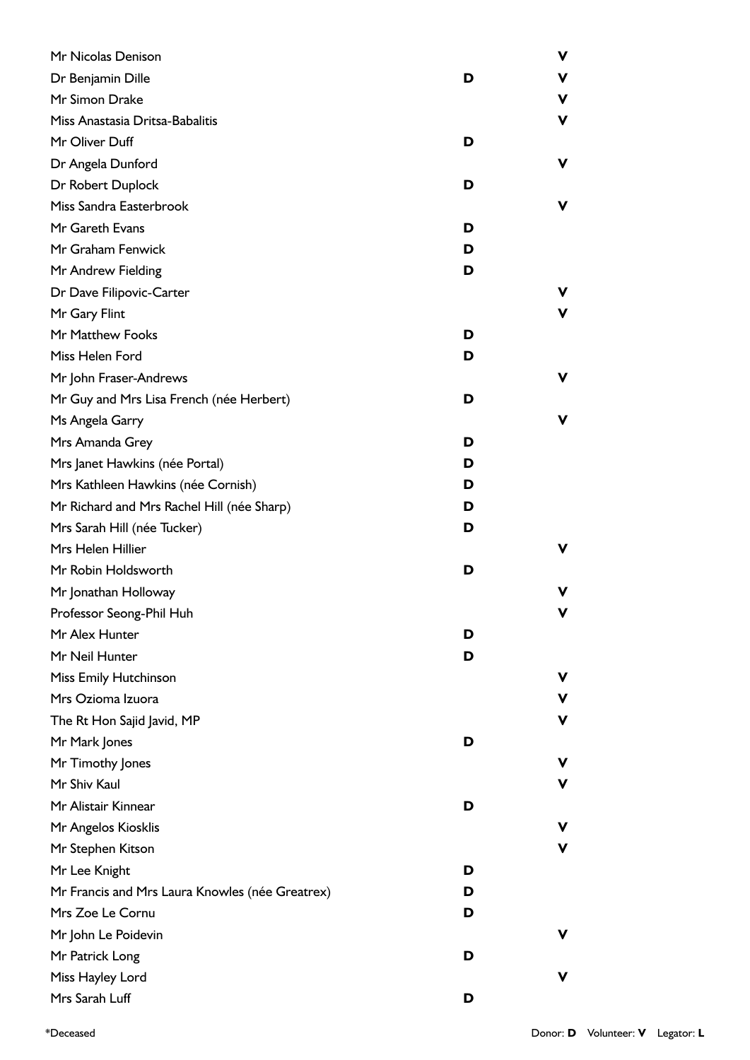| Name | Donor | Volunteer |
|---|---|---|
| Mr Nicolas Denison | | V |
| Dr Benjamin Dille | D | V |
| Mr Simon Drake | | V |
| Miss Anastasia Dritsa-Babalitis | | V |
| Mr Oliver Duff | D | |
| Dr Angela Dunford | | V |
| Dr Robert Duplock | D | |
| Miss Sandra Easterbrook | | V |
| Mr Gareth Evans | D | |
| Mr Graham Fenwick | D | |
| Mr Andrew Fielding | D | |
| Dr Dave Filipovic-Carter | | V |
| Mr Gary Flint | | V |
| Mr Matthew Fooks | D | |
| Miss Helen Ford | D | |
| Mr John Fraser-Andrews | | V |
| Mr Guy and Mrs Lisa French (née Herbert) | D | |
| Ms Angela Garry | | V |
| Mrs Amanda Grey | D | |
| Mrs Janet Hawkins (née Portal) | D | |
| Mrs Kathleen Hawkins (née Cornish) | D | |
| Mr Richard and Mrs Rachel Hill (née Sharp) | D | |
| Mrs Sarah Hill (née Tucker) | D | |
| Mrs Helen Hillier | | V |
| Mr Robin Holdsworth | D | |
| Mr Jonathan Holloway | | V |
| Professor Seong-Phil Huh | | V |
| Mr Alex Hunter | D | |
| Mr Neil Hunter | D | |
| Miss Emily Hutchinson | | V |
| Mrs Ozioma Izuora | | V |
| The Rt Hon Sajid Javid, MP | | V |
| Mr Mark Jones | D | |
| Mr Timothy Jones | | V |
| Mr Shiv Kaul | | V |
| Mr Alistair Kinnear | D | |
| Mr Angelos Kiosklis | | V |
| Mr Stephen Kitson | | V |
| Mr Lee Knight | D | |
| Mr Francis and Mrs Laura Knowles (née Greatrex) | D | |
| Mrs Zoe Le Cornu | D | |
| Mr John Le Poidevin | | V |
| Mr Patrick Long | D | |
| Miss Hayley Lord | | V |
| Mrs Sarah Luff | D | |

*Deceased

Donor: **D** Volunteer: **V** Legator: **L**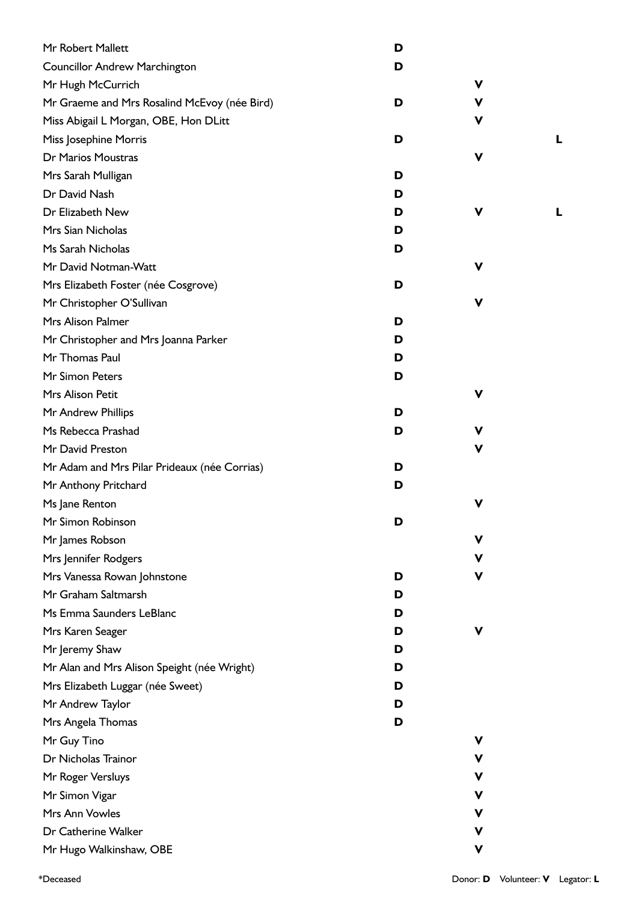| Name | Donor | Volunteer | Legator |
| --- | --- | --- | --- |
| Mr Robert Mallett | D | | |
| Councillor Andrew Marchington | D | | |
| Mr Hugh McCurrich | | V | |
| Mr Graeme and Mrs Rosalind McEvoy (née Bird) | D | V | |
| Miss Abigail L Morgan, OBE, Hon DLitt | | V | |
| Miss Josephine Morris | D | | L |
| Dr Marios Moustras | | V | |
| Mrs Sarah Mulligan | D | | |
| Dr David Nash | D | | |
| Dr Elizabeth New | D | V | L |
| Mrs Sian Nicholas | D | | |
| Ms Sarah Nicholas | D | | |
| Mr David Notman-Watt | | V | |
| Mrs Elizabeth Foster (née Cosgrove) | D | | |
| Mr Christopher O'Sullivan | | V | |
| Mrs Alison Palmer | D | | |
| Mr Christopher and Mrs Joanna Parker | D | | |
| Mr Thomas Paul | D | | |
| Mr Simon Peters | D | | |
| Mrs Alison Petit | | V | |
| Mr Andrew Phillips | D | | |
| Ms Rebecca Prashad | D | V | |
| Mr David Preston | | V | |
| Mr Adam and Mrs Pilar Prideaux (née Corrias) | D | | |
| Mr Anthony Pritchard | D | | |
| Ms Jane Renton | | V | |
| Mr Simon Robinson | D | | |
| Mr James Robson | | V | |
| Mrs Jennifer Rodgers | | V | |
| Mrs Vanessa Rowan Johnstone | D | V | |
| Mr Graham Saltmarsh | D | | |
| Ms Emma Saunders LeBlanc | D | | |
| Mrs Karen Seager | D | V | |
| Mr Jeremy Shaw | D | | |
| Mr Alan and Mrs Alison Speight (née Wright) | D | | |
| Mrs Elizabeth Luggar (née Sweet) | D | | |
| Mr Andrew Taylor | D | | |
| Mrs Angela Thomas | D | | |
| Mr Guy Tino | | V | |
| Dr Nicholas Trainor | | V | |
| Mr Roger Versluys | | V | |
| Mr Simon Vigar | | V | |
| Mrs Ann Vowles | | V | |
| Dr Catherine Walker | | V | |
| Mr Hugo Walkinshaw, OBE | | V | |

*Deceased

Donor: **D** Volunteer: **V** Legator: **L**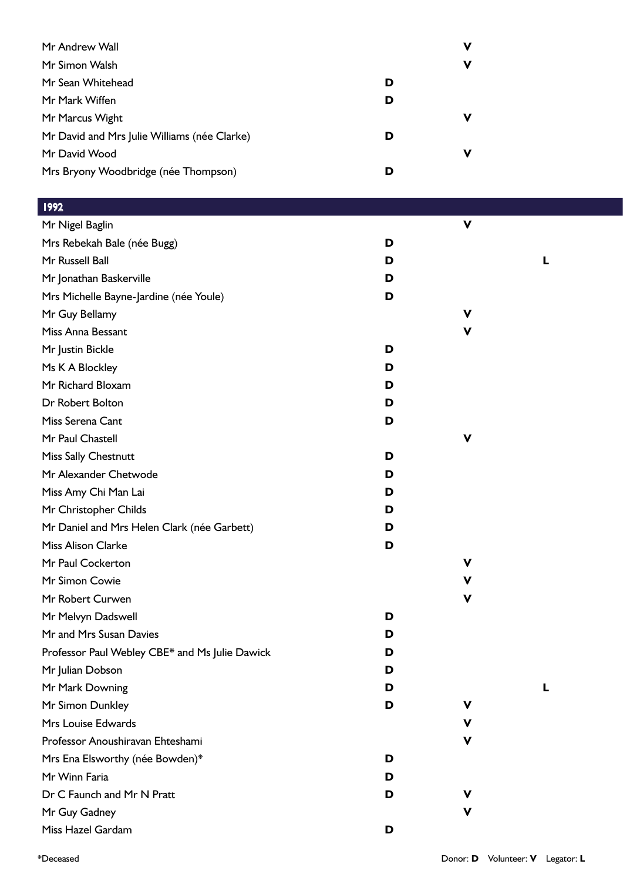| | | | |
|---|---|---|---|
| Mr Andrew Wall | | V | |
| Mr Simon Walsh | | V | |
| Mr Sean Whitehead | D | | |
| Mr Mark Wiffen | D | | |
| Mr Marcus Wight | | V | |
| Mr David and Mrs Julie Williams (née Clarke) | D | | |
| Mr David Wood | | V | |
| Mrs Bryony Woodbridge (née Thompson) | D | | |

| 1992 | | | |
|---|---|---|---|
| Mr Nigel Baglin | | V | |
| Mrs Rebekah Bale (née Bugg) | D | | |
| Mr Russell Ball | D | | L |
| Mr Jonathan Baskerville | D | | |
| Mrs Michelle Bayne-Jardine (née Youle) | D | | |
| Mr Guy Bellamy | | V | |
| Miss Anna Bessant | | V | |
| Mr Justin Bickle | D | | |
| Ms K A Blockley | D | | |
| Mr Richard Bloxam | D | | |
| Dr Robert Bolton | D | | |
| Miss Serena Cant | D | | |
| Mr Paul Chastell | | V | |
| Miss Sally Chestnutt | D | | |
| Mr Alexander Chetwode | D | | |
| Miss Amy Chi Man Lai | D | | |
| Mr Christopher Childs | D | | |
| Mr Daniel and Mrs Helen Clark (née Garbett) | D | | |
| Miss Alison Clarke | D | | |
| Mr Paul Cockerton | | V | |
| Mr Simon Cowie | | V | |
| Mr Robert Curwen | | V | |
| Mr Melvyn Dadswell | D | | |
| Mr and Mrs Susan Davies | D | | |
| Professor Paul Webley CBE* and Ms Julie Dawick | D | | |
| Mr Julian Dobson | D | | |
| Mr Mark Downing | D | | L |
| Mr Simon Dunkley | D | V | |
| Mrs Louise Edwards | | V | |
| Professor Anoushiravan Ehteshami | | V | |
| Mrs Ena Elsworthy (née Bowden)* | D | | |
| Mr Winn Faria | D | | |
| Dr C Faunch and Mr N Pratt | D | V | |
| Mr Guy Gadney | | V | |
| Miss Hazel Gardam | D | | |

*Deceased

Donor: **D** Volunteer: **V** Legator: **L**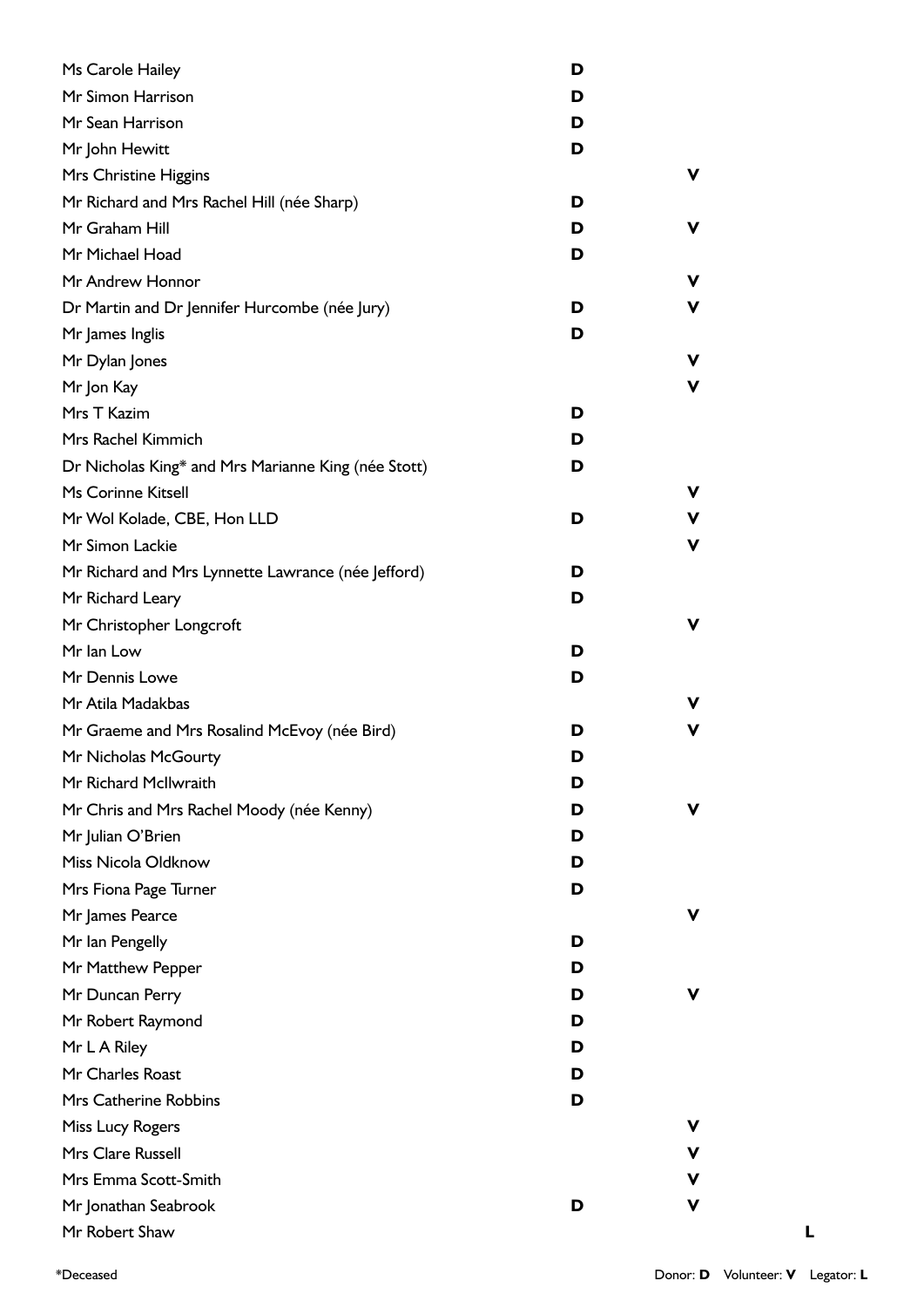| Name | Donor | Volunteer | Legator |
|---|---|---|---|
| Ms Carole Hailey | D | | |
| Mr Simon Harrison | D | | |
| Mr Sean Harrison | D | | |
| Mr John Hewitt | D | | |
| Mrs Christine Higgins | | V | |
| Mr Richard and Mrs Rachel Hill (née Sharp) | D | | |
| Mr Graham Hill | D | V | |
| Mr Michael Hoad | D | | |
| Mr Andrew Honnor | | V | |
| Dr Martin and Dr Jennifer Hurcombe (née Jury) | D | V | |
| Mr James Inglis | D | | |
| Mr Dylan Jones | | V | |
| Mr Jon Kay | | V | |
| Mrs T Kazim | D | | |
| Mrs Rachel Kimmich | D | | |
| Dr Nicholas King* and Mrs Marianne King (née Stott) | D | | |
| Ms Corinne Kitsell | | V | |
| Mr Wol Kolade, CBE, Hon LLD | D | V | |
| Mr Simon Lackie | | V | |
| Mr Richard and Mrs Lynnette Lawrance (née Jefford) | D | | |
| Mr Richard Leary | D | | |
| Mr Christopher Longcroft | | V | |
| Mr Ian Low | D | | |
| Mr Dennis Lowe | D | | |
| Mr Atila Madakbas | | V | |
| Mr Graeme and Mrs Rosalind McEvoy (née Bird) | D | V | |
| Mr Nicholas McGourty | D | | |
| Mr Richard McIlwraith | D | | |
| Mr Chris and Mrs Rachel Moody (née Kenny) | D | V | |
| Mr Julian O'Brien | D | | |
| Miss Nicola Oldknow | D | | |
| Mrs Fiona Page Turner | D | | |
| Mr James Pearce | | V | |
| Mr Ian Pengelly | D | | |
| Mr Matthew Pepper | D | | |
| Mr Duncan Perry | D | V | |
| Mr Robert Raymond | D | | |
| Mr L A Riley | D | | |
| Mr Charles Roast | D | | |
| Mrs Catherine Robbins | D | | |
| Miss Lucy Rogers | | V | |
| Mrs Clare Russell | | V | |
| Mrs Emma Scott-Smith | | V | |
| Mr Jonathan Seabrook | D | V | |
| Mr Robert Shaw | | | L |

*Deceased

Donor: **D** Volunteer: **V** Legator: **L**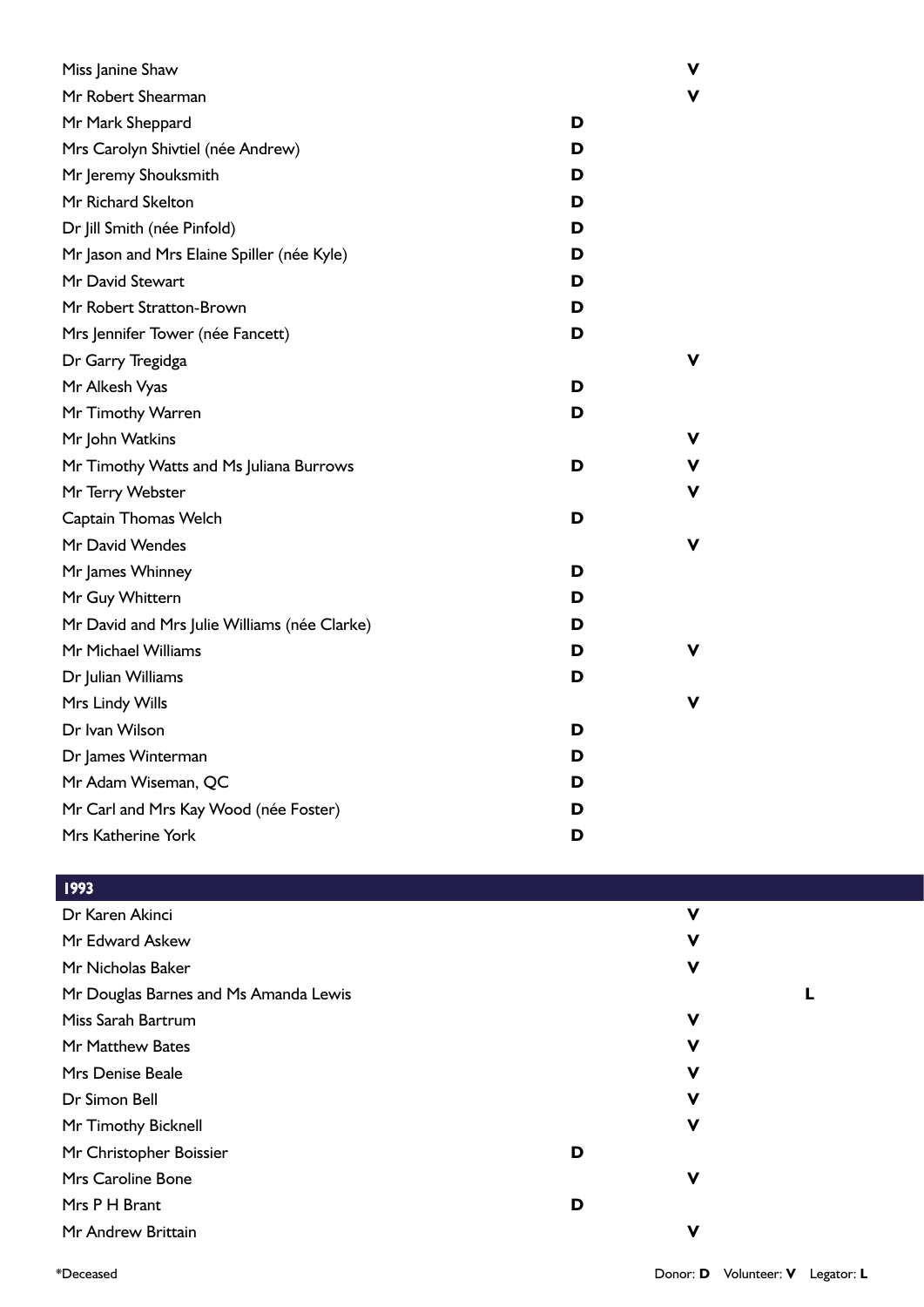| Name | Donor | Volunteer | Legator |
|---|---|---|---|
| Miss Janine Shaw | | V | |
| Mr Robert Shearman | | V | |
| Mr Mark Sheppard | D | | |
| Mrs Carolyn Shivtiel (née Andrew) | D | | |
| Mr Jeremy Shouksmith | D | | |
| Mr Richard Skelton | D | | |
| Dr Jill Smith (née Pinfold) | D | | |
| Mr Jason and Mrs Elaine Spiller (née Kyle) | D | | |
| Mr David Stewart | D | | |
| Mr Robert Stratton-Brown | D | | |
| Mrs Jennifer Tower (née Fancett) | D | | |
| Dr Garry Tregidga | | V | |
| Mr Alkesh Vyas | D | | |
| Mr Timothy Warren | D | | |
| Mr John Watkins | | V | |
| Mr Timothy Watts and Ms Juliana Burrows | D | V | |
| Mr Terry Webster | | V | |
| Captain Thomas Welch | D | | |
| Mr David Wendes | | V | |
| Mr James Whinney | D | | |
| Mr Guy Whittern | D | | |
| Mr David and Mrs Julie Williams (née Clarke) | D | | |
| Mr Michael Williams | D | V | |
| Dr Julian Williams | D | | |
| Mrs Lindy Wills | | V | |
| Dr Ivan Wilson | D | | |
| Dr James Winterman | D | | |
| Mr Adam Wiseman, QC | D | | |
| Mr Carl and Mrs Kay Wood (née Foster) | D | | |
| Mrs Katherine York | D | | |

## 1993

| Name | Donor | Volunteer | Legator |
|---|---|---|---|
| Dr Karen Akinci | | V | |
| Mr Edward Askew | | V | |
| Mr Nicholas Baker | | V | |
| Mr Douglas Barnes and Ms Amanda Lewis | | | L |
| Miss Sarah Bartrum | | V | |
| Mr Matthew Bates | | V | |
| Mrs Denise Beale | | V | |
| Dr Simon Bell | | V | |
| Mr Timothy Bicknell | | V | |
| Mr Christopher Boissier | D | | |
| Mrs Caroline Bone | | V | |
| Mrs P H Brant | D | | |
| Mr Andrew Brittain | | V | |

*Deceased

Donor: **D** Volunteer: **V** Legator: **L**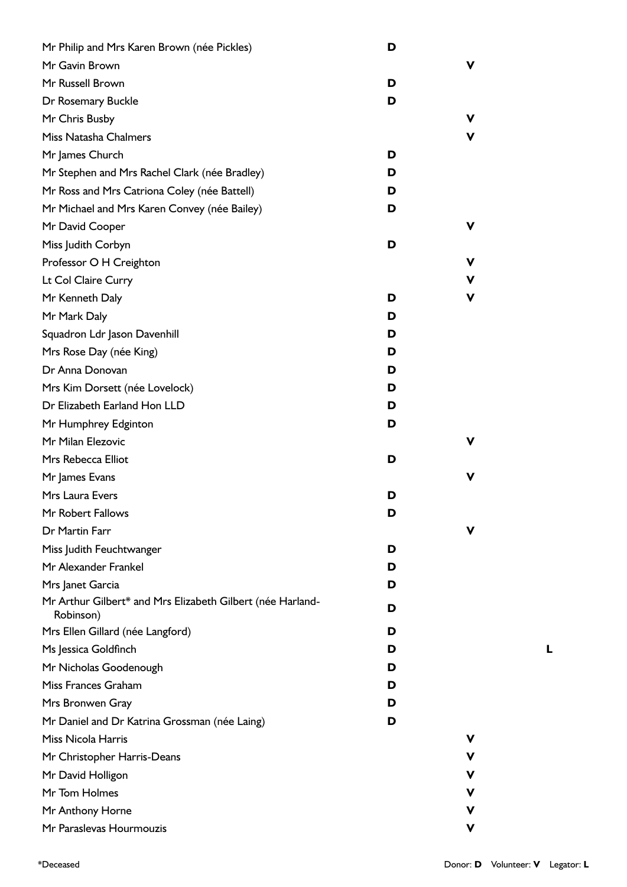| Name | Donor | Volunteer | Legator |
|---|---|---|---|
| Mr Philip and Mrs Karen Brown (née Pickles) | D | | |
| Mr Gavin Brown | | V | |
| Mr Russell Brown | D | | |
| Dr Rosemary Buckle | D | | |
| Mr Chris Busby | | V | |
| Miss Natasha Chalmers | | V | |
| Mr James Church | D | | |
| Mr Stephen and Mrs Rachel Clark (née Bradley) | D | | |
| Mr Ross and Mrs Catriona Coley (née Battell) | D | | |
| Mr Michael and Mrs Karen Convey (née Bailey) | D | | |
| Mr David Cooper | | V | |
| Miss Judith Corbyn | D | | |
| Professor O H Creighton | | V | |
| Lt Col Claire Curry | | V | |
| Mr Kenneth Daly | D | V | |
| Mr Mark Daly | D | | |
| Squadron Ldr Jason Davenhill | D | | |
| Mrs Rose Day (née King) | D | | |
| Dr Anna Donovan | D | | |
| Mrs Kim Dorsett (née Lovelock) | D | | |
| Dr Elizabeth Earland Hon LLD | D | | |
| Mr Humphrey Edginton | D | | |
| Mr Milan Elezovic | | V | |
| Mrs Rebecca Elliot | D | | |
| Mr James Evans | | V | |
| Mrs Laura Evers | D | | |
| Mr Robert Fallows | D | | |
| Dr Martin Farr | | V | |
| Miss Judith Feuchtwanger | D | | |
| Mr Alexander Frankel | D | | |
| Mrs Janet Garcia | D | | |
| Mr Arthur Gilbert* and Mrs Elizabeth Gilbert (née Harland-Robinson) | D | | |
| Mrs Ellen Gillard (née Langford) | D | | |
| Ms Jessica Goldfinch | D | | L |
| Mr Nicholas Goodenough | D | | |
| Miss Frances Graham | D | | |
| Mrs Bronwen Gray | D | | |
| Mr Daniel and Dr Katrina Grossman (née Laing) | D | | |
| Miss Nicola Harris | | V | |
| Mr Christopher Harris-Deans | | V | |
| Mr David Holligon | | V | |
| Mr Tom Holmes | | V | |
| Mr Anthony Horne | | V | |
| Mr Paraslevas Hourmouzis | | V | |

*Deceased

Donor: **D** Volunteer: **V** Legator: **L**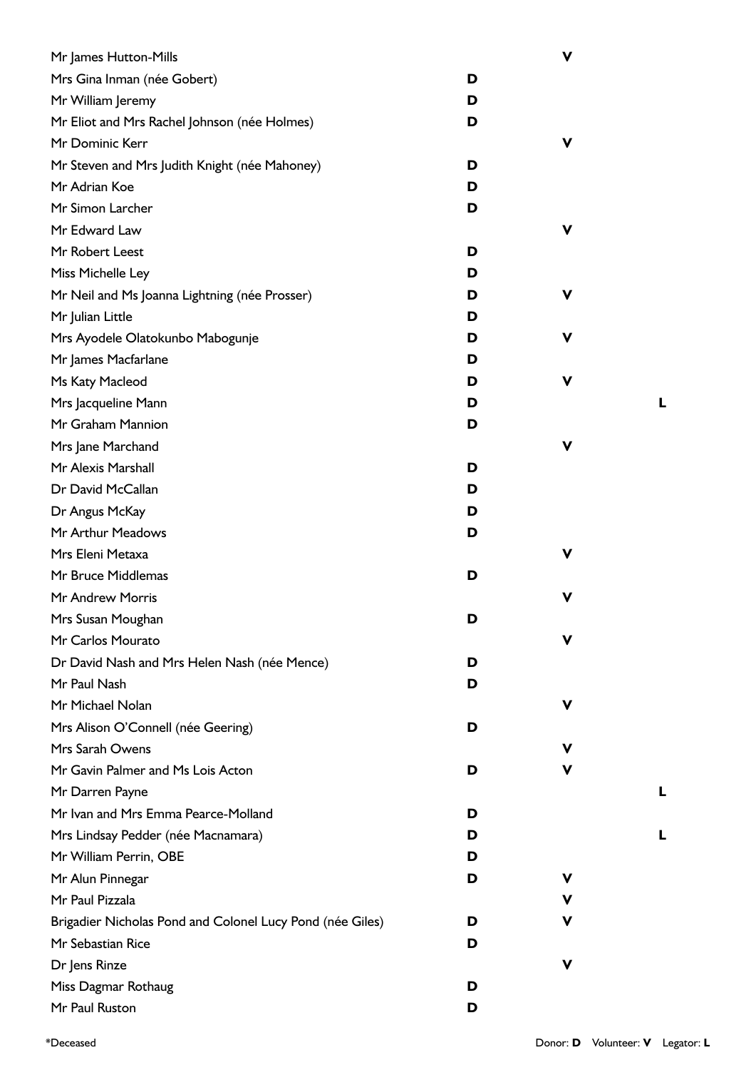| Name | Donor | Volunteer | Legator |
| --- | --- | --- | --- |
| Mr James Hutton-Mills | | **V** | |
| Mrs Gina Inman (née Gobert) | **D** | | |
| Mr William Jeremy | **D** | | |
| Mr Eliot and Mrs Rachel Johnson (née Holmes) | **D** | | |
| Mr Dominic Kerr | | **V** | |
| Mr Steven and Mrs Judith Knight (née Mahoney) | **D** | | |
| Mr Adrian Koe | **D** | | |
| Mr Simon Larcher | **D** | | |
| Mr Edward Law | | **V** | |
| Mr Robert Leest | **D** | | |
| Miss Michelle Ley | **D** | | |
| Mr Neil and Ms Joanna Lightning (née Prosser) | **D** | **V** | |
| Mr Julian Little | **D** | | |
| Mrs Ayodele Olatokunbo Mabogunje | **D** | **V** | |
| Mr James Macfarlane | **D** | | |
| Ms Katy Macleod | **D** | **V** | |
| Mrs Jacqueline Mann | **D** | | **L** |
| Mr Graham Mannion | **D** | | |
| Mrs Jane Marchand | | **V** | |
| Mr Alexis Marshall | **D** | | |
| Dr David McCallan | **D** | | |
| Dr Angus McKay | **D** | | |
| Mr Arthur Meadows | **D** | | |
| Mrs Eleni Metaxa | | **V** | |
| Mr Bruce Middlemas | **D** | | |
| Mr Andrew Morris | | **V** | |
| Mrs Susan Moughan | **D** | | |
| Mr Carlos Mourato | | **V** | |
| Dr David Nash and Mrs Helen Nash (née Mence) | **D** | | |
| Mr Paul Nash | **D** | | |
| Mr Michael Nolan | | **V** | |
| Mrs Alison O'Connell (née Geering) | **D** | | |
| Mrs Sarah Owens | | **V** | |
| Mr Gavin Palmer and Ms Lois Acton | **D** | **V** | |
| Mr Darren Payne | | | **L** |
| Mr Ivan and Mrs Emma Pearce-Molland | **D** | | |
| Mrs Lindsay Pedder (née Macnamara) | **D** | | **L** |
| Mr William Perrin, OBE | **D** | | |
| Mr Alun Pinnegar | **D** | **V** | |
| Mr Paul Pizzala | | **V** | |
| Brigadier Nicholas Pond and Colonel Lucy Pond (née Giles) | **D** | **V** | |
| Mr Sebastian Rice | **D** | | |
| Dr Jens Rinze | | **V** | |
| Miss Dagmar Rothaug | **D** | | |
| Mr Paul Ruston | **D** | | |

*Deceased

Donor: **D** Volunteer: **V** Legator: **L**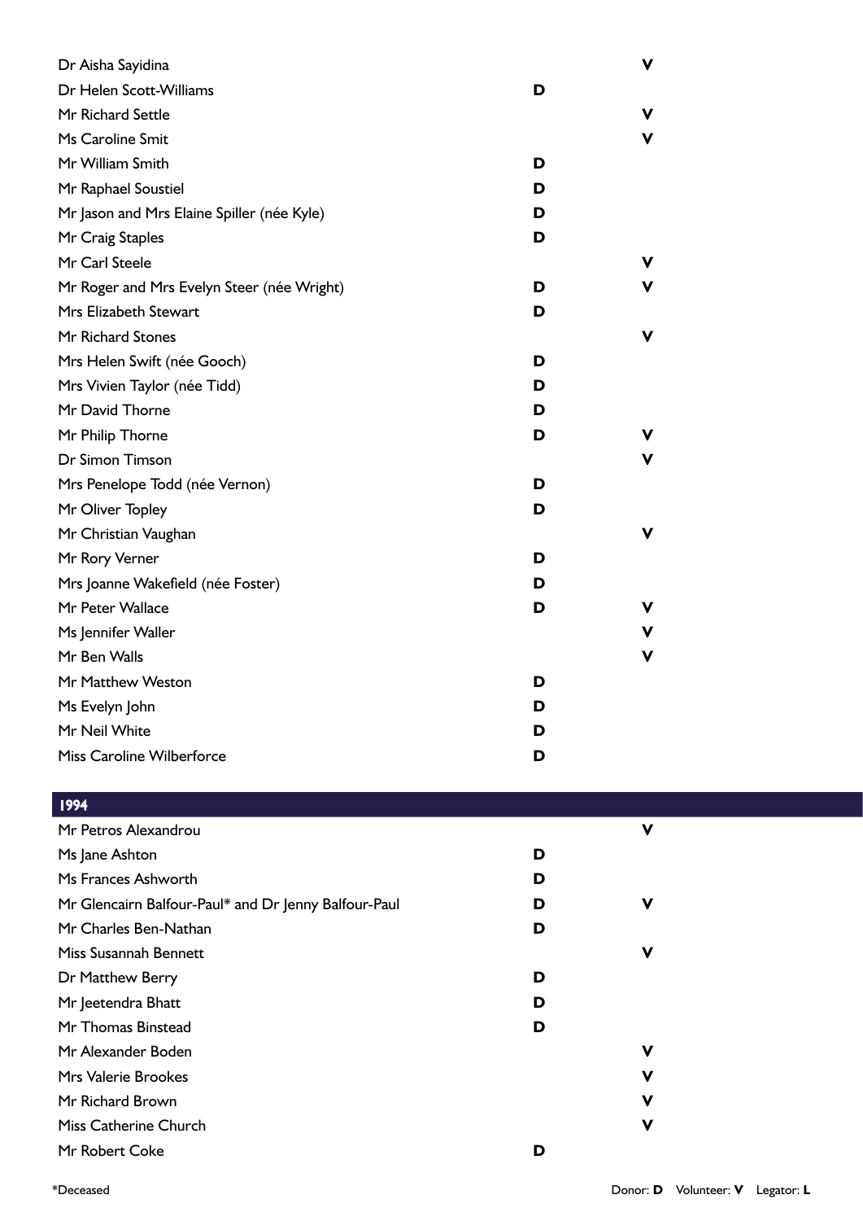| Name | Donor | Volunteer |
| --- | --- | --- |
| Dr Aisha Sayidina | | V |
| Dr Helen Scott-Williams | D | |
| Mr Richard Settle | | V |
| Ms Caroline Smit | | V |
| Mr William Smith | D | |
| Mr Raphael Soustiel | D | |
| Mr Jason and Mrs Elaine Spiller (née Kyle) | D | |
| Mr Craig Staples | D | |
| Mr Carl Steele | | V |
| Mr Roger and Mrs Evelyn Steer (née Wright) | D | V |
| Mrs Elizabeth Stewart | D | |
| Mr Richard Stones | | V |
| Mrs Helen Swift (née Gooch) | D | |
| Mrs Vivien Taylor (née Tidd) | D | |
| Mr David Thorne | D | |
| Mr Philip Thorne | D | V |
| Dr Simon Timson | | V |
| Mrs Penelope Todd (née Vernon) | D | |
| Mr Oliver Topley | D | |
| Mr Christian Vaughan | | V |
| Mr Rory Verner | D | |
| Mrs Joanne Wakefield (née Foster) | D | |
| Mr Peter Wallace | D | V |
| Ms Jennifer Waller | | V |
| Mr Ben Walls | | V |
| Mr Matthew Weston | D | |
| Ms Evelyn John | D | |
| Mr Neil White | D | |
| Miss Caroline Wilberforce | D | |

## 1994

| Name | Donor | Volunteer |
| --- | --- | --- |
| Mr Petros Alexandrou | | V |
| Ms Jane Ashton | D | |
| Ms Frances Ashworth | D | |
| Mr Glencairn Balfour-Paul* and Dr Jenny Balfour-Paul | D | V |
| Mr Charles Ben-Nathan | D | |
| Miss Susannah Bennett | | V |
| Dr Matthew Berry | D | |
| Mr Jeetendra Bhatt | D | |
| Mr Thomas Binstead | D | |
| Mr Alexander Boden | | V |
| Mrs Valerie Brookes | | V |
| Mr Richard Brown | | V |
| Miss Catherine Church | | V |
| Mr Robert Coke | D | |

*Deceased

Donor: **D** Volunteer: **V** Legator: **L**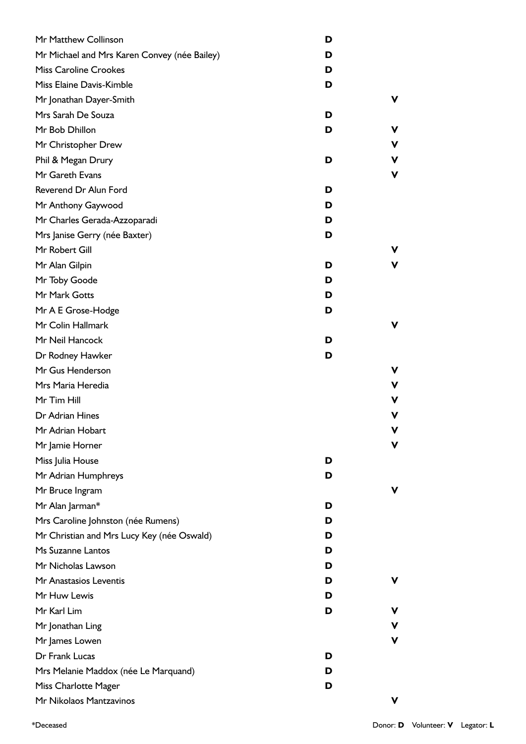| Name | Donor | Volunteer |
|---|---|---|
| Mr Matthew Collinson | D | |
| Mr Michael and Mrs Karen Convey (née Bailey) | D | |
| Miss Caroline Crookes | D | |
| Miss Elaine Davis-Kimble | D | |
| Mr Jonathan Dayer-Smith | | V |
| Mrs Sarah De Souza | D | |
| Mr Bob Dhillon | D | V |
| Mr Christopher Drew | | V |
| Phil & Megan Drury | D | V |
| Mr Gareth Evans | | V |
| Reverend Dr Alun Ford | D | |
| Mr Anthony Gaywood | D | |
| Mr Charles Gerada-Azzoparadi | D | |
| Mrs Janise Gerry (née Baxter) | D | |
| Mr Robert Gill | | V |
| Mr Alan Gilpin | D | V |
| Mr Toby Goode | D | |
| Mr Mark Gotts | D | |
| Mr A E Grose-Hodge | D | |
| Mr Colin Hallmark | | V |
| Mr Neil Hancock | D | |
| Dr Rodney Hawker | D | |
| Mr Gus Henderson | | V |
| Mrs Maria Heredia | | V |
| Mr Tim Hill | | V |
| Dr Adrian Hines | | V |
| Mr Adrian Hobart | | V |
| Mr Jamie Horner | | V |
| Miss Julia House | D | |
| Mr Adrian Humphreys | D | |
| Mr Bruce Ingram | | V |
| Mr Alan Jarman* | D | |
| Mrs Caroline Johnston (née Rumens) | D | |
| Mr Christian and Mrs Lucy Key (née Oswald) | D | |
| Ms Suzanne Lantos | D | |
| Mr Nicholas Lawson | D | |
| Mr Anastasios Leventis | D | V |
| Mr Huw Lewis | D | |
| Mr Karl Lim | D | V |
| Mr Jonathan Ling | | V |
| Mr James Lowen | | V |
| Dr Frank Lucas | D | |
| Mrs Melanie Maddox (née Le Marquand) | D | |
| Miss Charlotte Mager | D | |
| Mr Nikolaos Mantzavinos | | V |

*Deceased

Donor: **D** Volunteer: **V** Legator: **L**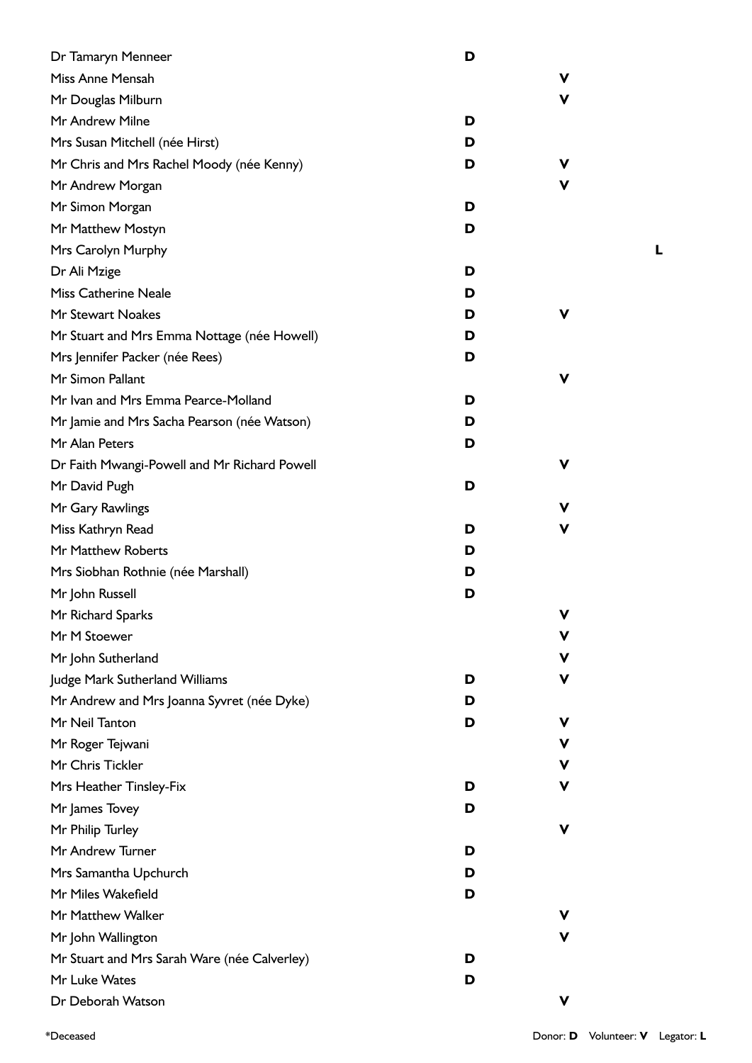| Name | Donor | Volunteer | Legator |
|---|---|---|---|
| Dr Tamaryn Menneer | D | | |
| Miss Anne Mensah | | V | |
| Mr Douglas Milburn | | V | |
| Mr Andrew Milne | D | | |
| Mrs Susan Mitchell (née Hirst) | D | | |
| Mr Chris and Mrs Rachel Moody (née Kenny) | D | V | |
| Mr Andrew Morgan | | V | |
| Mr Simon Morgan | D | | |
| Mr Matthew Mostyn | D | | |
| Mrs Carolyn Murphy | | | L |
| Dr Ali Mzige | D | | |
| Miss Catherine Neale | D | | |
| Mr Stewart Noakes | D | V | |
| Mr Stuart and Mrs Emma Nottage (née Howell) | D | | |
| Mrs Jennifer Packer (née Rees) | D | | |
| Mr Simon Pallant | | V | |
| Mr Ivan and Mrs Emma Pearce-Molland | D | | |
| Mr Jamie and Mrs Sacha Pearson (née Watson) | D | | |
| Mr Alan Peters | D | | |
| Dr Faith Mwangi-Powell and Mr Richard Powell | | V | |
| Mr David Pugh | D | | |
| Mr Gary Rawlings | | V | |
| Miss Kathryn Read | D | V | |
| Mr Matthew Roberts | D | | |
| Mrs Siobhan Rothnie (née Marshall) | D | | |
| Mr John Russell | D | | |
| Mr Richard Sparks | | V | |
| Mr M Stoewer | | V | |
| Mr John Sutherland | | V | |
| Judge Mark Sutherland Williams | D | V | |
| Mr Andrew and Mrs Joanna Syvret (née Dyke) | D | | |
| Mr Neil Tanton | D | V | |
| Mr Roger Tejwani | | V | |
| Mr Chris Tickler | | V | |
| Mrs Heather Tinsley-Fix | D | V | |
| Mr James Tovey | D | | |
| Mr Philip Turley | | V | |
| Mr Andrew Turner | D | | |
| Mrs Samantha Upchurch | D | | |
| Mr Miles Wakefield | D | | |
| Mr Matthew Walker | | V | |
| Mr John Wallington | | V | |
| Mr Stuart and Mrs Sarah Ware (née Calverley) | D | | |
| Mr Luke Wates | D | | |
| Dr Deborah Watson | | V | |

*Deceased

Donor: **D** Volunteer: **V** Legator: **L**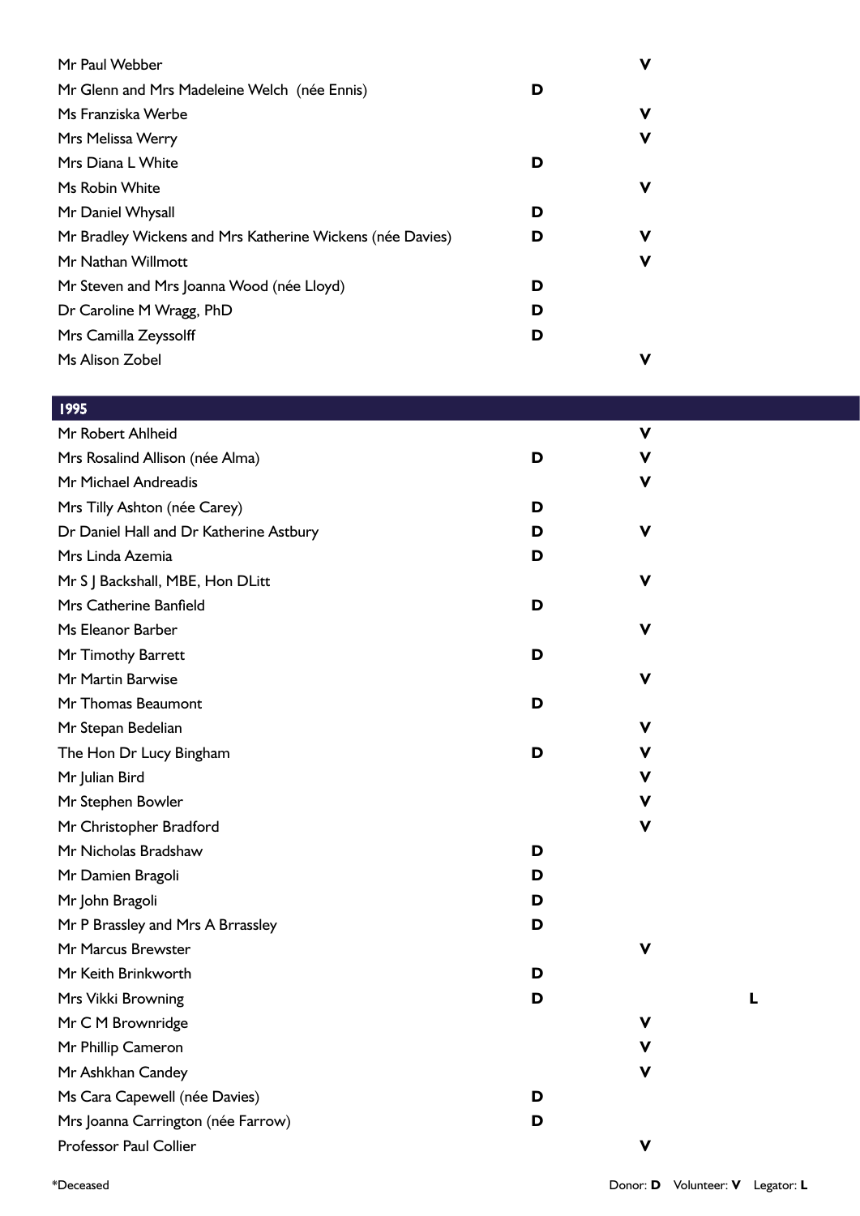| Name | Donor | Volunteer | Legator |
|---|---|---|---|
| Mr Paul Webber | | V | |
| Mr Glenn and Mrs Madeleine Welch (née Ennis) | D | | |
| Ms Franziska Werbe | | V | |
| Mrs Melissa Werry | | V | |
| Mrs Diana L White | D | | |
| Ms Robin White | | V | |
| Mr Daniel Whysall | D | | |
| Mr Bradley Wickens and Mrs Katherine Wickens (née Davies) | D | V | |
| Mr Nathan Willmott | | V | |
| Mr Steven and Mrs Joanna Wood (née Lloyd) | D | | |
| Dr Caroline M Wragg, PhD | D | | |
| Mrs Camilla Zeyssolff | D | | |
| Ms Alison Zobel | | V | |

## 1995

| Name | Donor | Volunteer | Legator |
|---|---|---|---|
| Mr Robert Ahlheid | | V | |
| Mrs Rosalind Allison (née Alma) | D | V | |
| Mr Michael Andreadis | | V | |
| Mrs Tilly Ashton (née Carey) | D | | |
| Dr Daniel Hall and Dr Katherine Astbury | D | V | |
| Mrs Linda Azemia | D | | |
| Mr S J Backshall, MBE, Hon DLitt | | V | |
| Mrs Catherine Banfield | D | | |
| Ms Eleanor Barber | | V | |
| Mr Timothy Barrett | D | | |
| Mr Martin Barwise | | V | |
| Mr Thomas Beaumont | D | | |
| Mr Stepan Bedelian | | V | |
| The Hon Dr Lucy Bingham | D | V | |
| Mr Julian Bird | | V | |
| Mr Stephen Bowler | | V | |
| Mr Christopher Bradford | | V | |
| Mr Nicholas Bradshaw | D | | |
| Mr Damien Bragoli | D | | |
| Mr John Bragoli | D | | |
| Mr P Brassley and Mrs A Brrassley | D | | |
| Mr Marcus Brewster | | V | |
| Mr Keith Brinkworth | D | | |
| Mrs Vikki Browning | D | | L |
| Mr C M Brownridge | | V | |
| Mr Phillip Cameron | | V | |
| Mr Ashkhan Candey | | V | |
| Ms Cara Capewell (née Davies) | D | | |
| Mrs Joanna Carrington (née Farrow) | D | | |
| Professor Paul Collier | | V | |

*Deceased

Donor: **D** Volunteer: **V** Legator: **L**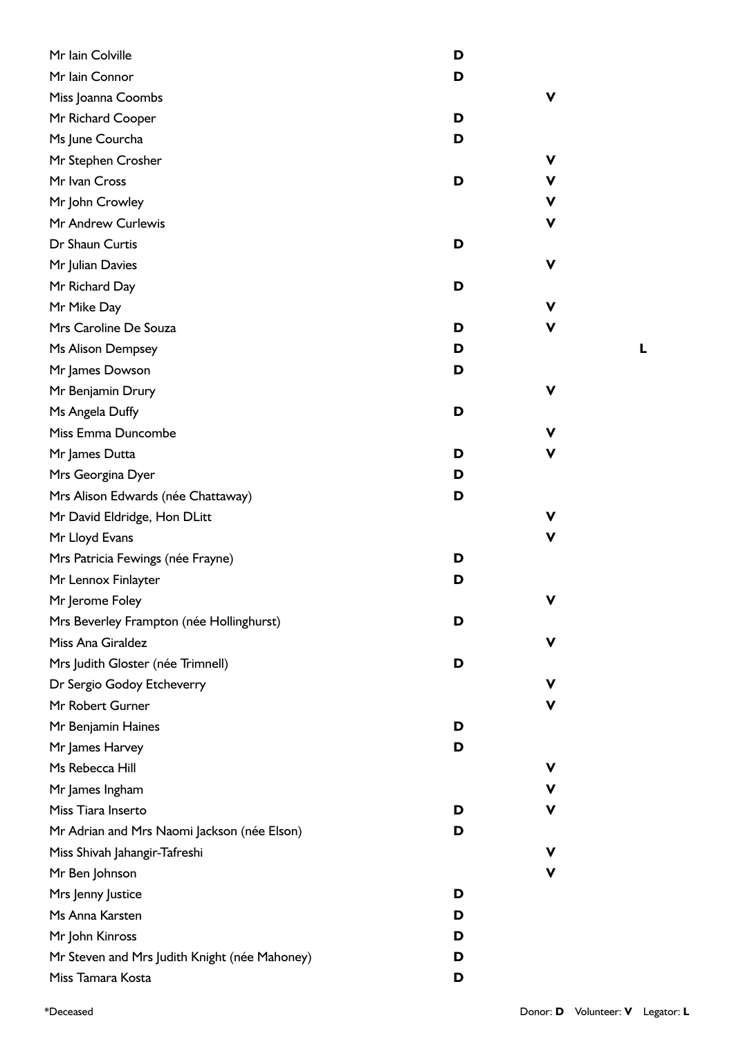| Name | Donor | Volunteer | Legator |
|---|---|---|---|
| Mr Iain Colville | D | | |
| Mr Iain Connor | D | | |
| Miss Joanna Coombs | | V | |
| Mr Richard Cooper | D | | |
| Ms June Courcha | D | | |
| Mr Stephen Crosher | | V | |
| Mr Ivan Cross | D | V | |
| Mr John Crowley | | V | |
| Mr Andrew Curlewis | | V | |
| Dr Shaun Curtis | D | | |
| Mr Julian Davies | | V | |
| Mr Richard Day | D | | |
| Mr Mike Day | | V | |
| Mrs Caroline De Souza | D | V | |
| Ms Alison Dempsey | D | | L |
| Mr James Dowson | D | | |
| Mr Benjamin Drury | | V | |
| Ms Angela Duffy | D | | |
| Miss Emma Duncombe | | V | |
| Mr James Dutta | D | V | |
| Mrs Georgina Dyer | D | | |
| Mrs Alison Edwards (née Chattaway) | D | | |
| Mr David Eldridge, Hon DLitt | | V | |
| Mr Lloyd Evans | | V | |
| Mrs Patricia Fewings (née Frayne) | D | | |
| Mr Lennox Finlayter | D | | |
| Mr Jerome Foley | | V | |
| Mrs Beverley Frampton (née Hollinghurst) | D | | |
| Miss Ana Giraldez | | V | |
| Mrs Judith Gloster (née Trimnell) | D | | |
| Dr Sergio Godoy Etcheverry | | V | |
| Mr Robert Gurner | | V | |
| Mr Benjamin Haines | D | | |
| Mr James Harvey | D | | |
| Ms Rebecca Hill | | V | |
| Mr James Ingham | | V | |
| Miss Tiara Inserto | D | V | |
| Mr Adrian and Mrs Naomi Jackson (née Elson) | D | | |
| Miss Shivah Jahangir-Tafreshi | | V | |
| Mr Ben Johnson | | V | |
| Mrs Jenny Justice | D | | |
| Ms Anna Karsten | D | | |
| Mr John Kinross | D | | |
| Mr Steven and Mrs Judith Knight (née Mahoney) | D | | |
| Miss Tamara Kosta | D | | |

*Deceased

Donor: **D** Volunteer: **V** Legator: **L**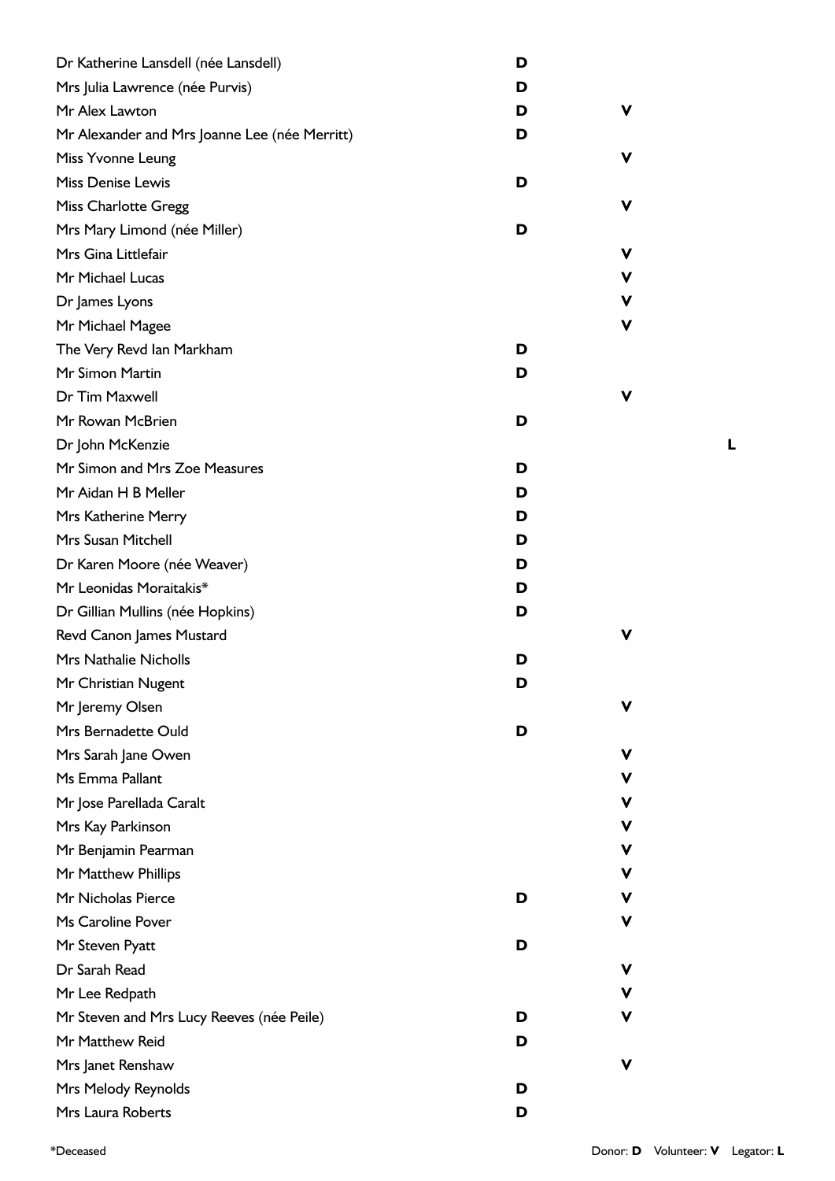| Name | Donor | Volunteer | Legator |
|---|---|---|---|
| Dr Katherine Lansdell (née Lansdell) | D | | |
| Mrs Julia Lawrence (née Purvis) | D | | |
| Mr Alex Lawton | D | V | |
| Mr Alexander and Mrs Joanne Lee (née Merritt) | D | | |
| Miss Yvonne Leung | | V | |
| Miss Denise Lewis | D | | |
| Miss Charlotte Gregg | | V | |
| Mrs Mary Limond (née Miller) | D | | |
| Mrs Gina Littlefair | | V | |
| Mr Michael Lucas | | V | |
| Dr James Lyons | | V | |
| Mr Michael Magee | | V | |
| The Very Revd Ian Markham | D | | |
| Mr Simon Martin | D | | |
| Dr Tim Maxwell | | V | |
| Mr Rowan McBrien | D | | |
| Dr John McKenzie | | | L |
| Mr Simon and Mrs Zoe Measures | D | | |
| Mr Aidan H B Meller | D | | |
| Mrs Katherine Merry | D | | |
| Mrs Susan Mitchell | D | | |
| Dr Karen Moore (née Weaver) | D | | |
| Mr Leonidas Moraitakis* | D | | |
| Dr Gillian Mullins (née Hopkins) | D | | |
| Revd Canon James Mustard | | V | |
| Mrs Nathalie Nicholls | D | | |
| Mr Christian Nugent | D | | |
| Mr Jeremy Olsen | | V | |
| Mrs Bernadette Ould | D | | |
| Mrs Sarah Jane Owen | | V | |
| Ms Emma Pallant | | V | |
| Mr Jose Parellada Caralt | | V | |
| Mrs Kay Parkinson | | V | |
| Mr Benjamin Pearman | | V | |
| Mr Matthew Phillips | | V | |
| Mr Nicholas Pierce | D | V | |
| Ms Caroline Pover | | V | |
| Mr Steven Pyatt | D | | |
| Dr Sarah Read | | V | |
| Mr Lee Redpath | | V | |
| Mr Steven and Mrs Lucy Reeves (née Peile) | D | V | |
| Mr Matthew Reid | D | | |
| Mrs Janet Renshaw | | V | |
| Mrs Melody Reynolds | D | | |
| Mrs Laura Roberts | D | | |

*Deceased

Donor: **D** Volunteer: **V** Legator: **L**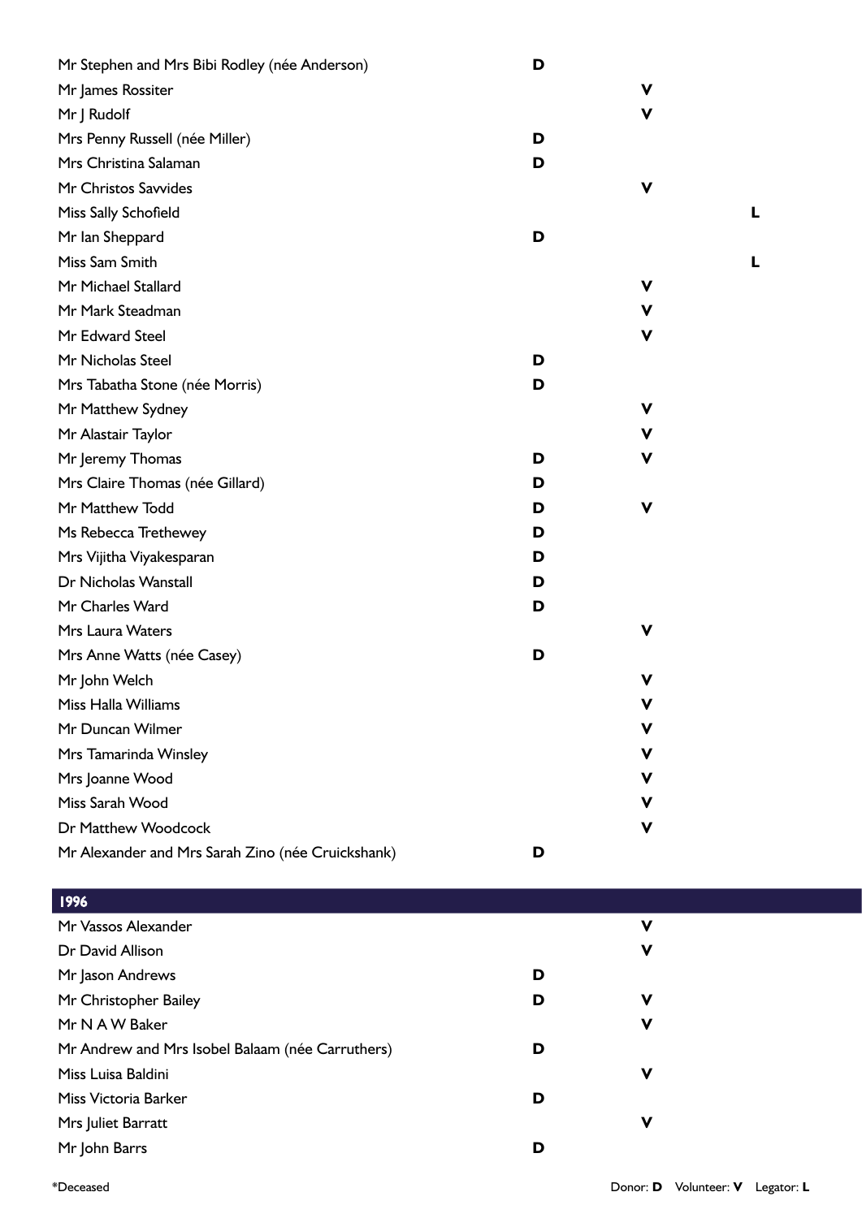| Name | Donor | Volunteer | Legator |
|---|---|---|---|
| Mr Stephen and Mrs Bibi Rodley (née Anderson) | **D** | | |
| Mr James Rossiter | | **V** | |
| Mr J Rudolf | | **V** | |
| Mrs Penny Russell (née Miller) | **D** | | |
| Mrs Christina Salaman | **D** | | |
| Mr Christos Savvides | | **V** | |
| Miss Sally Schofield | | | **L** |
| Mr Ian Sheppard | **D** | | |
| Miss Sam Smith | | | **L** |
| Mr Michael Stallard | | **V** | |
| Mr Mark Steadman | | **V** | |
| Mr Edward Steel | | **V** | |
| Mr Nicholas Steel | **D** | | |
| Mrs Tabatha Stone (née Morris) | **D** | | |
| Mr Matthew Sydney | | **V** | |
| Mr Alastair Taylor | | **V** | |
| Mr Jeremy Thomas | **D** | **V** | |
| Mrs Claire Thomas (née Gillard) | **D** | | |
| Mr Matthew Todd | **D** | **V** | |
| Ms Rebecca Trethewey | **D** | | |
| Mrs Vijitha Viyakesparan | **D** | | |
| Dr Nicholas Wanstall | **D** | | |
| Mr Charles Ward | **D** | | |
| Mrs Laura Waters | | **V** | |
| Mrs Anne Watts (née Casey) | **D** | | |
| Mr John Welch | | **V** | |
| Miss Halla Williams | | **V** | |
| Mr Duncan Wilmer | | **V** | |
| Mrs Tamarinda Winsley | | **V** | |
| Mrs Joanne Wood | | **V** | |
| Miss Sarah Wood | | **V** | |
| Dr Matthew Woodcock | | **V** | |
| Mr Alexander and Mrs Sarah Zino (née Cruickshank) | **D** | | |

## 1996

| Name | Donor | Volunteer | Legator |
|---|---|---|---|
| Mr Vassos Alexander | | **V** | |
| Dr David Allison | | **V** | |
| Mr Jason Andrews | **D** | | |
| Mr Christopher Bailey | **D** | **V** | |
| Mr N A W Baker | | **V** | |
| Mr Andrew and Mrs Isobel Balaam (née Carruthers) | **D** | | |
| Miss Luisa Baldini | | **V** | |
| Miss Victoria Barker | **D** | | |
| Mrs Juliet Barratt | | **V** | |
| Mr John Barrs | **D** | | |

*Deceased

Donor: **D** Volunteer: **V** Legator: **L**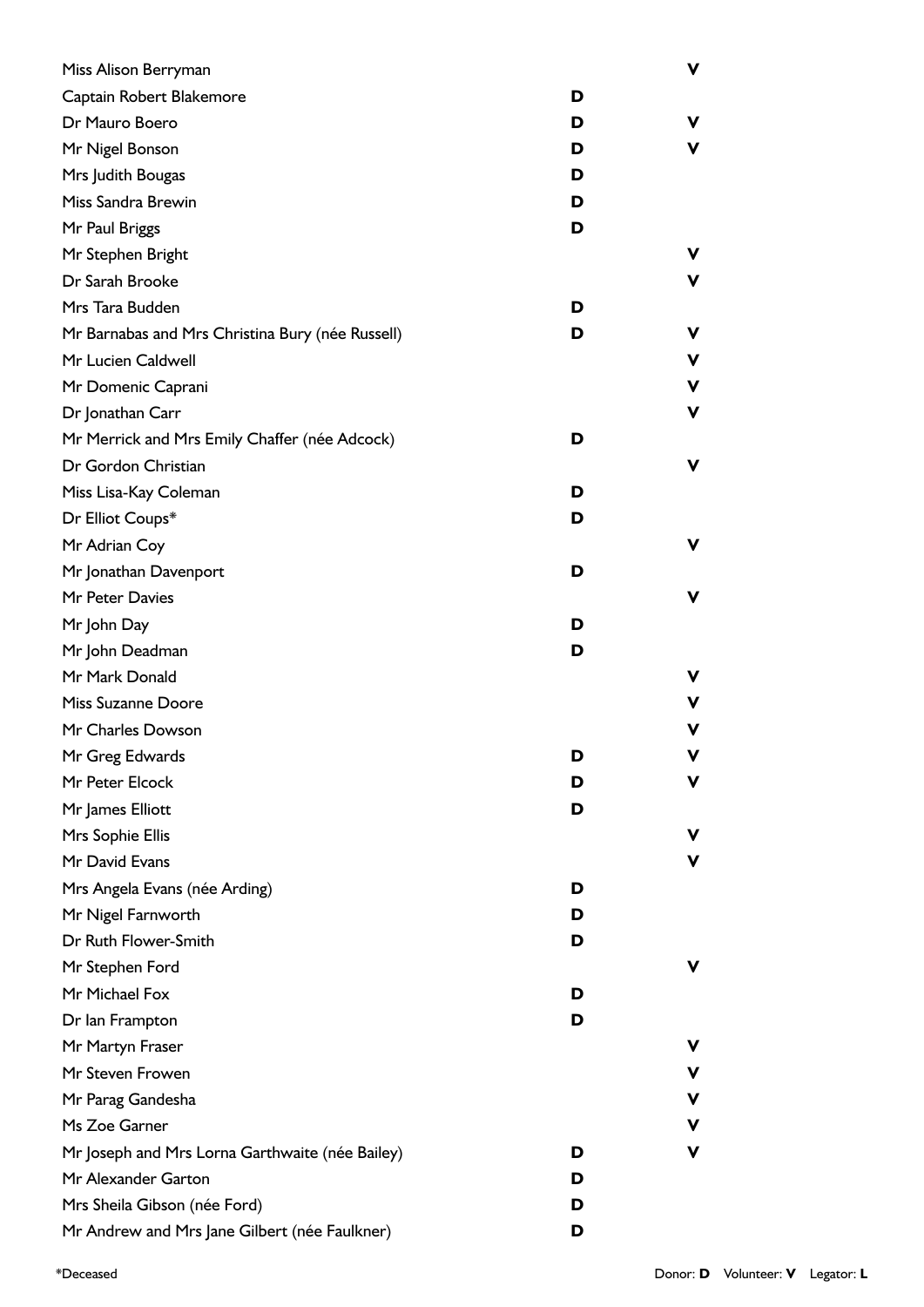| Name | Donor | Volunteer |
|---|---|---|
| Miss Alison Berryman | | V |
| Captain Robert Blakemore | D | |
| Dr Mauro Boero | D | V |
| Mr Nigel Bonson | D | V |
| Mrs Judith Bougas | D | |
| Miss Sandra Brewin | D | |
| Mr Paul Briggs | D | |
| Mr Stephen Bright | | V |
| Dr Sarah Brooke | | V |
| Mrs Tara Budden | D | |
| Mr Barnabas and Mrs Christina Bury (née Russell) | D | V |
| Mr Lucien Caldwell | | V |
| Mr Domenic Caprani | | V |
| Dr Jonathan Carr | | V |
| Mr Merrick and Mrs Emily Chaffer (née Adcock) | D | |
| Dr Gordon Christian | | V |
| Miss Lisa-Kay Coleman | D | |
| Dr Elliot Coups* | D | |
| Mr Adrian Coy | | V |
| Mr Jonathan Davenport | D | |
| Mr Peter Davies | | V |
| Mr John Day | D | |
| Mr John Deadman | D | |
| Mr Mark Donald | | V |
| Miss Suzanne Doore | | V |
| Mr Charles Dowson | | V |
| Mr Greg Edwards | D | V |
| Mr Peter Elcock | D | V |
| Mr James Elliott | D | |
| Mrs Sophie Ellis | | V |
| Mr David Evans | | V |
| Mrs Angela Evans (née Arding) | D | |
| Mr Nigel Farnworth | D | |
| Dr Ruth Flower-Smith | D | |
| Mr Stephen Ford | | V |
| Mr Michael Fox | D | |
| Dr Ian Frampton | D | |
| Mr Martyn Fraser | | V |
| Mr Steven Frowen | | V |
| Mr Parag Gandesha | | V |
| Ms Zoe Garner | | V |
| Mr Joseph and Mrs Lorna Garthwaite (née Bailey) | D | V |
| Mr Alexander Garton | D | |
| Mrs Sheila Gibson (née Ford) | D | |
| Mr Andrew and Mrs Jane Gilbert (née Faulkner) | D | |

*Deceased

Donor: **D** Volunteer: **V** Legator: **L**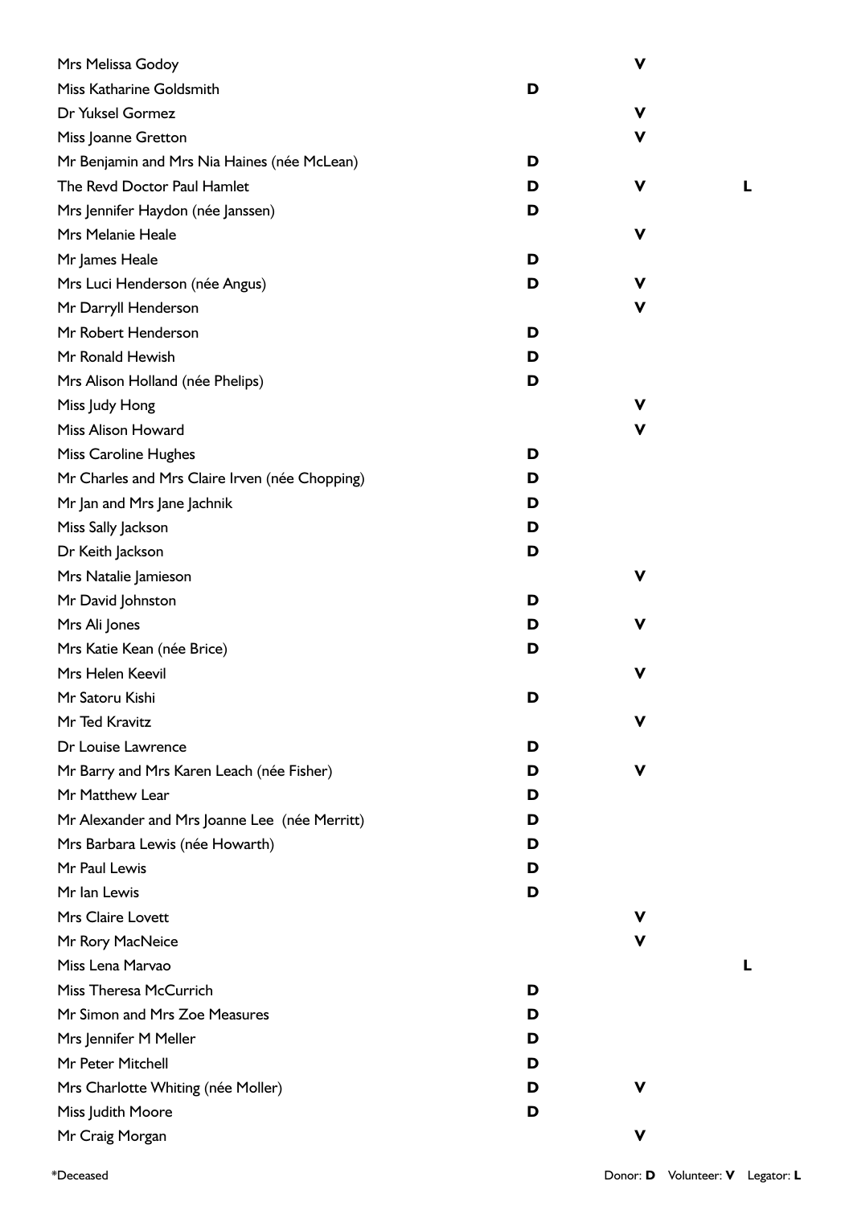| Name | Donor | Volunteer | Legator |
|---|---|---|---|
| Mrs Melissa Godoy | | **V** | |
| Miss Katharine Goldsmith | **D** | | |
| Dr Yuksel Gormez | | **V** | |
| Miss Joanne Gretton | | **V** | |
| Mr Benjamin and Mrs Nia Haines (née McLean) | **D** | | |
| The Revd Doctor Paul Hamlet | **D** | **V** | **L** |
| Mrs Jennifer Haydon (née Janssen) | **D** | | |
| Mrs Melanie Heale | | **V** | |
| Mr James Heale | **D** | | |
| Mrs Luci Henderson (née Angus) | **D** | **V** | |
| Mr Darryll Henderson | | **V** | |
| Mr Robert Henderson | **D** | | |
| Mr Ronald Hewish | **D** | | |
| Mrs Alison Holland (née Phelips) | **D** | | |
| Miss Judy Hong | | **V** | |
| Miss Alison Howard | | **V** | |
| Miss Caroline Hughes | **D** | | |
| Mr Charles and Mrs Claire Irven (née Chopping) | **D** | | |
| Mr Jan and Mrs Jane Jachnik | **D** | | |
| Miss Sally Jackson | **D** | | |
| Dr Keith Jackson | **D** | | |
| Mrs Natalie Jamieson | | **V** | |
| Mr David Johnston | **D** | | |
| Mrs Ali Jones | **D** | **V** | |
| Mrs Katie Kean (née Brice) | **D** | | |
| Mrs Helen Keevil | | **V** | |
| Mr Satoru Kishi | **D** | | |
| Mr Ted Kravitz | | **V** | |
| Dr Louise Lawrence | **D** | | |
| Mr Barry and Mrs Karen Leach (née Fisher) | **D** | **V** | |
| Mr Matthew Lear | **D** | | |
| Mr Alexander and Mrs Joanne Lee (née Merritt) | **D** | | |
| Mrs Barbara Lewis (née Howarth) | **D** | | |
| Mr Paul Lewis | **D** | | |
| Mr Ian Lewis | **D** | | |
| Mrs Claire Lovett | | **V** | |
| Mr Rory MacNeice | | **V** | |
| Miss Lena Marvao | | | **L** |
| Miss Theresa McCurrich | **D** | | |
| Mr Simon and Mrs Zoe Measures | **D** | | |
| Mrs Jennifer M Meller | **D** | | |
| Mr Peter Mitchell | **D** | | |
| Mrs Charlotte Whiting (née Moller) | **D** | **V** | |
| Miss Judith Moore | **D** | | |
| Mr Craig Morgan | | **V** | |

*Deceased

Donor: **D** Volunteer: **V** Legator: **L**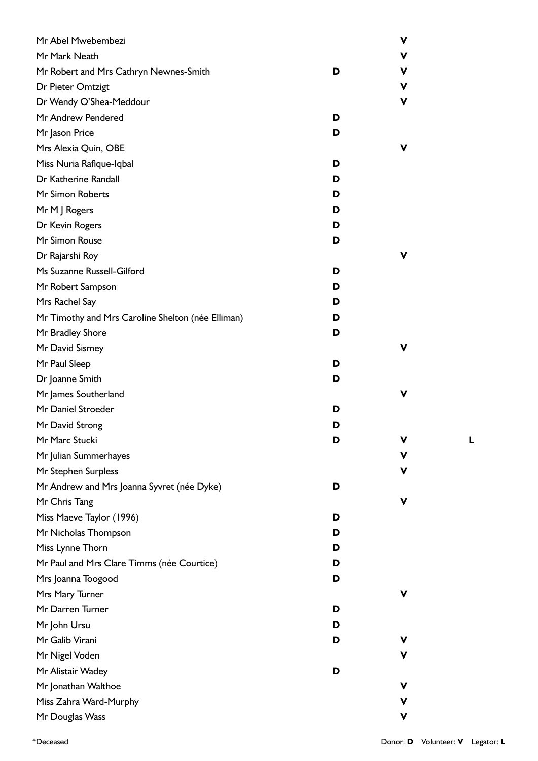| Name | Donor | Volunteer | Legator |
|---|---|---|---|
| Mr Abel Mwebembezi | | V | |
| Mr Mark Neath | | V | |
| Mr Robert and Mrs Cathryn Newnes-Smith | D | V | |
| Dr Pieter Omtzigt | | V | |
| Dr Wendy O'Shea-Meddour | | V | |
| Mr Andrew Pendered | D | | |
| Mr Jason Price | D | | |
| Mrs Alexia Quin, OBE | | V | |
| Miss Nuria Rafique-Iqbal | D | | |
| Dr Katherine Randall | D | | |
| Mr Simon Roberts | D | | |
| Mr M J Rogers | D | | |
| Dr Kevin Rogers | D | | |
| Mr Simon Rouse | D | | |
| Dr Rajarshi Roy | | V | |
| Ms Suzanne Russell-Gilford | D | | |
| Mr Robert Sampson | D | | |
| Mrs Rachel Say | D | | |
| Mr Timothy and Mrs Caroline Shelton (née Elliman) | D | | |
| Mr Bradley Shore | D | | |
| Mr David Sismey | | V | |
| Mr Paul Sleep | D | | |
| Dr Joanne Smith | D | | |
| Mr James Southerland | | V | |
| Mr Daniel Stroeder | D | | |
| Mr David Strong | D | | |
| Mr Marc Stucki | D | V | L |
| Mr Julian Summerhayes | | V | |
| Mr Stephen Surpless | | V | |
| Mr Andrew and Mrs Joanna Syvret (née Dyke) | D | | |
| Mr Chris Tang | | V | |
| Miss Maeve Taylor (1996) | D | | |
| Mr Nicholas Thompson | D | | |
| Miss Lynne Thorn | D | | |
| Mr Paul and Mrs Clare Timms (née Courtice) | D | | |
| Mrs Joanna Toogood | D | | |
| Mrs Mary Turner | | V | |
| Mr Darren Turner | D | | |
| Mr John Ursu | D | | |
| Mr Galib Virani | D | V | |
| Mr Nigel Voden | | V | |
| Mr Alistair Wadey | D | | |
| Mr Jonathan Walthoe | | V | |
| Miss Zahra Ward-Murphy | | V | |
| Mr Douglas Wass | | V | |

*Deceased

Donor: **D** Volunteer: **V** Legator: **L**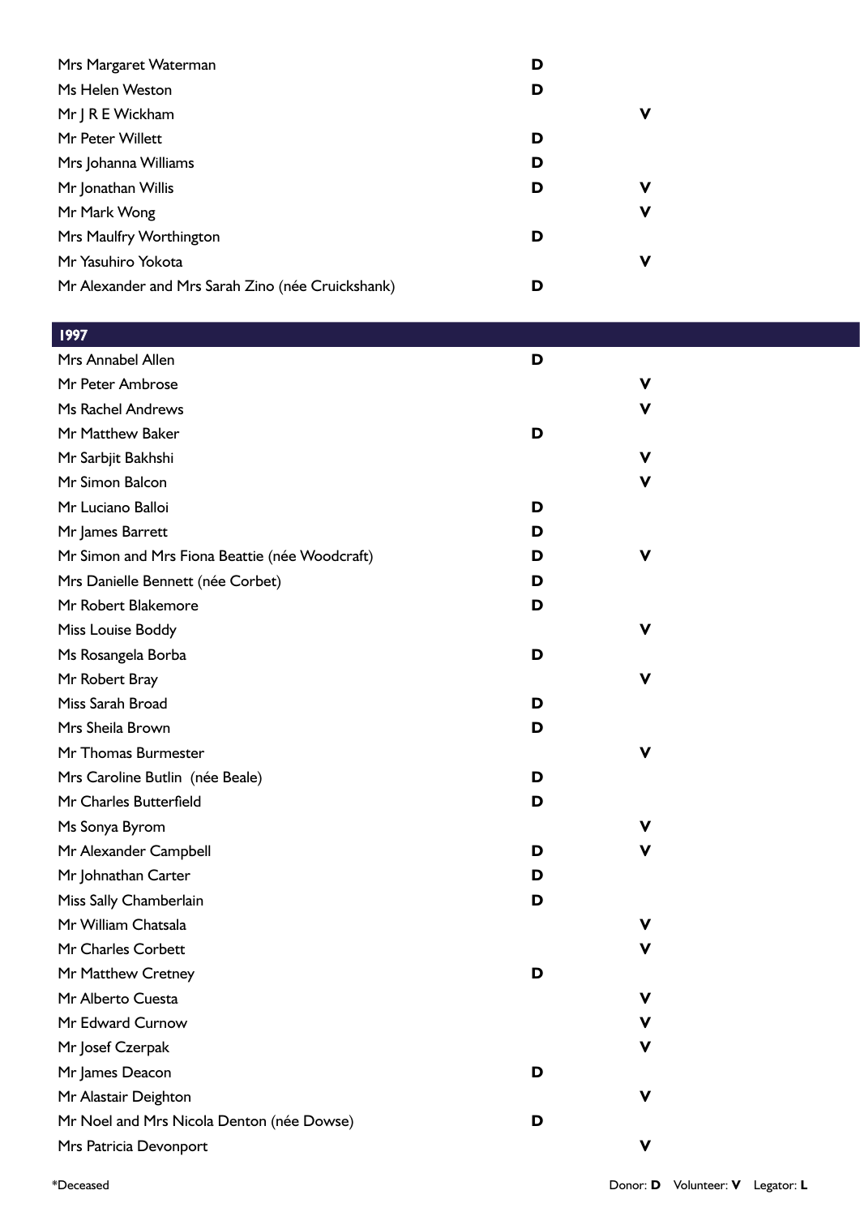| | | |
|---|---|---|
| Mrs Margaret Waterman | **D** | |
| Ms Helen Weston | **D** | |
| Mr J R E Wickham | | **V** |
| Mr Peter Willett | **D** | |
| Mrs Johanna Williams | **D** | |
| Mr Jonathan Willis | **D** | **V** |
| Mr Mark Wong | | **V** |
| Mrs Maulfry Worthington | **D** | |
| Mr Yasuhiro Yokota | | **V** |
| Mr Alexander and Mrs Sarah Zino (née Cruickshank) | **D** | |

| **1997** | | |
|---|---|---|
| Mrs Annabel Allen | **D** | |
| Mr Peter Ambrose | | **V** |
| Ms Rachel Andrews | | **V** |
| Mr Matthew Baker | **D** | |
| Mr Sarbjit Bakhshi | | **V** |
| Mr Simon Balcon | | **V** |
| Mr Luciano Balloi | **D** | |
| Mr James Barrett | **D** | |
| Mr Simon and Mrs Fiona Beattie (née Woodcraft) | **D** | **V** |
| Mrs Danielle Bennett (née Corbet) | **D** | |
| Mr Robert Blakemore | **D** | |
| Miss Louise Boddy | | **V** |
| Ms Rosangela Borba | **D** | |
| Mr Robert Bray | | **V** |
| Miss Sarah Broad | **D** | |
| Mrs Sheila Brown | **D** | |
| Mr Thomas Burmester | | **V** |
| Mrs Caroline Butlin (née Beale) | **D** | |
| Mr Charles Butterfield | **D** | |
| Ms Sonya Byrom | | **V** |
| Mr Alexander Campbell | **D** | **V** |
| Mr Johnathan Carter | **D** | |
| Miss Sally Chamberlain | **D** | |
| Mr William Chatsala | | **V** |
| Mr Charles Corbett | | **V** |
| Mr Matthew Cretney | **D** | |
| Mr Alberto Cuesta | | **V** |
| Mr Edward Curnow | | **V** |
| Mr Josef Czerpak | | **V** |
| Mr James Deacon | **D** | |
| Mr Alastair Deighton | | **V** |
| Mr Noel and Mrs Nicola Denton (née Dowse) | **D** | |
| Mrs Patricia Devonport | | **V** |

*Deceased

Donor: **D** Volunteer: **V** Legator: **L**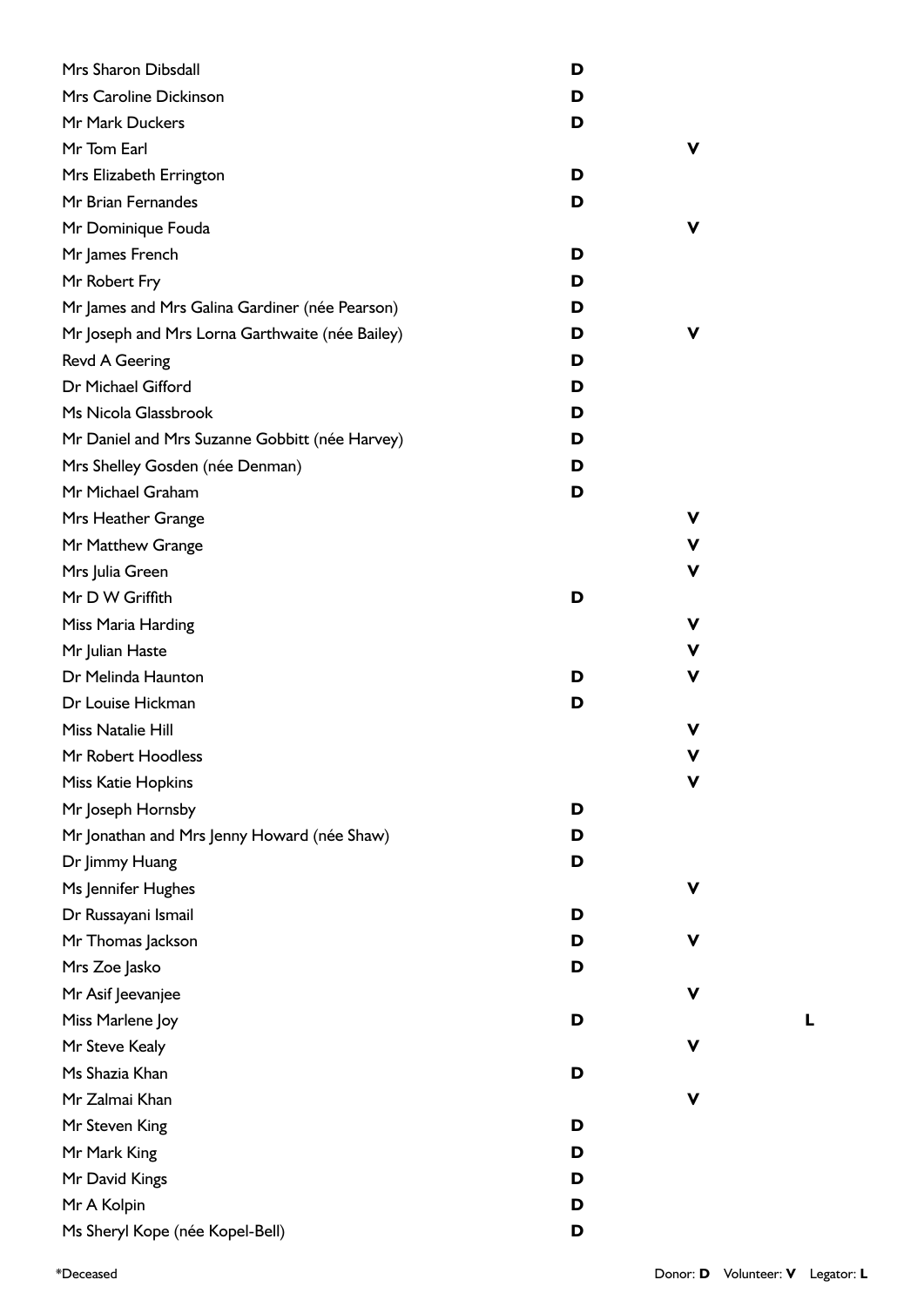| Name | Donor | Volunteer | Legator |
|---|---|---|---|
| Mrs Sharon Dibsdall | **D** | | |
| Mrs Caroline Dickinson | **D** | | |
| Mr Mark Duckers | **D** | | |
| Mr Tom Earl | | **V** | |
| Mrs Elizabeth Errington | **D** | | |
| Mr Brian Fernandes | **D** | | |
| Mr Dominique Fouda | | **V** | |
| Mr James French | **D** | | |
| Mr Robert Fry | **D** | | |
| Mr James and Mrs Galina Gardiner (née Pearson) | **D** | | |
| Mr Joseph and Mrs Lorna Garthwaite (née Bailey) | **D** | **V** | |
| Revd A Geering | **D** | | |
| Dr Michael Gifford | **D** | | |
| Ms Nicola Glassbrook | **D** | | |
| Mr Daniel and Mrs Suzanne Gobbitt (née Harvey) | **D** | | |
| Mrs Shelley Gosden (née Denman) | **D** | | |
| Mr Michael Graham | **D** | | |
| Mrs Heather Grange | | **V** | |
| Mr Matthew Grange | | **V** | |
| Mrs Julia Green | | **V** | |
| Mr D W Griffith | **D** | | |
| Miss Maria Harding | | **V** | |
| Mr Julian Haste | | **V** | |
| Dr Melinda Haunton | **D** | **V** | |
| Dr Louise Hickman | **D** | | |
| Miss Natalie Hill | | **V** | |
| Mr Robert Hoodless | | **V** | |
| Miss Katie Hopkins | | **V** | |
| Mr Joseph Hornsby | **D** | | |
| Mr Jonathan and Mrs Jenny Howard (née Shaw) | **D** | | |
| Dr Jimmy Huang | **D** | | |
| Ms Jennifer Hughes | | **V** | |
| Dr Russayani Ismail | **D** | | |
| Mr Thomas Jackson | **D** | **V** | |
| Mrs Zoe Jasko | **D** | | |
| Mr Asif Jeevanjee | | **V** | |
| Miss Marlene Joy | **D** | | **L** |
| Mr Steve Kealy | | **V** | |
| Ms Shazia Khan | **D** | | |
| Mr Zalmai Khan | | **V** | |
| Mr Steven King | **D** | | |
| Mr Mark King | **D** | | |
| Mr David Kings | **D** | | |
| Mr A Kolpin | **D** | | |
| Ms Sheryl Kope (née Kopel-Bell) | **D** | | |

*Deceased

Donor: **D** Volunteer: **V** Legator: **L**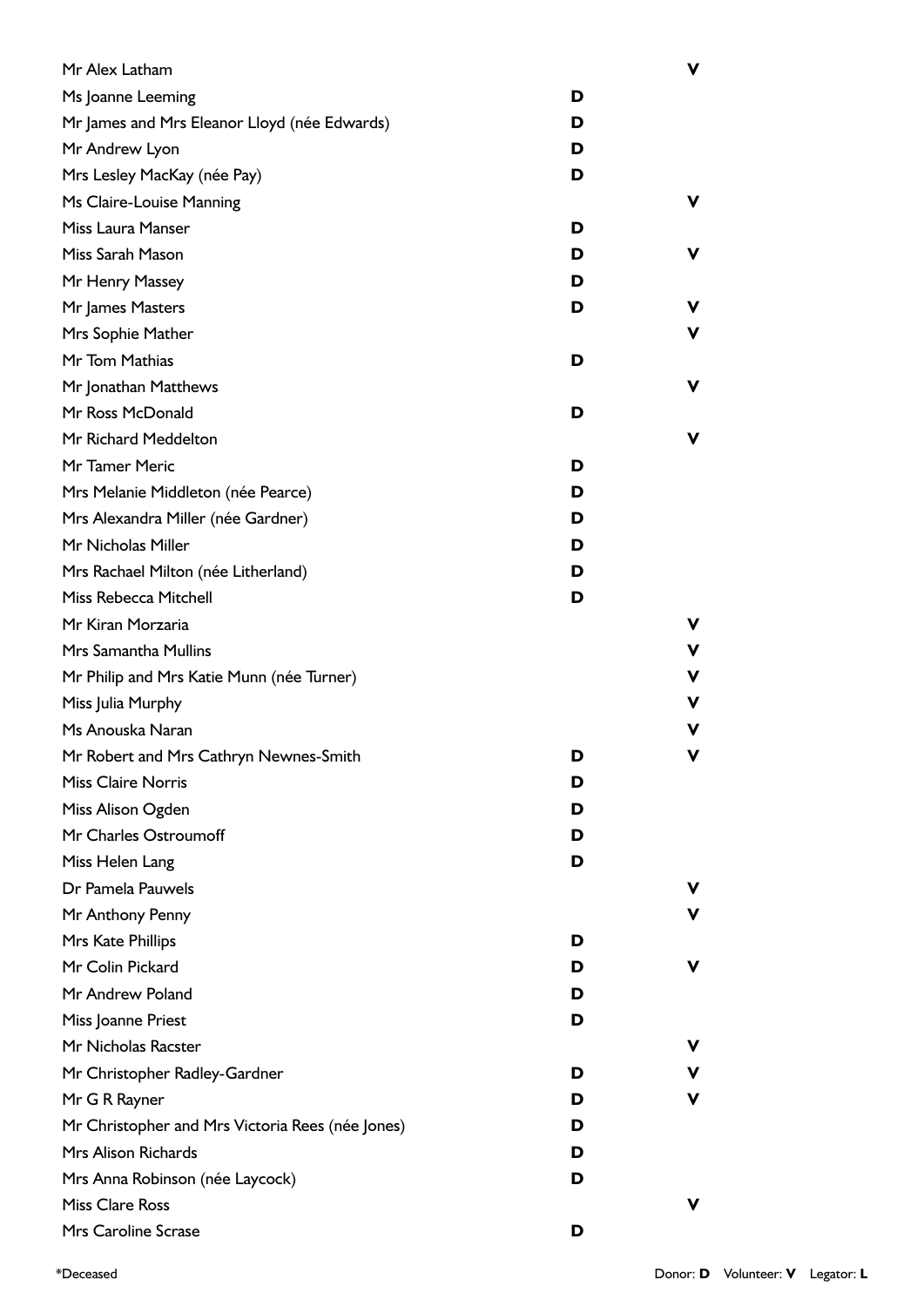| Name | Donor | Volunteer |
|---|---|---|
| Mr Alex Latham | | V |
| Ms Joanne Leeming | D | |
| Mr James and Mrs Eleanor Lloyd (née Edwards) | D | |
| Mr Andrew Lyon | D | |
| Mrs Lesley MacKay (née Pay) | D | |
| Ms Claire-Louise Manning | | V |
| Miss Laura Manser | D | |
| Miss Sarah Mason | D | V |
| Mr Henry Massey | D | |
| Mr James Masters | D | V |
| Mrs Sophie Mather | | V |
| Mr Tom Mathias | D | |
| Mr Jonathan Matthews | | V |
| Mr Ross McDonald | D | |
| Mr Richard Meddelton | | V |
| Mr Tamer Meric | D | |
| Mrs Melanie Middleton (née Pearce) | D | |
| Mrs Alexandra Miller (née Gardner) | D | |
| Mr Nicholas Miller | D | |
| Mrs Rachael Milton (née Litherland) | D | |
| Miss Rebecca Mitchell | D | |
| Mr Kiran Morzaria | | V |
| Mrs Samantha Mullins | | V |
| Mr Philip and Mrs Katie Munn (née Turner) | | V |
| Miss Julia Murphy | | V |
| Ms Anouska Naran | | V |
| Mr Robert and Mrs Cathryn Newnes-Smith | D | V |
| Miss Claire Norris | D | |
| Miss Alison Ogden | D | |
| Mr Charles Ostroumoff | D | |
| Miss Helen Lang | D | |
| Dr Pamela Pauwels | | V |
| Mr Anthony Penny | | V |
| Mrs Kate Phillips | D | |
| Mr Colin Pickard | D | V |
| Mr Andrew Poland | D | |
| Miss Joanne Priest | D | |
| Mr Nicholas Racster | | V |
| Mr Christopher Radley-Gardner | D | V |
| Mr G R Rayner | D | V |
| Mr Christopher and Mrs Victoria Rees (née Jones) | D | |
| Mrs Alison Richards | D | |
| Mrs Anna Robinson (née Laycock) | D | |
| Miss Clare Ross | | V |
| Mrs Caroline Scrase | D | |

*Deceased

Donor: **D** Volunteer: **V** Legator: **L**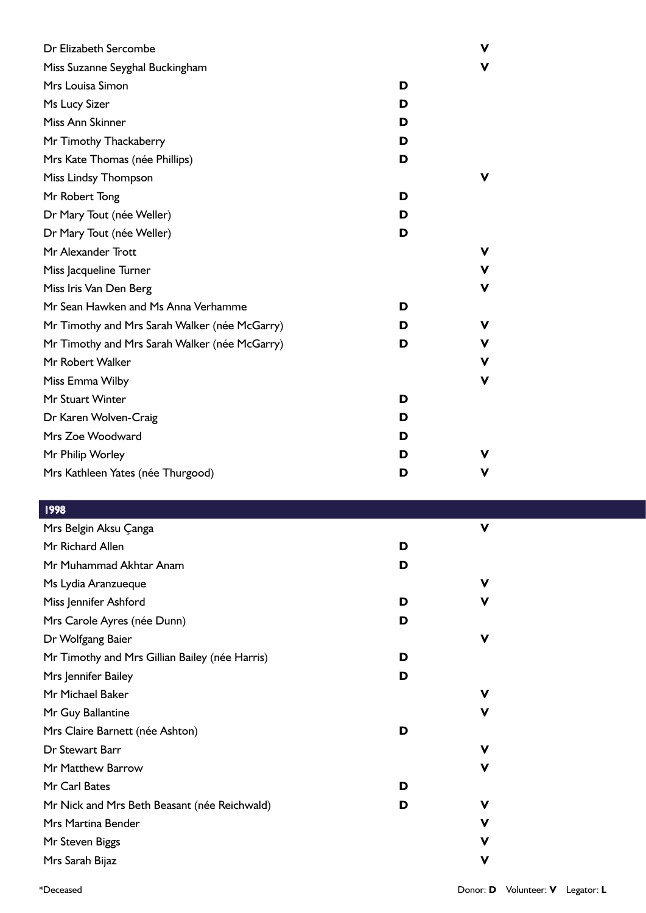| Name | Donor | Volunteer |
|---|---|---|
| Dr Elizabeth Sercombe | | V |
| Miss Suzanne Seyghal Buckingham | | V |
| Mrs Louisa Simon | D | |
| Ms Lucy Sizer | D | |
| Miss Ann Skinner | D | |
| Mr Timothy Thackaberry | D | |
| Mrs Kate Thomas (née Phillips) | D | |
| Miss Lindsy Thompson | | V |
| Mr Robert Tong | D | |
| Dr Mary Tout (née Weller) | D | |
| Dr Mary Tout (née Weller) | D | |
| Mr Alexander Trott | | V |
| Miss Jacqueline Turner | | V |
| Miss Iris Van Den Berg | | V |
| Mr Sean Hawken and Ms Anna Verhamme | D | |
| Mr Timothy and Mrs Sarah Walker (née McGarry) | D | V |
| Mr Timothy and Mrs Sarah Walker (née McGarry) | D | V |
| Mr Robert Walker | | V |
| Miss Emma Wilby | | V |
| Mr Stuart Winter | D | |
| Dr Karen Wolven-Craig | D | |
| Mrs Zoe Woodward | D | |
| Mr Philip Worley | D | V |
| Mrs Kathleen Yates (née Thurgood) | D | V |

## 1998

| Name | Donor | Volunteer |
|---|---|---|
| Mrs Belgin Aksu Çanga | | V |
| Mr Richard Allen | D | |
| Mr Muhammad Akhtar Anam | D | |
| Ms Lydia Aranzueque | | V |
| Miss Jennifer Ashford | D | V |
| Mrs Carole Ayres (née Dunn) | D | |
| Dr Wolfgang Baier | | V |
| Mr Timothy and Mrs Gillian Bailey (née Harris) | D | |
| Mrs Jennifer Bailey | D | |
| Mr Michael Baker | | V |
| Mr Guy Ballantine | | V |
| Mrs Claire Barnett (née Ashton) | D | |
| Dr Stewart Barr | | V |
| Mr Matthew Barrow | | V |
| Mr Carl Bates | D | |
| Mr Nick and Mrs Beth Beasant (née Reichwald) | D | V |
| Mrs Martina Bender | | V |
| Mr Steven Biggs | | V |
| Mrs Sarah Bijaz | | V |

*Deceased

Donor: **D** Volunteer: **V** Legator: **L**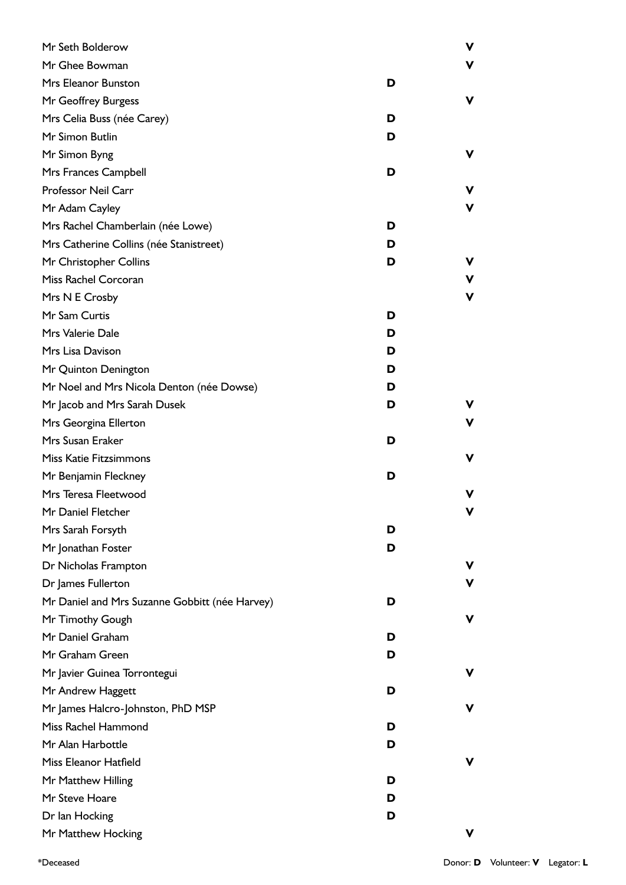| Name | Donor | Volunteer |
|---|---|---|
| Mr Seth Bolderow | | V |
| Mr Ghee Bowman | | V |
| Mrs Eleanor Bunston | D | |
| Mr Geoffrey Burgess | | V |
| Mrs Celia Buss (née Carey) | D | |
| Mr Simon Butlin | D | |
| Mr Simon Byng | | V |
| Mrs Frances Campbell | D | |
| Professor Neil Carr | | V |
| Mr Adam Cayley | | V |
| Mrs Rachel Chamberlain (née Lowe) | D | |
| Mrs Catherine Collins (née Stanistreet) | D | |
| Mr Christopher Collins | D | V |
| Miss Rachel Corcoran | | V |
| Mrs N E Crosby | | V |
| Mr Sam Curtis | D | |
| Mrs Valerie Dale | D | |
| Mrs Lisa Davison | D | |
| Mr Quinton Denington | D | |
| Mr Noel and Mrs Nicola Denton (née Dowse) | D | |
| Mr Jacob and Mrs Sarah Dusek | D | V |
| Mrs Georgina Ellerton | | V |
| Mrs Susan Eraker | D | |
| Miss Katie Fitzsimmons | | V |
| Mr Benjamin Fleckney | D | |
| Mrs Teresa Fleetwood | | V |
| Mr Daniel Fletcher | | V |
| Mrs Sarah Forsyth | D | |
| Mr Jonathan Foster | D | |
| Dr Nicholas Frampton | | V |
| Dr James Fullerton | | V |
| Mr Daniel and Mrs Suzanne Gobbitt (née Harvey) | D | |
| Mr Timothy Gough | | V |
| Mr Daniel Graham | D | |
| Mr Graham Green | D | |
| Mr Javier Guinea Torrontegui | | V |
| Mr Andrew Haggett | D | |
| Mr James Halcro-Johnston, PhD MSP | | V |
| Miss Rachel Hammond | D | |
| Mr Alan Harbottle | D | |
| Miss Eleanor Hatfield | | V |
| Mr Matthew Hilling | D | |
| Mr Steve Hoare | D | |
| Dr Ian Hocking | D | |
| Mr Matthew Hocking | | V |

*Deceased

Donor: **D** Volunteer: **V** Legator: **L**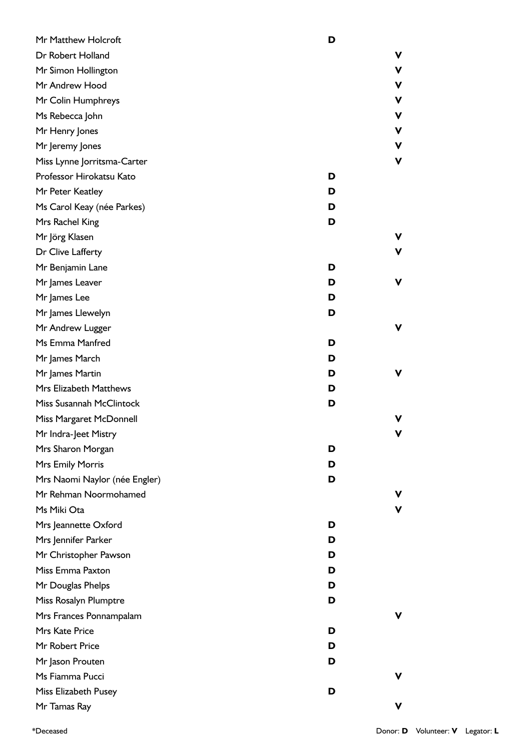| Name | Donor | Volunteer |
|---|---|---|
| Mr Matthew Holcroft | **D** | |
| Dr Robert Holland | | **V** |
| Mr Simon Hollington | | **V** |
| Mr Andrew Hood | | **V** |
| Mr Colin Humphreys | | **V** |
| Ms Rebecca John | | **V** |
| Mr Henry Jones | | **V** |
| Mr Jeremy Jones | | **V** |
| Miss Lynne Jorritsma-Carter | | **V** |
| Professor Hirokatsu Kato | **D** | |
| Mr Peter Keatley | **D** | |
| Ms Carol Keay (née Parkes) | **D** | |
| Mrs Rachel King | **D** | |
| Mr Jörg Klasen | | **V** |
| Dr Clive Lafferty | | **V** |
| Mr Benjamin Lane | **D** | |
| Mr James Leaver | **D** | **V** |
| Mr James Lee | **D** | |
| Mr James Llewelyn | **D** | |
| Mr Andrew Lugger | | **V** |
| Ms Emma Manfred | **D** | |
| Mr James March | **D** | |
| Mr James Martin | **D** | **V** |
| Mrs Elizabeth Matthews | **D** | |
| Miss Susannah McClintock | **D** | |
| Miss Margaret McDonnell | | **V** |
| Mr Indra-Jeet Mistry | | **V** |
| Mrs Sharon Morgan | **D** | |
| Mrs Emily Morris | **D** | |
| Mrs Naomi Naylor (née Engler) | **D** | |
| Mr Rehman Noormohamed | | **V** |
| Ms Miki Ota | | **V** |
| Mrs Jeannette Oxford | **D** | |
| Mrs Jennifer Parker | **D** | |
| Mr Christopher Pawson | **D** | |
| Miss Emma Paxton | **D** | |
| Mr Douglas Phelps | **D** | |
| Miss Rosalyn Plumptre | **D** | |
| Mrs Frances Ponnampalam | | **V** |
| Mrs Kate Price | **D** | |
| Mr Robert Price | **D** | |
| Mr Jason Prouten | **D** | |
| Ms Fiamma Pucci | | **V** |
| Miss Elizabeth Pusey | **D** | |
| Mr Tamas Ray | | **V** |

*Deceased

Donor: **D** Volunteer: **V** Legator: **L**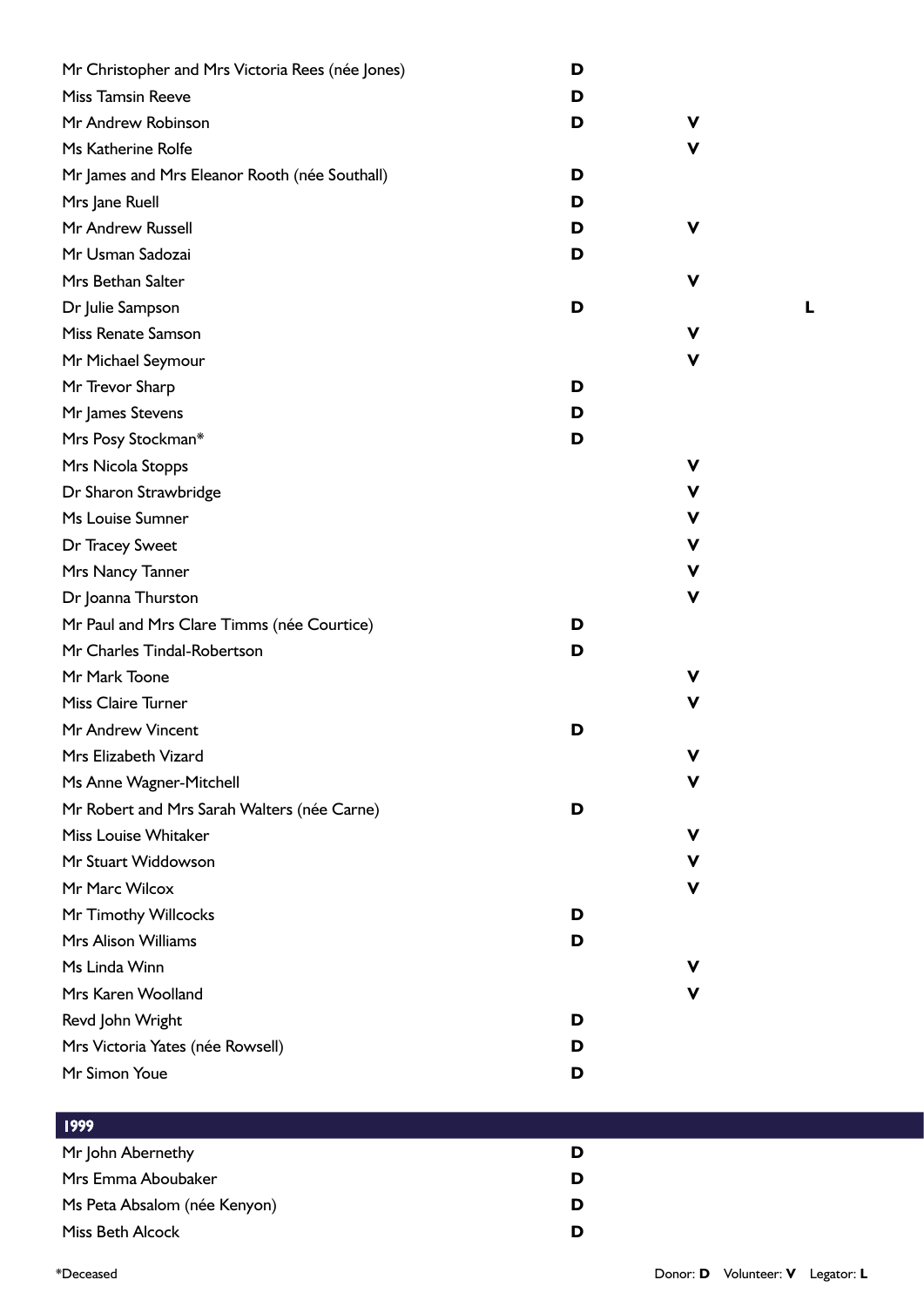| Name | Donor | Volunteer | Legator |
|---|---|---|---|
| Mr Christopher and Mrs Victoria Rees (née Jones) | **D** | | |
| Miss Tamsin Reeve | **D** | | |
| Mr Andrew Robinson | **D** | **V** | |
| Ms Katherine Rolfe | | **V** | |
| Mr James and Mrs Eleanor Rooth (née Southall) | **D** | | |
| Mrs Jane Ruell | **D** | | |
| Mr Andrew Russell | **D** | **V** | |
| Mr Usman Sadozai | **D** | | |
| Mrs Bethan Salter | | **V** | |
| Dr Julie Sampson | **D** | | **L** |
| Miss Renate Samson | | **V** | |
| Mr Michael Seymour | | **V** | |
| Mr Trevor Sharp | **D** | | |
| Mr James Stevens | **D** | | |
| Mrs Posy Stockman* | **D** | | |
| Mrs Nicola Stopps | | **V** | |
| Dr Sharon Strawbridge | | **V** | |
| Ms Louise Sumner | | **V** | |
| Dr Tracey Sweet | | **V** | |
| Mrs Nancy Tanner | | **V** | |
| Dr Joanna Thurston | | **V** | |
| Mr Paul and Mrs Clare Timms (née Courtice) | **D** | | |
| Mr Charles Tindal-Robertson | **D** | | |
| Mr Mark Toone | | **V** | |
| Miss Claire Turner | | **V** | |
| Mr Andrew Vincent | **D** | | |
| Mrs Elizabeth Vizard | | **V** | |
| Ms Anne Wagner-Mitchell | | **V** | |
| Mr Robert and Mrs Sarah Walters (née Carne) | **D** | | |
| Miss Louise Whitaker | | **V** | |
| Mr Stuart Widdowson | | **V** | |
| Mr Marc Wilcox | | **V** | |
| Mr Timothy Willcocks | **D** | | |
| Mrs Alison Williams | **D** | | |
| Ms Linda Winn | | **V** | |
| Mrs Karen Woolland | | **V** | |
| Revd John Wright | **D** | | |
| Mrs Victoria Yates (née Rowsell) | **D** | | |
| Mr Simon Youe | **D** | | |

## 1999

| Name | Donor | Volunteer | Legator |
|---|---|---|---|
| Mr John Abernethy | **D** | | |
| Mrs Emma Aboubaker | **D** | | |
| Ms Peta Absalom (née Kenyon) | **D** | | |
| Miss Beth Alcock | **D** | | |

*Deceased

Donor: **D** Volunteer: **V** Legator: **L**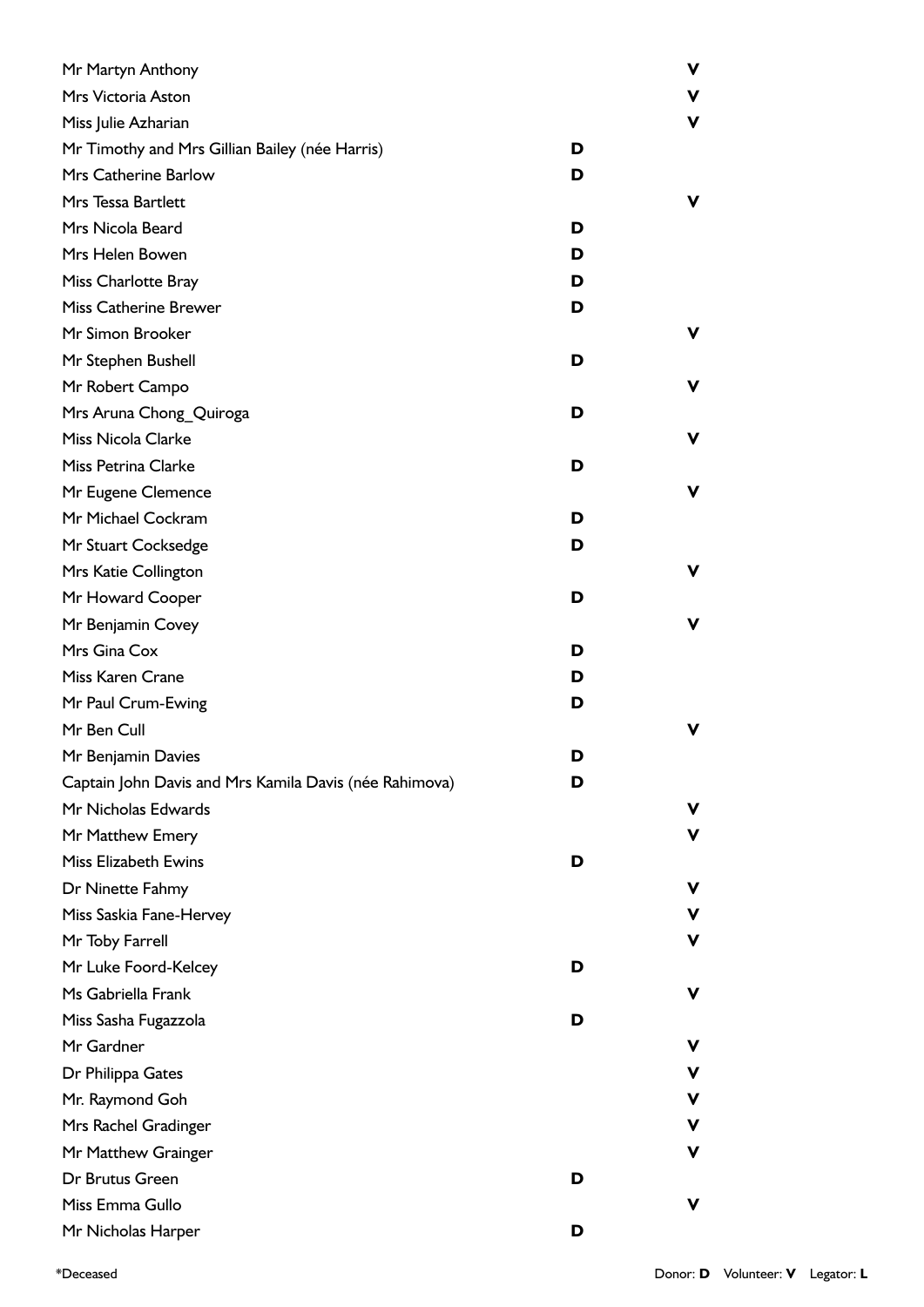| Name | Donor | Volunteer |
|---|---|---|
| Mr Martyn Anthony | | **V** |
| Mrs Victoria Aston | | **V** |
| Miss Julie Azharian | | **V** |
| Mr Timothy and Mrs Gillian Bailey (née Harris) | **D** | |
| Mrs Catherine Barlow | **D** | |
| Mrs Tessa Bartlett | | **V** |
| Mrs Nicola Beard | **D** | |
| Mrs Helen Bowen | **D** | |
| Miss Charlotte Bray | **D** | |
| Miss Catherine Brewer | **D** | |
| Mr Simon Brooker | | **V** |
| Mr Stephen Bushell | **D** | |
| Mr Robert Campo | | **V** |
| Mrs Aruna Chong_Quiroga | **D** | |
| Miss Nicola Clarke | | **V** |
| Miss Petrina Clarke | **D** | |
| Mr Eugene Clemence | | **V** |
| Mr Michael Cockram | **D** | |
| Mr Stuart Cocksedge | **D** | |
| Mrs Katie Collington | | **V** |
| Mr Howard Cooper | **D** | |
| Mr Benjamin Covey | | **V** |
| Mrs Gina Cox | **D** | |
| Miss Karen Crane | **D** | |
| Mr Paul Crum-Ewing | **D** | |
| Mr Ben Cull | | **V** |
| Mr Benjamin Davies | **D** | |
| Captain John Davis and Mrs Kamila Davis (née Rahimova) | **D** | |
| Mr Nicholas Edwards | | **V** |
| Mr Matthew Emery | | **V** |
| Miss Elizabeth Ewins | **D** | |
| Dr Ninette Fahmy | | **V** |
| Miss Saskia Fane-Hervey | | **V** |
| Mr Toby Farrell | | **V** |
| Mr Luke Foord-Kelcey | **D** | |
| Ms Gabriella Frank | | **V** |
| Miss Sasha Fugazzola | **D** | |
| Mr Gardner | | **V** |
| Dr Philippa Gates | | **V** |
| Mr. Raymond Goh | | **V** |
| Mrs Rachel Gradinger | | **V** |
| Mr Matthew Grainger | | **V** |
| Dr Brutus Green | **D** | |
| Miss Emma Gullo | | **V** |
| Mr Nicholas Harper | **D** | |

*Deceased

Donor: **D** Volunteer: **V** Legator: **L**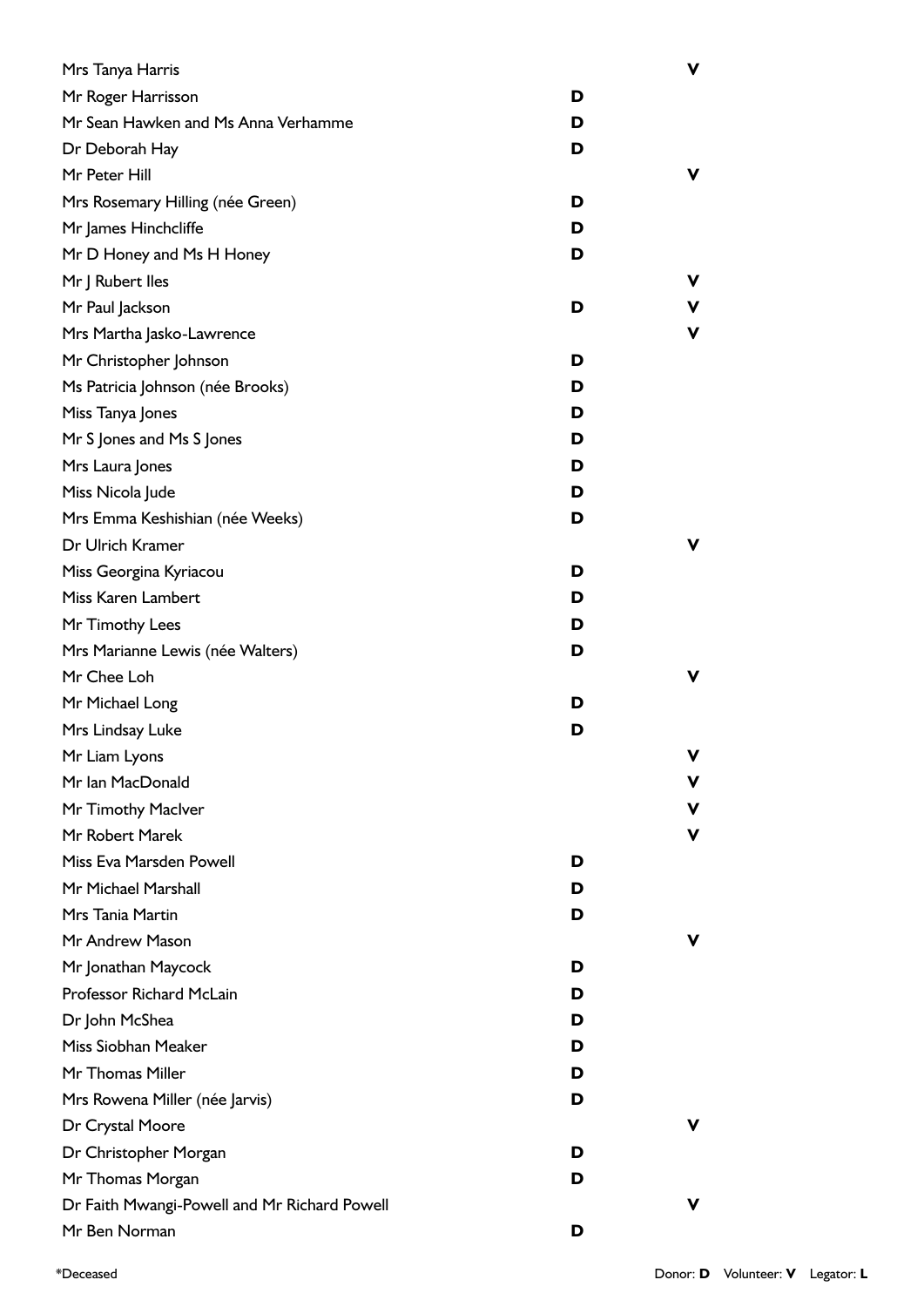| Name | Donor | Volunteer |
|---|---|---|
| Mrs Tanya Harris | | V |
| Mr Roger Harrisson | D | |
| Mr Sean Hawken and Ms Anna Verhamme | D | |
| Dr Deborah Hay | D | |
| Mr Peter Hill | | V |
| Mrs Rosemary Hilling (née Green) | D | |
| Mr James Hinchcliffe | D | |
| Mr D Honey and Ms H Honey | D | |
| Mr J Rubert Iles | | V |
| Mr Paul Jackson | D | V |
| Mrs Martha Jasko-Lawrence | | V |
| Mr Christopher Johnson | D | |
| Ms Patricia Johnson (née Brooks) | D | |
| Miss Tanya Jones | D | |
| Mr S Jones and Ms S Jones | D | |
| Mrs Laura Jones | D | |
| Miss Nicola Jude | D | |
| Mrs Emma Keshishian (née Weeks) | D | |
| Dr Ulrich Kramer | | V |
| Miss Georgina Kyriacou | D | |
| Miss Karen Lambert | D | |
| Mr Timothy Lees | D | |
| Mrs Marianne Lewis (née Walters) | D | |
| Mr Chee Loh | | V |
| Mr Michael Long | D | |
| Mrs Lindsay Luke | D | |
| Mr Liam Lyons | | V |
| Mr Ian MacDonald | | V |
| Mr Timothy MacIver | | V |
| Mr Robert Marek | | V |
| Miss Eva Marsden Powell | D | |
| Mr Michael Marshall | D | |
| Mrs Tania Martin | D | |
| Mr Andrew Mason | | V |
| Mr Jonathan Maycock | D | |
| Professor Richard McLain | D | |
| Dr John McShea | D | |
| Miss Siobhan Meaker | D | |
| Mr Thomas Miller | D | |
| Mrs Rowena Miller (née Jarvis) | D | |
| Dr Crystal Moore | | V |
| Dr Christopher Morgan | D | |
| Mr Thomas Morgan | D | |
| Dr Faith Mwangi-Powell and Mr Richard Powell | | V |
| Mr Ben Norman | D | |

*Deceased

Donor: **D** Volunteer: **V** Legator: **L**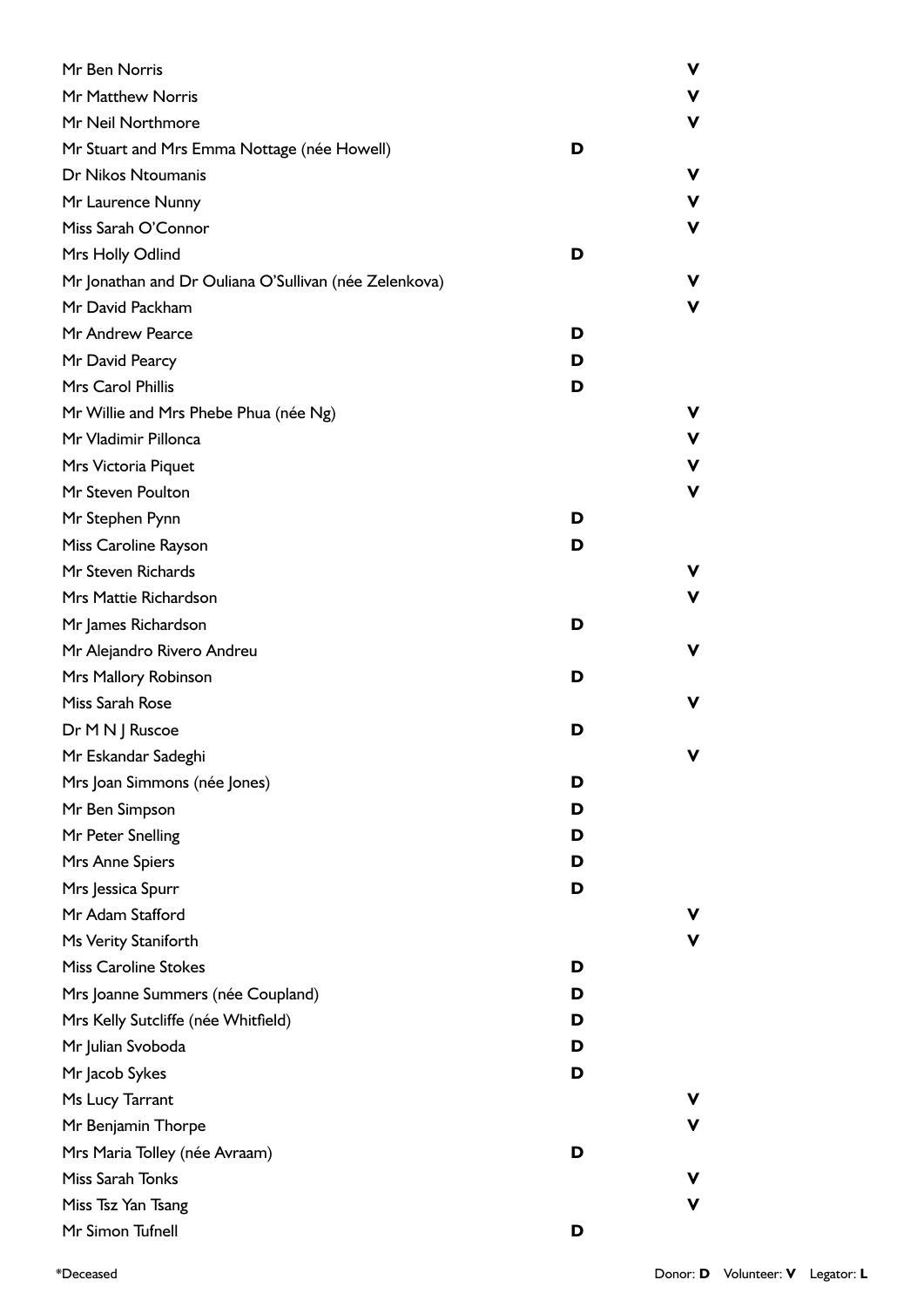| Name | Donor | Volunteer |
|---|---|---|
| Mr Ben Norris | | V |
| Mr Matthew Norris | | V |
| Mr Neil Northmore | | V |
| Mr Stuart and Mrs Emma Nottage (née Howell) | D | |
| Dr Nikos Ntoumanis | | V |
| Mr Laurence Nunny | | V |
| Miss Sarah O'Connor | | V |
| Mrs Holly Odlind | D | |
| Mr Jonathan and Dr Ouliana O'Sullivan (née Zelenkova) | | V |
| Mr David Packham | | V |
| Mr Andrew Pearce | D | |
| Mr David Pearcy | D | |
| Mrs Carol Phillis | D | |
| Mr Willie and Mrs Phebe Phua (née Ng) | | V |
| Mr Vladimir Pillonca | | V |
| Mrs Victoria Piquet | | V |
| Mr Steven Poulton | | V |
| Mr Stephen Pynn | D | |
| Miss Caroline Rayson | D | |
| Mr Steven Richards | | V |
| Mrs Mattie Richardson | | V |
| Mr James Richardson | D | |
| Mr Alejandro Rivero Andreu | | V |
| Mrs Mallory Robinson | D | |
| Miss Sarah Rose | | V |
| Dr M N J Ruscoe | D | |
| Mr Eskandar Sadeghi | | V |
| Mrs Joan Simmons (née Jones) | D | |
| Mr Ben Simpson | D | |
| Mr Peter Snelling | D | |
| Mrs Anne Spiers | D | |
| Mrs Jessica Spurr | D | |
| Mr Adam Stafford | | V |
| Ms Verity Staniforth | | V |
| Miss Caroline Stokes | D | |
| Mrs Joanne Summers (née Coupland) | D | |
| Mrs Kelly Sutcliffe (née Whitfield) | D | |
| Mr Julian Svoboda | D | |
| Mr Jacob Sykes | D | |
| Ms Lucy Tarrant | | V |
| Mr Benjamin Thorpe | | V |
| Mrs Maria Tolley (née Avraam) | D | |
| Miss Sarah Tonks | | V |
| Miss Tsz Yan Tsang | | V |
| Mr Simon Tufnell | D | |

*Deceased

Donor: **D** Volunteer: **V** Legator: **L**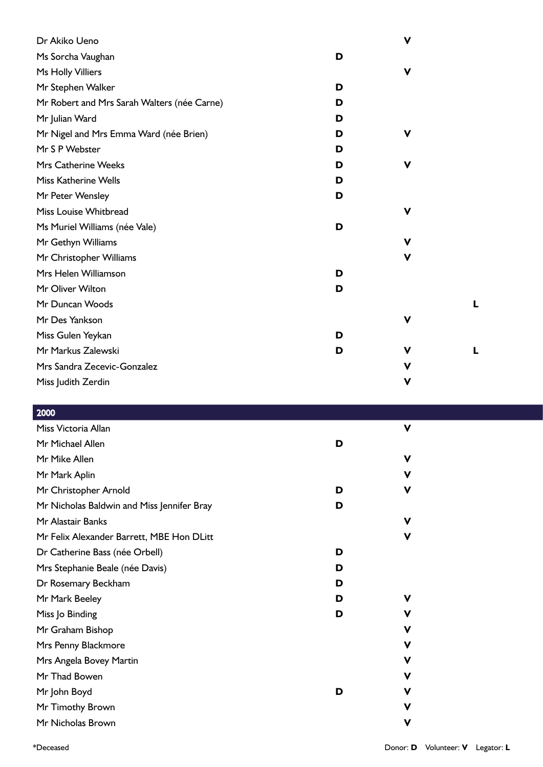| Name | Donor | Volunteer | Legator |
|---|---|---|---|
| Dr Akiko Ueno | | V | |
| Ms Sorcha Vaughan | D | | |
| Ms Holly Villiers | | V | |
| Mr Stephen Walker | D | | |
| Mr Robert and Mrs Sarah Walters (née Carne) | D | | |
| Mr Julian Ward | D | | |
| Mr Nigel and Mrs Emma Ward (née Brien) | D | V | |
| Mr S P Webster | D | | |
| Mrs Catherine Weeks | D | V | |
| Miss Katherine Wells | D | | |
| Mr Peter Wensley | D | | |
| Miss Louise Whitbread | | V | |
| Ms Muriel Williams (née Vale) | D | | |
| Mr Gethyn Williams | | V | |
| Mr Christopher Williams | | V | |
| Mrs Helen Williamson | D | | |
| Mr Oliver Wilton | D | | |
| Mr Duncan Woods | | | L |
| Mr Des Yankson | | V | |
| Miss Gulen Yeykan | D | | |
| Mr Markus Zalewski | D | V | L |
| Mrs Sandra Zecevic-Gonzalez | | V | |
| Miss Judith Zerdin | | V | |

## 2000

| Name | Donor | Volunteer | Legator |
|---|---|---|---|
| Miss Victoria Allan | | V | |
| Mr Michael Allen | D | | |
| Mr Mike Allen | | V | |
| Mr Mark Aplin | | V | |
| Mr Christopher Arnold | D | V | |
| Mr Nicholas Baldwin and Miss Jennifer Bray | D | | |
| Mr Alastair Banks | | V | |
| Mr Felix Alexander Barrett, MBE Hon DLitt | | V | |
| Dr Catherine Bass (née Orbell) | D | | |
| Mrs Stephanie Beale (née Davis) | D | | |
| Dr Rosemary Beckham | D | | |
| Mr Mark Beeley | D | V | |
| Miss Jo Binding | D | V | |
| Mr Graham Bishop | | V | |
| Mrs Penny Blackmore | | V | |
| Mrs Angela Bovey Martin | | V | |
| Mr Thad Bowen | | V | |
| Mr John Boyd | D | V | |
| Mr Timothy Brown | | V | |
| Mr Nicholas Brown | | V | |

*Deceased

Donor: **D** Volunteer: **V** Legator: **L**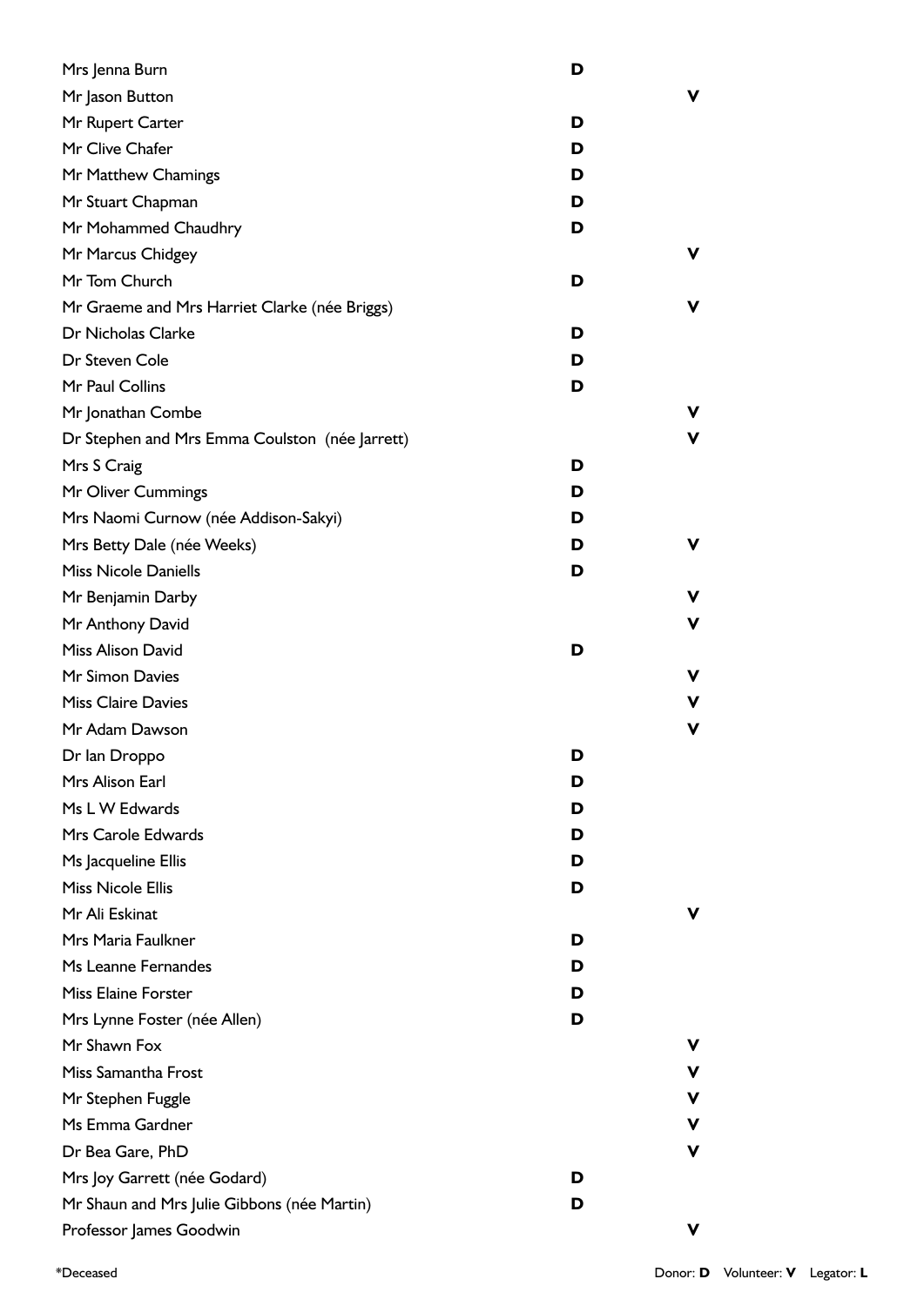| Name | Donor | Volunteer |
|---|---|---|
| Mrs Jenna Burn | D | |
| Mr Jason Button | | V |
| Mr Rupert Carter | D | |
| Mr Clive Chafer | D | |
| Mr Matthew Chamings | D | |
| Mr Stuart Chapman | D | |
| Mr Mohammed Chaudhry | D | |
| Mr Marcus Chidgey | | V |
| Mr Tom Church | D | |
| Mr Graeme and Mrs Harriet Clarke (née Briggs) | | V |
| Dr Nicholas Clarke | D | |
| Dr Steven Cole | D | |
| Mr Paul Collins | D | |
| Mr Jonathan Combe | | V |
| Dr Stephen and Mrs Emma Coulston (née Jarrett) | | V |
| Mrs S Craig | D | |
| Mr Oliver Cummings | D | |
| Mrs Naomi Curnow (née Addison-Sakyi) | D | |
| Mrs Betty Dale (née Weeks) | D | V |
| Miss Nicole Daniells | D | |
| Mr Benjamin Darby | | V |
| Mr Anthony David | | V |
| Miss Alison David | D | |
| Mr Simon Davies | | V |
| Miss Claire Davies | | V |
| Mr Adam Dawson | | V |
| Dr Ian Droppo | D | |
| Mrs Alison Earl | D | |
| Ms L W Edwards | D | |
| Mrs Carole Edwards | D | |
| Ms Jacqueline Ellis | D | |
| Miss Nicole Ellis | D | |
| Mr Ali Eskinat | | V |
| Mrs Maria Faulkner | D | |
| Ms Leanne Fernandes | D | |
| Miss Elaine Forster | D | |
| Mrs Lynne Foster (née Allen) | D | |
| Mr Shawn Fox | | V |
| Miss Samantha Frost | | V |
| Mr Stephen Fuggle | | V |
| Ms Emma Gardner | | V |
| Dr Bea Gare, PhD | | V |
| Mrs Joy Garrett (née Godard) | D | |
| Mr Shaun and Mrs Julie Gibbons (née Martin) | D | |
| Professor James Goodwin | | V |

*Deceased

Donor: **D** Volunteer: **V** Legator: **L**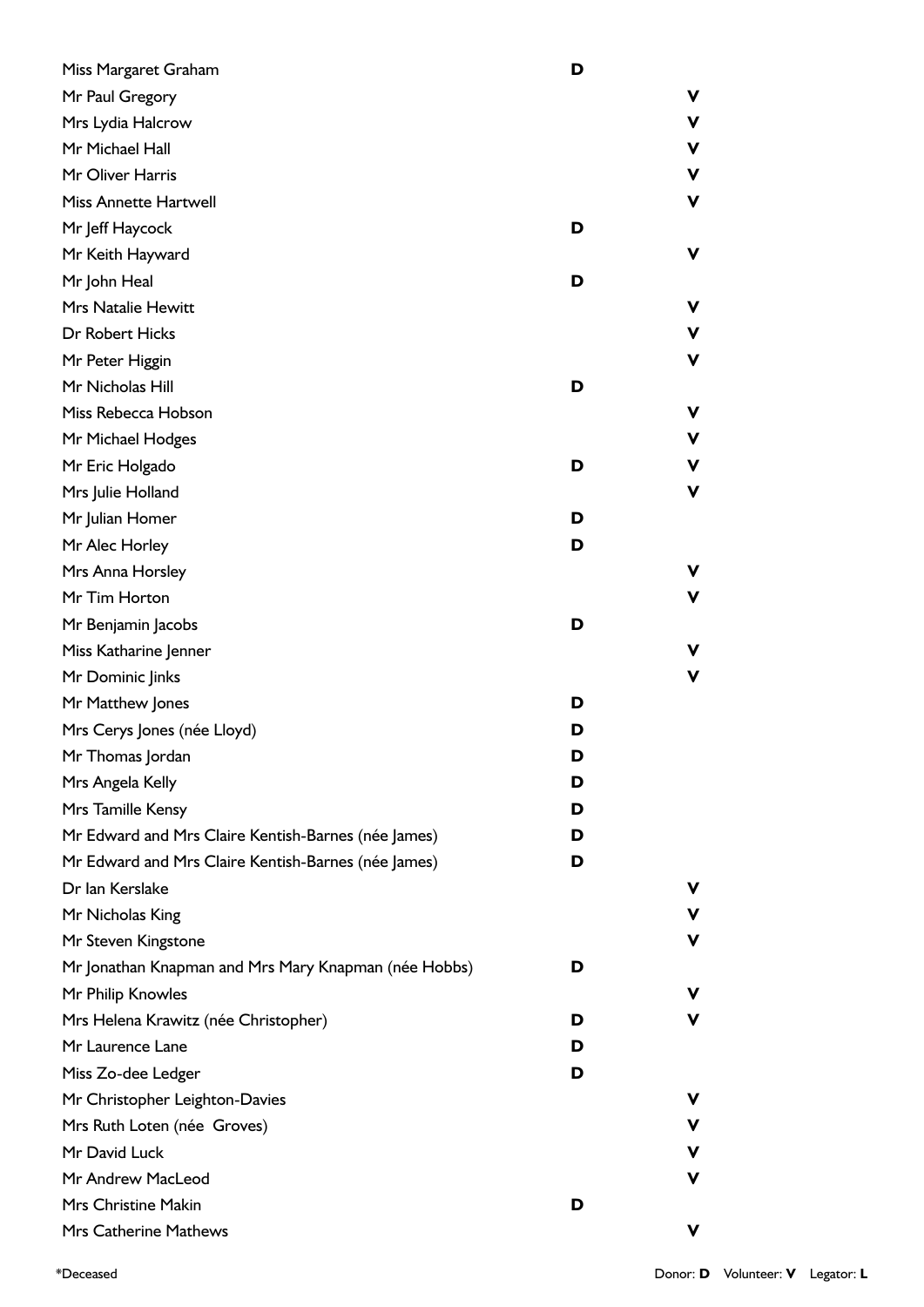| Name | Donor | Volunteer |
|---|---|---|
| Miss Margaret Graham | D | |
| Mr Paul Gregory | | V |
| Mrs Lydia Halcrow | | V |
| Mr Michael Hall | | V |
| Mr Oliver Harris | | V |
| Miss Annette Hartwell | | V |
| Mr Jeff Haycock | D | |
| Mr Keith Hayward | | V |
| Mr John Heal | D | |
| Mrs Natalie Hewitt | | V |
| Dr Robert Hicks | | V |
| Mr Peter Higgin | | V |
| Mr Nicholas Hill | D | |
| Miss Rebecca Hobson | | V |
| Mr Michael Hodges | | V |
| Mr Eric Holgado | D | V |
| Mrs Julie Holland | | V |
| Mr Julian Homer | D | |
| Mr Alec Horley | D | |
| Mrs Anna Horsley | | V |
| Mr Tim Horton | | V |
| Mr Benjamin Jacobs | D | |
| Miss Katharine Jenner | | V |
| Mr Dominic Jinks | | V |
| Mr Matthew Jones | D | |
| Mrs Cerys Jones (née Lloyd) | D | |
| Mr Thomas Jordan | D | |
| Mrs Angela Kelly | D | |
| Mrs Tamille Kensy | D | |
| Mr Edward and Mrs Claire Kentish-Barnes (née James) | D | |
| Mr Edward and Mrs Claire Kentish-Barnes (née James) | D | |
| Dr Ian Kerslake | | V |
| Mr Nicholas King | | V |
| Mr Steven Kingstone | | V |
| Mr Jonathan Knapman and Mrs Mary Knapman (née Hobbs) | D | |
| Mr Philip Knowles | | V |
| Mrs Helena Krawitz (née Christopher) | D | V |
| Mr Laurence Lane | D | |
| Miss Zo-dee Ledger | D | |
| Mr Christopher Leighton-Davies | | V |
| Mrs Ruth Loten (née Groves) | | V |
| Mr David Luck | | V |
| Mr Andrew MacLeod | | V |
| Mrs Christine Makin | D | |
| Mrs Catherine Mathews | | V |

*Deceased

Donor: **D** Volunteer: **V** Legator: **L**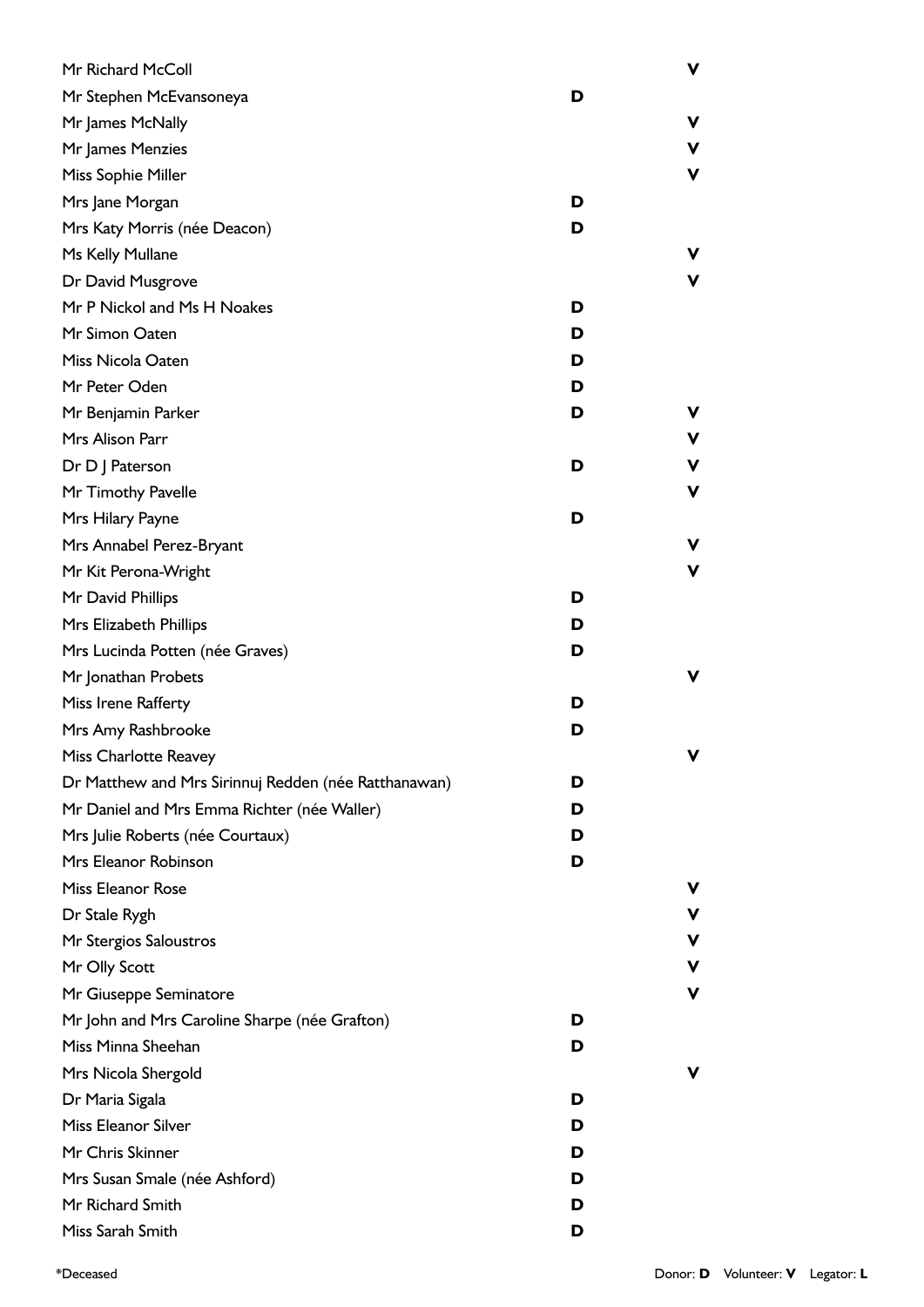| Name | Donor | Volunteer |
|---|---|---|
| Mr Richard McColl | | V |
| Mr Stephen McEvansoneya | D | |
| Mr James McNally | | V |
| Mr James Menzies | | V |
| Miss Sophie Miller | | V |
| Mrs Jane Morgan | D | |
| Mrs Katy Morris (née Deacon) | D | |
| Ms Kelly Mullane | | V |
| Dr David Musgrove | | V |
| Mr P Nickol and Ms H Noakes | D | |
| Mr Simon Oaten | D | |
| Miss Nicola Oaten | D | |
| Mr Peter Oden | D | |
| Mr Benjamin Parker | D | V |
| Mrs Alison Parr | | V |
| Dr D J Paterson | D | V |
| Mr Timothy Pavelle | | V |
| Mrs Hilary Payne | D | |
| Mrs Annabel Perez-Bryant | | V |
| Mr Kit Perona-Wright | | V |
| Mr David Phillips | D | |
| Mrs Elizabeth Phillips | D | |
| Mrs Lucinda Potten (née Graves) | D | |
| Mr Jonathan Probets | | V |
| Miss Irene Rafferty | D | |
| Mrs Amy Rashbrooke | D | |
| Miss Charlotte Reavey | | V |
| Dr Matthew and Mrs Sirinnuj Redden (née Ratthanawan) | D | |
| Mr Daniel and Mrs Emma Richter (née Waller) | D | |
| Mrs Julie Roberts (née Courtaux) | D | |
| Mrs Eleanor Robinson | D | |
| Miss Eleanor Rose | | V |
| Dr Stale Rygh | | V |
| Mr Stergios Saloustros | | V |
| Mr Olly Scott | | V |
| Mr Giuseppe Seminatore | | V |
| Mr John and Mrs Caroline Sharpe (née Grafton) | D | |
| Miss Minna Sheehan | D | |
| Mrs Nicola Shergold | | V |
| Dr Maria Sigala | D | |
| Miss Eleanor Silver | D | |
| Mr Chris Skinner | D | |
| Mrs Susan Smale (née Ashford) | D | |
| Mr Richard Smith | D | |
| Miss Sarah Smith | D | |

*Deceased

Donor: **D** Volunteer: **V** Legator: **L**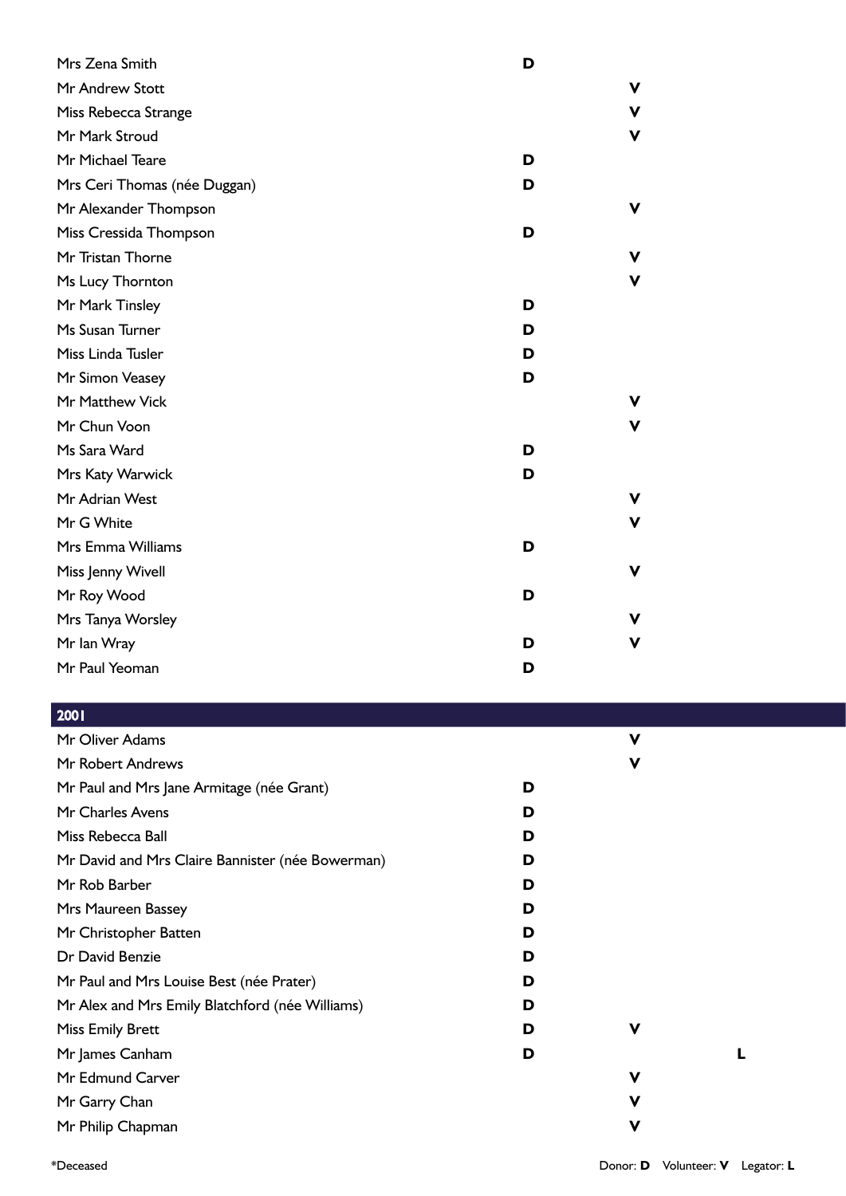| Name | Donor | Volunteer | Legator |
|---|---|---|---|
| Mrs Zena Smith | D | | |
| Mr Andrew Stott | | V | |
| Miss Rebecca Strange | | V | |
| Mr Mark Stroud | | V | |
| Mr Michael Teare | D | | |
| Mrs Ceri Thomas (née Duggan) | D | | |
| Mr Alexander Thompson | | V | |
| Miss Cressida Thompson | D | | |
| Mr Tristan Thorne | | V | |
| Ms Lucy Thornton | | V | |
| Mr Mark Tinsley | D | | |
| Ms Susan Turner | D | | |
| Miss Linda Tusler | D | | |
| Mr Simon Veasey | D | | |
| Mr Matthew Vick | | V | |
| Mr Chun Voon | | V | |
| Ms Sara Ward | D | | |
| Mrs Katy Warwick | D | | |
| Mr Adrian West | | V | |
| Mr G White | | V | |
| Mrs Emma Williams | D | | |
| Miss Jenny Wivell | | V | |
| Mr Roy Wood | D | | |
| Mrs Tanya Worsley | | V | |
| Mr Ian Wray | D | V | |
| Mr Paul Yeoman | D | | |

## 2001

| Name | Donor | Volunteer | Legator |
|---|---|---|---|
| Mr Oliver Adams | | V | |
| Mr Robert Andrews | | V | |
| Mr Paul and Mrs Jane Armitage (née Grant) | D | | |
| Mr Charles Avens | D | | |
| Miss Rebecca Ball | D | | |
| Mr David and Mrs Claire Bannister (née Bowerman) | D | | |
| Mr Rob Barber | D | | |
| Mrs Maureen Bassey | D | | |
| Mr Christopher Batten | D | | |
| Dr David Benzie | D | | |
| Mr Paul and Mrs Louise Best (née Prater) | D | | |
| Mr Alex and Mrs Emily Blatchford (née Williams) | D | | |
| Miss Emily Brett | D | V | |
| Mr James Canham | D | | L |
| Mr Edmund Carver | | V | |
| Mr Garry Chan | | V | |
| Mr Philip Chapman | | V | |

*Deceased

Donor: **D** Volunteer: **V** Legator: **L**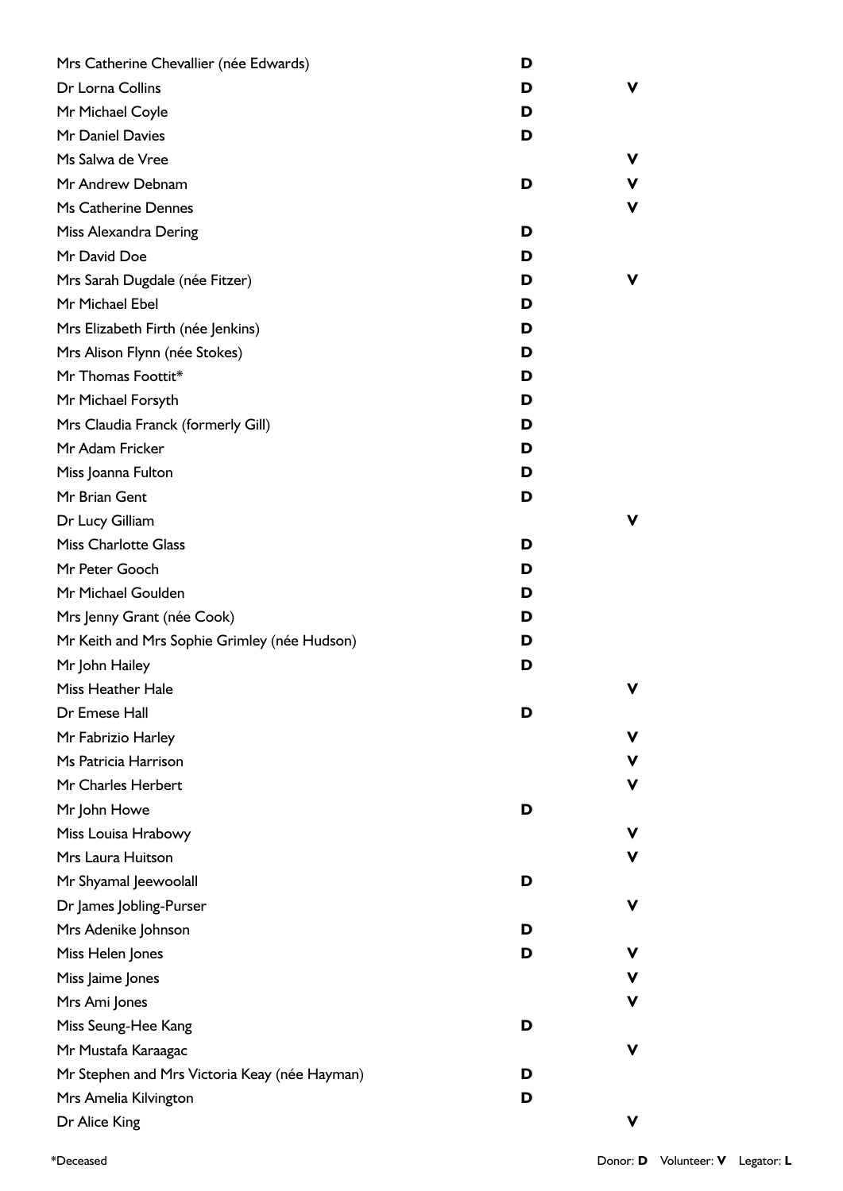| Name | Donor | Volunteer |
| --- | --- | --- |
| Mrs Catherine Chevallier (née Edwards) | D | |
| Dr Lorna Collins | D | V |
| Mr Michael Coyle | D | |
| Mr Daniel Davies | D | |
| Ms Salwa de Vree | | V |
| Mr Andrew Debnam | D | V |
| Ms Catherine Dennes | | V |
| Miss Alexandra Dering | D | |
| Mr David Doe | D | |
| Mrs Sarah Dugdale (née Fitzer) | D | V |
| Mr Michael Ebel | D | |
| Mrs Elizabeth Firth (née Jenkins) | D | |
| Mrs Alison Flynn (née Stokes) | D | |
| Mr Thomas Foottit* | D | |
| Mr Michael Forsyth | D | |
| Mrs Claudia Franck (formerly Gill) | D | |
| Mr Adam Fricker | D | |
| Miss Joanna Fulton | D | |
| Mr Brian Gent | D | |
| Dr Lucy Gilliam | | V |
| Miss Charlotte Glass | D | |
| Mr Peter Gooch | D | |
| Mr Michael Goulden | D | |
| Mrs Jenny Grant (née Cook) | D | |
| Mr Keith and Mrs Sophie Grimley (née Hudson) | D | |
| Mr John Hailey | D | |
| Miss Heather Hale | | V |
| Dr Emese Hall | D | |
| Mr Fabrizio Harley | | V |
| Ms Patricia Harrison | | V |
| Mr Charles Herbert | | V |
| Mr John Howe | D | |
| Miss Louisa Hrabowy | | V |
| Mrs Laura Huitson | | V |
| Mr Shyamal Jeewoolall | D | |
| Dr James Jobling-Purser | | V |
| Mrs Adenike Johnson | D | |
| Miss Helen Jones | D | V |
| Miss Jaime Jones | | V |
| Mrs Ami Jones | | V |
| Miss Seung-Hee Kang | D | |
| Mr Mustafa Karaagac | | V |
| Mr Stephen and Mrs Victoria Keay (née Hayman) | D | |
| Mrs Amelia Kilvington | D | |
| Dr Alice King | | V |

*Deceased

Donor: **D** Volunteer: **V** Legator: **L**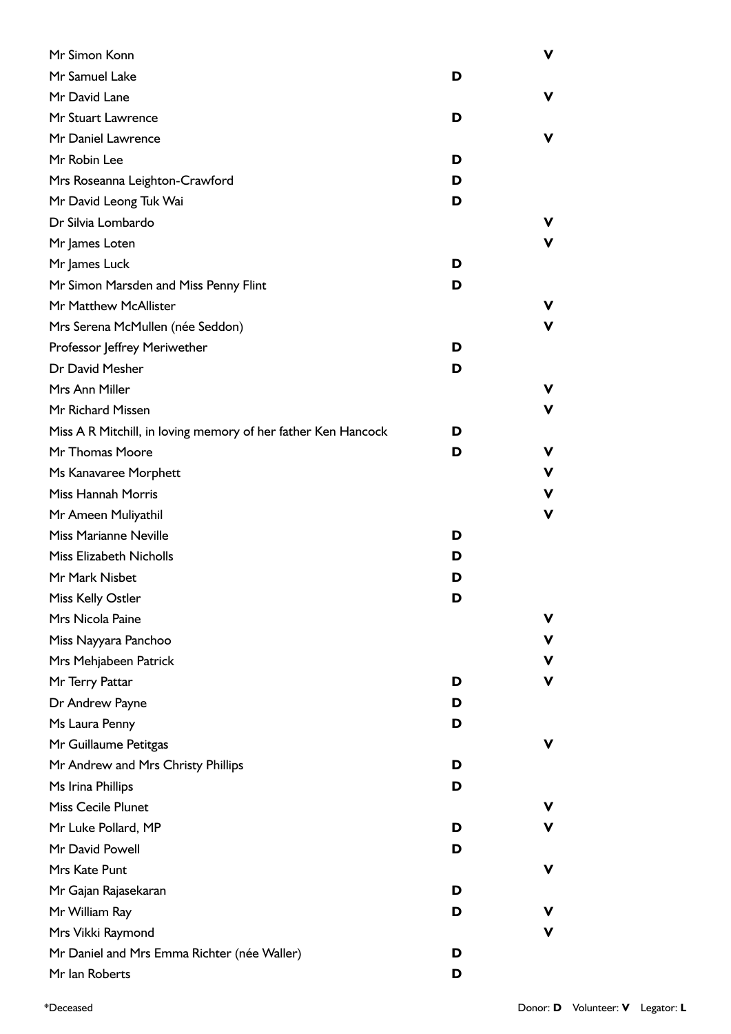| Name | Donor | Volunteer |
| --- | --- | --- |
| Mr Simon Konn | | **V** |
| Mr Samuel Lake | **D** | |
| Mr David Lane | | **V** |
| Mr Stuart Lawrence | **D** | |
| Mr Daniel Lawrence | | **V** |
| Mr Robin Lee | **D** | |
| Mrs Roseanna Leighton-Crawford | **D** | |
| Mr David Leong Tuk Wai | **D** | |
| Dr Silvia Lombardo | | **V** |
| Mr James Loten | | **V** |
| Mr James Luck | **D** | |
| Mr Simon Marsden and Miss Penny Flint | **D** | |
| Mr Matthew McAllister | | **V** |
| Mrs Serena McMullen (née Seddon) | | **V** |
| Professor Jeffrey Meriwether | **D** | |
| Dr David Mesher | **D** | |
| Mrs Ann Miller | | **V** |
| Mr Richard Missen | | **V** |
| Miss A R Mitchill, in loving memory of her father Ken Hancock | **D** | |
| Mr Thomas Moore | **D** | **V** |
| Ms Kanavaree Morphett | | **V** |
| Miss Hannah Morris | | **V** |
| Mr Ameen Muliyathil | | **V** |
| Miss Marianne Neville | **D** | |
| Miss Elizabeth Nicholls | **D** | |
| Mr Mark Nisbet | **D** | |
| Miss Kelly Ostler | **D** | |
| Mrs Nicola Paine | | **V** |
| Miss Nayyara Panchoo | | **V** |
| Mrs Mehjabeen Patrick | | **V** |
| Mr Terry Pattar | **D** | **V** |
| Dr Andrew Payne | **D** | |
| Ms Laura Penny | **D** | |
| Mr Guillaume Petitgas | | **V** |
| Mr Andrew and Mrs Christy Phillips | **D** | |
| Ms Irina Phillips | **D** | |
| Miss Cecile Plunet | | **V** |
| Mr Luke Pollard, MP | **D** | **V** |
| Mr David Powell | **D** | |
| Mrs Kate Punt | | **V** |
| Mr Gajan Rajasekaran | **D** | |
| Mr William Ray | **D** | **V** |
| Mrs Vikki Raymond | | **V** |
| Mr Daniel and Mrs Emma Richter (née Waller) | **D** | |
| Mr Ian Roberts | **D** | |

*Deceased

Donor: **D** Volunteer: **V** Legator: **L**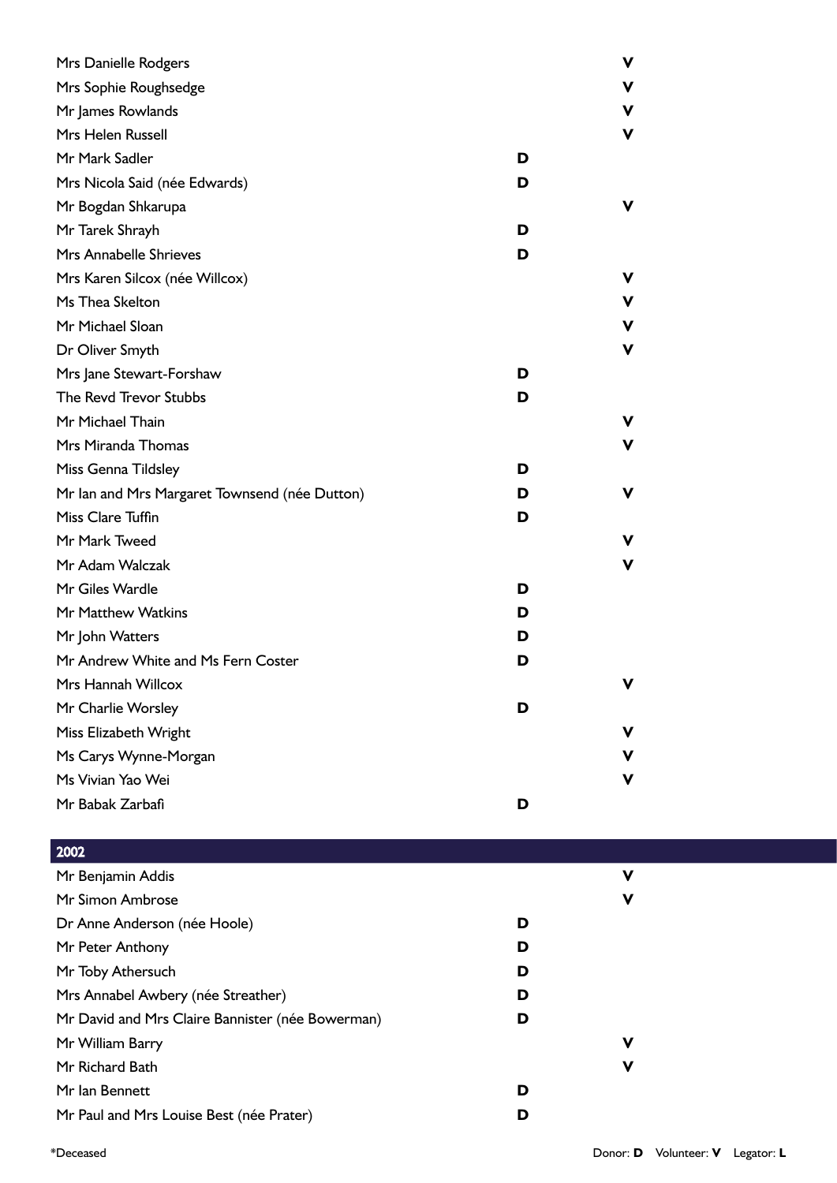| Name | Donor | Volunteer |
|---|---|---|
| Mrs Danielle Rodgers | | **V** |
| Mrs Sophie Roughsedge | | **V** |
| Mr James Rowlands | | **V** |
| Mrs Helen Russell | | **V** |
| Mr Mark Sadler | **D** | |
| Mrs Nicola Said (née Edwards) | **D** | |
| Mr Bogdan Shkarupa | | **V** |
| Mr Tarek Shrayh | **D** | |
| Mrs Annabelle Shrieves | **D** | |
| Mrs Karen Silcox (née Willcox) | | **V** |
| Ms Thea Skelton | | **V** |
| Mr Michael Sloan | | **V** |
| Dr Oliver Smyth | | **V** |
| Mrs Jane Stewart-Forshaw | **D** | |
| The Revd Trevor Stubbs | **D** | |
| Mr Michael Thain | | **V** |
| Mrs Miranda Thomas | | **V** |
| Miss Genna Tildsley | **D** | |
| Mr Ian and Mrs Margaret Townsend (née Dutton) | **D** | **V** |
| Miss Clare Tuffin | **D** | |
| Mr Mark Tweed | | **V** |
| Mr Adam Walczak | | **V** |
| Mr Giles Wardle | **D** | |
| Mr Matthew Watkins | **D** | |
| Mr John Watters | **D** | |
| Mr Andrew White and Ms Fern Coster | **D** | |
| Mrs Hannah Willcox | | **V** |
| Mr Charlie Worsley | **D** | |
| Miss Elizabeth Wright | | **V** |
| Ms Carys Wynne-Morgan | | **V** |
| Ms Vivian Yao Wei | | **V** |
| Mr Babak Zarbafi | **D** | |

## 2002

| Name | Donor | Volunteer |
|---|---|---|
| Mr Benjamin Addis | | **V** |
| Mr Simon Ambrose | | **V** |
| Dr Anne Anderson (née Hoole) | **D** | |
| Mr Peter Anthony | **D** | |
| Mr Toby Athersuch | **D** | |
| Mrs Annabel Awbery (née Streather) | **D** | |
| Mr David and Mrs Claire Bannister (née Bowerman) | **D** | |
| Mr William Barry | | **V** |
| Mr Richard Bath | | **V** |
| Mr Ian Bennett | **D** | |
| Mr Paul and Mrs Louise Best (née Prater) | **D** | |

*Deceased

Donor: **D** Volunteer: **V** Legator: **L**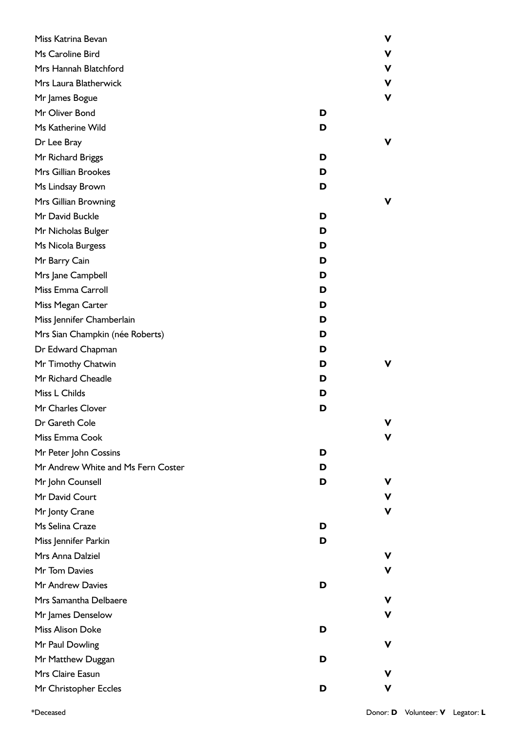| Name | Donor | Volunteer |
|---|---|---|
| Miss Katrina Bevan | | V |
| Ms Caroline Bird | | V |
| Mrs Hannah Blatchford | | V |
| Mrs Laura Blatherwick | | V |
| Mr James Bogue | | V |
| Mr Oliver Bond | D | |
| Ms Katherine Wild | D | |
| Dr Lee Bray | | V |
| Mr Richard Briggs | D | |
| Mrs Gillian Brookes | D | |
| Ms Lindsay Brown | D | |
| Mrs Gillian Browning | | V |
| Mr David Buckle | D | |
| Mr Nicholas Bulger | D | |
| Ms Nicola Burgess | D | |
| Mr Barry Cain | D | |
| Mrs Jane Campbell | D | |
| Miss Emma Carroll | D | |
| Miss Megan Carter | D | |
| Miss Jennifer Chamberlain | D | |
| Mrs Sian Champkin (née Roberts) | D | |
| Dr Edward Chapman | D | |
| Mr Timothy Chatwin | D | V |
| Mr Richard Cheadle | D | |
| Miss L Childs | D | |
| Mr Charles Clover | D | |
| Dr Gareth Cole | | V |
| Miss Emma Cook | | V |
| Mr Peter John Cossins | D | |
| Mr Andrew White and Ms Fern Coster | D | |
| Mr John Counsell | D | V |
| Mr David Court | | V |
| Mr Jonty Crane | | V |
| Ms Selina Craze | D | |
| Miss Jennifer Parkin | D | |
| Mrs Anna Dalziel | | V |
| Mr Tom Davies | | V |
| Mr Andrew Davies | D | |
| Mrs Samantha Delbaere | | V |
| Mr James Denselow | | V |
| Miss Alison Doke | D | |
| Mr Paul Dowling | | V |
| Mr Matthew Duggan | D | |
| Mrs Claire Easun | | V |
| Mr Christopher Eccles | D | V |

*Deceased

Donor: **D** Volunteer: **V** Legator: **L**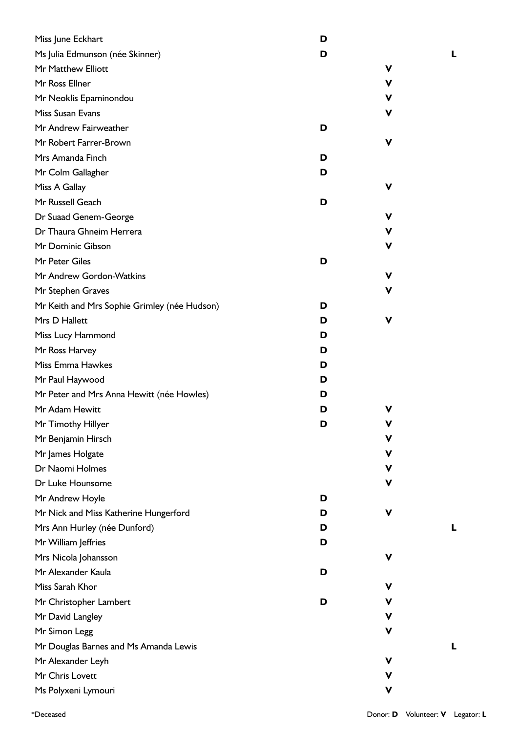| Name | Donor | Volunteer | Legator |
|---|---|---|---|
| Miss June Eckhart | D | | |
| Ms Julia Edmunson (née Skinner) | D | | L |
| Mr Matthew Elliott | | V | |
| Mr Ross Ellner | | V | |
| Mr Neoklis Epaminondou | | V | |
| Miss Susan Evans | | V | |
| Mr Andrew Fairweather | D | | |
| Mr Robert Farrer-Brown | | V | |
| Mrs Amanda Finch | D | | |
| Mr Colm Gallagher | D | | |
| Miss A Gallay | | V | |
| Mr Russell Geach | D | | |
| Dr Suaad Genem-George | | V | |
| Dr Thaura Ghneim Herrera | | V | |
| Mr Dominic Gibson | | V | |
| Mr Peter Giles | D | | |
| Mr Andrew Gordon-Watkins | | V | |
| Mr Stephen Graves | | V | |
| Mr Keith and Mrs Sophie Grimley (née Hudson) | D | | |
| Mrs D Hallett | D | V | |
| Miss Lucy Hammond | D | | |
| Mr Ross Harvey | D | | |
| Miss Emma Hawkes | D | | |
| Mr Paul Haywood | D | | |
| Mr Peter and Mrs Anna Hewitt (née Howles) | D | | |
| Mr Adam Hewitt | D | V | |
| Mr Timothy Hillyer | D | V | |
| Mr Benjamin Hirsch | | V | |
| Mr James Holgate | | V | |
| Dr Naomi Holmes | | V | |
| Dr Luke Hounsome | | V | |
| Mr Andrew Hoyle | D | | |
| Mr Nick and Miss Katherine Hungerford | D | V | |
| Mrs Ann Hurley (née Dunford) | D | | L |
| Mr William Jeffries | D | | |
| Mrs Nicola Johansson | | V | |
| Mr Alexander Kaula | D | | |
| Miss Sarah Khor | | V | |
| Mr Christopher Lambert | D | V | |
| Mr David Langley | | V | |
| Mr Simon Legg | | V | |
| Mr Douglas Barnes and Ms Amanda Lewis | | | L |
| Mr Alexander Leyh | | V | |
| Mr Chris Lovett | | V | |
| Ms Polyxeni Lymouri | | V | |

*Deceased

Donor: **D** Volunteer: **V** Legator: **L**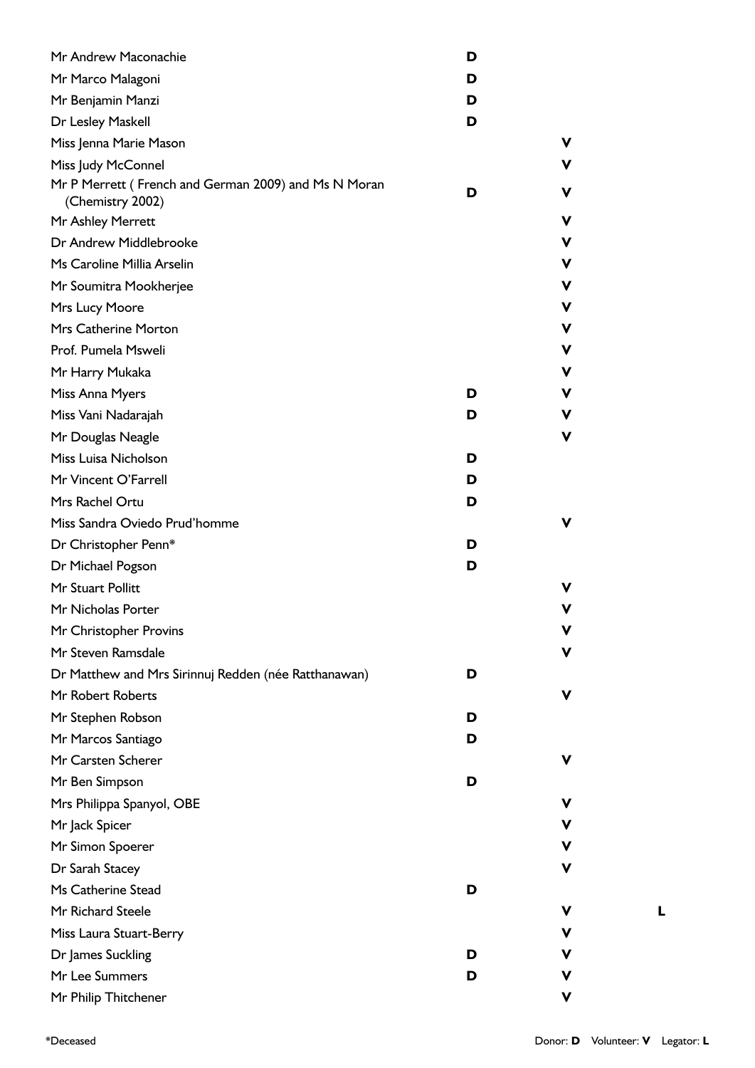| Name | Donor | Volunteer | Legator |
|---|---|---|---|
| Mr Andrew Maconachie | D | | |
| Mr Marco Malagoni | D | | |
| Mr Benjamin Manzi | D | | |
| Dr Lesley Maskell | D | | |
| Miss Jenna Marie Mason | | V | |
| Miss Judy McConnel | | V | |
| Mr P Merrett ( French and German 2009) and Ms N Moran (Chemistry 2002) | D | V | |
| Mr Ashley Merrett | | V | |
| Dr Andrew Middlebrooke | | V | |
| Ms Caroline Millia Arselin | | V | |
| Mr Soumitra Mookherjee | | V | |
| Mrs Lucy Moore | | V | |
| Mrs Catherine Morton | | V | |
| Prof. Pumela Msweli | | V | |
| Mr Harry Mukaka | | V | |
| Miss Anna Myers | D | V | |
| Miss Vani Nadarajah | D | V | |
| Mr Douglas Neagle | | V | |
| Miss Luisa Nicholson | D | | |
| Mr Vincent O'Farrell | D | | |
| Mrs Rachel Ortu | D | | |
| Miss Sandra Oviedo Prud'homme | | V | |
| Dr Christopher Penn* | D | | |
| Dr Michael Pogson | D | | |
| Mr Stuart Pollitt | | V | |
| Mr Nicholas Porter | | V | |
| Mr Christopher Provins | | V | |
| Mr Steven Ramsdale | | V | |
| Dr Matthew and Mrs Sirinnuj Redden (née Ratthanawan) | D | | |
| Mr Robert Roberts | | V | |
| Mr Stephen Robson | D | | |
| Mr Marcos Santiago | D | | |
| Mr Carsten Scherer | | V | |
| Mr Ben Simpson | D | | |
| Mrs Philippa Spanyol, OBE | | V | |
| Mr Jack Spicer | | V | |
| Mr Simon Spoerer | | V | |
| Dr Sarah Stacey | | V | |
| Ms Catherine Stead | D | | |
| Mr Richard Steele | | V | L |
| Miss Laura Stuart-Berry | | V | |
| Dr James Suckling | D | V | |
| Mr Lee Summers | D | V | |
| Mr Philip Thitchener | | V | |

*Deceased

Donor: **D** Volunteer: **V** Legator: **L**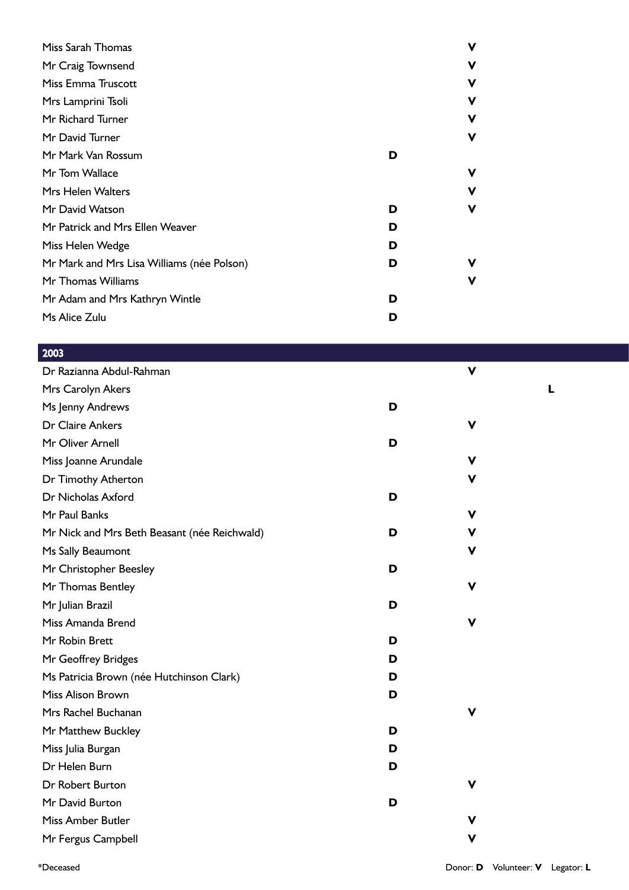| Name | Donor | Volunteer | Legator |
|---|---|---|---|
| Miss Sarah Thomas | | V | |
| Mr Craig Townsend | | V | |
| Miss Emma Truscott | | V | |
| Mrs Lamprini Tsoli | | V | |
| Mr Richard Turner | | V | |
| Mr David Turner | | V | |
| Mr Mark Van Rossum | D | | |
| Mr Tom Wallace | | V | |
| Mrs Helen Walters | | V | |
| Mr David Watson | D | V | |
| Mr Patrick and Mrs Ellen Weaver | D | | |
| Miss Helen Wedge | D | | |
| Mr Mark and Mrs Lisa Williams (née Polson) | D | V | |
| Mr Thomas Williams | | V | |
| Mr Adam and Mrs Kathryn Wintle | D | | |
| Ms Alice Zulu | D | | |

## 2003

| Name | Donor | Volunteer | Legator |
|---|---|---|---|
| Dr Razianna Abdul-Rahman | | V | |
| Mrs Carolyn Akers | | | L |
| Ms Jenny Andrews | D | | |
| Dr Claire Ankers | | V | |
| Mr Oliver Arnell | D | | |
| Miss Joanne Arundale | | V | |
| Dr Timothy Atherton | | V | |
| Dr Nicholas Axford | D | | |
| Mr Paul Banks | | V | |
| Mr Nick and Mrs Beth Beasant (née Reichwald) | D | V | |
| Ms Sally Beaumont | | V | |
| Mr Christopher Beesley | D | | |
| Mr Thomas Bentley | | V | |
| Mr Julian Brazil | D | | |
| Miss Amanda Brend | | V | |
| Mr Robin Brett | D | | |
| Mr Geoffrey Bridges | D | | |
| Ms Patricia Brown (née Hutchinson Clark) | D | | |
| Miss Alison Brown | D | | |
| Mrs Rachel Buchanan | | V | |
| Mr Matthew Buckley | D | | |
| Miss Julia Burgan | D | | |
| Dr Helen Burn | D | | |
| Dr Robert Burton | | V | |
| Mr David Burton | D | | |
| Miss Amber Butler | | V | |
| Mr Fergus Campbell | | V | |

*Deceased

Donor: **D** Volunteer: **V** Legator: **L**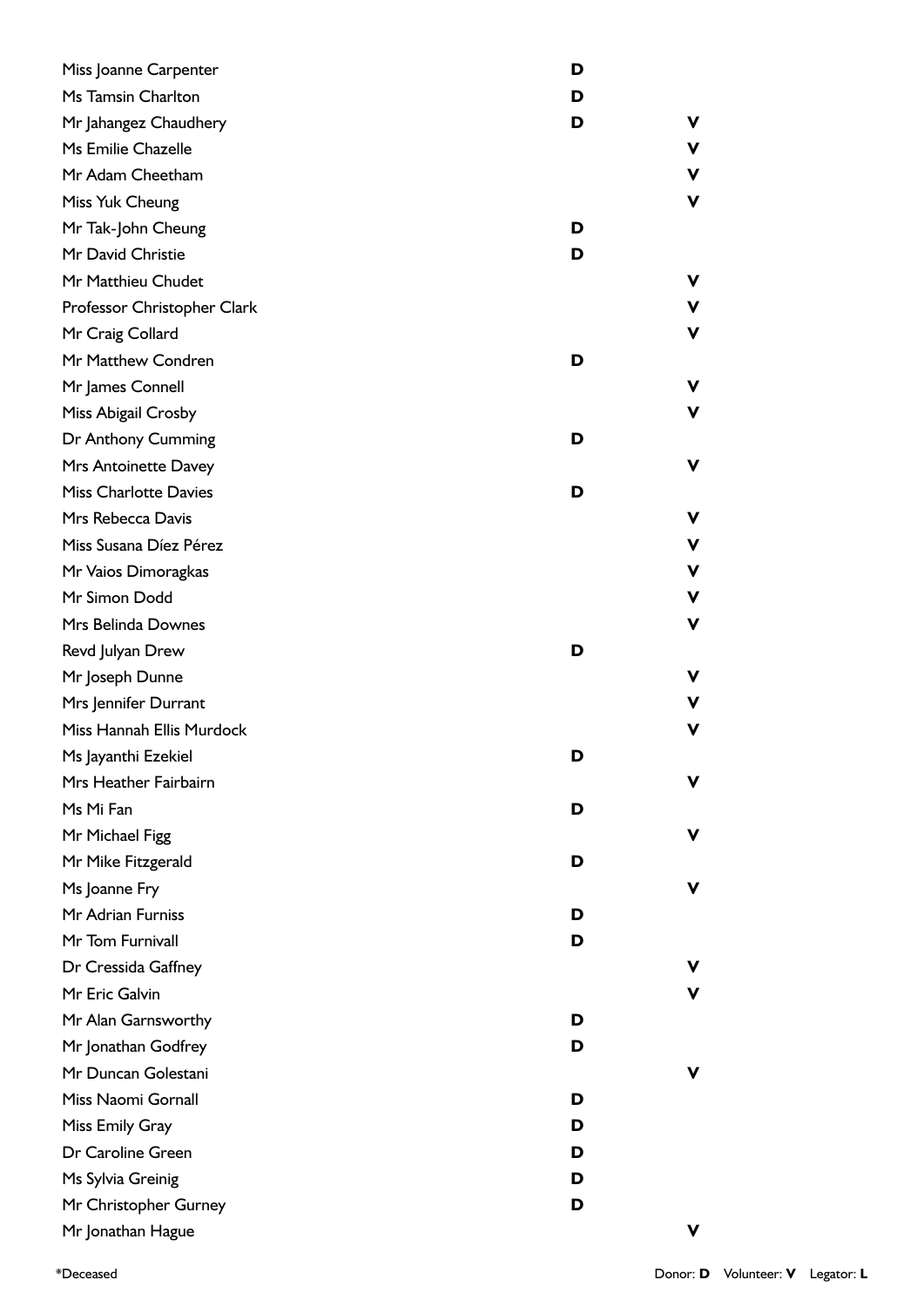| Name | Donor | Volunteer |
| --- | --- | --- |
| Miss Joanne Carpenter | D | |
| Ms Tamsin Charlton | D | |
| Mr Jahangez Chaudhery | D | V |
| Ms Emilie Chazelle | | V |
| Mr Adam Cheetham | | V |
| Miss Yuk Cheung | | V |
| Mr Tak-John Cheung | D | |
| Mr David Christie | D | |
| Mr Matthieu Chudet | | V |
| Professor Christopher Clark | | V |
| Mr Craig Collard | | V |
| Mr Matthew Condren | D | |
| Mr James Connell | | V |
| Miss Abigail Crosby | | V |
| Dr Anthony Cumming | D | |
| Mrs Antoinette Davey | | V |
| Miss Charlotte Davies | D | |
| Mrs Rebecca Davis | | V |
| Miss Susana Díez Pérez | | V |
| Mr Vaios Dimoragkas | | V |
| Mr Simon Dodd | | V |
| Mrs Belinda Downes | | V |
| Revd Julyan Drew | D | |
| Mr Joseph Dunne | | V |
| Mrs Jennifer Durrant | | V |
| Miss Hannah Ellis Murdock | | V |
| Ms Jayanthi Ezekiel | D | |
| Mrs Heather Fairbairn | | V |
| Ms Mi Fan | D | |
| Mr Michael Figg | | V |
| Mr Mike Fitzgerald | D | |
| Ms Joanne Fry | | V |
| Mr Adrian Furniss | D | |
| Mr Tom Furnivall | D | |
| Dr Cressida Gaffney | | V |
| Mr Eric Galvin | | V |
| Mr Alan Garnsworthy | D | |
| Mr Jonathan Godfrey | D | |
| Mr Duncan Golestani | | V |
| Miss Naomi Gornall | D | |
| Miss Emily Gray | D | |
| Dr Caroline Green | D | |
| Ms Sylvia Greinig | D | |
| Mr Christopher Gurney | D | |
| Mr Jonathan Hague | | V |

*Deceased

Donor: **D** Volunteer: **V** Legator: **L**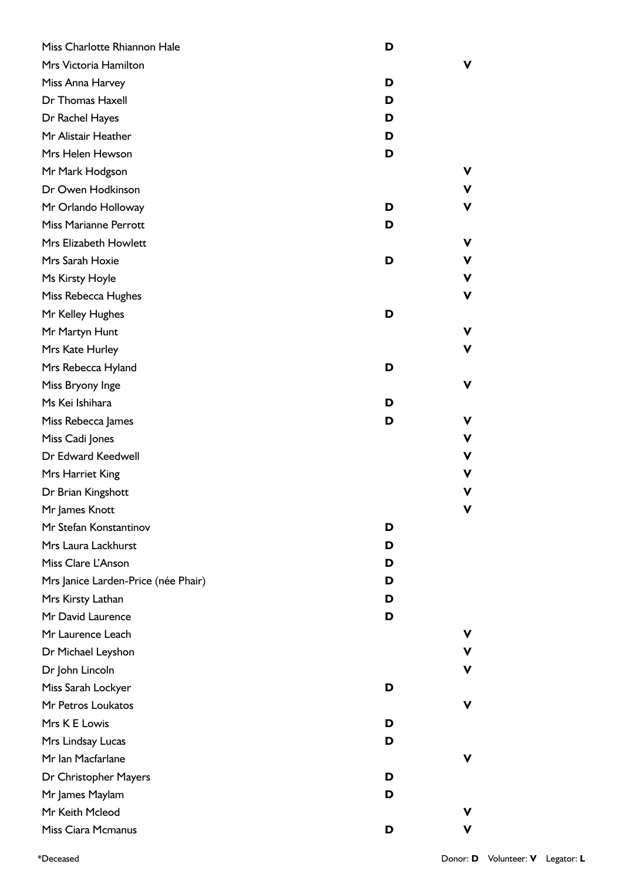| Name | Donor | Volunteer |
|---|---|---|
| Miss Charlotte Rhiannon Hale | D | |
| Mrs Victoria Hamilton | | V |
| Miss Anna Harvey | D | |
| Dr Thomas Haxell | D | |
| Dr Rachel Hayes | D | |
| Mr Alistair Heather | D | |
| Mrs Helen Hewson | D | |
| Mr Mark Hodgson | | V |
| Dr Owen Hodkinson | | V |
| Mr Orlando Holloway | D | V |
| Miss Marianne Perrott | D | |
| Mrs Elizabeth Howlett | | V |
| Mrs Sarah Hoxie | D | V |
| Ms Kirsty Hoyle | | V |
| Miss Rebecca Hughes | | V |
| Mr Kelley Hughes | D | |
| Mr Martyn Hunt | | V |
| Mrs Kate Hurley | | V |
| Mrs Rebecca Hyland | D | |
| Miss Bryony Inge | | V |
| Ms Kei Ishihara | D | |
| Miss Rebecca James | D | V |
| Miss Cadi Jones | | V |
| Dr Edward Keedwell | | V |
| Mrs Harriet King | | V |
| Dr Brian Kingshott | | V |
| Mr James Knott | | V |
| Mr Stefan Konstantinov | D | |
| Mrs Laura Lackhurst | D | |
| Miss Clare L'Anson | D | |
| Mrs Janice Larden-Price (née Phair) | D | |
| Mrs Kirsty Lathan | D | |
| Mr David Laurence | D | |
| Mr Laurence Leach | | V |
| Dr Michael Leyshon | | V |
| Dr John Lincoln | | V |
| Miss Sarah Lockyer | D | |
| Mr Petros Loukatos | | V |
| Mrs K E Lowis | D | |
| Mrs Lindsay Lucas | D | |
| Mr Ian Macfarlane | | V |
| Dr Christopher Mayers | D | |
| Mr James Maylam | D | |
| Mr Keith Mcleod | | V |
| Miss Ciara Mcmanus | D | V |

*Deceased

Donor: **D** Volunteer: **V** Legator: **L**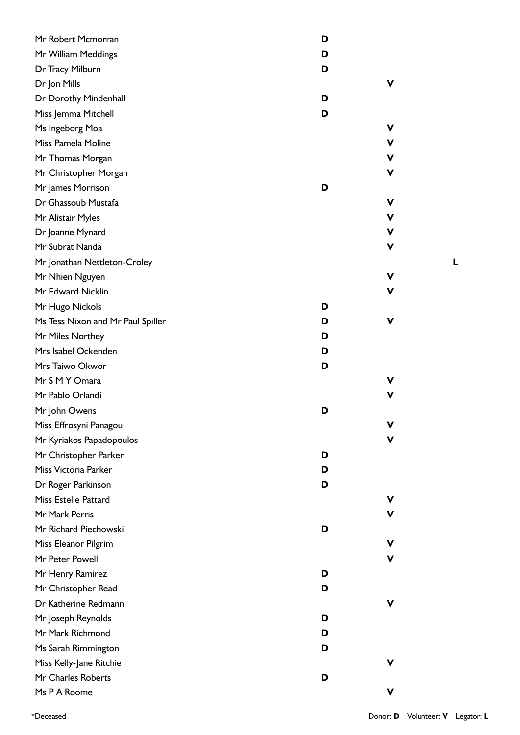| Name | Donor | Volunteer | Legator |
| --- | --- | --- | --- |
| Mr Robert Mcmorran | **D** | | |
| Mr William Meddings | **D** | | |
| Dr Tracy Milburn | **D** | | |
| Dr Jon Mills | | **V** | |
| Dr Dorothy Mindenhall | **D** | | |
| Miss Jemma Mitchell | **D** | | |
| Ms Ingeborg Moa | | **V** | |
| Miss Pamela Moline | | **V** | |
| Mr Thomas Morgan | | **V** | |
| Mr Christopher Morgan | | **V** | |
| Mr James Morrison | **D** | | |
| Dr Ghassoub Mustafa | | **V** | |
| Mr Alistair Myles | | **V** | |
| Dr Joanne Mynard | | **V** | |
| Mr Subrat Nanda | | **V** | |
| Mr Jonathan Nettleton-Croley | | | **L** |
| Mr Nhien Nguyen | | **V** | |
| Mr Edward Nicklin | | **V** | |
| Mr Hugo Nickols | **D** | | |
| Ms Tess Nixon and Mr Paul Spiller | **D** | **V** | |
| Mr Miles Northey | **D** | | |
| Mrs Isabel Ockenden | **D** | | |
| Mrs Taiwo Okwor | **D** | | |
| Mr S M Y Omara | | **V** | |
| Mr Pablo Orlandi | | **V** | |
| Mr John Owens | **D** | | |
| Miss Effrosyni Panagou | | **V** | |
| Mr Kyriakos Papadopoulos | | **V** | |
| Mr Christopher Parker | **D** | | |
| Miss Victoria Parker | **D** | | |
| Dr Roger Parkinson | **D** | | |
| Miss Estelle Pattard | | **V** | |
| Mr Mark Perris | | **V** | |
| Mr Richard Piechowski | **D** | | |
| Miss Eleanor Pilgrim | | **V** | |
| Mr Peter Powell | | **V** | |
| Mr Henry Ramirez | **D** | | |
| Mr Christopher Read | **D** | | |
| Dr Katherine Redmann | | **V** | |
| Mr Joseph Reynolds | **D** | | |
| Mr Mark Richmond | **D** | | |
| Ms Sarah Rimmington | **D** | | |
| Miss Kelly-Jane Ritchie | | **V** | |
| Mr Charles Roberts | **D** | | |
| Ms P A Roome | | **V** | |

*Deceased

Donor: **D** Volunteer: **V** Legator: **L**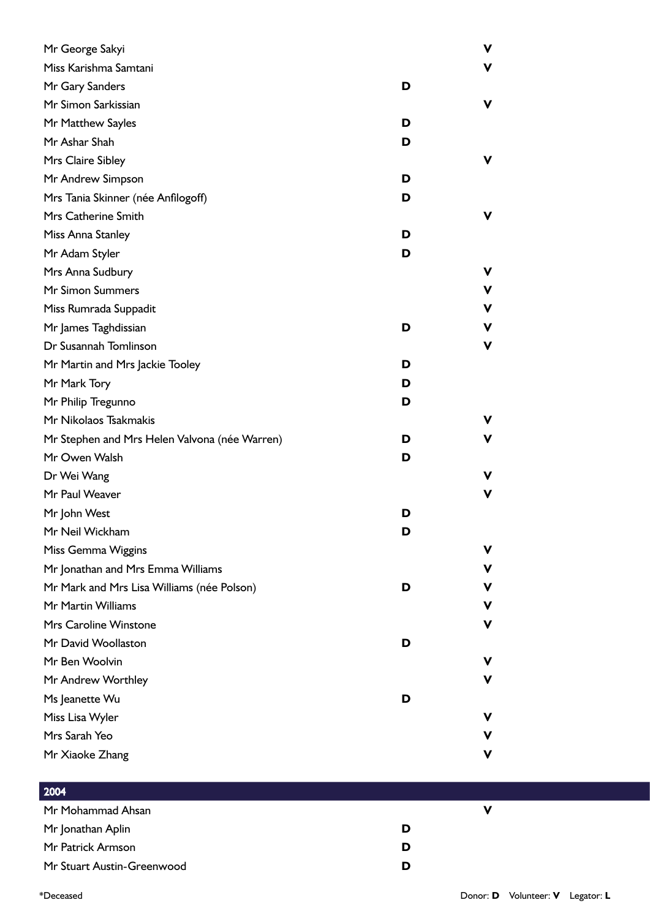| | | |
|---|---|---|
| Mr George Sakyi | | **V** |
| Miss Karishma Samtani | | **V** |
| Mr Gary Sanders | **D** | |
| Mr Simon Sarkissian | | **V** |
| Mr Matthew Sayles | **D** | |
| Mr Ashar Shah | **D** | |
| Mrs Claire Sibley | | **V** |
| Mr Andrew Simpson | **D** | |
| Mrs Tania Skinner (née Anfilogoff) | **D** | |
| Mrs Catherine Smith | | **V** |
| Miss Anna Stanley | **D** | |
| Mr Adam Styler | **D** | |
| Mrs Anna Sudbury | | **V** |
| Mr Simon Summers | | **V** |
| Miss Rumrada Suppadit | | **V** |
| Mr James Taghdissian | **D** | **V** |
| Dr Susannah Tomlinson | | **V** |
| Mr Martin and Mrs Jackie Tooley | **D** | |
| Mr Mark Tory | **D** | |
| Mr Philip Tregunno | **D** | |
| Mr Nikolaos Tsakmakis | | **V** |
| Mr Stephen and Mrs Helen Valvona (née Warren) | **D** | **V** |
| Mr Owen Walsh | **D** | |
| Dr Wei Wang | | **V** |
| Mr Paul Weaver | | **V** |
| Mr John West | **D** | |
| Mr Neil Wickham | **D** | |
| Miss Gemma Wiggins | | **V** |
| Mr Jonathan and Mrs Emma Williams | | **V** |
| Mr Mark and Mrs Lisa Williams (née Polson) | **D** | **V** |
| Mr Martin Williams | | **V** |
| Mrs Caroline Winstone | | **V** |
| Mr David Woollaston | **D** | |
| Mr Ben Woolvin | | **V** |
| Mr Andrew Worthley | | **V** |
| Ms Jeanette Wu | **D** | |
| Miss Lisa Wyler | | **V** |
| Mrs Sarah Yeo | | **V** |
| Mr Xiaoke Zhang | | **V** |

## 2004

| | | |
|---|---|---|
| Mr Mohammad Ahsan | | **V** |
| Mr Jonathan Aplin | **D** | |
| Mr Patrick Armson | **D** | |
| Mr Stuart Austin-Greenwood | **D** | |

*Deceased

Donor: **D** Volunteer: **V** Legator: **L**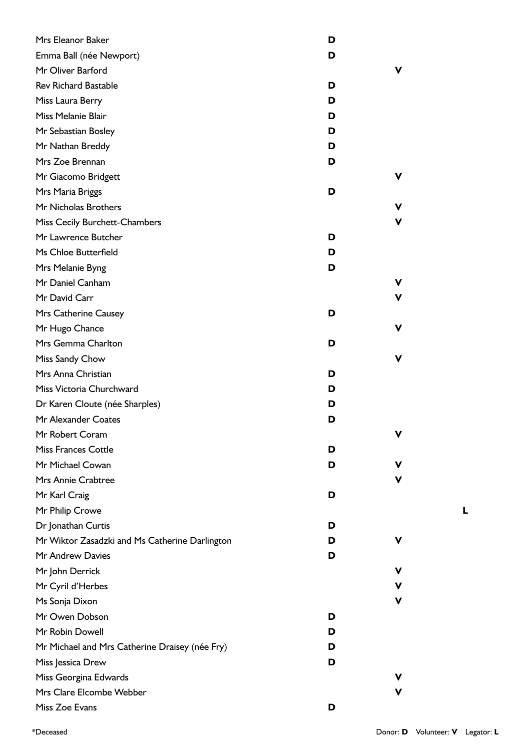| Name | Donor | Volunteer | Legator |
|---|---|---|---|
| Mrs Eleanor Baker | D | | |
| Emma Ball (née Newport) | D | | |
| Mr Oliver Barford | | V | |
| Rev Richard Bastable | D | | |
| Miss Laura Berry | D | | |
| Miss Melanie Blair | D | | |
| Mr Sebastian Bosley | D | | |
| Mr Nathan Breddy | D | | |
| Mrs Zoe Brennan | D | | |
| Mr Giacomo Bridgett | | V | |
| Mrs Maria Briggs | D | | |
| Mr Nicholas Brothers | | V | |
| Miss Cecily Burchett-Chambers | | V | |
| Mr Lawrence Butcher | D | | |
| Ms Chloe Butterfield | D | | |
| Mrs Melanie Byng | D | | |
| Mr Daniel Canham | | V | |
| Mr David Carr | | V | |
| Mrs Catherine Causey | D | | |
| Mr Hugo Chance | | V | |
| Mrs Gemma Charlton | D | | |
| Miss Sandy Chow | | V | |
| Mrs Anna Christian | D | | |
| Miss Victoria Churchward | D | | |
| Dr Karen Cloute (née Sharples) | D | | |
| Mr Alexander Coates | D | | |
| Mr Robert Coram | | V | |
| Miss Frances Cottle | D | | |
| Mr Michael Cowan | D | V | |
| Mrs Annie Crabtree | | V | |
| Mr Karl Craig | D | | |
| Mr Philip Crowe | | | L |
| Dr Jonathan Curtis | D | | |
| Mr Wiktor Zasadzki and Ms Catherine Darlington | D | V | |
| Mr Andrew Davies | D | | |
| Mr John Derrick | | V | |
| Mr Cyril d'Herbes | | V | |
| Ms Sonja Dixon | | V | |
| Mr Owen Dobson | D | | |
| Mr Robin Dowell | D | | |
| Mr Michael and Mrs Catherine Draisey (née Fry) | D | | |
| Miss Jessica Drew | D | | |
| Miss Georgina Edwards | | V | |
| Mrs Clare Elcombe Webber | | V | |
| Miss Zoe Evans | D | | |

*Deceased

Donor: **D** Volunteer: **V** Legator: **L**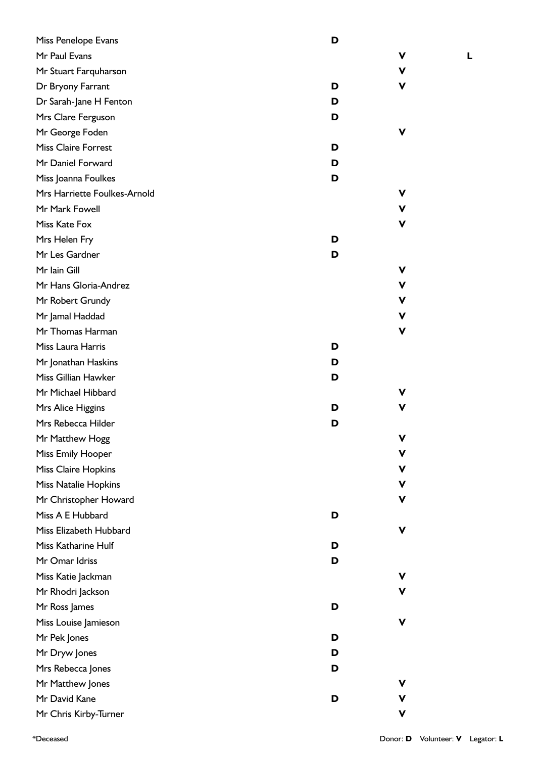| Name | Donor | Volunteer | Legator |
|---|---|---|---|
| Miss Penelope Evans | **D** | | |
| Mr Paul Evans | | **V** | **L** |
| Mr Stuart Farquharson | | **V** | |
| Dr Bryony Farrant | **D** | **V** | |
| Dr Sarah-Jane H Fenton | **D** | | |
| Mrs Clare Ferguson | **D** | | |
| Mr George Foden | | **V** | |
| Miss Claire Forrest | **D** | | |
| Mr Daniel Forward | **D** | | |
| Miss Joanna Foulkes | **D** | | |
| Mrs Harriette Foulkes-Arnold | | **V** | |
| Mr Mark Fowell | | **V** | |
| Miss Kate Fox | | **V** | |
| Mrs Helen Fry | **D** | | |
| Mr Les Gardner | **D** | | |
| Mr Iain Gill | | **V** | |
| Mr Hans Gloria-Andrez | | **V** | |
| Mr Robert Grundy | | **V** | |
| Mr Jamal Haddad | | **V** | |
| Mr Thomas Harman | | **V** | |
| Miss Laura Harris | **D** | | |
| Mr Jonathan Haskins | **D** | | |
| Miss Gillian Hawker | **D** | | |
| Mr Michael Hibbard | | **V** | |
| Mrs Alice Higgins | **D** | **V** | |
| Mrs Rebecca Hilder | **D** | | |
| Mr Matthew Hogg | | **V** | |
| Miss Emily Hooper | | **V** | |
| Miss Claire Hopkins | | **V** | |
| Miss Natalie Hopkins | | **V** | |
| Mr Christopher Howard | | **V** | |
| Miss A E Hubbard | **D** | | |
| Miss Elizabeth Hubbard | | **V** | |
| Miss Katharine Hulf | **D** | | |
| Mr Omar Idriss | **D** | | |
| Miss Katie Jackman | | **V** | |
| Mr Rhodri Jackson | | **V** | |
| Mr Ross James | **D** | | |
| Miss Louise Jamieson | | **V** | |
| Mr Pek Jones | **D** | | |
| Mr Dryw Jones | **D** | | |
| Mrs Rebecca Jones | **D** | | |
| Mr Matthew Jones | | **V** | |
| Mr David Kane | **D** | **V** | |
| Mr Chris Kirby-Turner | | **V** | |

*Deceased

Donor: **D** Volunteer: **V** Legator: **L**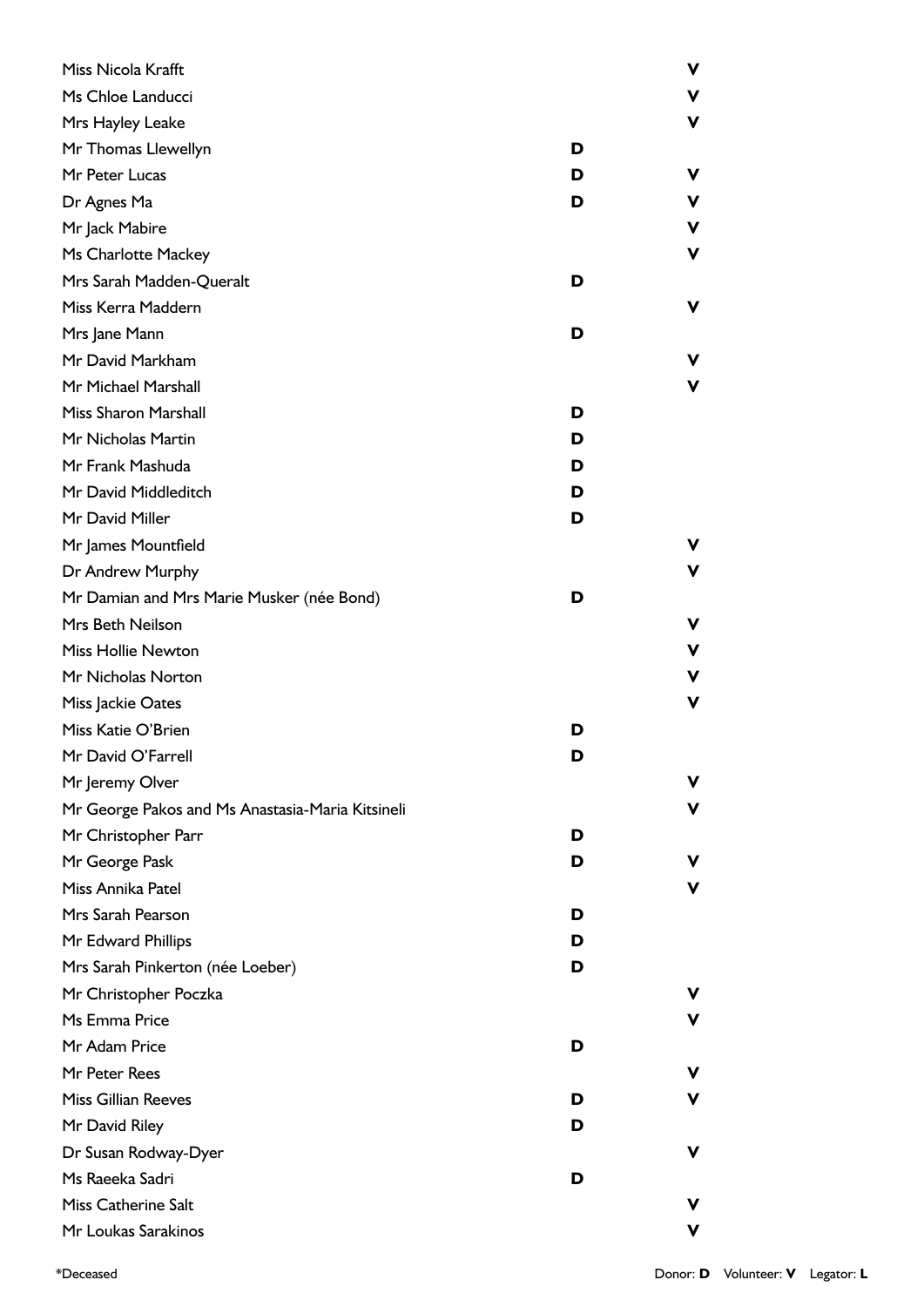| Name | Donor | Volunteer |
|---|---|---|
| Miss Nicola Krafft | | V |
| Ms Chloe Landucci | | V |
| Mrs Hayley Leake | | V |
| Mr Thomas Llewellyn | D | |
| Mr Peter Lucas | D | V |
| Dr Agnes Ma | D | V |
| Mr Jack Mabire | | V |
| Ms Charlotte Mackey | | V |
| Mrs Sarah Madden-Queralt | D | |
| Miss Kerra Maddern | | V |
| Mrs Jane Mann | D | |
| Mr David Markham | | V |
| Mr Michael Marshall | | V |
| Miss Sharon Marshall | D | |
| Mr Nicholas Martin | D | |
| Mr Frank Mashuda | D | |
| Mr David Middleditch | D | |
| Mr David Miller | D | |
| Mr James Mountfield | | V |
| Dr Andrew Murphy | | V |
| Mr Damian and Mrs Marie Musker (née Bond) | D | |
| Mrs Beth Neilson | | V |
| Miss Hollie Newton | | V |
| Mr Nicholas Norton | | V |
| Miss Jackie Oates | | V |
| Miss Katie O'Brien | D | |
| Mr David O'Farrell | D | |
| Mr Jeremy Olver | | V |
| Mr George Pakos and Ms Anastasia-Maria Kitsineli | | V |
| Mr Christopher Parr | D | |
| Mr George Pask | D | V |
| Miss Annika Patel | | V |
| Mrs Sarah Pearson | D | |
| Mr Edward Phillips | D | |
| Mrs Sarah Pinkerton (née Loeber) | D | |
| Mr Christopher Poczka | | V |
| Ms Emma Price | | V |
| Mr Adam Price | D | |
| Mr Peter Rees | | V |
| Miss Gillian Reeves | D | V |
| Mr David Riley | D | |
| Dr Susan Rodway-Dyer | | V |
| Ms Raeeka Sadri | D | |
| Miss Catherine Salt | | V |
| Mr Loukas Sarakinos | | V |

*Deceased

Donor: **D** Volunteer: **V** Legator: **L**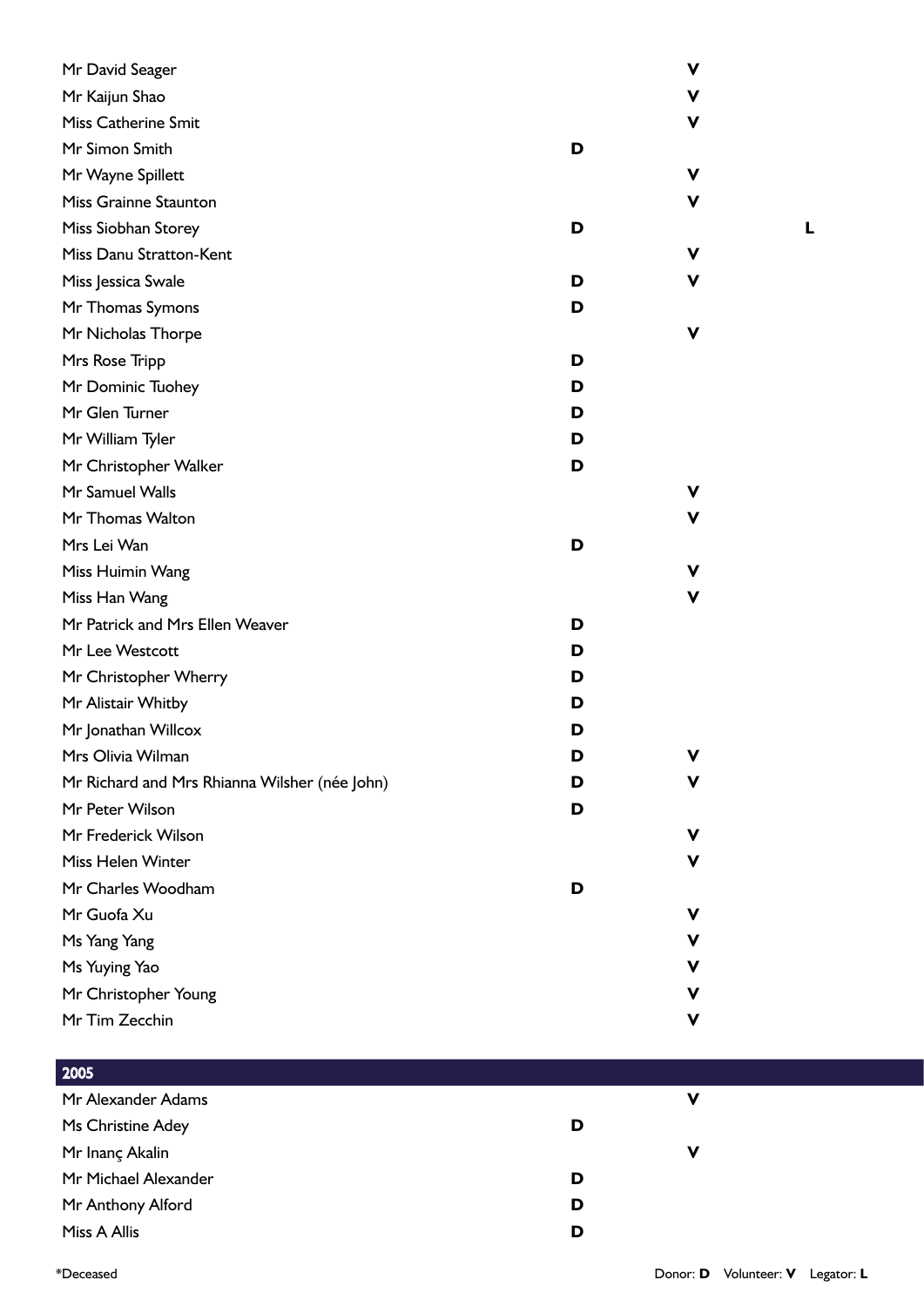| Name | Donor | Volunteer | Legator |
|---|---|---|---|
| Mr David Seager | | V | |
| Mr Kaijun Shao | | V | |
| Miss Catherine Smit | | V | |
| Mr Simon Smith | D | | |
| Mr Wayne Spillett | | V | |
| Miss Grainne Staunton | | V | |
| Miss Siobhan Storey | D | | L |
| Miss Danu Stratton-Kent | | V | |
| Miss Jessica Swale | D | V | |
| Mr Thomas Symons | D | | |
| Mr Nicholas Thorpe | | V | |
| Mrs Rose Tripp | D | | |
| Mr Dominic Tuohey | D | | |
| Mr Glen Turner | D | | |
| Mr William Tyler | D | | |
| Mr Christopher Walker | D | | |
| Mr Samuel Walls | | V | |
| Mr Thomas Walton | | V | |
| Mrs Lei Wan | D | | |
| Miss Huimin Wang | | V | |
| Miss Han Wang | | V | |
| Mr Patrick and Mrs Ellen Weaver | D | | |
| Mr Lee Westcott | D | | |
| Mr Christopher Wherry | D | | |
| Mr Alistair Whitby | D | | |
| Mr Jonathan Willcox | D | | |
| Mrs Olivia Wilman | D | V | |
| Mr Richard and Mrs Rhianna Wilsher (née John) | D | V | |
| Mr Peter Wilson | D | | |
| Mr Frederick Wilson | | V | |
| Miss Helen Winter | | V | |
| Mr Charles Woodham | D | | |
| Mr Guofa Xu | | V | |
| Ms Yang Yang | | V | |
| Ms Yuying Yao | | V | |
| Mr Christopher Young | | V | |
| Mr Tim Zecchin | | V | |

## 2005

| Name | Donor | Volunteer | Legator |
|---|---|---|---|
| Mr Alexander Adams | | V | |
| Ms Christine Adey | D | | |
| Mr Inanç Akalin | | V | |
| Mr Michael Alexander | D | | |
| Mr Anthony Alford | D | | |
| Miss A Allis | D | | |

*Deceased

Donor: **D** Volunteer: **V** Legator: **L**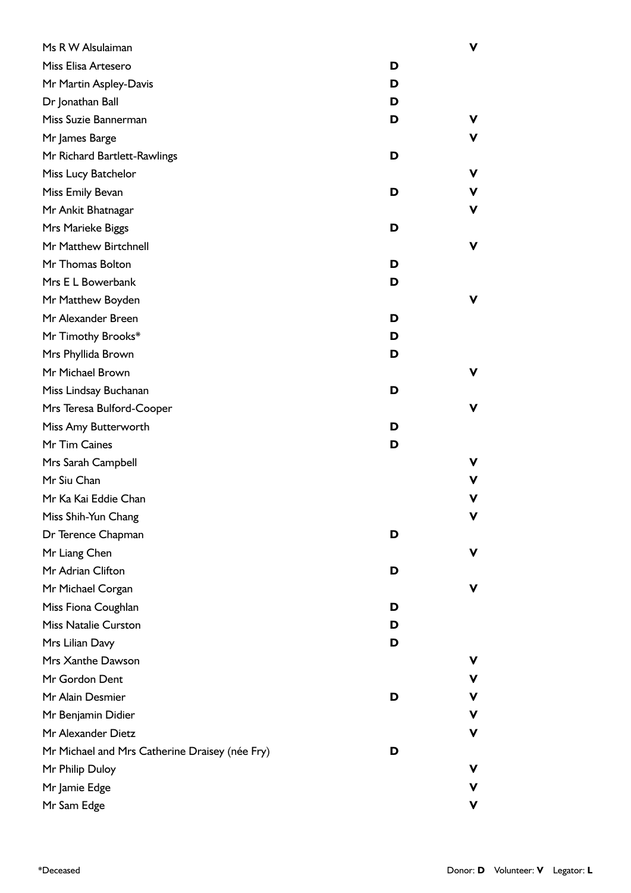| Name | Donor | Volunteer |
|---|---|---|
| Ms R W Alsulaiman | | **V** |
| Miss Elisa Artesero | **D** | |
| Mr Martin Aspley-Davis | **D** | |
| Dr Jonathan Ball | **D** | |
| Miss Suzie Bannerman | **D** | **V** |
| Mr James Barge | | **V** |
| Mr Richard Bartlett-Rawlings | **D** | |
| Miss Lucy Batchelor | | **V** |
| Miss Emily Bevan | **D** | **V** |
| Mr Ankit Bhatnagar | | **V** |
| Mrs Marieke Biggs | **D** | |
| Mr Matthew Birtchnell | | **V** |
| Mr Thomas Bolton | **D** | |
| Mrs E L Bowerbank | **D** | |
| Mr Matthew Boyden | | **V** |
| Mr Alexander Breen | **D** | |
| Mr Timothy Brooks* | **D** | |
| Mrs Phyllida Brown | **D** | |
| Mr Michael Brown | | **V** |
| Miss Lindsay Buchanan | **D** | |
| Mrs Teresa Bulford-Cooper | | **V** |
| Miss Amy Butterworth | **D** | |
| Mr Tim Caines | **D** | |
| Mrs Sarah Campbell | | **V** |
| Mr Siu Chan | | **V** |
| Mr Ka Kai Eddie Chan | | **V** |
| Miss Shih-Yun Chang | | **V** |
| Dr Terence Chapman | **D** | |
| Mr Liang Chen | | **V** |
| Mr Adrian Clifton | **D** | |
| Mr Michael Corgan | | **V** |
| Miss Fiona Coughlan | **D** | |
| Miss Natalie Curston | **D** | |
| Mrs Lilian Davy | **D** | |
| Mrs Xanthe Dawson | | **V** |
| Mr Gordon Dent | | **V** |
| Mr Alain Desmier | **D** | **V** |
| Mr Benjamin Didier | | **V** |
| Mr Alexander Dietz | | **V** |
| Mr Michael and Mrs Catherine Draisey (née Fry) | **D** | |
| Mr Philip Duloy | | **V** |
| Mr Jamie Edge | | **V** |
| Mr Sam Edge | | **V** |

*Deceased

Donor: **D** Volunteer: **V** Legator: **L**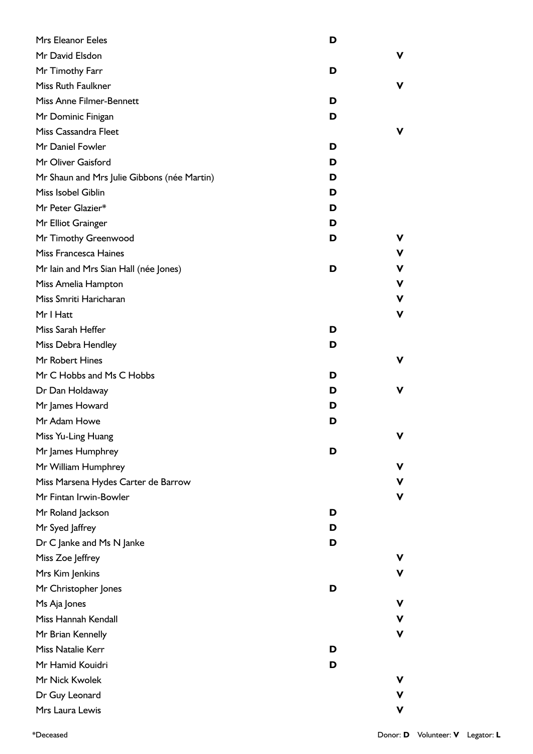| Name | Donor | Volunteer |
|---|---|---|
| Mrs Eleanor Eeles | D | |
| Mr David Elsdon | | V |
| Mr Timothy Farr | D | |
| Miss Ruth Faulkner | | V |
| Miss Anne Filmer-Bennett | D | |
| Mr Dominic Finigan | D | |
| Miss Cassandra Fleet | | V |
| Mr Daniel Fowler | D | |
| Mr Oliver Gaisford | D | |
| Mr Shaun and Mrs Julie Gibbons (née Martin) | D | |
| Miss Isobel Giblin | D | |
| Mr Peter Glazier* | D | |
| Mr Elliot Grainger | D | |
| Mr Timothy Greenwood | D | V |
| Miss Francesca Haines | | V |
| Mr Iain and Mrs Sian Hall (née Jones) | D | V |
| Miss Amelia Hampton | | V |
| Miss Smriti Haricharan | | V |
| Mr I Hatt | | V |
| Miss Sarah Heffer | D | |
| Miss Debra Hendley | D | |
| Mr Robert Hines | | V |
| Mr C Hobbs and Ms C Hobbs | D | |
| Dr Dan Holdaway | D | V |
| Mr James Howard | D | |
| Mr Adam Howe | D | |
| Miss Yu-Ling Huang | | V |
| Mr James Humphrey | D | |
| Mr William Humphrey | | V |
| Miss Marsena Hydes Carter de Barrow | | V |
| Mr Fintan Irwin-Bowler | | V |
| Mr Roland Jackson | D | |
| Mr Syed Jaffrey | D | |
| Dr C Janke and Ms N Janke | D | |
| Miss Zoe Jeffrey | | V |
| Mrs Kim Jenkins | | V |
| Mr Christopher Jones | D | |
| Ms Aja Jones | | V |
| Miss Hannah Kendall | | V |
| Mr Brian Kennelly | | V |
| Miss Natalie Kerr | D | |
| Mr Hamid Kouidri | D | |
| Mr Nick Kwolek | | V |
| Dr Guy Leonard | | V |
| Mrs Laura Lewis | | V |

*Deceased

Donor: **D** Volunteer: **V** Legator: **L**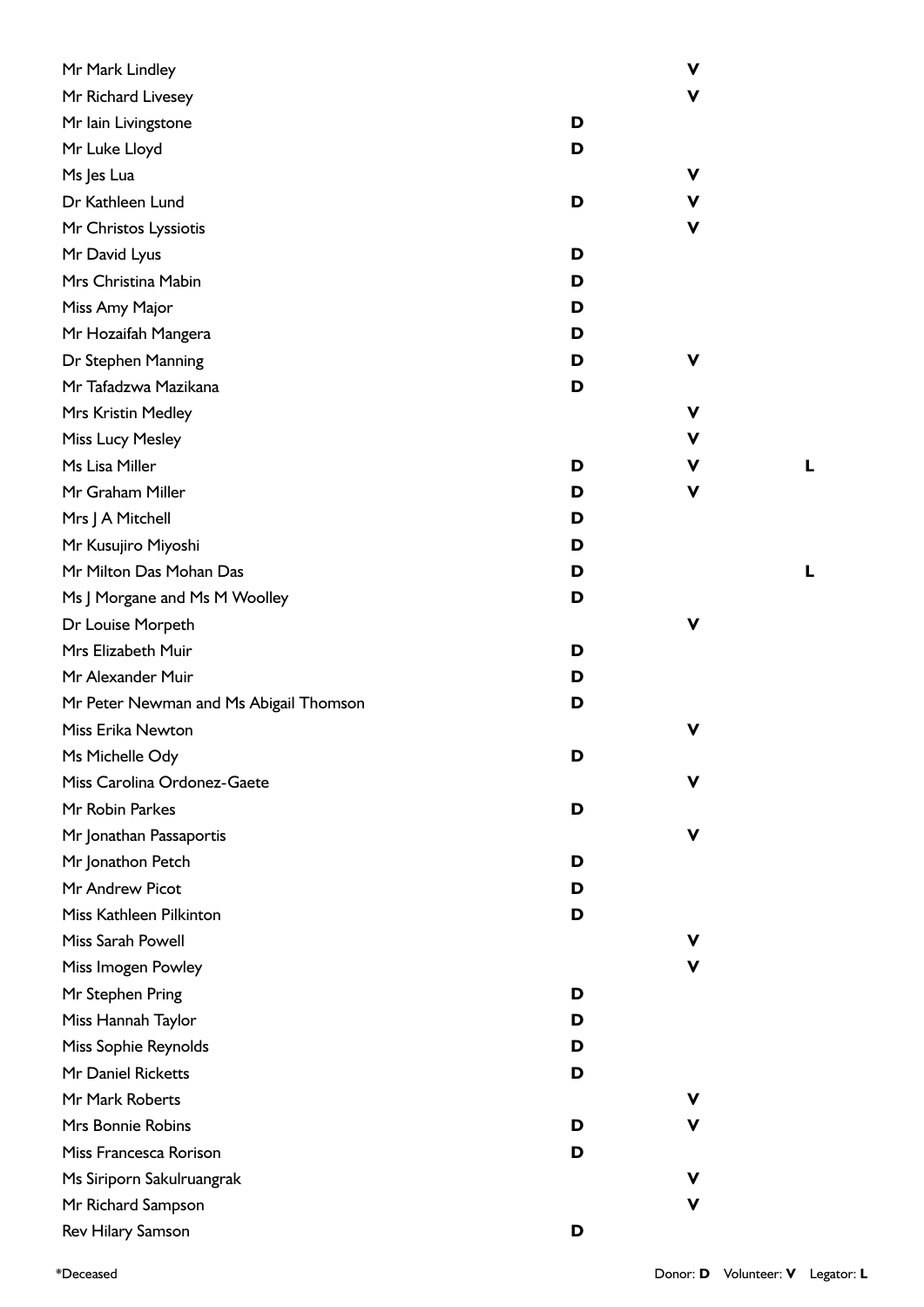| Name | Donor | Volunteer | Legator |
|---|---|---|---|
| Mr Mark Lindley | | V | |
| Mr Richard Livesey | | V | |
| Mr Iain Livingstone | D | | |
| Mr Luke Lloyd | D | | |
| Ms Jes Lua | | V | |
| Dr Kathleen Lund | D | V | |
| Mr Christos Lyssiotis | | V | |
| Mr David Lyus | D | | |
| Mrs Christina Mabin | D | | |
| Miss Amy Major | D | | |
| Mr Hozaifah Mangera | D | | |
| Dr Stephen Manning | D | V | |
| Mr Tafadzwa Mazikana | D | | |
| Mrs Kristin Medley | | V | |
| Miss Lucy Mesley | | V | |
| Ms Lisa Miller | D | V | L |
| Mr Graham Miller | D | V | |
| Mrs J A Mitchell | D | | |
| Mr Kusujiro Miyoshi | D | | |
| Mr Milton Das Mohan Das | D | | L |
| Ms J Morgane and Ms M Woolley | D | | |
| Dr Louise Morpeth | | V | |
| Mrs Elizabeth Muir | D | | |
| Mr Alexander Muir | D | | |
| Mr Peter Newman and Ms Abigail Thomson | D | | |
| Miss Erika Newton | | V | |
| Ms Michelle Ody | D | | |
| Miss Carolina Ordonez-Gaete | | V | |
| Mr Robin Parkes | D | | |
| Mr Jonathan Passaportis | | V | |
| Mr Jonathon Petch | D | | |
| Mr Andrew Picot | D | | |
| Miss Kathleen Pilkinton | D | | |
| Miss Sarah Powell | | V | |
| Miss Imogen Powley | | V | |
| Mr Stephen Pring | D | | |
| Miss Hannah Taylor | D | | |
| Miss Sophie Reynolds | D | | |
| Mr Daniel Ricketts | D | | |
| Mr Mark Roberts | | V | |
| Mrs Bonnie Robins | D | V | |
| Miss Francesca Rorison | D | | |
| Ms Siriporn Sakulruangrak | | V | |
| Mr Richard Sampson | | V | |
| Rev Hilary Samson | D | | |

*Deceased

Donor: **D** Volunteer: **V** Legator: **L**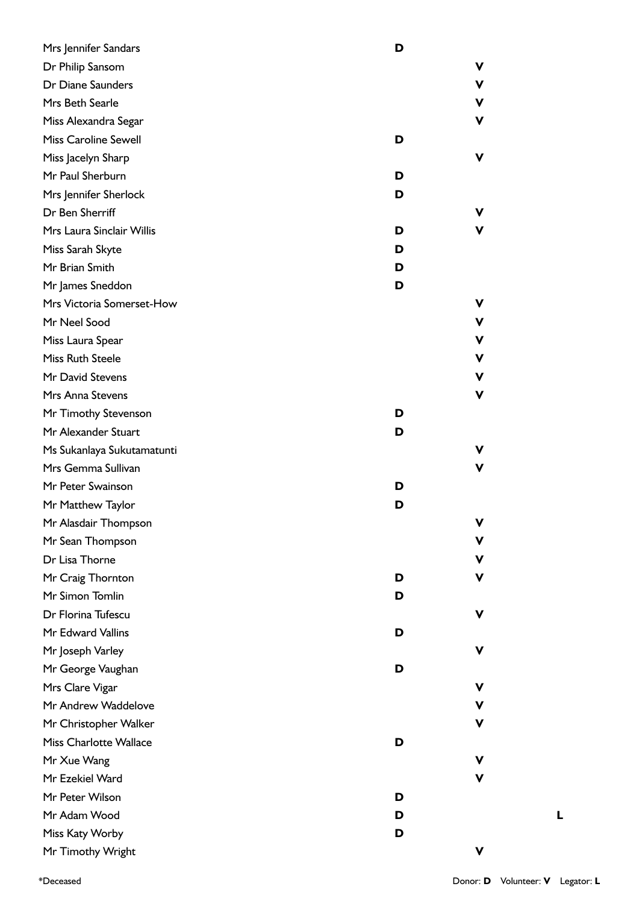| Name | Donor | Volunteer | Legator |
|---|---|---|---|
| Mrs Jennifer Sandars | **D** | | |
| Dr Philip Sansom | | **V** | |
| Dr Diane Saunders | | **V** | |
| Mrs Beth Searle | | **V** | |
| Miss Alexandra Segar | | **V** | |
| Miss Caroline Sewell | **D** | | |
| Miss Jacelyn Sharp | | **V** | |
| Mr Paul Sherburn | **D** | | |
| Mrs Jennifer Sherlock | **D** | | |
| Dr Ben Sherriff | | **V** | |
| Mrs Laura Sinclair Willis | **D** | **V** | |
| Miss Sarah Skyte | **D** | | |
| Mr Brian Smith | **D** | | |
| Mr James Sneddon | **D** | | |
| Mrs Victoria Somerset-How | | **V** | |
| Mr Neel Sood | | **V** | |
| Miss Laura Spear | | **V** | |
| Miss Ruth Steele | | **V** | |
| Mr David Stevens | | **V** | |
| Mrs Anna Stevens | | **V** | |
| Mr Timothy Stevenson | **D** | | |
| Mr Alexander Stuart | **D** | | |
| Ms Sukanlaya Sukutamatunti | | **V** | |
| Mrs Gemma Sullivan | | **V** | |
| Mr Peter Swainson | **D** | | |
| Mr Matthew Taylor | **D** | | |
| Mr Alasdair Thompson | | **V** | |
| Mr Sean Thompson | | **V** | |
| Dr Lisa Thorne | | **V** | |
| Mr Craig Thornton | **D** | **V** | |
| Mr Simon Tomlin | **D** | | |
| Dr Florina Tufescu | | **V** | |
| Mr Edward Vallins | **D** | | |
| Mr Joseph Varley | | **V** | |
| Mr George Vaughan | **D** | | |
| Mrs Clare Vigar | | **V** | |
| Mr Andrew Waddelove | | **V** | |
| Mr Christopher Walker | | **V** | |
| Miss Charlotte Wallace | **D** | | |
| Mr Xue Wang | | **V** | |
| Mr Ezekiel Ward | | **V** | |
| Mr Peter Wilson | **D** | | |
| Mr Adam Wood | **D** | | **L** |
| Miss Katy Worby | **D** | | |
| Mr Timothy Wright | | **V** | |

*Deceased

Donor: **D** Volunteer: **V** Legator: **L**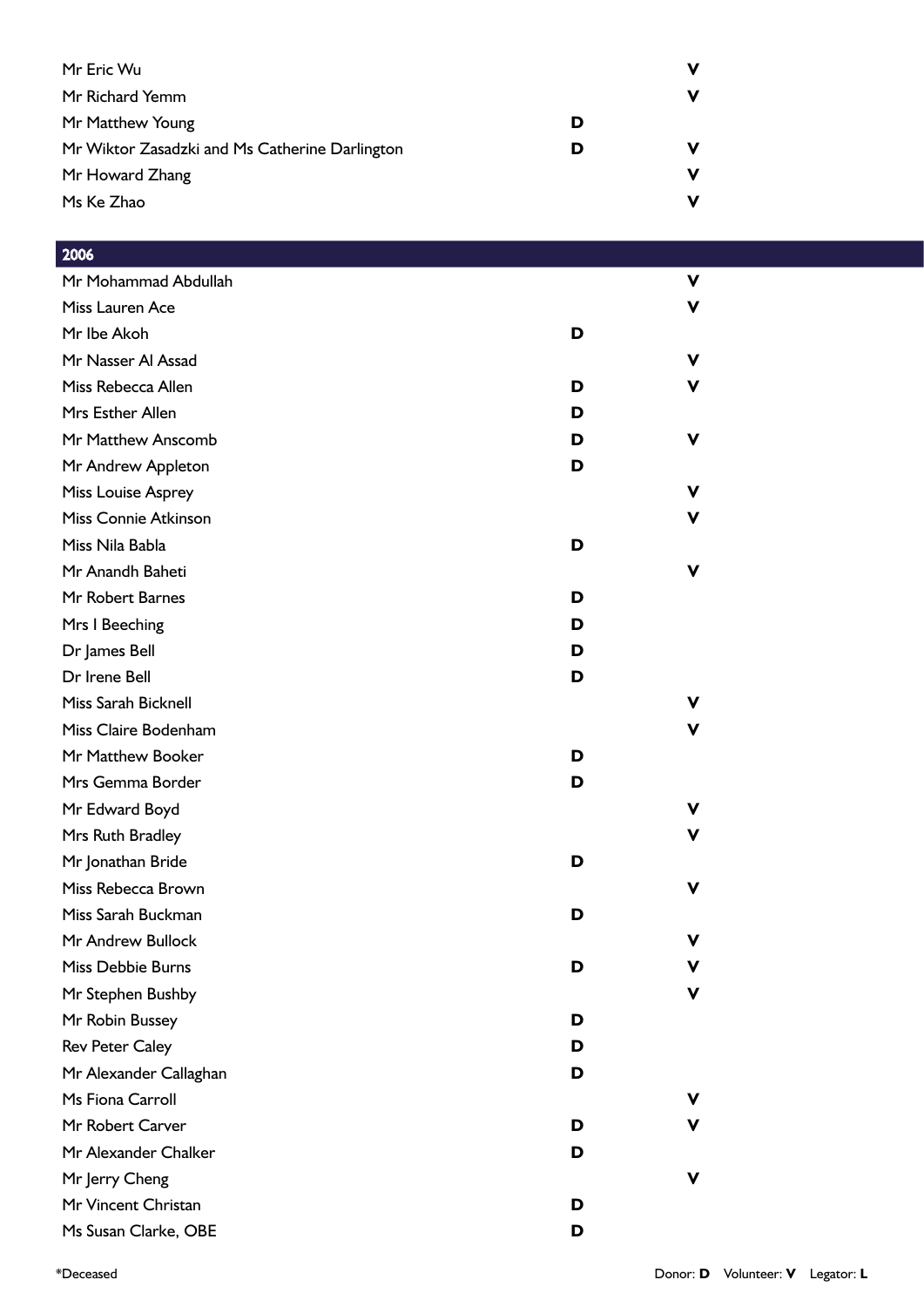| Name | Donor | Volunteer |
|---|---|---|
| Mr Eric Wu | | V |
| Mr Richard Yemm | | V |
| Mr Matthew Young | D | |
| Mr Wiktor Zasadzki and Ms Catherine Darlington | D | V |
| Mr Howard Zhang | | V |
| Ms Ke Zhao | | V |

## 2006

| Name | Donor | Volunteer |
|---|---|---|
| Mr Mohammad Abdullah | | V |
| Miss Lauren Ace | | V |
| Mr Ibe Akoh | D | |
| Mr Nasser Al Assad | | V |
| Miss Rebecca Allen | D | V |
| Mrs Esther Allen | D | |
| Mr Matthew Anscomb | D | V |
| Mr Andrew Appleton | D | |
| Miss Louise Asprey | | V |
| Miss Connie Atkinson | | V |
| Miss Nila Babla | D | |
| Mr Anandh Baheti | | V |
| Mr Robert Barnes | D | |
| Mrs I Beeching | D | |
| Dr James Bell | D | |
| Dr Irene Bell | D | |
| Miss Sarah Bicknell | | V |
| Miss Claire Bodenham | | V |
| Mr Matthew Booker | D | |
| Mrs Gemma Border | D | |
| Mr Edward Boyd | | V |
| Mrs Ruth Bradley | | V |
| Mr Jonathan Bride | D | |
| Miss Rebecca Brown | | V |
| Miss Sarah Buckman | D | |
| Mr Andrew Bullock | | V |
| Miss Debbie Burns | D | V |
| Mr Stephen Bushby | | V |
| Mr Robin Bussey | D | |
| Rev Peter Caley | D | |
| Mr Alexander Callaghan | D | |
| Ms Fiona Carroll | | V |
| Mr Robert Carver | D | V |
| Mr Alexander Chalker | D | |
| Mr Jerry Cheng | | V |
| Mr Vincent Christan | D | |
| Ms Susan Clarke, OBE | D | |

*Deceased

Donor: **D** Volunteer: **V** Legator: **L**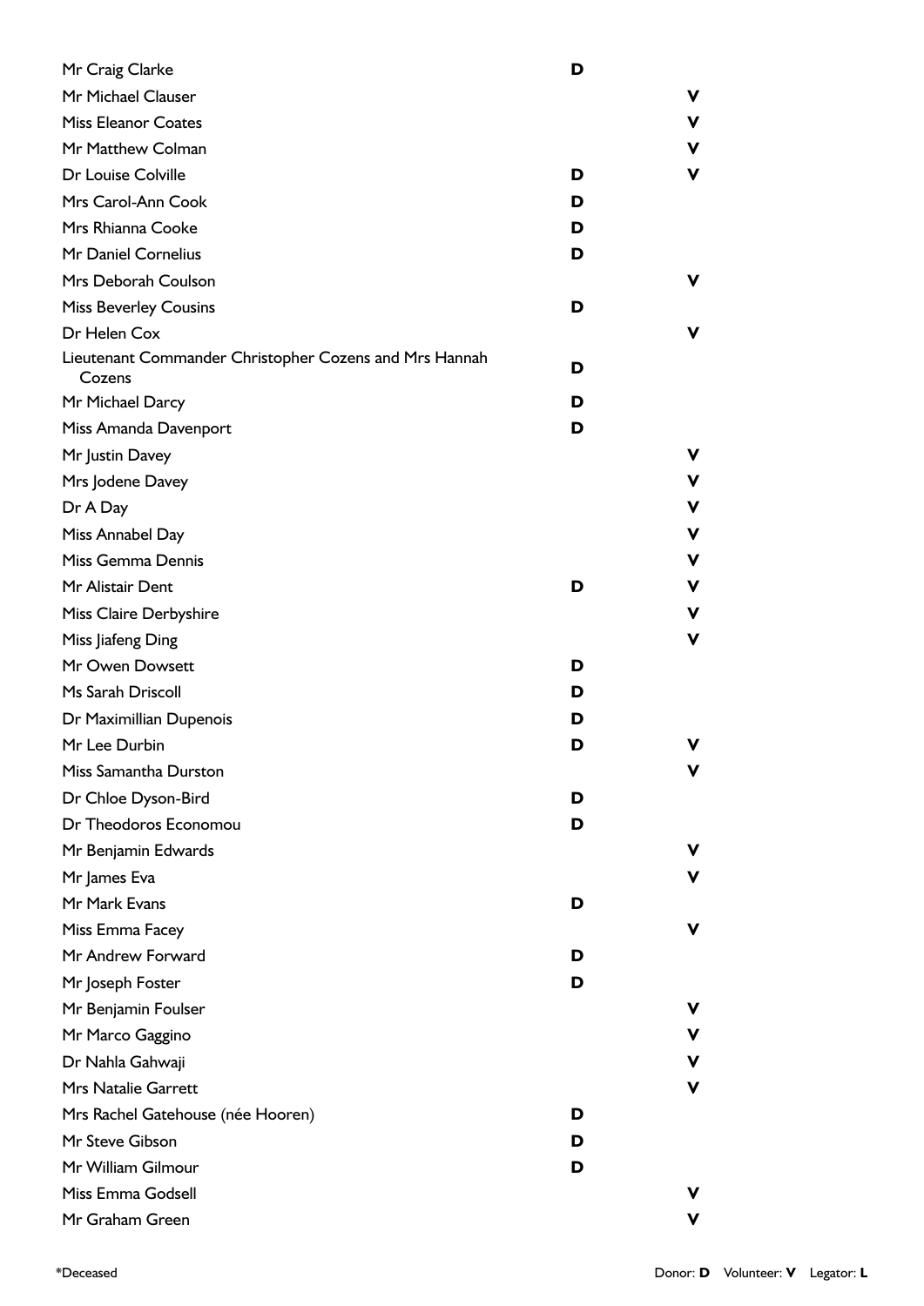| Name | Donor | Volunteer |
|---|---|---|
| Mr Craig Clarke | D | |
| Mr Michael Clauser | | V |
| Miss Eleanor Coates | | V |
| Mr Matthew Colman | | V |
| Dr Louise Colville | D | V |
| Mrs Carol-Ann Cook | D | |
| Mrs Rhianna Cooke | D | |
| Mr Daniel Cornelius | D | |
| Mrs Deborah Coulson | | V |
| Miss Beverley Cousins | D | |
| Dr Helen Cox | | V |
| Lieutenant Commander Christopher Cozens and Mrs Hannah Cozens | D | |
| Mr Michael Darcy | D | |
| Miss Amanda Davenport | D | |
| Mr Justin Davey | | V |
| Mrs Jodene Davey | | V |
| Dr A Day | | V |
| Miss Annabel Day | | V |
| Miss Gemma Dennis | | V |
| Mr Alistair Dent | D | V |
| Miss Claire Derbyshire | | V |
| Miss Jiafeng Ding | | V |
| Mr Owen Dowsett | D | |
| Ms Sarah Driscoll | D | |
| Dr Maximillian Dupenois | D | |
| Mr Lee Durbin | D | V |
| Miss Samantha Durston | | V |
| Dr Chloe Dyson-Bird | D | |
| Dr Theodoros Economou | D | |
| Mr Benjamin Edwards | | V |
| Mr James Eva | | V |
| Mr Mark Evans | D | |
| Miss Emma Facey | | V |
| Mr Andrew Forward | D | |
| Mr Joseph Foster | D | |
| Mr Benjamin Foulser | | V |
| Mr Marco Gaggino | | V |
| Dr Nahla Gahwaji | | V |
| Mrs Natalie Garrett | | V |
| Mrs Rachel Gatehouse (née Hooren) | D | |
| Mr Steve Gibson | D | |
| Mr William Gilmour | D | |
| Miss Emma Godsell | | V |
| Mr Graham Green | | V |

*Deceased

Donor: **D** Volunteer: **V** Legator: **L**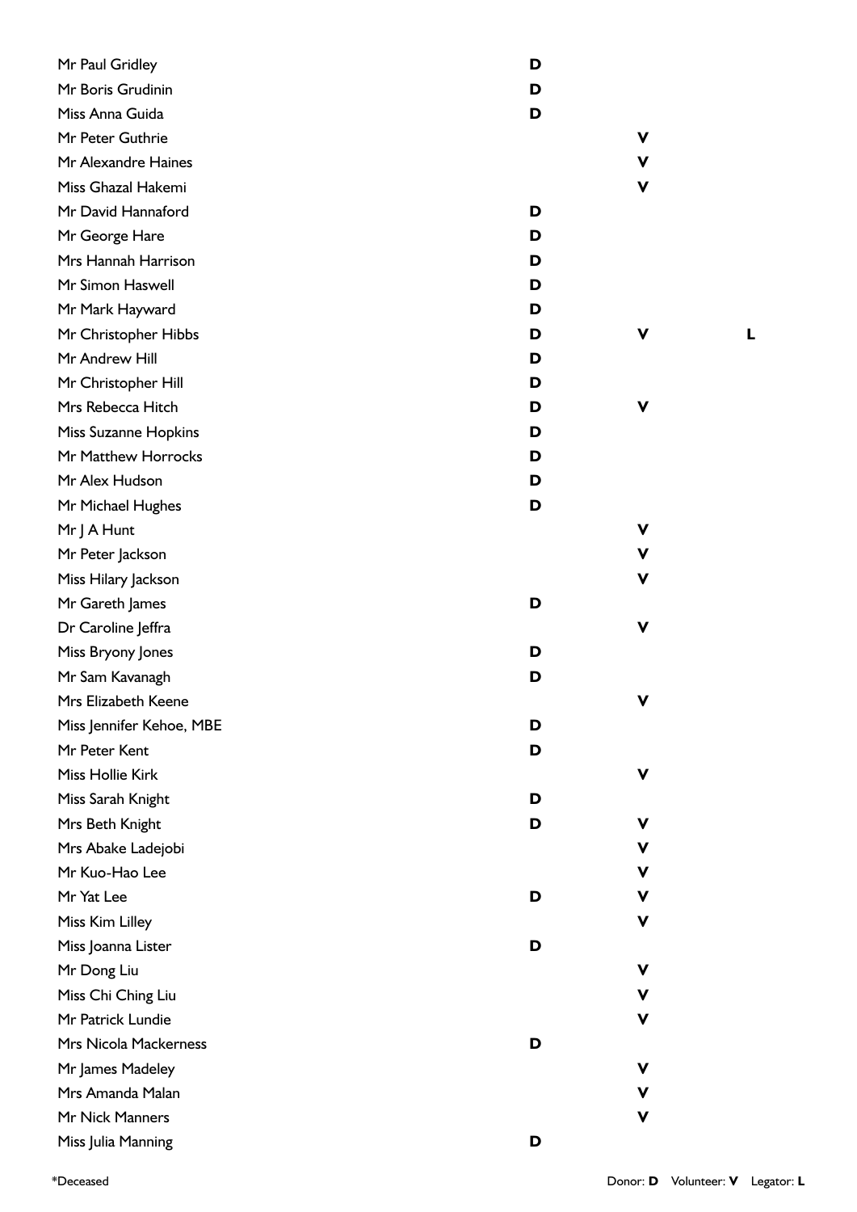| Name | Donor | Volunteer | Legator |
| --- | --- | --- | --- |
| Mr Paul Gridley | D | | |
| Mr Boris Grudinin | D | | |
| Miss Anna Guida | D | | |
| Mr Peter Guthrie | | V | |
| Mr Alexandre Haines | | V | |
| Miss Ghazal Hakemi | | V | |
| Mr David Hannaford | D | | |
| Mr George Hare | D | | |
| Mrs Hannah Harrison | D | | |
| Mr Simon Haswell | D | | |
| Mr Mark Hayward | D | | |
| Mr Christopher Hibbs | D | V | L |
| Mr Andrew Hill | D | | |
| Mr Christopher Hill | D | | |
| Mrs Rebecca Hitch | D | V | |
| Miss Suzanne Hopkins | D | | |
| Mr Matthew Horrocks | D | | |
| Mr Alex Hudson | D | | |
| Mr Michael Hughes | D | | |
| Mr J A Hunt | | V | |
| Mr Peter Jackson | | V | |
| Miss Hilary Jackson | | V | |
| Mr Gareth James | D | | |
| Dr Caroline Jeffra | | V | |
| Miss Bryony Jones | D | | |
| Mr Sam Kavanagh | D | | |
| Mrs Elizabeth Keene | | V | |
| Miss Jennifer Kehoe, MBE | D | | |
| Mr Peter Kent | D | | |
| Miss Hollie Kirk | | V | |
| Miss Sarah Knight | D | | |
| Mrs Beth Knight | D | V | |
| Mrs Abake Ladejobi | | V | |
| Mr Kuo-Hao Lee | | V | |
| Mr Yat Lee | D | V | |
| Miss Kim Lilley | | V | |
| Miss Joanna Lister | D | | |
| Mr Dong Liu | | V | |
| Miss Chi Ching Liu | | V | |
| Mr Patrick Lundie | | V | |
| Mrs Nicola Mackerness | D | | |
| Mr James Madeley | | V | |
| Mrs Amanda Malan | | V | |
| Mr Nick Manners | | V | |
| Miss Julia Manning | D | | |

*Deceased

Donor: **D** Volunteer: **V** Legator: **L**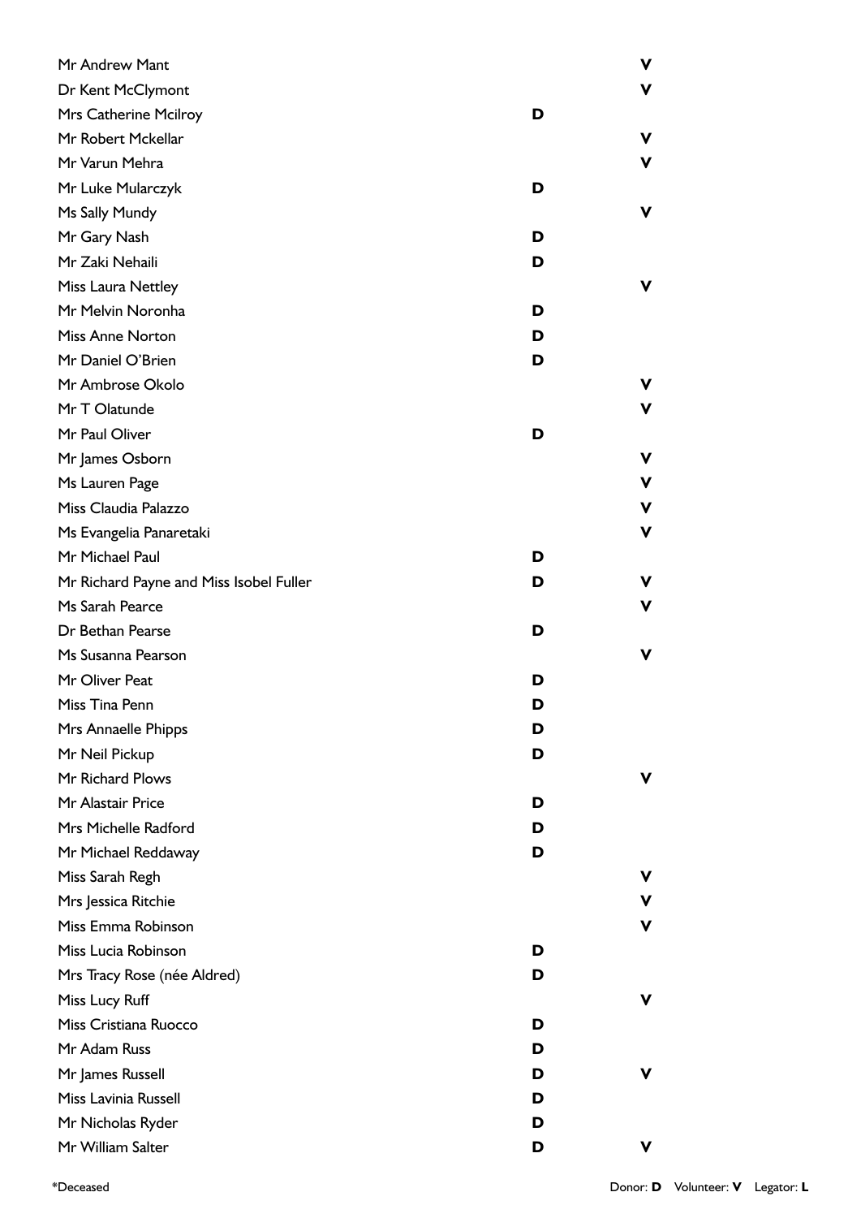| Name | D | V |
|---|---|---|
| Mr Andrew Mant | | V |
| Dr Kent McClymont | | V |
| Mrs Catherine Mcilroy | D | |
| Mr Robert Mckellar | | V |
| Mr Varun Mehra | | V |
| Mr Luke Mularczyk | D | |
| Ms Sally Mundy | | V |
| Mr Gary Nash | D | |
| Mr Zaki Nehaili | D | |
| Miss Laura Nettley | | V |
| Mr Melvin Noronha | D | |
| Miss Anne Norton | D | |
| Mr Daniel O'Brien | D | |
| Mr Ambrose Okolo | | V |
| Mr T Olatunde | | V |
| Mr Paul Oliver | D | |
| Mr James Osborn | | V |
| Ms Lauren Page | | V |
| Miss Claudia Palazzo | | V |
| Ms Evangelia Panaretaki | | V |
| Mr Michael Paul | D | |
| Mr Richard Payne and Miss Isobel Fuller | D | V |
| Ms Sarah Pearce | | V |
| Dr Bethan Pearse | D | |
| Ms Susanna Pearson | | V |
| Mr Oliver Peat | D | |
| Miss Tina Penn | D | |
| Mrs Annaelle Phipps | D | |
| Mr Neil Pickup | D | |
| Mr Richard Plows | | V |
| Mr Alastair Price | D | |
| Mrs Michelle Radford | D | |
| Mr Michael Reddaway | D | |
| Miss Sarah Regh | | V |
| Mrs Jessica Ritchie | | V |
| Miss Emma Robinson | | V |
| Miss Lucia Robinson | D | |
| Mrs Tracy Rose (née Aldred) | D | |
| Miss Lucy Ruff | | V |
| Miss Cristiana Ruocco | D | |
| Mr Adam Russ | D | |
| Mr James Russell | D | V |
| Miss Lavinia Russell | D | |
| Mr Nicholas Ryder | D | |
| Mr William Salter | D | V |

*Deceased

Donor: **D** Volunteer: **V** Legator: **L**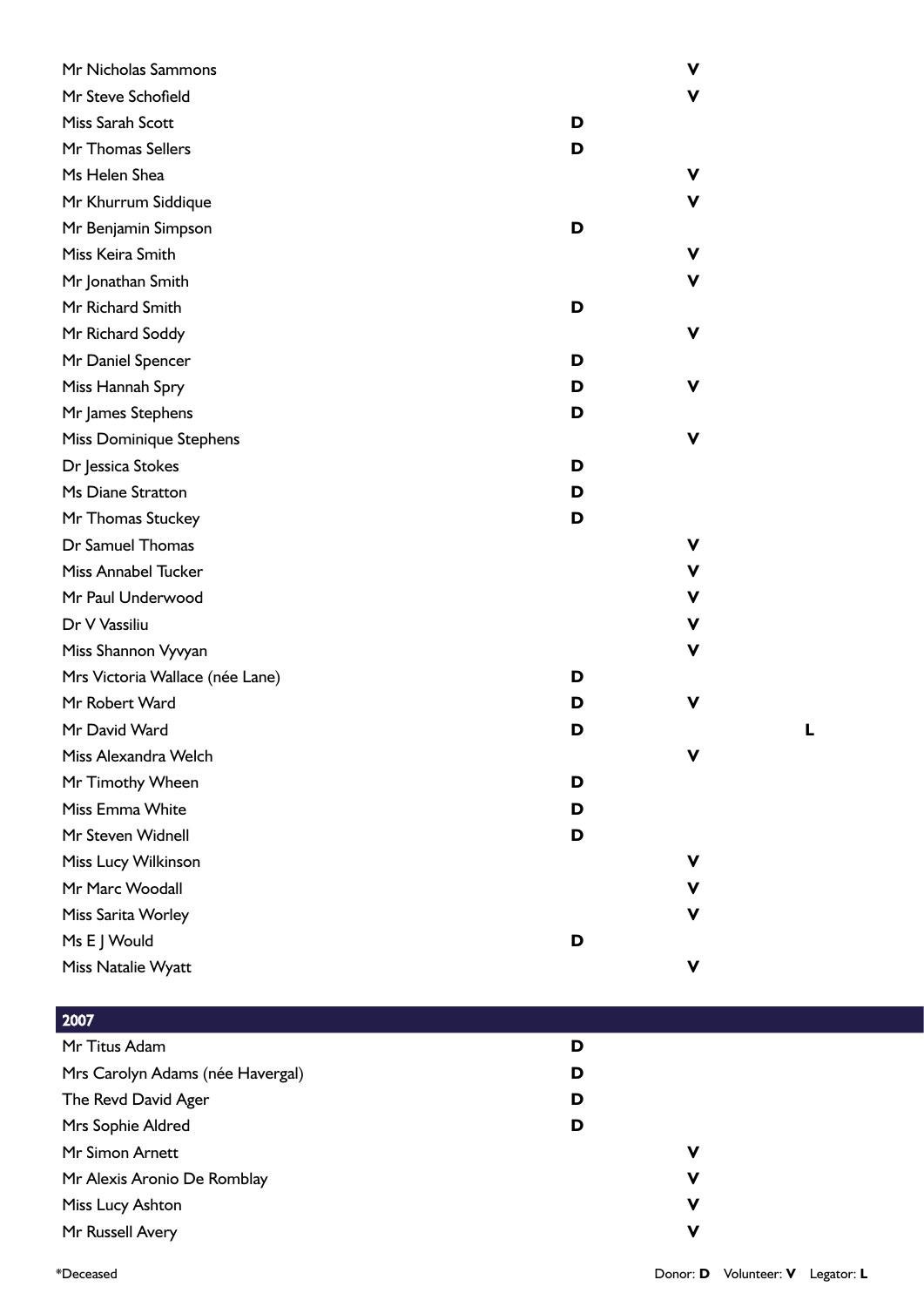| Name | Donor | Volunteer | Legator |
|---|---|---|---|
| Mr Nicholas Sammons | | V | |
| Mr Steve Schofield | | V | |
| Miss Sarah Scott | D | | |
| Mr Thomas Sellers | D | | |
| Ms Helen Shea | | V | |
| Mr Khurrum Siddique | | V | |
| Mr Benjamin Simpson | D | | |
| Miss Keira Smith | | V | |
| Mr Jonathan Smith | | V | |
| Mr Richard Smith | D | | |
| Mr Richard Soddy | | V | |
| Mr Daniel Spencer | D | | |
| Miss Hannah Spry | D | V | |
| Mr James Stephens | D | | |
| Miss Dominique Stephens | | V | |
| Dr Jessica Stokes | D | | |
| Ms Diane Stratton | D | | |
| Mr Thomas Stuckey | D | | |
| Dr Samuel Thomas | | V | |
| Miss Annabel Tucker | | V | |
| Mr Paul Underwood | | V | |
| Dr V Vassiliu | | V | |
| Miss Shannon Vyvyan | | V | |
| Mrs Victoria Wallace (née Lane) | D | | |
| Mr Robert Ward | D | V | |
| Mr David Ward | D | | L |
| Miss Alexandra Welch | | V | |
| Mr Timothy Wheen | D | | |
| Miss Emma White | D | | |
| Mr Steven Widnell | D | | |
| Miss Lucy Wilkinson | | V | |
| Mr Marc Woodall | | V | |
| Miss Sarita Worley | | V | |
| Ms E J Would | D | | |
| Miss Natalie Wyatt | | V | |

## 2007

| Name | Donor | Volunteer | Legator |
|---|---|---|---|
| Mr Titus Adam | D | | |
| Mrs Carolyn Adams (née Havergal) | D | | |
| The Revd David Ager | D | | |
| Mrs Sophie Aldred | D | | |
| Mr Simon Arnett | | V | |
| Mr Alexis Aronio De Romblay | | V | |
| Miss Lucy Ashton | | V | |
| Mr Russell Avery | | V | |

*Deceased

Donor: **D** Volunteer: **V** Legator: **L**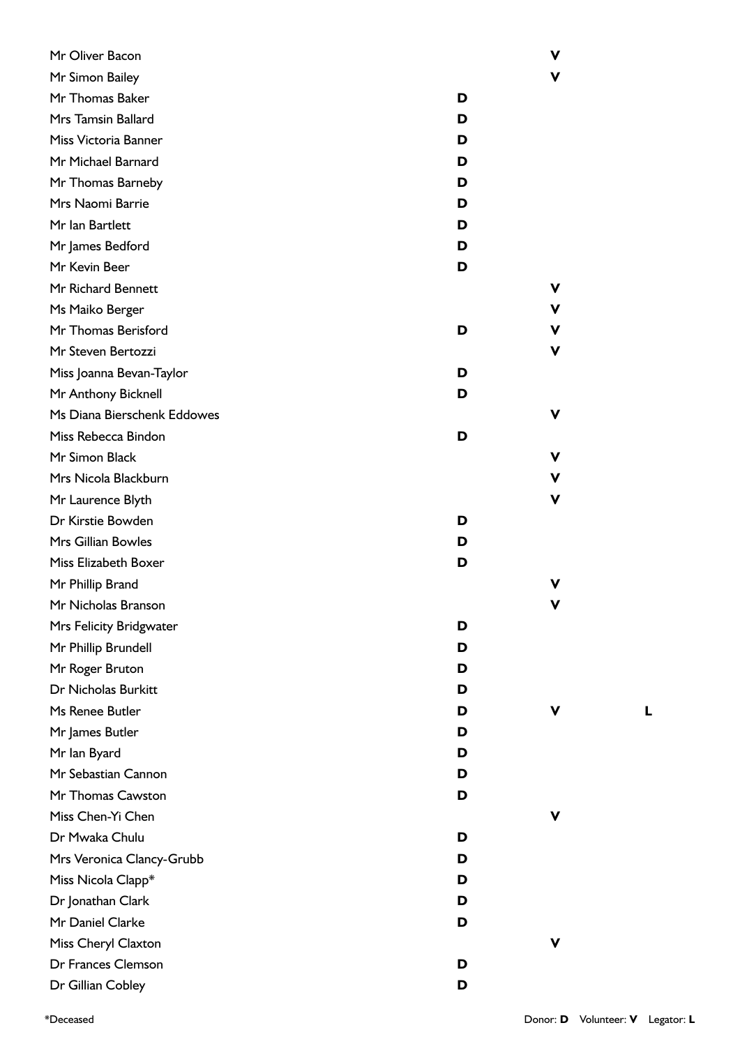| Name | Donor | Volunteer | Legator |
|---|---|---|---|
| Mr Oliver Bacon | | V | |
| Mr Simon Bailey | | V | |
| Mr Thomas Baker | D | | |
| Mrs Tamsin Ballard | D | | |
| Miss Victoria Banner | D | | |
| Mr Michael Barnard | D | | |
| Mr Thomas Barneby | D | | |
| Mrs Naomi Barrie | D | | |
| Mr Ian Bartlett | D | | |
| Mr James Bedford | D | | |
| Mr Kevin Beer | D | | |
| Mr Richard Bennett | | V | |
| Ms Maiko Berger | | V | |
| Mr Thomas Berisford | D | V | |
| Mr Steven Bertozzi | | V | |
| Miss Joanna Bevan-Taylor | D | | |
| Mr Anthony Bicknell | D | | |
| Ms Diana Bierschenk Eddowes | | V | |
| Miss Rebecca Bindon | D | | |
| Mr Simon Black | | V | |
| Mrs Nicola Blackburn | | V | |
| Mr Laurence Blyth | | V | |
| Dr Kirstie Bowden | D | | |
| Mrs Gillian Bowles | D | | |
| Miss Elizabeth Boxer | D | | |
| Mr Phillip Brand | | V | |
| Mr Nicholas Branson | | V | |
| Mrs Felicity Bridgwater | D | | |
| Mr Phillip Brundell | D | | |
| Mr Roger Bruton | D | | |
| Dr Nicholas Burkitt | D | | |
| Ms Renee Butler | D | V | L |
| Mr James Butler | D | | |
| Mr Ian Byard | D | | |
| Mr Sebastian Cannon | D | | |
| Mr Thomas Cawston | D | | |
| Miss Chen-Yi Chen | | V | |
| Dr Mwaka Chulu | D | | |
| Mrs Veronica Clancy-Grubb | D | | |
| Miss Nicola Clapp* | D | | |
| Dr Jonathan Clark | D | | |
| Mr Daniel Clarke | D | | |
| Miss Cheryl Claxton | | V | |
| Dr Frances Clemson | D | | |
| Dr Gillian Cobley | D | | |

*Deceased

Donor: **D** Volunteer: **V** Legator: **L**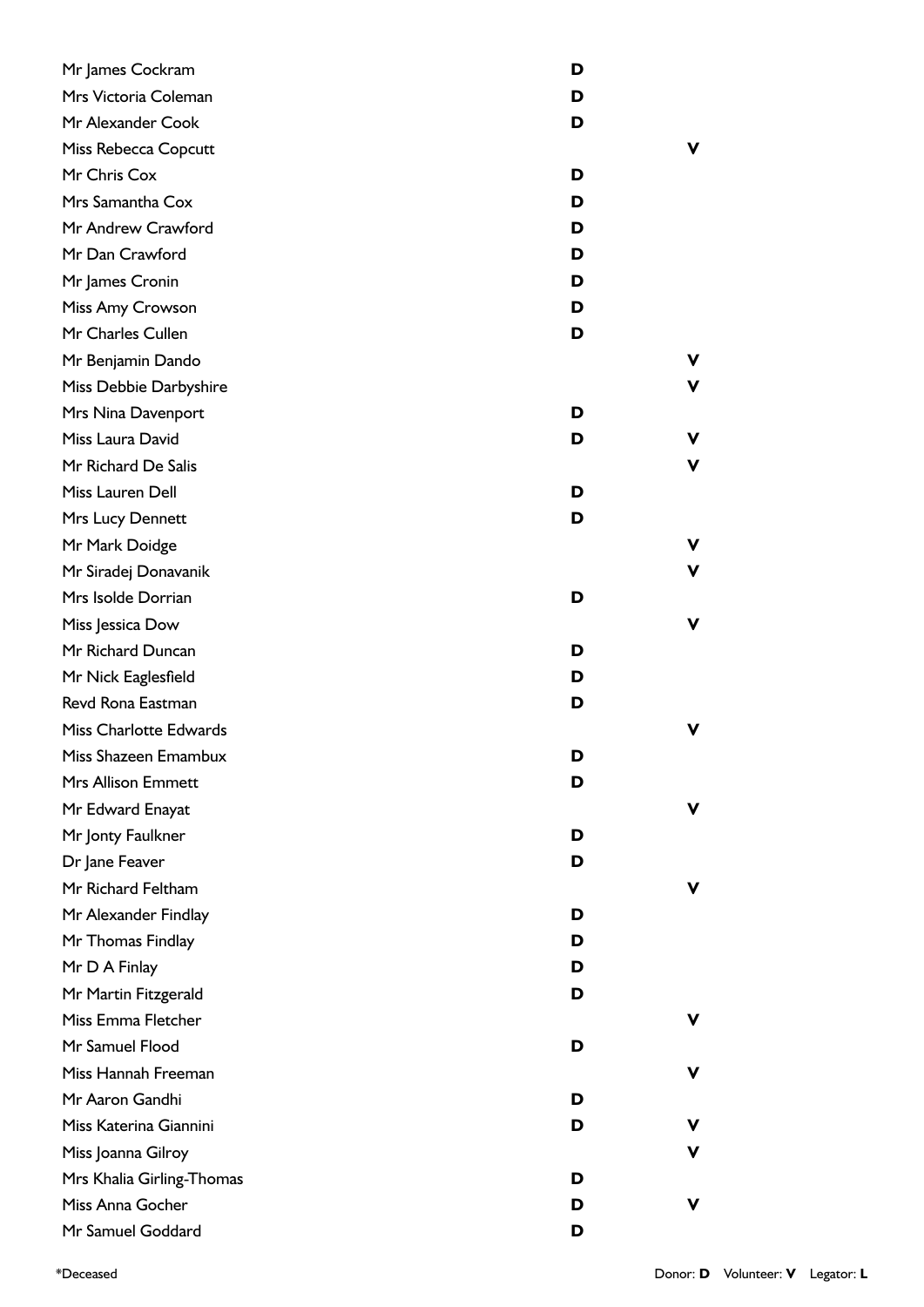| Name | Donor | Volunteer |
|---|---|---|
| Mr James Cockram | D | |
| Mrs Victoria Coleman | D | |
| Mr Alexander Cook | D | |
| Miss Rebecca Copcutt | | V |
| Mr Chris Cox | D | |
| Mrs Samantha Cox | D | |
| Mr Andrew Crawford | D | |
| Mr Dan Crawford | D | |
| Mr James Cronin | D | |
| Miss Amy Crowson | D | |
| Mr Charles Cullen | D | |
| Mr Benjamin Dando | | V |
| Miss Debbie Darbyshire | | V |
| Mrs Nina Davenport | D | |
| Miss Laura David | D | V |
| Mr Richard De Salis | | V |
| Miss Lauren Dell | D | |
| Mrs Lucy Dennett | D | |
| Mr Mark Doidge | | V |
| Mr Siradej Donavanik | | V |
| Mrs Isolde Dorrian | D | |
| Miss Jessica Dow | | V |
| Mr Richard Duncan | D | |
| Mr Nick Eaglesfield | D | |
| Revd Rona Eastman | D | |
| Miss Charlotte Edwards | | V |
| Miss Shazeen Emambux | D | |
| Mrs Allison Emmett | D | |
| Mr Edward Enayat | | V |
| Mr Jonty Faulkner | D | |
| Dr Jane Feaver | D | |
| Mr Richard Feltham | | V |
| Mr Alexander Findlay | D | |
| Mr Thomas Findlay | D | |
| Mr D A Finlay | D | |
| Mr Martin Fitzgerald | D | |
| Miss Emma Fletcher | | V |
| Mr Samuel Flood | D | |
| Miss Hannah Freeman | | V |
| Mr Aaron Gandhi | D | |
| Miss Katerina Giannini | D | V |
| Miss Joanna Gilroy | | V |
| Mrs Khalia Girling-Thomas | D | |
| Miss Anna Gocher | D | V |
| Mr Samuel Goddard | D | |

*Deceased

Donor: **D** Volunteer: **V** Legator: **L**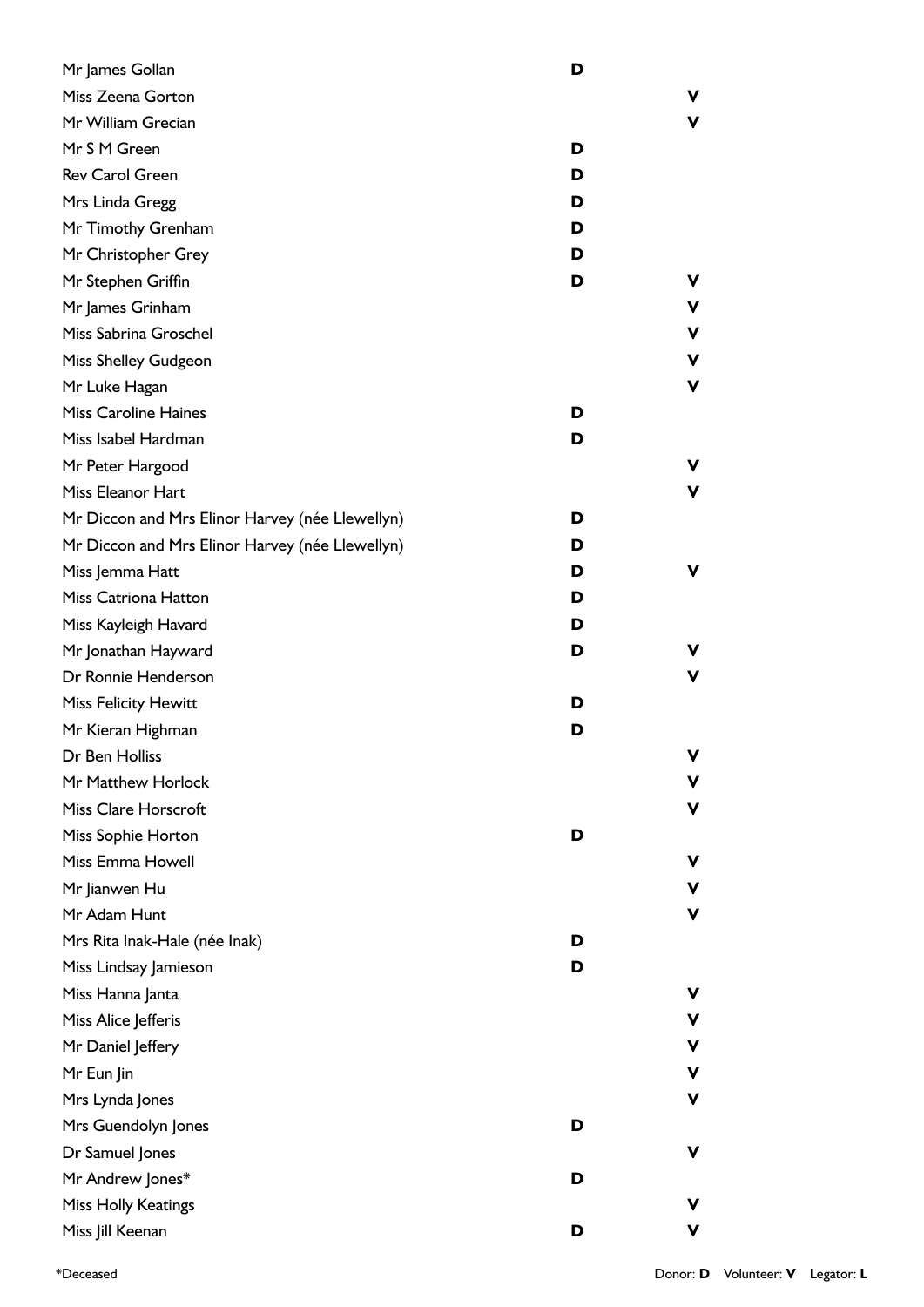| Name | Donor | Volunteer |
|---|---|---|
| Mr James Gollan | D | |
| Miss Zeena Gorton | | V |
| Mr William Grecian | | V |
| Mr S M Green | D | |
| Rev Carol Green | D | |
| Mrs Linda Gregg | D | |
| Mr Timothy Grenham | D | |
| Mr Christopher Grey | D | |
| Mr Stephen Griffin | D | V |
| Mr James Grinham | | V |
| Miss Sabrina Groschel | | V |
| Miss Shelley Gudgeon | | V |
| Mr Luke Hagan | | V |
| Miss Caroline Haines | D | |
| Miss Isabel Hardman | D | |
| Mr Peter Hargood | | V |
| Miss Eleanor Hart | | V |
| Mr Diccon and Mrs Elinor Harvey (née Llewellyn) | D | |
| Mr Diccon and Mrs Elinor Harvey (née Llewellyn) | D | |
| Miss Jemma Hatt | D | V |
| Miss Catriona Hatton | D | |
| Miss Kayleigh Havard | D | |
| Mr Jonathan Hayward | D | V |
| Dr Ronnie Henderson | | V |
| Miss Felicity Hewitt | D | |
| Mr Kieran Highman | D | |
| Dr Ben Holliss | | V |
| Mr Matthew Horlock | | V |
| Miss Clare Horscroft | | V |
| Miss Sophie Horton | D | |
| Miss Emma Howell | | V |
| Mr Jianwen Hu | | V |
| Mr Adam Hunt | | V |
| Mrs Rita Inak-Hale (née Inak) | D | |
| Miss Lindsay Jamieson | D | |
| Miss Hanna Janta | | V |
| Miss Alice Jefferis | | V |
| Mr Daniel Jeffery | | V |
| Mr Eun Jin | | V |
| Mrs Lynda Jones | | V |
| Mrs Guendolyn Jones | D | |
| Dr Samuel Jones | | V |
| Mr Andrew Jones* | D | |
| Miss Holly Keatings | | V |
| Miss Jill Keenan | D | V |

*Deceased

Donor: **D** Volunteer: **V** Legator: **L**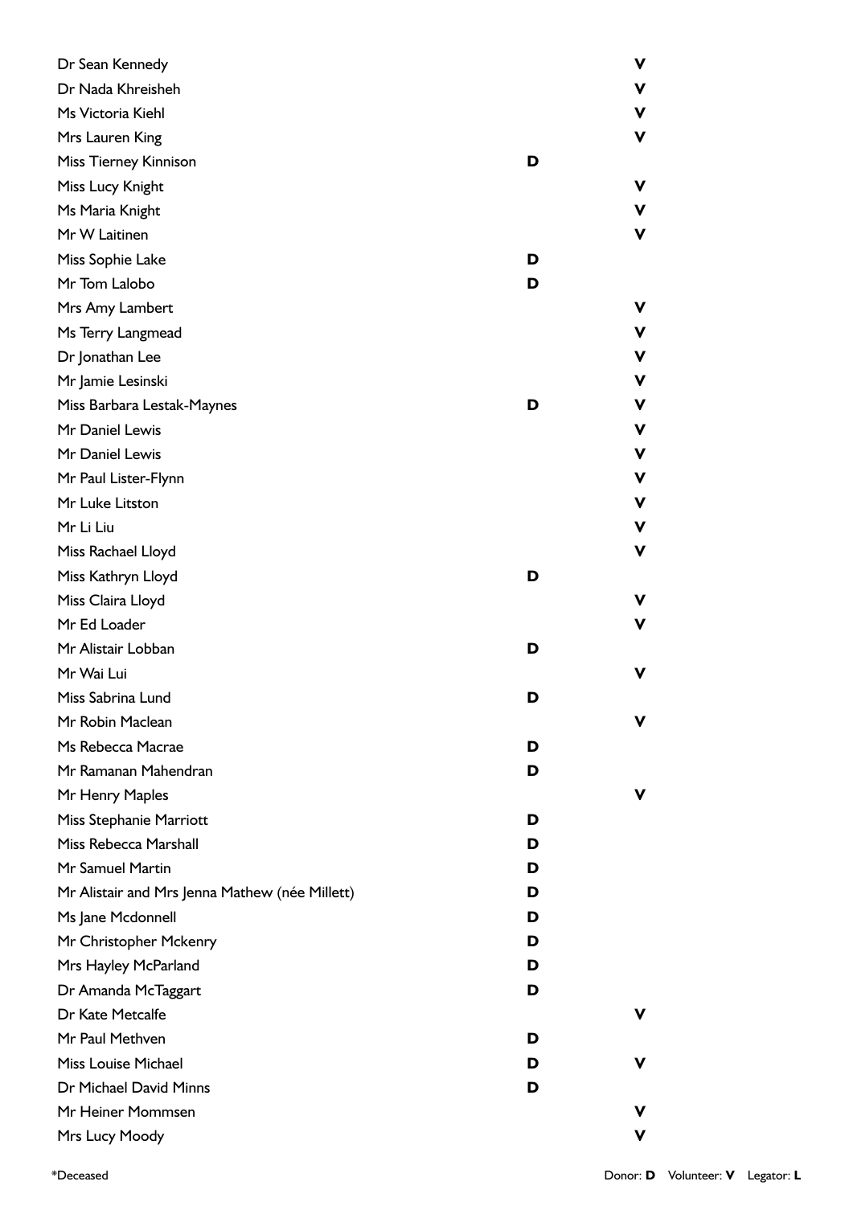| Name | Donor | Volunteer |
|---|---|---|
| Dr Sean Kennedy | | **V** |
| Dr Nada Khreisheh | | **V** |
| Ms Victoria Kiehl | | **V** |
| Mrs Lauren King | | **V** |
| Miss Tierney Kinnison | **D** | |
| Miss Lucy Knight | | **V** |
| Ms Maria Knight | | **V** |
| Mr W Laitinen | | **V** |
| Miss Sophie Lake | **D** | |
| Mr Tom Lalobo | **D** | |
| Mrs Amy Lambert | | **V** |
| Ms Terry Langmead | | **V** |
| Dr Jonathan Lee | | **V** |
| Mr Jamie Lesinski | | **V** |
| Miss Barbara Lestak-Maynes | **D** | **V** |
| Mr Daniel Lewis | | **V** |
| Mr Daniel Lewis | | **V** |
| Mr Paul Lister-Flynn | | **V** |
| Mr Luke Litston | | **V** |
| Mr Li Liu | | **V** |
| Miss Rachael Lloyd | | **V** |
| Miss Kathryn Lloyd | **D** | |
| Miss Claira Lloyd | | **V** |
| Mr Ed Loader | | **V** |
| Mr Alistair Lobban | **D** | |
| Mr Wai Lui | | **V** |
| Miss Sabrina Lund | **D** | |
| Mr Robin Maclean | | **V** |
| Ms Rebecca Macrae | **D** | |
| Mr Ramanan Mahendran | **D** | |
| Mr Henry Maples | | **V** |
| Miss Stephanie Marriott | **D** | |
| Miss Rebecca Marshall | **D** | |
| Mr Samuel Martin | **D** | |
| Mr Alistair and Mrs Jenna Mathew (née Millett) | **D** | |
| Ms Jane Mcdonnell | **D** | |
| Mr Christopher Mckenry | **D** | |
| Mrs Hayley McParland | **D** | |
| Dr Amanda McTaggart | **D** | |
| Dr Kate Metcalfe | | **V** |
| Mr Paul Methven | **D** | |
| Miss Louise Michael | **D** | **V** |
| Dr Michael David Minns | **D** | |
| Mr Heiner Mommsen | | **V** |
| Mrs Lucy Moody | | **V** |

*Deceased

Donor: **D** Volunteer: **V** Legator: **L**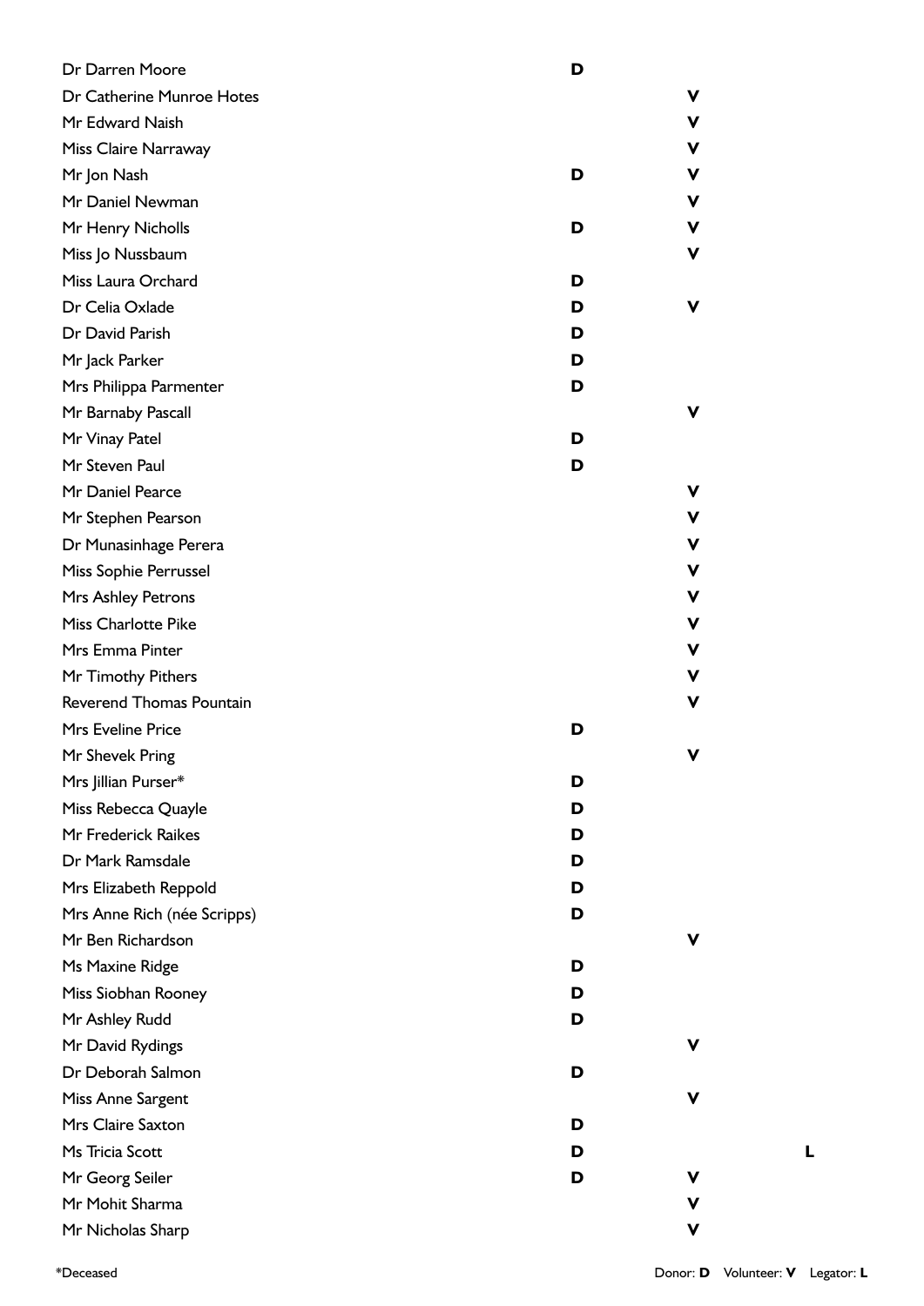| Name | Donor | Volunteer | Legator |
|---|---|---|---|
| Dr Darren Moore | D | | |
| Dr Catherine Munroe Hotes | | V | |
| Mr Edward Naish | | V | |
| Miss Claire Narraway | | V | |
| Mr Jon Nash | D | V | |
| Mr Daniel Newman | | V | |
| Mr Henry Nicholls | D | V | |
| Miss Jo Nussbaum | | V | |
| Miss Laura Orchard | D | | |
| Dr Celia Oxlade | D | V | |
| Dr David Parish | D | | |
| Mr Jack Parker | D | | |
| Mrs Philippa Parmenter | D | | |
| Mr Barnaby Pascall | | V | |
| Mr Vinay Patel | D | | |
| Mr Steven Paul | D | | |
| Mr Daniel Pearce | | V | |
| Mr Stephen Pearson | | V | |
| Dr Munasinhage Perera | | V | |
| Miss Sophie Perrussel | | V | |
| Mrs Ashley Petrons | | V | |
| Miss Charlotte Pike | | V | |
| Mrs Emma Pinter | | V | |
| Mr Timothy Pithers | | V | |
| Reverend Thomas Pountain | | V | |
| Mrs Eveline Price | D | | |
| Mr Shevek Pring | | V | |
| Mrs Jillian Purser* | D | | |
| Miss Rebecca Quayle | D | | |
| Mr Frederick Raikes | D | | |
| Dr Mark Ramsdale | D | | |
| Mrs Elizabeth Reppold | D | | |
| Mrs Anne Rich (née Scripps) | D | | |
| Mr Ben Richardson | | V | |
| Ms Maxine Ridge | D | | |
| Miss Siobhan Rooney | D | | |
| Mr Ashley Rudd | D | | |
| Mr David Rydings | | V | |
| Dr Deborah Salmon | D | | |
| Miss Anne Sargent | | V | |
| Mrs Claire Saxton | D | | |
| Ms Tricia Scott | D | | L |
| Mr Georg Seiler | D | V | |
| Mr Mohit Sharma | | V | |
| Mr Nicholas Sharp | | V | |

*Deceased

Donor: **D** Volunteer: **V** Legator: **L**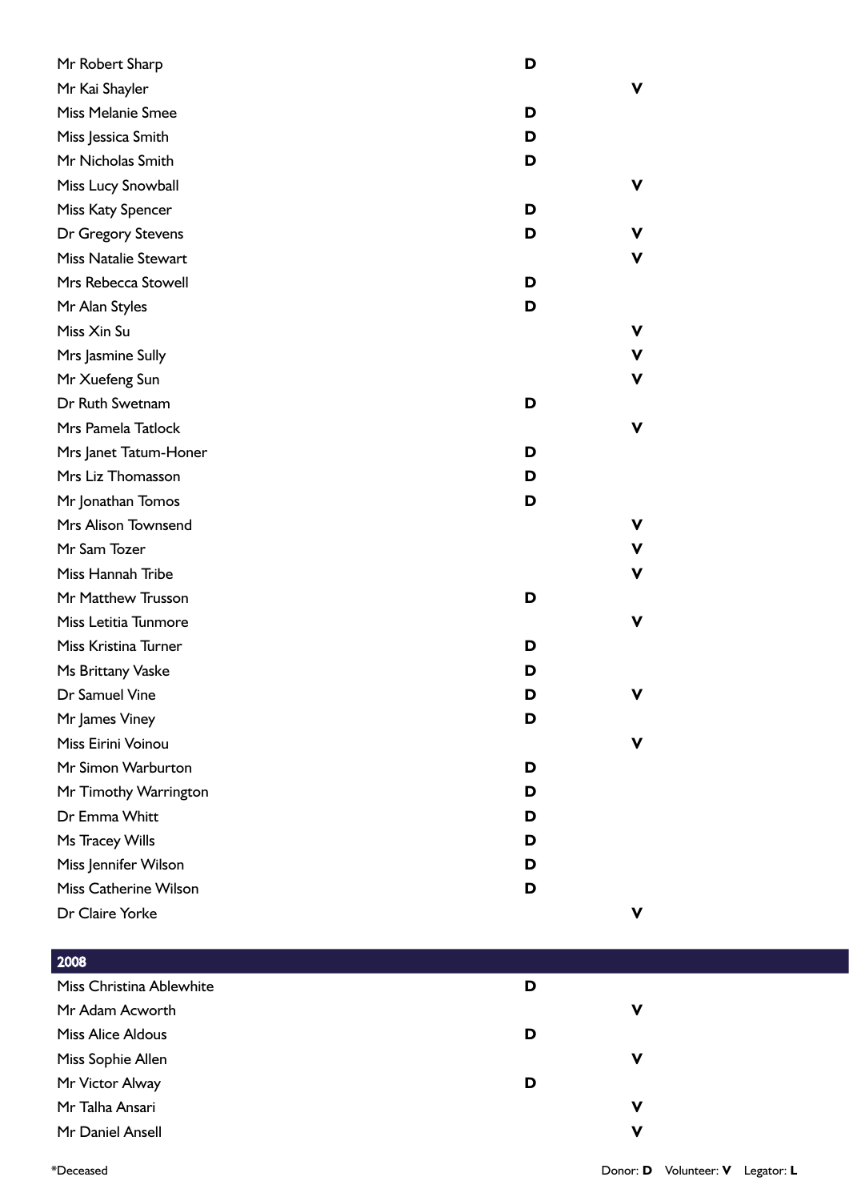| Name | Donor | Volunteer |
|---|---|---|
| Mr Robert Sharp | D | |
| Mr Kai Shayler | | V |
| Miss Melanie Smee | D | |
| Miss Jessica Smith | D | |
| Mr Nicholas Smith | D | |
| Miss Lucy Snowball | | V |
| Miss Katy Spencer | D | |
| Dr Gregory Stevens | D | V |
| Miss Natalie Stewart | | V |
| Mrs Rebecca Stowell | D | |
| Mr Alan Styles | D | |
| Miss Xin Su | | V |
| Mrs Jasmine Sully | | V |
| Mr Xuefeng Sun | | V |
| Dr Ruth Swetnam | D | |
| Mrs Pamela Tatlock | | V |
| Mrs Janet Tatum-Honer | D | |
| Mrs Liz Thomasson | D | |
| Mr Jonathan Tomos | D | |
| Mrs Alison Townsend | | V |
| Mr Sam Tozer | | V |
| Miss Hannah Tribe | | V |
| Mr Matthew Trusson | D | |
| Miss Letitia Tunmore | | V |
| Miss Kristina Turner | D | |
| Ms Brittany Vaske | D | |
| Dr Samuel Vine | D | V |
| Mr James Viney | D | |
| Miss Eirini Voinou | | V |
| Mr Simon Warburton | D | |
| Mr Timothy Warrington | D | |
| Dr Emma Whitt | D | |
| Ms Tracey Wills | D | |
| Miss Jennifer Wilson | D | |
| Miss Catherine Wilson | D | |
| Dr Claire Yorke | | V |

## 2008

| Name | Donor | Volunteer |
|---|---|---|
| Miss Christina Ablewhite | D | |
| Mr Adam Acworth | | V |
| Miss Alice Aldous | D | |
| Miss Sophie Allen | | V |
| Mr Victor Alway | D | |
| Mr Talha Ansari | | V |
| Mr Daniel Ansell | | V |

*Deceased

Donor: **D** Volunteer: **V** Legator: **L**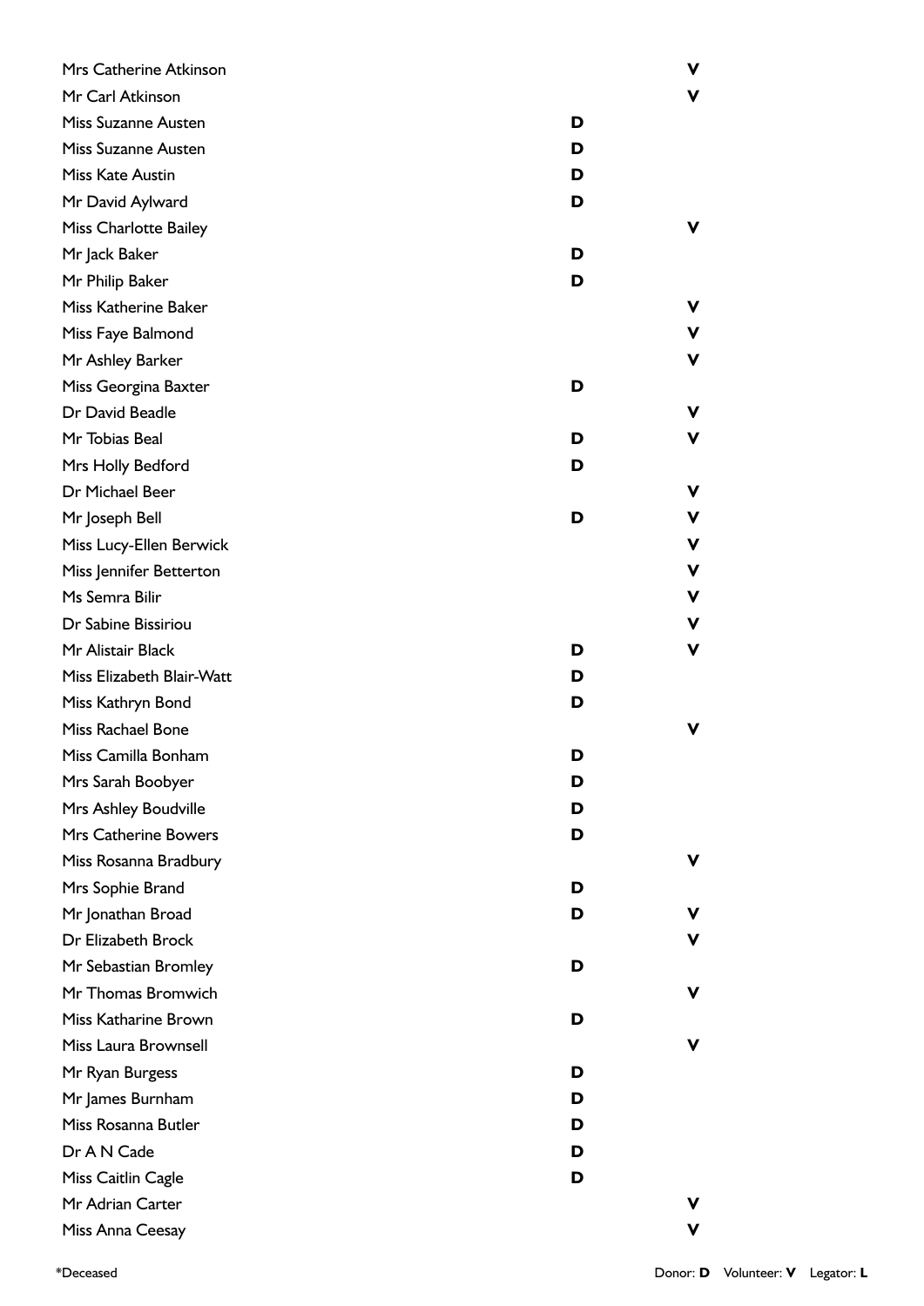| Name | Donor | Volunteer |
|---|---|---|
| Mrs Catherine Atkinson | | V |
| Mr Carl Atkinson | | V |
| Miss Suzanne Austen | D | |
| Miss Suzanne Austen | D | |
| Miss Kate Austin | D | |
| Mr David Aylward | D | |
| Miss Charlotte Bailey | | V |
| Mr Jack Baker | D | |
| Mr Philip Baker | D | |
| Miss Katherine Baker | | V |
| Miss Faye Balmond | | V |
| Mr Ashley Barker | | V |
| Miss Georgina Baxter | D | |
| Dr David Beadle | | V |
| Mr Tobias Beal | D | V |
| Mrs Holly Bedford | D | |
| Dr Michael Beer | | V |
| Mr Joseph Bell | D | V |
| Miss Lucy-Ellen Berwick | | V |
| Miss Jennifer Betterton | | V |
| Ms Semra Bilir | | V |
| Dr Sabine Bissiriou | | V |
| Mr Alistair Black | D | V |
| Miss Elizabeth Blair-Watt | D | |
| Miss Kathryn Bond | D | |
| Miss Rachael Bone | | V |
| Miss Camilla Bonham | D | |
| Mrs Sarah Boobyer | D | |
| Mrs Ashley Boudville | D | |
| Mrs Catherine Bowers | D | |
| Miss Rosanna Bradbury | | V |
| Mrs Sophie Brand | D | |
| Mr Jonathan Broad | D | V |
| Dr Elizabeth Brock | | V |
| Mr Sebastian Bromley | D | |
| Mr Thomas Bromwich | | V |
| Miss Katharine Brown | D | |
| Miss Laura Brownsell | | V |
| Mr Ryan Burgess | D | |
| Mr James Burnham | D | |
| Miss Rosanna Butler | D | |
| Dr A N Cade | D | |
| Miss Caitlin Cagle | D | |
| Mr Adrian Carter | | V |
| Miss Anna Ceesay | | V |

*Deceased

Donor: **D** Volunteer: **V** Legator: **L**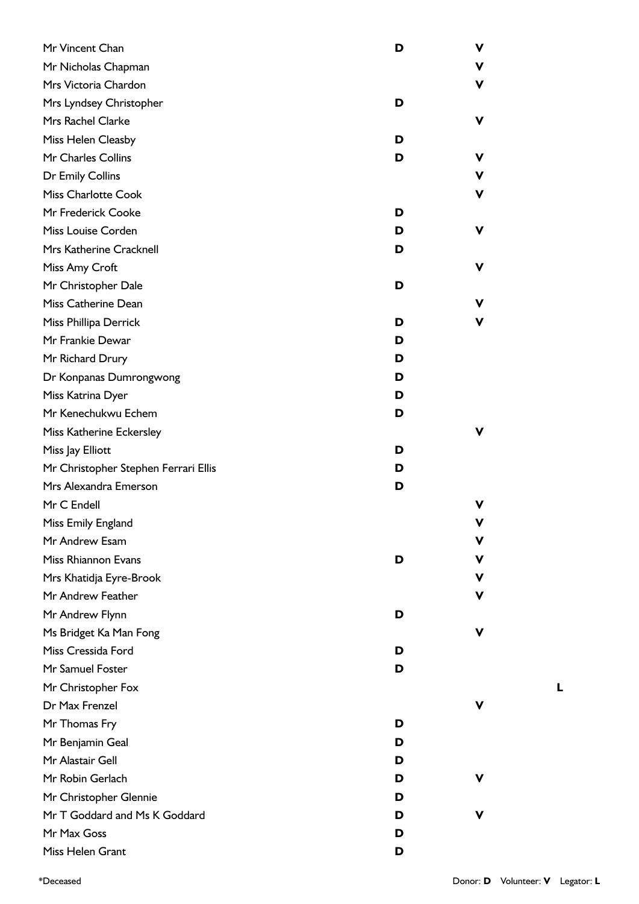| Name | Donor | Volunteer | Legator |
|---|---|---|---|
| Mr Vincent Chan | D | V | |
| Mr Nicholas Chapman | | V | |
| Mrs Victoria Chardon | | V | |
| Mrs Lyndsey Christopher | D | | |
| Mrs Rachel Clarke | | V | |
| Miss Helen Cleasby | D | | |
| Mr Charles Collins | D | V | |
| Dr Emily Collins | | V | |
| Miss Charlotte Cook | | V | |
| Mr Frederick Cooke | D | | |
| Miss Louise Corden | D | V | |
| Mrs Katherine Cracknell | D | | |
| Miss Amy Croft | | V | |
| Mr Christopher Dale | D | | |
| Miss Catherine Dean | | V | |
| Miss Phillipa Derrick | D | V | |
| Mr Frankie Dewar | D | | |
| Mr Richard Drury | D | | |
| Dr Konpanas Dumrongwong | D | | |
| Miss Katrina Dyer | D | | |
| Mr Kenechukwu Echem | D | | |
| Miss Katherine Eckersley | | V | |
| Miss Jay Elliott | D | | |
| Mr Christopher Stephen Ferrari Ellis | D | | |
| Mrs Alexandra Emerson | D | | |
| Mr C Endell | | V | |
| Miss Emily England | | V | |
| Mr Andrew Esam | | V | |
| Miss Rhiannon Evans | D | V | |
| Mrs Khatidja Eyre-Brook | | V | |
| Mr Andrew Feather | | V | |
| Mr Andrew Flynn | D | | |
| Ms Bridget Ka Man Fong | | V | |
| Miss Cressida Ford | D | | |
| Mr Samuel Foster | D | | |
| Mr Christopher Fox | | | L |
| Dr Max Frenzel | | V | |
| Mr Thomas Fry | D | | |
| Mr Benjamin Geal | D | | |
| Mr Alastair Gell | D | | |
| Mr Robin Gerlach | D | V | |
| Mr Christopher Glennie | D | | |
| Mr T Goddard and Ms K Goddard | D | V | |
| Mr Max Goss | D | | |
| Miss Helen Grant | D | | |

*Deceased

Donor: **D** Volunteer: **V** Legator: **L**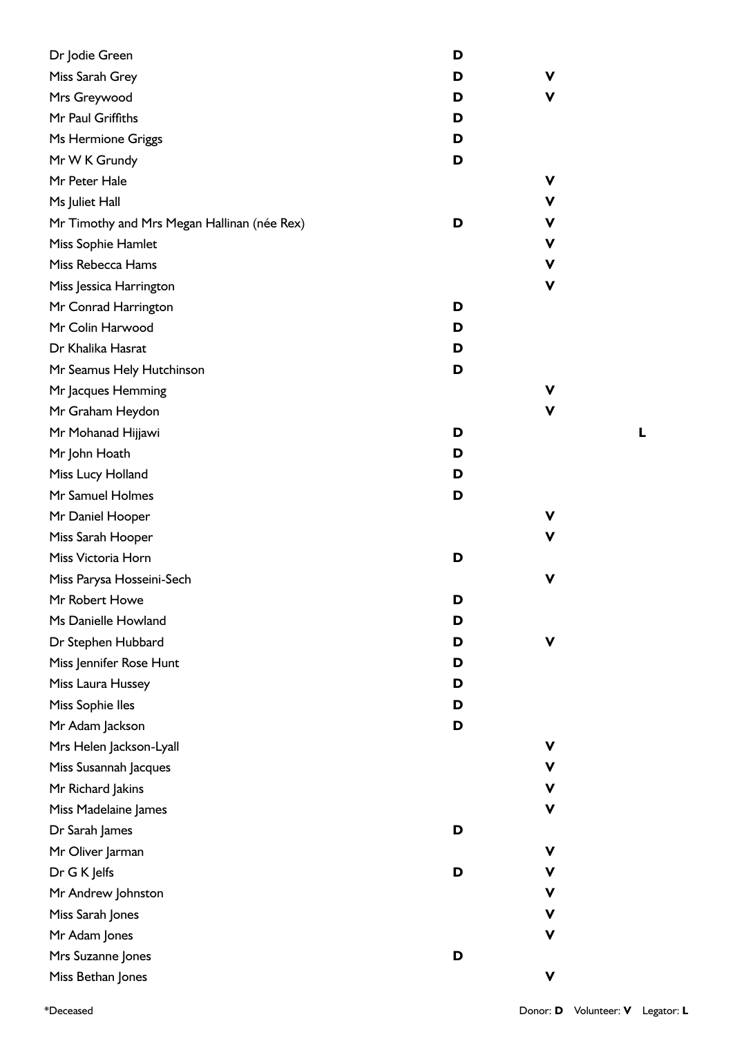| Name | Donor | Volunteer | Legator |
|---|---|---|---|
| Dr Jodie Green | D | | |
| Miss Sarah Grey | D | V | |
| Mrs Greywood | D | V | |
| Mr Paul Griffiths | D | | |
| Ms Hermione Griggs | D | | |
| Mr W K Grundy | D | | |
| Mr Peter Hale | | V | |
| Ms Juliet Hall | | V | |
| Mr Timothy and Mrs Megan Hallinan (née Rex) | D | V | |
| Miss Sophie Hamlet | | V | |
| Miss Rebecca Hams | | V | |
| Miss Jessica Harrington | | V | |
| Mr Conrad Harrington | D | | |
| Mr Colin Harwood | D | | |
| Dr Khalika Hasrat | D | | |
| Mr Seamus Hely Hutchinson | D | | |
| Mr Jacques Hemming | | V | |
| Mr Graham Heydon | | V | |
| Mr Mohanad Hijjawi | D | | L |
| Mr John Hoath | D | | |
| Miss Lucy Holland | D | | |
| Mr Samuel Holmes | D | | |
| Mr Daniel Hooper | | V | |
| Miss Sarah Hooper | | V | |
| Miss Victoria Horn | D | | |
| Miss Parysa Hosseini-Sech | | V | |
| Mr Robert Howe | D | | |
| Ms Danielle Howland | D | | |
| Dr Stephen Hubbard | D | V | |
| Miss Jennifer Rose Hunt | D | | |
| Miss Laura Hussey | D | | |
| Miss Sophie Iles | D | | |
| Mr Adam Jackson | D | | |
| Mrs Helen Jackson-Lyall | | V | |
| Miss Susannah Jacques | | V | |
| Mr Richard Jakins | | V | |
| Miss Madelaine James | | V | |
| Dr Sarah James | D | | |
| Mr Oliver Jarman | | V | |
| Dr G K Jelfs | D | V | |
| Mr Andrew Johnston | | V | |
| Miss Sarah Jones | | V | |
| Mr Adam Jones | | V | |
| Mrs Suzanne Jones | D | | |
| Miss Bethan Jones | | V | |

*Deceased

Donor: **D** Volunteer: **V** Legator: **L**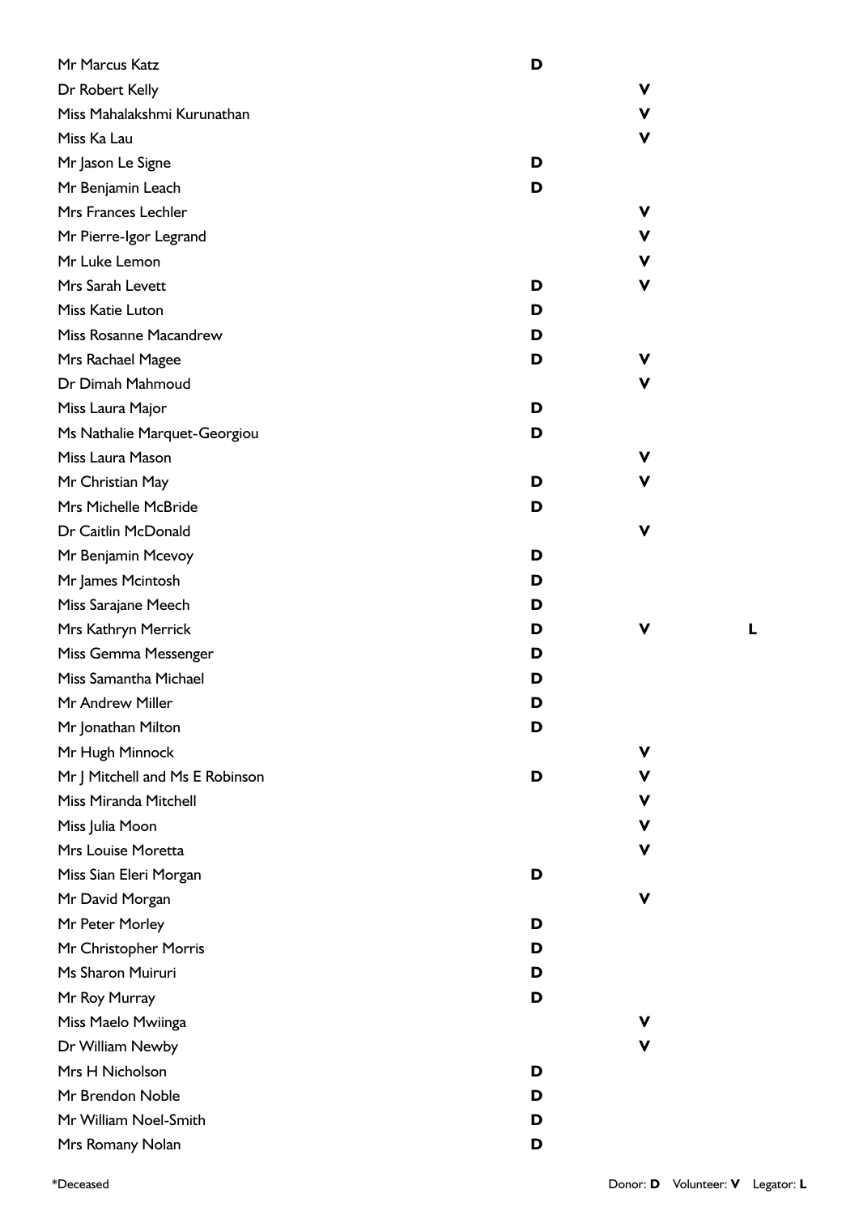| Name | Donor | Volunteer | Legator |
| --- | --- | --- | --- |
| Mr Marcus Katz | D | | |
| Dr Robert Kelly | | V | |
| Miss Mahalakshmi Kurunathan | | V | |
| Miss Ka Lau | | V | |
| Mr Jason Le Signe | D | | |
| Mr Benjamin Leach | D | | |
| Mrs Frances Lechler | | V | |
| Mr Pierre-Igor Legrand | | V | |
| Mr Luke Lemon | | V | |
| Mrs Sarah Levett | D | V | |
| Miss Katie Luton | D | | |
| Miss Rosanne Macandrew | D | | |
| Mrs Rachael Magee | D | V | |
| Dr Dimah Mahmoud | | V | |
| Miss Laura Major | D | | |
| Ms Nathalie Marquet-Georgiou | D | | |
| Miss Laura Mason | | V | |
| Mr Christian May | D | V | |
| Mrs Michelle McBride | D | | |
| Dr Caitlin McDonald | | V | |
| Mr Benjamin Mcevoy | D | | |
| Mr James Mcintosh | D | | |
| Miss Sarajane Meech | D | | |
| Mrs Kathryn Merrick | D | V | L |
| Miss Gemma Messenger | D | | |
| Miss Samantha Michael | D | | |
| Mr Andrew Miller | D | | |
| Mr Jonathan Milton | D | | |
| Mr Hugh Minnock | | V | |
| Mr J Mitchell and Ms E Robinson | D | V | |
| Miss Miranda Mitchell | | V | |
| Miss Julia Moon | | V | |
| Mrs Louise Moretta | | V | |
| Miss Sian Eleri Morgan | D | | |
| Mr David Morgan | | V | |
| Mr Peter Morley | D | | |
| Mr Christopher Morris | D | | |
| Ms Sharon Muiruri | D | | |
| Mr Roy Murray | D | | |
| Miss Maelo Mwiinga | | V | |
| Dr William Newby | | V | |
| Mrs H Nicholson | D | | |
| Mr Brendon Noble | D | | |
| Mr William Noel-Smith | D | | |
| Mrs Romany Nolan | D | | |

*Deceased

Donor: **D** Volunteer: **V** Legator: **L**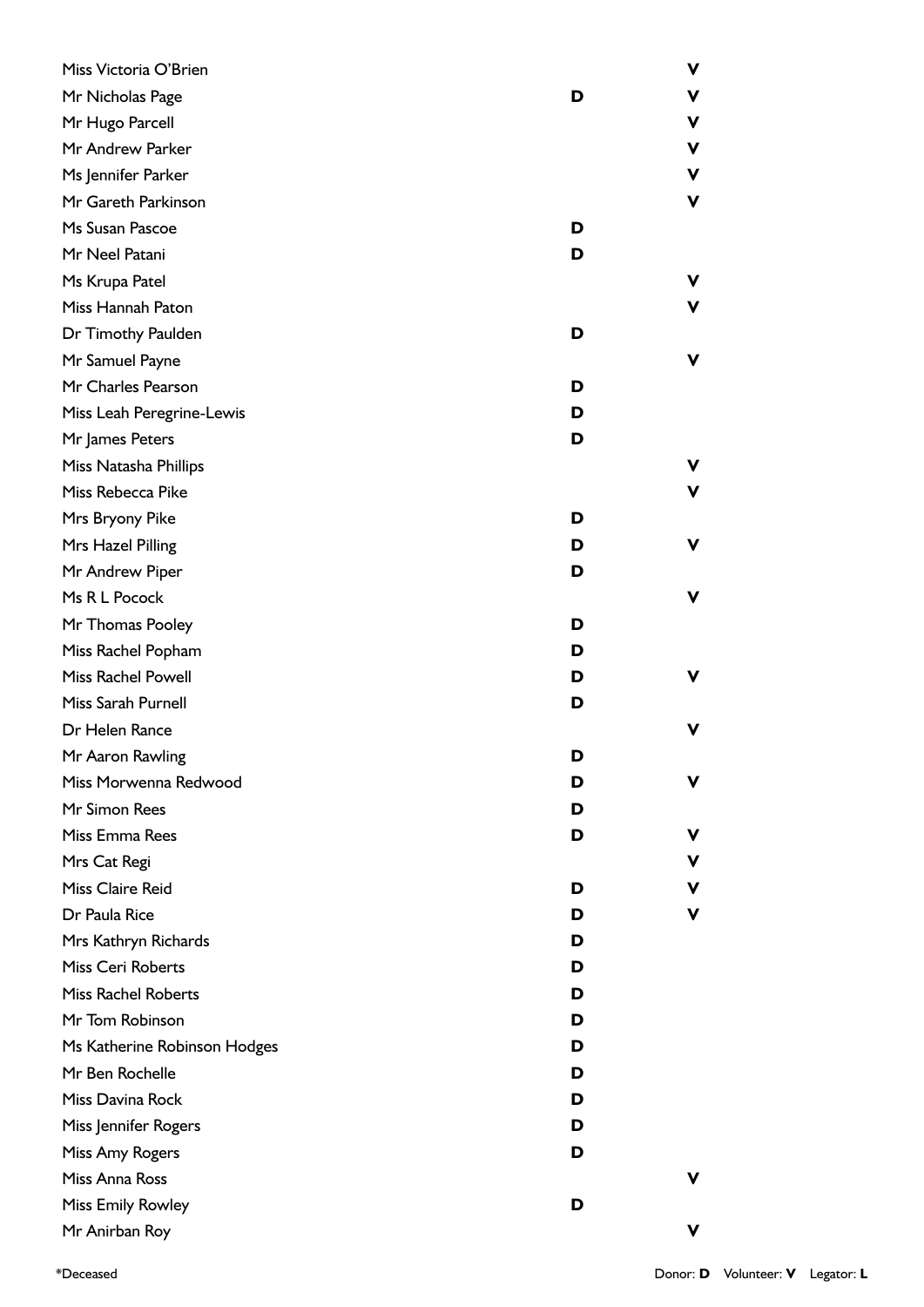| Name | Donor | Volunteer |
|---|---|---|
| Miss Victoria O'Brien | | V |
| Mr Nicholas Page | D | V |
| Mr Hugo Parcell | | V |
| Mr Andrew Parker | | V |
| Ms Jennifer Parker | | V |
| Mr Gareth Parkinson | | V |
| Ms Susan Pascoe | D | |
| Mr Neel Patani | D | |
| Ms Krupa Patel | | V |
| Miss Hannah Paton | | V |
| Dr Timothy Paulden | D | |
| Mr Samuel Payne | | V |
| Mr Charles Pearson | D | |
| Miss Leah Peregrine-Lewis | D | |
| Mr James Peters | D | |
| Miss Natasha Phillips | | V |
| Miss Rebecca Pike | | V |
| Mrs Bryony Pike | D | |
| Mrs Hazel Pilling | D | V |
| Mr Andrew Piper | D | |
| Ms R L Pocock | | V |
| Mr Thomas Pooley | D | |
| Miss Rachel Popham | D | |
| Miss Rachel Powell | D | V |
| Miss Sarah Purnell | D | |
| Dr Helen Rance | | V |
| Mr Aaron Rawling | D | |
| Miss Morwenna Redwood | D | V |
| Mr Simon Rees | D | |
| Miss Emma Rees | D | V |
| Mrs Cat Regi | | V |
| Miss Claire Reid | D | V |
| Dr Paula Rice | D | V |
| Mrs Kathryn Richards | D | |
| Miss Ceri Roberts | D | |
| Miss Rachel Roberts | D | |
| Mr Tom Robinson | D | |
| Ms Katherine Robinson Hodges | D | |
| Mr Ben Rochelle | D | |
| Miss Davina Rock | D | |
| Miss Jennifer Rogers | D | |
| Miss Amy Rogers | D | |
| Miss Anna Ross | | V |
| Miss Emily Rowley | D | |
| Mr Anirban Roy | | V |

*Deceased

Donor: **D** Volunteer: **V** Legator: **L**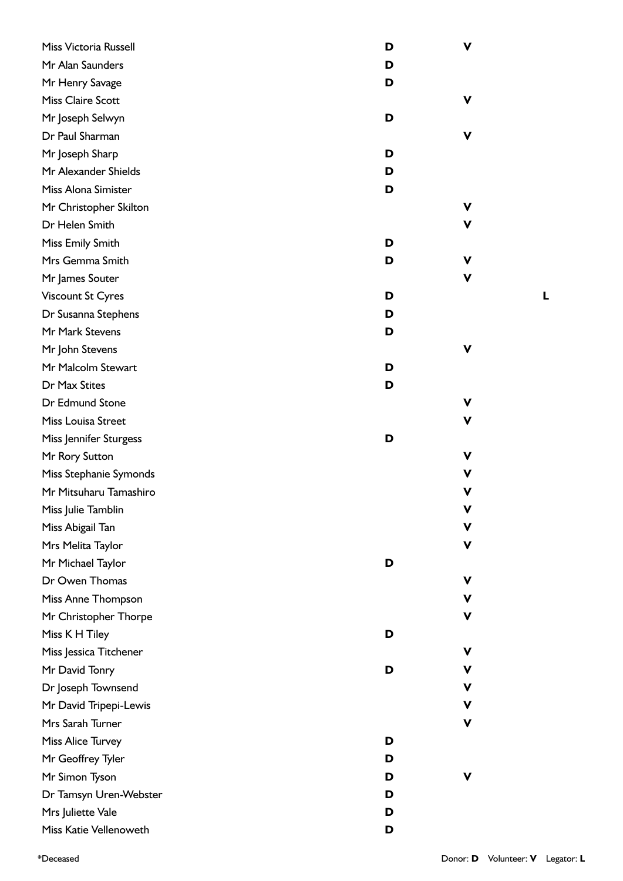| Name | Donor | Volunteer | Legator |
| --- | --- | --- | --- |
| Miss Victoria Russell | D | V | |
| Mr Alan Saunders | D | | |
| Mr Henry Savage | D | | |
| Miss Claire Scott | | V | |
| Mr Joseph Selwyn | D | | |
| Dr Paul Sharman | | V | |
| Mr Joseph Sharp | D | | |
| Mr Alexander Shields | D | | |
| Miss Alona Simister | D | | |
| Mr Christopher Skilton | | V | |
| Dr Helen Smith | | V | |
| Miss Emily Smith | D | | |
| Mrs Gemma Smith | D | V | |
| Mr James Souter | | V | |
| Viscount St Cyres | D | | L |
| Dr Susanna Stephens | D | | |
| Mr Mark Stevens | D | | |
| Mr John Stevens | | V | |
| Mr Malcolm Stewart | D | | |
| Dr Max Stites | D | | |
| Dr Edmund Stone | | V | |
| Miss Louisa Street | | V | |
| Miss Jennifer Sturgess | D | | |
| Mr Rory Sutton | | V | |
| Miss Stephanie Symonds | | V | |
| Mr Mitsuharu Tamashiro | | V | |
| Miss Julie Tamblin | | V | |
| Miss Abigail Tan | | V | |
| Mrs Melita Taylor | | V | |
| Mr Michael Taylor | D | | |
| Dr Owen Thomas | | V | |
| Miss Anne Thompson | | V | |
| Mr Christopher Thorpe | | V | |
| Miss K H Tiley | D | | |
| Miss Jessica Titchener | | V | |
| Mr David Tonry | D | V | |
| Dr Joseph Townsend | | V | |
| Mr David Tripepi-Lewis | | V | |
| Mrs Sarah Turner | | V | |
| Miss Alice Turvey | D | | |
| Mr Geoffrey Tyler | D | | |
| Mr Simon Tyson | D | V | |
| Dr Tamsyn Uren-Webster | D | | |
| Mrs Juliette Vale | D | | |
| Miss Katie Vellenoweth | D | | |

*Deceased

Donor: **D** Volunteer: **V** Legator: **L**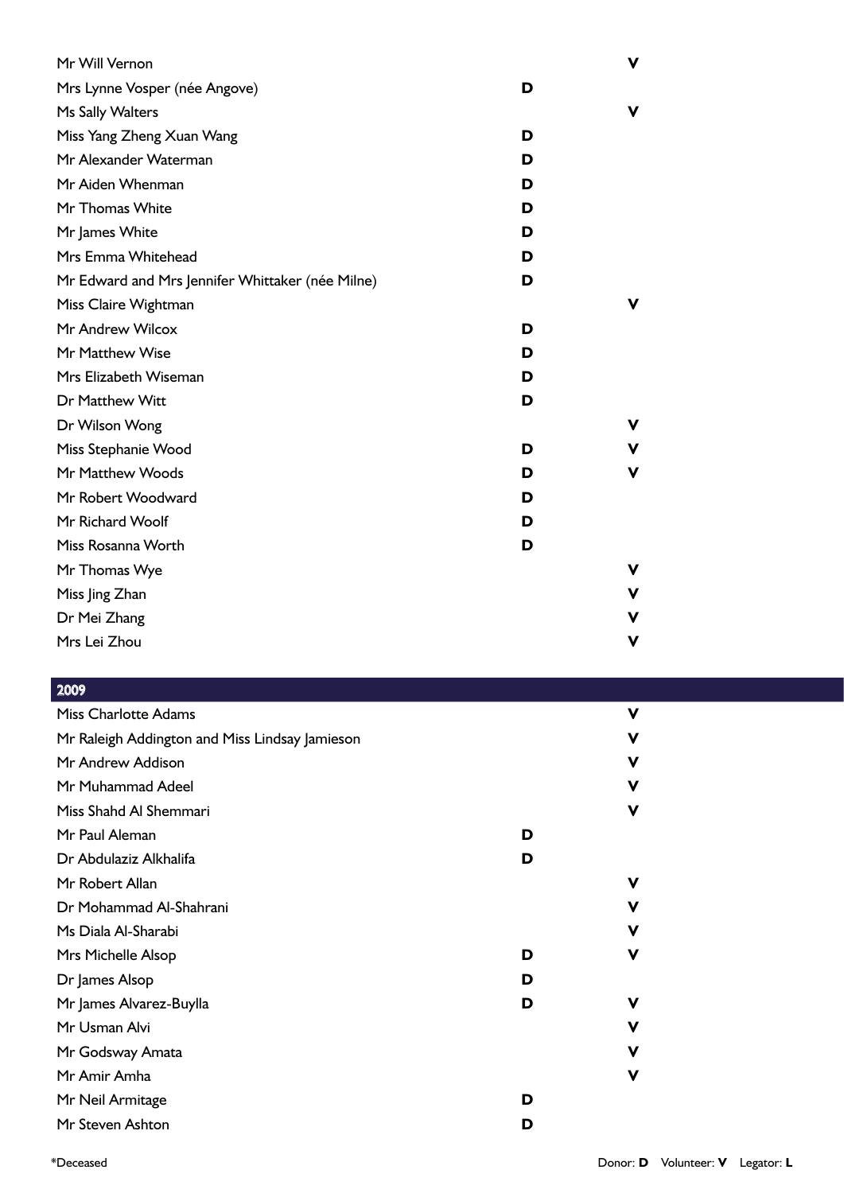| | | |
|---|---|---|
| Mr Will Vernon | | V |
| Mrs Lynne Vosper (née Angove) | D | |
| Ms Sally Walters | | V |
| Miss Yang Zheng Xuan Wang | D | |
| Mr Alexander Waterman | D | |
| Mr Aiden Whenman | D | |
| Mr Thomas White | D | |
| Mr James White | D | |
| Mrs Emma Whitehead | D | |
| Mr Edward and Mrs Jennifer Whittaker (née Milne) | D | |
| Miss Claire Wightman | | V |
| Mr Andrew Wilcox | D | |
| Mr Matthew Wise | D | |
| Mrs Elizabeth Wiseman | D | |
| Dr Matthew Witt | D | |
| Dr Wilson Wong | | V |
| Miss Stephanie Wood | D | V |
| Mr Matthew Woods | D | V |
| Mr Robert Woodward | D | |
| Mr Richard Woolf | D | |
| Miss Rosanna Worth | D | |
| Mr Thomas Wye | | V |
| Miss Jing Zhan | | V |
| Dr Mei Zhang | | V |
| Mrs Lei Zhou | | V |

## 2009

| | | |
|---|---|---|
| Miss Charlotte Adams | | V |
| Mr Raleigh Addington and Miss Lindsay Jamieson | | V |
| Mr Andrew Addison | | V |
| Mr Muhammad Adeel | | V |
| Miss Shahd Al Shemmari | | V |
| Mr Paul Aleman | D | |
| Dr Abdulaziz Alkhalifa | D | |
| Mr Robert Allan | | V |
| Dr Mohammad Al-Shahrani | | V |
| Ms Diala Al-Sharabi | | V |
| Mrs Michelle Alsop | D | V |
| Dr James Alsop | D | |
| Mr James Alvarez-Buylla | D | V |
| Mr Usman Alvi | | V |
| Mr Godsway Amata | | V |
| Mr Amir Amha | | V |
| Mr Neil Armitage | D | |
| Mr Steven Ashton | D | |

*Deceased

Donor: **D** Volunteer: **V** Legator: **L**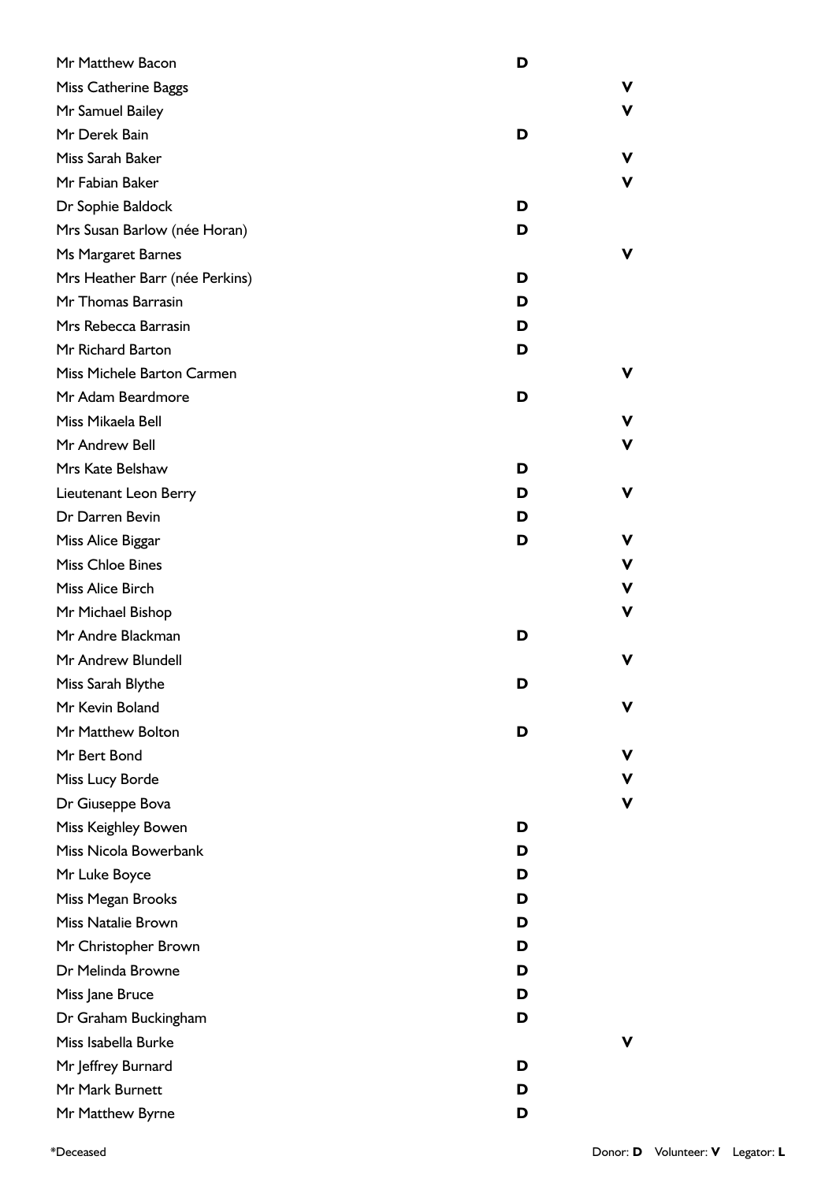| Name | Donor | Volunteer |
|---|---|---|
| Mr Matthew Bacon | D | |
| Miss Catherine Baggs | | V |
| Mr Samuel Bailey | | V |
| Mr Derek Bain | D | |
| Miss Sarah Baker | | V |
| Mr Fabian Baker | | V |
| Dr Sophie Baldock | D | |
| Mrs Susan Barlow (née Horan) | D | |
| Ms Margaret Barnes | | V |
| Mrs Heather Barr (née Perkins) | D | |
| Mr Thomas Barrasin | D | |
| Mrs Rebecca Barrasin | D | |
| Mr Richard Barton | D | |
| Miss Michele Barton Carmen | | V |
| Mr Adam Beardmore | D | |
| Miss Mikaela Bell | | V |
| Mr Andrew Bell | | V |
| Mrs Kate Belshaw | D | |
| Lieutenant Leon Berry | D | V |
| Dr Darren Bevin | D | |
| Miss Alice Biggar | D | V |
| Miss Chloe Bines | | V |
| Miss Alice Birch | | V |
| Mr Michael Bishop | | V |
| Mr Andre Blackman | D | |
| Mr Andrew Blundell | | V |
| Miss Sarah Blythe | D | |
| Mr Kevin Boland | | V |
| Mr Matthew Bolton | D | |
| Mr Bert Bond | | V |
| Miss Lucy Borde | | V |
| Dr Giuseppe Bova | | V |
| Miss Keighley Bowen | D | |
| Miss Nicola Bowerbank | D | |
| Mr Luke Boyce | D | |
| Miss Megan Brooks | D | |
| Miss Natalie Brown | D | |
| Mr Christopher Brown | D | |
| Dr Melinda Browne | D | |
| Miss Jane Bruce | D | |
| Dr Graham Buckingham | D | |
| Miss Isabella Burke | | V |
| Mr Jeffrey Burnard | D | |
| Mr Mark Burnett | D | |
| Mr Matthew Byrne | D | |

*Deceased

Donor: **D** Volunteer: **V** Legator: **L**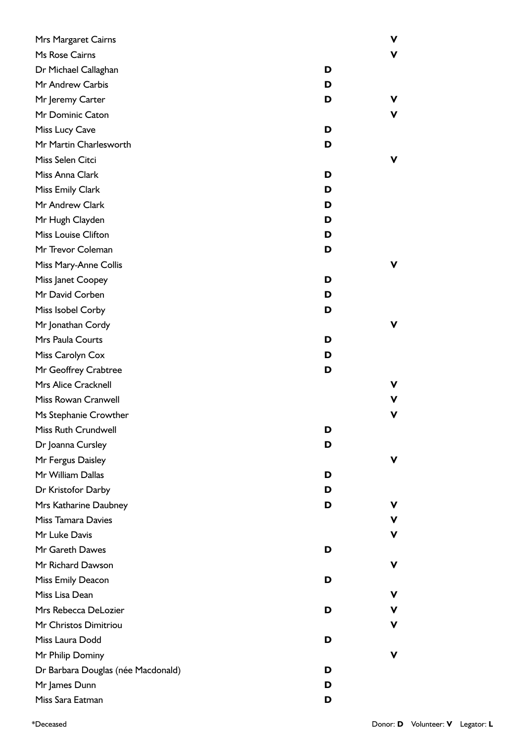| Name | Donor | Volunteer |
|---|---|---|
| Mrs Margaret Cairns | | V |
| Ms Rose Cairns | | V |
| Dr Michael Callaghan | D | |
| Mr Andrew Carbis | D | |
| Mr Jeremy Carter | D | V |
| Mr Dominic Caton | | V |
| Miss Lucy Cave | D | |
| Mr Martin Charlesworth | D | |
| Miss Selen Citci | | V |
| Miss Anna Clark | D | |
| Miss Emily Clark | D | |
| Mr Andrew Clark | D | |
| Mr Hugh Clayden | D | |
| Miss Louise Clifton | D | |
| Mr Trevor Coleman | D | |
| Miss Mary-Anne Collis | | V |
| Miss Janet Coopey | D | |
| Mr David Corben | D | |
| Miss Isobel Corby | D | |
| Mr Jonathan Cordy | | V |
| Mrs Paula Courts | D | |
| Miss Carolyn Cox | D | |
| Mr Geoffrey Crabtree | D | |
| Mrs Alice Cracknell | | V |
| Miss Rowan Cranwell | | V |
| Ms Stephanie Crowther | | V |
| Miss Ruth Crundwell | D | |
| Dr Joanna Cursley | D | |
| Mr Fergus Daisley | | V |
| Mr William Dallas | D | |
| Dr Kristofor Darby | D | |
| Mrs Katharine Daubney | D | V |
| Miss Tamara Davies | | V |
| Mr Luke Davis | | V |
| Mr Gareth Dawes | D | |
| Mr Richard Dawson | | V |
| Miss Emily Deacon | D | |
| Miss Lisa Dean | | V |
| Mrs Rebecca DeLozier | D | V |
| Mr Christos Dimitriou | | V |
| Miss Laura Dodd | D | |
| Mr Philip Dominy | | V |
| Dr Barbara Douglas (née Macdonald) | D | |
| Mr James Dunn | D | |
| Miss Sara Eatman | D | |

*Deceased

Donor: **D** Volunteer: **V** Legator: **L**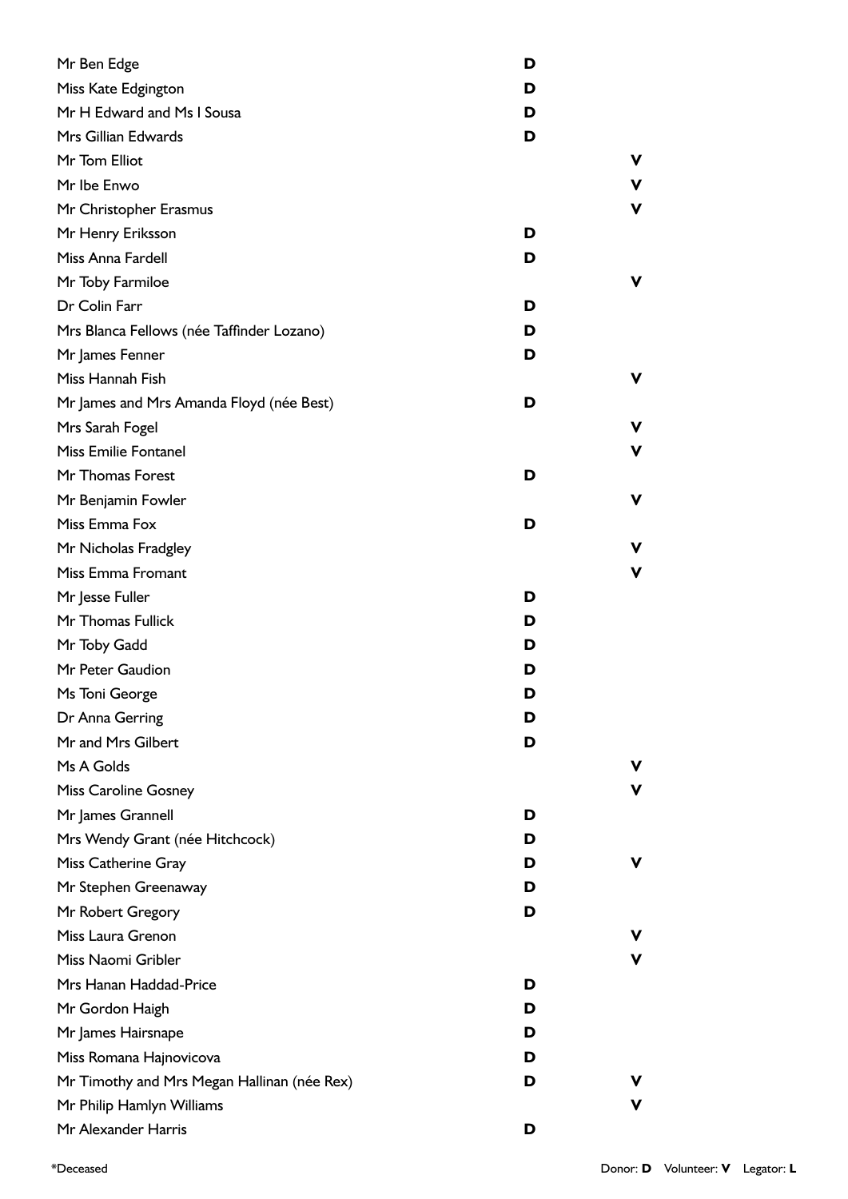| Name | Donor | Volunteer |
|---|---|---|
| Mr Ben Edge | D | |
| Miss Kate Edgington | D | |
| Mr H Edward and Ms I Sousa | D | |
| Mrs Gillian Edwards | D | |
| Mr Tom Elliot | | V |
| Mr Ibe Enwo | | V |
| Mr Christopher Erasmus | | V |
| Mr Henry Eriksson | D | |
| Miss Anna Fardell | D | |
| Mr Toby Farmiloe | | V |
| Dr Colin Farr | D | |
| Mrs Blanca Fellows (née Taffinder Lozano) | D | |
| Mr James Fenner | D | |
| Miss Hannah Fish | | V |
| Mr James and Mrs Amanda Floyd (née Best) | D | |
| Mrs Sarah Fogel | | V |
| Miss Emilie Fontanel | | V |
| Mr Thomas Forest | D | |
| Mr Benjamin Fowler | | V |
| Miss Emma Fox | D | |
| Mr Nicholas Fradgley | | V |
| Miss Emma Fromant | | V |
| Mr Jesse Fuller | D | |
| Mr Thomas Fullick | D | |
| Mr Toby Gadd | D | |
| Mr Peter Gaudion | D | |
| Ms Toni George | D | |
| Dr Anna Gerring | D | |
| Mr and Mrs Gilbert | D | |
| Ms A Golds | | V |
| Miss Caroline Gosney | | V |
| Mr James Grannell | D | |
| Mrs Wendy Grant (née Hitchcock) | D | |
| Miss Catherine Gray | D | V |
| Mr Stephen Greenaway | D | |
| Mr Robert Gregory | D | |
| Miss Laura Grenon | | V |
| Miss Naomi Gribler | | V |
| Mrs Hanan Haddad-Price | D | |
| Mr Gordon Haigh | D | |
| Mr James Hairsnape | D | |
| Miss Romana Hajnovicova | D | |
| Mr Timothy and Mrs Megan Hallinan (née Rex) | D | V |
| Mr Philip Hamlyn Williams | | V |
| Mr Alexander Harris | D | |

*Deceased

Donor: **D** Volunteer: **V** Legator: **L**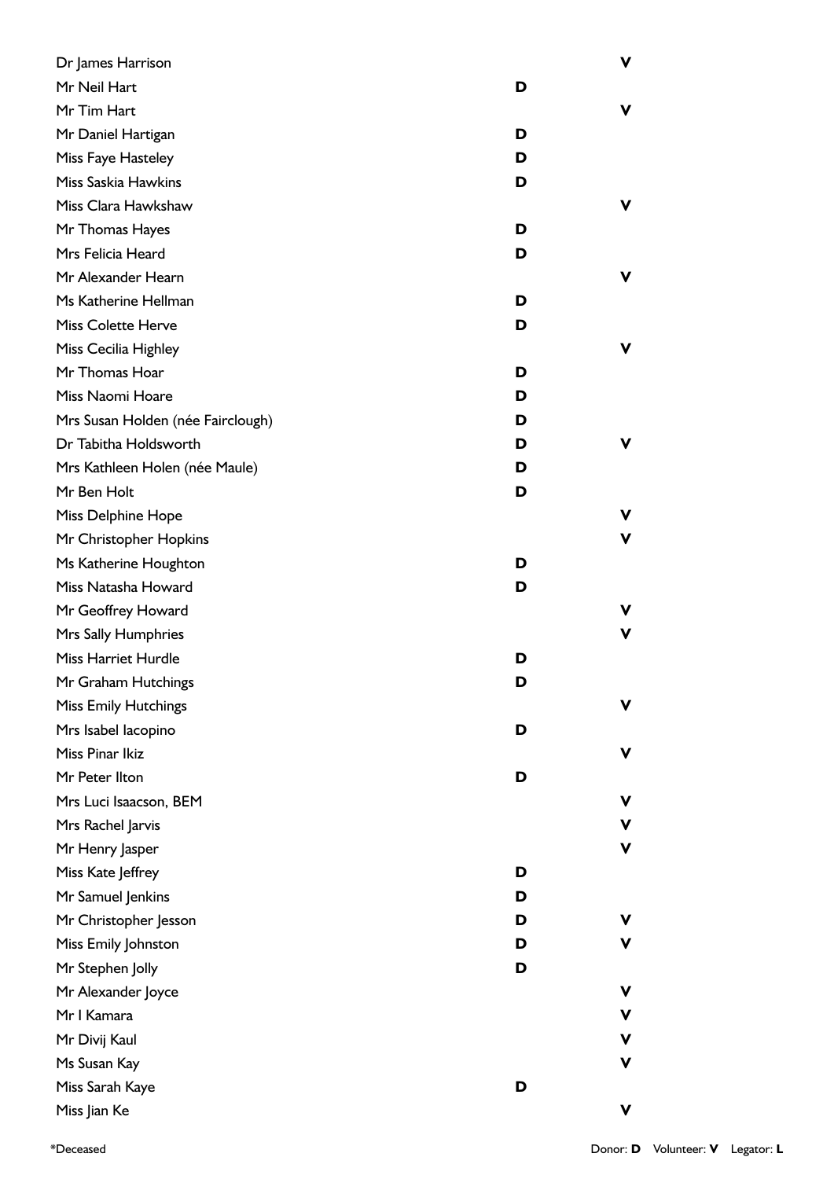| Name | Donor | Volunteer |
| --- | --- | --- |
| Dr James Harrison | | **V** |
| Mr Neil Hart | **D** | |
| Mr Tim Hart | | **V** |
| Mr Daniel Hartigan | **D** | |
| Miss Faye Hasteley | **D** | |
| Miss Saskia Hawkins | **D** | |
| Miss Clara Hawkshaw | | **V** |
| Mr Thomas Hayes | **D** | |
| Mrs Felicia Heard | **D** | |
| Mr Alexander Hearn | | **V** |
| Ms Katherine Hellman | **D** | |
| Miss Colette Herve | **D** | |
| Miss Cecilia Highley | | **V** |
| Mr Thomas Hoar | **D** | |
| Miss Naomi Hoare | **D** | |
| Mrs Susan Holden (née Fairclough) | **D** | |
| Dr Tabitha Holdsworth | **D** | **V** |
| Mrs Kathleen Holen (née Maule) | **D** | |
| Mr Ben Holt | **D** | |
| Miss Delphine Hope | | **V** |
| Mr Christopher Hopkins | | **V** |
| Ms Katherine Houghton | **D** | |
| Miss Natasha Howard | **D** | |
| Mr Geoffrey Howard | | **V** |
| Mrs Sally Humphries | | **V** |
| Miss Harriet Hurdle | **D** | |
| Mr Graham Hutchings | **D** | |
| Miss Emily Hutchings | | **V** |
| Mrs Isabel Iacopino | **D** | |
| Miss Pinar Ikiz | | **V** |
| Mr Peter Ilton | **D** | |
| Mrs Luci Isaacson, BEM | | **V** |
| Mrs Rachel Jarvis | | **V** |
| Mr Henry Jasper | | **V** |
| Miss Kate Jeffrey | **D** | |
| Mr Samuel Jenkins | **D** | |
| Mr Christopher Jesson | **D** | **V** |
| Miss Emily Johnston | **D** | **V** |
| Mr Stephen Jolly | **D** | |
| Mr Alexander Joyce | | **V** |
| Mr I Kamara | | **V** |
| Mr Divij Kaul | | **V** |
| Ms Susan Kay | | **V** |
| Miss Sarah Kaye | **D** | |
| Miss Jian Ke | | **V** |

*Deceased

Donor: **D** Volunteer: **V** Legator: **L**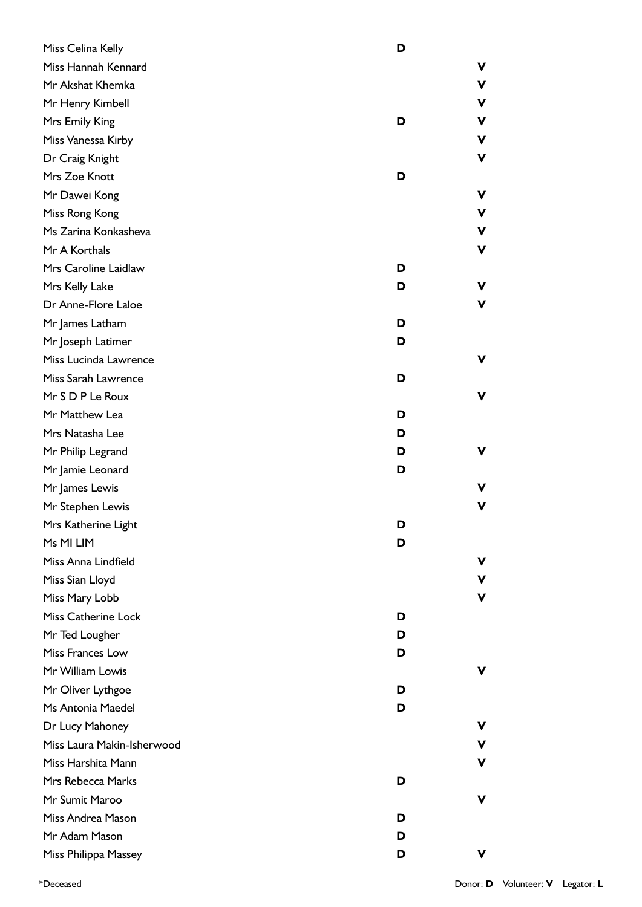| Name | Donor | Volunteer |
|---|---|---|
| Miss Celina Kelly | D | |
| Miss Hannah Kennard | | V |
| Mr Akshat Khemka | | V |
| Mr Henry Kimbell | | V |
| Mrs Emily King | D | V |
| Miss Vanessa Kirby | | V |
| Dr Craig Knight | | V |
| Mrs Zoe Knott | D | |
| Mr Dawei Kong | | V |
| Miss Rong Kong | | V |
| Ms Zarina Konkasheva | | V |
| Mr A Korthals | | V |
| Mrs Caroline Laidlaw | D | |
| Mrs Kelly Lake | D | V |
| Dr Anne-Flore Laloe | | V |
| Mr James Latham | D | |
| Mr Joseph Latimer | D | |
| Miss Lucinda Lawrence | | V |
| Miss Sarah Lawrence | D | |
| Mr S D P Le Roux | | V |
| Mr Matthew Lea | D | |
| Mrs Natasha Lee | D | |
| Mr Philip Legrand | D | V |
| Mr Jamie Leonard | D | |
| Mr James Lewis | | V |
| Mr Stephen Lewis | | V |
| Mrs Katherine Light | D | |
| Ms MI LIM | D | |
| Miss Anna Lindfield | | V |
| Miss Sian Lloyd | | V |
| Miss Mary Lobb | | V |
| Miss Catherine Lock | D | |
| Mr Ted Lougher | D | |
| Miss Frances Low | D | |
| Mr William Lowis | | V |
| Mr Oliver Lythgoe | D | |
| Ms Antonia Maedel | D | |
| Dr Lucy Mahoney | | V |
| Miss Laura Makin-Isherwood | | V |
| Miss Harshita Mann | | V |
| Mrs Rebecca Marks | D | |
| Mr Sumit Maroo | | V |
| Miss Andrea Mason | D | |
| Mr Adam Mason | D | |
| Miss Philippa Massey | D | V |

*Deceased

Donor: **D** Volunteer: **V** Legator: **L**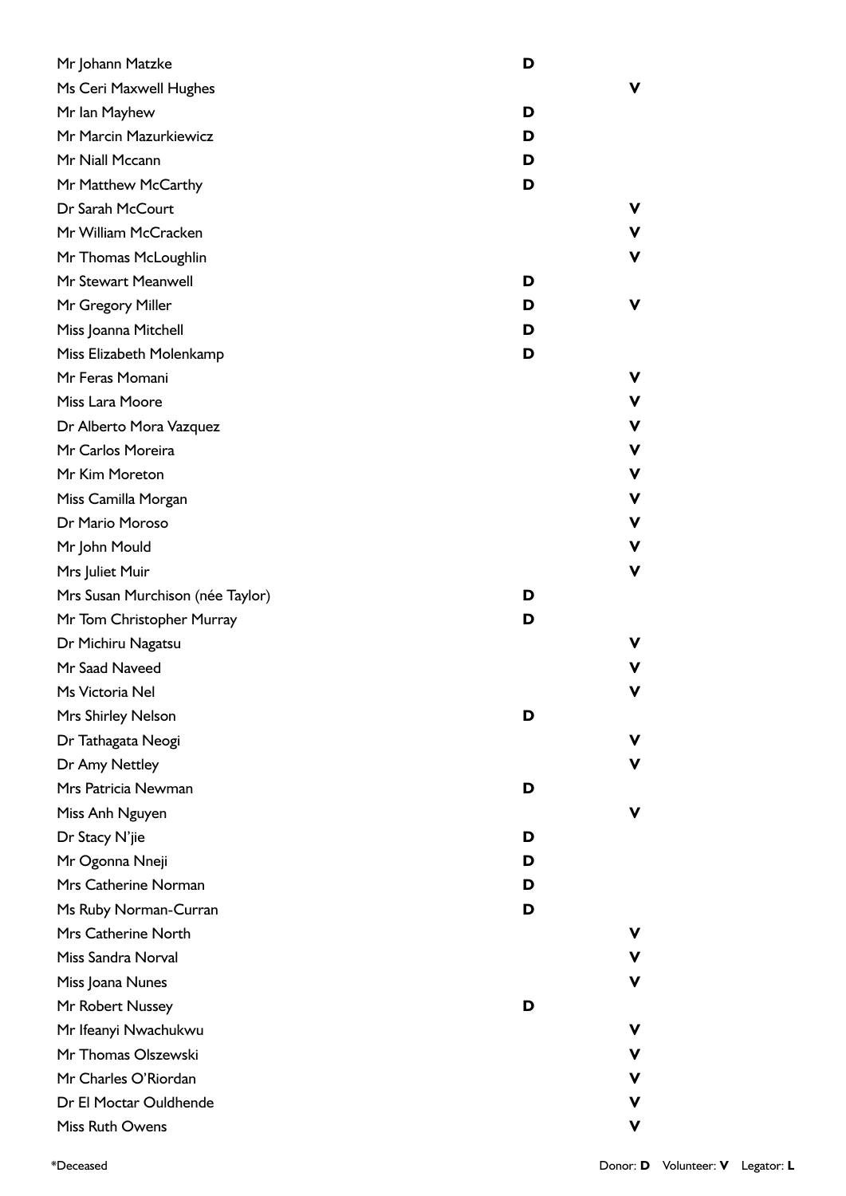| Name | Donor | Volunteer |
|---|---|---|
| Mr Johann Matzke | D | |
| Ms Ceri Maxwell Hughes | | V |
| Mr Ian Mayhew | D | |
| Mr Marcin Mazurkiewicz | D | |
| Mr Niall Mccann | D | |
| Mr Matthew McCarthy | D | |
| Dr Sarah McCourt | | V |
| Mr William McCracken | | V |
| Mr Thomas McLoughlin | | V |
| Mr Stewart Meanwell | D | |
| Mr Gregory Miller | D | V |
| Miss Joanna Mitchell | D | |
| Miss Elizabeth Molenkamp | D | |
| Mr Feras Momani | | V |
| Miss Lara Moore | | V |
| Dr Alberto Mora Vazquez | | V |
| Mr Carlos Moreira | | V |
| Mr Kim Moreton | | V |
| Miss Camilla Morgan | | V |
| Dr Mario Moroso | | V |
| Mr John Mould | | V |
| Mrs Juliet Muir | | V |
| Mrs Susan Murchison (née Taylor) | D | |
| Mr Tom Christopher Murray | D | |
| Dr Michiru Nagatsu | | V |
| Mr Saad Naveed | | V |
| Ms Victoria Nel | | V |
| Mrs Shirley Nelson | D | |
| Dr Tathagata Neogi | | V |
| Dr Amy Nettley | | V |
| Mrs Patricia Newman | D | |
| Miss Anh Nguyen | | V |
| Dr Stacy N'jie | D | |
| Mr Ogonna Nneji | D | |
| Mrs Catherine Norman | D | |
| Ms Ruby Norman-Curran | D | |
| Mrs Catherine North | | V |
| Miss Sandra Norval | | V |
| Miss Joana Nunes | | V |
| Mr Robert Nussey | D | |
| Mr Ifeanyi Nwachukwu | | V |
| Mr Thomas Olszewski | | V |
| Mr Charles O'Riordan | | V |
| Dr El Moctar Ouldhende | | V |
| Miss Ruth Owens | | V |

*Deceased

Donor: **D** Volunteer: **V** Legator: **L**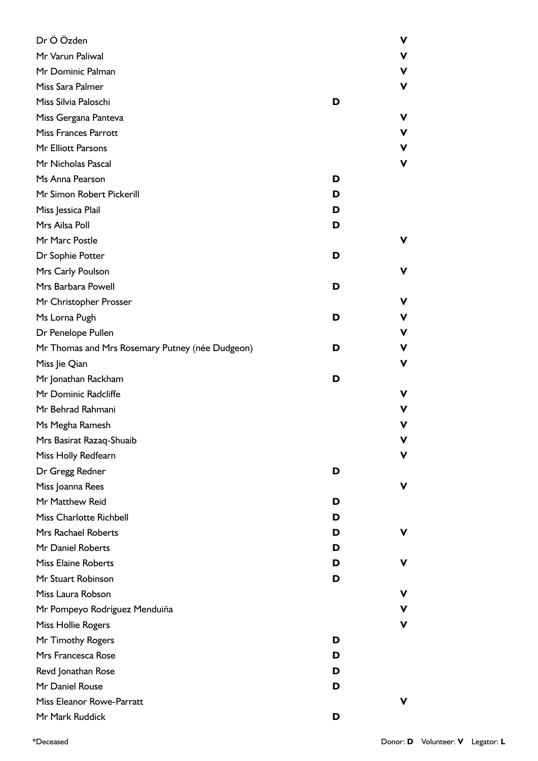| Name | Donor | Volunteer |
|---|---|---|
| Dr Ö Özden | | V |
| Mr Varun Paliwal | | V |
| Mr Dominic Palman | | V |
| Miss Sara Palmer | | V |
| Miss Silvia Paloschi | D | |
| Miss Gergana Panteva | | V |
| Miss Frances Parrott | | V |
| Mr Elliott Parsons | | V |
| Mr Nicholas Pascal | | V |
| Ms Anna Pearson | D | |
| Mr Simon Robert Pickerill | D | |
| Miss Jessica Plail | D | |
| Mrs Ailsa Poll | D | |
| Mr Marc Postle | | V |
| Dr Sophie Potter | D | |
| Mrs Carly Poulson | | V |
| Mrs Barbara Powell | D | |
| Mr Christopher Prosser | | V |
| Ms Lorna Pugh | D | V |
| Dr Penelope Pullen | | V |
| Mr Thomas and Mrs Rosemary Putney (née Dudgeon) | D | V |
| Miss Jie Qian | | V |
| Mr Jonathan Rackham | D | |
| Mr Dominic Radcliffe | | V |
| Mr Behrad Rahmani | | V |
| Ms Megha Ramesh | | V |
| Mrs Basirat Razaq-Shuaib | | V |
| Miss Holly Redfearn | | V |
| Dr Gregg Redner | D | |
| Miss Joanna Rees | | V |
| Mr Matthew Reid | D | |
| Miss Charlotte Richbell | D | |
| Mrs Rachael Roberts | D | V |
| Mr Daniel Roberts | D | |
| Miss Elaine Roberts | D | V |
| Mr Stuart Robinson | D | |
| Miss Laura Robson | | V |
| Mr Pompeyo Rodríguez Menduiña | | V |
| Miss Hollie Rogers | | V |
| Mr Timothy Rogers | D | |
| Mrs Francesca Rose | D | |
| Revd Jonathan Rose | D | |
| Mr Daniel Rouse | D | |
| Miss Eleanor Rowe-Parratt | | V |
| Mr Mark Ruddick | D | |

*Deceased

Donor: **D** Volunteer: **V** Legator: **L**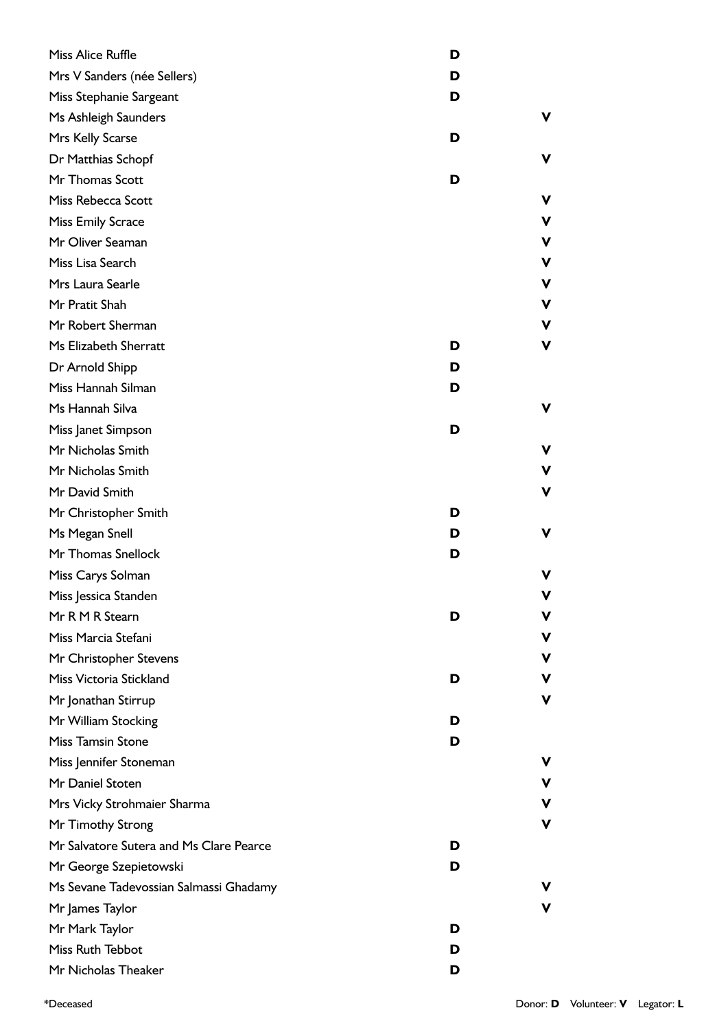| Name | Donor | Volunteer |
| --- | --- | --- |
| Miss Alice Ruffle | D | |
| Mrs V Sanders (née Sellers) | D | |
| Miss Stephanie Sargeant | D | |
| Ms Ashleigh Saunders | | V |
| Mrs Kelly Scarse | D | |
| Dr Matthias Schopf | | V |
| Mr Thomas Scott | D | |
| Miss Rebecca Scott | | V |
| Miss Emily Scrace | | V |
| Mr Oliver Seaman | | V |
| Miss Lisa Search | | V |
| Mrs Laura Searle | | V |
| Mr Pratit Shah | | V |
| Mr Robert Sherman | | V |
| Ms Elizabeth Sherratt | D | V |
| Dr Arnold Shipp | D | |
| Miss Hannah Silman | D | |
| Ms Hannah Silva | | V |
| Miss Janet Simpson | D | |
| Mr Nicholas Smith | | V |
| Mr Nicholas Smith | | V |
| Mr David Smith | | V |
| Mr Christopher Smith | D | |
| Ms Megan Snell | D | V |
| Mr Thomas Snellock | D | |
| Miss Carys Solman | | V |
| Miss Jessica Standen | | V |
| Mr R M R Stearn | D | V |
| Miss Marcia Stefani | | V |
| Mr Christopher Stevens | | V |
| Miss Victoria Stickland | D | V |
| Mr Jonathan Stirrup | | V |
| Mr William Stocking | D | |
| Miss Tamsin Stone | D | |
| Miss Jennifer Stoneman | | V |
| Mr Daniel Stoten | | V |
| Mrs Vicky Strohmaier Sharma | | V |
| Mr Timothy Strong | | V |
| Mr Salvatore Sutera and Ms Clare Pearce | D | |
| Mr George Szepietowski | D | |
| Ms Sevane Tadevossian Salmassi Ghadamy | | V |
| Mr James Taylor | | V |
| Mr Mark Taylor | D | |
| Miss Ruth Tebbot | D | |
| Mr Nicholas Theaker | D | |

*Deceased

Donor: **D** Volunteer: **V** Legator: **L**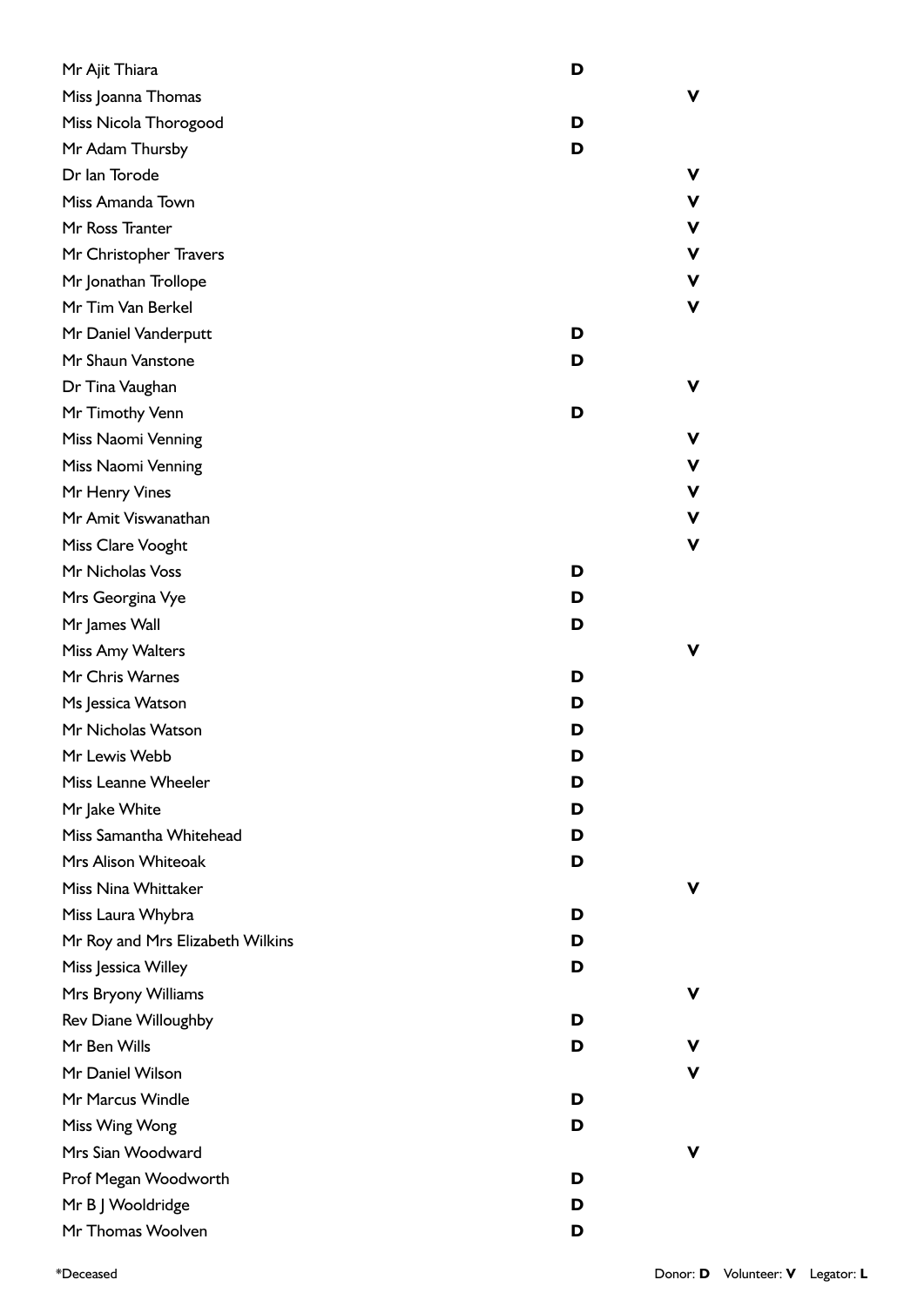| Name | Donor | Volunteer |
|---|---|---|
| Mr Ajit Thiara | D | |
| Miss Joanna Thomas | | V |
| Miss Nicola Thorogood | D | |
| Mr Adam Thursby | D | |
| Dr Ian Torode | | V |
| Miss Amanda Town | | V |
| Mr Ross Tranter | | V |
| Mr Christopher Travers | | V |
| Mr Jonathan Trollope | | V |
| Mr Tim Van Berkel | | V |
| Mr Daniel Vanderputt | D | |
| Mr Shaun Vanstone | D | |
| Dr Tina Vaughan | | V |
| Mr Timothy Venn | D | |
| Miss Naomi Venning | | V |
| Miss Naomi Venning | | V |
| Mr Henry Vines | | V |
| Mr Amit Viswanathan | | V |
| Miss Clare Vooght | | V |
| Mr Nicholas Voss | D | |
| Mrs Georgina Vye | D | |
| Mr James Wall | D | |
| Miss Amy Walters | | V |
| Mr Chris Warnes | D | |
| Ms Jessica Watson | D | |
| Mr Nicholas Watson | D | |
| Mr Lewis Webb | D | |
| Miss Leanne Wheeler | D | |
| Mr Jake White | D | |
| Miss Samantha Whitehead | D | |
| Mrs Alison Whiteoak | D | |
| Miss Nina Whittaker | | V |
| Miss Laura Whybra | D | |
| Mr Roy and Mrs Elizabeth Wilkins | D | |
| Miss Jessica Willey | D | |
| Mrs Bryony Williams | | V |
| Rev Diane Willoughby | D | |
| Mr Ben Wills | D | V |
| Mr Daniel Wilson | | V |
| Mr Marcus Windle | D | |
| Miss Wing Wong | D | |
| Mrs Sian Woodward | | V |
| Prof Megan Woodworth | D | |
| Mr B J Wooldridge | D | |
| Mr Thomas Woolven | D | |

*Deceased

Donor: **D** Volunteer: **V** Legator: **L**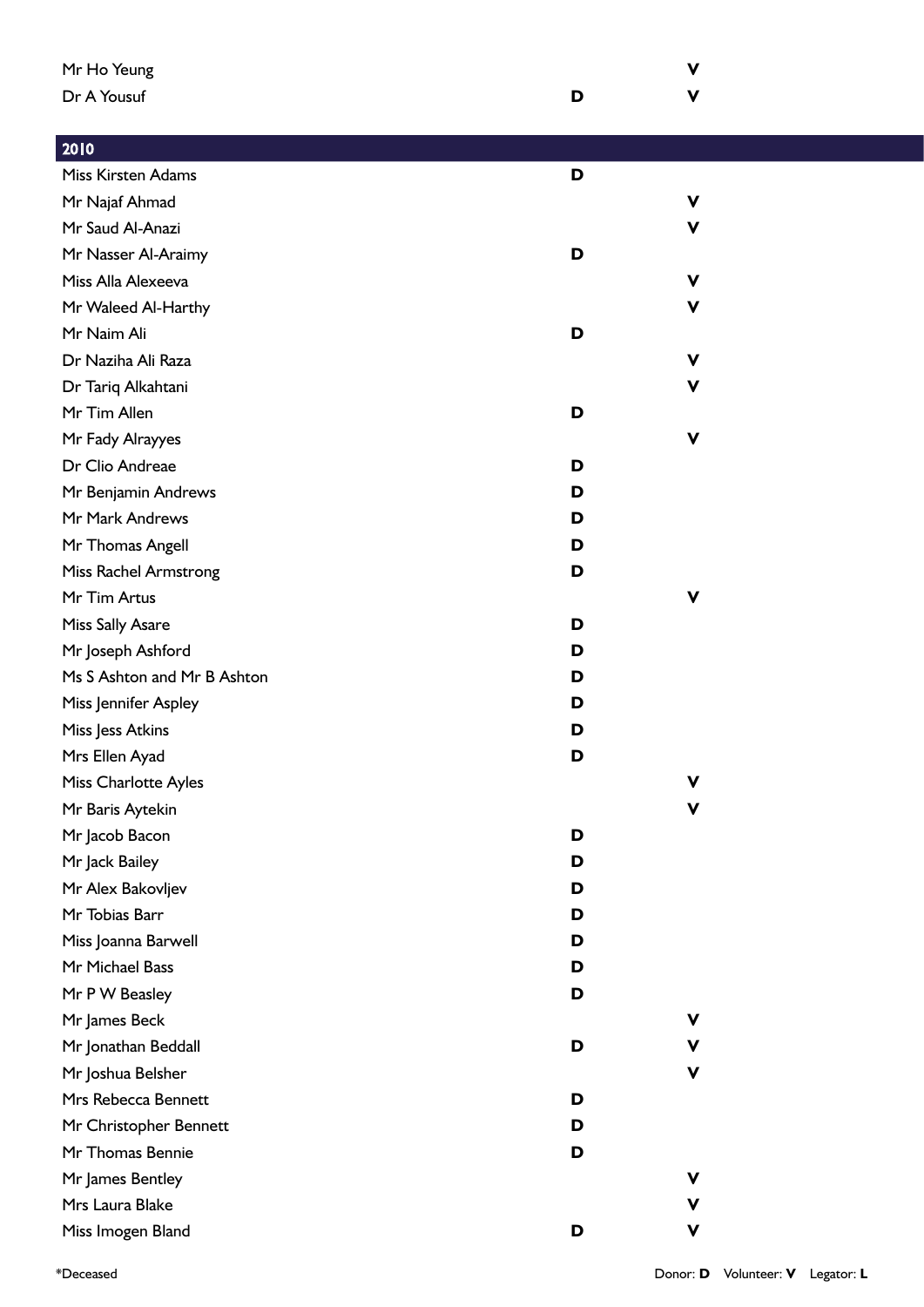| | | |
|---|---|---|
| Mr Ho Yeung | | V |
| Dr A Yousuf | D | V |

| 2010 | | |
|---|---|---|
| Miss Kirsten Adams | D | |
| Mr Najaf Ahmad | | V |
| Mr Saud Al-Anazi | | V |
| Mr Nasser Al-Araimy | D | |
| Miss Alla Alexeeva | | V |
| Mr Waleed Al-Harthy | | V |
| Mr Naim Ali | D | |
| Dr Naziha Ali Raza | | V |
| Dr Tariq Alkahtani | | V |
| Mr Tim Allen | D | |
| Mr Fady Alrayyes | | V |
| Dr Clio Andreae | D | |
| Mr Benjamin Andrews | D | |
| Mr Mark Andrews | D | |
| Mr Thomas Angell | D | |
| Miss Rachel Armstrong | D | |
| Mr Tim Artus | | V |
| Miss Sally Asare | D | |
| Mr Joseph Ashford | D | |
| Ms S Ashton and Mr B Ashton | D | |
| Miss Jennifer Aspley | D | |
| Miss Jess Atkins | D | |
| Mrs Ellen Ayad | D | |
| Miss Charlotte Ayles | | V |
| Mr Baris Aytekin | | V |
| Mr Jacob Bacon | D | |
| Mr Jack Bailey | D | |
| Mr Alex Bakovljev | D | |
| Mr Tobias Barr | D | |
| Miss Joanna Barwell | D | |
| Mr Michael Bass | D | |
| Mr P W Beasley | D | |
| Mr James Beck | | V |
| Mr Jonathan Beddall | D | V |
| Mr Joshua Belsher | | V |
| Mrs Rebecca Bennett | D | |
| Mr Christopher Bennett | D | |
| Mr Thomas Bennie | D | |
| Mr James Bentley | | V |
| Mrs Laura Blake | | V |
| Miss Imogen Bland | D | V |

*Deceased

Donor: **D** Volunteer: **V** Legator: **L**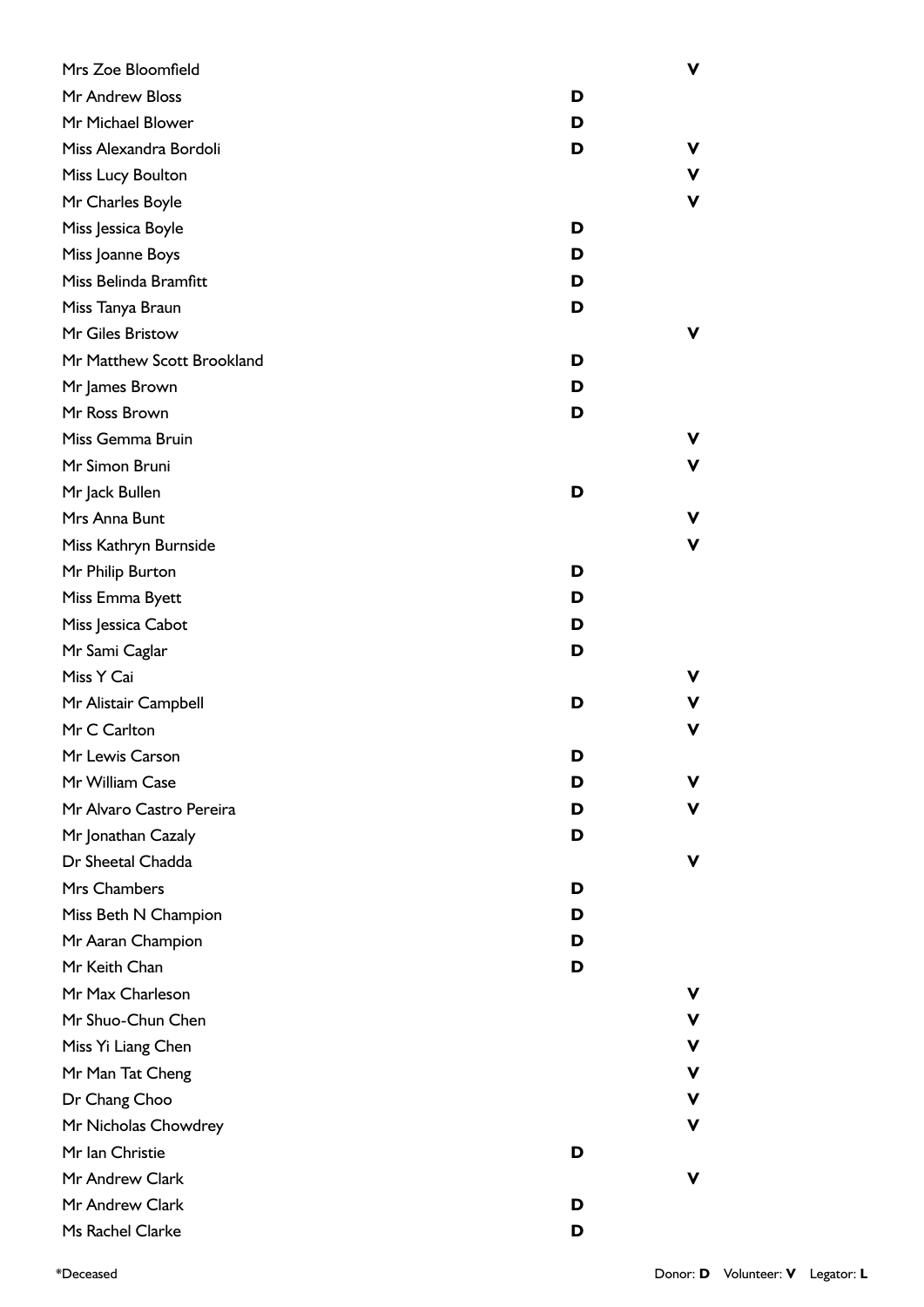| Name | Donor | Volunteer |
|---|---|---|
| Mrs Zoe Bloomfield | | **V** |
| Mr Andrew Bloss | **D** | |
| Mr Michael Blower | **D** | |
| Miss Alexandra Bordoli | **D** | **V** |
| Miss Lucy Boulton | | **V** |
| Mr Charles Boyle | | **V** |
| Miss Jessica Boyle | **D** | |
| Miss Joanne Boys | **D** | |
| Miss Belinda Bramfitt | **D** | |
| Miss Tanya Braun | **D** | |
| Mr Giles Bristow | | **V** |
| Mr Matthew Scott Brookland | **D** | |
| Mr James Brown | **D** | |
| Mr Ross Brown | **D** | |
| Miss Gemma Bruin | | **V** |
| Mr Simon Bruni | | **V** |
| Mr Jack Bullen | **D** | |
| Mrs Anna Bunt | | **V** |
| Miss Kathryn Burnside | | **V** |
| Mr Philip Burton | **D** | |
| Miss Emma Byett | **D** | |
| Miss Jessica Cabot | **D** | |
| Mr Sami Caglar | **D** | |
| Miss Y Cai | | **V** |
| Mr Alistair Campbell | **D** | **V** |
| Mr C Carlton | | **V** |
| Mr Lewis Carson | **D** | |
| Mr William Case | **D** | **V** |
| Mr Alvaro Castro Pereira | **D** | **V** |
| Mr Jonathan Cazaly | **D** | |
| Dr Sheetal Chadda | | **V** |
| Mrs Chambers | **D** | |
| Miss Beth N Champion | **D** | |
| Mr Aaran Champion | **D** | |
| Mr Keith Chan | **D** | |
| Mr Max Charleson | | **V** |
| Mr Shuo-Chun Chen | | **V** |
| Miss Yi Liang Chen | | **V** |
| Mr Man Tat Cheng | | **V** |
| Dr Chang Choo | | **V** |
| Mr Nicholas Chowdrey | | **V** |
| Mr Ian Christie | **D** | |
| Mr Andrew Clark | | **V** |
| Mr Andrew Clark | **D** | |
| Ms Rachel Clarke | **D** | |

*Deceased

Donor: **D** Volunteer: **V** Legator: **L**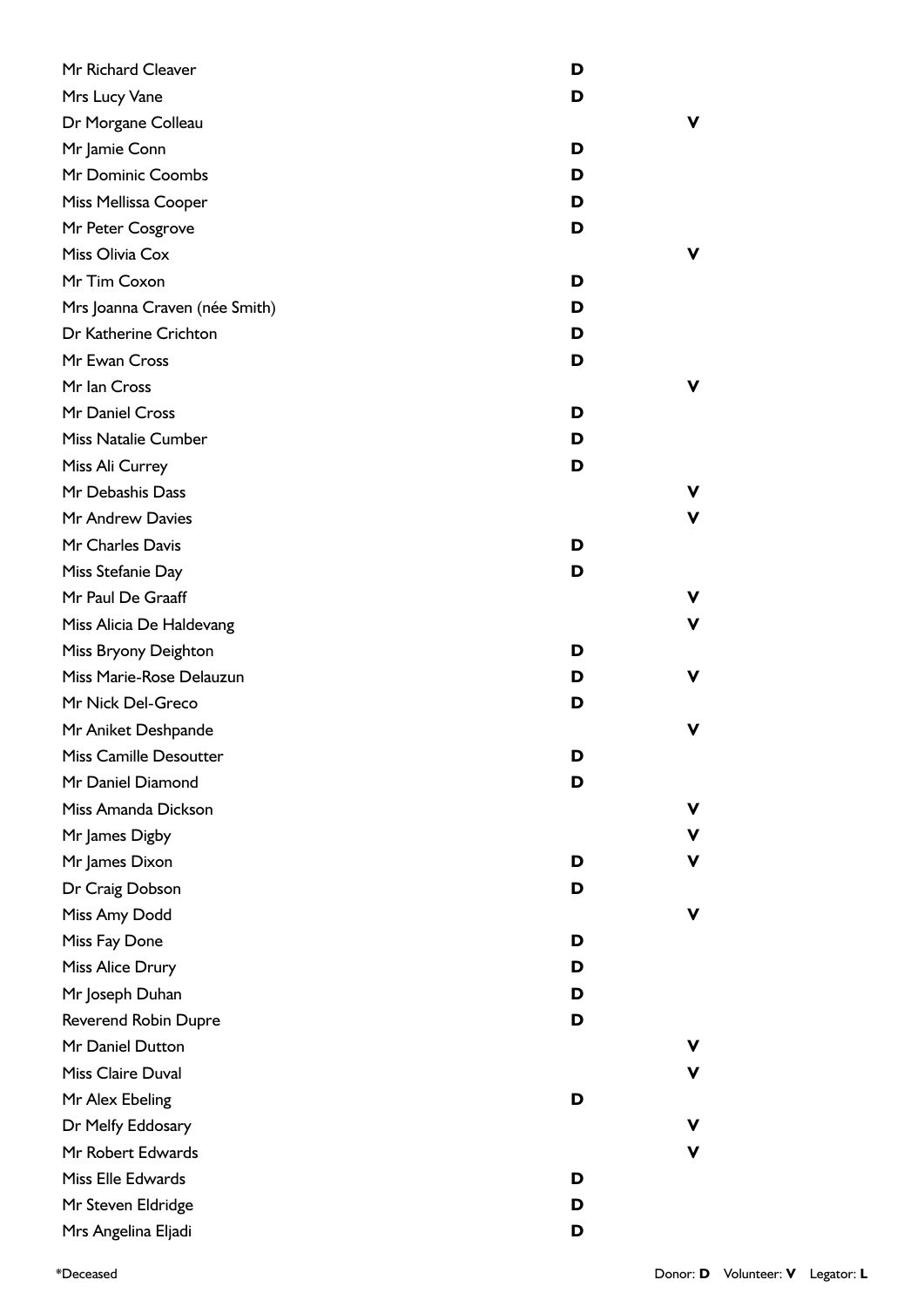| Name | Donor | Volunteer |
|---|---|---|
| Mr Richard Cleaver | **D** | |
| Mrs Lucy Vane | **D** | |
| Dr Morgane Colleau | | **V** |
| Mr Jamie Conn | **D** | |
| Mr Dominic Coombs | **D** | |
| Miss Mellissa Cooper | **D** | |
| Mr Peter Cosgrove | **D** | |
| Miss Olivia Cox | | **V** |
| Mr Tim Coxon | **D** | |
| Mrs Joanna Craven (née Smith) | **D** | |
| Dr Katherine Crichton | **D** | |
| Mr Ewan Cross | **D** | |
| Mr Ian Cross | | **V** |
| Mr Daniel Cross | **D** | |
| Miss Natalie Cumber | **D** | |
| Miss Ali Currey | **D** | |
| Mr Debashis Dass | | **V** |
| Mr Andrew Davies | | **V** |
| Mr Charles Davis | **D** | |
| Miss Stefanie Day | **D** | |
| Mr Paul De Graaff | | **V** |
| Miss Alicia De Haldevang | | **V** |
| Miss Bryony Deighton | **D** | |
| Miss Marie-Rose Delauzun | **D** | **V** |
| Mr Nick Del-Greco | **D** | |
| Mr Aniket Deshpande | | **V** |
| Miss Camille Desoutter | **D** | |
| Mr Daniel Diamond | **D** | |
| Miss Amanda Dickson | | **V** |
| Mr James Digby | | **V** |
| Mr James Dixon | **D** | **V** |
| Dr Craig Dobson | **D** | |
| Miss Amy Dodd | | **V** |
| Miss Fay Done | **D** | |
| Miss Alice Drury | **D** | |
| Mr Joseph Duhan | **D** | |
| Reverend Robin Dupre | **D** | |
| Mr Daniel Dutton | | **V** |
| Miss Claire Duval | | **V** |
| Mr Alex Ebeling | **D** | |
| Dr Melfy Eddosary | | **V** |
| Mr Robert Edwards | | **V** |
| Miss Elle Edwards | **D** | |
| Mr Steven Eldridge | **D** | |
| Mrs Angelina Eljadi | **D** | |

*Deceased

Donor: **D** Volunteer: **V** Legator: **L**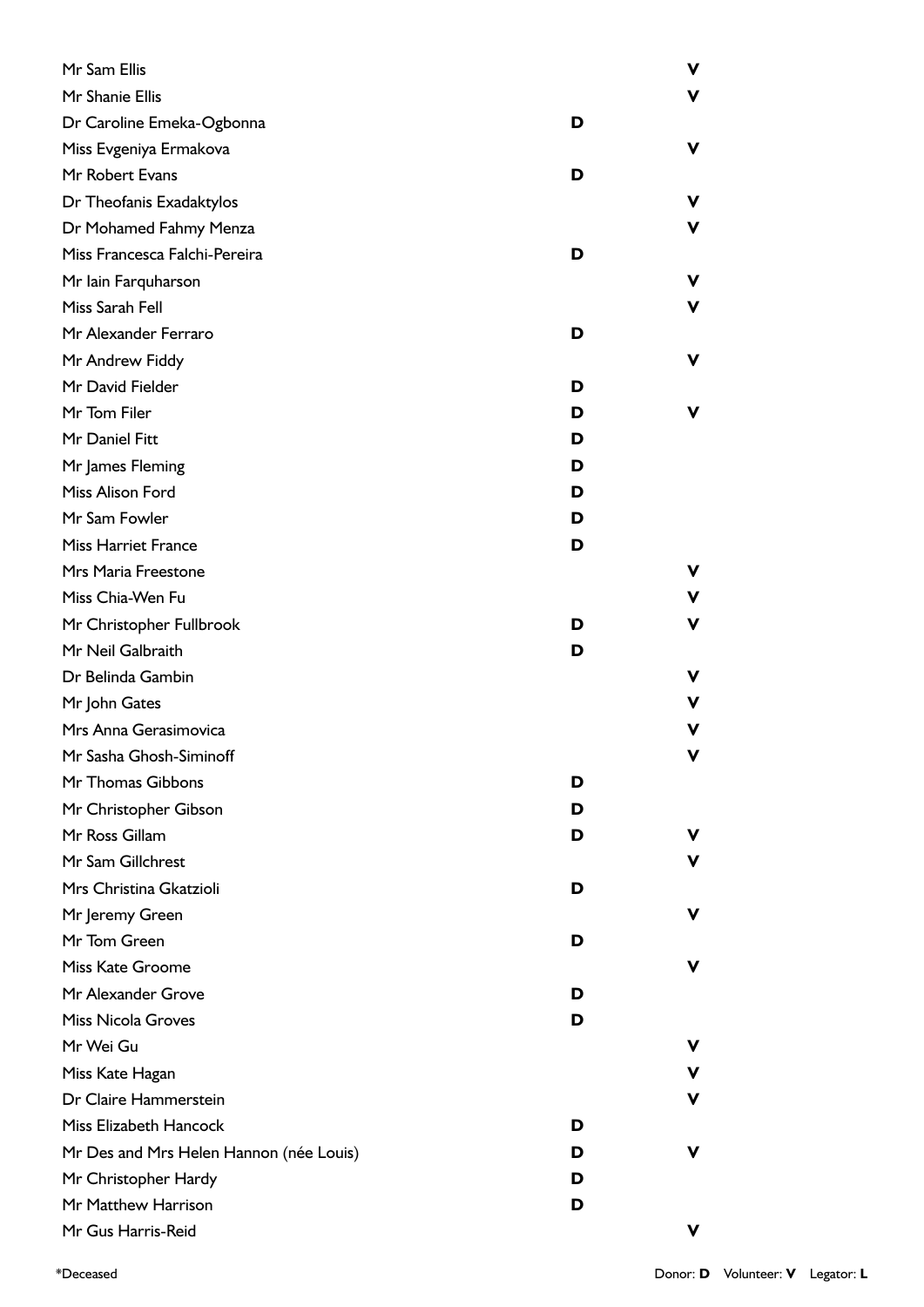| Name | Donor | Volunteer |
|---|---|---|
| Mr Sam Ellis | | **V** |
| Mr Shanie Ellis | | **V** |
| Dr Caroline Emeka-Ogbonna | **D** | |
| Miss Evgeniya Ermakova | | **V** |
| Mr Robert Evans | **D** | |
| Dr Theofanis Exadaktylos | | **V** |
| Dr Mohamed Fahmy Menza | | **V** |
| Miss Francesca Falchi-Pereira | **D** | |
| Mr Iain Farquharson | | **V** |
| Miss Sarah Fell | | **V** |
| Mr Alexander Ferraro | **D** | |
| Mr Andrew Fiddy | | **V** |
| Mr David Fielder | **D** | |
| Mr Tom Filer | **D** | **V** |
| Mr Daniel Fitt | **D** | |
| Mr James Fleming | **D** | |
| Miss Alison Ford | **D** | |
| Mr Sam Fowler | **D** | |
| Miss Harriet France | **D** | |
| Mrs Maria Freestone | | **V** |
| Miss Chia-Wen Fu | | **V** |
| Mr Christopher Fullbrook | **D** | **V** |
| Mr Neil Galbraith | **D** | |
| Dr Belinda Gambin | | **V** |
| Mr John Gates | | **V** |
| Mrs Anna Gerasimovica | | **V** |
| Mr Sasha Ghosh-Siminoff | | **V** |
| Mr Thomas Gibbons | **D** | |
| Mr Christopher Gibson | **D** | |
| Mr Ross Gillam | **D** | **V** |
| Mr Sam Gillchrest | | **V** |
| Mrs Christina Gkatzioli | **D** | |
| Mr Jeremy Green | | **V** |
| Mr Tom Green | **D** | |
| Miss Kate Groome | | **V** |
| Mr Alexander Grove | **D** | |
| Miss Nicola Groves | **D** | |
| Mr Wei Gu | | **V** |
| Miss Kate Hagan | | **V** |
| Dr Claire Hammerstein | | **V** |
| Miss Elizabeth Hancock | **D** | |
| Mr Des and Mrs Helen Hannon (née Louis) | **D** | **V** |
| Mr Christopher Hardy | **D** | |
| Mr Matthew Harrison | **D** | |
| Mr Gus Harris-Reid | | **V** |

*Deceased

Donor: **D** Volunteer: **V** Legator: **L**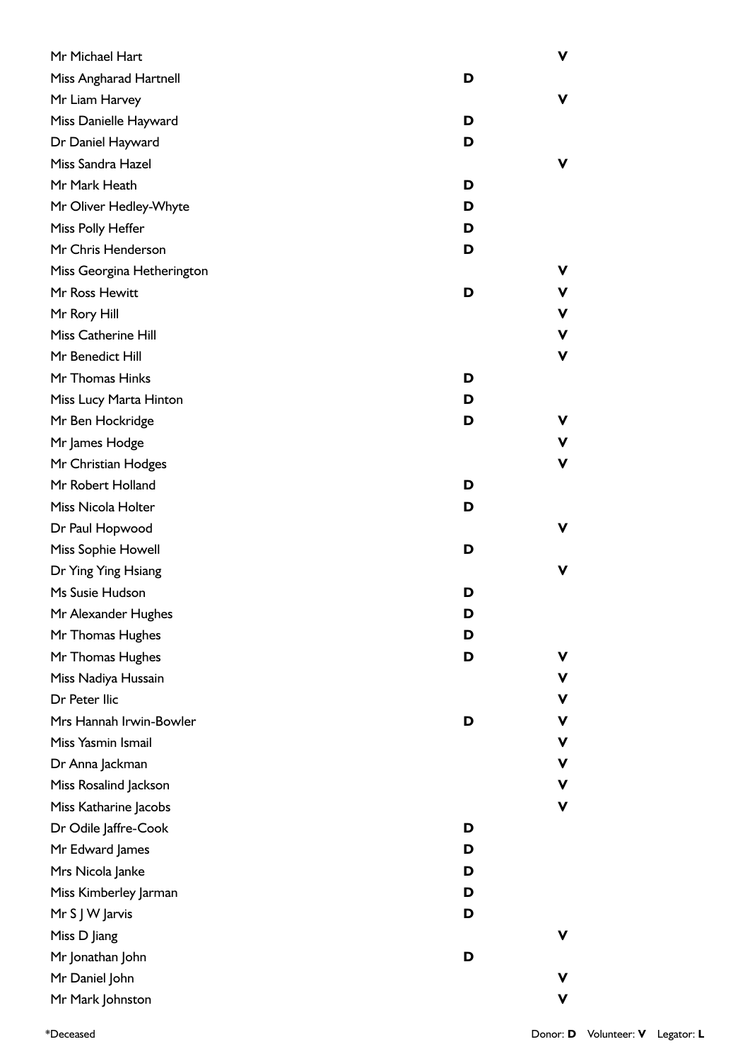| Name | Donor | Volunteer |
|---|---|---|
| Mr Michael Hart | | **V** |
| Miss Angharad Hartnell | **D** | |
| Mr Liam Harvey | | **V** |
| Miss Danielle Hayward | **D** | |
| Dr Daniel Hayward | **D** | |
| Miss Sandra Hazel | | **V** |
| Mr Mark Heath | **D** | |
| Mr Oliver Hedley-Whyte | **D** | |
| Miss Polly Heffer | **D** | |
| Mr Chris Henderson | **D** | |
| Miss Georgina Hetherington | | **V** |
| Mr Ross Hewitt | **D** | **V** |
| Mr Rory Hill | | **V** |
| Miss Catherine Hill | | **V** |
| Mr Benedict Hill | | **V** |
| Mr Thomas Hinks | **D** | |
| Miss Lucy Marta Hinton | **D** | |
| Mr Ben Hockridge | **D** | **V** |
| Mr James Hodge | | **V** |
| Mr Christian Hodges | | **V** |
| Mr Robert Holland | **D** | |
| Miss Nicola Holter | **D** | |
| Dr Paul Hopwood | | **V** |
| Miss Sophie Howell | **D** | |
| Dr Ying Ying Hsiang | | **V** |
| Ms Susie Hudson | **D** | |
| Mr Alexander Hughes | **D** | |
| Mr Thomas Hughes | **D** | |
| Mr Thomas Hughes | **D** | **V** |
| Miss Nadiya Hussain | | **V** |
| Dr Peter Ilic | | **V** |
| Mrs Hannah Irwin-Bowler | **D** | **V** |
| Miss Yasmin Ismail | | **V** |
| Dr Anna Jackman | | **V** |
| Miss Rosalind Jackson | | **V** |
| Miss Katharine Jacobs | | **V** |
| Dr Odile Jaffre-Cook | **D** | |
| Mr Edward James | **D** | |
| Mrs Nicola Janke | **D** | |
| Miss Kimberley Jarman | **D** | |
| Mr S J W Jarvis | **D** | |
| Miss D Jiang | | **V** |
| Mr Jonathan John | **D** | |
| Mr Daniel John | | **V** |
| Mr Mark Johnston | | **V** |

*Deceased

Donor: **D** Volunteer: **V** Legator: **L**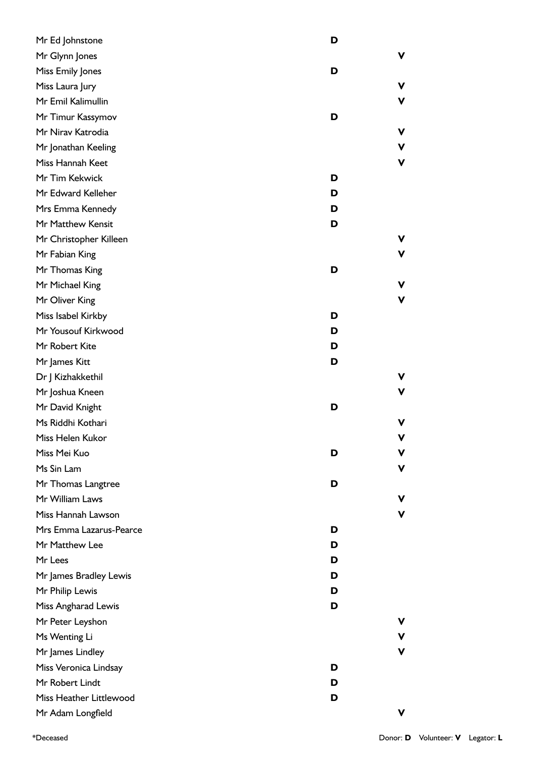| Name | Donor | Volunteer |
|---|---|---|
| Mr Ed Johnstone | D | |
| Mr Glynn Jones | | V |
| Miss Emily Jones | D | |
| Miss Laura Jury | | V |
| Mr Emil Kalimullin | | V |
| Mr Timur Kassymov | D | |
| Mr Nirav Katrodia | | V |
| Mr Jonathan Keeling | | V |
| Miss Hannah Keet | | V |
| Mr Tim Kekwick | D | |
| Mr Edward Kelleher | D | |
| Mrs Emma Kennedy | D | |
| Mr Matthew Kensit | D | |
| Mr Christopher Killeen | | V |
| Mr Fabian King | | V |
| Mr Thomas King | D | |
| Mr Michael King | | V |
| Mr Oliver King | | V |
| Miss Isabel Kirkby | D | |
| Mr Yousouf Kirkwood | D | |
| Mr Robert Kite | D | |
| Mr James Kitt | D | |
| Dr J Kizhakkethil | | V |
| Mr Joshua Kneen | | V |
| Mr David Knight | D | |
| Ms Riddhi Kothari | | V |
| Miss Helen Kukor | | V |
| Miss Mei Kuo | D | V |
| Ms Sin Lam | | V |
| Mr Thomas Langtree | D | |
| Mr William Laws | | V |
| Miss Hannah Lawson | | V |
| Mrs Emma Lazarus-Pearce | D | |
| Mr Matthew Lee | D | |
| Mr Lees | D | |
| Mr James Bradley Lewis | D | |
| Mr Philip Lewis | D | |
| Miss Angharad Lewis | D | |
| Mr Peter Leyshon | | V |
| Ms Wenting Li | | V |
| Mr James Lindley | | V |
| Miss Veronica Lindsay | D | |
| Mr Robert Lindt | D | |
| Miss Heather Littlewood | D | |
| Mr Adam Longfield | | V |

*Deceased

Donor: **D** Volunteer: **V** Legator: **L**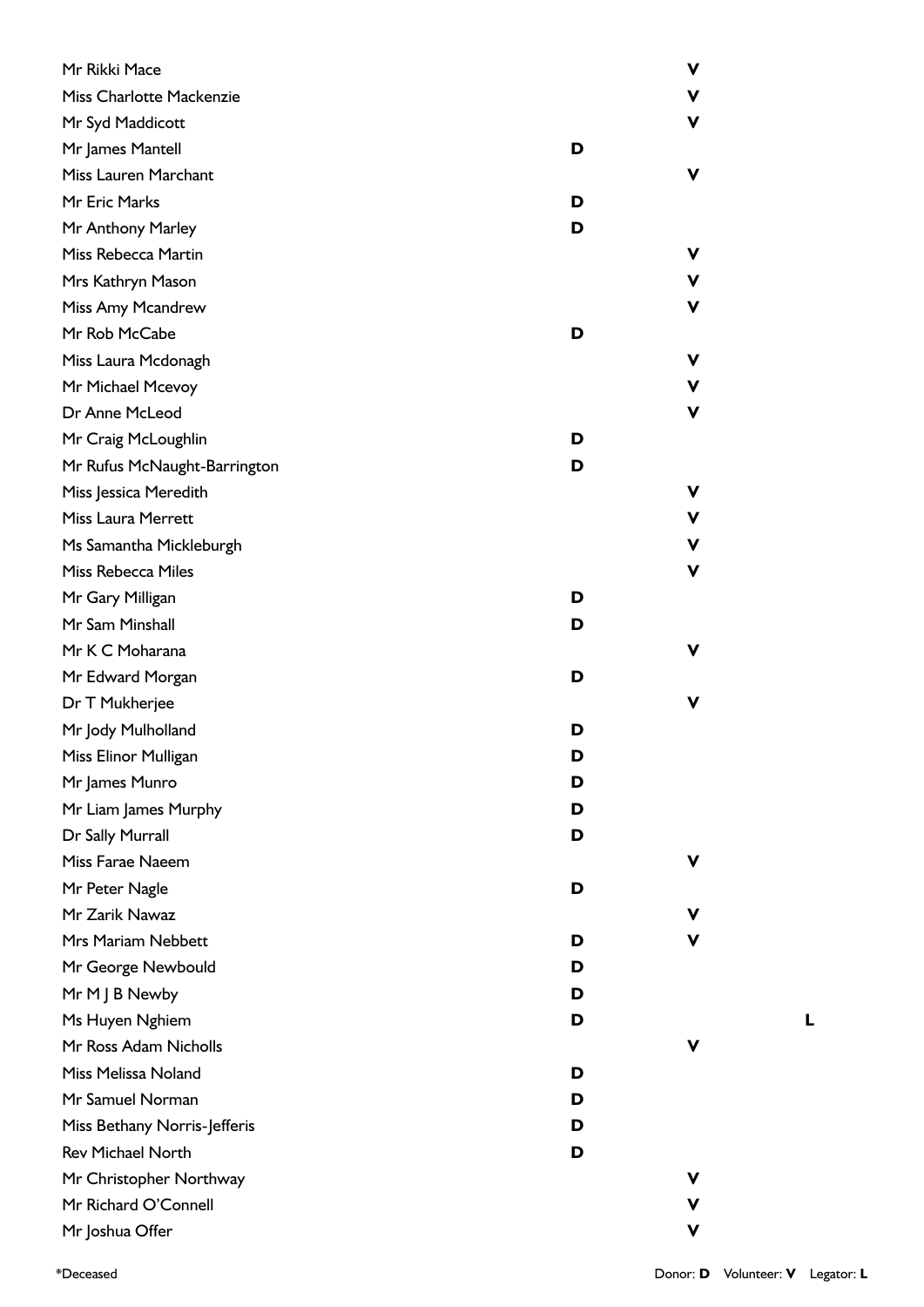| Name | Donor | Volunteer | Legator |
| --- | --- | --- | --- |
| Mr Rikki Mace | | V | |
| Miss Charlotte Mackenzie | | V | |
| Mr Syd Maddicott | | V | |
| Mr James Mantell | D | | |
| Miss Lauren Marchant | | V | |
| Mr Eric Marks | D | | |
| Mr Anthony Marley | D | | |
| Miss Rebecca Martin | | V | |
| Mrs Kathryn Mason | | V | |
| Miss Amy Mcandrew | | V | |
| Mr Rob McCabe | D | | |
| Miss Laura Mcdonagh | | V | |
| Mr Michael Mcevoy | | V | |
| Dr Anne McLeod | | V | |
| Mr Craig McLoughlin | D | | |
| Mr Rufus McNaught-Barrington | D | | |
| Miss Jessica Meredith | | V | |
| Miss Laura Merrett | | V | |
| Ms Samantha Mickleburgh | | V | |
| Miss Rebecca Miles | | V | |
| Mr Gary Milligan | D | | |
| Mr Sam Minshall | D | | |
| Mr K C Moharana | | V | |
| Mr Edward Morgan | D | | |
| Dr T Mukherjee | | V | |
| Mr Jody Mulholland | D | | |
| Miss Elinor Mulligan | D | | |
| Mr James Munro | D | | |
| Mr Liam James Murphy | D | | |
| Dr Sally Murrall | D | | |
| Miss Farae Naeem | | V | |
| Mr Peter Nagle | D | | |
| Mr Zarik Nawaz | | V | |
| Mrs Mariam Nebbett | D | V | |
| Mr George Newbould | D | | |
| Mr M J B Newby | D | | |
| Ms Huyen Nghiem | D | | L |
| Mr Ross Adam Nicholls | | V | |
| Miss Melissa Noland | D | | |
| Mr Samuel Norman | D | | |
| Miss Bethany Norris-Jefferis | D | | |
| Rev Michael North | D | | |
| Mr Christopher Northway | | V | |
| Mr Richard O'Connell | | V | |
| Mr Joshua Offer | | V | |

*Deceased

Donor: **D** Volunteer: **V** Legator: **L**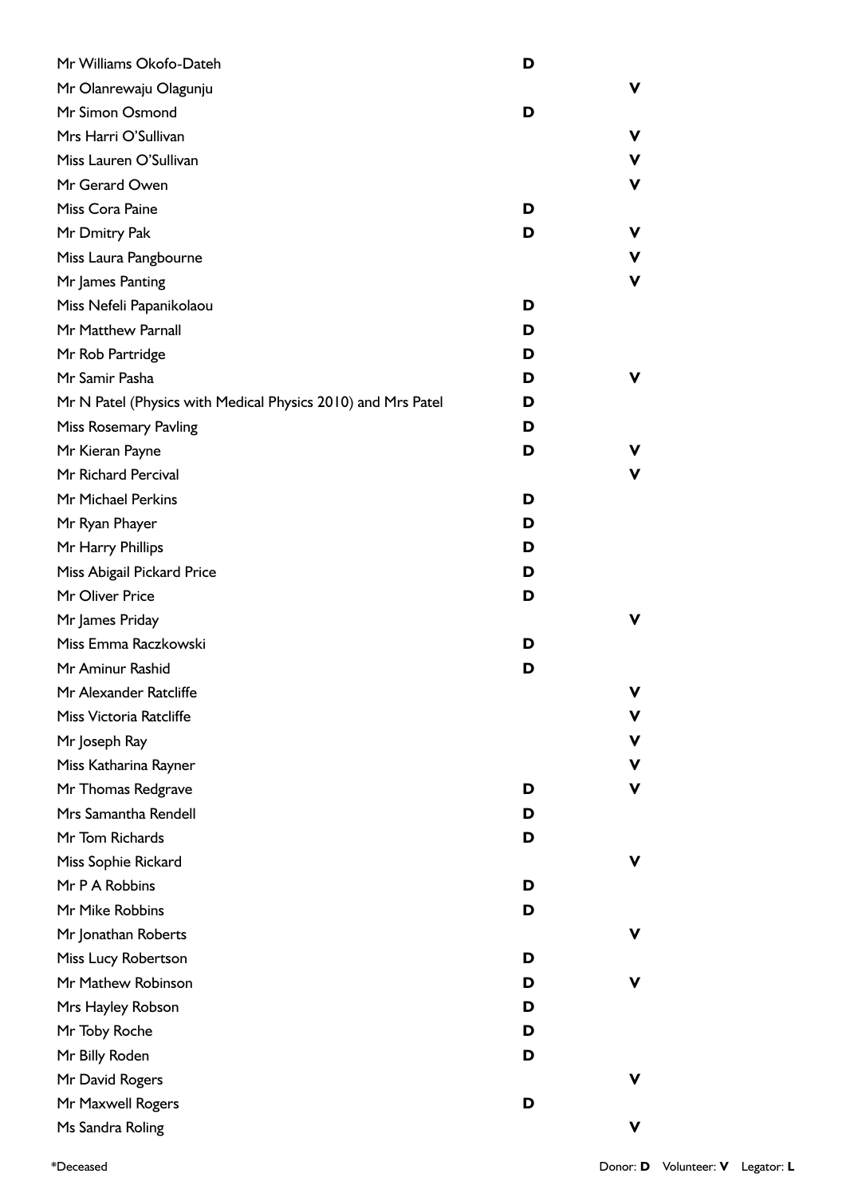| Name | Donor | Volunteer |
|---|---|---|
| Mr Williams Okofo-Dateh | D | |
| Mr Olanrewaju Olagunju | | V |
| Mr Simon Osmond | D | |
| Mrs Harri O'Sullivan | | V |
| Miss Lauren O'Sullivan | | V |
| Mr Gerard Owen | | V |
| Miss Cora Paine | D | |
| Mr Dmitry Pak | D | V |
| Miss Laura Pangbourne | | V |
| Mr James Panting | | V |
| Miss Nefeli Papanikolaou | D | |
| Mr Matthew Parnall | D | |
| Mr Rob Partridge | D | |
| Mr Samir Pasha | D | V |
| Mr N Patel (Physics with Medical Physics 2010) and Mrs Patel | D | |
| Miss Rosemary Pavling | D | |
| Mr Kieran Payne | D | V |
| Mr Richard Percival | | V |
| Mr Michael Perkins | D | |
| Mr Ryan Phayer | D | |
| Mr Harry Phillips | D | |
| Miss Abigail Pickard Price | D | |
| Mr Oliver Price | D | |
| Mr James Priday | | V |
| Miss Emma Raczkowski | D | |
| Mr Aminur Rashid | D | |
| Mr Alexander Ratcliffe | | V |
| Miss Victoria Ratcliffe | | V |
| Mr Joseph Ray | | V |
| Miss Katharina Rayner | | V |
| Mr Thomas Redgrave | D | V |
| Mrs Samantha Rendell | D | |
| Mr Tom Richards | D | |
| Miss Sophie Rickard | | V |
| Mr P A Robbins | D | |
| Mr Mike Robbins | D | |
| Mr Jonathan Roberts | | V |
| Miss Lucy Robertson | D | |
| Mr Mathew Robinson | D | V |
| Mrs Hayley Robson | D | |
| Mr Toby Roche | D | |
| Mr Billy Roden | D | |
| Mr David Rogers | | V |
| Mr Maxwell Rogers | D | |
| Ms Sandra Roling | | V |

*Deceased

Donor: **D** Volunteer: **V** Legator: **L**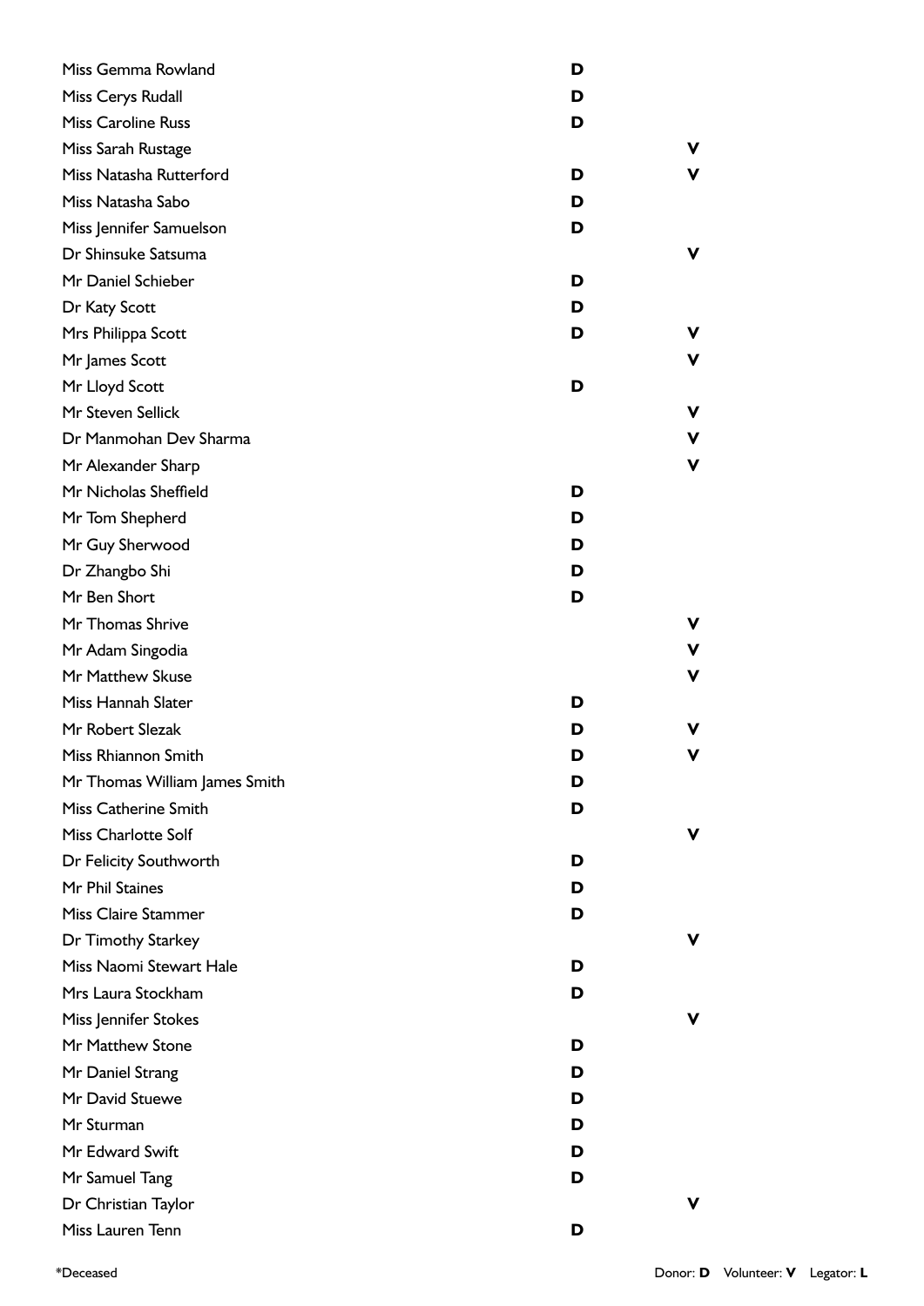| Name | Donor | Volunteer |
|---|---|---|
| Miss Gemma Rowland | **D** | |
| Miss Cerys Rudall | **D** | |
| Miss Caroline Russ | **D** | |
| Miss Sarah Rustage | | **V** |
| Miss Natasha Rutterford | **D** | **V** |
| Miss Natasha Sabo | **D** | |
| Miss Jennifer Samuelson | **D** | |
| Dr Shinsuke Satsuma | | **V** |
| Mr Daniel Schieber | **D** | |
| Dr Katy Scott | **D** | |
| Mrs Philippa Scott | **D** | **V** |
| Mr James Scott | | **V** |
| Mr Lloyd Scott | **D** | |
| Mr Steven Sellick | | **V** |
| Dr Manmohan Dev Sharma | | **V** |
| Mr Alexander Sharp | | **V** |
| Mr Nicholas Sheffield | **D** | |
| Mr Tom Shepherd | **D** | |
| Mr Guy Sherwood | **D** | |
| Dr Zhangbo Shi | **D** | |
| Mr Ben Short | **D** | |
| Mr Thomas Shrive | | **V** |
| Mr Adam Singodia | | **V** |
| Mr Matthew Skuse | | **V** |
| Miss Hannah Slater | **D** | |
| Mr Robert Slezak | **D** | **V** |
| Miss Rhiannon Smith | **D** | **V** |
| Mr Thomas William James Smith | **D** | |
| Miss Catherine Smith | **D** | |
| Miss Charlotte Solf | | **V** |
| Dr Felicity Southworth | **D** | |
| Mr Phil Staines | **D** | |
| Miss Claire Stammer | **D** | |
| Dr Timothy Starkey | | **V** |
| Miss Naomi Stewart Hale | **D** | |
| Mrs Laura Stockham | **D** | |
| Miss Jennifer Stokes | | **V** |
| Mr Matthew Stone | **D** | |
| Mr Daniel Strang | **D** | |
| Mr David Stuewe | **D** | |
| Mr Sturman | **D** | |
| Mr Edward Swift | **D** | |
| Mr Samuel Tang | **D** | |
| Dr Christian Taylor | | **V** |
| Miss Lauren Tenn | **D** | |

*Deceased

Donor: **D** Volunteer: **V** Legator: **L**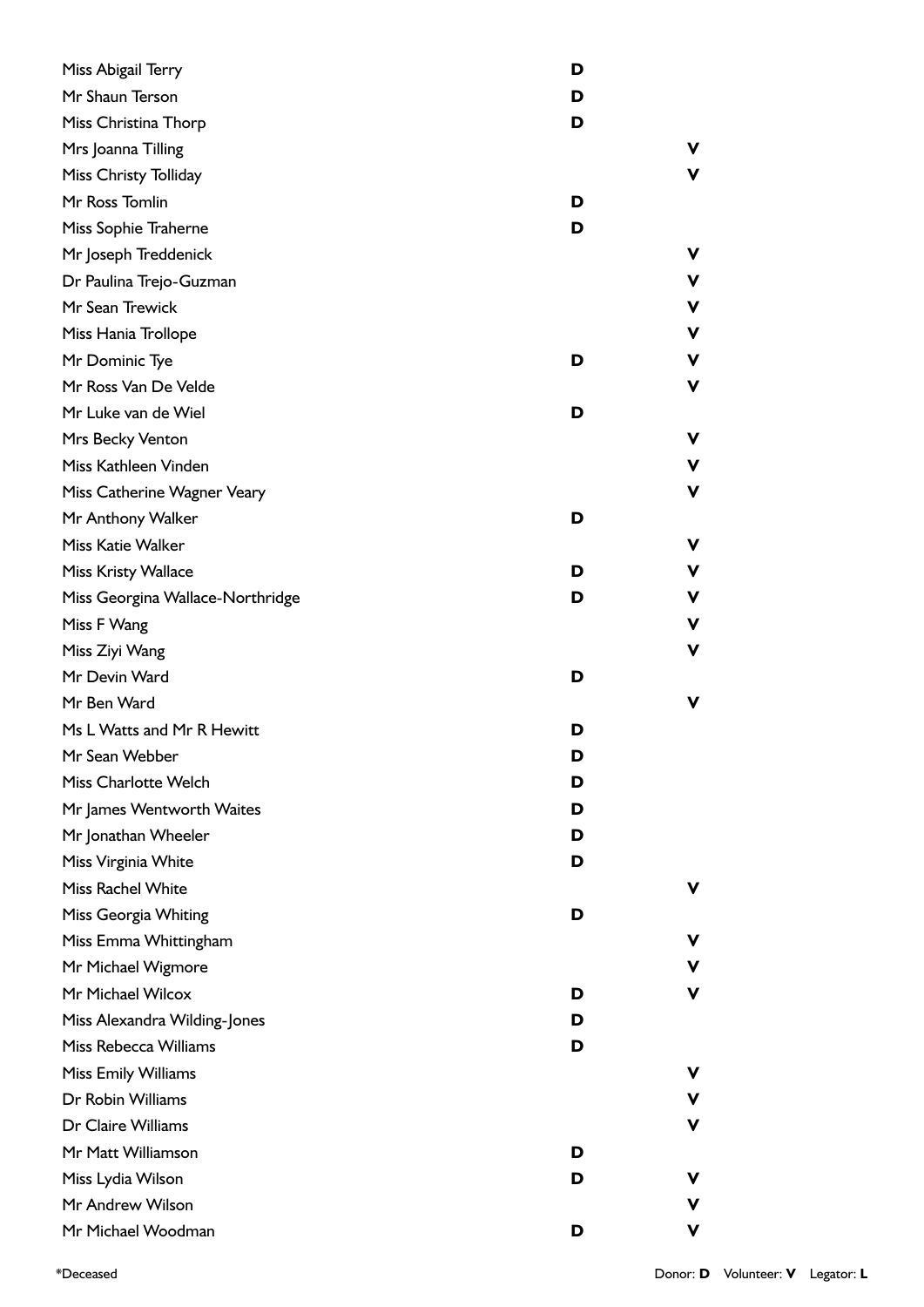| Name | Donor | Volunteer |
|---|---|---|
| Miss Abigail Terry | D | |
| Mr Shaun Terson | D | |
| Miss Christina Thorp | D | |
| Mrs Joanna Tilling | | V |
| Miss Christy Tolliday | | V |
| Mr Ross Tomlin | D | |
| Miss Sophie Traherne | D | |
| Mr Joseph Treddenick | | V |
| Dr Paulina Trejo-Guzman | | V |
| Mr Sean Trewick | | V |
| Miss Hania Trollope | | V |
| Mr Dominic Tye | D | V |
| Mr Ross Van De Velde | | V |
| Mr Luke van de Wiel | D | |
| Mrs Becky Venton | | V |
| Miss Kathleen Vinden | | V |
| Miss Catherine Wagner Veary | | V |
| Mr Anthony Walker | D | |
| Miss Katie Walker | | V |
| Miss Kristy Wallace | D | V |
| Miss Georgina Wallace-Northridge | D | V |
| Miss F Wang | | V |
| Miss Ziyi Wang | | V |
| Mr Devin Ward | D | |
| Mr Ben Ward | | V |
| Ms L Watts and Mr R Hewitt | D | |
| Mr Sean Webber | D | |
| Miss Charlotte Welch | D | |
| Mr James Wentworth Waites | D | |
| Mr Jonathan Wheeler | D | |
| Miss Virginia White | D | |
| Miss Rachel White | | V |
| Miss Georgia Whiting | D | |
| Miss Emma Whittingham | | V |
| Mr Michael Wigmore | | V |
| Mr Michael Wilcox | D | V |
| Miss Alexandra Wilding-Jones | D | |
| Miss Rebecca Williams | D | |
| Miss Emily Williams | | V |
| Dr Robin Williams | | V |
| Dr Claire Williams | | V |
| Mr Matt Williamson | D | |
| Miss Lydia Wilson | D | V |
| Mr Andrew Wilson | | V |
| Mr Michael Woodman | D | V |

*Deceased

Donor: **D** Volunteer: **V** Legator: **L**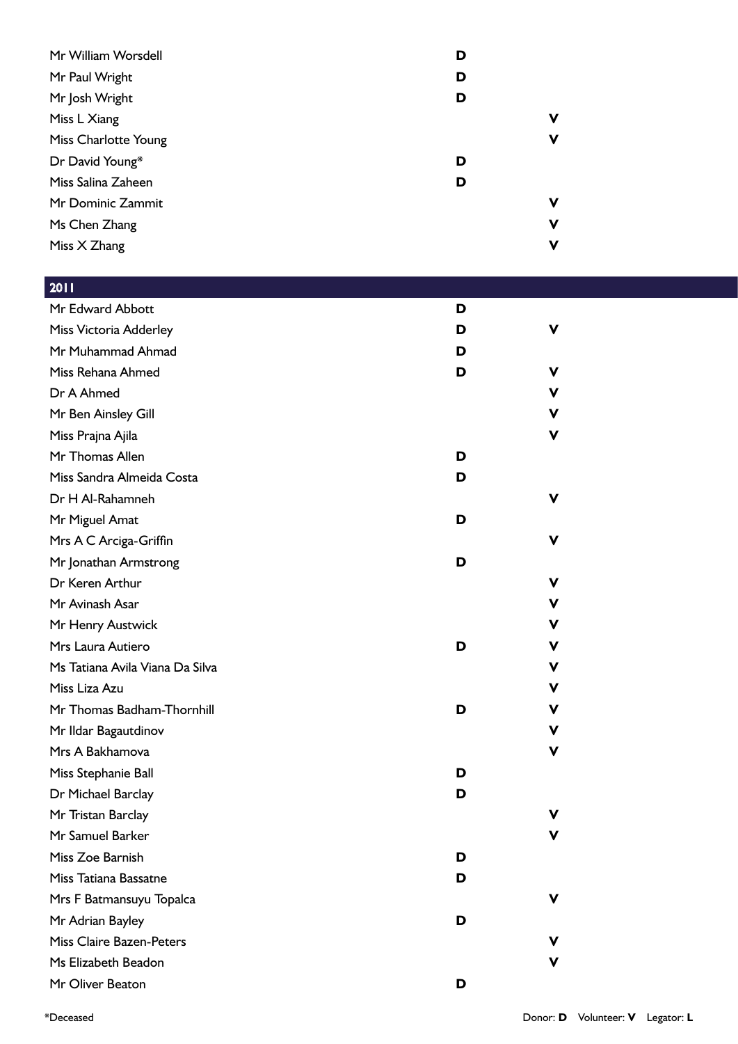| Name | Donor | Volunteer |
|---|---|---|
| Mr William Worsdell | D | |
| Mr Paul Wright | D | |
| Mr Josh Wright | D | |
| Miss L Xiang | | V |
| Miss Charlotte Young | | V |
| Dr David Young* | D | |
| Miss Salina Zaheen | D | |
| Mr Dominic Zammit | | V |
| Ms Chen Zhang | | V |
| Miss X Zhang | | V |

## 2011

| Name | Donor | Volunteer |
|---|---|---|
| Mr Edward Abbott | D | |
| Miss Victoria Adderley | D | V |
| Mr Muhammad Ahmad | D | |
| Miss Rehana Ahmed | D | V |
| Dr A Ahmed | | V |
| Mr Ben Ainsley Gill | | V |
| Miss Prajna Ajila | | V |
| Mr Thomas Allen | D | |
| Miss Sandra Almeida Costa | D | |
| Dr H Al-Rahamneh | | V |
| Mr Miguel Amat | D | |
| Mrs A C Arciga-Griffin | | V |
| Mr Jonathan Armstrong | D | |
| Dr Keren Arthur | | V |
| Mr Avinash Asar | | V |
| Mr Henry Austwick | | V |
| Mrs Laura Autiero | D | V |
| Ms Tatiana Avila Viana Da Silva | | V |
| Miss Liza Azu | | V |
| Mr Thomas Badham-Thornhill | D | V |
| Mr Ildar Bagautdinov | | V |
| Mrs A Bakhamova | | V |
| Miss Stephanie Ball | D | |
| Dr Michael Barclay | D | |
| Mr Tristan Barclay | | V |
| Mr Samuel Barker | | V |
| Miss Zoe Barnish | D | |
| Miss Tatiana Bassatne | D | |
| Mrs F Batmansuyu Topalca | | V |
| Mr Adrian Bayley | D | |
| Miss Claire Bazen-Peters | | V |
| Ms Elizabeth Beadon | | V |
| Mr Oliver Beaton | D | |

*Deceased

Donor: **D** Volunteer: **V** Legator: **L**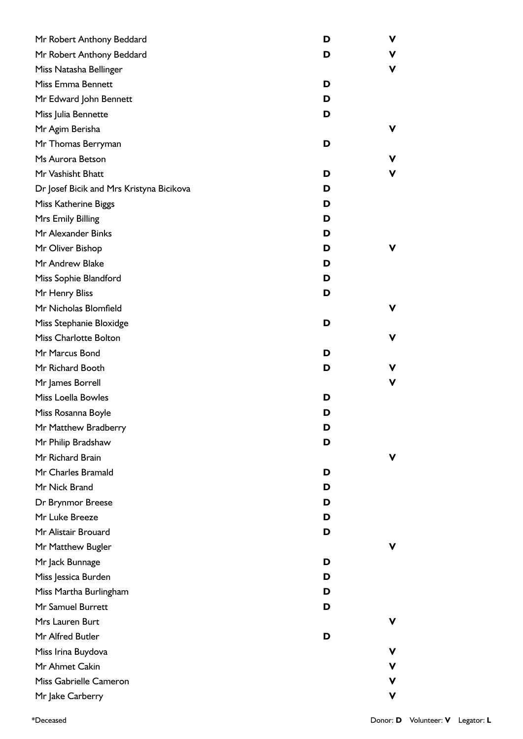| Name | Donor | Volunteer |
|---|---|---|
| Mr Robert Anthony Beddard | D | V |
| Mr Robert Anthony Beddard | D | V |
| Miss Natasha Bellinger | | V |
| Miss Emma Bennett | D | |
| Mr Edward John Bennett | D | |
| Miss Julia Bennette | D | |
| Mr Agim Berisha | | V |
| Mr Thomas Berryman | D | |
| Ms Aurora Betson | | V |
| Mr Vashisht Bhatt | D | V |
| Dr Josef Bicik and Mrs Kristyna Bicikova | D | |
| Miss Katherine Biggs | D | |
| Mrs Emily Billing | D | |
| Mr Alexander Binks | D | |
| Mr Oliver Bishop | D | V |
| Mr Andrew Blake | D | |
| Miss Sophie Blandford | D | |
| Mr Henry Bliss | D | |
| Mr Nicholas Blomfield | | V |
| Miss Stephanie Bloxidge | D | |
| Miss Charlotte Bolton | | V |
| Mr Marcus Bond | D | |
| Mr Richard Booth | D | V |
| Mr James Borrell | | V |
| Miss Loella Bowles | D | |
| Miss Rosanna Boyle | D | |
| Mr Matthew Bradberry | D | |
| Mr Philip Bradshaw | D | |
| Mr Richard Brain | | V |
| Mr Charles Bramald | D | |
| Mr Nick Brand | D | |
| Dr Brynmor Breese | D | |
| Mr Luke Breeze | D | |
| Mr Alistair Brouard | D | |
| Mr Matthew Bugler | | V |
| Mr Jack Bunnage | D | |
| Miss Jessica Burden | D | |
| Miss Martha Burlingham | D | |
| Mr Samuel Burrett | D | |
| Mrs Lauren Burt | | V |
| Mr Alfred Butler | D | |
| Miss Irina Buydova | | V |
| Mr Ahmet Cakin | | V |
| Miss Gabrielle Cameron | | V |
| Mr Jake Carberry | | V |

*Deceased

Donor: **D** Volunteer: **V** Legator: **L**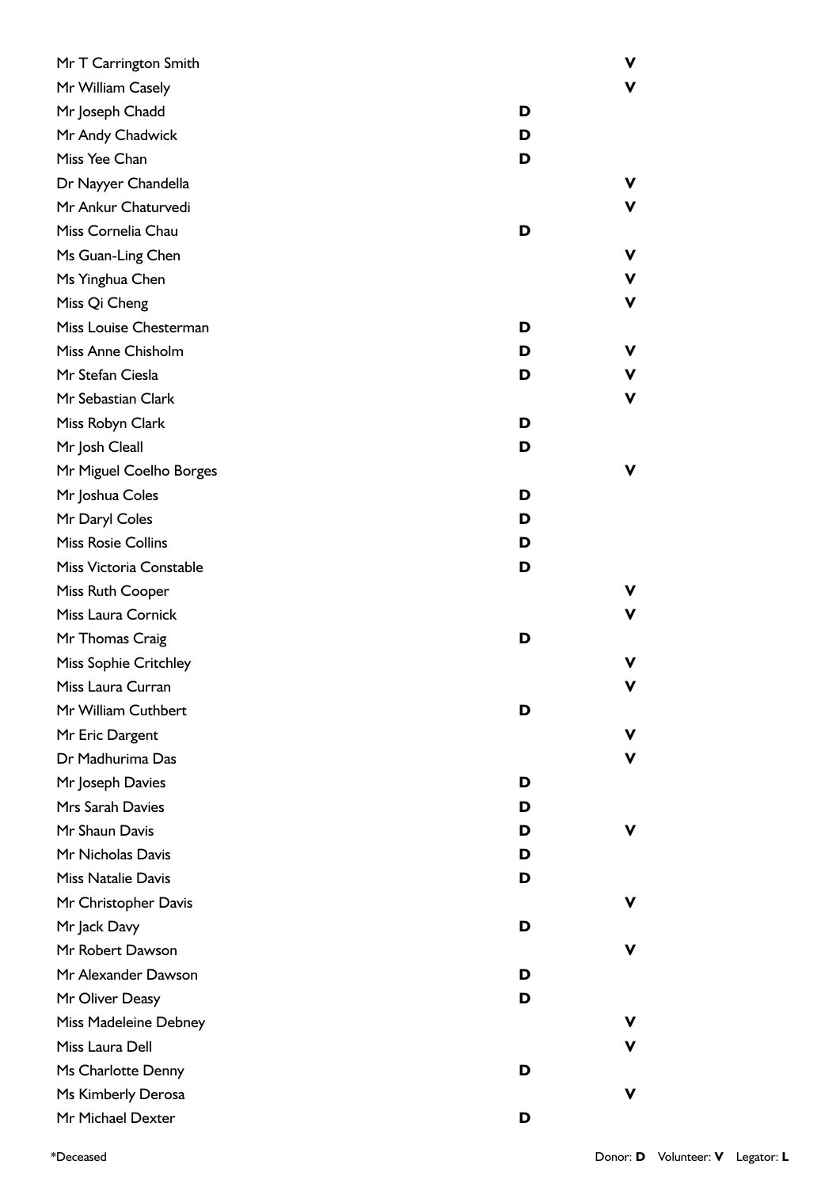| Name | Donor | Volunteer |
|---|---|---|
| Mr T Carrington Smith | | **V** |
| Mr William Casely | | **V** |
| Mr Joseph Chadd | **D** | |
| Mr Andy Chadwick | **D** | |
| Miss Yee Chan | **D** | |
| Dr Nayyer Chandella | | **V** |
| Mr Ankur Chaturvedi | | **V** |
| Miss Cornelia Chau | **D** | |
| Ms Guan-Ling Chen | | **V** |
| Ms Yinghua Chen | | **V** |
| Miss Qi Cheng | | **V** |
| Miss Louise Chesterman | **D** | |
| Miss Anne Chisholm | **D** | **V** |
| Mr Stefan Ciesla | **D** | **V** |
| Mr Sebastian Clark | | **V** |
| Miss Robyn Clark | **D** | |
| Mr Josh Cleall | **D** | |
| Mr Miguel Coelho Borges | | **V** |
| Mr Joshua Coles | **D** | |
| Mr Daryl Coles | **D** | |
| Miss Rosie Collins | **D** | |
| Miss Victoria Constable | **D** | |
| Miss Ruth Cooper | | **V** |
| Miss Laura Cornick | | **V** |
| Mr Thomas Craig | **D** | |
| Miss Sophie Critchley | | **V** |
| Miss Laura Curran | | **V** |
| Mr William Cuthbert | **D** | |
| Mr Eric Dargent | | **V** |
| Dr Madhurima Das | | **V** |
| Mr Joseph Davies | **D** | |
| Mrs Sarah Davies | **D** | |
| Mr Shaun Davis | **D** | **V** |
| Mr Nicholas Davis | **D** | |
| Miss Natalie Davis | **D** | |
| Mr Christopher Davis | | **V** |
| Mr Jack Davy | **D** | |
| Mr Robert Dawson | | **V** |
| Mr Alexander Dawson | **D** | |
| Mr Oliver Deasy | **D** | |
| Miss Madeleine Debney | | **V** |
| Miss Laura Dell | | **V** |
| Ms Charlotte Denny | **D** | |
| Ms Kimberly Derosa | | **V** |
| Mr Michael Dexter | **D** | |

*Deceased

Donor: **D** Volunteer: **V** Legator: **L**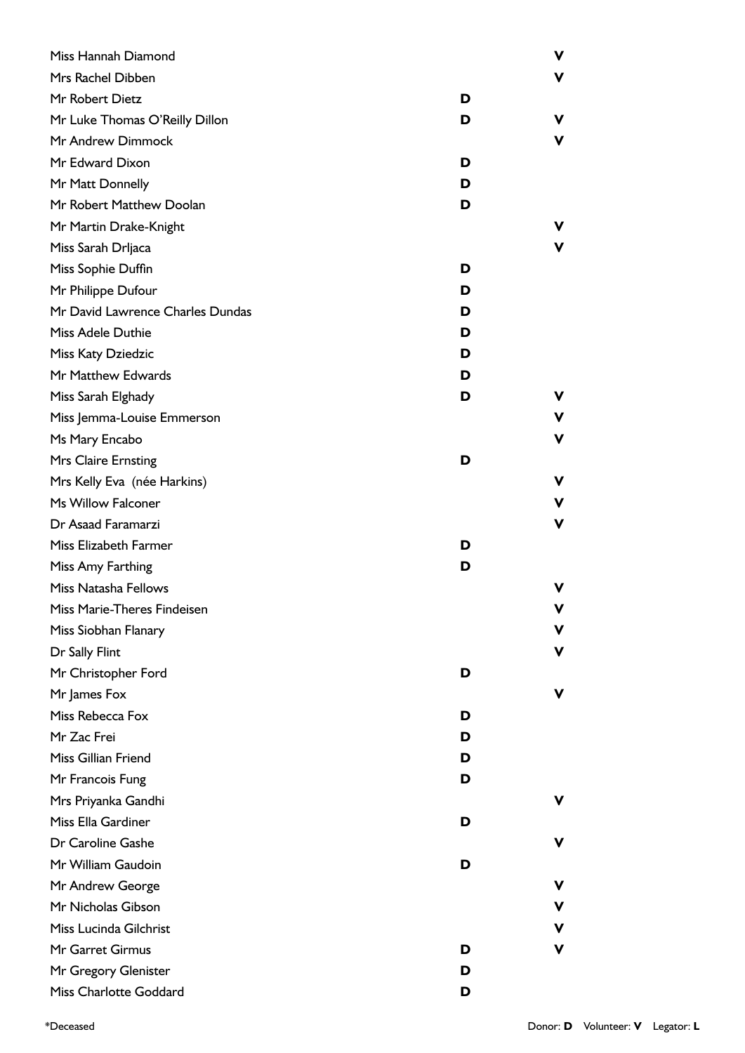| Name | Donor | Volunteer |
|---|---|---|
| Miss Hannah Diamond | | V |
| Mrs Rachel Dibben | | V |
| Mr Robert Dietz | D | |
| Mr Luke Thomas O'Reilly Dillon | D | V |
| Mr Andrew Dimmock | | V |
| Mr Edward Dixon | D | |
| Mr Matt Donnelly | D | |
| Mr Robert Matthew Doolan | D | |
| Mr Martin Drake-Knight | | V |
| Miss Sarah Drljaca | | V |
| Miss Sophie Duffin | D | |
| Mr Philippe Dufour | D | |
| Mr David Lawrence Charles Dundas | D | |
| Miss Adele Duthie | D | |
| Miss Katy Dziedzic | D | |
| Mr Matthew Edwards | D | |
| Miss Sarah Elghady | D | V |
| Miss Jemma-Louise Emmerson | | V |
| Ms Mary Encabo | | V |
| Mrs Claire Ernsting | D | |
| Mrs Kelly Eva (née Harkins) | | V |
| Ms Willow Falconer | | V |
| Dr Asaad Faramarzi | | V |
| Miss Elizabeth Farmer | D | |
| Miss Amy Farthing | D | |
| Miss Natasha Fellows | | V |
| Miss Marie-Theres Findeisen | | V |
| Miss Siobhan Flanary | | V |
| Dr Sally Flint | | V |
| Mr Christopher Ford | D | |
| Mr James Fox | | V |
| Miss Rebecca Fox | D | |
| Mr Zac Frei | D | |
| Miss Gillian Friend | D | |
| Mr Francois Fung | D | |
| Mrs Priyanka Gandhi | | V |
| Miss Ella Gardiner | D | |
| Dr Caroline Gashe | | V |
| Mr William Gaudoin | D | |
| Mr Andrew George | | V |
| Mr Nicholas Gibson | | V |
| Miss Lucinda Gilchrist | | V |
| Mr Garret Girmus | D | V |
| Mr Gregory Glenister | D | |
| Miss Charlotte Goddard | D | |

*Deceased

Donor: **D** Volunteer: **V** Legator: **L**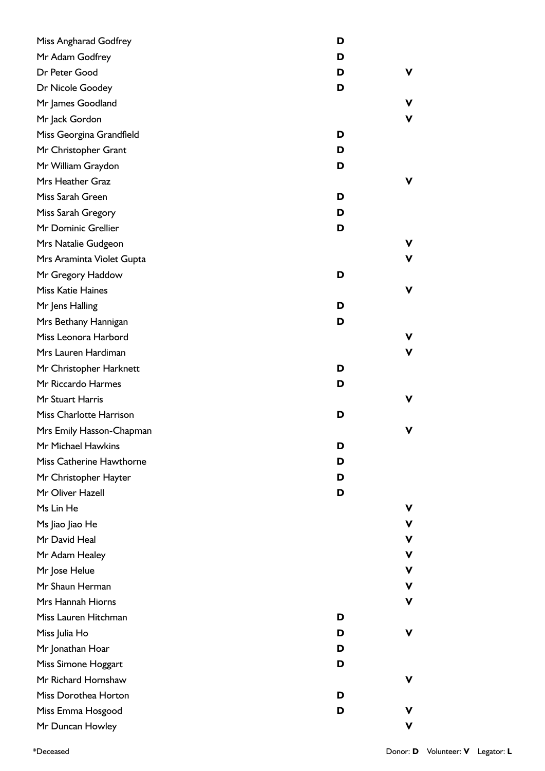| Name | Donor | Volunteer |
|---|---|---|
| Miss Angharad Godfrey | D | |
| Mr Adam Godfrey | D | |
| Dr Peter Good | D | V |
| Dr Nicole Goodey | D | |
| Mr James Goodland | | V |
| Mr Jack Gordon | | V |
| Miss Georgina Grandfield | D | |
| Mr Christopher Grant | D | |
| Mr William Graydon | D | |
| Mrs Heather Graz | | V |
| Miss Sarah Green | D | |
| Miss Sarah Gregory | D | |
| Mr Dominic Grellier | D | |
| Mrs Natalie Gudgeon | | V |
| Mrs Araminta Violet Gupta | | V |
| Mr Gregory Haddow | D | |
| Miss Katie Haines | | V |
| Mr Jens Halling | D | |
| Mrs Bethany Hannigan | D | |
| Miss Leonora Harbord | | V |
| Mrs Lauren Hardiman | | V |
| Mr Christopher Harknett | D | |
| Mr Riccardo Harmes | D | |
| Mr Stuart Harris | | V |
| Miss Charlotte Harrison | D | |
| Mrs Emily Hasson-Chapman | | V |
| Mr Michael Hawkins | D | |
| Miss Catherine Hawthorne | D | |
| Mr Christopher Hayter | D | |
| Mr Oliver Hazell | D | |
| Ms Lin He | | V |
| Ms Jiao Jiao He | | V |
| Mr David Heal | | V |
| Mr Adam Healey | | V |
| Mr Jose Helue | | V |
| Mr Shaun Herman | | V |
| Mrs Hannah Hiorns | | V |
| Miss Lauren Hitchman | D | |
| Miss Julia Ho | D | V |
| Mr Jonathan Hoar | D | |
| Miss Simone Hoggart | D | |
| Mr Richard Hornshaw | | V |
| Miss Dorothea Horton | D | |
| Miss Emma Hosgood | D | V |
| Mr Duncan Howley | | V |

*Deceased

Donor: **D** Volunteer: **V** Legator: **L**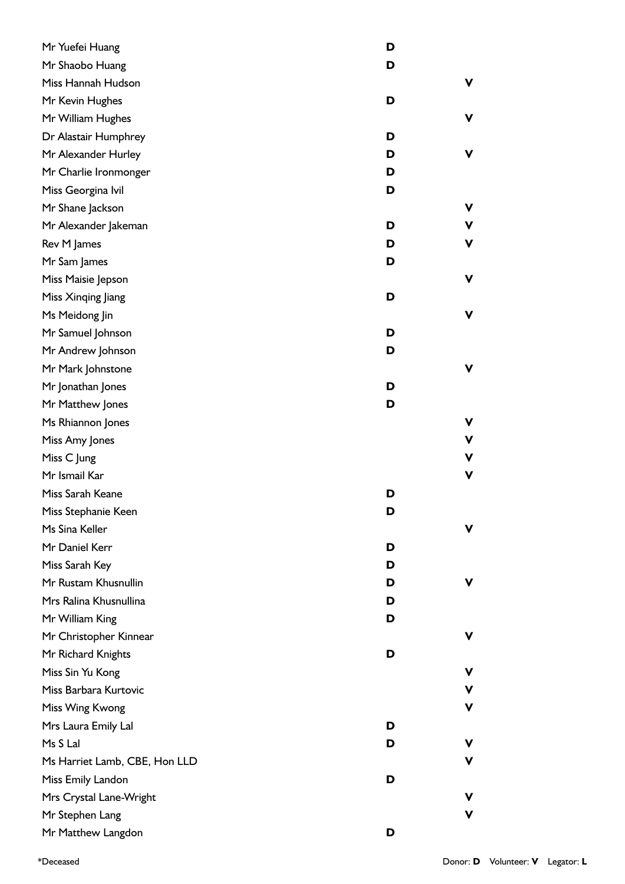| Name | Donor | Volunteer |
|---|---|---|
| Mr Yuefei Huang | D | |
| Mr Shaobo Huang | D | |
| Miss Hannah Hudson | | V |
| Mr Kevin Hughes | D | |
| Mr William Hughes | | V |
| Dr Alastair Humphrey | D | |
| Mr Alexander Hurley | D | V |
| Mr Charlie Ironmonger | D | |
| Miss Georgina Ivil | D | |
| Mr Shane Jackson | | V |
| Mr Alexander Jakeman | D | V |
| Rev M James | D | V |
| Mr Sam James | D | |
| Miss Maisie Jepson | | V |
| Miss Xinqing Jiang | D | |
| Ms Meidong Jin | | V |
| Mr Samuel Johnson | D | |
| Mr Andrew Johnson | D | |
| Mr Mark Johnstone | | V |
| Mr Jonathan Jones | D | |
| Mr Matthew Jones | D | |
| Ms Rhiannon Jones | | V |
| Miss Amy Jones | | V |
| Miss C Jung | | V |
| Mr Ismail Kar | | V |
| Miss Sarah Keane | D | |
| Miss Stephanie Keen | D | |
| Ms Sina Keller | | V |
| Mr Daniel Kerr | D | |
| Miss Sarah Key | D | |
| Mr Rustam Khusnullin | D | V |
| Mrs Ralina Khusnullina | D | |
| Mr William King | D | |
| Mr Christopher Kinnear | | V |
| Mr Richard Knights | D | |
| Miss Sin Yu Kong | | V |
| Miss Barbara Kurtovic | | V |
| Miss Wing Kwong | | V |
| Mrs Laura Emily Lal | D | |
| Ms S Lal | D | V |
| Ms Harriet Lamb, CBE, Hon LLD | | V |
| Miss Emily Landon | D | |
| Mrs Crystal Lane-Wright | | V |
| Mr Stephen Lang | | V |
| Mr Matthew Langdon | D | |

*Deceased

Donor: **D** Volunteer: **V** Legator: **L**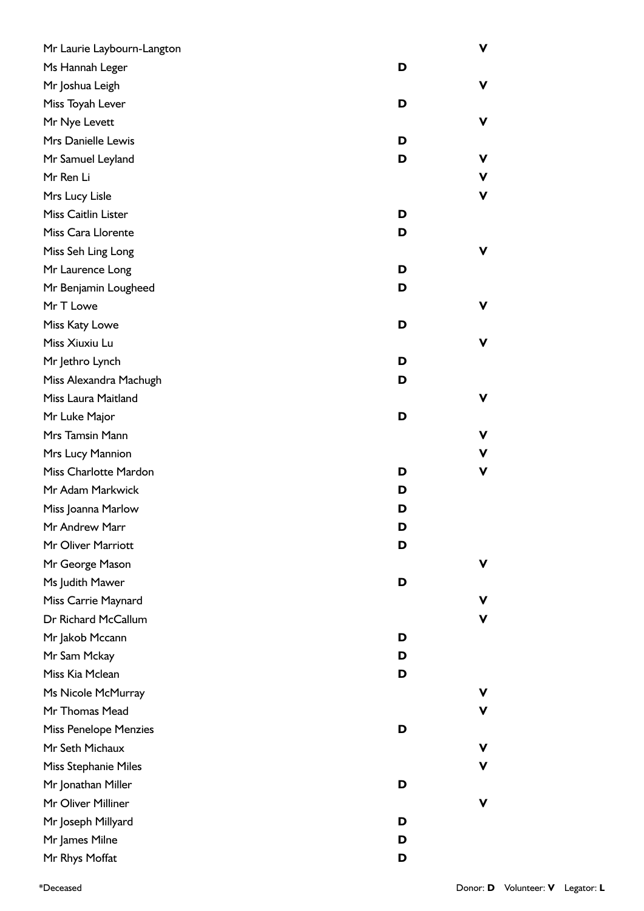| Name | Donor | Volunteer |
|---|---|---|
| Mr Laurie Laybourn-Langton | | V |
| Ms Hannah Leger | D | |
| Mr Joshua Leigh | | V |
| Miss Toyah Lever | D | |
| Mr Nye Levett | | V |
| Mrs Danielle Lewis | D | |
| Mr Samuel Leyland | D | V |
| Mr Ren Li | | V |
| Mrs Lucy Lisle | | V |
| Miss Caitlin Lister | D | |
| Miss Cara Llorente | D | |
| Miss Seh Ling Long | | V |
| Mr Laurence Long | D | |
| Mr Benjamin Lougheed | D | |
| Mr T Lowe | | V |
| Miss Katy Lowe | D | |
| Miss Xiuxiu Lu | | V |
| Mr Jethro Lynch | D | |
| Miss Alexandra Machugh | D | |
| Miss Laura Maitland | | V |
| Mr Luke Major | D | |
| Mrs Tamsin Mann | | V |
| Mrs Lucy Mannion | | V |
| Miss Charlotte Mardon | D | V |
| Mr Adam Markwick | D | |
| Miss Joanna Marlow | D | |
| Mr Andrew Marr | D | |
| Mr Oliver Marriott | D | |
| Mr George Mason | | V |
| Ms Judith Mawer | D | |
| Miss Carrie Maynard | | V |
| Dr Richard McCallum | | V |
| Mr Jakob Mccann | D | |
| Mr Sam Mckay | D | |
| Miss Kia Mclean | D | |
| Ms Nicole McMurray | | V |
| Mr Thomas Mead | | V |
| Miss Penelope Menzies | D | |
| Mr Seth Michaux | | V |
| Miss Stephanie Miles | | V |
| Mr Jonathan Miller | D | |
| Mr Oliver Milliner | | V |
| Mr Joseph Millyard | D | |
| Mr James Milne | D | |
| Mr Rhys Moffat | D | |

*Deceased

Donor: **D** Volunteer: **V** Legator: **L**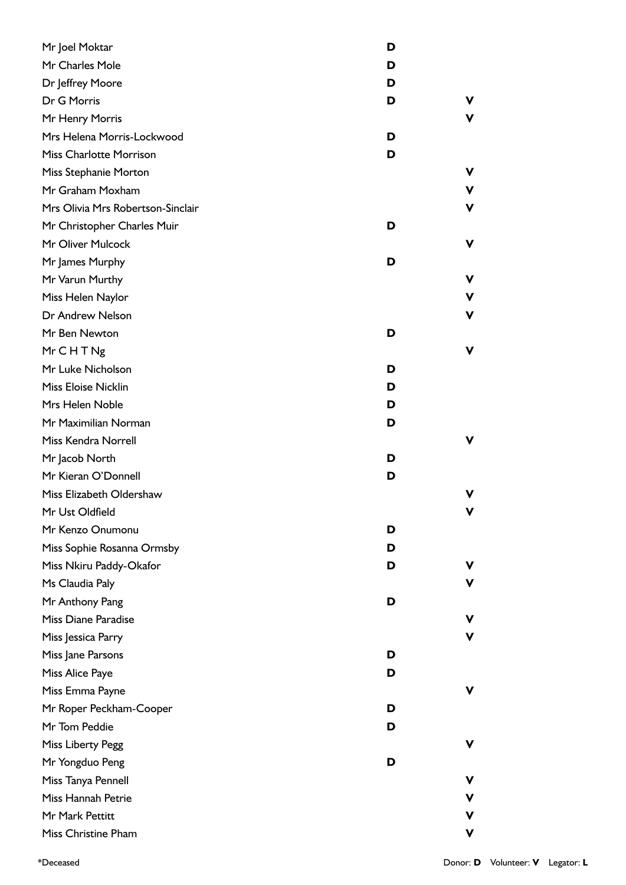| Name | Donor | Volunteer |
|---|---|---|
| Mr Joel Moktar | D | |
| Mr Charles Mole | D | |
| Dr Jeffrey Moore | D | |
| Dr G Morris | D | V |
| Mr Henry Morris | | V |
| Mrs Helena Morris-Lockwood | D | |
| Miss Charlotte Morrison | D | |
| Miss Stephanie Morton | | V |
| Mr Graham Moxham | | V |
| Mrs Olivia Mrs Robertson-Sinclair | | V |
| Mr Christopher Charles Muir | D | |
| Mr Oliver Mulcock | | V |
| Mr James Murphy | D | |
| Mr Varun Murthy | | V |
| Miss Helen Naylor | | V |
| Dr Andrew Nelson | | V |
| Mr Ben Newton | D | |
| Mr C H T Ng | | V |
| Mr Luke Nicholson | D | |
| Miss Eloise Nicklin | D | |
| Mrs Helen Noble | D | |
| Mr Maximilian Norman | D | |
| Miss Kendra Norrell | | V |
| Mr Jacob North | D | |
| Mr Kieran O'Donnell | D | |
| Miss Elizabeth Oldershaw | | V |
| Mr Ust Oldfield | | V |
| Mr Kenzo Onumonu | D | |
| Miss Sophie Rosanna Ormsby | D | |
| Miss Nkiru Paddy-Okafor | D | V |
| Ms Claudia Paly | | V |
| Mr Anthony Pang | D | |
| Miss Diane Paradise | | V |
| Miss Jessica Parry | | V |
| Miss Jane Parsons | D | |
| Miss Alice Paye | D | |
| Miss Emma Payne | | V |
| Mr Roper Peckham-Cooper | D | |
| Mr Tom Peddie | D | |
| Miss Liberty Pegg | | V |
| Mr Yongduo Peng | D | |
| Miss Tanya Pennell | | V |
| Miss Hannah Petrie | | V |
| Mr Mark Pettitt | | V |
| Miss Christine Pham | | V |

*Deceased

Donor: **D** Volunteer: **V** Legator: **L**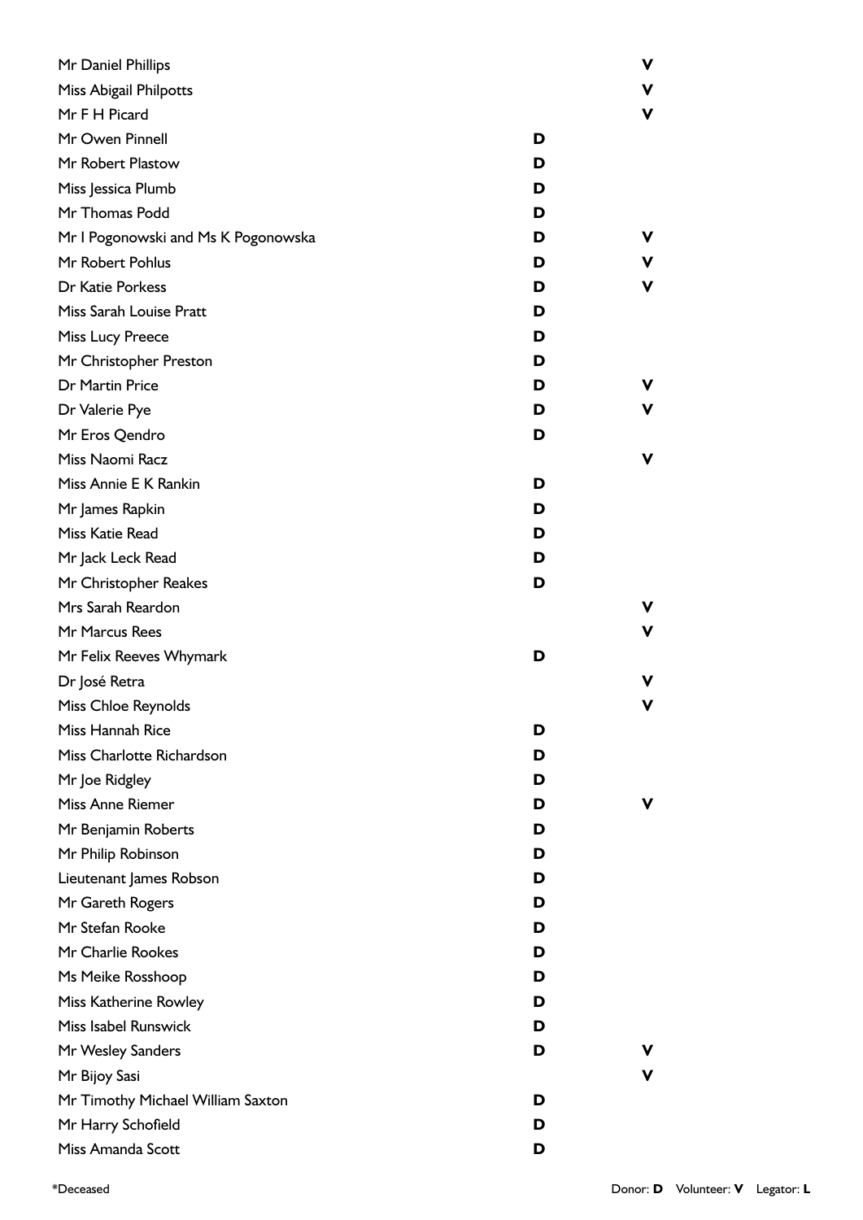| Name | Donor | Volunteer |
|---|---|---|
| Mr Daniel Phillips | | V |
| Miss Abigail Philpotts | | V |
| Mr F H Picard | | V |
| Mr Owen Pinnell | D | |
| Mr Robert Plastow | D | |
| Miss Jessica Plumb | D | |
| Mr Thomas Podd | D | |
| Mr I Pogonowski and Ms K Pogonowska | D | V |
| Mr Robert Pohlus | D | V |
| Dr Katie Porkess | D | V |
| Miss Sarah Louise Pratt | D | |
| Miss Lucy Preece | D | |
| Mr Christopher Preston | D | |
| Dr Martin Price | D | V |
| Dr Valerie Pye | D | V |
| Mr Eros Qendro | D | |
| Miss Naomi Racz | | V |
| Miss Annie E K Rankin | D | |
| Mr James Rapkin | D | |
| Miss Katie Read | D | |
| Mr Jack Leck Read | D | |
| Mr Christopher Reakes | D | |
| Mrs Sarah Reardon | | V |
| Mr Marcus Rees | | V |
| Mr Felix Reeves Whymark | D | |
| Dr José Retra | | V |
| Miss Chloe Reynolds | | V |
| Miss Hannah Rice | D | |
| Miss Charlotte Richardson | D | |
| Mr Joe Ridgley | D | |
| Miss Anne Riemer | D | V |
| Mr Benjamin Roberts | D | |
| Mr Philip Robinson | D | |
| Lieutenant James Robson | D | |
| Mr Gareth Rogers | D | |
| Mr Stefan Rooke | D | |
| Mr Charlie Rookes | D | |
| Ms Meike Rosshoop | D | |
| Miss Katherine Rowley | D | |
| Miss Isabel Runswick | D | |
| Mr Wesley Sanders | D | V |
| Mr Bijoy Sasi | | V |
| Mr Timothy Michael William Saxton | D | |
| Mr Harry Schofield | D | |
| Miss Amanda Scott | D | |

*Deceased

Donor: **D** Volunteer: **V** Legator: **L**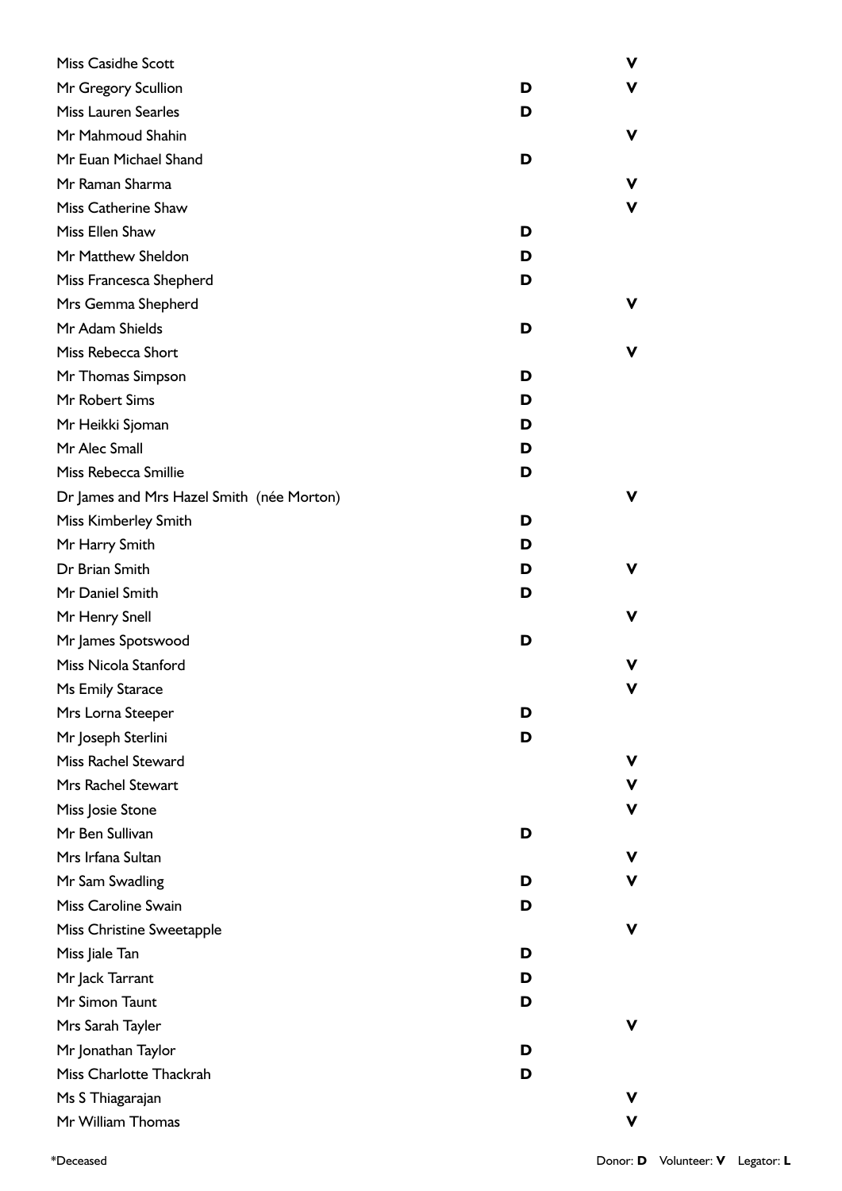| Name | Donor | Volunteer |
|---|---|---|
| Miss Casidhe Scott | | V |
| Mr Gregory Scullion | D | V |
| Miss Lauren Searles | D | |
| Mr Mahmoud Shahin | | V |
| Mr Euan Michael Shand | D | |
| Mr Raman Sharma | | V |
| Miss Catherine Shaw | | V |
| Miss Ellen Shaw | D | |
| Mr Matthew Sheldon | D | |
| Miss Francesca Shepherd | D | |
| Mrs Gemma Shepherd | | V |
| Mr Adam Shields | D | |
| Miss Rebecca Short | | V |
| Mr Thomas Simpson | D | |
| Mr Robert Sims | D | |
| Mr Heikki Sjoman | D | |
| Mr Alec Small | D | |
| Miss Rebecca Smillie | D | |
| Dr James and Mrs Hazel Smith (née Morton) | | V |
| Miss Kimberley Smith | D | |
| Mr Harry Smith | D | |
| Dr Brian Smith | D | V |
| Mr Daniel Smith | D | |
| Mr Henry Snell | | V |
| Mr James Spotswood | D | |
| Miss Nicola Stanford | | V |
| Ms Emily Starace | | V |
| Mrs Lorna Steeper | D | |
| Mr Joseph Sterlini | D | |
| Miss Rachel Steward | | V |
| Mrs Rachel Stewart | | V |
| Miss Josie Stone | | V |
| Mr Ben Sullivan | D | |
| Mrs Irfana Sultan | | V |
| Mr Sam Swadling | D | V |
| Miss Caroline Swain | D | |
| Miss Christine Sweetapple | | V |
| Miss Jiale Tan | D | |
| Mr Jack Tarrant | D | |
| Mr Simon Taunt | D | |
| Mrs Sarah Tayler | | V |
| Mr Jonathan Taylor | D | |
| Miss Charlotte Thackrah | D | |
| Ms S Thiagarajan | | V |
| Mr William Thomas | | V |

*Deceased

Donor: **D** Volunteer: **V** Legator: **L**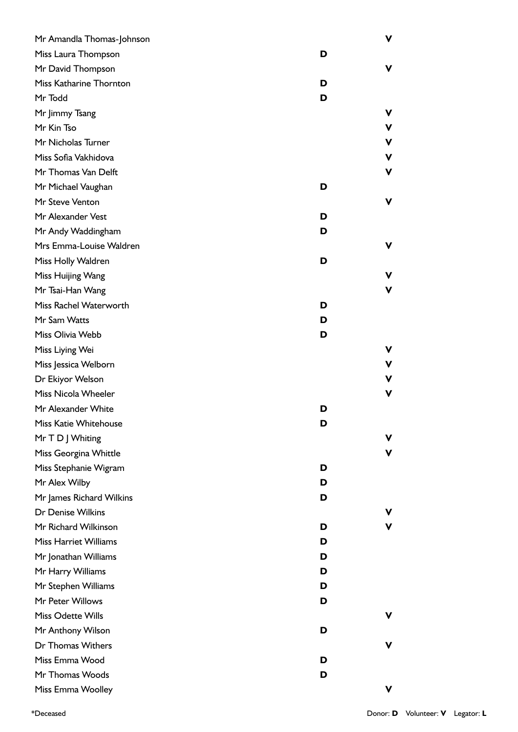| Name | Donor | Volunteer |
|---|---|---|
| Mr Amandla Thomas-Johnson | | V |
| Miss Laura Thompson | D | |
| Mr David Thompson | | V |
| Miss Katharine Thornton | D | |
| Mr Todd | D | |
| Mr Jimmy Tsang | | V |
| Mr Kin Tso | | V |
| Mr Nicholas Turner | | V |
| Miss Sofia Vakhidova | | V |
| Mr Thomas Van Delft | | V |
| Mr Michael Vaughan | D | |
| Mr Steve Venton | | V |
| Mr Alexander Vest | D | |
| Mr Andy Waddingham | D | |
| Mrs Emma-Louise Waldren | | V |
| Miss Holly Waldren | D | |
| Miss Huijing Wang | | V |
| Mr Tsai-Han Wang | | V |
| Miss Rachel Waterworth | D | |
| Mr Sam Watts | D | |
| Miss Olivia Webb | D | |
| Miss Liying Wei | | V |
| Miss Jessica Welborn | | V |
| Dr Ekiyor Welson | | V |
| Miss Nicola Wheeler | | V |
| Mr Alexander White | D | |
| Miss Katie Whitehouse | D | |
| Mr T D J Whiting | | V |
| Miss Georgina Whittle | | V |
| Miss Stephanie Wigram | D | |
| Mr Alex Wilby | D | |
| Mr James Richard Wilkins | D | |
| Dr Denise Wilkins | | V |
| Mr Richard Wilkinson | D | V |
| Miss Harriet Williams | D | |
| Mr Jonathan Williams | D | |
| Mr Harry Williams | D | |
| Mr Stephen Williams | D | |
| Mr Peter Willows | D | |
| Miss Odette Wills | | V |
| Mr Anthony Wilson | D | |
| Dr Thomas Withers | | V |
| Miss Emma Wood | D | |
| Mr Thomas Woods | D | |
| Miss Emma Woolley | | V |

*Deceased

Donor: **D** Volunteer: **V** Legator: **L**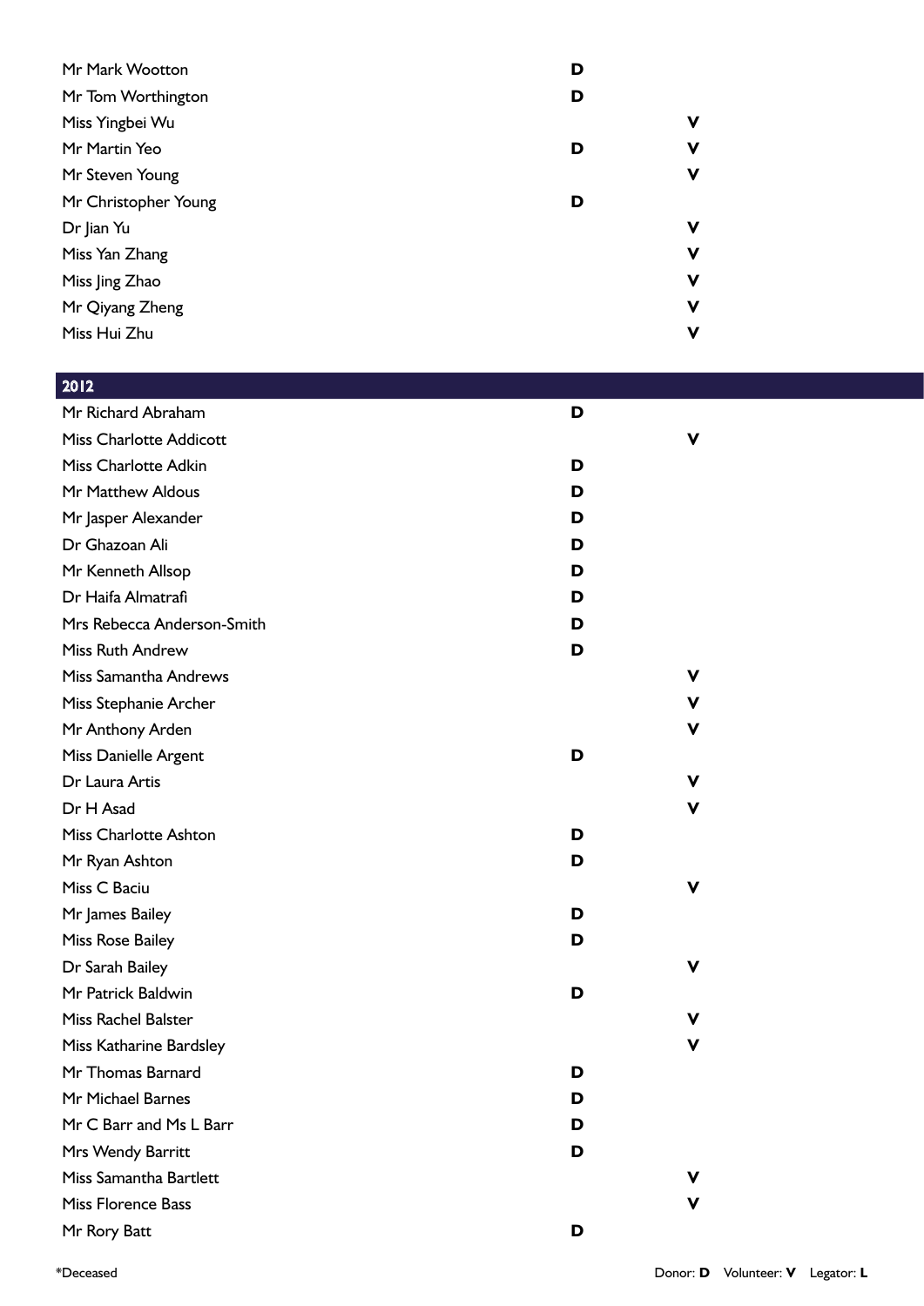| Name | Donor | Volunteer |
| --- | --- | --- |
| Mr Mark Wootton | D | |
| Mr Tom Worthington | D | |
| Miss Yingbei Wu | | V |
| Mr Martin Yeo | D | V |
| Mr Steven Young | | V |
| Mr Christopher Young | D | |
| Dr Jian Yu | | V |
| Miss Yan Zhang | | V |
| Miss Jing Zhao | | V |
| Mr Qiyang Zheng | | V |
| Miss Hui Zhu | | V |

## 2012

| Name | Donor | Volunteer |
| --- | --- | --- |
| Mr Richard Abraham | D | |
| Miss Charlotte Addicott | | V |
| Miss Charlotte Adkin | D | |
| Mr Matthew Aldous | D | |
| Mr Jasper Alexander | D | |
| Dr Ghazoan Ali | D | |
| Mr Kenneth Allsop | D | |
| Dr Haifa Almatrafi | D | |
| Mrs Rebecca Anderson-Smith | D | |
| Miss Ruth Andrew | D | |
| Miss Samantha Andrews | | V |
| Miss Stephanie Archer | | V |
| Mr Anthony Arden | | V |
| Miss Danielle Argent | D | |
| Dr Laura Artis | | V |
| Dr H Asad | | V |
| Miss Charlotte Ashton | D | |
| Mr Ryan Ashton | D | |
| Miss C Baciu | | V |
| Mr James Bailey | D | |
| Miss Rose Bailey | D | |
| Dr Sarah Bailey | | V |
| Mr Patrick Baldwin | D | |
| Miss Rachel Balster | | V |
| Miss Katharine Bardsley | | V |
| Mr Thomas Barnard | D | |
| Mr Michael Barnes | D | |
| Mr C Barr and Ms L Barr | D | |
| Mrs Wendy Barritt | D | |
| Miss Samantha Bartlett | | V |
| Miss Florence Bass | | V |
| Mr Rory Batt | D | |

*Deceased

Donor: **D** Volunteer: **V** Legator: **L**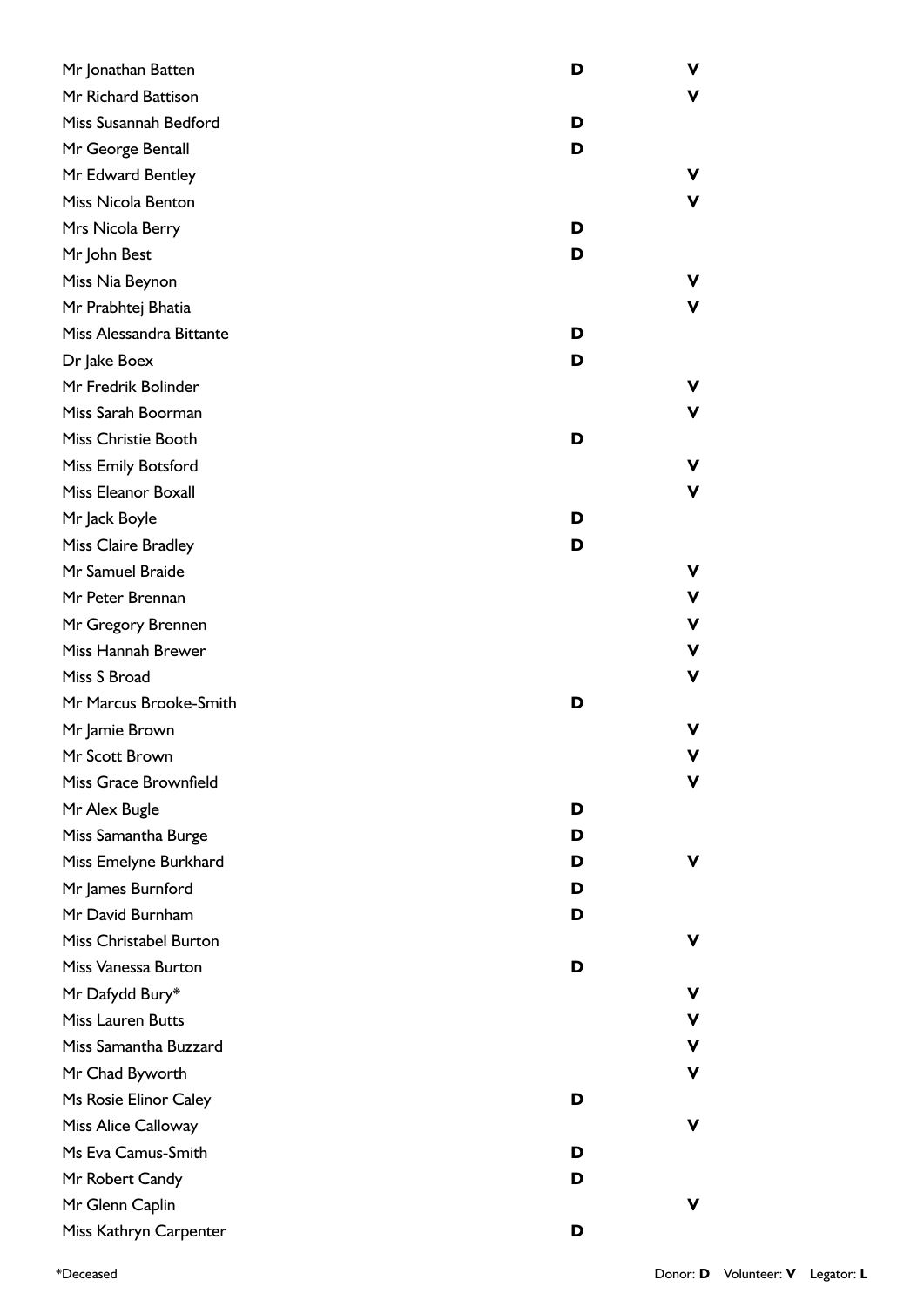| Name | Donor | Volunteer |
|---|---|---|
| Mr Jonathan Batten | D | V |
| Mr Richard Battison | | V |
| Miss Susannah Bedford | D | |
| Mr George Bentall | D | |
| Mr Edward Bentley | | V |
| Miss Nicola Benton | | V |
| Mrs Nicola Berry | D | |
| Mr John Best | D | |
| Miss Nia Beynon | | V |
| Mr Prabhtej Bhatia | | V |
| Miss Alessandra Bittante | D | |
| Dr Jake Boex | D | |
| Mr Fredrik Bolinder | | V |
| Miss Sarah Boorman | | V |
| Miss Christie Booth | D | |
| Miss Emily Botsford | | V |
| Miss Eleanor Boxall | | V |
| Mr Jack Boyle | D | |
| Miss Claire Bradley | D | |
| Mr Samuel Braide | | V |
| Mr Peter Brennan | | V |
| Mr Gregory Brennen | | V |
| Miss Hannah Brewer | | V |
| Miss S Broad | | V |
| Mr Marcus Brooke-Smith | D | |
| Mr Jamie Brown | | V |
| Mr Scott Brown | | V |
| Miss Grace Brownfield | | V |
| Mr Alex Bugle | D | |
| Miss Samantha Burge | D | |
| Miss Emelyne Burkhard | D | V |
| Mr James Burnford | D | |
| Mr David Burnham | D | |
| Miss Christabel Burton | | V |
| Miss Vanessa Burton | D | |
| Mr Dafydd Bury* | | V |
| Miss Lauren Butts | | V |
| Miss Samantha Buzzard | | V |
| Mr Chad Byworth | | V |
| Ms Rosie Elinor Caley | D | |
| Miss Alice Calloway | | V |
| Ms Eva Camus-Smith | D | |
| Mr Robert Candy | D | |
| Mr Glenn Caplin | | V |
| Miss Kathryn Carpenter | D | |

*Deceased

Donor: **D** Volunteer: **V** Legator: **L**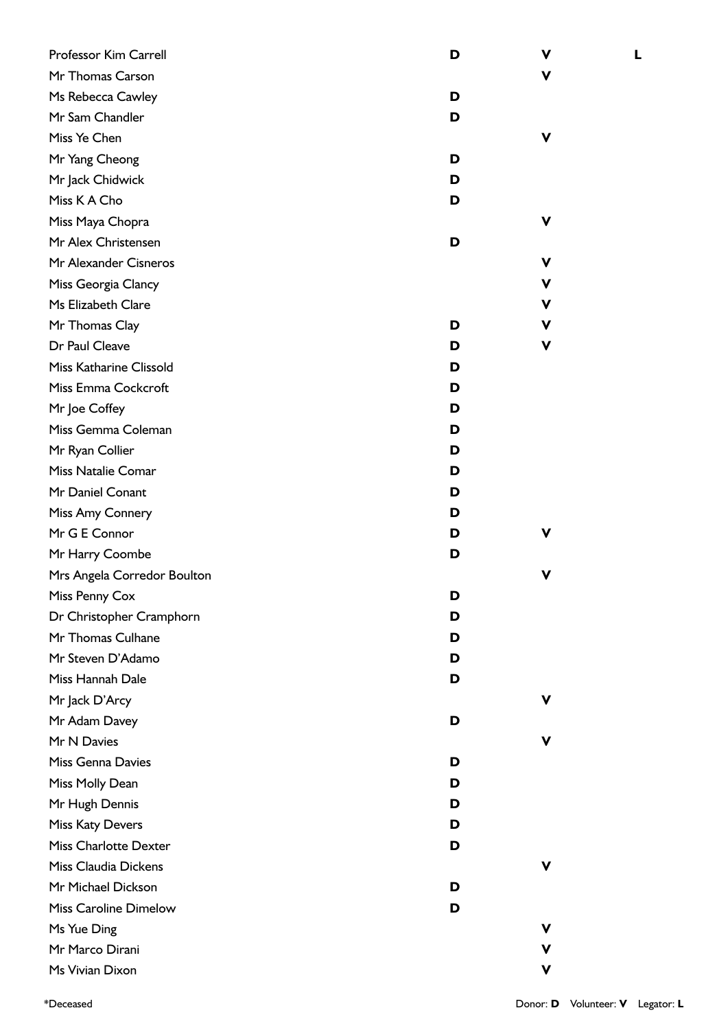| Name | Donor | Volunteer | Legator |
| --- | --- | --- | --- |
| Professor Kim Carrell | D | V | L |
| Mr Thomas Carson | | V | |
| Ms Rebecca Cawley | D | | |
| Mr Sam Chandler | D | | |
| Miss Ye Chen | | V | |
| Mr Yang Cheong | D | | |
| Mr Jack Chidwick | D | | |
| Miss K A Cho | D | | |
| Miss Maya Chopra | | V | |
| Mr Alex Christensen | D | | |
| Mr Alexander Cisneros | | V | |
| Miss Georgia Clancy | | V | |
| Ms Elizabeth Clare | | V | |
| Mr Thomas Clay | D | V | |
| Dr Paul Cleave | D | V | |
| Miss Katharine Clissold | D | | |
| Miss Emma Cockcroft | D | | |
| Mr Joe Coffey | D | | |
| Miss Gemma Coleman | D | | |
| Mr Ryan Collier | D | | |
| Miss Natalie Comar | D | | |
| Mr Daniel Conant | D | | |
| Miss Amy Connery | D | | |
| Mr G E Connor | D | V | |
| Mr Harry Coombe | D | | |
| Mrs Angela Corredor Boulton | | V | |
| Miss Penny Cox | D | | |
| Dr Christopher Cramphorn | D | | |
| Mr Thomas Culhane | D | | |
| Mr Steven D'Adamo | D | | |
| Miss Hannah Dale | D | | |
| Mr Jack D'Arcy | | V | |
| Mr Adam Davey | D | | |
| Mr N Davies | | V | |
| Miss Genna Davies | D | | |
| Miss Molly Dean | D | | |
| Mr Hugh Dennis | D | | |
| Miss Katy Devers | D | | |
| Miss Charlotte Dexter | D | | |
| Miss Claudia Dickens | | V | |
| Mr Michael Dickson | D | | |
| Miss Caroline Dimelow | D | | |
| Ms Yue Ding | | V | |
| Mr Marco Dirani | | V | |
| Ms Vivian Dixon | | V | |

*Deceased

Donor: **D** Volunteer: **V** Legator: **L**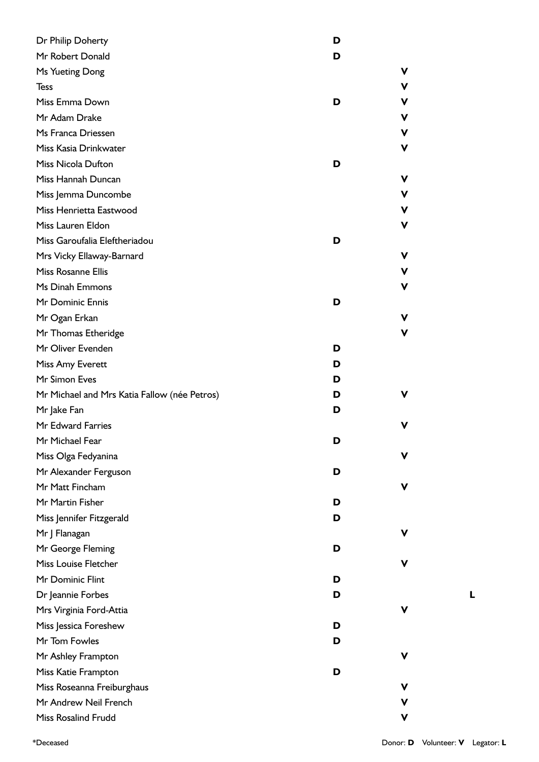| Name | Donor | Volunteer | Legator |
|---|---|---|---|
| Dr Philip Doherty | D | | |
| Mr Robert Donald | D | | |
| Ms Yueting Dong | | V | |
| Tess | | V | |
| Miss Emma Down | D | V | |
| Mr Adam Drake | | V | |
| Ms Franca Driessen | | V | |
| Miss Kasia Drinkwater | | V | |
| Miss Nicola Dufton | D | | |
| Miss Hannah Duncan | | V | |
| Miss Jemma Duncombe | | V | |
| Miss Henrietta Eastwood | | V | |
| Miss Lauren Eldon | | V | |
| Miss Garoufalia Eleftheriadou | D | | |
| Mrs Vicky Ellaway-Barnard | | V | |
| Miss Rosanne Ellis | | V | |
| Ms Dinah Emmons | | V | |
| Mr Dominic Ennis | D | | |
| Mr Ogan Erkan | | V | |
| Mr Thomas Etheridge | | V | |
| Mr Oliver Evenden | D | | |
| Miss Amy Everett | D | | |
| Mr Simon Eves | D | | |
| Mr Michael and Mrs Katia Fallow (née Petros) | D | V | |
| Mr Jake Fan | D | | |
| Mr Edward Farries | | V | |
| Mr Michael Fear | D | | |
| Miss Olga Fedyanina | | V | |
| Mr Alexander Ferguson | D | | |
| Mr Matt Fincham | | V | |
| Mr Martin Fisher | D | | |
| Miss Jennifer Fitzgerald | D | | |
| Mr J Flanagan | | V | |
| Mr George Fleming | D | | |
| Miss Louise Fletcher | | V | |
| Mr Dominic Flint | D | | |
| Dr Jeannie Forbes | D | | L |
| Mrs Virginia Ford-Attia | | V | |
| Miss Jessica Foreshew | D | | |
| Mr Tom Fowles | D | | |
| Mr Ashley Frampton | | V | |
| Miss Katie Frampton | D | | |
| Miss Roseanna Freiburghaus | | V | |
| Mr Andrew Neil French | | V | |
| Miss Rosalind Frudd | | V | |

*Deceased

Donor: **D** Volunteer: **V** Legator: **L**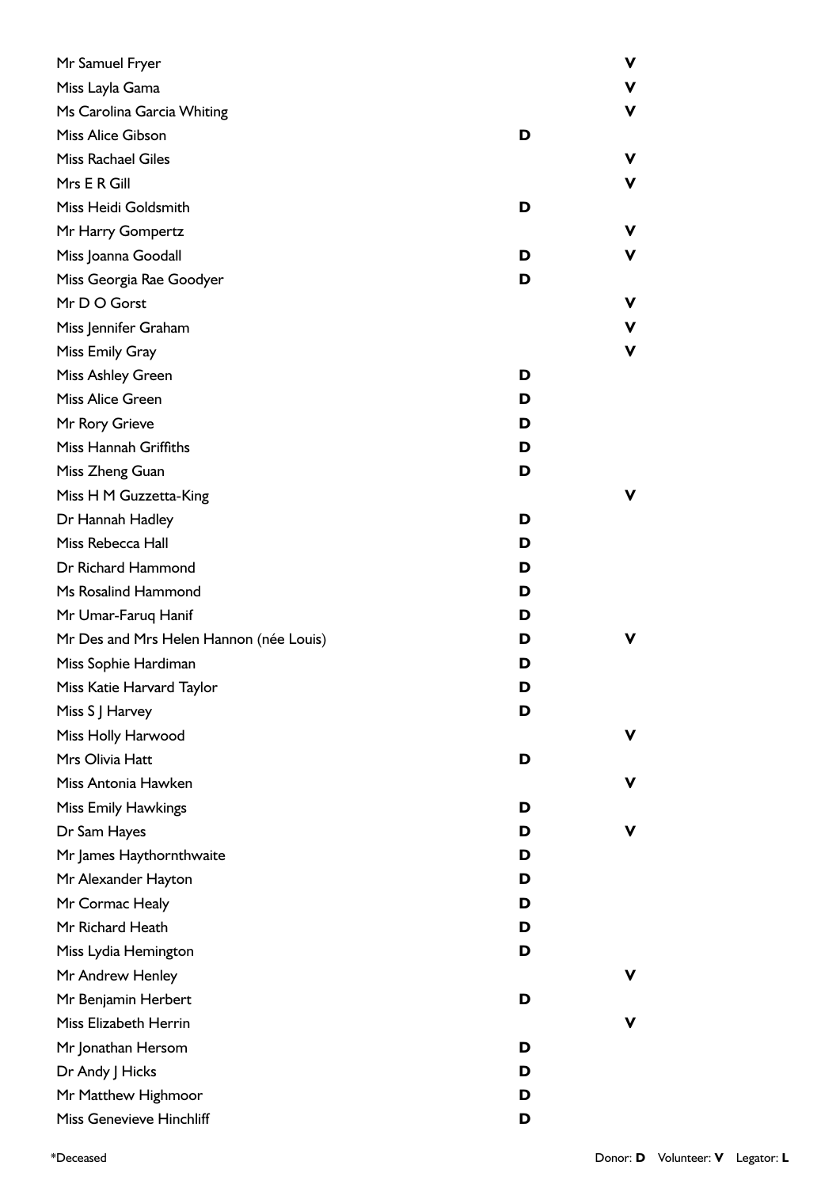| Name | Donor | Volunteer |
|---|---|---|
| Mr Samuel Fryer | | **V** |
| Miss Layla Gama | | **V** |
| Ms Carolina Garcia Whiting | | **V** |
| Miss Alice Gibson | **D** | |
| Miss Rachael Giles | | **V** |
| Mrs E R Gill | | **V** |
| Miss Heidi Goldsmith | **D** | |
| Mr Harry Gompertz | | **V** |
| Miss Joanna Goodall | **D** | **V** |
| Miss Georgia Rae Goodyer | **D** | |
| Mr D O Gorst | | **V** |
| Miss Jennifer Graham | | **V** |
| Miss Emily Gray | | **V** |
| Miss Ashley Green | **D** | |
| Miss Alice Green | **D** | |
| Mr Rory Grieve | **D** | |
| Miss Hannah Griffiths | **D** | |
| Miss Zheng Guan | **D** | |
| Miss H M Guzzetta-King | | **V** |
| Dr Hannah Hadley | **D** | |
| Miss Rebecca Hall | **D** | |
| Dr Richard Hammond | **D** | |
| Ms Rosalind Hammond | **D** | |
| Mr Umar-Faruq Hanif | **D** | |
| Mr Des and Mrs Helen Hannon (née Louis) | **D** | **V** |
| Miss Sophie Hardiman | **D** | |
| Miss Katie Harvard Taylor | **D** | |
| Miss S J Harvey | **D** | |
| Miss Holly Harwood | | **V** |
| Mrs Olivia Hatt | **D** | |
| Miss Antonia Hawken | | **V** |
| Miss Emily Hawkings | **D** | |
| Dr Sam Hayes | **D** | **V** |
| Mr James Haythornthwaite | **D** | |
| Mr Alexander Hayton | **D** | |
| Mr Cormac Healy | **D** | |
| Mr Richard Heath | **D** | |
| Miss Lydia Hemington | **D** | |
| Mr Andrew Henley | | **V** |
| Mr Benjamin Herbert | **D** | |
| Miss Elizabeth Herrin | | **V** |
| Mr Jonathan Hersom | **D** | |
| Dr Andy J Hicks | **D** | |
| Mr Matthew Highmoor | **D** | |
| Miss Genevieve Hinchliff | **D** | |

*Deceased

Donor: **D** Volunteer: **V** Legator: **L**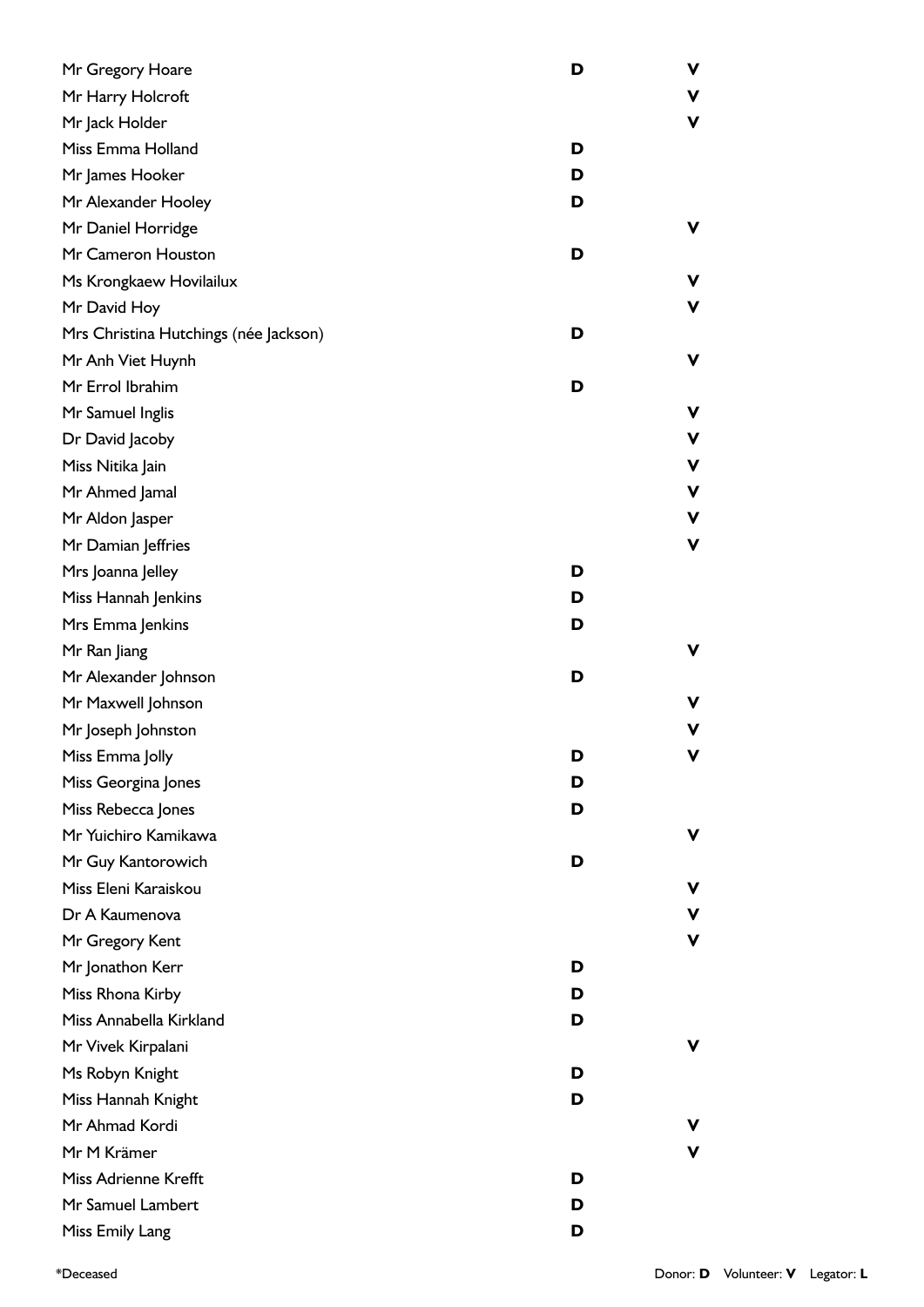| Name | Donor | Volunteer |
|---|---|---|
| Mr Gregory Hoare | D | V |
| Mr Harry Holcroft | | V |
| Mr Jack Holder | | V |
| Miss Emma Holland | D | |
| Mr James Hooker | D | |
| Mr Alexander Hooley | D | |
| Mr Daniel Horridge | | V |
| Mr Cameron Houston | D | |
| Ms Krongkaew Hovilailux | | V |
| Mr David Hoy | | V |
| Mrs Christina Hutchings (née Jackson) | D | |
| Mr Anh Viet Huynh | | V |
| Mr Errol Ibrahim | D | |
| Mr Samuel Inglis | | V |
| Dr David Jacoby | | V |
| Miss Nitika Jain | | V |
| Mr Ahmed Jamal | | V |
| Mr Aldon Jasper | | V |
| Mr Damian Jeffries | | V |
| Mrs Joanna Jelley | D | |
| Miss Hannah Jenkins | D | |
| Mrs Emma Jenkins | D | |
| Mr Ran Jiang | | V |
| Mr Alexander Johnson | D | |
| Mr Maxwell Johnson | | V |
| Mr Joseph Johnston | | V |
| Miss Emma Jolly | D | V |
| Miss Georgina Jones | D | |
| Miss Rebecca Jones | D | |
| Mr Yuichiro Kamikawa | | V |
| Mr Guy Kantorowich | D | |
| Miss Eleni Karaiskou | | V |
| Dr A Kaumenova | | V |
| Mr Gregory Kent | | V |
| Mr Jonathon Kerr | D | |
| Miss Rhona Kirby | D | |
| Miss Annabella Kirkland | D | |
| Mr Vivek Kirpalani | | V |
| Ms Robyn Knight | D | |
| Miss Hannah Knight | D | |
| Mr Ahmad Kordi | | V |
| Mr M Krämer | | V |
| Miss Adrienne Krefft | D | |
| Mr Samuel Lambert | D | |
| Miss Emily Lang | D | |

*Deceased

Donor: **D** Volunteer: **V** Legator: **L**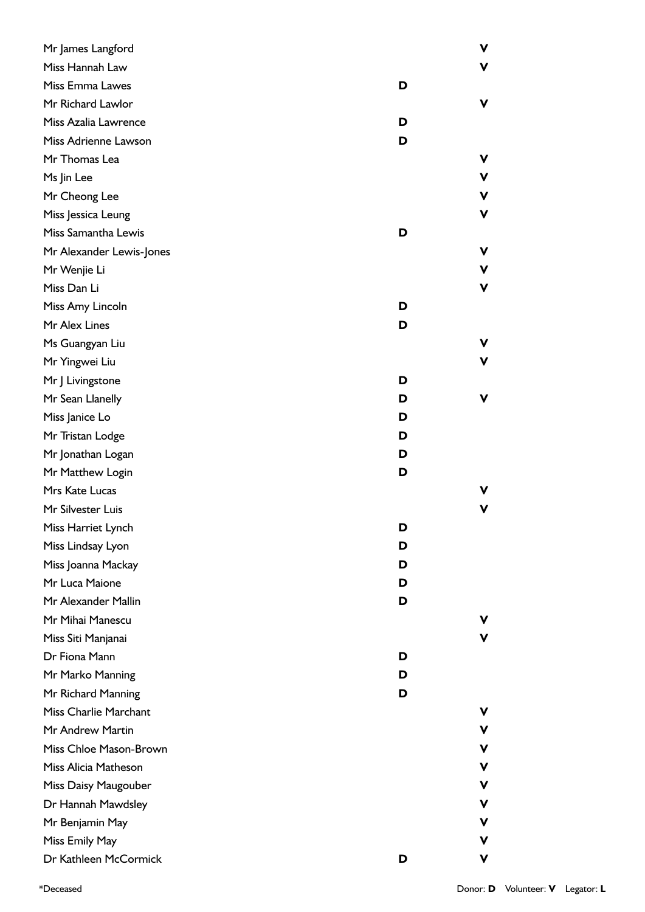| Name | Donor | Volunteer |
|---|---|---|
| Mr James Langford | | V |
| Miss Hannah Law | | V |
| Miss Emma Lawes | D | |
| Mr Richard Lawlor | | V |
| Miss Azalia Lawrence | D | |
| Miss Adrienne Lawson | D | |
| Mr Thomas Lea | | V |
| Ms Jin Lee | | V |
| Mr Cheong Lee | | V |
| Miss Jessica Leung | | V |
| Miss Samantha Lewis | D | |
| Mr Alexander Lewis-Jones | | V |
| Mr Wenjie Li | | V |
| Miss Dan Li | | V |
| Miss Amy Lincoln | D | |
| Mr Alex Lines | D | |
| Ms Guangyan Liu | | V |
| Mr Yingwei Liu | | V |
| Mr J Livingstone | D | |
| Mr Sean Llanelly | D | V |
| Miss Janice Lo | D | |
| Mr Tristan Lodge | D | |
| Mr Jonathan Logan | D | |
| Mr Matthew Login | D | |
| Mrs Kate Lucas | | V |
| Mr Silvester Luis | | V |
| Miss Harriet Lynch | D | |
| Miss Lindsay Lyon | D | |
| Miss Joanna Mackay | D | |
| Mr Luca Maione | D | |
| Mr Alexander Mallin | D | |
| Mr Mihai Manescu | | V |
| Miss Siti Manjanai | | V |
| Dr Fiona Mann | D | |
| Mr Marko Manning | D | |
| Mr Richard Manning | D | |
| Miss Charlie Marchant | | V |
| Mr Andrew Martin | | V |
| Miss Chloe Mason-Brown | | V |
| Miss Alicia Matheson | | V |
| Miss Daisy Maugouber | | V |
| Dr Hannah Mawdsley | | V |
| Mr Benjamin May | | V |
| Miss Emily May | | V |
| Dr Kathleen McCormick | D | V |

*Deceased

Donor: **D** Volunteer: **V** Legator: **L**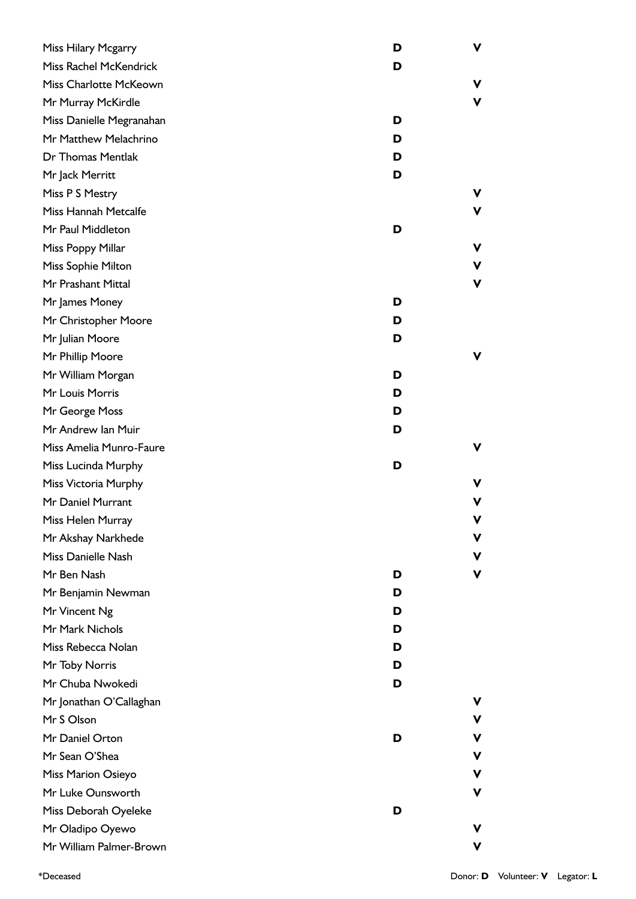| Name | Donor | Volunteer |
|---|---|---|
| Miss Hilary Mcgarry | D | V |
| Miss Rachel McKendrick | D | |
| Miss Charlotte McKeown | | V |
| Mr Murray McKirdle | | V |
| Miss Danielle Megranahan | D | |
| Mr Matthew Melachrino | D | |
| Dr Thomas Mentlak | D | |
| Mr Jack Merritt | D | |
| Miss P S Mestry | | V |
| Miss Hannah Metcalfe | | V |
| Mr Paul Middleton | D | |
| Miss Poppy Millar | | V |
| Miss Sophie Milton | | V |
| Mr Prashant Mittal | | V |
| Mr James Money | D | |
| Mr Christopher Moore | D | |
| Mr Julian Moore | D | |
| Mr Phillip Moore | | V |
| Mr William Morgan | D | |
| Mr Louis Morris | D | |
| Mr George Moss | D | |
| Mr Andrew Ian Muir | D | |
| Miss Amelia Munro-Faure | | V |
| Miss Lucinda Murphy | D | |
| Miss Victoria Murphy | | V |
| Mr Daniel Murrant | | V |
| Miss Helen Murray | | V |
| Mr Akshay Narkhede | | V |
| Miss Danielle Nash | | V |
| Mr Ben Nash | D | V |
| Mr Benjamin Newman | D | |
| Mr Vincent Ng | D | |
| Mr Mark Nichols | D | |
| Miss Rebecca Nolan | D | |
| Mr Toby Norris | D | |
| Mr Chuba Nwokedi | D | |
| Mr Jonathan O'Callaghan | | V |
| Mr S Olson | | V |
| Mr Daniel Orton | D | V |
| Mr Sean O'Shea | | V |
| Miss Marion Osieyo | | V |
| Mr Luke Ounsworth | | V |
| Miss Deborah Oyeleke | D | |
| Mr Oladipo Oyewo | | V |
| Mr William Palmer-Brown | | V |

*Deceased

Donor: **D** Volunteer: **V** Legator: **L**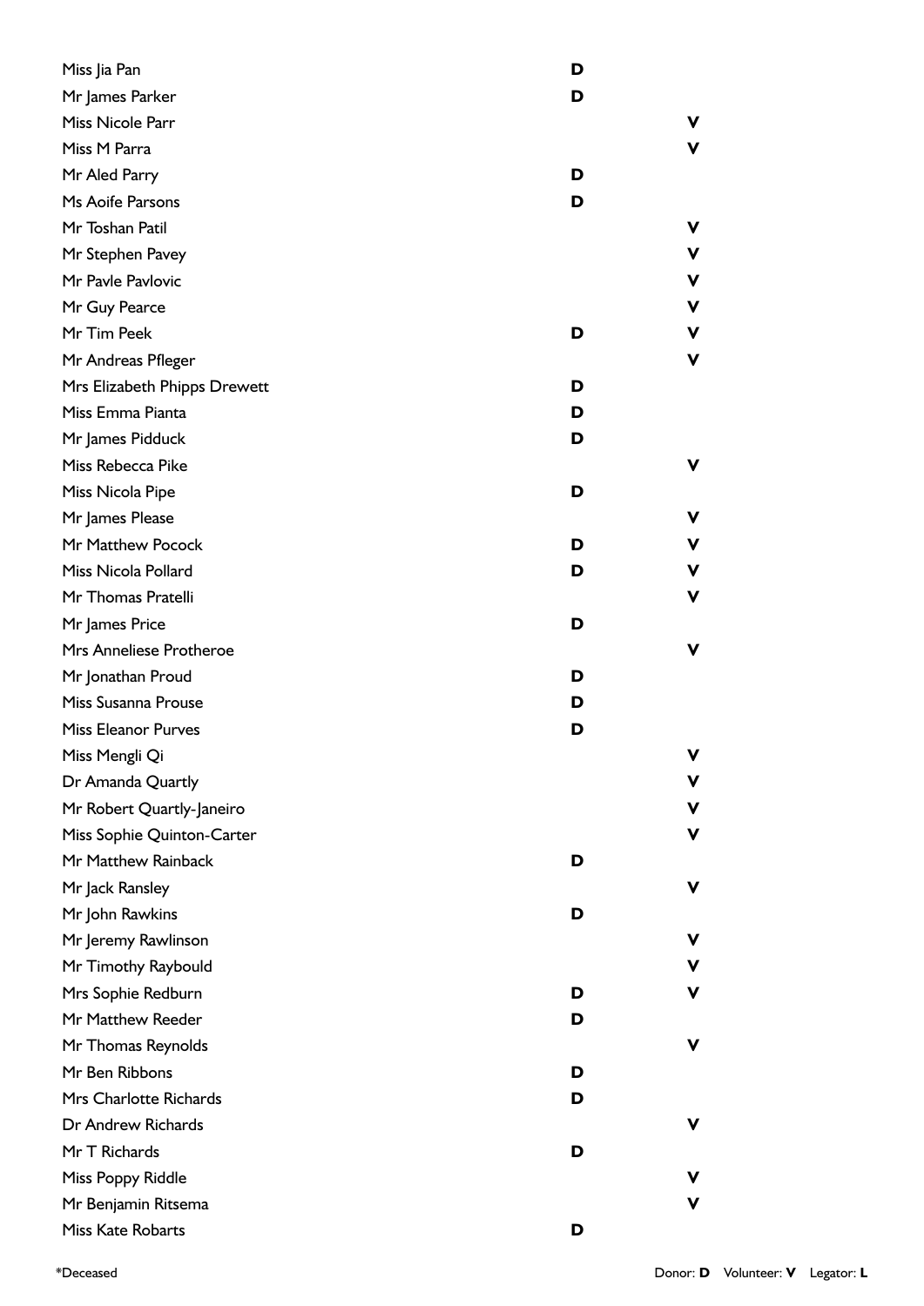| Name | Donor | Volunteer |
| --- | --- | --- |
| Miss Jia Pan | D | |
| Mr James Parker | D | |
| Miss Nicole Parr | | V |
| Miss M Parra | | V |
| Mr Aled Parry | D | |
| Ms Aoife Parsons | D | |
| Mr Toshan Patil | | V |
| Mr Stephen Pavey | | V |
| Mr Pavle Pavlovic | | V |
| Mr Guy Pearce | | V |
| Mr Tim Peek | D | V |
| Mr Andreas Pfleger | | V |
| Mrs Elizabeth Phipps Drewett | D | |
| Miss Emma Pianta | D | |
| Mr James Pidduck | D | |
| Miss Rebecca Pike | | V |
| Miss Nicola Pipe | D | |
| Mr James Please | | V |
| Mr Matthew Pocock | D | V |
| Miss Nicola Pollard | D | V |
| Mr Thomas Pratelli | | V |
| Mr James Price | D | |
| Mrs Anneliese Protheroe | | V |
| Mr Jonathan Proud | D | |
| Miss Susanna Prouse | D | |
| Miss Eleanor Purves | D | |
| Miss Mengli Qi | | V |
| Dr Amanda Quartly | | V |
| Mr Robert Quartly-Janeiro | | V |
| Miss Sophie Quinton-Carter | | V |
| Mr Matthew Rainback | D | |
| Mr Jack Ransley | | V |
| Mr John Rawkins | D | |
| Mr Jeremy Rawlinson | | V |
| Mr Timothy Raybould | | V |
| Mrs Sophie Redburn | D | V |
| Mr Matthew Reeder | D | |
| Mr Thomas Reynolds | | V |
| Mr Ben Ribbons | D | |
| Mrs Charlotte Richards | D | |
| Dr Andrew Richards | | V |
| Mr T Richards | D | |
| Miss Poppy Riddle | | V |
| Mr Benjamin Ritsema | | V |
| Miss Kate Robarts | D | |

*Deceased

Donor: **D** Volunteer: **V** Legator: **L**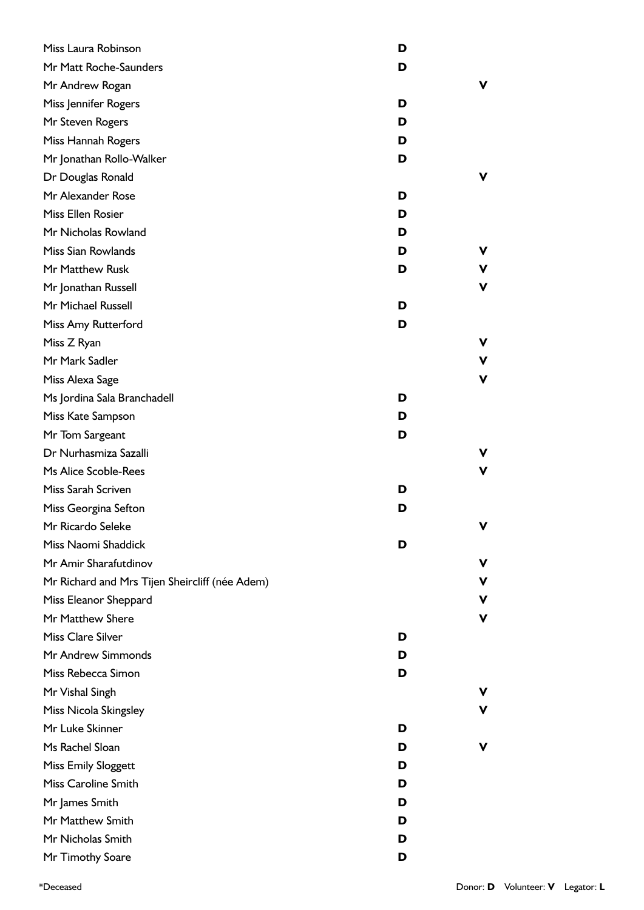| Name | Donor | Volunteer |
|---|---|---|
| Miss Laura Robinson | D | |
| Mr Matt Roche-Saunders | D | |
| Mr Andrew Rogan | | V |
| Miss Jennifer Rogers | D | |
| Mr Steven Rogers | D | |
| Miss Hannah Rogers | D | |
| Mr Jonathan Rollo-Walker | D | |
| Dr Douglas Ronald | | V |
| Mr Alexander Rose | D | |
| Miss Ellen Rosier | D | |
| Mr Nicholas Rowland | D | |
| Miss Sian Rowlands | D | V |
| Mr Matthew Rusk | D | V |
| Mr Jonathan Russell | | V |
| Mr Michael Russell | D | |
| Miss Amy Rutterford | D | |
| Miss Z Ryan | | V |
| Mr Mark Sadler | | V |
| Miss Alexa Sage | | V |
| Ms Jordina Sala Branchadell | D | |
| Miss Kate Sampson | D | |
| Mr Tom Sargeant | D | |
| Dr Nurhasmiza Sazalli | | V |
| Ms Alice Scoble-Rees | | V |
| Miss Sarah Scriven | D | |
| Miss Georgina Sefton | D | |
| Mr Ricardo Seleke | | V |
| Miss Naomi Shaddick | D | |
| Mr Amir Sharafutdinov | | V |
| Mr Richard and Mrs Tijen Sheircliff (née Adem) | | V |
| Miss Eleanor Sheppard | | V |
| Mr Matthew Shere | | V |
| Miss Clare Silver | D | |
| Mr Andrew Simmonds | D | |
| Miss Rebecca Simon | D | |
| Mr Vishal Singh | | V |
| Miss Nicola Skingsley | | V |
| Mr Luke Skinner | D | |
| Ms Rachel Sloan | D | V |
| Miss Emily Sloggett | D | |
| Miss Caroline Smith | D | |
| Mr James Smith | D | |
| Mr Matthew Smith | D | |
| Mr Nicholas Smith | D | |
| Mr Timothy Soare | D | |

*Deceased

Donor: **D** Volunteer: **V** Legator: **L**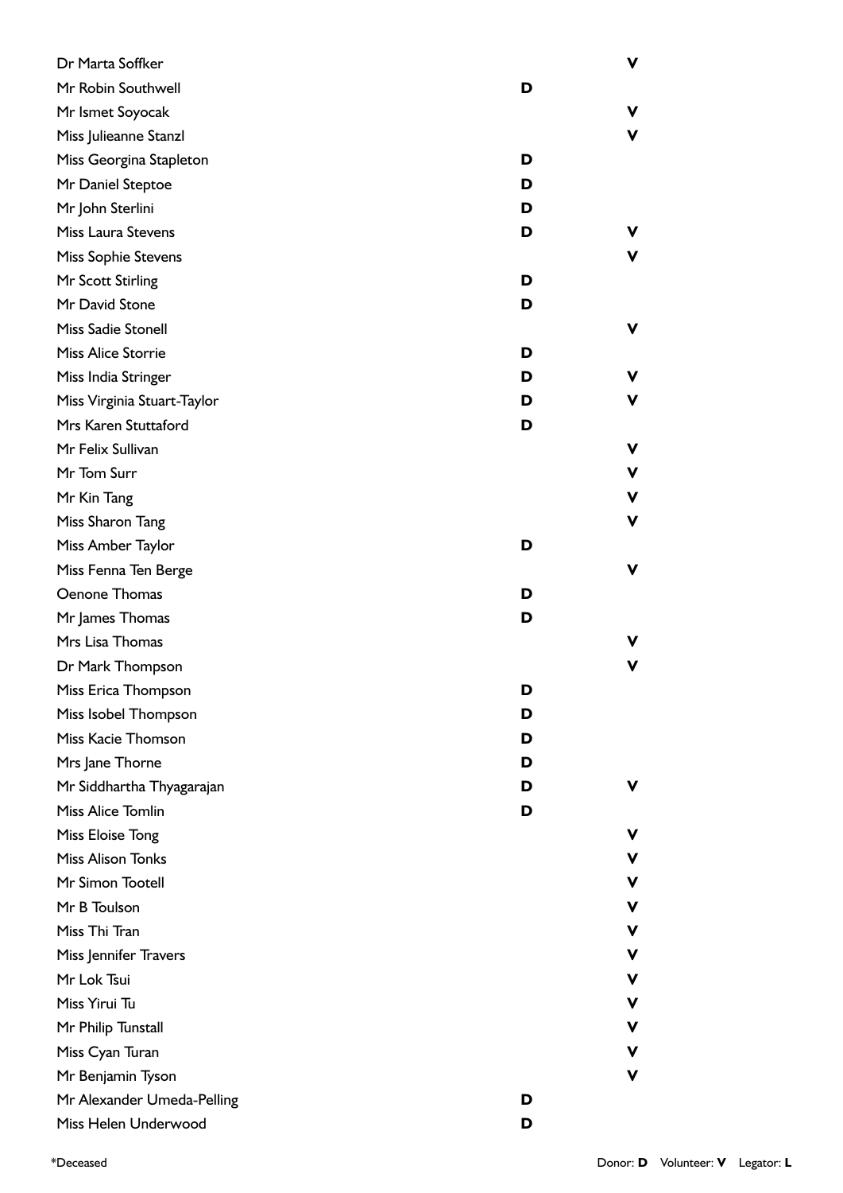| Name | Donor | Volunteer |
|---|---|---|
| Dr Marta Soffker | | V |
| Mr Robin Southwell | D | |
| Mr Ismet Soyocak | | V |
| Miss Julieanne Stanzl | | V |
| Miss Georgina Stapleton | D | |
| Mr Daniel Steptoe | D | |
| Mr John Sterlini | D | |
| Miss Laura Stevens | D | V |
| Miss Sophie Stevens | | V |
| Mr Scott Stirling | D | |
| Mr David Stone | D | |
| Miss Sadie Stonell | | V |
| Miss Alice Storrie | D | |
| Miss India Stringer | D | V |
| Miss Virginia Stuart-Taylor | D | V |
| Mrs Karen Stuttaford | D | |
| Mr Felix Sullivan | | V |
| Mr Tom Surr | | V |
| Mr Kin Tang | | V |
| Miss Sharon Tang | | V |
| Miss Amber Taylor | D | |
| Miss Fenna Ten Berge | | V |
| Oenone Thomas | D | |
| Mr James Thomas | D | |
| Mrs Lisa Thomas | | V |
| Dr Mark Thompson | | V |
| Miss Erica Thompson | D | |
| Miss Isobel Thompson | D | |
| Miss Kacie Thomson | D | |
| Mrs Jane Thorne | D | |
| Mr Siddhartha Thyagarajan | D | V |
| Miss Alice Tomlin | D | |
| Miss Eloise Tong | | V |
| Miss Alison Tonks | | V |
| Mr Simon Tootell | | V |
| Mr B Toulson | | V |
| Miss Thi Tran | | V |
| Miss Jennifer Travers | | V |
| Mr Lok Tsui | | V |
| Miss Yirui Tu | | V |
| Mr Philip Tunstall | | V |
| Miss Cyan Turan | | V |
| Mr Benjamin Tyson | | V |
| Mr Alexander Umeda-Pelling | D | |
| Miss Helen Underwood | D | |

*Deceased

Donor: **D** Volunteer: **V** Legator: **L**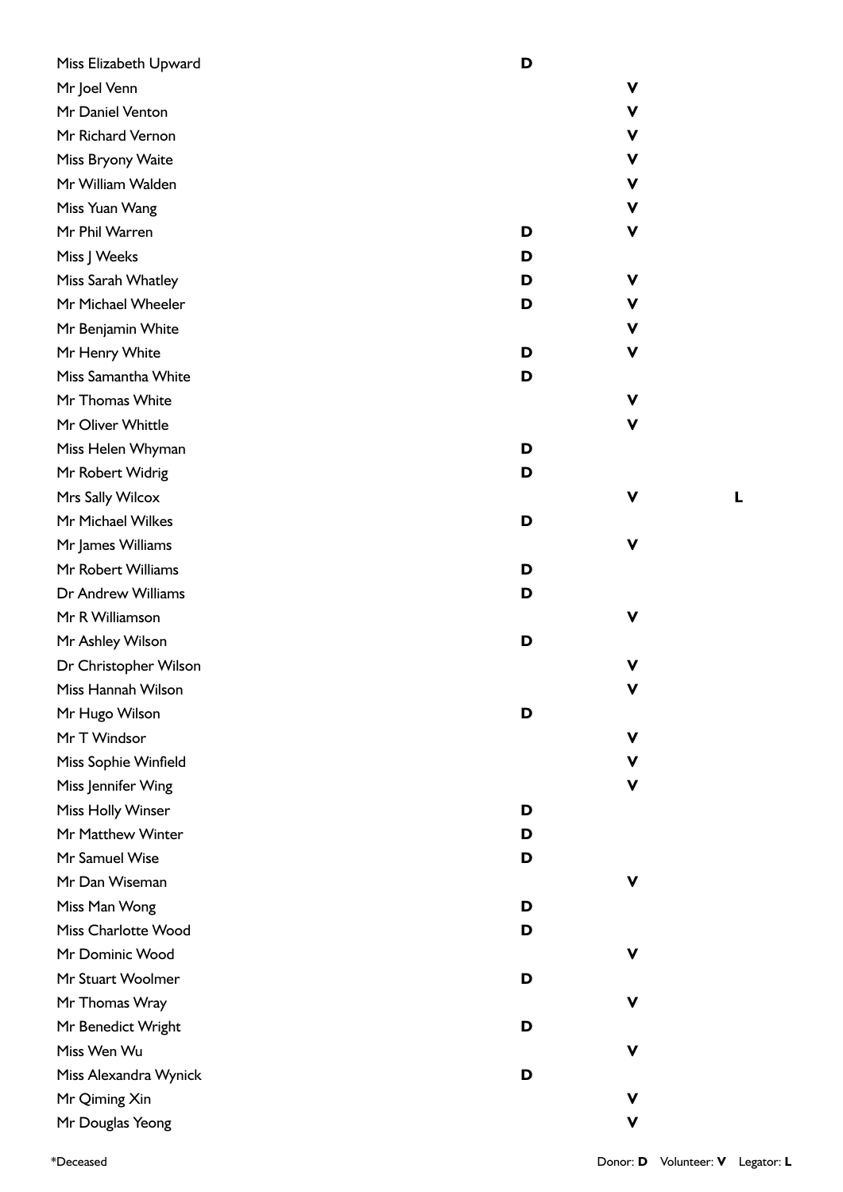| Name | Donor | Volunteer | Legator |
|---|---|---|---|
| Miss Elizabeth Upward | D | | |
| Mr Joel Venn | | V | |
| Mr Daniel Venton | | V | |
| Mr Richard Vernon | | V | |
| Miss Bryony Waite | | V | |
| Mr William Walden | | V | |
| Miss Yuan Wang | | V | |
| Mr Phil Warren | D | V | |
| Miss J Weeks | D | | |
| Miss Sarah Whatley | D | V | |
| Mr Michael Wheeler | D | V | |
| Mr Benjamin White | | V | |
| Mr Henry White | D | V | |
| Miss Samantha White | D | | |
| Mr Thomas White | | V | |
| Mr Oliver Whittle | | V | |
| Miss Helen Whyman | D | | |
| Mr Robert Widrig | D | | |
| Mrs Sally Wilcox | | V | L |
| Mr Michael Wilkes | D | | |
| Mr James Williams | | V | |
| Mr Robert Williams | D | | |
| Dr Andrew Williams | D | | |
| Mr R Williamson | | V | |
| Mr Ashley Wilson | D | | |
| Dr Christopher Wilson | | V | |
| Miss Hannah Wilson | | V | |
| Mr Hugo Wilson | D | | |
| Mr T Windsor | | V | |
| Miss Sophie Winfield | | V | |
| Miss Jennifer Wing | | V | |
| Miss Holly Winser | D | | |
| Mr Matthew Winter | D | | |
| Mr Samuel Wise | D | | |
| Mr Dan Wiseman | | V | |
| Miss Man Wong | D | | |
| Miss Charlotte Wood | D | | |
| Mr Dominic Wood | | V | |
| Mr Stuart Woolmer | D | | |
| Mr Thomas Wray | | V | |
| Mr Benedict Wright | D | | |
| Miss Wen Wu | | V | |
| Miss Alexandra Wynick | D | | |
| Mr Qiming Xin | | V | |
| Mr Douglas Yeong | | V | |

*Deceased

Donor: **D** Volunteer: **V** Legator: **L**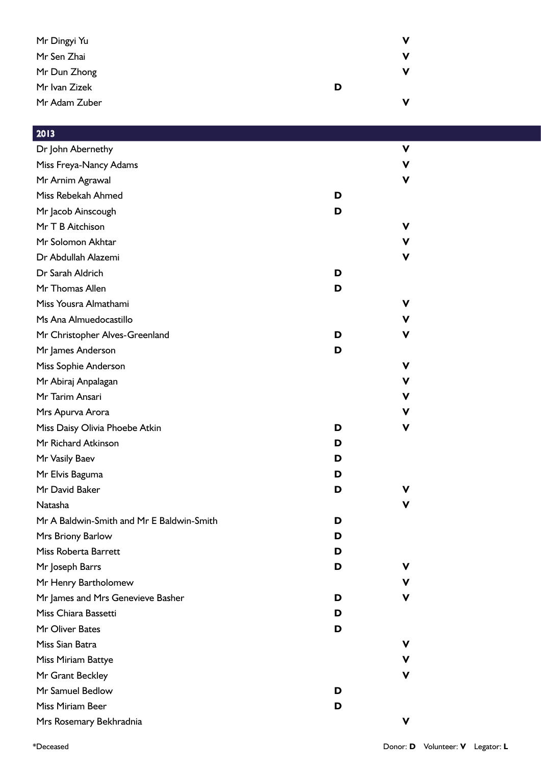| | | |
|---|---|---|
| Mr Dingyi Yu | | V |
| Mr Sen Zhai | | V |
| Mr Dun Zhong | | V |
| Mr Ivan Zizek | D | |
| Mr Adam Zuber | | V |

## 2013

| | | |
|---|---|---|
| Dr John Abernethy | | V |
| Miss Freya-Nancy Adams | | V |
| Mr Arnim Agrawal | | V |
| Miss Rebekah Ahmed | D | |
| Mr Jacob Ainscough | D | |
| Mr T B Aitchison | | V |
| Mr Solomon Akhtar | | V |
| Dr Abdullah Alazemi | | V |
| Dr Sarah Aldrich | D | |
| Mr Thomas Allen | D | |
| Miss Yousra Almathami | | V |
| Ms Ana Almuedocastillo | | V |
| Mr Christopher Alves-Greenland | D | V |
| Mr James Anderson | D | |
| Miss Sophie Anderson | | V |
| Mr Abiraj Anpalagan | | V |
| Mr Tarim Ansari | | V |
| Mrs Apurva Arora | | V |
| Miss Daisy Olivia Phoebe Atkin | D | V |
| Mr Richard Atkinson | D | |
| Mr Vasily Baev | D | |
| Mr Elvis Baguma | D | |
| Mr David Baker | D | V |
| Natasha | | V |
| Mr A Baldwin-Smith and Mr E Baldwin-Smith | D | |
| Mrs Briony Barlow | D | |
| Miss Roberta Barrett | D | |
| Mr Joseph Barrs | D | V |
| Mr Henry Bartholomew | | V |
| Mr James and Mrs Genevieve Basher | D | V |
| Miss Chiara Bassetti | D | |
| Mr Oliver Bates | D | |
| Miss Sian Batra | | V |
| Miss Miriam Battye | | V |
| Mr Grant Beckley | | V |
| Mr Samuel Bedlow | D | |
| Miss Miriam Beer | D | |
| Mrs Rosemary Bekhradnia | | V |

*Deceased

Donor: **D** Volunteer: **V** Legator: **L**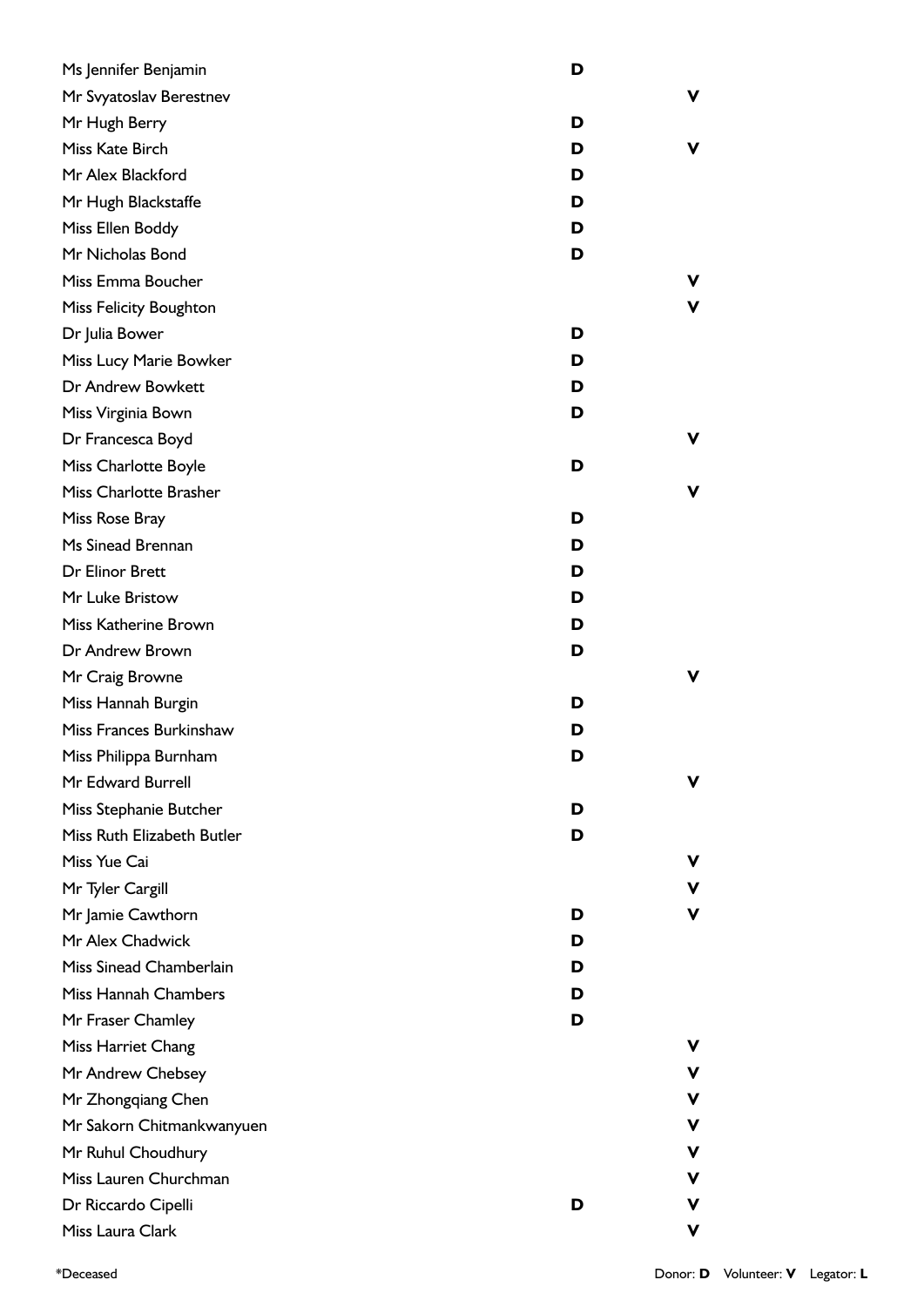| Name | Donor | Volunteer |
|---|---|---|
| Ms Jennifer Benjamin | D | |
| Mr Svyatoslav Berestnev | | V |
| Mr Hugh Berry | D | |
| Miss Kate Birch | D | V |
| Mr Alex Blackford | D | |
| Mr Hugh Blackstaffe | D | |
| Miss Ellen Boddy | D | |
| Mr Nicholas Bond | D | |
| Miss Emma Boucher | | V |
| Miss Felicity Boughton | | V |
| Dr Julia Bower | D | |
| Miss Lucy Marie Bowker | D | |
| Dr Andrew Bowkett | D | |
| Miss Virginia Bown | D | |
| Dr Francesca Boyd | | V |
| Miss Charlotte Boyle | D | |
| Miss Charlotte Brasher | | V |
| Miss Rose Bray | D | |
| Ms Sinead Brennan | D | |
| Dr Elinor Brett | D | |
| Mr Luke Bristow | D | |
| Miss Katherine Brown | D | |
| Dr Andrew Brown | D | |
| Mr Craig Browne | | V |
| Miss Hannah Burgin | D | |
| Miss Frances Burkinshaw | D | |
| Miss Philippa Burnham | D | |
| Mr Edward Burrell | | V |
| Miss Stephanie Butcher | D | |
| Miss Ruth Elizabeth Butler | D | |
| Miss Yue Cai | | V |
| Mr Tyler Cargill | | V |
| Mr Jamie Cawthorn | D | V |
| Mr Alex Chadwick | D | |
| Miss Sinead Chamberlain | D | |
| Miss Hannah Chambers | D | |
| Mr Fraser Chamley | D | |
| Miss Harriet Chang | | V |
| Mr Andrew Chebsey | | V |
| Mr Zhongqiang Chen | | V |
| Mr Sakorn Chitmankwanyuen | | V |
| Mr Ruhul Choudhury | | V |
| Miss Lauren Churchman | | V |
| Dr Riccardo Cipelli | D | V |
| Miss Laura Clark | | V |

*Deceased

Donor: **D** Volunteer: **V** Legator: **L**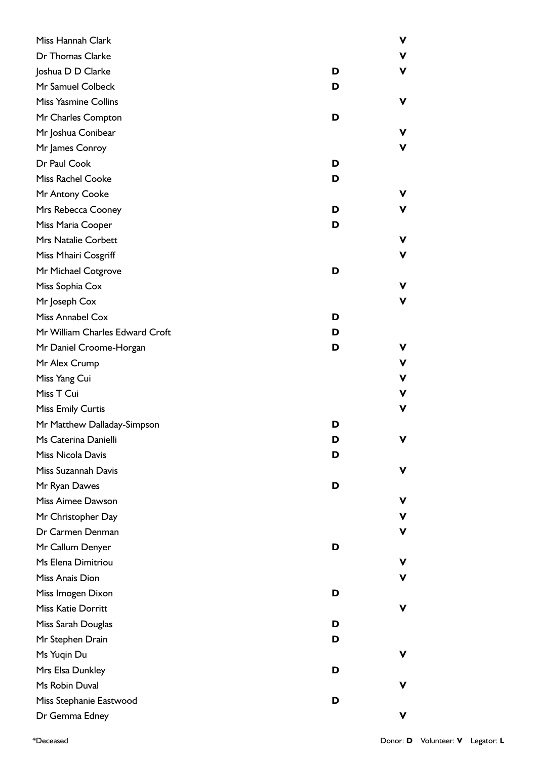| Name | Donor | Volunteer |
|---|---|---|
| Miss Hannah Clark | | **V** |
| Dr Thomas Clarke | | **V** |
| Joshua D D Clarke | **D** | **V** |
| Mr Samuel Colbeck | **D** | |
| Miss Yasmine Collins | | **V** |
| Mr Charles Compton | **D** | |
| Mr Joshua Conibear | | **V** |
| Mr James Conroy | | **V** |
| Dr Paul Cook | **D** | |
| Miss Rachel Cooke | **D** | |
| Mr Antony Cooke | | **V** |
| Mrs Rebecca Cooney | **D** | **V** |
| Miss Maria Cooper | **D** | |
| Mrs Natalie Corbett | | **V** |
| Miss Mhairi Cosgriff | | **V** |
| Mr Michael Cotgrove | **D** | |
| Miss Sophia Cox | | **V** |
| Mr Joseph Cox | | **V** |
| Miss Annabel Cox | **D** | |
| Mr William Charles Edward Croft | **D** | |
| Mr Daniel Croome-Horgan | **D** | **V** |
| Mr Alex Crump | | **V** |
| Miss Yang Cui | | **V** |
| Miss T Cui | | **V** |
| Miss Emily Curtis | | **V** |
| Mr Matthew Dalladay-Simpson | **D** | |
| Ms Caterina Danielli | **D** | **V** |
| Miss Nicola Davis | **D** | |
| Miss Suzannah Davis | | **V** |
| Mr Ryan Dawes | **D** | |
| Miss Aimee Dawson | | **V** |
| Mr Christopher Day | | **V** |
| Dr Carmen Denman | | **V** |
| Mr Callum Denyer | **D** | |
| Ms Elena Dimitriou | | **V** |
| Miss Anais Dion | | **V** |
| Miss Imogen Dixon | **D** | |
| Miss Katie Dorritt | | **V** |
| Miss Sarah Douglas | **D** | |
| Mr Stephen Drain | **D** | |
| Ms Yuqin Du | | **V** |
| Mrs Elsa Dunkley | **D** | |
| Ms Robin Duval | | **V** |
| Miss Stephanie Eastwood | **D** | |
| Dr Gemma Edney | | **V** |

*Deceased

Donor: **D** Volunteer: **V** Legator: **L**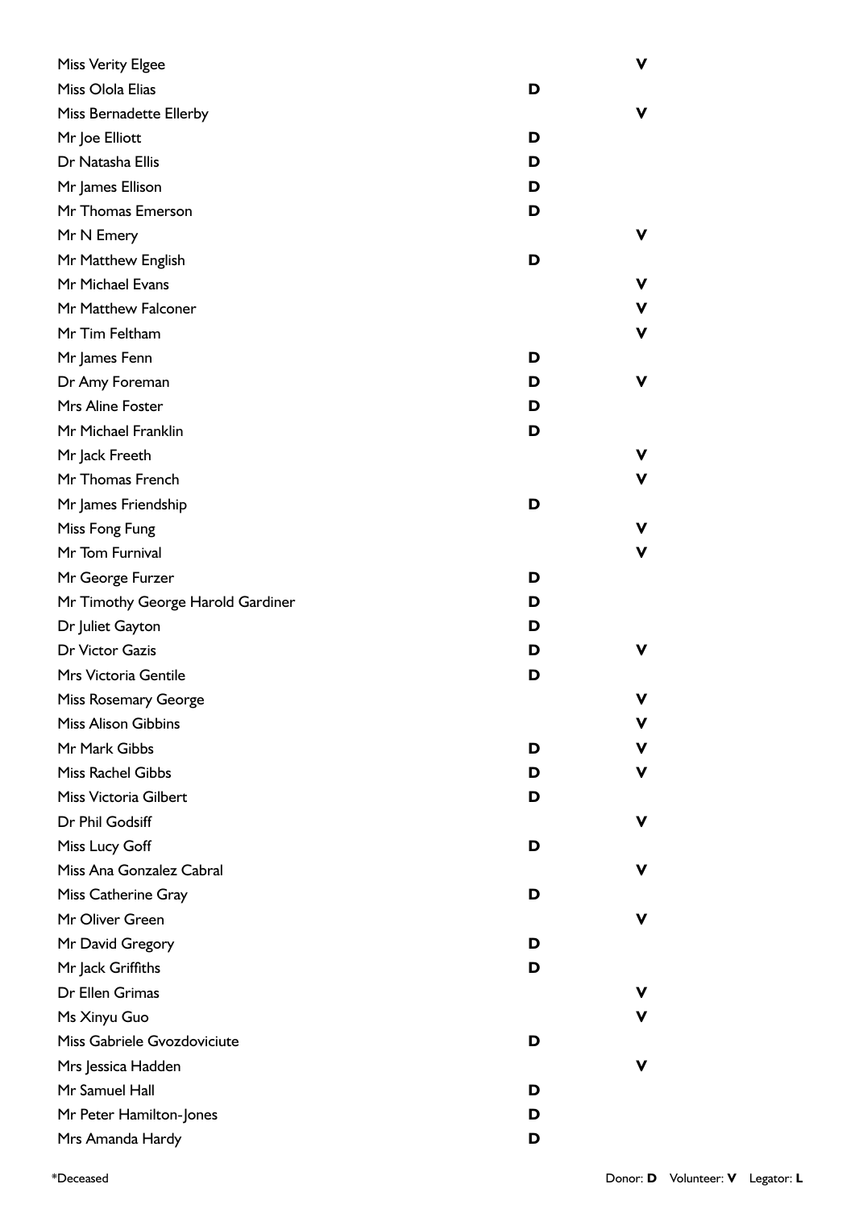| Name | Donor | Volunteer |
| --- | --- | --- |
| Miss Verity Elgee | | V |
| Miss Olola Elias | D | |
| Miss Bernadette Ellerby | | V |
| Mr Joe Elliott | D | |
| Dr Natasha Ellis | D | |
| Mr James Ellison | D | |
| Mr Thomas Emerson | D | |
| Mr N Emery | | V |
| Mr Matthew English | D | |
| Mr Michael Evans | | V |
| Mr Matthew Falconer | | V |
| Mr Tim Feltham | | V |
| Mr James Fenn | D | |
| Dr Amy Foreman | D | V |
| Mrs Aline Foster | D | |
| Mr Michael Franklin | D | |
| Mr Jack Freeth | | V |
| Mr Thomas French | | V |
| Mr James Friendship | D | |
| Miss Fong Fung | | V |
| Mr Tom Furnival | | V |
| Mr George Furzer | D | |
| Mr Timothy George Harold Gardiner | D | |
| Dr Juliet Gayton | D | |
| Dr Victor Gazis | D | V |
| Mrs Victoria Gentile | D | |
| Miss Rosemary George | | V |
| Miss Alison Gibbins | | V |
| Mr Mark Gibbs | D | V |
| Miss Rachel Gibbs | D | V |
| Miss Victoria Gilbert | D | |
| Dr Phil Godsiff | | V |
| Miss Lucy Goff | D | |
| Miss Ana Gonzalez Cabral | | V |
| Miss Catherine Gray | D | |
| Mr Oliver Green | | V |
| Mr David Gregory | D | |
| Mr Jack Griffiths | D | |
| Dr Ellen Grimas | | V |
| Ms Xinyu Guo | | V |
| Miss Gabriele Gvozdoviciute | D | |
| Mrs Jessica Hadden | | V |
| Mr Samuel Hall | D | |
| Mr Peter Hamilton-Jones | D | |
| Mrs Amanda Hardy | D | |

*Deceased

Donor: **D** Volunteer: **V** Legator: **L**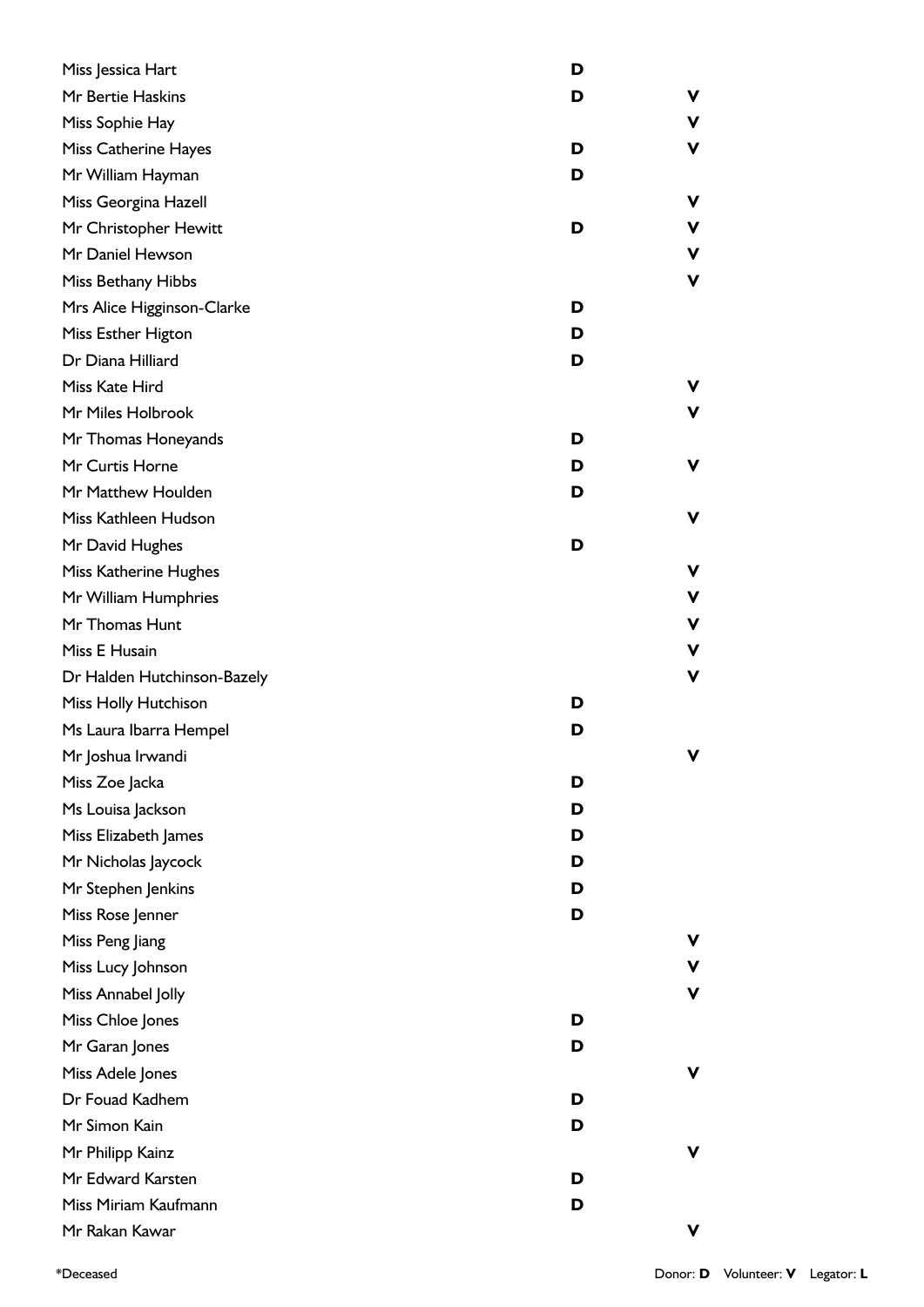| Name | Donor | Volunteer |
|---|---|---|
| Miss Jessica Hart | D | |
| Mr Bertie Haskins | D | V |
| Miss Sophie Hay | | V |
| Miss Catherine Hayes | D | V |
| Mr William Hayman | D | |
| Miss Georgina Hazell | | V |
| Mr Christopher Hewitt | D | V |
| Mr Daniel Hewson | | V |
| Miss Bethany Hibbs | | V |
| Mrs Alice Higginson-Clarke | D | |
| Miss Esther Higton | D | |
| Dr Diana Hilliard | D | |
| Miss Kate Hird | | V |
| Mr Miles Holbrook | | V |
| Mr Thomas Honeyands | D | |
| Mr Curtis Horne | D | V |
| Mr Matthew Houlden | D | |
| Miss Kathleen Hudson | | V |
| Mr David Hughes | D | |
| Miss Katherine Hughes | | V |
| Mr William Humphries | | V |
| Mr Thomas Hunt | | V |
| Miss E Husain | | V |
| Dr Halden Hutchinson-Bazely | | V |
| Miss Holly Hutchison | D | |
| Ms Laura Ibarra Hempel | D | |
| Mr Joshua Irwandi | | V |
| Miss Zoe Jacka | D | |
| Ms Louisa Jackson | D | |
| Miss Elizabeth James | D | |
| Mr Nicholas Jaycock | D | |
| Mr Stephen Jenkins | D | |
| Miss Rose Jenner | D | |
| Miss Peng Jiang | | V |
| Miss Lucy Johnson | | V |
| Miss Annabel Jolly | | V |
| Miss Chloe Jones | D | |
| Mr Garan Jones | D | |
| Miss Adele Jones | | V |
| Dr Fouad Kadhem | D | |
| Mr Simon Kain | D | |
| Mr Philipp Kainz | | V |
| Mr Edward Karsten | D | |
| Miss Miriam Kaufmann | D | |
| Mr Rakan Kawar | | V |

*Deceased

Donor: **D** Volunteer: **V** Legator: **L**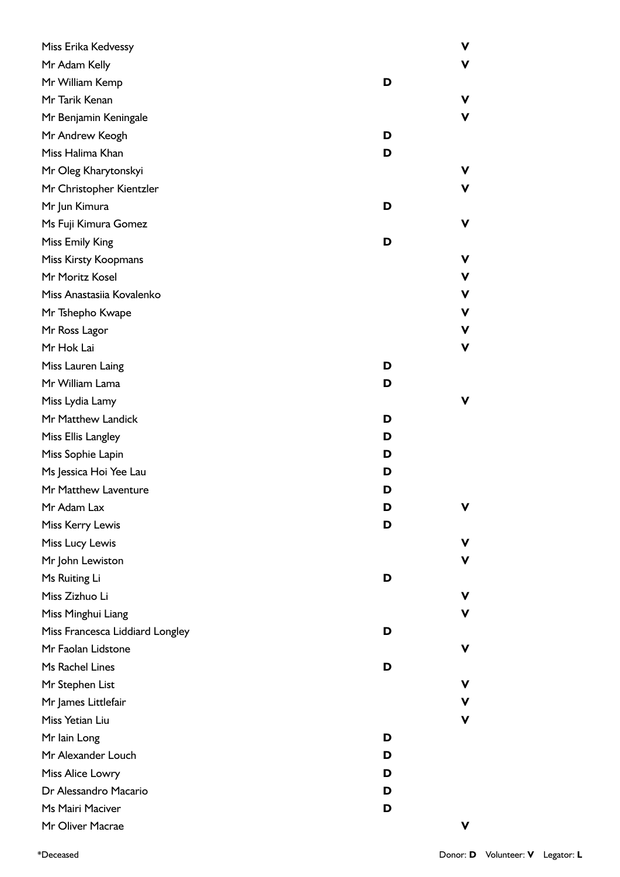| Name | Donor | Volunteer |
|---|---|---|
| Miss Erika Kedvessy | | V |
| Mr Adam Kelly | | V |
| Mr William Kemp | D | |
| Mr Tarik Kenan | | V |
| Mr Benjamin Keningale | | V |
| Mr Andrew Keogh | D | |
| Miss Halima Khan | D | |
| Mr Oleg Kharytonskyi | | V |
| Mr Christopher Kientzler | | V |
| Mr Jun Kimura | D | |
| Ms Fuji Kimura Gomez | | V |
| Miss Emily King | D | |
| Miss Kirsty Koopmans | | V |
| Mr Moritz Kosel | | V |
| Miss Anastasiia Kovalenko | | V |
| Mr Tshepho Kwape | | V |
| Mr Ross Lagor | | V |
| Mr Hok Lai | | V |
| Miss Lauren Laing | D | |
| Mr William Lama | D | |
| Miss Lydia Lamy | | V |
| Mr Matthew Landick | D | |
| Miss Ellis Langley | D | |
| Miss Sophie Lapin | D | |
| Ms Jessica Hoi Yee Lau | D | |
| Mr Matthew Laventure | D | |
| Mr Adam Lax | D | V |
| Miss Kerry Lewis | D | |
| Miss Lucy Lewis | | V |
| Mr John Lewiston | | V |
| Ms Ruiting Li | D | |
| Miss Zizhuo Li | | V |
| Miss Minghui Liang | | V |
| Miss Francesca Liddiard Longley | D | |
| Mr Faolan Lidstone | | V |
| Ms Rachel Lines | D | |
| Mr Stephen List | | V |
| Mr James Littlefair | | V |
| Miss Yetian Liu | | V |
| Mr Iain Long | D | |
| Mr Alexander Louch | D | |
| Miss Alice Lowry | D | |
| Dr Alessandro Macario | D | |
| Ms Mairi Maciver | D | |
| Mr Oliver Macrae | | V |

*Deceased

Donor: **D** Volunteer: **V** Legator: **L**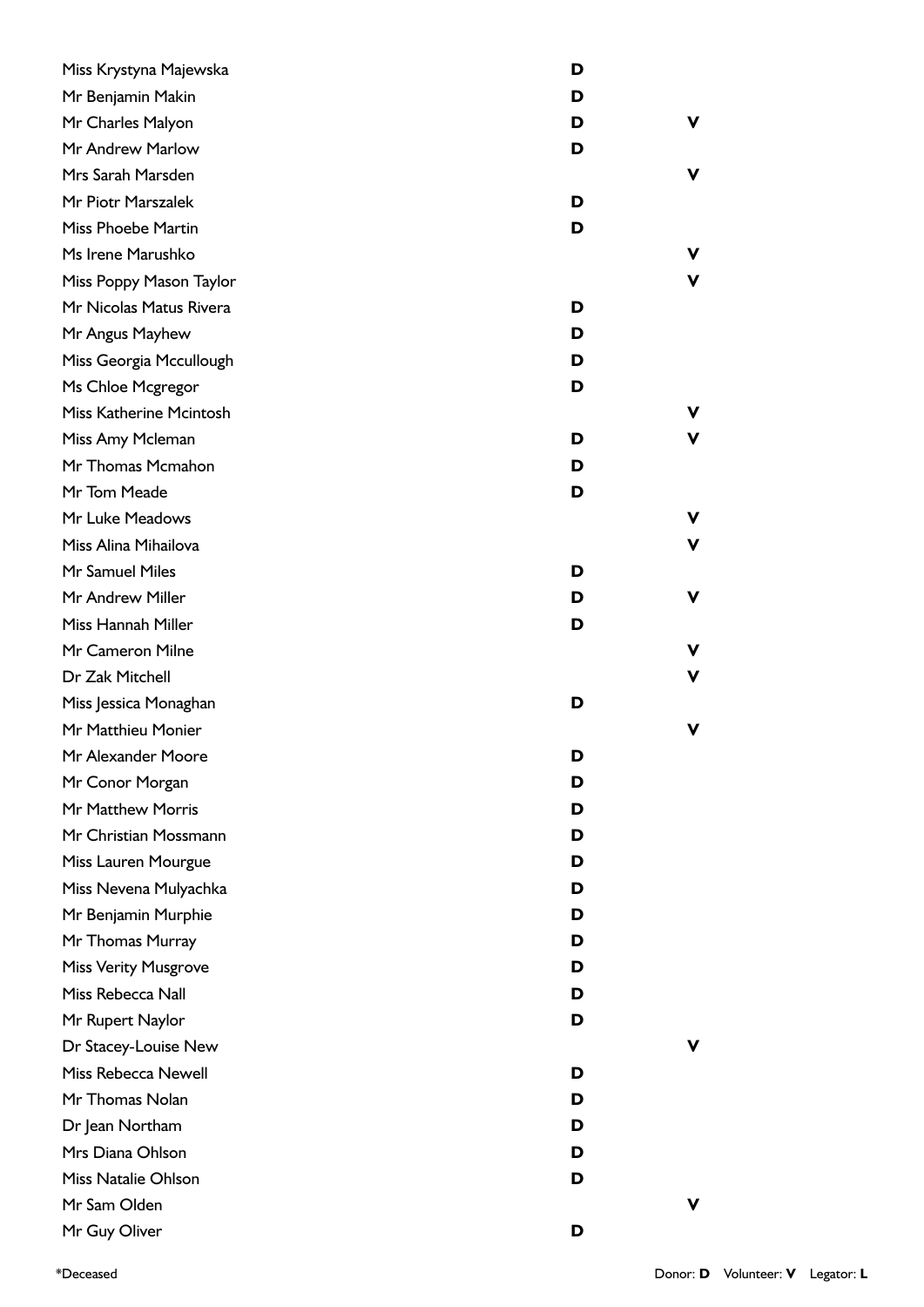| Name | Donor | Volunteer |
|---|---|---|
| Miss Krystyna Majewska | D | |
| Mr Benjamin Makin | D | |
| Mr Charles Malyon | D | V |
| Mr Andrew Marlow | D | |
| Mrs Sarah Marsden | | V |
| Mr Piotr Marszalek | D | |
| Miss Phoebe Martin | D | |
| Ms Irene Marushko | | V |
| Miss Poppy Mason Taylor | | V |
| Mr Nicolas Matus Rivera | D | |
| Mr Angus Mayhew | D | |
| Miss Georgia Mccullough | D | |
| Ms Chloe Mcgregor | D | |
| Miss Katherine Mcintosh | | V |
| Miss Amy Mcleman | D | V |
| Mr Thomas Mcmahon | D | |
| Mr Tom Meade | D | |
| Mr Luke Meadows | | V |
| Miss Alina Mihailova | | V |
| Mr Samuel Miles | D | |
| Mr Andrew Miller | D | V |
| Miss Hannah Miller | D | |
| Mr Cameron Milne | | V |
| Dr Zak Mitchell | | V |
| Miss Jessica Monaghan | D | |
| Mr Matthieu Monier | | V |
| Mr Alexander Moore | D | |
| Mr Conor Morgan | D | |
| Mr Matthew Morris | D | |
| Mr Christian Mossmann | D | |
| Miss Lauren Mourgue | D | |
| Miss Nevena Mulyachka | D | |
| Mr Benjamin Murphie | D | |
| Mr Thomas Murray | D | |
| Miss Verity Musgrove | D | |
| Miss Rebecca Nall | D | |
| Mr Rupert Naylor | D | |
| Dr Stacey-Louise New | | V |
| Miss Rebecca Newell | D | |
| Mr Thomas Nolan | D | |
| Dr Jean Northam | D | |
| Mrs Diana Ohlson | D | |
| Miss Natalie Ohlson | D | |
| Mr Sam Olden | | V |
| Mr Guy Oliver | D | |

*Deceased

Donor: **D** Volunteer: **V** Legator: **L**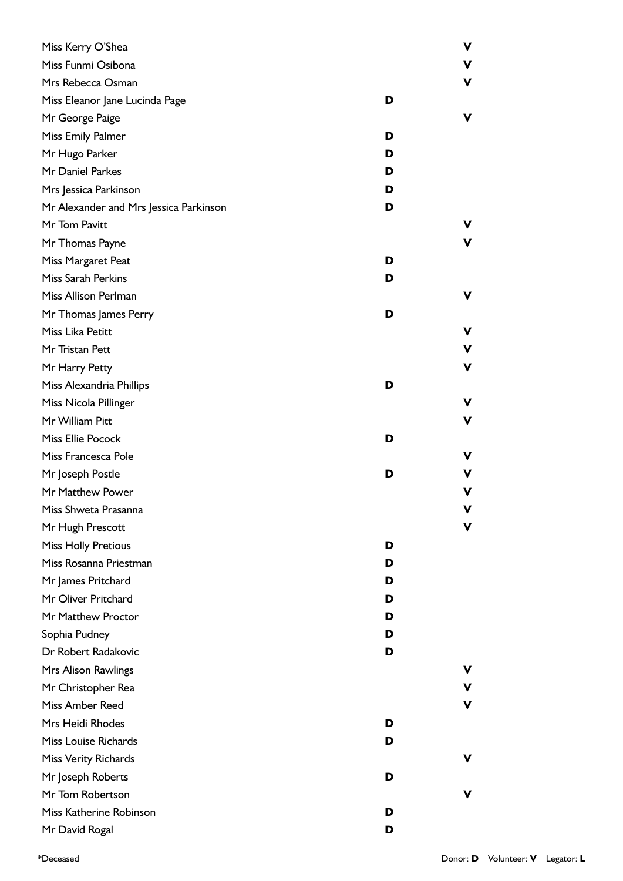| Name | Donor | Volunteer |
|---|---|---|
| Miss Kerry O'Shea | | V |
| Miss Funmi Osibona | | V |
| Mrs Rebecca Osman | | V |
| Miss Eleanor Jane Lucinda Page | D | |
| Mr George Paige | | V |
| Miss Emily Palmer | D | |
| Mr Hugo Parker | D | |
| Mr Daniel Parkes | D | |
| Mrs Jessica Parkinson | D | |
| Mr Alexander and Mrs Jessica Parkinson | D | |
| Mr Tom Pavitt | | V |
| Mr Thomas Payne | | V |
| Miss Margaret Peat | D | |
| Miss Sarah Perkins | D | |
| Miss Allison Perlman | | V |
| Mr Thomas James Perry | D | |
| Miss Lika Petitt | | V |
| Mr Tristan Pett | | V |
| Mr Harry Petty | | V |
| Miss Alexandria Phillips | D | |
| Miss Nicola Pillinger | | V |
| Mr William Pitt | | V |
| Miss Ellie Pocock | D | |
| Miss Francesca Pole | | V |
| Mr Joseph Postle | D | V |
| Mr Matthew Power | | V |
| Miss Shweta Prasanna | | V |
| Mr Hugh Prescott | | V |
| Miss Holly Pretious | D | |
| Miss Rosanna Priestman | D | |
| Mr James Pritchard | D | |
| Mr Oliver Pritchard | D | |
| Mr Matthew Proctor | D | |
| Sophia Pudney | D | |
| Dr Robert Radakovic | D | |
| Mrs Alison Rawlings | | V |
| Mr Christopher Rea | | V |
| Miss Amber Reed | | V |
| Mrs Heidi Rhodes | D | |
| Miss Louise Richards | D | |
| Miss Verity Richards | | V |
| Mr Joseph Roberts | D | |
| Mr Tom Robertson | | V |
| Miss Katherine Robinson | D | |
| Mr David Rogal | D | |

*Deceased

Donor: **D** Volunteer: **V** Legator: **L**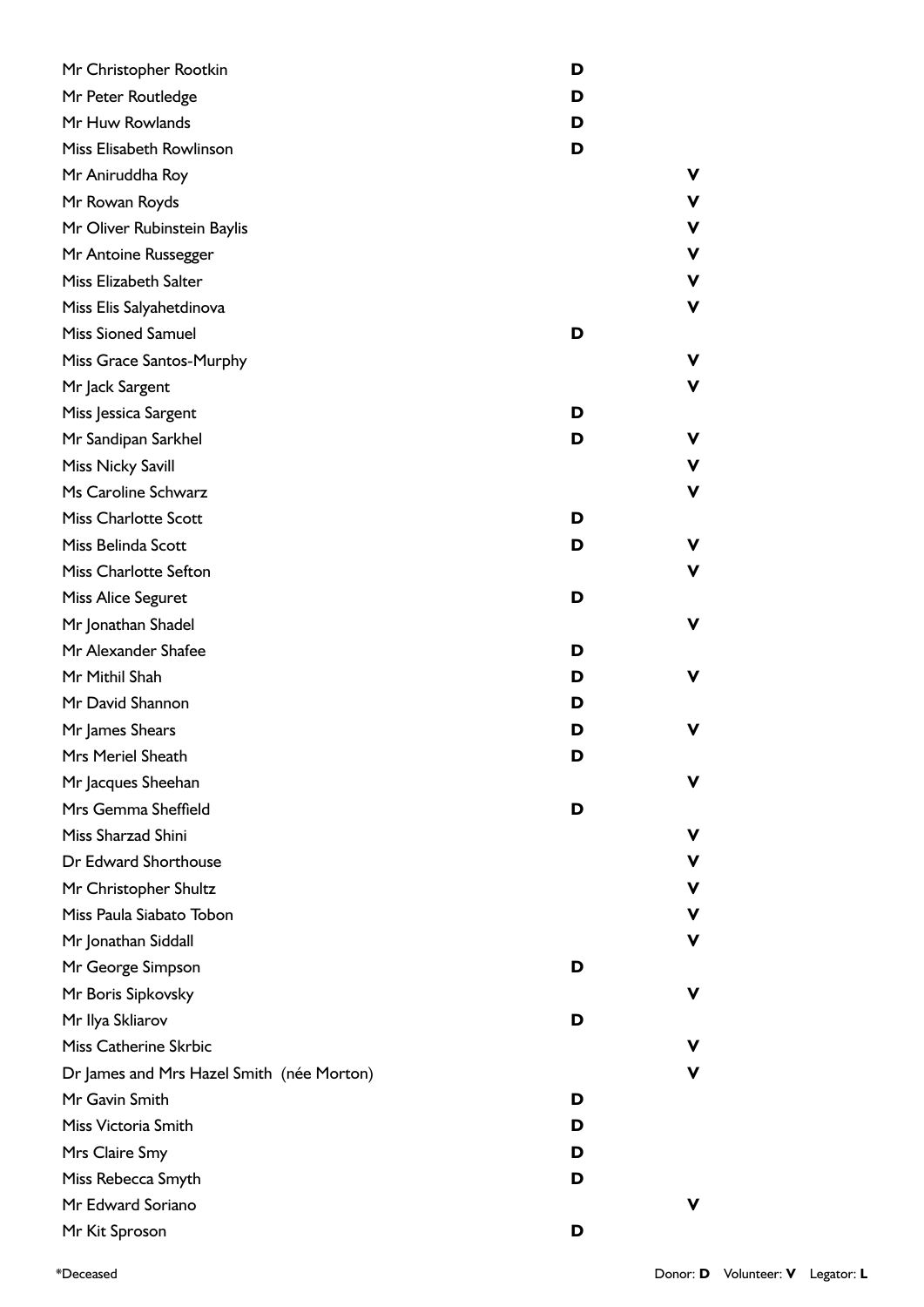| Name | Donor | Volunteer |
|---|---|---|
| Mr Christopher Rootkin | **D** | |
| Mr Peter Routledge | **D** | |
| Mr Huw Rowlands | **D** | |
| Miss Elisabeth Rowlinson | **D** | |
| Mr Aniruddha Roy | | **V** |
| Mr Rowan Royds | | **V** |
| Mr Oliver Rubinstein Baylis | | **V** |
| Mr Antoine Russegger | | **V** |
| Miss Elizabeth Salter | | **V** |
| Miss Elis Salyahetdinova | | **V** |
| Miss Sioned Samuel | **D** | |
| Miss Grace Santos-Murphy | | **V** |
| Mr Jack Sargent | | **V** |
| Miss Jessica Sargent | **D** | |
| Mr Sandipan Sarkhel | **D** | **V** |
| Miss Nicky Savill | | **V** |
| Ms Caroline Schwarz | | **V** |
| Miss Charlotte Scott | **D** | |
| Miss Belinda Scott | **D** | **V** |
| Miss Charlotte Sefton | | **V** |
| Miss Alice Seguret | **D** | |
| Mr Jonathan Shadel | | **V** |
| Mr Alexander Shafee | **D** | |
| Mr Mithil Shah | **D** | **V** |
| Mr David Shannon | **D** | |
| Mr James Shears | **D** | **V** |
| Mrs Meriel Sheath | **D** | |
| Mr Jacques Sheehan | | **V** |
| Mrs Gemma Sheffield | **D** | |
| Miss Sharzad Shini | | **V** |
| Dr Edward Shorthouse | | **V** |
| Mr Christopher Shultz | | **V** |
| Miss Paula Siabato Tobon | | **V** |
| Mr Jonathan Siddall | | **V** |
| Mr George Simpson | **D** | |
| Mr Boris Sipkovsky | | **V** |
| Mr Ilya Skliarov | **D** | |
| Miss Catherine Skrbic | | **V** |
| Dr James and Mrs Hazel Smith (née Morton) | | **V** |
| Mr Gavin Smith | **D** | |
| Miss Victoria Smith | **D** | |
| Mrs Claire Smy | **D** | |
| Miss Rebecca Smyth | **D** | |
| Mr Edward Soriano | | **V** |
| Mr Kit Sproson | **D** | |

*Deceased

Donor: **D** Volunteer: **V** Legator: **L**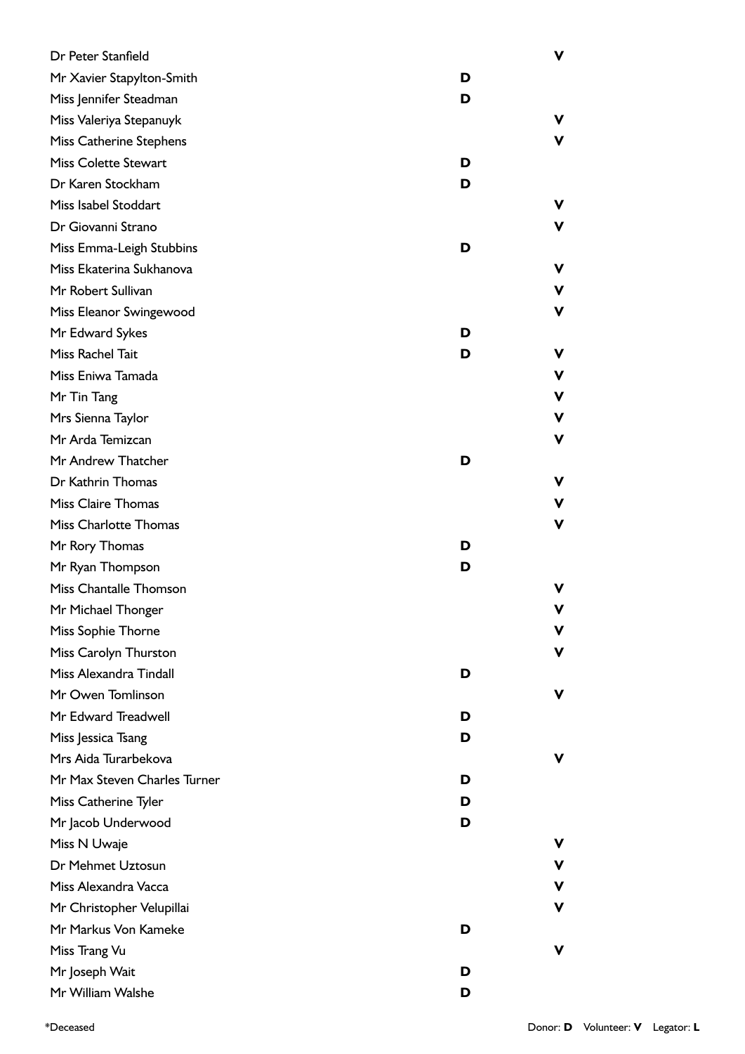| Name | Donor | Volunteer |
|---|---|---|
| Dr Peter Stanfield | | V |
| Mr Xavier Stapylton-Smith | D | |
| Miss Jennifer Steadman | D | |
| Miss Valeriya Stepanuyk | | V |
| Miss Catherine Stephens | | V |
| Miss Colette Stewart | D | |
| Dr Karen Stockham | D | |
| Miss Isabel Stoddart | | V |
| Dr Giovanni Strano | | V |
| Miss Emma-Leigh Stubbins | D | |
| Miss Ekaterina Sukhanova | | V |
| Mr Robert Sullivan | | V |
| Miss Eleanor Swingewood | | V |
| Mr Edward Sykes | D | |
| Miss Rachel Tait | D | V |
| Miss Eniwa Tamada | | V |
| Mr Tin Tang | | V |
| Mrs Sienna Taylor | | V |
| Mr Arda Temizcan | | V |
| Mr Andrew Thatcher | D | |
| Dr Kathrin Thomas | | V |
| Miss Claire Thomas | | V |
| Miss Charlotte Thomas | | V |
| Mr Rory Thomas | D | |
| Mr Ryan Thompson | D | |
| Miss Chantalle Thomson | | V |
| Mr Michael Thonger | | V |
| Miss Sophie Thorne | | V |
| Miss Carolyn Thurston | | V |
| Miss Alexandra Tindall | D | |
| Mr Owen Tomlinson | | V |
| Mr Edward Treadwell | D | |
| Miss Jessica Tsang | D | |
| Mrs Aida Turarbekova | | V |
| Mr Max Steven Charles Turner | D | |
| Miss Catherine Tyler | D | |
| Mr Jacob Underwood | D | |
| Miss N Uwaje | | V |
| Dr Mehmet Uztosun | | V |
| Miss Alexandra Vacca | | V |
| Mr Christopher Velupillai | | V |
| Mr Markus Von Kameke | D | |
| Miss Trang Vu | | V |
| Mr Joseph Wait | D | |
| Mr William Walshe | D | |

*Deceased

Donor: **D** Volunteer: **V** Legator: **L**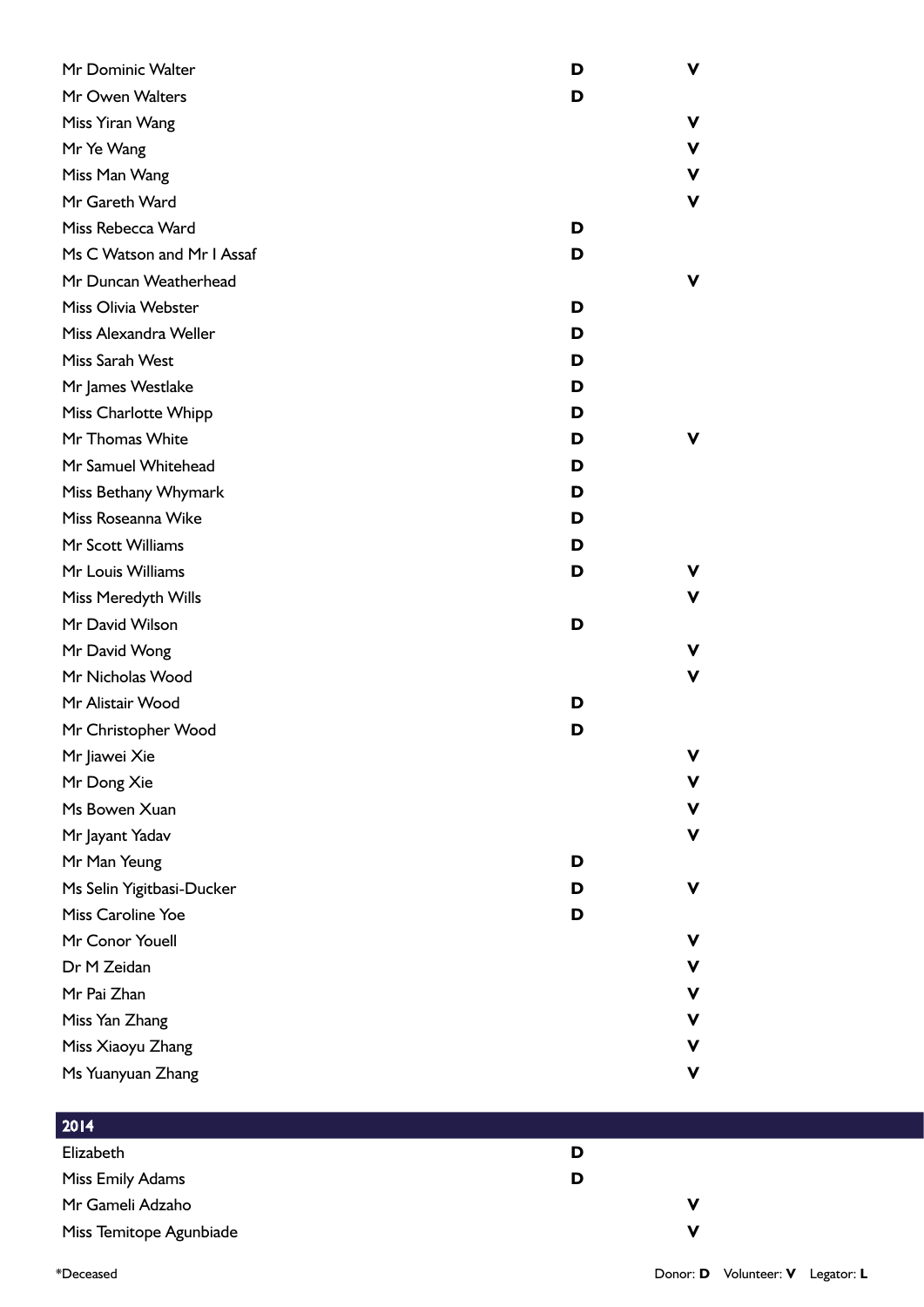| Name | Donor | Volunteer |
| --- | --- | --- |
| Mr Dominic Walter | D | V |
| Mr Owen Walters | D | |
| Miss Yiran Wang | | V |
| Mr Ye Wang | | V |
| Miss Man Wang | | V |
| Mr Gareth Ward | | V |
| Miss Rebecca Ward | D | |
| Ms C Watson and Mr I Assaf | D | |
| Mr Duncan Weatherhead | | V |
| Miss Olivia Webster | D | |
| Miss Alexandra Weller | D | |
| Miss Sarah West | D | |
| Mr James Westlake | D | |
| Miss Charlotte Whipp | D | |
| Mr Thomas White | D | V |
| Mr Samuel Whitehead | D | |
| Miss Bethany Whymark | D | |
| Miss Roseanna Wike | D | |
| Mr Scott Williams | D | |
| Mr Louis Williams | D | V |
| Miss Meredyth Wills | | V |
| Mr David Wilson | D | |
| Mr David Wong | | V |
| Mr Nicholas Wood | | V |
| Mr Alistair Wood | D | |
| Mr Christopher Wood | D | |
| Mr Jiawei Xie | | V |
| Mr Dong Xie | | V |
| Ms Bowen Xuan | | V |
| Mr Jayant Yadav | | V |
| Mr Man Yeung | D | |
| Ms Selin Yigitbasi-Ducker | D | V |
| Miss Caroline Yoe | D | |
| Mr Conor Youell | | V |
| Dr M Zeidan | | V |
| Mr Pai Zhan | | V |
| Miss Yan Zhang | | V |
| Miss Xiaoyu Zhang | | V |
| Ms Yuanyuan Zhang | | V |

## 2014

| Name | Donor | Volunteer |
| --- | --- | --- |
| Elizabeth | D | |
| Miss Emily Adams | D | |
| Mr Gameli Adzaho | | V |
| Miss Temitope Agunbiade | | V |

*Deceased

Donor: **D** Volunteer: **V** Legator: **L**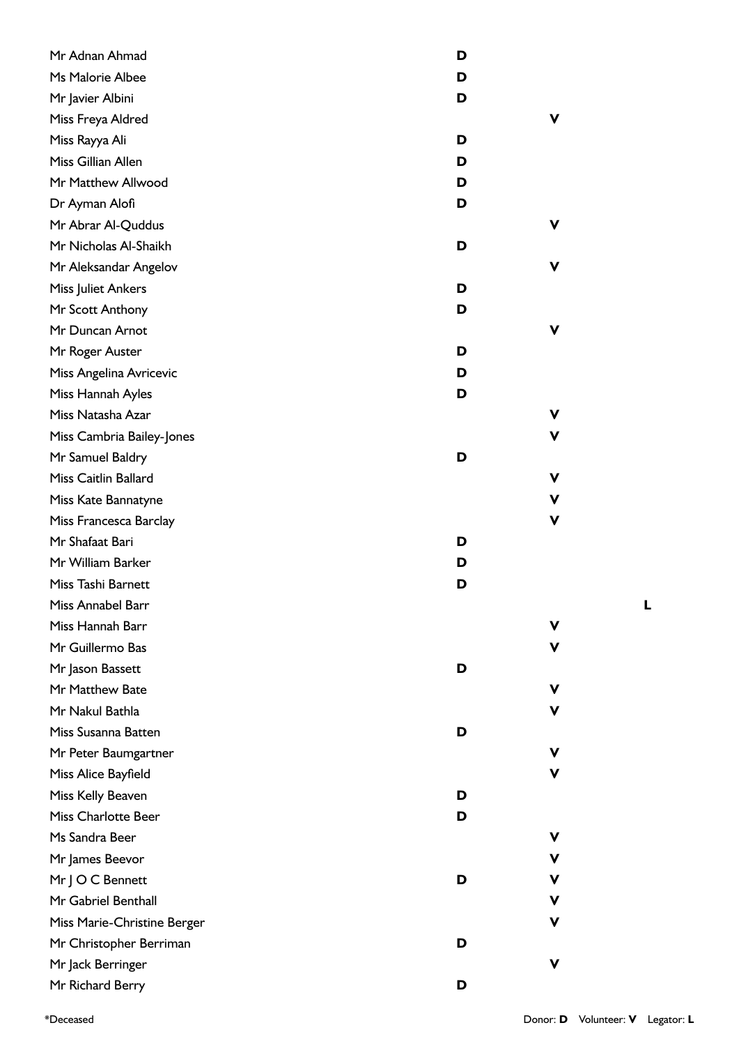| Name | Donor | Volunteer | Legator |
|---|---|---|---|
| Mr Adnan Ahmad | D | | |
| Ms Malorie Albee | D | | |
| Mr Javier Albini | D | | |
| Miss Freya Aldred | | V | |
| Miss Rayya Ali | D | | |
| Miss Gillian Allen | D | | |
| Mr Matthew Allwood | D | | |
| Dr Ayman Alofi | D | | |
| Mr Abrar Al-Quddus | | V | |
| Mr Nicholas Al-Shaikh | D | | |
| Mr Aleksandar Angelov | | V | |
| Miss Juliet Ankers | D | | |
| Mr Scott Anthony | D | | |
| Mr Duncan Arnot | | V | |
| Mr Roger Auster | D | | |
| Miss Angelina Avricevic | D | | |
| Miss Hannah Ayles | D | | |
| Miss Natasha Azar | | V | |
| Miss Cambria Bailey-Jones | | V | |
| Mr Samuel Baldry | D | | |
| Miss Caitlin Ballard | | V | |
| Miss Kate Bannatyne | | V | |
| Miss Francesca Barclay | | V | |
| Mr Shafaat Bari | D | | |
| Mr William Barker | D | | |
| Miss Tashi Barnett | D | | |
| Miss Annabel Barr | | | L |
| Miss Hannah Barr | | V | |
| Mr Guillermo Bas | | V | |
| Mr Jason Bassett | D | | |
| Mr Matthew Bate | | V | |
| Mr Nakul Bathla | | V | |
| Miss Susanna Batten | D | | |
| Mr Peter Baumgartner | | V | |
| Miss Alice Bayfield | | V | |
| Miss Kelly Beaven | D | | |
| Miss Charlotte Beer | D | | |
| Ms Sandra Beer | | V | |
| Mr James Beevor | | V | |
| Mr J O C Bennett | D | V | |
| Mr Gabriel Benthall | | V | |
| Miss Marie-Christine Berger | | V | |
| Mr Christopher Berriman | D | | |
| Mr Jack Berringer | | V | |
| Mr Richard Berry | D | | |

*Deceased

Donor: **D** Volunteer: **V** Legator: **L**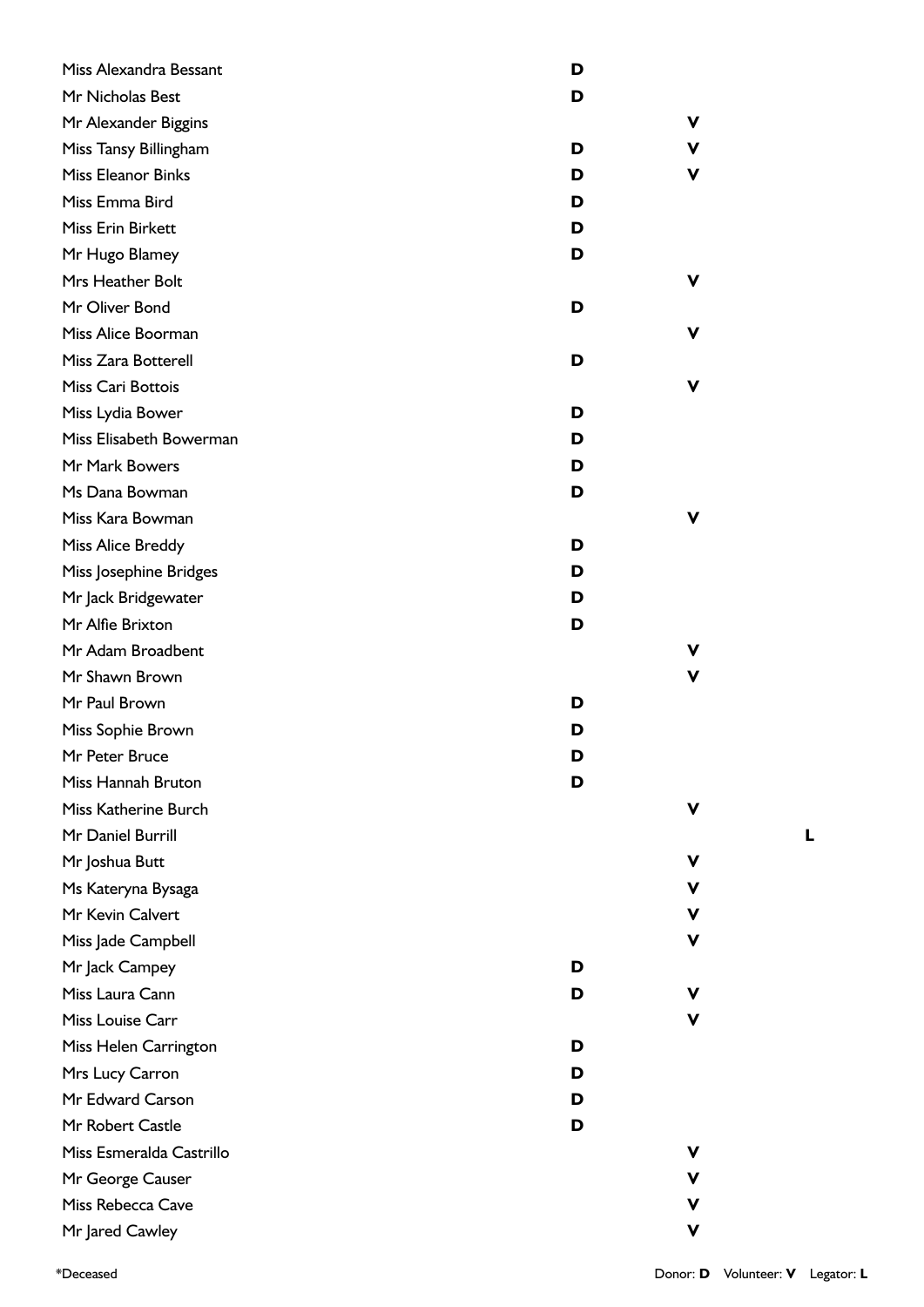| Name | Donor | Volunteer | Legator |
|---|---|---|---|
| Miss Alexandra Bessant | D | | |
| Mr Nicholas Best | D | | |
| Mr Alexander Biggins | | V | |
| Miss Tansy Billingham | D | V | |
| Miss Eleanor Binks | D | V | |
| Miss Emma Bird | D | | |
| Miss Erin Birkett | D | | |
| Mr Hugo Blamey | D | | |
| Mrs Heather Bolt | | V | |
| Mr Oliver Bond | D | | |
| Miss Alice Boorman | | V | |
| Miss Zara Botterell | D | | |
| Miss Cari Bottois | | V | |
| Miss Lydia Bower | D | | |
| Miss Elisabeth Bowerman | D | | |
| Mr Mark Bowers | D | | |
| Ms Dana Bowman | D | | |
| Miss Kara Bowman | | V | |
| Miss Alice Breddy | D | | |
| Miss Josephine Bridges | D | | |
| Mr Jack Bridgewater | D | | |
| Mr Alfie Brixton | D | | |
| Mr Adam Broadbent | | V | |
| Mr Shawn Brown | | V | |
| Mr Paul Brown | D | | |
| Miss Sophie Brown | D | | |
| Mr Peter Bruce | D | | |
| Miss Hannah Bruton | D | | |
| Miss Katherine Burch | | V | |
| Mr Daniel Burrill | | | L |
| Mr Joshua Butt | | V | |
| Ms Kateryna Bysaga | | V | |
| Mr Kevin Calvert | | V | |
| Miss Jade Campbell | | V | |
| Mr Jack Campey | D | | |
| Miss Laura Cann | D | V | |
| Miss Louise Carr | | V | |
| Miss Helen Carrington | D | | |
| Mrs Lucy Carron | D | | |
| Mr Edward Carson | D | | |
| Mr Robert Castle | D | | |
| Miss Esmeralda Castrillo | | V | |
| Mr George Causer | | V | |
| Miss Rebecca Cave | | V | |
| Mr Jared Cawley | | V | |

*Deceased

Donor: **D** Volunteer: **V** Legator: **L**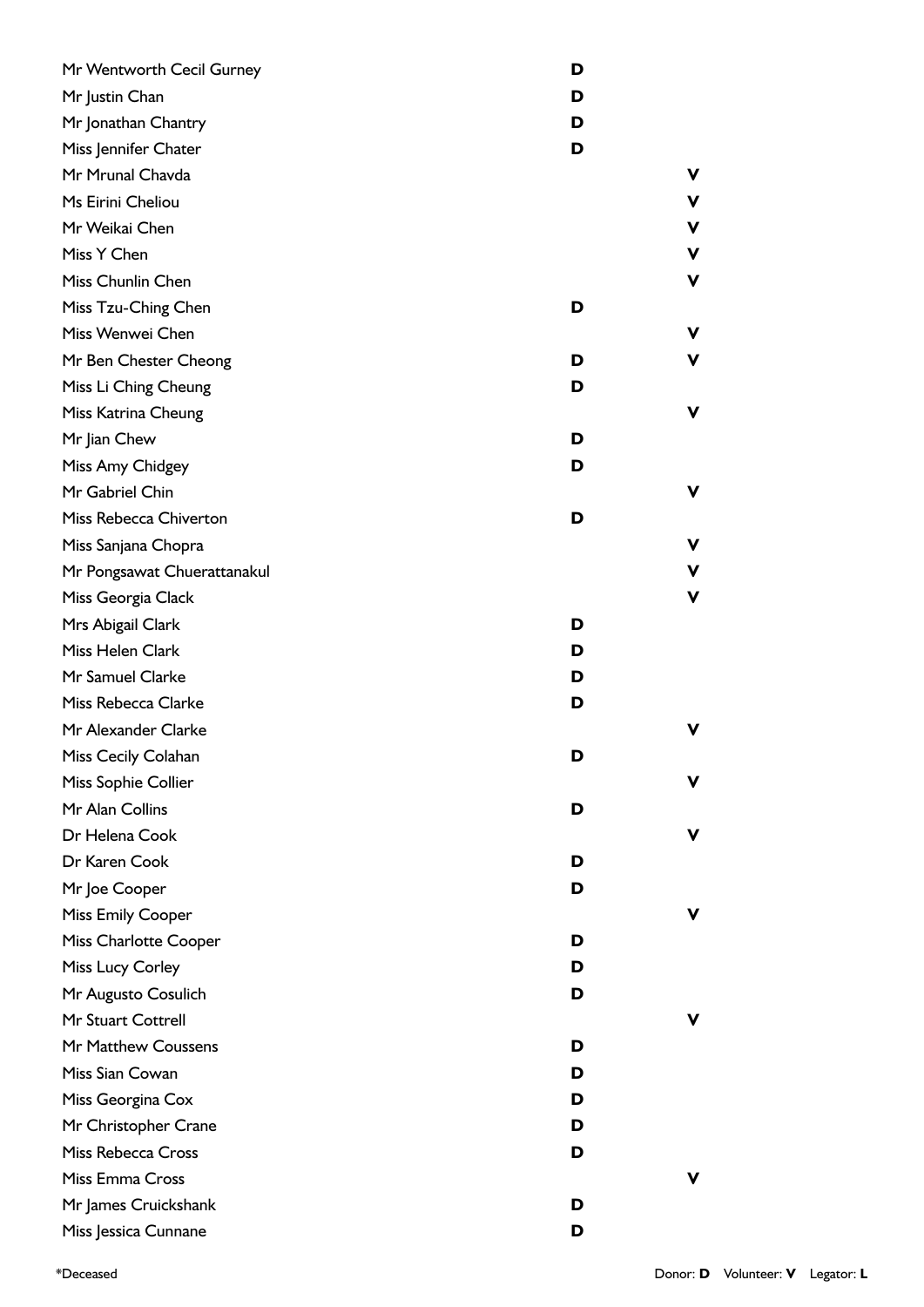| Name | Donor | Volunteer |
| --- | --- | --- |
| Mr Wentworth Cecil Gurney | **D** | |
| Mr Justin Chan | **D** | |
| Mr Jonathan Chantry | **D** | |
| Miss Jennifer Chater | **D** | |
| Mr Mrunal Chavda | | **V** |
| Ms Eirini Cheliou | | **V** |
| Mr Weikai Chen | | **V** |
| Miss Y Chen | | **V** |
| Miss Chunlin Chen | | **V** |
| Miss Tzu-Ching Chen | **D** | |
| Miss Wenwei Chen | | **V** |
| Mr Ben Chester Cheong | **D** | **V** |
| Miss Li Ching Cheung | **D** | |
| Miss Katrina Cheung | | **V** |
| Mr Jian Chew | **D** | |
| Miss Amy Chidgey | **D** | |
| Mr Gabriel Chin | | **V** |
| Miss Rebecca Chiverton | **D** | |
| Miss Sanjana Chopra | | **V** |
| Mr Pongsawat Chuerattanakul | | **V** |
| Miss Georgia Clack | | **V** |
| Mrs Abigail Clark | **D** | |
| Miss Helen Clark | **D** | |
| Mr Samuel Clarke | **D** | |
| Miss Rebecca Clarke | **D** | |
| Mr Alexander Clarke | | **V** |
| Miss Cecily Colahan | **D** | |
| Miss Sophie Collier | | **V** |
| Mr Alan Collins | **D** | |
| Dr Helena Cook | | **V** |
| Dr Karen Cook | **D** | |
| Mr Joe Cooper | **D** | |
| Miss Emily Cooper | | **V** |
| Miss Charlotte Cooper | **D** | |
| Miss Lucy Corley | **D** | |
| Mr Augusto Cosulich | **D** | |
| Mr Stuart Cottrell | | **V** |
| Mr Matthew Coussens | **D** | |
| Miss Sian Cowan | **D** | |
| Miss Georgina Cox | **D** | |
| Mr Christopher Crane | **D** | |
| Miss Rebecca Cross | **D** | |
| Miss Emma Cross | | **V** |
| Mr James Cruickshank | **D** | |
| Miss Jessica Cunnane | **D** | |

*Deceased

Donor: **D** Volunteer: **V** Legator: **L**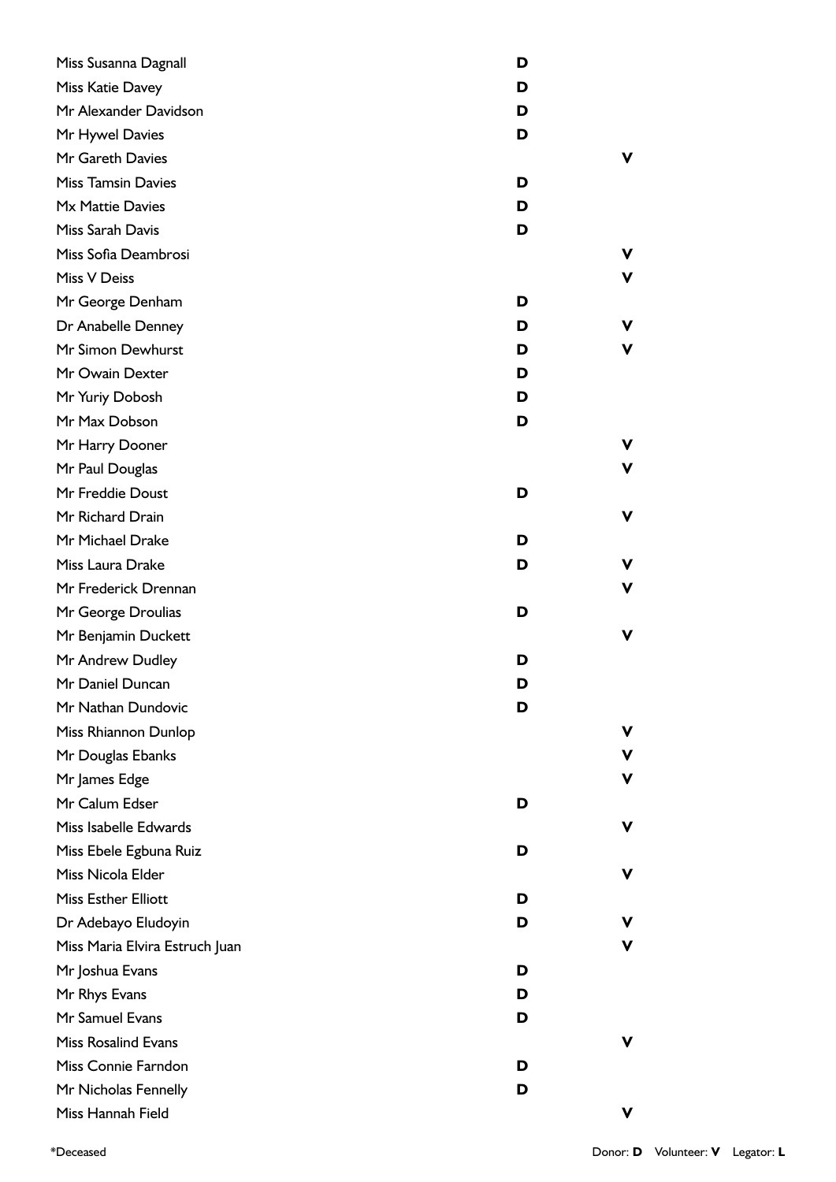| Name | Donor | Volunteer |
| --- | --- | --- |
| Miss Susanna Dagnall | D | |
| Miss Katie Davey | D | |
| Mr Alexander Davidson | D | |
| Mr Hywel Davies | D | |
| Mr Gareth Davies | | V |
| Miss Tamsin Davies | D | |
| Mx Mattie Davies | D | |
| Miss Sarah Davis | D | |
| Miss Sofia Deambrosi | | V |
| Miss V Deiss | | V |
| Mr George Denham | D | |
| Dr Anabelle Denney | D | V |
| Mr Simon Dewhurst | D | V |
| Mr Owain Dexter | D | |
| Mr Yuriy Dobosh | D | |
| Mr Max Dobson | D | |
| Mr Harry Dooner | | V |
| Mr Paul Douglas | | V |
| Mr Freddie Doust | D | |
| Mr Richard Drain | | V |
| Mr Michael Drake | D | |
| Miss Laura Drake | D | V |
| Mr Frederick Drennan | | V |
| Mr George Droulias | D | |
| Mr Benjamin Duckett | | V |
| Mr Andrew Dudley | D | |
| Mr Daniel Duncan | D | |
| Mr Nathan Dundovic | D | |
| Miss Rhiannon Dunlop | | V |
| Mr Douglas Ebanks | | V |
| Mr James Edge | | V |
| Mr Calum Edser | D | |
| Miss Isabelle Edwards | | V |
| Miss Ebele Egbuna Ruiz | D | |
| Miss Nicola Elder | | V |
| Miss Esther Elliott | D | |
| Dr Adebayo Eludoyin | D | V |
| Miss Maria Elvira Estruch Juan | | V |
| Mr Joshua Evans | D | |
| Mr Rhys Evans | D | |
| Mr Samuel Evans | D | |
| Miss Rosalind Evans | | V |
| Miss Connie Farndon | D | |
| Mr Nicholas Fennelly | D | |
| Miss Hannah Field | | V |

*Deceased

Donor: **D** Volunteer: **V** Legator: **L**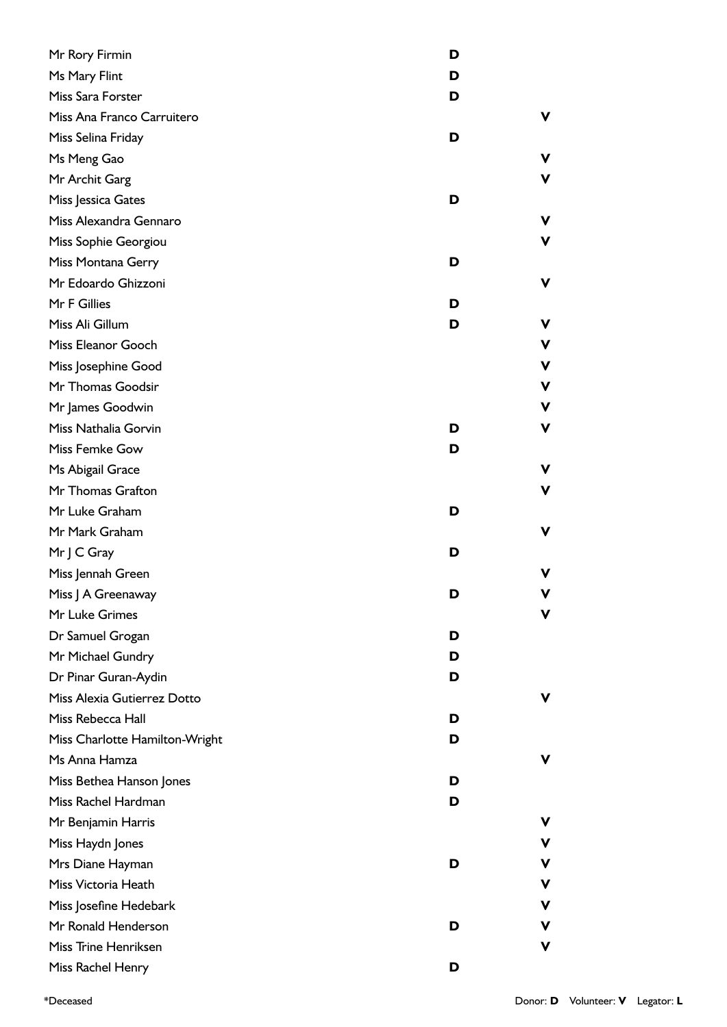| Name | Donor | Volunteer |
| --- | --- | --- |
| Mr Rory Firmin | D | |
| Ms Mary Flint | D | |
| Miss Sara Forster | D | |
| Miss Ana Franco Carruitero | | V |
| Miss Selina Friday | D | |
| Ms Meng Gao | | V |
| Mr Archit Garg | | V |
| Miss Jessica Gates | D | |
| Miss Alexandra Gennaro | | V |
| Miss Sophie Georgiou | | V |
| Miss Montana Gerry | D | |
| Mr Edoardo Ghizzoni | | V |
| Mr F Gillies | D | |
| Miss Ali Gillum | D | V |
| Miss Eleanor Gooch | | V |
| Miss Josephine Good | | V |
| Mr Thomas Goodsir | | V |
| Mr James Goodwin | | V |
| Miss Nathalia Gorvin | D | V |
| Miss Femke Gow | D | |
| Ms Abigail Grace | | V |
| Mr Thomas Grafton | | V |
| Mr Luke Graham | D | |
| Mr Mark Graham | | V |
| Mr J C Gray | D | |
| Miss Jennah Green | | V |
| Miss J A Greenaway | D | V |
| Mr Luke Grimes | | V |
| Dr Samuel Grogan | D | |
| Mr Michael Gundry | D | |
| Dr Pinar Guran-Aydin | D | |
| Miss Alexia Gutierrez Dotto | | V |
| Miss Rebecca Hall | D | |
| Miss Charlotte Hamilton-Wright | D | |
| Ms Anna Hamza | | V |
| Miss Bethea Hanson Jones | D | |
| Miss Rachel Hardman | D | |
| Mr Benjamin Harris | | V |
| Miss Haydn Jones | | V |
| Mrs Diane Hayman | D | V |
| Miss Victoria Heath | | V |
| Miss Josefine Hedebark | | V |
| Mr Ronald Henderson | D | V |
| Miss Trine Henriksen | | V |
| Miss Rachel Henry | D | |

*Deceased

Donor: **D** Volunteer: **V** Legator: **L**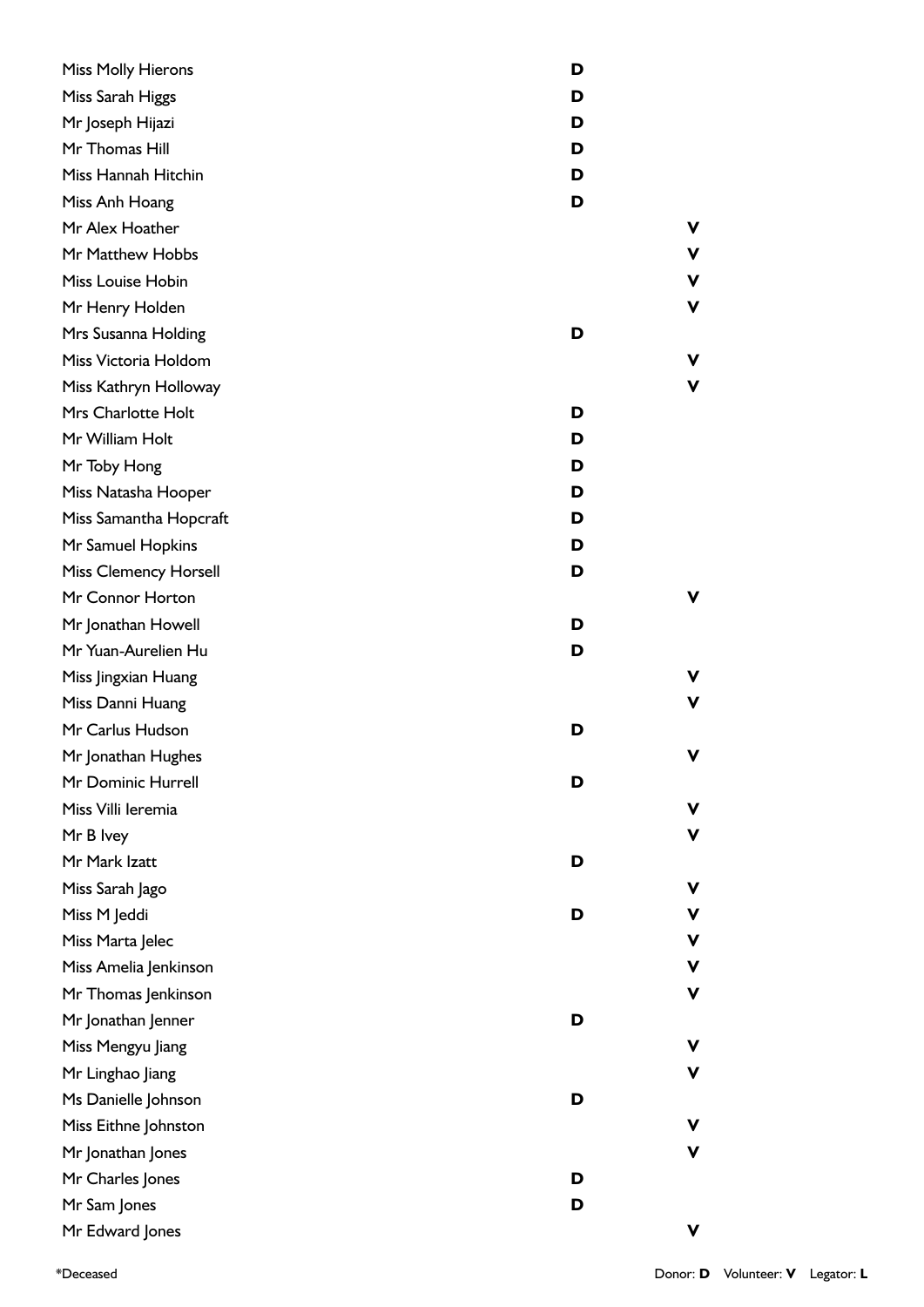| Name | Donor | Volunteer |
|---|---|---|
| Miss Molly Hierons | D | |
| Miss Sarah Higgs | D | |
| Mr Joseph Hijazi | D | |
| Mr Thomas Hill | D | |
| Miss Hannah Hitchin | D | |
| Miss Anh Hoang | D | |
| Mr Alex Hoather | | V |
| Mr Matthew Hobbs | | V |
| Miss Louise Hobin | | V |
| Mr Henry Holden | | V |
| Mrs Susanna Holding | D | |
| Miss Victoria Holdom | | V |
| Miss Kathryn Holloway | | V |
| Mrs Charlotte Holt | D | |
| Mr William Holt | D | |
| Mr Toby Hong | D | |
| Miss Natasha Hooper | D | |
| Miss Samantha Hopcraft | D | |
| Mr Samuel Hopkins | D | |
| Miss Clemency Horsell | D | |
| Mr Connor Horton | | V |
| Mr Jonathan Howell | D | |
| Mr Yuan-Aurelien Hu | D | |
| Miss Jingxian Huang | | V |
| Miss Danni Huang | | V |
| Mr Carlus Hudson | D | |
| Mr Jonathan Hughes | | V |
| Mr Dominic Hurrell | D | |
| Miss Villi Ieremia | | V |
| Mr B Ivey | | V |
| Mr Mark Izatt | D | |
| Miss Sarah Jago | | V |
| Miss M Jeddi | D | V |
| Miss Marta Jelec | | V |
| Miss Amelia Jenkinson | | V |
| Mr Thomas Jenkinson | | V |
| Mr Jonathan Jenner | D | |
| Miss Mengyu Jiang | | V |
| Mr Linghao Jiang | | V |
| Ms Danielle Johnson | D | |
| Miss Eithne Johnston | | V |
| Mr Jonathan Jones | | V |
| Mr Charles Jones | D | |
| Mr Sam Jones | D | |
| Mr Edward Jones | | V |

*Deceased

Donor: **D** Volunteer: **V** Legator: **L**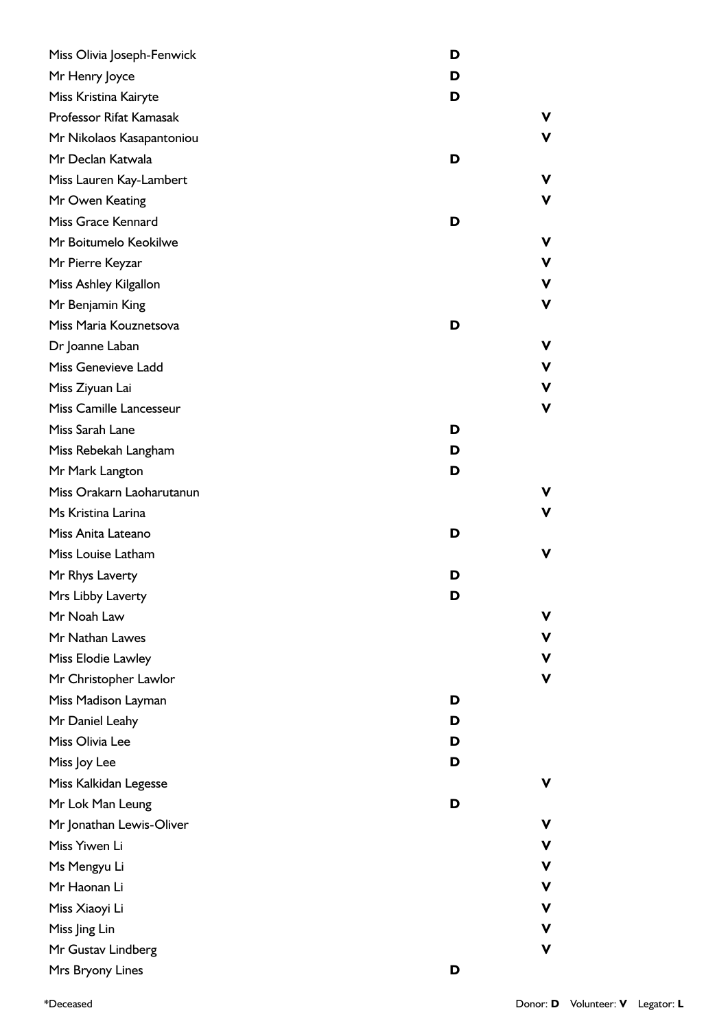| Name | Donor | Volunteer |
| --- | --- | --- |
| Miss Olivia Joseph-Fenwick | D | |
| Mr Henry Joyce | D | |
| Miss Kristina Kairyte | D | |
| Professor Rifat Kamasak | | V |
| Mr Nikolaos Kasapantoniou | | V |
| Mr Declan Katwala | D | |
| Miss Lauren Kay-Lambert | | V |
| Mr Owen Keating | | V |
| Miss Grace Kennard | D | |
| Mr Boitumelo Keokilwe | | V |
| Mr Pierre Keyzar | | V |
| Miss Ashley Kilgallon | | V |
| Mr Benjamin King | | V |
| Miss Maria Kouznetsova | D | |
| Dr Joanne Laban | | V |
| Miss Genevieve Ladd | | V |
| Miss Ziyuan Lai | | V |
| Miss Camille Lancesseur | | V |
| Miss Sarah Lane | D | |
| Miss Rebekah Langham | D | |
| Mr Mark Langton | D | |
| Miss Orakarn Laoharutanun | | V |
| Ms Kristina Larina | | V |
| Miss Anita Lateano | D | |
| Miss Louise Latham | | V |
| Mr Rhys Laverty | D | |
| Mrs Libby Laverty | D | |
| Mr Noah Law | | V |
| Mr Nathan Lawes | | V |
| Miss Elodie Lawley | | V |
| Mr Christopher Lawlor | | V |
| Miss Madison Layman | D | |
| Mr Daniel Leahy | D | |
| Miss Olivia Lee | D | |
| Miss Joy Lee | D | |
| Miss Kalkidan Legesse | | V |
| Mr Lok Man Leung | D | |
| Mr Jonathan Lewis-Oliver | | V |
| Miss Yiwen Li | | V |
| Ms Mengyu Li | | V |
| Mr Haonan Li | | V |
| Miss Xiaoyi Li | | V |
| Miss Jing Lin | | V |
| Mr Gustav Lindberg | | V |
| Mrs Bryony Lines | D | |

*Deceased

Donor: **D** Volunteer: **V** Legator: **L**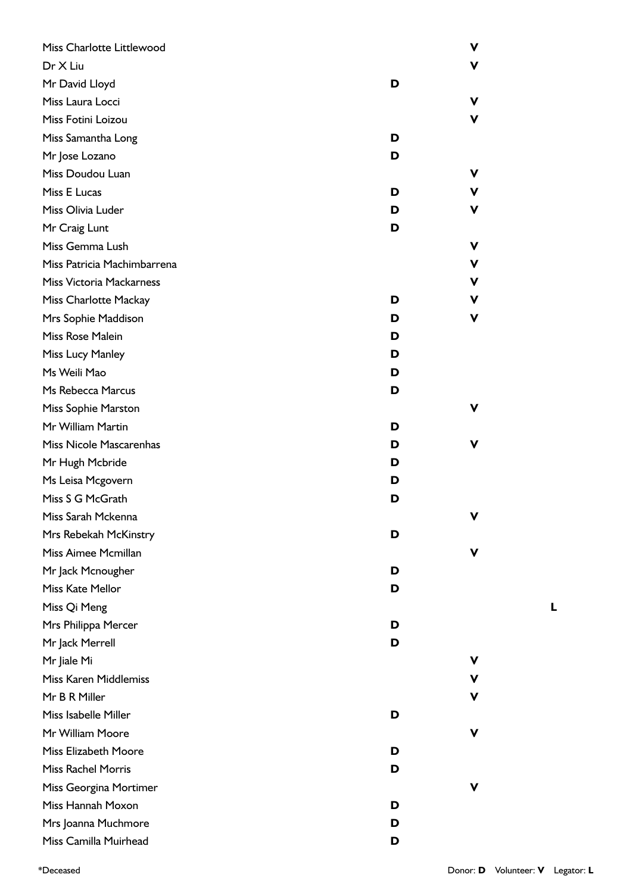| Name | Donor | Volunteer | Legator |
|---|---|---|---|
| Miss Charlotte Littlewood | | V | |
| Dr X Liu | | V | |
| Mr David Lloyd | D | | |
| Miss Laura Locci | | V | |
| Miss Fotini Loizou | | V | |
| Miss Samantha Long | D | | |
| Mr Jose Lozano | D | | |
| Miss Doudou Luan | | V | |
| Miss E Lucas | D | V | |
| Miss Olivia Luder | D | V | |
| Mr Craig Lunt | D | | |
| Miss Gemma Lush | | V | |
| Miss Patricia Machimbarrena | | V | |
| Miss Victoria Mackarness | | V | |
| Miss Charlotte Mackay | D | V | |
| Mrs Sophie Maddison | D | V | |
| Miss Rose Malein | D | | |
| Miss Lucy Manley | D | | |
| Ms Weili Mao | D | | |
| Ms Rebecca Marcus | D | | |
| Miss Sophie Marston | | V | |
| Mr William Martin | D | | |
| Miss Nicole Mascarenhas | D | V | |
| Mr Hugh Mcbride | D | | |
| Ms Leisa Mcgovern | D | | |
| Miss S G McGrath | D | | |
| Miss Sarah Mckenna | | V | |
| Mrs Rebekah McKinstry | D | | |
| Miss Aimee Mcmillan | | V | |
| Mr Jack Mcnougher | D | | |
| Miss Kate Mellor | D | | |
| Miss Qi Meng | | | L |
| Mrs Philippa Mercer | D | | |
| Mr Jack Merrell | D | | |
| Mr Jiale Mi | | V | |
| Miss Karen Middlemiss | | V | |
| Mr B R Miller | | V | |
| Miss Isabelle Miller | D | | |
| Mr William Moore | | V | |
| Miss Elizabeth Moore | D | | |
| Miss Rachel Morris | D | | |
| Miss Georgina Mortimer | | V | |
| Miss Hannah Moxon | D | | |
| Mrs Joanna Muchmore | D | | |
| Miss Camilla Muirhead | D | | |

*Deceased

Donor: **D** Volunteer: **V** Legator: **L**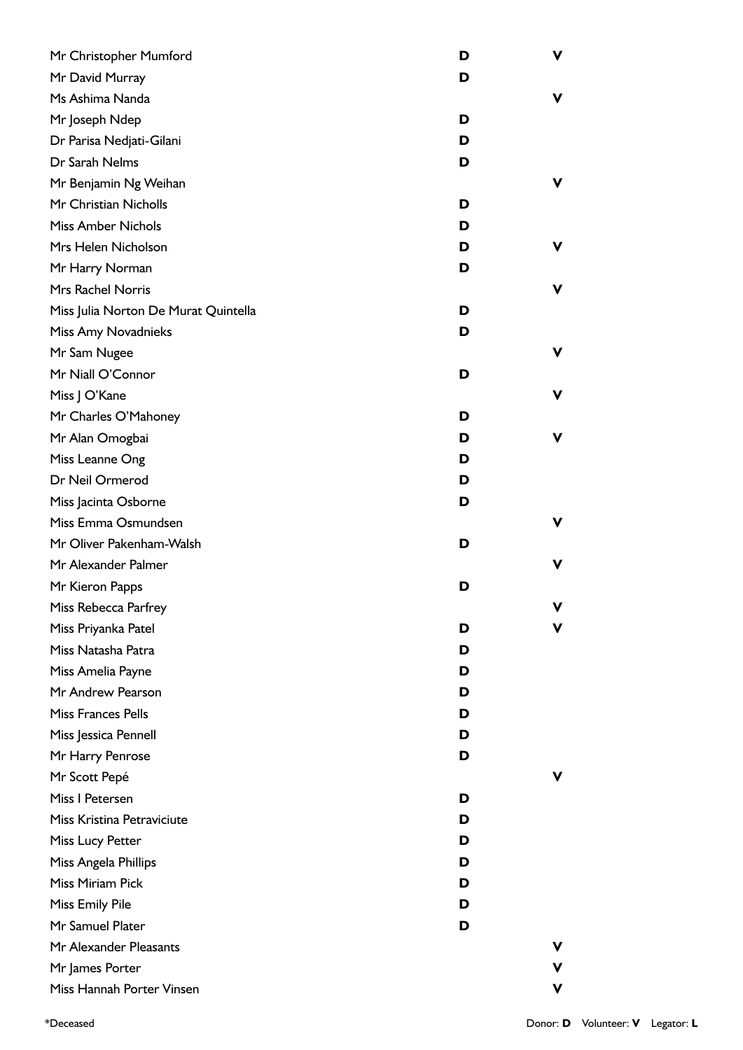| Name | Donor | Volunteer |
|---|---|---|
| Mr Christopher Mumford | D | V |
| Mr David Murray | D | |
| Ms Ashima Nanda | | V |
| Mr Joseph Ndep | D | |
| Dr Parisa Nedjati-Gilani | D | |
| Dr Sarah Nelms | D | |
| Mr Benjamin Ng Weihan | | V |
| Mr Christian Nicholls | D | |
| Miss Amber Nichols | D | |
| Mrs Helen Nicholson | D | V |
| Mr Harry Norman | D | |
| Mrs Rachel Norris | | V |
| Miss Julia Norton De Murat Quintella | D | |
| Miss Amy Novadnieks | D | |
| Mr Sam Nugee | | V |
| Mr Niall O'Connor | D | |
| Miss J O'Kane | | V |
| Mr Charles O'Mahoney | D | |
| Mr Alan Omogbai | D | V |
| Miss Leanne Ong | D | |
| Dr Neil Ormerod | D | |
| Miss Jacinta Osborne | D | |
| Miss Emma Osmundsen | | V |
| Mr Oliver Pakenham-Walsh | D | |
| Mr Alexander Palmer | | V |
| Mr Kieron Papps | D | |
| Miss Rebecca Parfrey | | V |
| Miss Priyanka Patel | D | V |
| Miss Natasha Patra | D | |
| Miss Amelia Payne | D | |
| Mr Andrew Pearson | D | |
| Miss Frances Pells | D | |
| Miss Jessica Pennell | D | |
| Mr Harry Penrose | D | |
| Mr Scott Pepé | | V |
| Miss I Petersen | D | |
| Miss Kristina Petraviciute | D | |
| Miss Lucy Petter | D | |
| Miss Angela Phillips | D | |
| Miss Miriam Pick | D | |
| Miss Emily Pile | D | |
| Mr Samuel Plater | D | |
| Mr Alexander Pleasants | | V |
| Mr James Porter | | V |
| Miss Hannah Porter Vinsen | | V |

*Deceased

Donor: **D** Volunteer: **V** Legator: **L**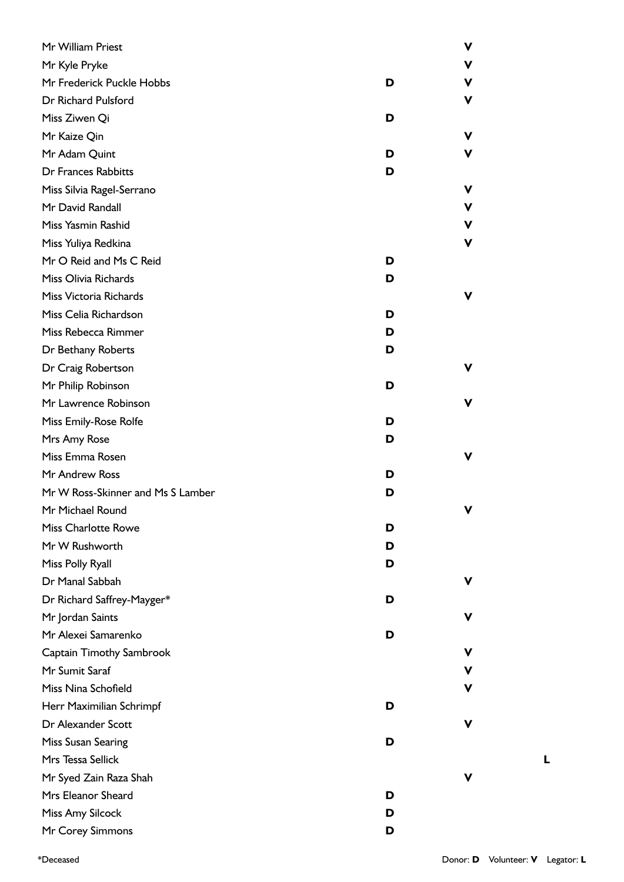| Name | Donor | Volunteer | Legator |
|---|---|---|---|
| Mr William Priest | | V | |
| Mr Kyle Pryke | | V | |
| Mr Frederick Puckle Hobbs | D | V | |
| Dr Richard Pulsford | | V | |
| Miss Ziwen Qi | D | | |
| Mr Kaize Qin | | V | |
| Mr Adam Quint | D | V | |
| Dr Frances Rabbitts | D | | |
| Miss Silvia Ragel-Serrano | | V | |
| Mr David Randall | | V | |
| Miss Yasmin Rashid | | V | |
| Miss Yuliya Redkina | | V | |
| Mr O Reid and Ms C Reid | D | | |
| Miss Olivia Richards | D | | |
| Miss Victoria Richards | | V | |
| Miss Celia Richardson | D | | |
| Miss Rebecca Rimmer | D | | |
| Dr Bethany Roberts | D | | |
| Dr Craig Robertson | | V | |
| Mr Philip Robinson | D | | |
| Mr Lawrence Robinson | | V | |
| Miss Emily-Rose Rolfe | D | | |
| Mrs Amy Rose | D | | |
| Miss Emma Rosen | | V | |
| Mr Andrew Ross | D | | |
| Mr W Ross-Skinner and Ms S Lamber | D | | |
| Mr Michael Round | | V | |
| Miss Charlotte Rowe | D | | |
| Mr W Rushworth | D | | |
| Miss Polly Ryall | D | | |
| Dr Manal Sabbah | | V | |
| Dr Richard Saffrey-Mayger* | D | | |
| Mr Jordan Saints | | V | |
| Mr Alexei Samarenko | D | | |
| Captain Timothy Sambrook | | V | |
| Mr Sumit Saraf | | V | |
| Miss Nina Schofield | | V | |
| Herr Maximilian Schrimpf | D | | |
| Dr Alexander Scott | | V | |
| Miss Susan Searing | D | | |
| Mrs Tessa Sellick | | | L |
| Mr Syed Zain Raza Shah | | V | |
| Mrs Eleanor Sheard | D | | |
| Miss Amy Silcock | D | | |
| Mr Corey Simmons | D | | |

*Deceased

Donor: **D** Volunteer: **V** Legator: **L**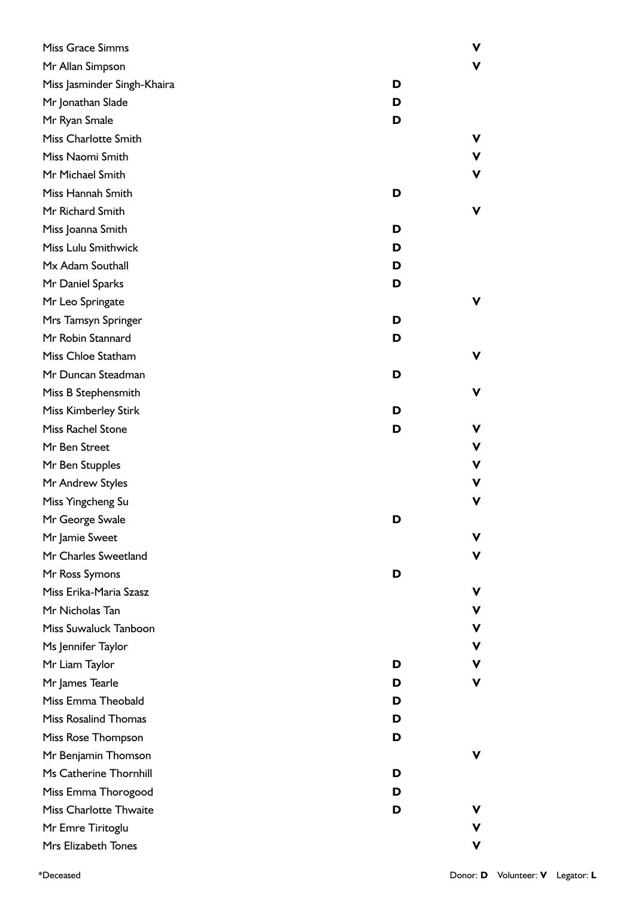| Name | Donor | Volunteer |
|---|---|---|
| Miss Grace Simms | | V |
| Mr Allan Simpson | | V |
| Miss Jasminder Singh-Khaira | D | |
| Mr Jonathan Slade | D | |
| Mr Ryan Smale | D | |
| Miss Charlotte Smith | | V |
| Miss Naomi Smith | | V |
| Mr Michael Smith | | V |
| Miss Hannah Smith | D | |
| Mr Richard Smith | | V |
| Miss Joanna Smith | D | |
| Miss Lulu Smithwick | D | |
| Mx Adam Southall | D | |
| Mr Daniel Sparks | D | |
| Mr Leo Springate | | V |
| Mrs Tamsyn Springer | D | |
| Mr Robin Stannard | D | |
| Miss Chloe Statham | | V |
| Mr Duncan Steadman | D | |
| Miss B Stephensmith | | V |
| Miss Kimberley Stirk | D | |
| Miss Rachel Stone | D | V |
| Mr Ben Street | | V |
| Mr Ben Stupples | | V |
| Mr Andrew Styles | | V |
| Miss Yingcheng Su | | V |
| Mr George Swale | D | |
| Mr Jamie Sweet | | V |
| Mr Charles Sweetland | | V |
| Mr Ross Symons | D | |
| Miss Erika-Maria Szasz | | V |
| Mr Nicholas Tan | | V |
| Miss Suwaluck Tanboon | | V |
| Ms Jennifer Taylor | | V |
| Mr Liam Taylor | D | V |
| Mr James Tearle | D | V |
| Miss Emma Theobald | D | |
| Miss Rosalind Thomas | D | |
| Miss Rose Thompson | D | |
| Mr Benjamin Thomson | | V |
| Ms Catherine Thornhill | D | |
| Miss Emma Thorogood | D | |
| Miss Charlotte Thwaite | D | V |
| Mr Emre Tiritoglu | | V |
| Mrs Elizabeth Tones | | V |

*Deceased

Donor: **D** Volunteer: **V** Legator: **L**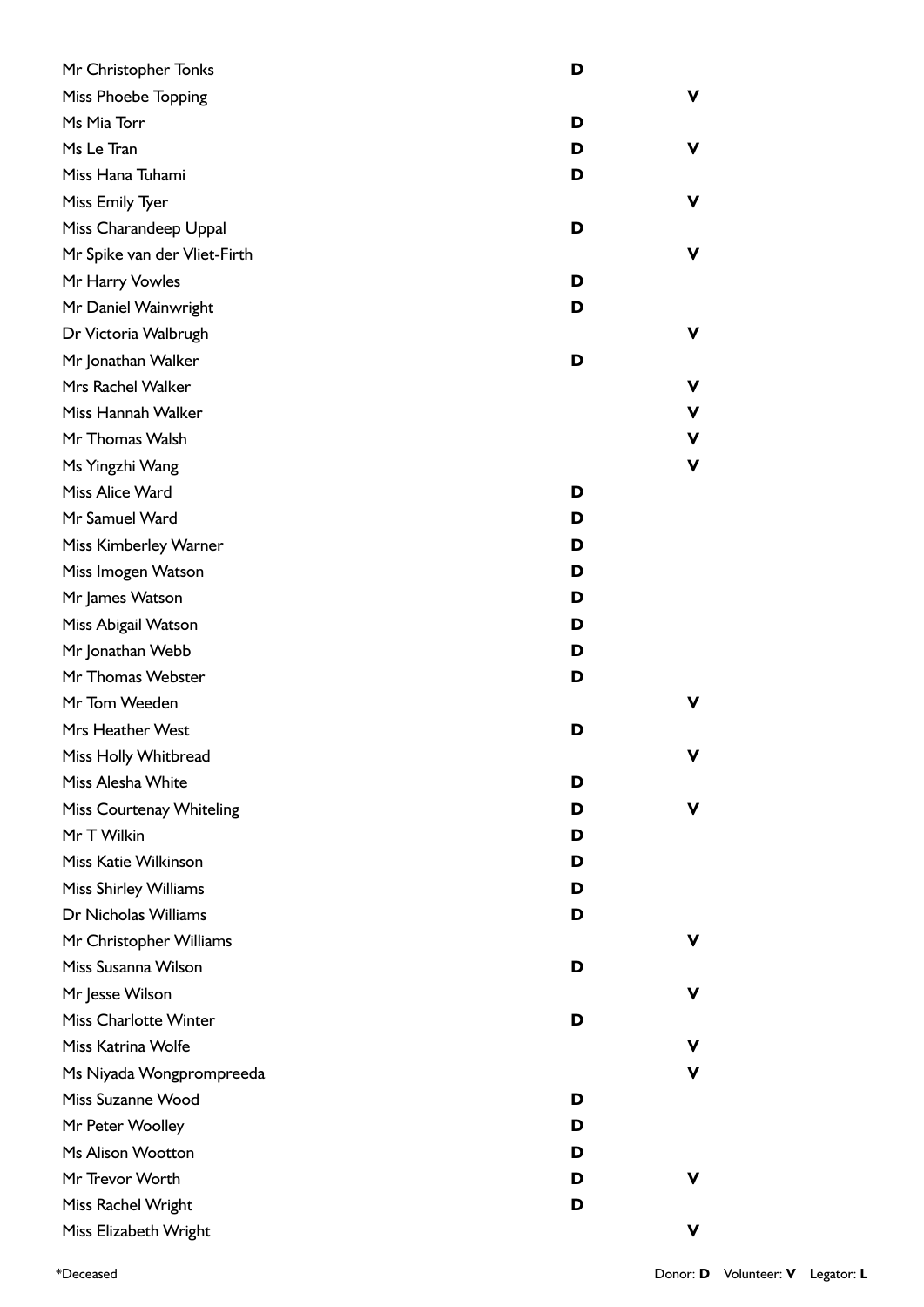| Name | Donor | Volunteer |
|---|---|---|
| Mr Christopher Tonks | D | |
| Miss Phoebe Topping | | V |
| Ms Mia Torr | D | |
| Ms Le Tran | D | V |
| Miss Hana Tuhami | D | |
| Miss Emily Tyer | | V |
| Miss Charandeep Uppal | D | |
| Mr Spike van der Vliet-Firth | | V |
| Mr Harry Vowles | D | |
| Mr Daniel Wainwright | D | |
| Dr Victoria Walbrugh | | V |
| Mr Jonathan Walker | D | |
| Mrs Rachel Walker | | V |
| Miss Hannah Walker | | V |
| Mr Thomas Walsh | | V |
| Ms Yingzhi Wang | | V |
| Miss Alice Ward | D | |
| Mr Samuel Ward | D | |
| Miss Kimberley Warner | D | |
| Miss Imogen Watson | D | |
| Mr James Watson | D | |
| Miss Abigail Watson | D | |
| Mr Jonathan Webb | D | |
| Mr Thomas Webster | D | |
| Mr Tom Weeden | | V |
| Mrs Heather West | D | |
| Miss Holly Whitbread | | V |
| Miss Alesha White | D | |
| Miss Courtenay Whiteling | D | V |
| Mr T Wilkin | D | |
| Miss Katie Wilkinson | D | |
| Miss Shirley Williams | D | |
| Dr Nicholas Williams | D | |
| Mr Christopher Williams | | V |
| Miss Susanna Wilson | D | |
| Mr Jesse Wilson | | V |
| Miss Charlotte Winter | D | |
| Miss Katrina Wolfe | | V |
| Ms Niyada Wongprompreeda | | V |
| Miss Suzanne Wood | D | |
| Mr Peter Woolley | D | |
| Ms Alison Wootton | D | |
| Mr Trevor Worth | D | V |
| Miss Rachel Wright | D | |
| Miss Elizabeth Wright | | V |

*Deceased

Donor: **D** Volunteer: **V** Legator: **L**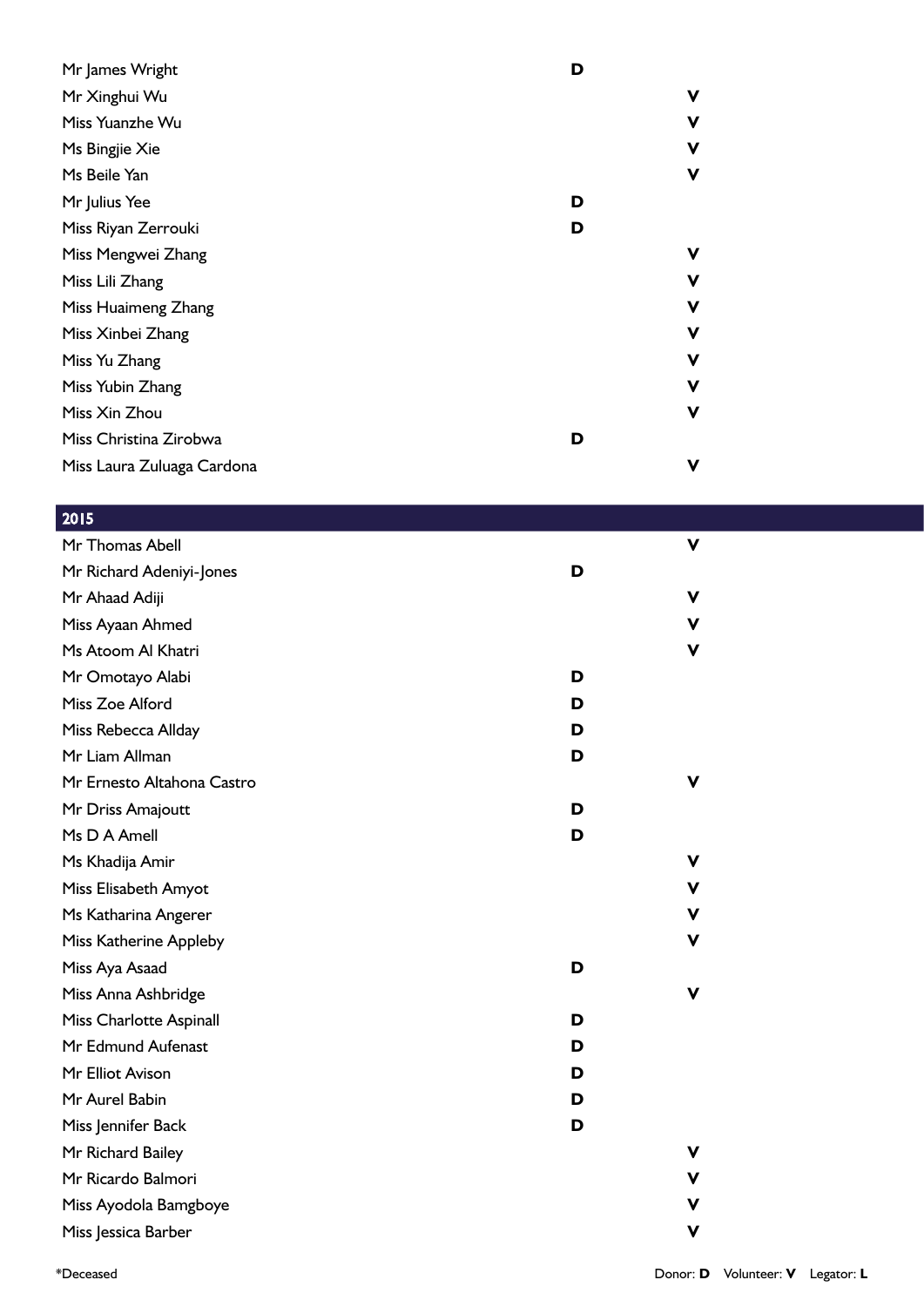| Name | Donor | Volunteer |
|---|---|---|
| Mr James Wright | D | |
| Mr Xinghui Wu | | V |
| Miss Yuanzhe Wu | | V |
| Ms Bingjie Xie | | V |
| Ms Beile Yan | | V |
| Mr Julius Yee | D | |
| Miss Riyan Zerrouki | D | |
| Miss Mengwei Zhang | | V |
| Miss Lili Zhang | | V |
| Miss Huaimeng Zhang | | V |
| Miss Xinbei Zhang | | V |
| Miss Yu Zhang | | V |
| Miss Yubin Zhang | | V |
| Miss Xin Zhou | | V |
| Miss Christina Zirobwa | D | |
| Miss Laura Zuluaga Cardona | | V |

## 2015

| Name | Donor | Volunteer |
|---|---|---|
| Mr Thomas Abell | | V |
| Mr Richard Adeniyi-Jones | D | |
| Mr Ahaad Adiji | | V |
| Miss Ayaan Ahmed | | V |
| Ms Atoom Al Khatri | | V |
| Mr Omotayo Alabi | D | |
| Miss Zoe Alford | D | |
| Miss Rebecca Allday | D | |
| Mr Liam Allman | D | |
| Mr Ernesto Altahona Castro | | V |
| Mr Driss Amajoutt | D | |
| Ms D A Amell | D | |
| Ms Khadija Amir | | V |
| Miss Elisabeth Amyot | | V |
| Ms Katharina Angerer | | V |
| Miss Katherine Appleby | | V |
| Miss Aya Asaad | D | |
| Miss Anna Ashbridge | | V |
| Miss Charlotte Aspinall | D | |
| Mr Edmund Aufenast | D | |
| Mr Elliot Avison | D | |
| Mr Aurel Babin | D | |
| Miss Jennifer Back | D | |
| Mr Richard Bailey | | V |
| Mr Ricardo Balmori | | V |
| Miss Ayodola Bamgboye | | V |
| Miss Jessica Barber | | V |

*Deceased

Donor: **D** Volunteer: **V** Legator: **L**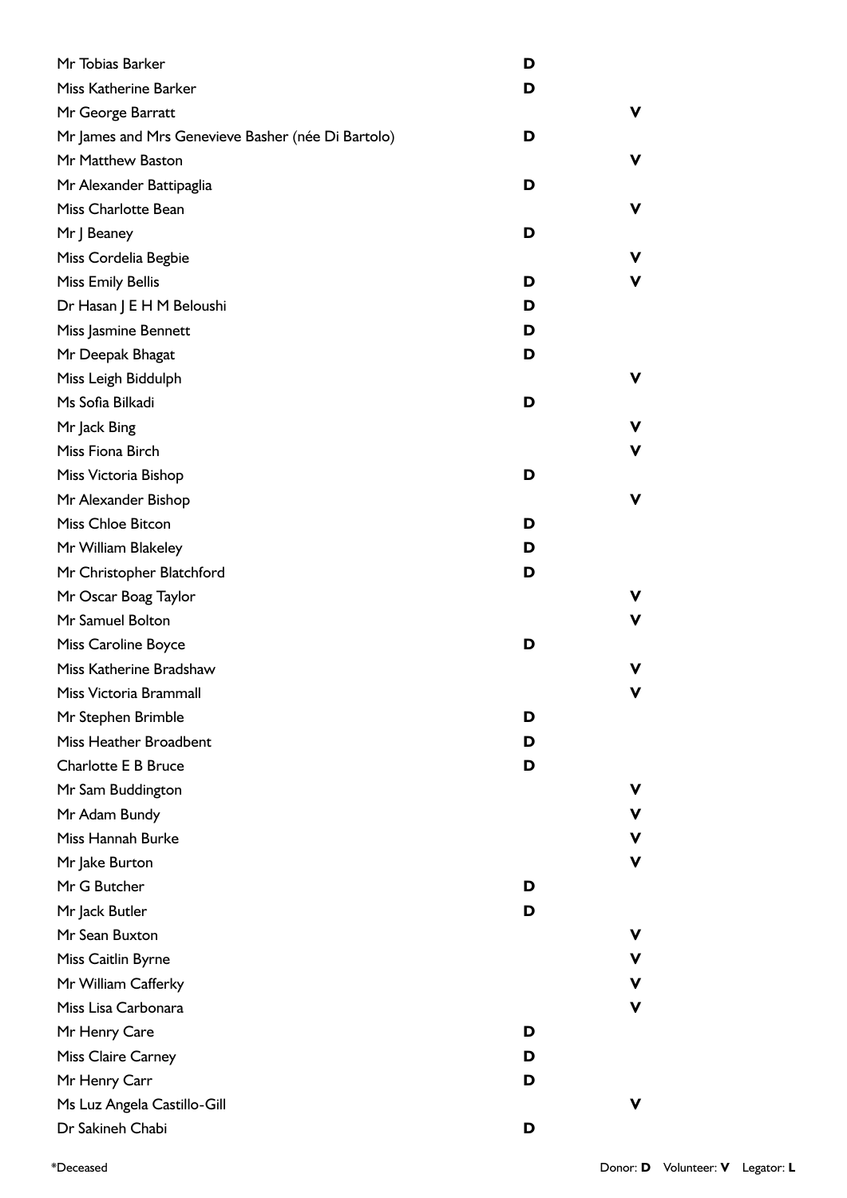| Name | Donor | Volunteer |
|---|---|---|
| Mr Tobias Barker | D | |
| Miss Katherine Barker | D | |
| Mr George Barratt | | V |
| Mr James and Mrs Genevieve Basher (née Di Bartolo) | D | |
| Mr Matthew Baston | | V |
| Mr Alexander Battipaglia | D | |
| Miss Charlotte Bean | | V |
| Mr J Beaney | D | |
| Miss Cordelia Begbie | | V |
| Miss Emily Bellis | D | V |
| Dr Hasan J E H M Beloushi | D | |
| Miss Jasmine Bennett | D | |
| Mr Deepak Bhagat | D | |
| Miss Leigh Biddulph | | V |
| Ms Sofia Bilkadi | D | |
| Mr Jack Bing | | V |
| Miss Fiona Birch | | V |
| Miss Victoria Bishop | D | |
| Mr Alexander Bishop | | V |
| Miss Chloe Bitcon | D | |
| Mr William Blakeley | D | |
| Mr Christopher Blatchford | D | |
| Mr Oscar Boag Taylor | | V |
| Mr Samuel Bolton | | V |
| Miss Caroline Boyce | D | |
| Miss Katherine Bradshaw | | V |
| Miss Victoria Brammall | | V |
| Mr Stephen Brimble | D | |
| Miss Heather Broadbent | D | |
| Charlotte E B Bruce | D | |
| Mr Sam Buddington | | V |
| Mr Adam Bundy | | V |
| Miss Hannah Burke | | V |
| Mr Jake Burton | | V |
| Mr G Butcher | D | |
| Mr Jack Butler | D | |
| Mr Sean Buxton | | V |
| Miss Caitlin Byrne | | V |
| Mr William Cafferky | | V |
| Miss Lisa Carbonara | | V |
| Mr Henry Care | D | |
| Miss Claire Carney | D | |
| Mr Henry Carr | D | |
| Ms Luz Angela Castillo-Gill | | V |
| Dr Sakineh Chabi | D | |

*Deceased

Donor: **D** Volunteer: **V** Legator: **L**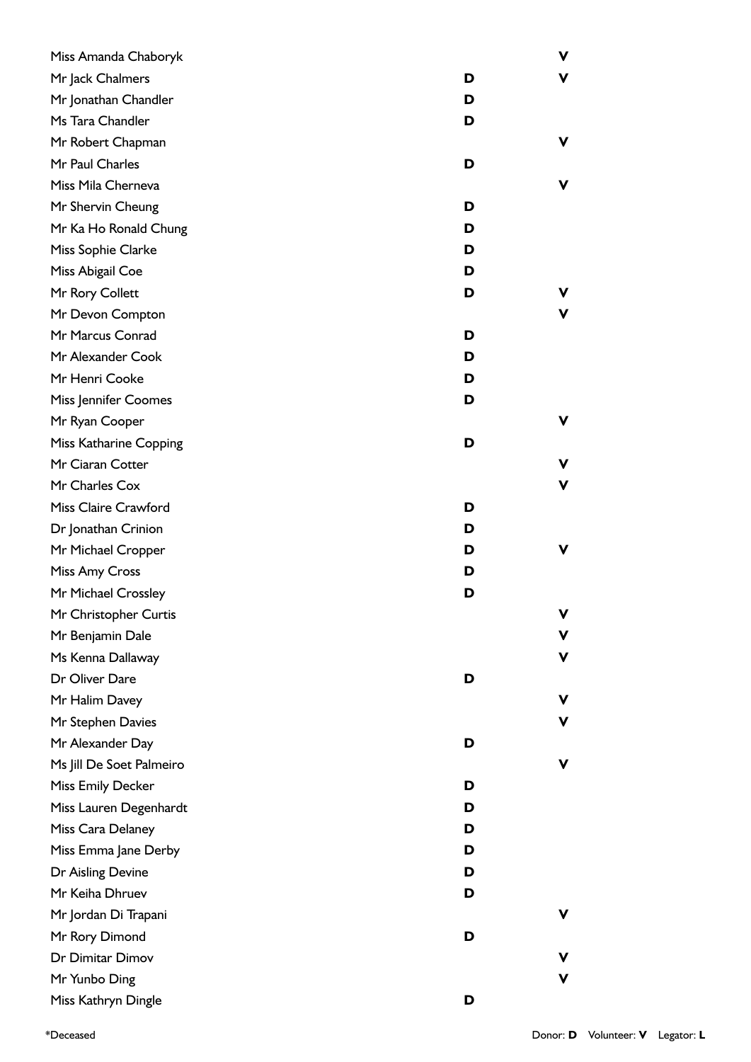| Name | Donor | Volunteer |
| --- | --- | --- |
| Miss Amanda Chaboryk | | V |
| Mr Jack Chalmers | D | V |
| Mr Jonathan Chandler | D | |
| Ms Tara Chandler | D | |
| Mr Robert Chapman | | V |
| Mr Paul Charles | D | |
| Miss Mila Cherneva | | V |
| Mr Shervin Cheung | D | |
| Mr Ka Ho Ronald Chung | D | |
| Miss Sophie Clarke | D | |
| Miss Abigail Coe | D | |
| Mr Rory Collett | D | V |
| Mr Devon Compton | | V |
| Mr Marcus Conrad | D | |
| Mr Alexander Cook | D | |
| Mr Henri Cooke | D | |
| Miss Jennifer Coomes | D | |
| Mr Ryan Cooper | | V |
| Miss Katharine Copping | D | |
| Mr Ciaran Cotter | | V |
| Mr Charles Cox | | V |
| Miss Claire Crawford | D | |
| Dr Jonathan Crinion | D | |
| Mr Michael Cropper | D | V |
| Miss Amy Cross | D | |
| Mr Michael Crossley | D | |
| Mr Christopher Curtis | | V |
| Mr Benjamin Dale | | V |
| Ms Kenna Dallaway | | V |
| Dr Oliver Dare | D | |
| Mr Halim Davey | | V |
| Mr Stephen Davies | | V |
| Mr Alexander Day | D | |
| Ms Jill De Soet Palmeiro | | V |
| Miss Emily Decker | D | |
| Miss Lauren Degenhardt | D | |
| Miss Cara Delaney | D | |
| Miss Emma Jane Derby | D | |
| Dr Aisling Devine | D | |
| Mr Keiha Dhruev | D | |
| Mr Jordan Di Trapani | | V |
| Mr Rory Dimond | D | |
| Dr Dimitar Dimov | | V |
| Mr Yunbo Ding | | V |
| Miss Kathryn Dingle | D | |

*Deceased

Donor: **D** Volunteer: **V** Legator: **L**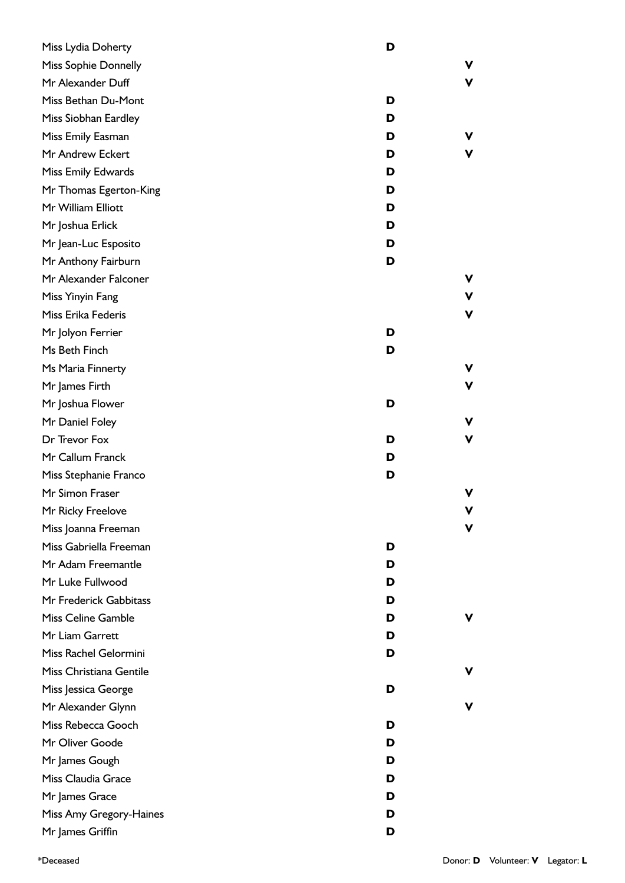| Name | Donor | Volunteer |
|---|---|---|
| Miss Lydia Doherty | D | |
| Miss Sophie Donnelly | | V |
| Mr Alexander Duff | | V |
| Miss Bethan Du-Mont | D | |
| Miss Siobhan Eardley | D | |
| Miss Emily Easman | D | V |
| Mr Andrew Eckert | D | V |
| Miss Emily Edwards | D | |
| Mr Thomas Egerton-King | D | |
| Mr William Elliott | D | |
| Mr Joshua Erlick | D | |
| Mr Jean-Luc Esposito | D | |
| Mr Anthony Fairburn | D | |
| Mr Alexander Falconer | | V |
| Miss Yinyin Fang | | V |
| Miss Erika Federis | | V |
| Mr Jolyon Ferrier | D | |
| Ms Beth Finch | D | |
| Ms Maria Finnerty | | V |
| Mr James Firth | | V |
| Mr Joshua Flower | D | |
| Mr Daniel Foley | | V |
| Dr Trevor Fox | D | V |
| Mr Callum Franck | D | |
| Miss Stephanie Franco | D | |
| Mr Simon Fraser | | V |
| Mr Ricky Freelove | | V |
| Miss Joanna Freeman | | V |
| Miss Gabriella Freeman | D | |
| Mr Adam Freemantle | D | |
| Mr Luke Fullwood | D | |
| Mr Frederick Gabbitass | D | |
| Miss Celine Gamble | D | V |
| Mr Liam Garrett | D | |
| Miss Rachel Gelormini | D | |
| Miss Christiana Gentile | | V |
| Miss Jessica George | D | |
| Mr Alexander Glynn | | V |
| Miss Rebecca Gooch | D | |
| Mr Oliver Goode | D | |
| Mr James Gough | D | |
| Miss Claudia Grace | D | |
| Mr James Grace | D | |
| Miss Amy Gregory-Haines | D | |
| Mr James Griffin | D | |

*Deceased

Donor: **D** Volunteer: **V** Legator: **L**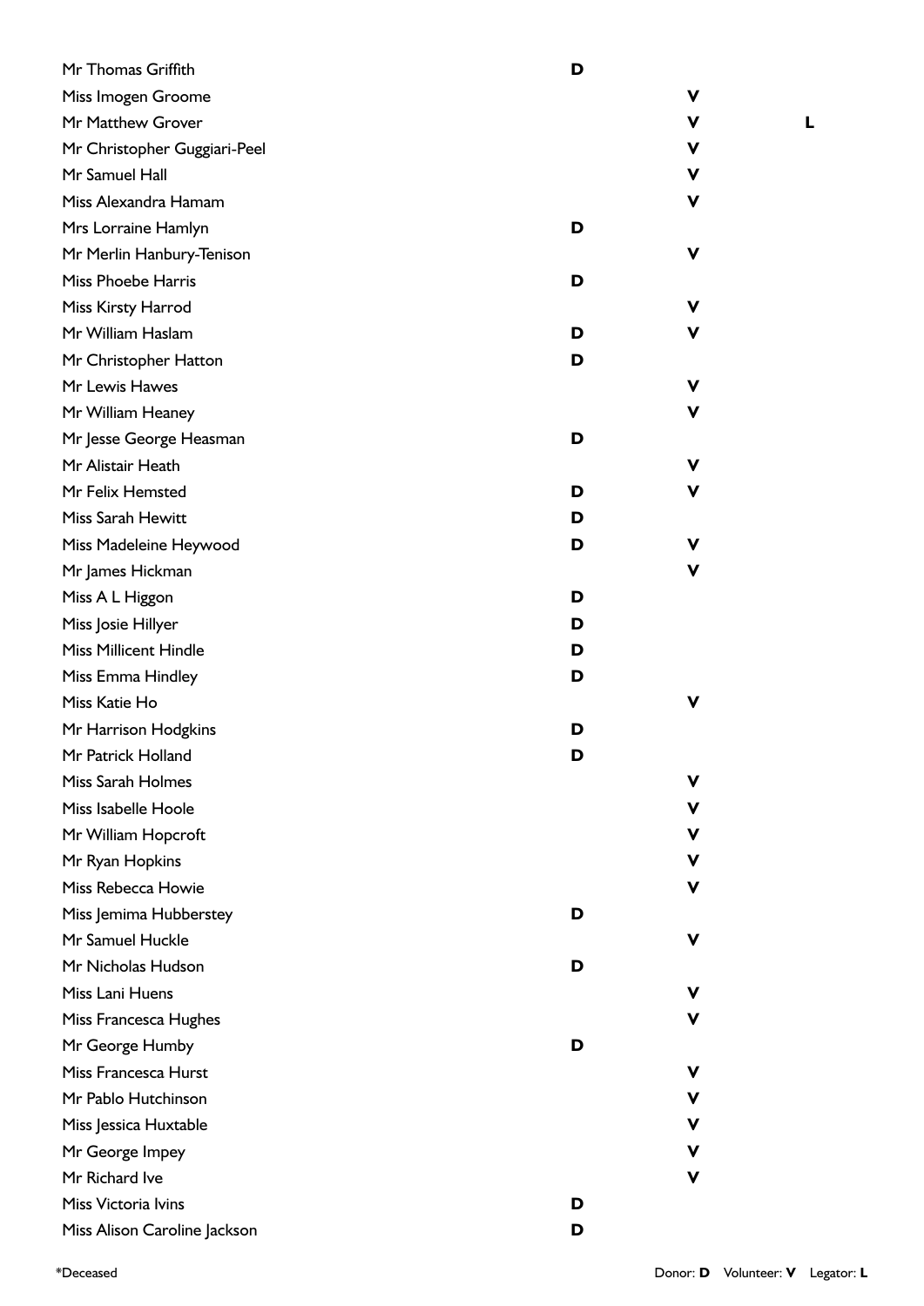| Name | Donor | Volunteer | Legator |
| --- | --- | --- | --- |
| Mr Thomas Griffith | D | | |
| Miss Imogen Groome | | V | |
| Mr Matthew Grover | | V | L |
| Mr Christopher Guggiari-Peel | | V | |
| Mr Samuel Hall | | V | |
| Miss Alexandra Hamam | | V | |
| Mrs Lorraine Hamlyn | D | | |
| Mr Merlin Hanbury-Tenison | | V | |
| Miss Phoebe Harris | D | | |
| Miss Kirsty Harrod | | V | |
| Mr William Haslam | D | V | |
| Mr Christopher Hatton | D | | |
| Mr Lewis Hawes | | V | |
| Mr William Heaney | | V | |
| Mr Jesse George Heasman | D | | |
| Mr Alistair Heath | | V | |
| Mr Felix Hemsted | D | V | |
| Miss Sarah Hewitt | D | | |
| Miss Madeleine Heywood | D | V | |
| Mr James Hickman | | V | |
| Miss A L Higgon | D | | |
| Miss Josie Hillyer | D | | |
| Miss Millicent Hindle | D | | |
| Miss Emma Hindley | D | | |
| Miss Katie Ho | | V | |
| Mr Harrison Hodgkins | D | | |
| Mr Patrick Holland | D | | |
| Miss Sarah Holmes | | V | |
| Miss Isabelle Hoole | | V | |
| Mr William Hopcroft | | V | |
| Mr Ryan Hopkins | | V | |
| Miss Rebecca Howie | | V | |
| Miss Jemima Hubberstey | D | | |
| Mr Samuel Huckle | | V | |
| Mr Nicholas Hudson | D | | |
| Miss Lani Huens | | V | |
| Miss Francesca Hughes | | V | |
| Mr George Humby | D | | |
| Miss Francesca Hurst | | V | |
| Mr Pablo Hutchinson | | V | |
| Miss Jessica Huxtable | | V | |
| Mr George Impey | | V | |
| Mr Richard Ive | | V | |
| Miss Victoria Ivins | D | | |
| Miss Alison Caroline Jackson | D | | |

*Deceased

Donor: **D** Volunteer: **V** Legator: **L**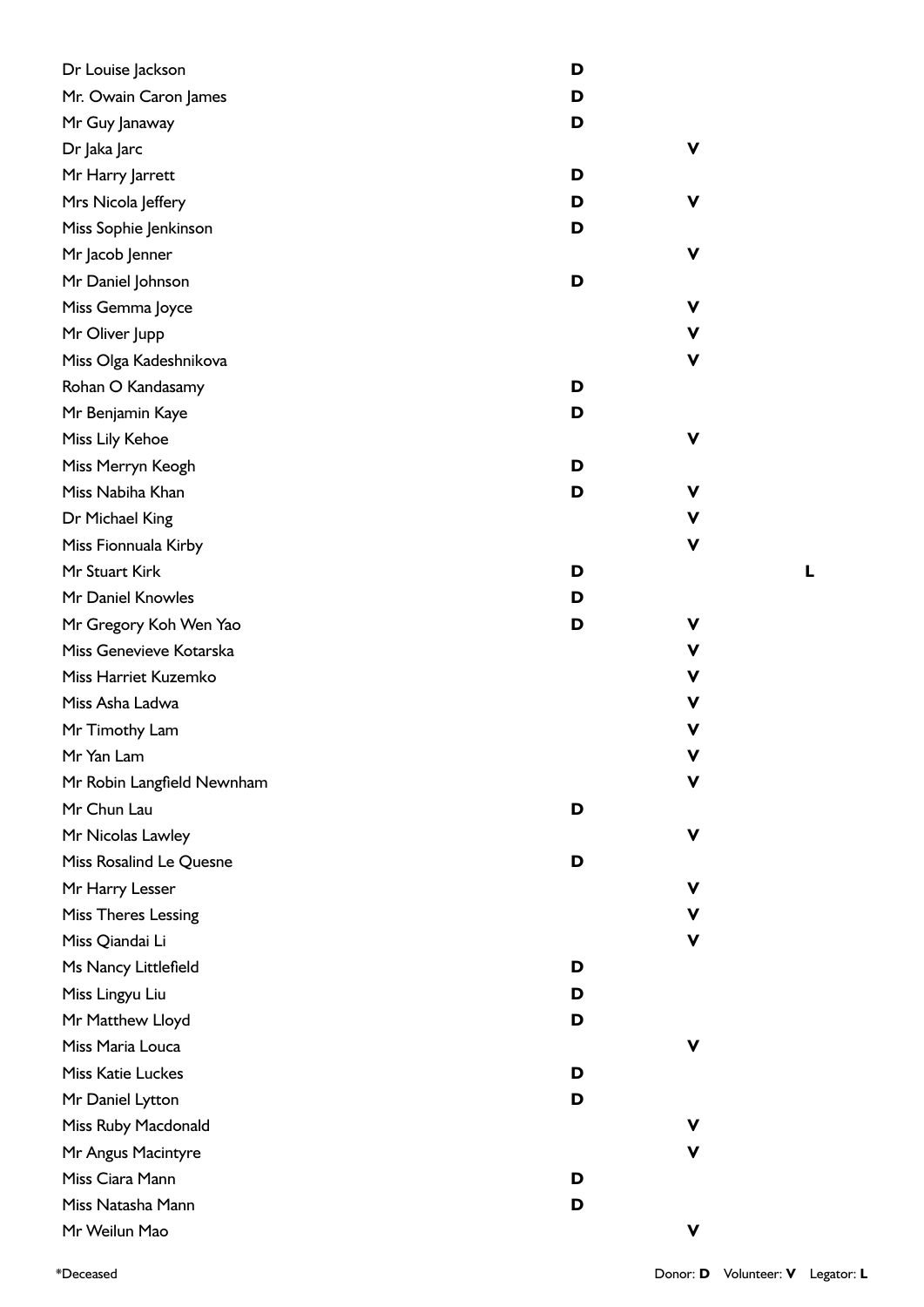| Name | Donor | Volunteer | Legator |
|---|---|---|---|
| Dr Louise Jackson | D | | |
| Mr. Owain Caron James | D | | |
| Mr Guy Janaway | D | | |
| Dr Jaka Jarc | | V | |
| Mr Harry Jarrett | D | | |
| Mrs Nicola Jeffery | D | V | |
| Miss Sophie Jenkinson | D | | |
| Mr Jacob Jenner | | V | |
| Mr Daniel Johnson | D | | |
| Miss Gemma Joyce | | V | |
| Mr Oliver Jupp | | V | |
| Miss Olga Kadeshnikova | | V | |
| Rohan O Kandasamy | D | | |
| Mr Benjamin Kaye | D | | |
| Miss Lily Kehoe | | V | |
| Miss Merryn Keogh | D | | |
| Miss Nabiha Khan | D | V | |
| Dr Michael King | | V | |
| Miss Fionnuala Kirby | | V | |
| Mr Stuart Kirk | D | | L |
| Mr Daniel Knowles | D | | |
| Mr Gregory Koh Wen Yao | D | V | |
| Miss Genevieve Kotarska | | V | |
| Miss Harriet Kuzemko | | V | |
| Miss Asha Ladwa | | V | |
| Mr Timothy Lam | | V | |
| Mr Yan Lam | | V | |
| Mr Robin Langfield Newnham | | V | |
| Mr Chun Lau | D | | |
| Mr Nicolas Lawley | | V | |
| Miss Rosalind Le Quesne | D | | |
| Mr Harry Lesser | | V | |
| Miss Theres Lessing | | V | |
| Miss Qiandai Li | | V | |
| Ms Nancy Littlefield | D | | |
| Miss Lingyu Liu | D | | |
| Mr Matthew Lloyd | D | | |
| Miss Maria Louca | | V | |
| Miss Katie Luckes | D | | |
| Mr Daniel Lytton | D | | |
| Miss Ruby Macdonald | | V | |
| Mr Angus Macintyre | | V | |
| Miss Ciara Mann | D | | |
| Miss Natasha Mann | D | | |
| Mr Weilun Mao | | V | |

*Deceased

Donor: **D** Volunteer: **V** Legator: **L**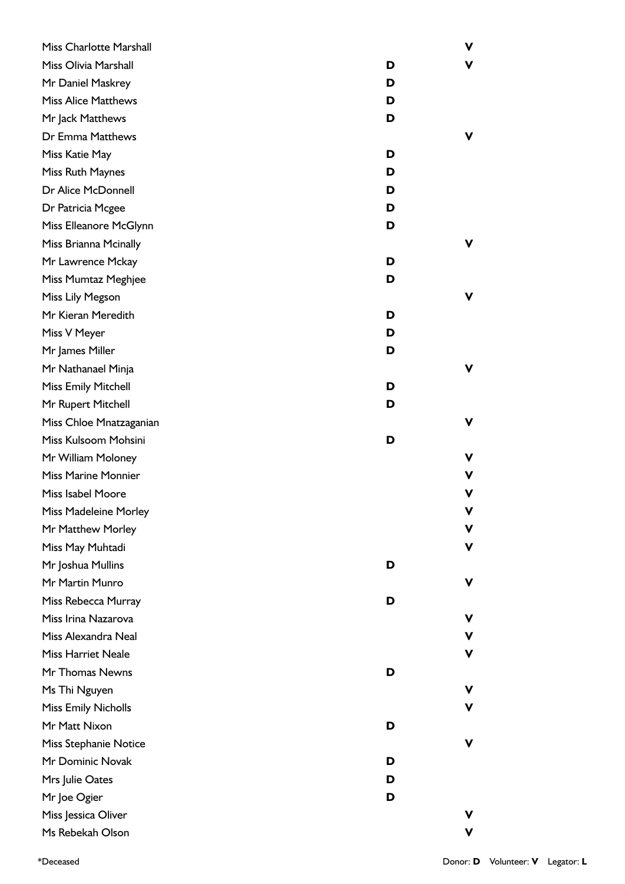| Name | Donor | Volunteer |
|---|---|---|
| Miss Charlotte Marshall | | V |
| Miss Olivia Marshall | D | V |
| Mr Daniel Maskrey | D | |
| Miss Alice Matthews | D | |
| Mr Jack Matthews | D | |
| Dr Emma Matthews | | V |
| Miss Katie May | D | |
| Miss Ruth Maynes | D | |
| Dr Alice McDonnell | D | |
| Dr Patricia Mcgee | D | |
| Miss Elleanore McGlynn | D | |
| Miss Brianna Mcinally | | V |
| Mr Lawrence Mckay | D | |
| Miss Mumtaz Meghjee | D | |
| Miss Lily Megson | | V |
| Mr Kieran Meredith | D | |
| Miss V Meyer | D | |
| Mr James Miller | D | |
| Mr Nathanael Minja | | V |
| Miss Emily Mitchell | D | |
| Mr Rupert Mitchell | D | |
| Miss Chloe Mnatzaganian | | V |
| Miss Kulsoom Mohsini | D | |
| Mr William Moloney | | V |
| Miss Marine Monnier | | V |
| Miss Isabel Moore | | V |
| Miss Madeleine Morley | | V |
| Mr Matthew Morley | | V |
| Miss May Muhtadi | | V |
| Mr Joshua Mullins | D | |
| Mr Martin Munro | | V |
| Miss Rebecca Murray | D | |
| Miss Irina Nazarova | | V |
| Miss Alexandra Neal | | V |
| Miss Harriet Neale | | V |
| Mr Thomas Newns | D | |
| Ms Thi Nguyen | | V |
| Miss Emily Nicholls | | V |
| Mr Matt Nixon | D | |
| Miss Stephanie Notice | | V |
| Mr Dominic Novak | D | |
| Mrs Julie Oates | D | |
| Mr Joe Ogier | D | |
| Miss Jessica Oliver | | V |
| Ms Rebekah Olson | | V |

*Deceased

Donor: **D** Volunteer: **V** Legator: **L**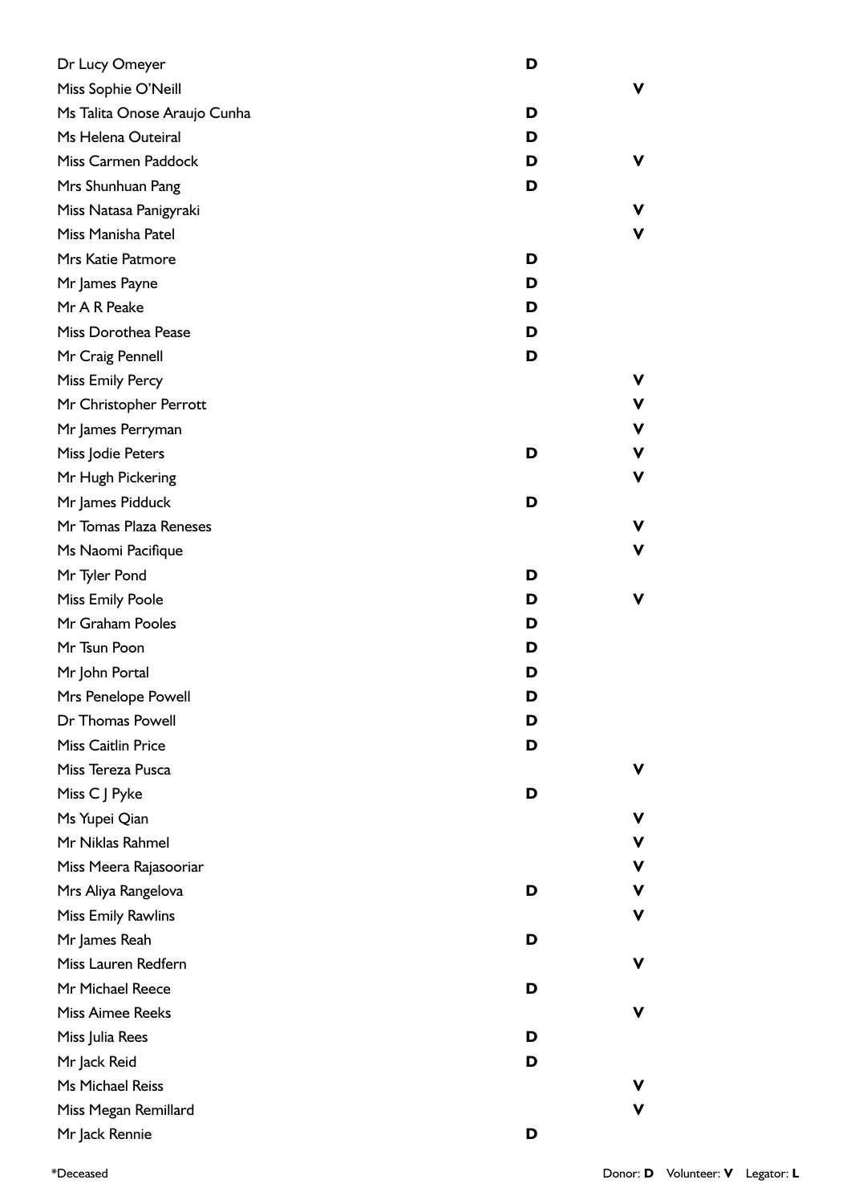| Name | Donor | Volunteer |
|---|---|---|
| Dr Lucy Omeyer | D | |
| Miss Sophie O'Neill | | V |
| Ms Talita Onose Araujo Cunha | D | |
| Ms Helena Outeiral | D | |
| Miss Carmen Paddock | D | V |
| Mrs Shunhuan Pang | D | |
| Miss Natasa Panigyraki | | V |
| Miss Manisha Patel | | V |
| Mrs Katie Patmore | D | |
| Mr James Payne | D | |
| Mr A R Peake | D | |
| Miss Dorothea Pease | D | |
| Mr Craig Pennell | D | |
| Miss Emily Percy | | V |
| Mr Christopher Perrott | | V |
| Mr James Perryman | | V |
| Miss Jodie Peters | D | V |
| Mr Hugh Pickering | | V |
| Mr James Pidduck | D | |
| Mr Tomas Plaza Reneses | | V |
| Ms Naomi Pacifique | | V |
| Mr Tyler Pond | D | |
| Miss Emily Poole | D | V |
| Mr Graham Pooles | D | |
| Mr Tsun Poon | D | |
| Mr John Portal | D | |
| Mrs Penelope Powell | D | |
| Dr Thomas Powell | D | |
| Miss Caitlin Price | D | |
| Miss Tereza Pusca | | V |
| Miss C J Pyke | D | |
| Ms Yupei Qian | | V |
| Mr Niklas Rahmel | | V |
| Miss Meera Rajasooriar | | V |
| Mrs Aliya Rangelova | D | V |
| Miss Emily Rawlins | | V |
| Mr James Reah | D | |
| Miss Lauren Redfern | | V |
| Mr Michael Reece | D | |
| Miss Aimee Reeks | | V |
| Miss Julia Rees | D | |
| Mr Jack Reid | D | |
| Ms Michael Reiss | | V |
| Miss Megan Remillard | | V |
| Mr Jack Rennie | D | |

*Deceased

Donor: **D** Volunteer: **V** Legator: **L**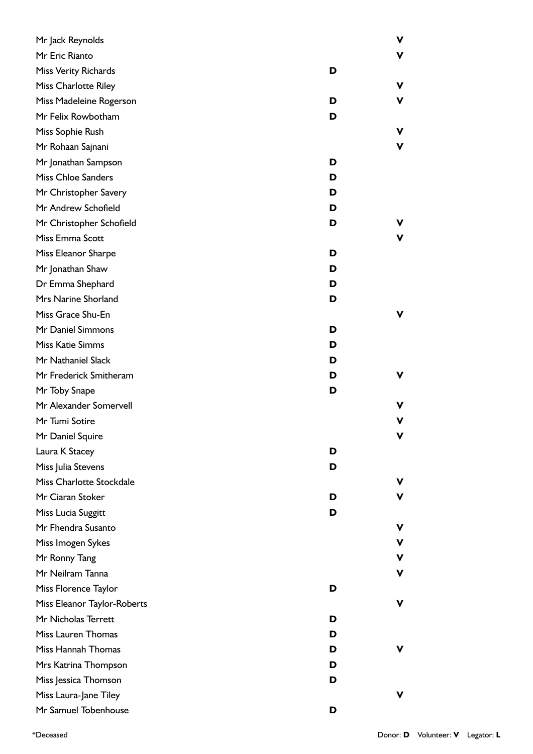| Name | Donor | Volunteer |
| --- | --- | --- |
| Mr Jack Reynolds | | V |
| Mr Eric Rianto | | V |
| Miss Verity Richards | D | |
| Miss Charlotte Riley | | V |
| Miss Madeleine Rogerson | D | V |
| Mr Felix Rowbotham | D | |
| Miss Sophie Rush | | V |
| Mr Rohaan Sajnani | | V |
| Mr Jonathan Sampson | D | |
| Miss Chloe Sanders | D | |
| Mr Christopher Savery | D | |
| Mr Andrew Schofield | D | |
| Mr Christopher Schofield | D | V |
| Miss Emma Scott | | V |
| Miss Eleanor Sharpe | D | |
| Mr Jonathan Shaw | D | |
| Dr Emma Shephard | D | |
| Mrs Narine Shorland | D | |
| Miss Grace Shu-En | | V |
| Mr Daniel Simmons | D | |
| Miss Katie Simms | D | |
| Mr Nathaniel Slack | D | |
| Mr Frederick Smitheram | D | V |
| Mr Toby Snape | D | |
| Mr Alexander Somervell | | V |
| Mr Tumi Sotire | | V |
| Mr Daniel Squire | | V |
| Laura K Stacey | D | |
| Miss Julia Stevens | D | |
| Miss Charlotte Stockdale | | V |
| Mr Ciaran Stoker | D | V |
| Miss Lucia Suggitt | D | |
| Mr Fhendra Susanto | | V |
| Miss Imogen Sykes | | V |
| Mr Ronny Tang | | V |
| Mr Neilram Tanna | | V |
| Miss Florence Taylor | D | |
| Miss Eleanor Taylor-Roberts | | V |
| Mr Nicholas Terrett | D | |
| Miss Lauren Thomas | D | |
| Miss Hannah Thomas | D | V |
| Mrs Katrina Thompson | D | |
| Miss Jessica Thomson | D | |
| Miss Laura-Jane Tiley | | V |
| Mr Samuel Tobenhouse | D | |

*Deceased

Donor: **D** Volunteer: **V** Legator: **L**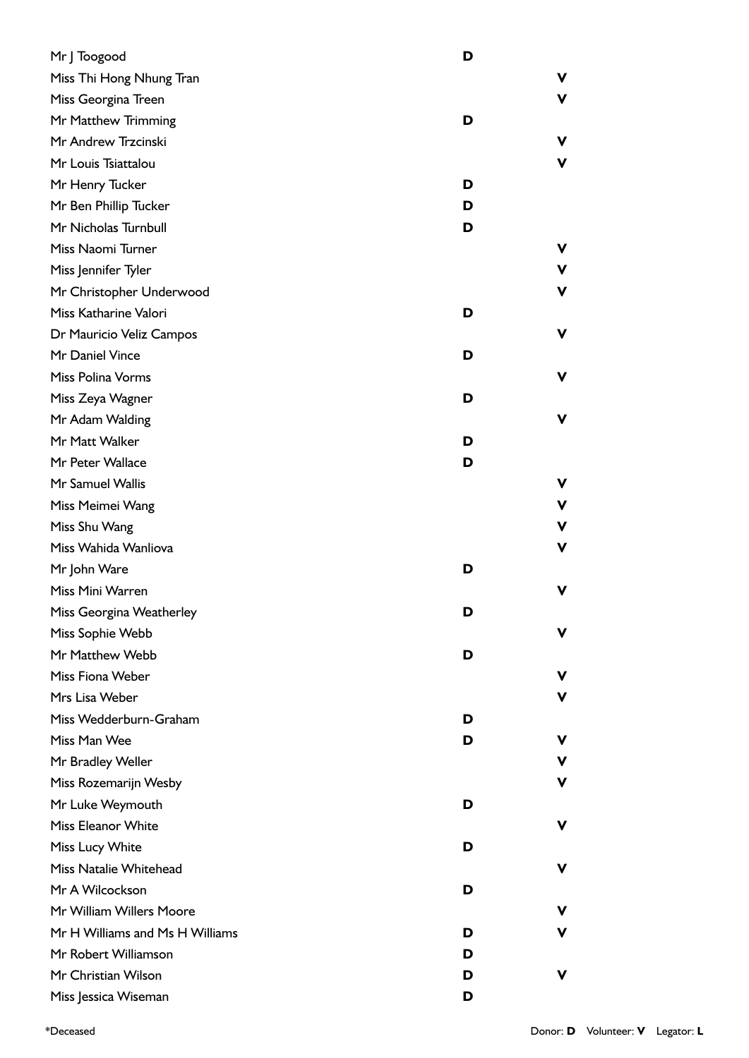| Name | Donor | Volunteer |
|---|---|---|
| Mr J Toogood | D | |
| Miss Thi Hong Nhung Tran | | V |
| Miss Georgina Treen | | V |
| Mr Matthew Trimming | D | |
| Mr Andrew Trzcinski | | V |
| Mr Louis Tsiattalou | | V |
| Mr Henry Tucker | D | |
| Mr Ben Phillip Tucker | D | |
| Mr Nicholas Turnbull | D | |
| Miss Naomi Turner | | V |
| Miss Jennifer Tyler | | V |
| Mr Christopher Underwood | | V |
| Miss Katharine Valori | D | |
| Dr Mauricio Veliz Campos | | V |
| Mr Daniel Vince | D | |
| Miss Polina Vorms | | V |
| Miss Zeya Wagner | D | |
| Mr Adam Walding | | V |
| Mr Matt Walker | D | |
| Mr Peter Wallace | D | |
| Mr Samuel Wallis | | V |
| Miss Meimei Wang | | V |
| Miss Shu Wang | | V |
| Miss Wahida Wanliova | | V |
| Mr John Ware | D | |
| Miss Mini Warren | | V |
| Miss Georgina Weatherley | D | |
| Miss Sophie Webb | | V |
| Mr Matthew Webb | D | |
| Miss Fiona Weber | | V |
| Mrs Lisa Weber | | V |
| Miss Wedderburn-Graham | D | |
| Miss Man Wee | D | V |
| Mr Bradley Weller | | V |
| Miss Rozemarijn Wesby | | V |
| Mr Luke Weymouth | D | |
| Miss Eleanor White | | V |
| Miss Lucy White | D | |
| Miss Natalie Whitehead | | V |
| Mr A Wilcockson | D | |
| Mr William Willers Moore | | V |
| Mr H Williams and Ms H Williams | D | V |
| Mr Robert Williamson | D | |
| Mr Christian Wilson | D | V |
| Miss Jessica Wiseman | D | |

*Deceased

Donor: **D** Volunteer: **V** Legator: **L**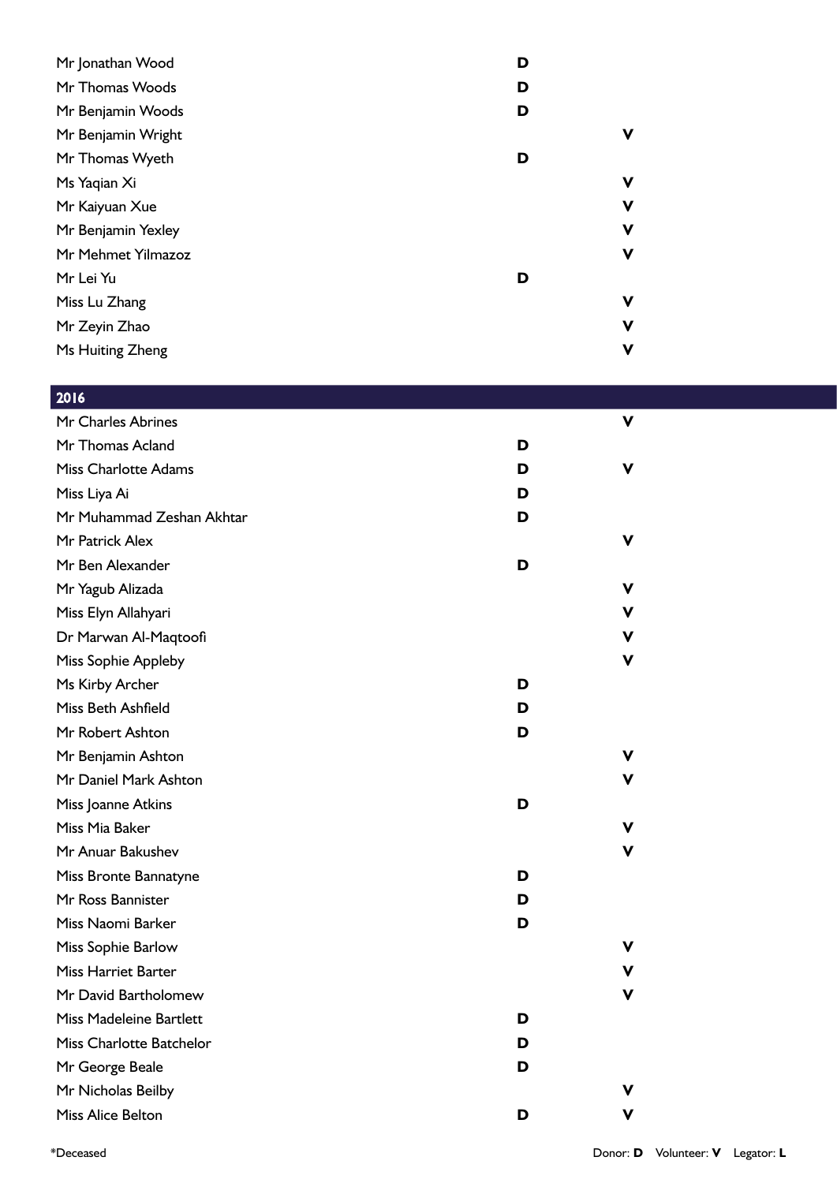| Name | Donor | Volunteer |
| --- | --- | --- |
| Mr Jonathan Wood | D | |
| Mr Thomas Woods | D | |
| Mr Benjamin Woods | D | |
| Mr Benjamin Wright | | V |
| Mr Thomas Wyeth | D | |
| Ms Yaqian Xi | | V |
| Mr Kaiyuan Xue | | V |
| Mr Benjamin Yexley | | V |
| Mr Mehmet Yilmazoz | | V |
| Mr Lei Yu | D | |
| Miss Lu Zhang | | V |
| Mr Zeyin Zhao | | V |
| Ms Huiting Zheng | | V |

## 2016

| Name | Donor | Volunteer |
| --- | --- | --- |
| Mr Charles Abrines | | V |
| Mr Thomas Acland | D | |
| Miss Charlotte Adams | D | V |
| Miss Liya Ai | D | |
| Mr Muhammad Zeshan Akhtar | D | |
| Mr Patrick Alex | | V |
| Mr Ben Alexander | D | |
| Mr Yagub Alizada | | V |
| Miss Elyn Allahyari | | V |
| Dr Marwan Al-Maqtoofi | | V |
| Miss Sophie Appleby | | V |
| Ms Kirby Archer | D | |
| Miss Beth Ashfield | D | |
| Mr Robert Ashton | D | |
| Mr Benjamin Ashton | | V |
| Mr Daniel Mark Ashton | | V |
| Miss Joanne Atkins | D | |
| Miss Mia Baker | | V |
| Mr Anuar Bakushev | | V |
| Miss Bronte Bannatyne | D | |
| Mr Ross Bannister | D | |
| Miss Naomi Barker | D | |
| Miss Sophie Barlow | | V |
| Miss Harriet Barter | | V |
| Mr David Bartholomew | | V |
| Miss Madeleine Bartlett | D | |
| Miss Charlotte Batchelor | D | |
| Mr George Beale | D | |
| Mr Nicholas Beilby | | V |
| Miss Alice Belton | D | V |

*Deceased

Donor: **D** Volunteer: **V** Legator: **L**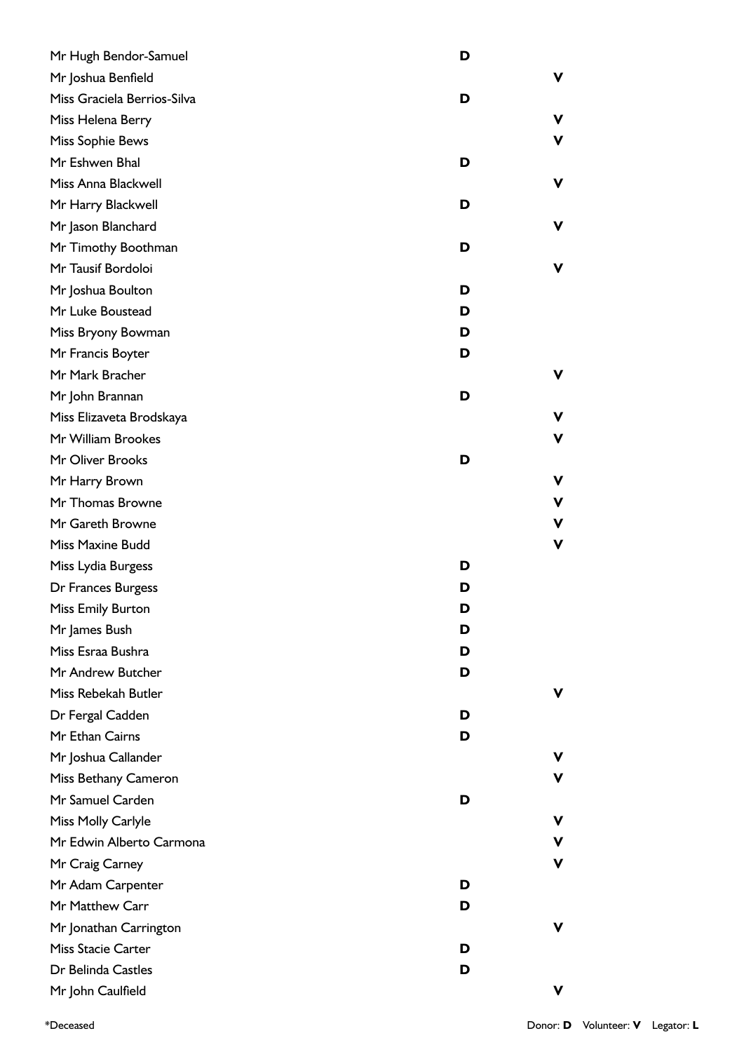| Name | Donor | Volunteer |
|---|---|---|
| Mr Hugh Bendor-Samuel | D | |
| Mr Joshua Benfield | | V |
| Miss Graciela Berrios-Silva | D | |
| Miss Helena Berry | | V |
| Miss Sophie Bews | | V |
| Mr Eshwen Bhal | D | |
| Miss Anna Blackwell | | V |
| Mr Harry Blackwell | D | |
| Mr Jason Blanchard | | V |
| Mr Timothy Boothman | D | |
| Mr Tausif Bordoloi | | V |
| Mr Joshua Boulton | D | |
| Mr Luke Boustead | D | |
| Miss Bryony Bowman | D | |
| Mr Francis Boyter | D | |
| Mr Mark Bracher | | V |
| Mr John Brannan | D | |
| Miss Elizaveta Brodskaya | | V |
| Mr William Brookes | | V |
| Mr Oliver Brooks | D | |
| Mr Harry Brown | | V |
| Mr Thomas Browne | | V |
| Mr Gareth Browne | | V |
| Miss Maxine Budd | | V |
| Miss Lydia Burgess | D | |
| Dr Frances Burgess | D | |
| Miss Emily Burton | D | |
| Mr James Bush | D | |
| Miss Esraa Bushra | D | |
| Mr Andrew Butcher | D | |
| Miss Rebekah Butler | | V |
| Dr Fergal Cadden | D | |
| Mr Ethan Cairns | D | |
| Mr Joshua Callander | | V |
| Miss Bethany Cameron | | V |
| Mr Samuel Carden | D | |
| Miss Molly Carlyle | | V |
| Mr Edwin Alberto Carmona | | V |
| Mr Craig Carney | | V |
| Mr Adam Carpenter | D | |
| Mr Matthew Carr | D | |
| Mr Jonathan Carrington | | V |
| Miss Stacie Carter | D | |
| Dr Belinda Castles | D | |
| Mr John Caulfield | | V |

*Deceased

Donor: **D** Volunteer: **V** Legator: **L**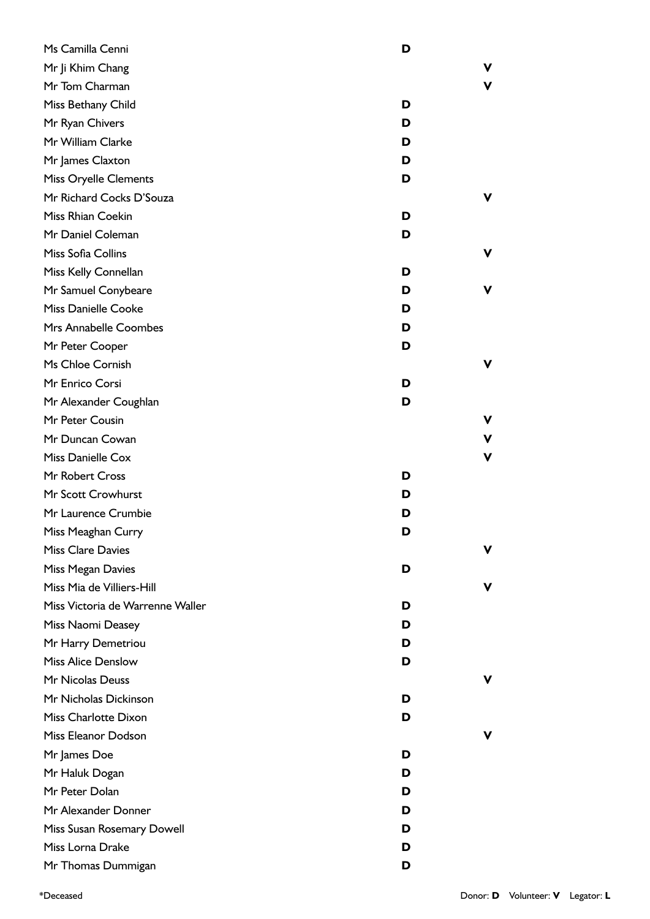| Name | Donor | Volunteer |
|---|---|---|
| Ms Camilla Cenni | D | |
| Mr Ji Khim Chang | | V |
| Mr Tom Charman | | V |
| Miss Bethany Child | D | |
| Mr Ryan Chivers | D | |
| Mr William Clarke | D | |
| Mr James Claxton | D | |
| Miss Oryelle Clements | D | |
| Mr Richard Cocks D'Souza | | V |
| Miss Rhian Coekin | D | |
| Mr Daniel Coleman | D | |
| Miss Sofia Collins | | V |
| Miss Kelly Connellan | D | |
| Mr Samuel Conybeare | D | V |
| Miss Danielle Cooke | D | |
| Mrs Annabelle Coombes | D | |
| Mr Peter Cooper | D | |
| Ms Chloe Cornish | | V |
| Mr Enrico Corsi | D | |
| Mr Alexander Coughlan | D | |
| Mr Peter Cousin | | V |
| Mr Duncan Cowan | | V |
| Miss Danielle Cox | | V |
| Mr Robert Cross | D | |
| Mr Scott Crowhurst | D | |
| Mr Laurence Crumbie | D | |
| Miss Meaghan Curry | D | |
| Miss Clare Davies | | V |
| Miss Megan Davies | D | |
| Miss Mia de Villiers-Hill | | V |
| Miss Victoria de Warrenne Waller | D | |
| Miss Naomi Deasey | D | |
| Mr Harry Demetriou | D | |
| Miss Alice Denslow | D | |
| Mr Nicolas Deuss | | V |
| Mr Nicholas Dickinson | D | |
| Miss Charlotte Dixon | D | |
| Miss Eleanor Dodson | | V |
| Mr James Doe | D | |
| Mr Haluk Dogan | D | |
| Mr Peter Dolan | D | |
| Mr Alexander Donner | D | |
| Miss Susan Rosemary Dowell | D | |
| Miss Lorna Drake | D | |
| Mr Thomas Dummigan | D | |

*Deceased

Donor: **D** Volunteer: **V** Legator: **L**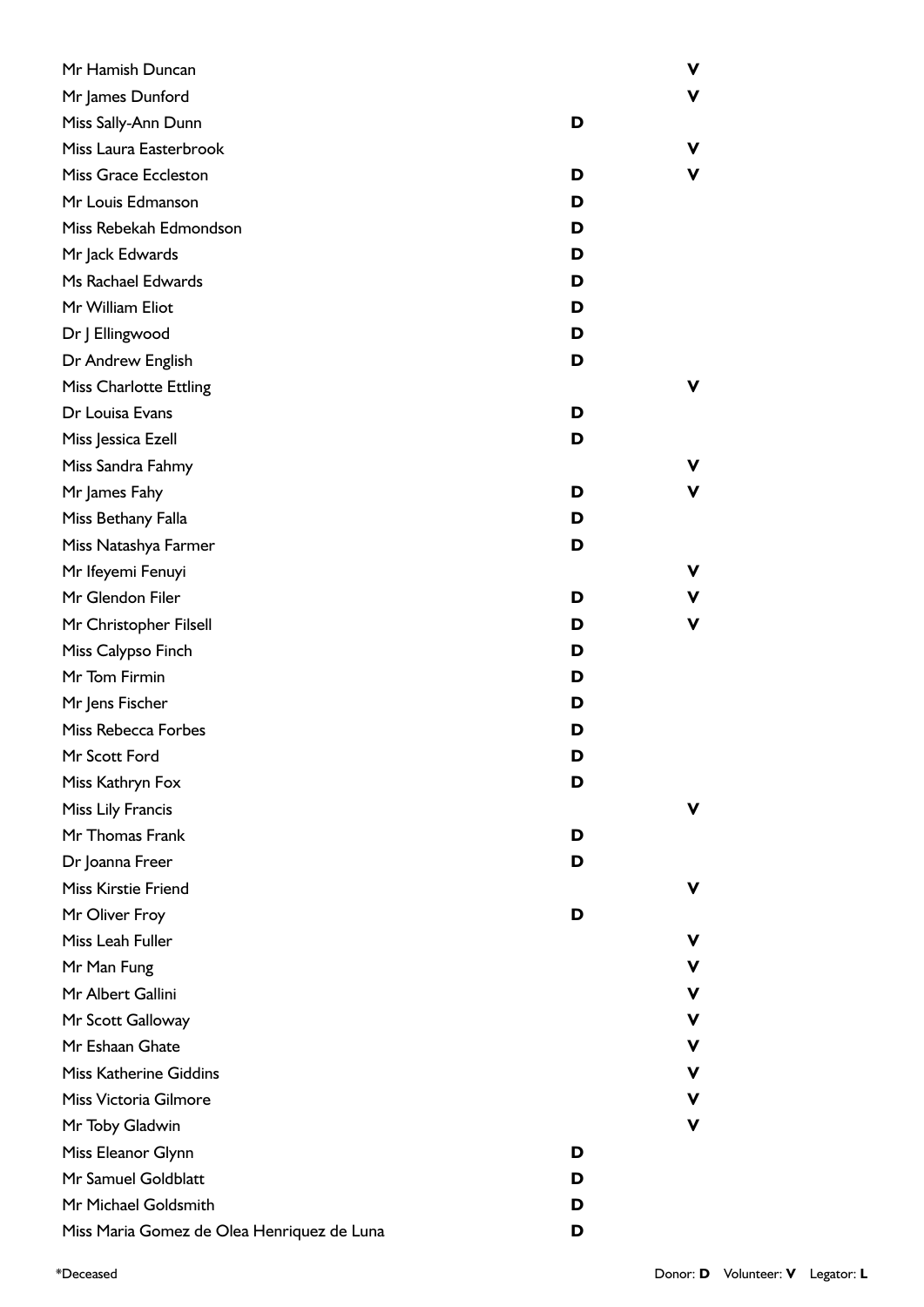| Name | Donor | Volunteer |
| --- | --- | --- |
| Mr Hamish Duncan | | **V** |
| Mr James Dunford | | **V** |
| Miss Sally-Ann Dunn | **D** | |
| Miss Laura Easterbrook | | **V** |
| Miss Grace Eccleston | **D** | **V** |
| Mr Louis Edmanson | **D** | |
| Miss Rebekah Edmondson | **D** | |
| Mr Jack Edwards | **D** | |
| Ms Rachael Edwards | **D** | |
| Mr William Eliot | **D** | |
| Dr J Ellingwood | **D** | |
| Dr Andrew English | **D** | |
| Miss Charlotte Ettling | | **V** |
| Dr Louisa Evans | **D** | |
| Miss Jessica Ezell | **D** | |
| Miss Sandra Fahmy | | **V** |
| Mr James Fahy | **D** | **V** |
| Miss Bethany Falla | **D** | |
| Miss Natashya Farmer | **D** | |
| Mr Ifeyemi Fenuyi | | **V** |
| Mr Glendon Filer | **D** | **V** |
| Mr Christopher Filsell | **D** | **V** |
| Miss Calypso Finch | **D** | |
| Mr Tom Firmin | **D** | |
| Mr Jens Fischer | **D** | |
| Miss Rebecca Forbes | **D** | |
| Mr Scott Ford | **D** | |
| Miss Kathryn Fox | **D** | |
| Miss Lily Francis | | **V** |
| Mr Thomas Frank | **D** | |
| Dr Joanna Freer | **D** | |
| Miss Kirstie Friend | | **V** |
| Mr Oliver Froy | **D** | |
| Miss Leah Fuller | | **V** |
| Mr Man Fung | | **V** |
| Mr Albert Gallini | | **V** |
| Mr Scott Galloway | | **V** |
| Mr Eshaan Ghate | | **V** |
| Miss Katherine Giddins | | **V** |
| Miss Victoria Gilmore | | **V** |
| Mr Toby Gladwin | | **V** |
| Miss Eleanor Glynn | **D** | |
| Mr Samuel Goldblatt | **D** | |
| Mr Michael Goldsmith | **D** | |
| Miss Maria Gomez de Olea Henriquez de Luna | **D** | |

*Deceased

Donor: **D** Volunteer: **V** Legator: **L**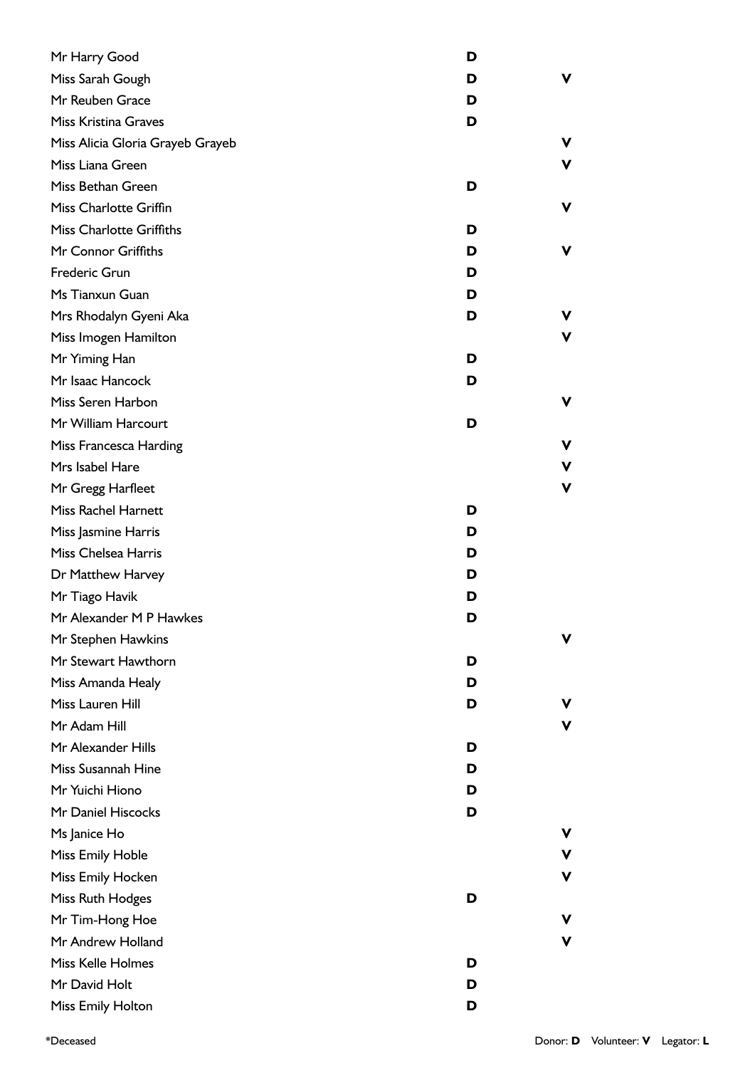| Name | Donor | Volunteer |
|---|---|---|
| Mr Harry Good | D | |
| Miss Sarah Gough | D | V |
| Mr Reuben Grace | D | |
| Miss Kristina Graves | D | |
| Miss Alicia Gloria Grayeb Grayeb | | V |
| Miss Liana Green | | V |
| Miss Bethan Green | D | |
| Miss Charlotte Griffin | | V |
| Miss Charlotte Griffiths | D | |
| Mr Connor Griffiths | D | V |
| Frederic Grun | D | |
| Ms Tianxun Guan | D | |
| Mrs Rhodalyn Gyeni Aka | D | V |
| Miss Imogen Hamilton | | V |
| Mr Yiming Han | D | |
| Mr Isaac Hancock | D | |
| Miss Seren Harbon | | V |
| Mr William Harcourt | D | |
| Miss Francesca Harding | | V |
| Mrs Isabel Hare | | V |
| Mr Gregg Harfleet | | V |
| Miss Rachel Harnett | D | |
| Miss Jasmine Harris | D | |
| Miss Chelsea Harris | D | |
| Dr Matthew Harvey | D | |
| Mr Tiago Havik | D | |
| Mr Alexander M P Hawkes | D | |
| Mr Stephen Hawkins | | V |
| Mr Stewart Hawthorn | D | |
| Miss Amanda Healy | D | |
| Miss Lauren Hill | D | V |
| Mr Adam Hill | | V |
| Mr Alexander Hills | D | |
| Miss Susannah Hine | D | |
| Mr Yuichi Hiono | D | |
| Mr Daniel Hiscocks | D | |
| Ms Janice Ho | | V |
| Miss Emily Hoble | | V |
| Miss Emily Hocken | | V |
| Miss Ruth Hodges | D | |
| Mr Tim-Hong Hoe | | V |
| Mr Andrew Holland | | V |
| Miss Kelle Holmes | D | |
| Mr David Holt | D | |
| Miss Emily Holton | D | |

*Deceased

Donor: **D** Volunteer: **V** Legator: **L**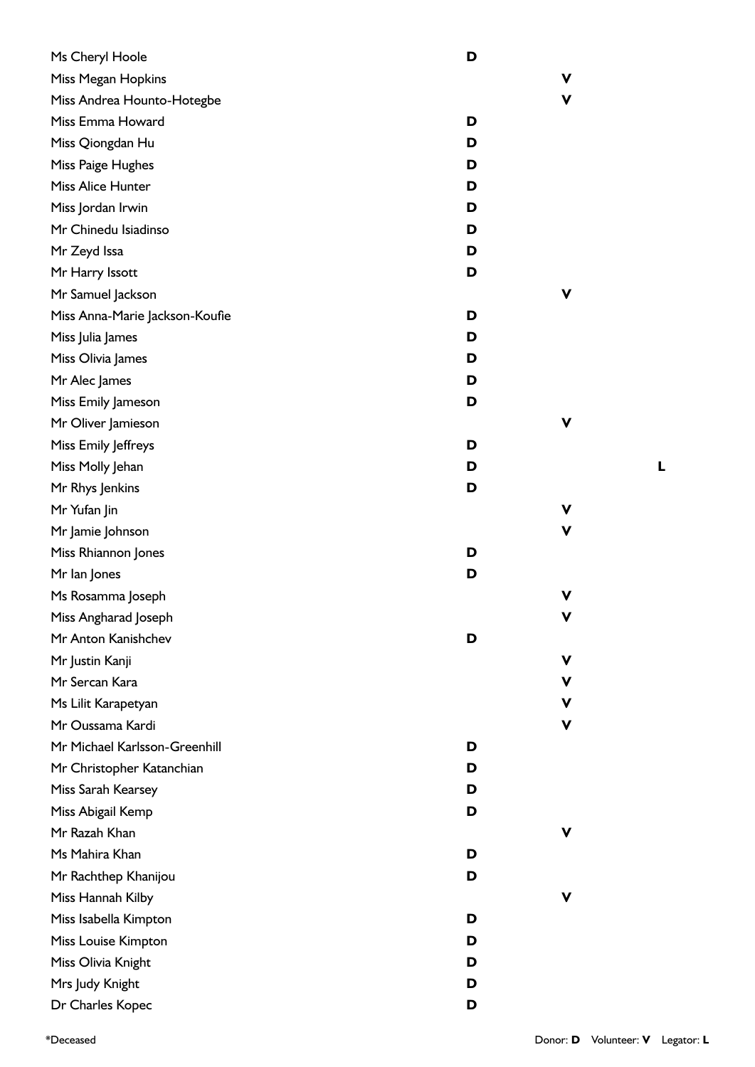| Name | Donor | Volunteer | Legator |
|---|---|---|---|
| Ms Cheryl Hoole | **D** | | |
| Miss Megan Hopkins | | **V** | |
| Miss Andrea Hounto-Hotegbe | | **V** | |
| Miss Emma Howard | **D** | | |
| Miss Qiongdan Hu | **D** | | |
| Miss Paige Hughes | **D** | | |
| Miss Alice Hunter | **D** | | |
| Miss Jordan Irwin | **D** | | |
| Mr Chinedu Isiadinso | **D** | | |
| Mr Zeyd Issa | **D** | | |
| Mr Harry Issott | **D** | | |
| Mr Samuel Jackson | | **V** | |
| Miss Anna-Marie Jackson-Koufie | **D** | | |
| Miss Julia James | **D** | | |
| Miss Olivia James | **D** | | |
| Mr Alec James | **D** | | |
| Miss Emily Jameson | **D** | | |
| Mr Oliver Jamieson | | **V** | |
| Miss Emily Jeffreys | **D** | | |
| Miss Molly Jehan | **D** | | **L** |
| Mr Rhys Jenkins | **D** | | |
| Mr Yufan Jin | | **V** | |
| Mr Jamie Johnson | | **V** | |
| Miss Rhiannon Jones | **D** | | |
| Mr Ian Jones | **D** | | |
| Ms Rosamma Joseph | | **V** | |
| Miss Angharad Joseph | | **V** | |
| Mr Anton Kanishchev | **D** | | |
| Mr Justin Kanji | | **V** | |
| Mr Sercan Kara | | **V** | |
| Ms Lilit Karapetyan | | **V** | |
| Mr Oussama Kardi | | **V** | |
| Mr Michael Karlsson-Greenhill | **D** | | |
| Mr Christopher Katanchian | **D** | | |
| Miss Sarah Kearsey | **D** | | |
| Miss Abigail Kemp | **D** | | |
| Mr Razah Khan | | **V** | |
| Ms Mahira Khan | **D** | | |
| Mr Rachthep Khanijou | **D** | | |
| Miss Hannah Kilby | | **V** | |
| Miss Isabella Kimpton | **D** | | |
| Miss Louise Kimpton | **D** | | |
| Miss Olivia Knight | **D** | | |
| Mrs Judy Knight | **D** | | |
| Dr Charles Kopec | **D** | | |

*Deceased

Donor: **D** Volunteer: **V** Legator: **L**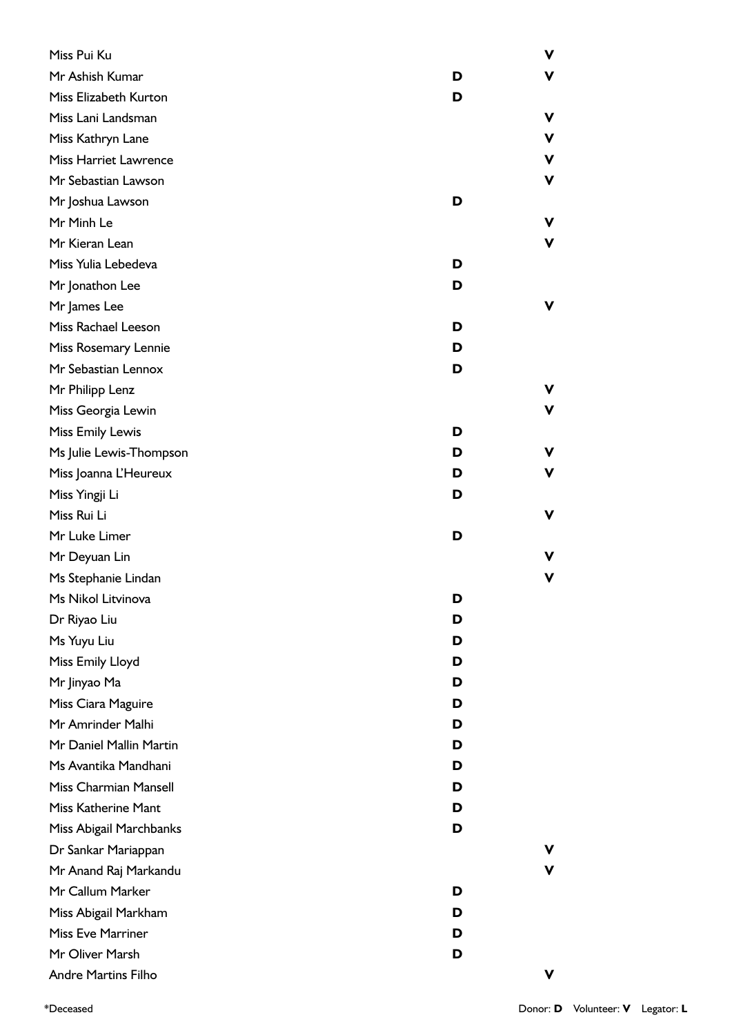| Name | Donor | Volunteer |
|---|---|---|
| Miss Pui Ku | | V |
| Mr Ashish Kumar | D | V |
| Miss Elizabeth Kurton | D | |
| Miss Lani Landsman | | V |
| Miss Kathryn Lane | | V |
| Miss Harriet Lawrence | | V |
| Mr Sebastian Lawson | | V |
| Mr Joshua Lawson | D | |
| Mr Minh Le | | V |
| Mr Kieran Lean | | V |
| Miss Yulia Lebedeva | D | |
| Mr Jonathon Lee | D | |
| Mr James Lee | | V |
| Miss Rachael Leeson | D | |
| Miss Rosemary Lennie | D | |
| Mr Sebastian Lennox | D | |
| Mr Philipp Lenz | | V |
| Miss Georgia Lewin | | V |
| Miss Emily Lewis | D | |
| Ms Julie Lewis-Thompson | D | V |
| Miss Joanna L'Heureux | D | V |
| Miss Yingji Li | D | |
| Miss Rui Li | | V |
| Mr Luke Limer | D | |
| Mr Deyuan Lin | | V |
| Ms Stephanie Lindan | | V |
| Ms Nikol Litvinova | D | |
| Dr Riyao Liu | D | |
| Ms Yuyu Liu | D | |
| Miss Emily Lloyd | D | |
| Mr Jinyao Ma | D | |
| Miss Ciara Maguire | D | |
| Mr Amrinder Malhi | D | |
| Mr Daniel Mallin Martin | D | |
| Ms Avantika Mandhani | D | |
| Miss Charmian Mansell | D | |
| Miss Katherine Mant | D | |
| Miss Abigail Marchbanks | D | |
| Dr Sankar Mariappan | | V |
| Mr Anand Raj Markandu | | V |
| Mr Callum Marker | D | |
| Miss Abigail Markham | D | |
| Miss Eve Marriner | D | |
| Mr Oliver Marsh | D | |
| Andre Martins Filho | | V |

*Deceased

Donor: **D** Volunteer: **V** Legator: **L**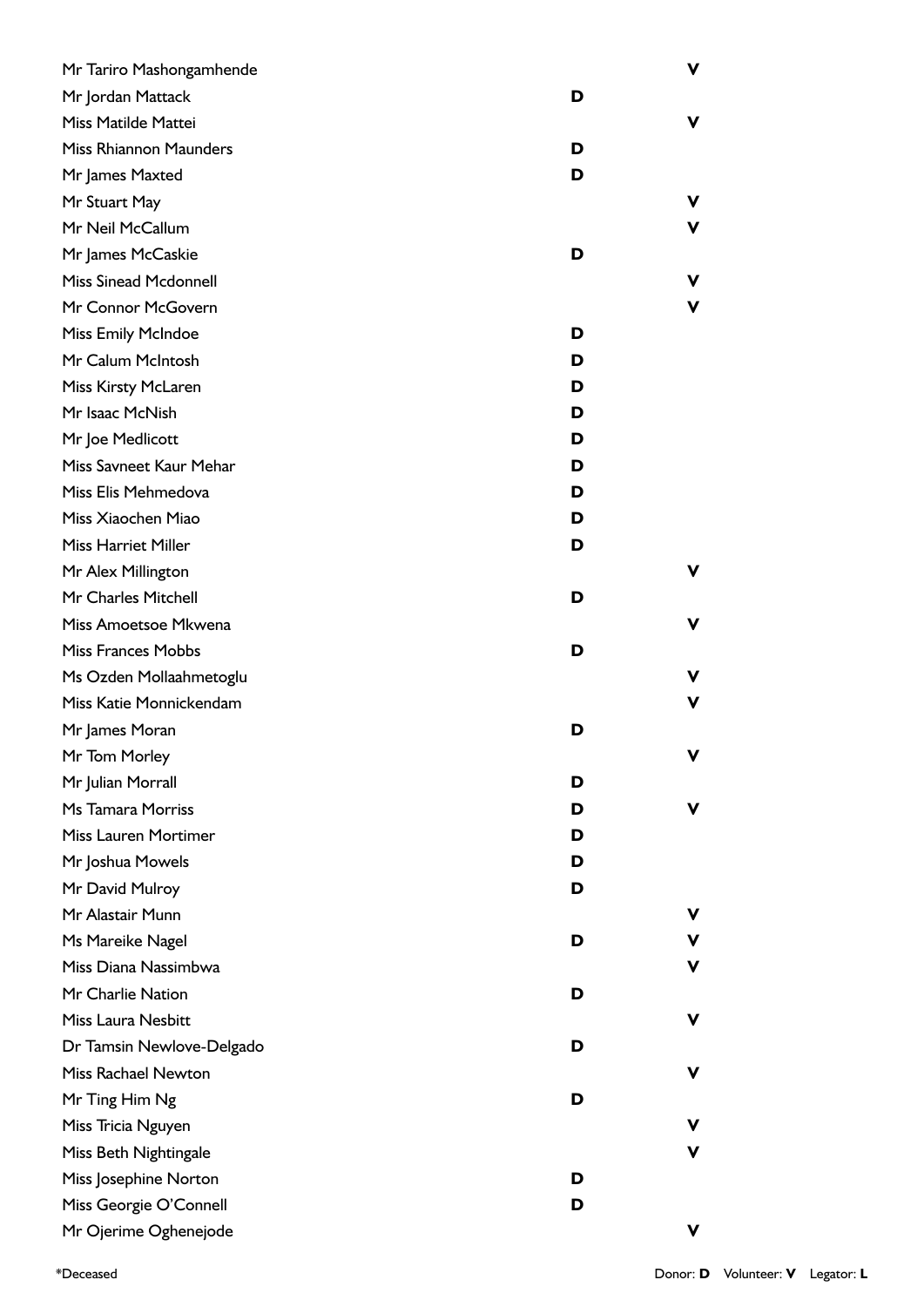| Name | Donor | Volunteer |
|---|---|---|
| Mr Tariro Mashongamhende | | V |
| Mr Jordan Mattack | D | |
| Miss Matilde Mattei | | V |
| Miss Rhiannon Maunders | D | |
| Mr James Maxted | D | |
| Mr Stuart May | | V |
| Mr Neil McCallum | | V |
| Mr James McCaskie | D | |
| Miss Sinead Mcdonnell | | V |
| Mr Connor McGovern | | V |
| Miss Emily McIndoe | D | |
| Mr Calum McIntosh | D | |
| Miss Kirsty McLaren | D | |
| Mr Isaac McNish | D | |
| Mr Joe Medlicott | D | |
| Miss Savneet Kaur Mehar | D | |
| Miss Elis Mehmedova | D | |
| Miss Xiaochen Miao | D | |
| Miss Harriet Miller | D | |
| Mr Alex Millington | | V |
| Mr Charles Mitchell | D | |
| Miss Amoetsoe Mkwena | | V |
| Miss Frances Mobbs | D | |
| Ms Ozden Mollaahmetoglu | | V |
| Miss Katie Monnickendam | | V |
| Mr James Moran | D | |
| Mr Tom Morley | | V |
| Mr Julian Morrall | D | |
| Ms Tamara Morriss | D | V |
| Miss Lauren Mortimer | D | |
| Mr Joshua Mowels | D | |
| Mr David Mulroy | D | |
| Mr Alastair Munn | | V |
| Ms Mareike Nagel | D | V |
| Miss Diana Nassimbwa | | V |
| Mr Charlie Nation | D | |
| Miss Laura Nesbitt | | V |
| Dr Tamsin Newlove-Delgado | D | |
| Miss Rachael Newton | | V |
| Mr Ting Him Ng | D | |
| Miss Tricia Nguyen | | V |
| Miss Beth Nightingale | | V |
| Miss Josephine Norton | D | |
| Miss Georgie O'Connell | D | |
| Mr Ojerime Oghenejode | | V |

*Deceased

Donor: **D** Volunteer: **V** Legator: **L**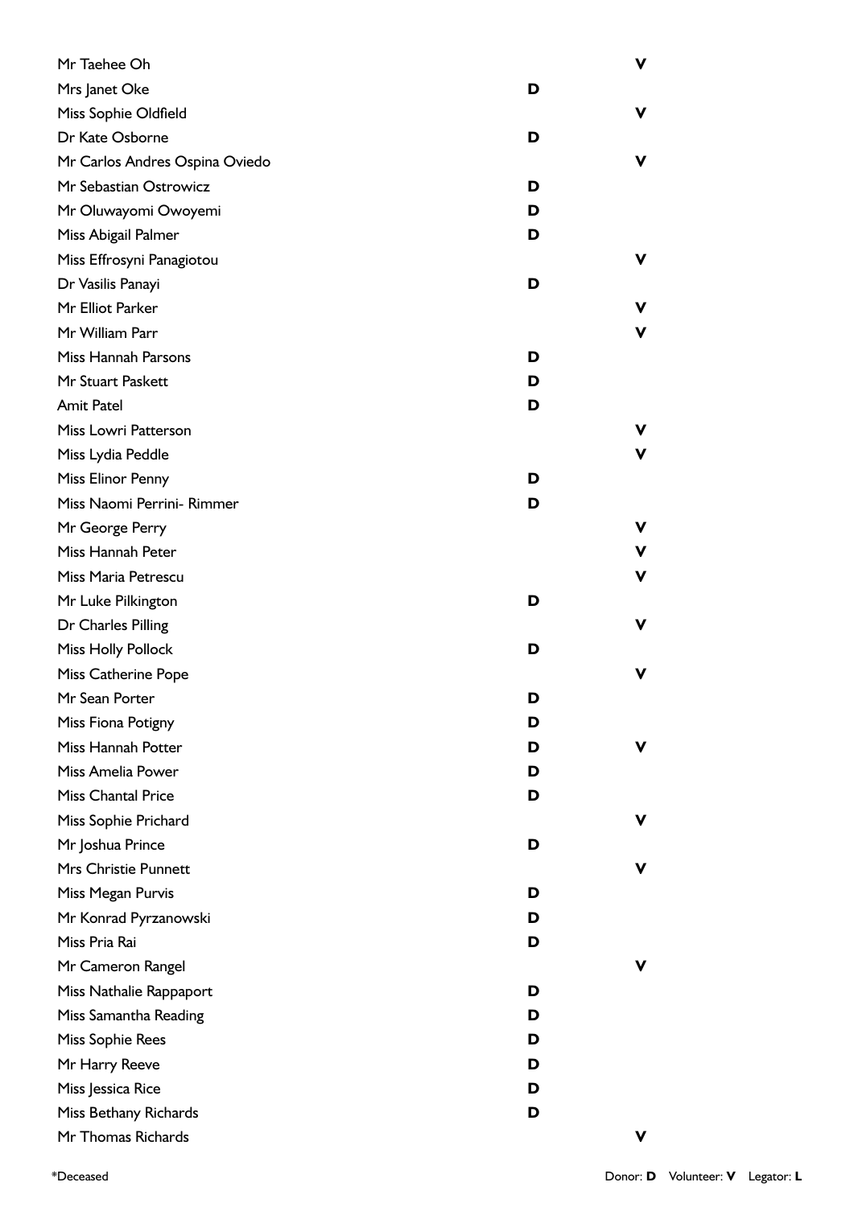| Name | Donor | Volunteer |
|---|---|---|
| Mr Taehee Oh | | V |
| Mrs Janet Oke | D | |
| Miss Sophie Oldfield | | V |
| Dr Kate Osborne | D | |
| Mr Carlos Andres Ospina Oviedo | | V |
| Mr Sebastian Ostrowicz | D | |
| Mr Oluwayomi Owoyemi | D | |
| Miss Abigail Palmer | D | |
| Miss Effrosyni Panagiotou | | V |
| Dr Vasilis Panayi | D | |
| Mr Elliot Parker | | V |
| Mr William Parr | | V |
| Miss Hannah Parsons | D | |
| Mr Stuart Paskett | D | |
| Amit Patel | D | |
| Miss Lowri Patterson | | V |
| Miss Lydia Peddle | | V |
| Miss Elinor Penny | D | |
| Miss Naomi Perrini- Rimmer | D | |
| Mr George Perry | | V |
| Miss Hannah Peter | | V |
| Miss Maria Petrescu | | V |
| Mr Luke Pilkington | D | |
| Dr Charles Pilling | | V |
| Miss Holly Pollock | D | |
| Miss Catherine Pope | | V |
| Mr Sean Porter | D | |
| Miss Fiona Potigny | D | |
| Miss Hannah Potter | D | V |
| Miss Amelia Power | D | |
| Miss Chantal Price | D | |
| Miss Sophie Prichard | | V |
| Mr Joshua Prince | D | |
| Mrs Christie Punnett | | V |
| Miss Megan Purvis | D | |
| Mr Konrad Pyrzanowski | D | |
| Miss Pria Rai | D | |
| Mr Cameron Rangel | | V |
| Miss Nathalie Rappaport | D | |
| Miss Samantha Reading | D | |
| Miss Sophie Rees | D | |
| Mr Harry Reeve | D | |
| Miss Jessica Rice | D | |
| Miss Bethany Richards | D | |
| Mr Thomas Richards | | V |

*Deceased

Donor: **D** Volunteer: **V** Legator: **L**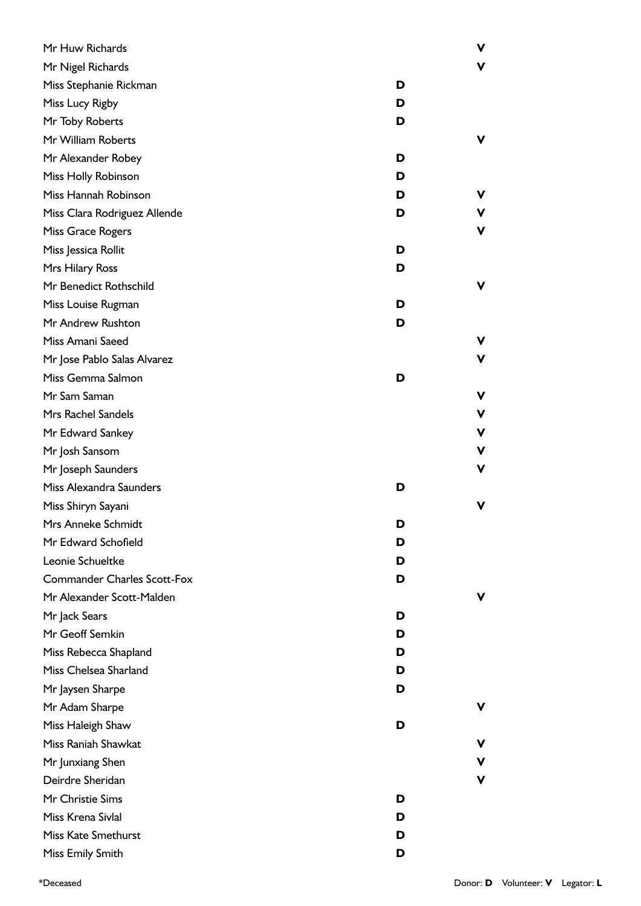| Name | Donor | Volunteer |
|---|---|---|
| Mr Huw Richards | | V |
| Mr Nigel Richards | | V |
| Miss Stephanie Rickman | D | |
| Miss Lucy Rigby | D | |
| Mr Toby Roberts | D | |
| Mr William Roberts | | V |
| Mr Alexander Robey | D | |
| Miss Holly Robinson | D | |
| Miss Hannah Robinson | D | V |
| Miss Clara Rodriguez Allende | D | V |
| Miss Grace Rogers | | V |
| Miss Jessica Rollit | D | |
| Mrs Hilary Ross | D | |
| Mr Benedict Rothschild | | V |
| Miss Louise Rugman | D | |
| Mr Andrew Rushton | D | |
| Miss Amani Saeed | | V |
| Mr Jose Pablo Salas Alvarez | | V |
| Miss Gemma Salmon | D | |
| Mr Sam Saman | | V |
| Mrs Rachel Sandels | | V |
| Mr Edward Sankey | | V |
| Mr Josh Sansom | | V |
| Mr Joseph Saunders | | V |
| Miss Alexandra Saunders | D | |
| Miss Shiryn Sayani | | V |
| Mrs Anneke Schmidt | D | |
| Mr Edward Schofield | D | |
| Leonie Schueltke | D | |
| Commander Charles Scott-Fox | D | |
| Mr Alexander Scott-Malden | | V |
| Mr Jack Sears | D | |
| Mr Geoff Semkin | D | |
| Miss Rebecca Shapland | D | |
| Miss Chelsea Sharland | D | |
| Mr Jaysen Sharpe | D | |
| Mr Adam Sharpe | | V |
| Miss Haleigh Shaw | D | |
| Miss Raniah Shawkat | | V |
| Mr Junxiang Shen | | V |
| Deirdre Sheridan | | V |
| Mr Christie Sims | D | |
| Miss Krena Sivlal | D | |
| Miss Kate Smethurst | D | |
| Miss Emily Smith | D | |

*Deceased

Donor: **D** Volunteer: **V** Legator: **L**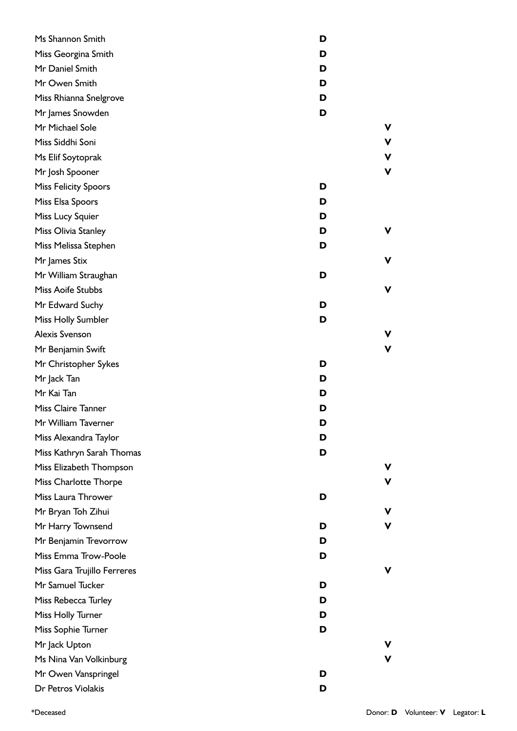| Name | Donor | Volunteer |
|---|---|---|
| Ms Shannon Smith | D | |
| Miss Georgina Smith | D | |
| Mr Daniel Smith | D | |
| Mr Owen Smith | D | |
| Miss Rhianna Snelgrove | D | |
| Mr James Snowden | D | |
| Mr Michael Sole | | V |
| Miss Siddhi Soni | | V |
| Ms Elif Soytoprak | | V |
| Mr Josh Spooner | | V |
| Miss Felicity Spoors | D | |
| Miss Elsa Spoors | D | |
| Miss Lucy Squier | D | |
| Miss Olivia Stanley | D | V |
| Miss Melissa Stephen | D | |
| Mr James Stix | | V |
| Mr William Straughan | D | |
| Miss Aoife Stubbs | | V |
| Mr Edward Suchy | D | |
| Miss Holly Sumbler | D | |
| Alexis Svenson | | V |
| Mr Benjamin Swift | | V |
| Mr Christopher Sykes | D | |
| Mr Jack Tan | D | |
| Mr Kai Tan | D | |
| Miss Claire Tanner | D | |
| Mr William Taverner | D | |
| Miss Alexandra Taylor | D | |
| Miss Kathryn Sarah Thomas | D | |
| Miss Elizabeth Thompson | | V |
| Miss Charlotte Thorpe | | V |
| Miss Laura Thrower | D | |
| Mr Bryan Toh Zihui | | V |
| Mr Harry Townsend | D | V |
| Mr Benjamin Trevorrow | D | |
| Miss Emma Trow-Poole | D | |
| Miss Gara Trujillo Ferreres | | V |
| Mr Samuel Tucker | D | |
| Miss Rebecca Turley | D | |
| Miss Holly Turner | D | |
| Miss Sophie Turner | D | |
| Mr Jack Upton | | V |
| Ms Nina Van Volkinburg | | V |
| Mr Owen Vanspringel | D | |
| Dr Petros Violakis | D | |

*Deceased

Donor: **D** Volunteer: **V** Legator: **L**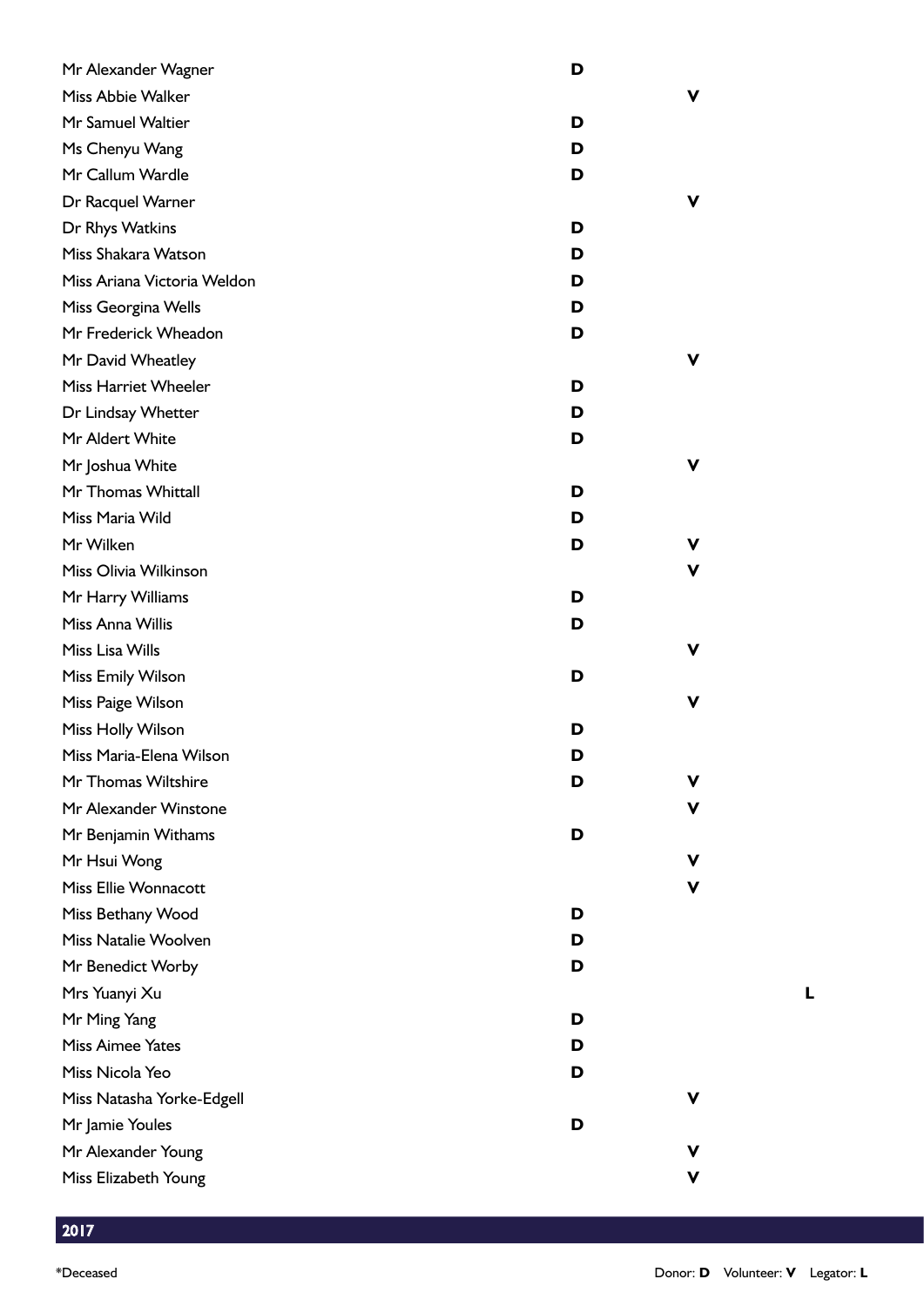| Name | Donor | Volunteer | Legator |
| --- | --- | --- | --- |
| Mr Alexander Wagner | D | | |
| Miss Abbie Walker | | V | |
| Mr Samuel Waltier | D | | |
| Ms Chenyu Wang | D | | |
| Mr Callum Wardle | D | | |
| Dr Racquel Warner | | V | |
| Dr Rhys Watkins | D | | |
| Miss Shakara Watson | D | | |
| Miss Ariana Victoria Weldon | D | | |
| Miss Georgina Wells | D | | |
| Mr Frederick Wheadon | D | | |
| Mr David Wheatley | | V | |
| Miss Harriet Wheeler | D | | |
| Dr Lindsay Whetter | D | | |
| Mr Aldert White | D | | |
| Mr Joshua White | | V | |
| Mr Thomas Whittall | D | | |
| Miss Maria Wild | D | | |
| Mr Wilken | D | V | |
| Miss Olivia Wilkinson | | V | |
| Mr Harry Williams | D | | |
| Miss Anna Willis | D | | |
| Miss Lisa Wills | | V | |
| Miss Emily Wilson | D | | |
| Miss Paige Wilson | | V | |
| Miss Holly Wilson | D | | |
| Miss Maria-Elena Wilson | D | | |
| Mr Thomas Wiltshire | D | V | |
| Mr Alexander Winstone | | V | |
| Mr Benjamin Withams | D | | |
| Mr Hsui Wong | | V | |
| Miss Ellie Wonnacott | | V | |
| Miss Bethany Wood | D | | |
| Miss Natalie Woolven | D | | |
| Mr Benedict Worby | D | | |
| Mrs Yuanyi Xu | | | L |
| Mr Ming Yang | D | | |
| Miss Aimee Yates | D | | |
| Miss Nicola Yeo | D | | |
| Miss Natasha Yorke-Edgell | | V | |
| Mr Jamie Youles | D | | |
| Mr Alexander Young | | V | |
| Miss Elizabeth Young | | V | |

2017

*Deceased

Donor: **D** Volunteer: **V** Legator: **L**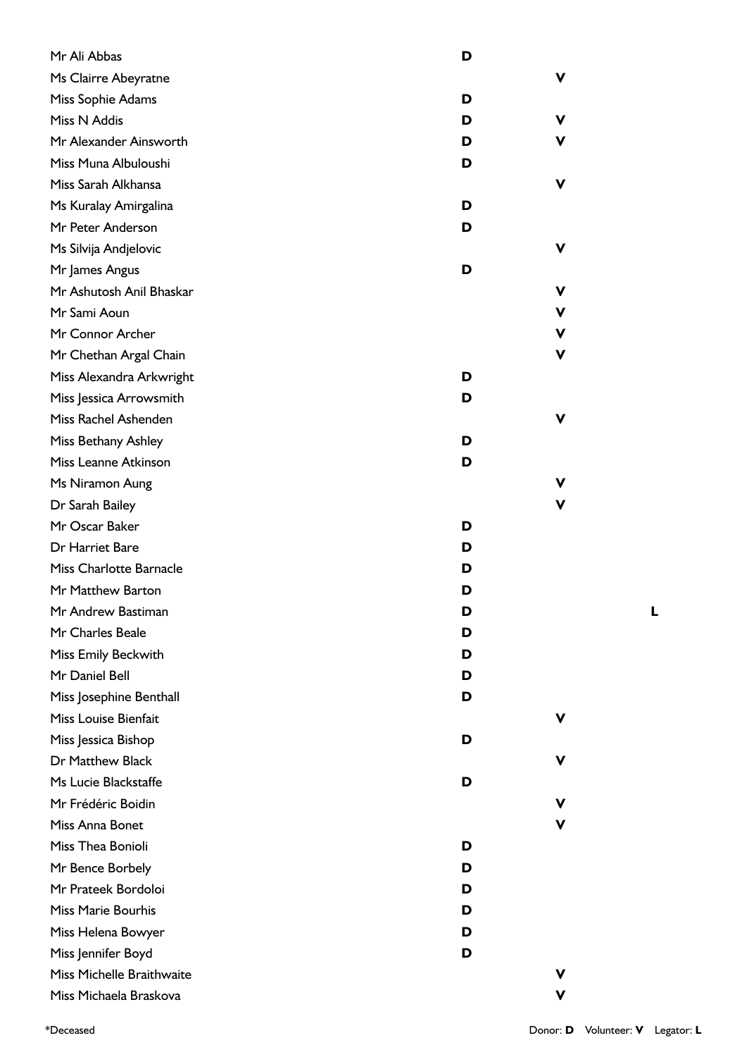| Name | Donor | Volunteer | Legator |
| --- | --- | --- | --- |
| Mr Ali Abbas | D | | |
| Ms Clairre Abeyratne | | V | |
| Miss Sophie Adams | D | | |
| Miss N Addis | D | V | |
| Mr Alexander Ainsworth | D | V | |
| Miss Muna Albuloushi | D | | |
| Miss Sarah Alkhansa | | V | |
| Ms Kuralay Amirgalina | D | | |
| Mr Peter Anderson | D | | |
| Ms Silvija Andjelovic | | V | |
| Mr James Angus | D | | |
| Mr Ashutosh Anil Bhaskar | | V | |
| Mr Sami Aoun | | V | |
| Mr Connor Archer | | V | |
| Mr Chethan Argal Chain | | V | |
| Miss Alexandra Arkwright | D | | |
| Miss Jessica Arrowsmith | D | | |
| Miss Rachel Ashenden | | V | |
| Miss Bethany Ashley | D | | |
| Miss Leanne Atkinson | D | | |
| Ms Niramon Aung | | V | |
| Dr Sarah Bailey | | V | |
| Mr Oscar Baker | D | | |
| Dr Harriet Bare | D | | |
| Miss Charlotte Barnacle | D | | |
| Mr Matthew Barton | D | | |
| Mr Andrew Bastiman | D | | L |
| Mr Charles Beale | D | | |
| Miss Emily Beckwith | D | | |
| Mr Daniel Bell | D | | |
| Miss Josephine Benthall | D | | |
| Miss Louise Bienfait | | V | |
| Miss Jessica Bishop | D | | |
| Dr Matthew Black | | V | |
| Ms Lucie Blackstaffe | D | | |
| Mr Frédéric Boidin | | V | |
| Miss Anna Bonet | | V | |
| Miss Thea Bonioli | D | | |
| Mr Bence Borbely | D | | |
| Mr Prateek Bordoloi | D | | |
| Miss Marie Bourhis | D | | |
| Miss Helena Bowyer | D | | |
| Miss Jennifer Boyd | D | | |
| Miss Michelle Braithwaite | | V | |
| Miss Michaela Braskova | | V | |

*Deceased

Donor: **D** Volunteer: **V** Legator: **L**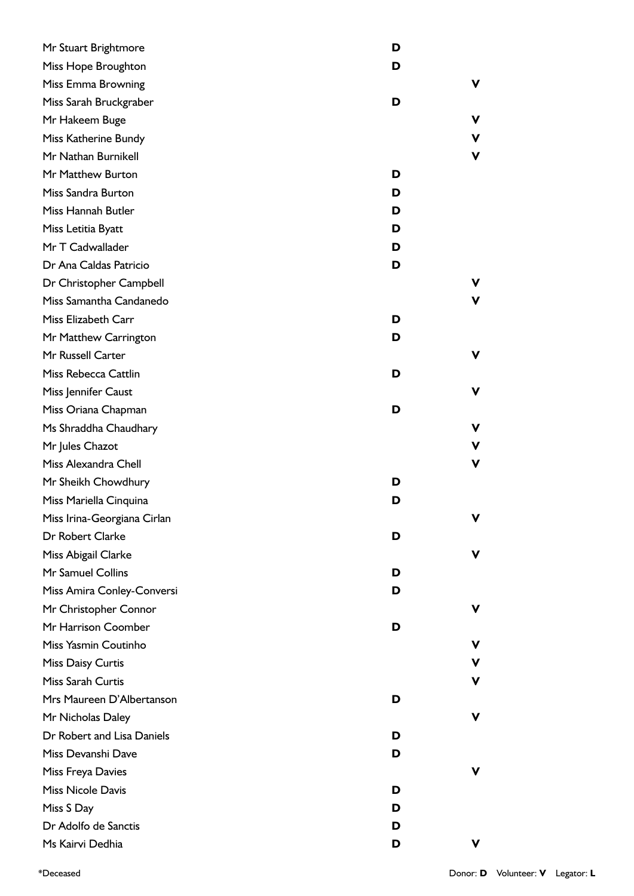| Name | Donor | Volunteer |
| --- | --- | --- |
| Mr Stuart Brightmore | D | |
| Miss Hope Broughton | D | |
| Miss Emma Browning | | V |
| Miss Sarah Bruckgraber | D | |
| Mr Hakeem Buge | | V |
| Miss Katherine Bundy | | V |
| Mr Nathan Burnikell | | V |
| Mr Matthew Burton | D | |
| Miss Sandra Burton | D | |
| Miss Hannah Butler | D | |
| Miss Letitia Byatt | D | |
| Mr T Cadwallader | D | |
| Dr Ana Caldas Patricio | D | |
| Dr Christopher Campbell | | V |
| Miss Samantha Candanedo | | V |
| Miss Elizabeth Carr | D | |
| Mr Matthew Carrington | D | |
| Mr Russell Carter | | V |
| Miss Rebecca Cattlin | D | |
| Miss Jennifer Caust | | V |
| Miss Oriana Chapman | D | |
| Ms Shraddha Chaudhary | | V |
| Mr Jules Chazot | | V |
| Miss Alexandra Chell | | V |
| Mr Sheikh Chowdhury | D | |
| Miss Mariella Cinquina | D | |
| Miss Irina-Georgiana Cirlan | | V |
| Dr Robert Clarke | D | |
| Miss Abigail Clarke | | V |
| Mr Samuel Collins | D | |
| Miss Amira Conley-Conversi | D | |
| Mr Christopher Connor | | V |
| Mr Harrison Coomber | D | |
| Miss Yasmin Coutinho | | V |
| Miss Daisy Curtis | | V |
| Miss Sarah Curtis | | V |
| Mrs Maureen D'Albertanson | D | |
| Mr Nicholas Daley | | V |
| Dr Robert and Lisa Daniels | D | |
| Miss Devanshi Dave | D | |
| Miss Freya Davies | | V |
| Miss Nicole Davis | D | |
| Miss S Day | D | |
| Dr Adolfo de Sanctis | D | |
| Ms Kairvi Dedhia | D | V |

*Deceased

Donor: **D** Volunteer: **V** Legator: **L**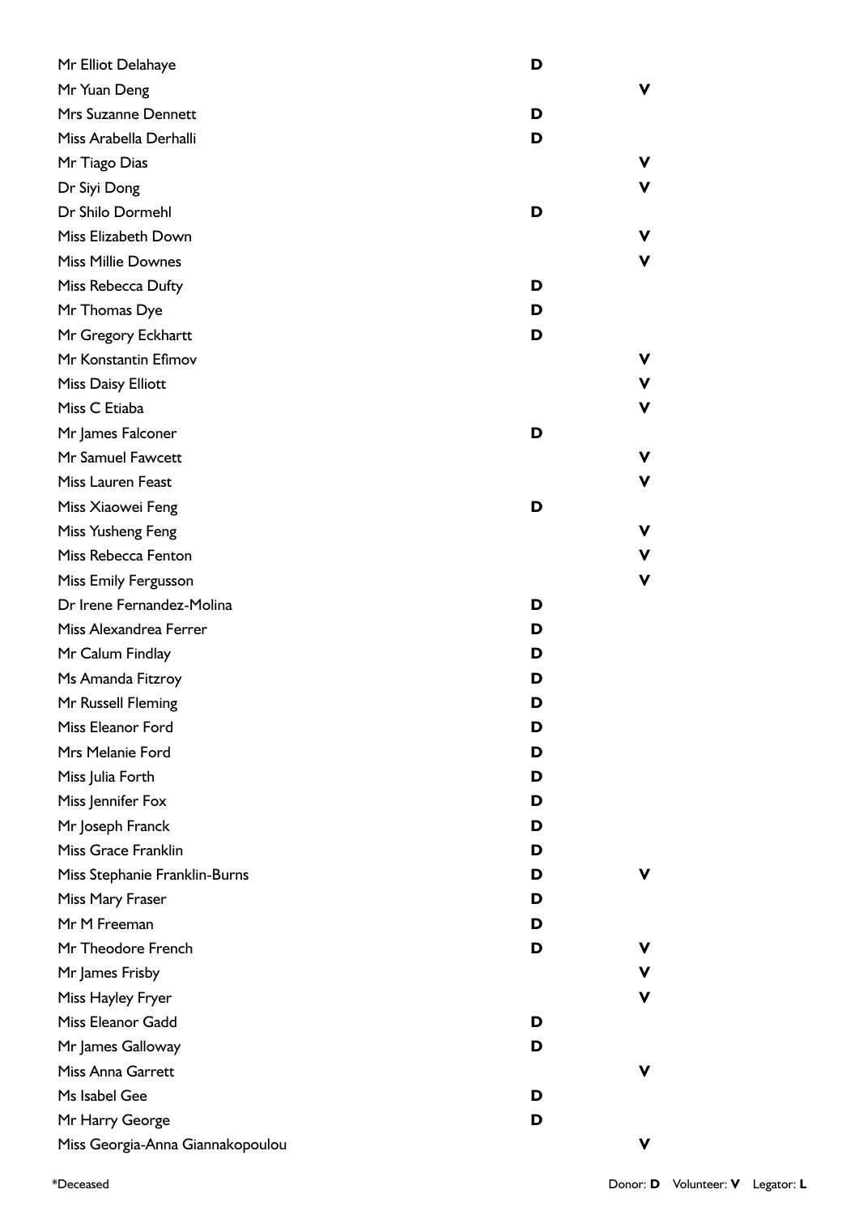| Name | Donor | Volunteer | Legator |
|---|---|---|---|
| Mr Elliot Delahaye | D | | |
| Mr Yuan Deng | | V | |
| Mrs Suzanne Dennett | D | | |
| Miss Arabella Derhalli | D | | |
| Mr Tiago Dias | | V | |
| Dr Siyi Dong | | V | |
| Dr Shilo Dormehl | D | | |
| Miss Elizabeth Down | | V | |
| Miss Millie Downes | | V | |
| Miss Rebecca Dufty | D | | |
| Mr Thomas Dye | D | | |
| Mr Gregory Eckhartt | D | | |
| Mr Konstantin Efimov | | V | |
| Miss Daisy Elliott | | V | |
| Miss C Etiaba | | V | |
| Mr James Falconer | D | | |
| Mr Samuel Fawcett | | V | |
| Miss Lauren Feast | | V | |
| Miss Xiaowei Feng | D | | |
| Miss Yusheng Feng | | V | |
| Miss Rebecca Fenton | | V | |
| Miss Emily Fergusson | | V | |
| Dr Irene Fernandez-Molina | D | | |
| Miss Alexandrea Ferrer | D | | |
| Mr Calum Findlay | D | | |
| Ms Amanda Fitzroy | D | | |
| Mr Russell Fleming | D | | |
| Miss Eleanor Ford | D | | |
| Mrs Melanie Ford | D | | |
| Miss Julia Forth | D | | |
| Miss Jennifer Fox | D | | |
| Mr Joseph Franck | D | | |
| Miss Grace Franklin | D | | |
| Miss Stephanie Franklin-Burns | D | V | |
| Miss Mary Fraser | D | | |
| Mr M Freeman | D | | |
| Mr Theodore French | D | V | |
| Mr James Frisby | | V | |
| Miss Hayley Fryer | | V | |
| Miss Eleanor Gadd | D | | |
| Mr James Galloway | D | | |
| Miss Anna Garrett | | V | |
| Ms Isabel Gee | D | | |
| Mr Harry George | D | | |
| Miss Georgia-Anna Giannakopoulou | | V | |

*Deceased

Donor: **D** Volunteer: **V** Legator: **L**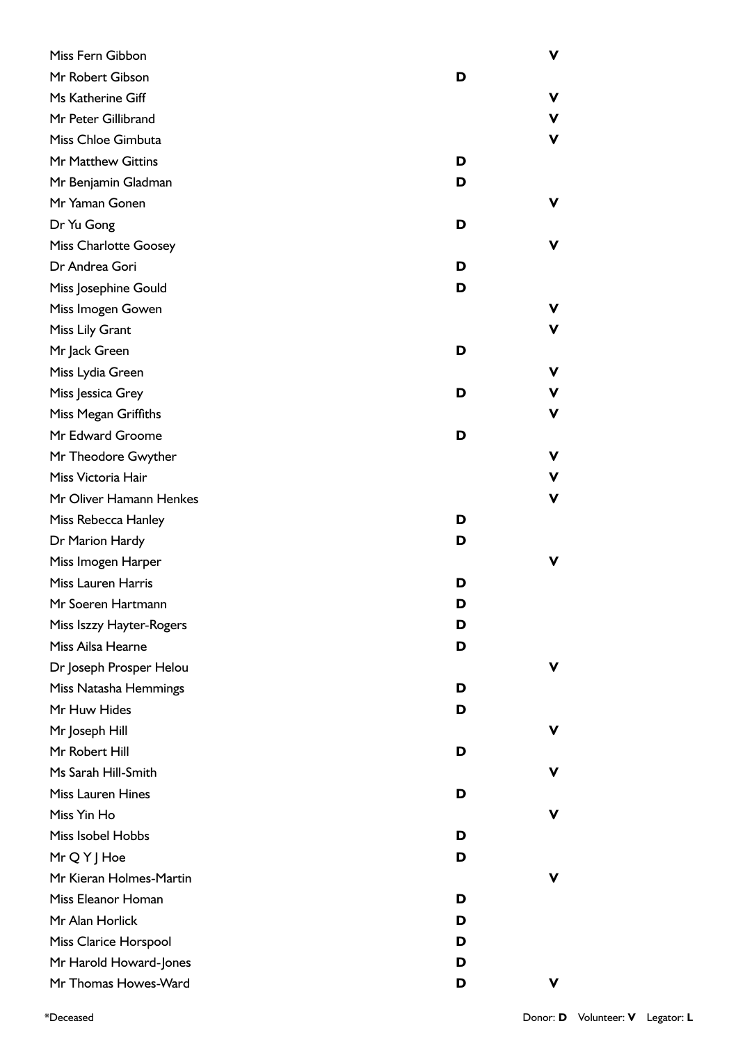| Name | Donor | Volunteer |
|---|---|---|
| Miss Fern Gibbon | | V |
| Mr Robert Gibson | D | |
| Ms Katherine Giff | | V |
| Mr Peter Gillibrand | | V |
| Miss Chloe Gimbuta | | V |
| Mr Matthew Gittins | D | |
| Mr Benjamin Gladman | D | |
| Mr Yaman Gonen | | V |
| Dr Yu Gong | D | |
| Miss Charlotte Goosey | | V |
| Dr Andrea Gori | D | |
| Miss Josephine Gould | D | |
| Miss Imogen Gowen | | V |
| Miss Lily Grant | | V |
| Mr Jack Green | D | |
| Miss Lydia Green | | V |
| Miss Jessica Grey | D | V |
| Miss Megan Griffiths | | V |
| Mr Edward Groome | D | |
| Mr Theodore Gwyther | | V |
| Miss Victoria Hair | | V |
| Mr Oliver Hamann Henkes | | V |
| Miss Rebecca Hanley | D | |
| Dr Marion Hardy | D | |
| Miss Imogen Harper | | V |
| Miss Lauren Harris | D | |
| Mr Soeren Hartmann | D | |
| Miss Iszzy Hayter-Rogers | D | |
| Miss Ailsa Hearne | D | |
| Dr Joseph Prosper Helou | | V |
| Miss Natasha Hemmings | D | |
| Mr Huw Hides | D | |
| Mr Joseph Hill | | V |
| Mr Robert Hill | D | |
| Ms Sarah Hill-Smith | | V |
| Miss Lauren Hines | D | |
| Miss Yin Ho | | V |
| Miss Isobel Hobbs | D | |
| Mr Q Y J Hoe | D | |
| Mr Kieran Holmes-Martin | | V |
| Miss Eleanor Homan | D | |
| Mr Alan Horlick | D | |
| Miss Clarice Horspool | D | |
| Mr Harold Howard-Jones | D | |
| Mr Thomas Howes-Ward | D | V |

*Deceased

Donor: **D** Volunteer: **V** Legator: **L**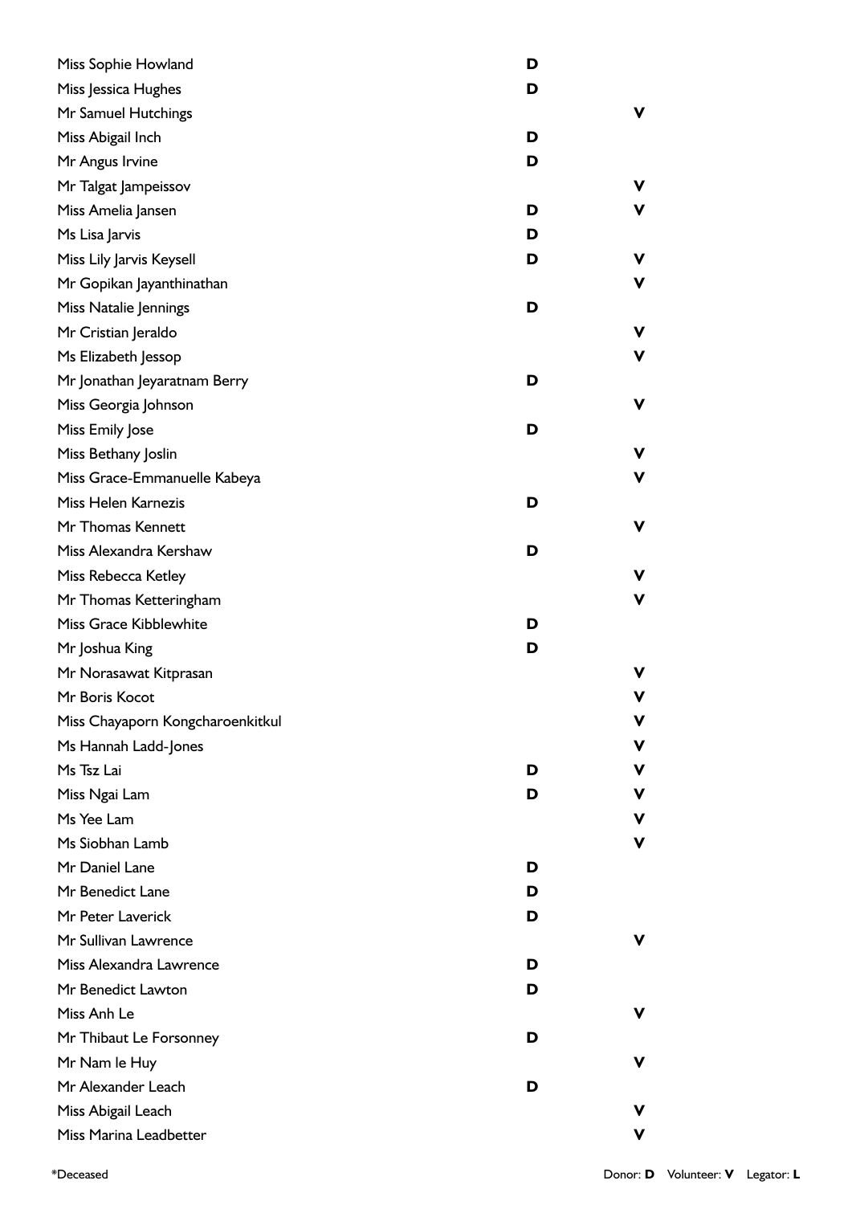| Name | Donor | Volunteer |
|---|---|---|
| Miss Sophie Howland | D | |
| Miss Jessica Hughes | D | |
| Mr Samuel Hutchings | | V |
| Miss Abigail Inch | D | |
| Mr Angus Irvine | D | |
| Mr Talgat Jampeissov | | V |
| Miss Amelia Jansen | D | V |
| Ms Lisa Jarvis | D | |
| Miss Lily Jarvis Keysell | D | V |
| Mr Gopikan Jayanthinathan | | V |
| Miss Natalie Jennings | D | |
| Mr Cristian Jeraldo | | V |
| Ms Elizabeth Jessop | | V |
| Mr Jonathan Jeyaratnam Berry | D | |
| Miss Georgia Johnson | | V |
| Miss Emily Jose | D | |
| Miss Bethany Joslin | | V |
| Miss Grace-Emmanuelle Kabeya | | V |
| Miss Helen Karnezis | D | |
| Mr Thomas Kennett | | V |
| Miss Alexandra Kershaw | D | |
| Miss Rebecca Ketley | | V |
| Mr Thomas Ketteringham | | V |
| Miss Grace Kibblewhite | D | |
| Mr Joshua King | D | |
| Mr Norasawat Kitprasan | | V |
| Mr Boris Kocot | | V |
| Miss Chayaporn Kongcharoenkitkul | | V |
| Ms Hannah Ladd-Jones | | V |
| Ms Tsz Lai | D | V |
| Miss Ngai Lam | D | V |
| Ms Yee Lam | | V |
| Ms Siobhan Lamb | | V |
| Mr Daniel Lane | D | |
| Mr Benedict Lane | D | |
| Mr Peter Laverick | D | |
| Mr Sullivan Lawrence | | V |
| Miss Alexandra Lawrence | D | |
| Mr Benedict Lawton | D | |
| Miss Anh Le | | V |
| Mr Thibaut Le Forsonney | D | |
| Mr Nam le Huy | | V |
| Mr Alexander Leach | D | |
| Miss Abigail Leach | | V |
| Miss Marina Leadbetter | | V |

*Deceased

Donor: **D** Volunteer: **V** Legator: **L**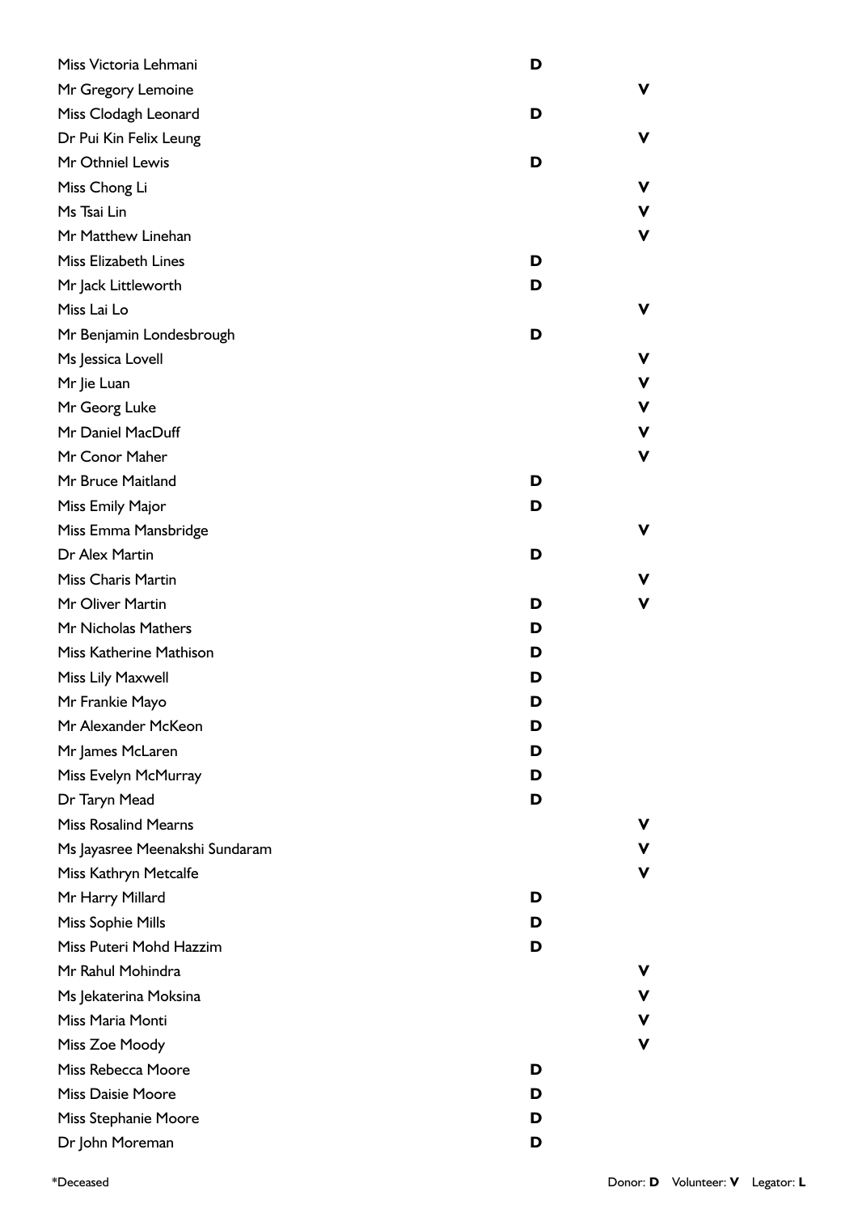| Name | Donor | Volunteer |
|---|---|---|
| Miss Victoria Lehmani | **D** | |
| Mr Gregory Lemoine | | **V** |
| Miss Clodagh Leonard | **D** | |
| Dr Pui Kin Felix Leung | | **V** |
| Mr Othniel Lewis | **D** | |
| Miss Chong Li | | **V** |
| Ms Tsai Lin | | **V** |
| Mr Matthew Linehan | | **V** |
| Miss Elizabeth Lines | **D** | |
| Mr Jack Littleworth | **D** | |
| Miss Lai Lo | | **V** |
| Mr Benjamin Londesbrough | **D** | |
| Ms Jessica Lovell | | **V** |
| Mr Jie Luan | | **V** |
| Mr Georg Luke | | **V** |
| Mr Daniel MacDuff | | **V** |
| Mr Conor Maher | | **V** |
| Mr Bruce Maitland | **D** | |
| Miss Emily Major | **D** | |
| Miss Emma Mansbridge | | **V** |
| Dr Alex Martin | **D** | |
| Miss Charis Martin | | **V** |
| Mr Oliver Martin | **D** | **V** |
| Mr Nicholas Mathers | **D** | |
| Miss Katherine Mathison | **D** | |
| Miss Lily Maxwell | **D** | |
| Mr Frankie Mayo | **D** | |
| Mr Alexander McKeon | **D** | |
| Mr James McLaren | **D** | |
| Miss Evelyn McMurray | **D** | |
| Dr Taryn Mead | **D** | |
| Miss Rosalind Mearns | | **V** |
| Ms Jayasree Meenakshi Sundaram | | **V** |
| Miss Kathryn Metcalfe | | **V** |
| Mr Harry Millard | **D** | |
| Miss Sophie Mills | **D** | |
| Miss Puteri Mohd Hazzim | **D** | |
| Mr Rahul Mohindra | | **V** |
| Ms Jekaterina Moksina | | **V** |
| Miss Maria Monti | | **V** |
| Miss Zoe Moody | | **V** |
| Miss Rebecca Moore | **D** | |
| Miss Daisie Moore | **D** | |
| Miss Stephanie Moore | **D** | |
| Dr John Moreman | **D** | |

*Deceased

Donor: **D** Volunteer: **V** Legator: **L**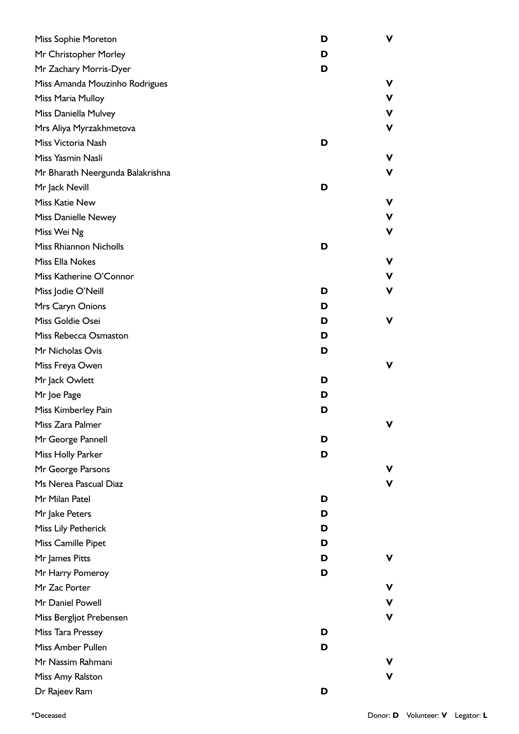| Name | Donor | Volunteer |
| --- | --- | --- |
| Miss Sophie Moreton | D | V |
| Mr Christopher Morley | D | |
| Mr Zachary Morris-Dyer | D | |
| Miss Amanda Mouzinho Rodrigues | | V |
| Miss Maria Mulloy | | V |
| Miss Daniella Mulvey | | V |
| Mrs Aliya Myrzakhmetova | | V |
| Miss Victoria Nash | D | |
| Miss Yasmin Nasli | | V |
| Mr Bharath Neergunda Balakrishna | | V |
| Mr Jack Nevill | D | |
| Miss Katie New | | V |
| Miss Danielle Newey | | V |
| Miss Wei Ng | | V |
| Miss Rhiannon Nicholls | D | |
| Miss Ella Nokes | | V |
| Miss Katherine O'Connor | | V |
| Miss Jodie O'Neill | D | V |
| Mrs Caryn Onions | D | |
| Miss Goldie Osei | D | V |
| Miss Rebecca Osmaston | D | |
| Mr Nicholas Ovis | D | |
| Miss Freya Owen | | V |
| Mr Jack Owlett | D | |
| Mr Joe Page | D | |
| Miss Kimberley Pain | D | |
| Miss Zara Palmer | | V |
| Mr George Pannell | D | |
| Miss Holly Parker | D | |
| Mr George Parsons | | V |
| Ms Nerea Pascual Diaz | | V |
| Mr Milan Patel | D | |
| Mr Jake Peters | D | |
| Miss Lily Petherick | D | |
| Miss Camille Pipet | D | |
| Mr James Pitts | D | V |
| Mr Harry Pomeroy | D | |
| Mr Zac Porter | | V |
| Mr Daniel Powell | | V |
| Miss Bergljot Prebensen | | V |
| Miss Tara Pressey | D | |
| Miss Amber Pullen | D | |
| Mr Nassim Rahmani | | V |
| Miss Amy Ralston | | V |
| Dr Rajeev Ram | D | |

*Deceased

Donor: **D** Volunteer: **V** Legator: **L**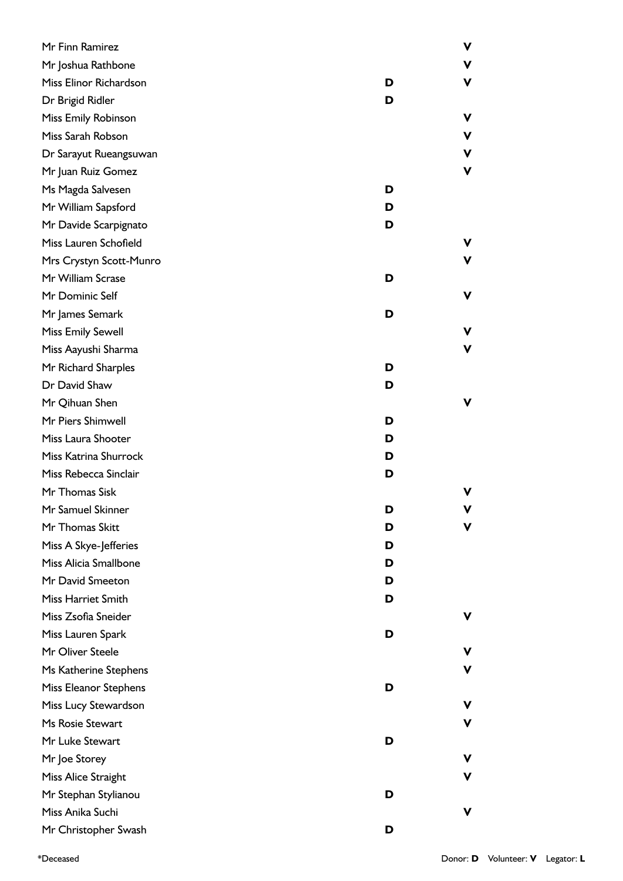| Name | Donor | Volunteer |
|---|---|---|
| Mr Finn Ramirez | | V |
| Mr Joshua Rathbone | | V |
| Miss Elinor Richardson | D | V |
| Dr Brigid Ridler | D | |
| Miss Emily Robinson | | V |
| Miss Sarah Robson | | V |
| Dr Sarayut Rueangsuwan | | V |
| Mr Juan Ruiz Gomez | | V |
| Ms Magda Salvesen | D | |
| Mr William Sapsford | D | |
| Mr Davide Scarpignato | D | |
| Miss Lauren Schofield | | V |
| Mrs Crystyn Scott-Munro | | V |
| Mr William Scrase | D | |
| Mr Dominic Self | | V |
| Mr James Semark | D | |
| Miss Emily Sewell | | V |
| Miss Aayushi Sharma | | V |
| Mr Richard Sharples | D | |
| Dr David Shaw | D | |
| Mr Qihuan Shen | | V |
| Mr Piers Shimwell | D | |
| Miss Laura Shooter | D | |
| Miss Katrina Shurrock | D | |
| Miss Rebecca Sinclair | D | |
| Mr Thomas Sisk | | V |
| Mr Samuel Skinner | D | V |
| Mr Thomas Skitt | D | V |
| Miss A Skye-Jefferies | D | |
| Miss Alicia Smallbone | D | |
| Mr David Smeeton | D | |
| Miss Harriet Smith | D | |
| Miss Zsofia Sneider | | V |
| Miss Lauren Spark | D | |
| Mr Oliver Steele | | V |
| Ms Katherine Stephens | | V |
| Miss Eleanor Stephens | D | |
| Miss Lucy Stewardson | | V |
| Ms Rosie Stewart | | V |
| Mr Luke Stewart | D | |
| Mr Joe Storey | | V |
| Miss Alice Straight | | V |
| Mr Stephan Stylianou | D | |
| Miss Anika Suchi | | V |
| Mr Christopher Swash | D | |

*Deceased

Donor: **D** Volunteer: **V** Legator: **L**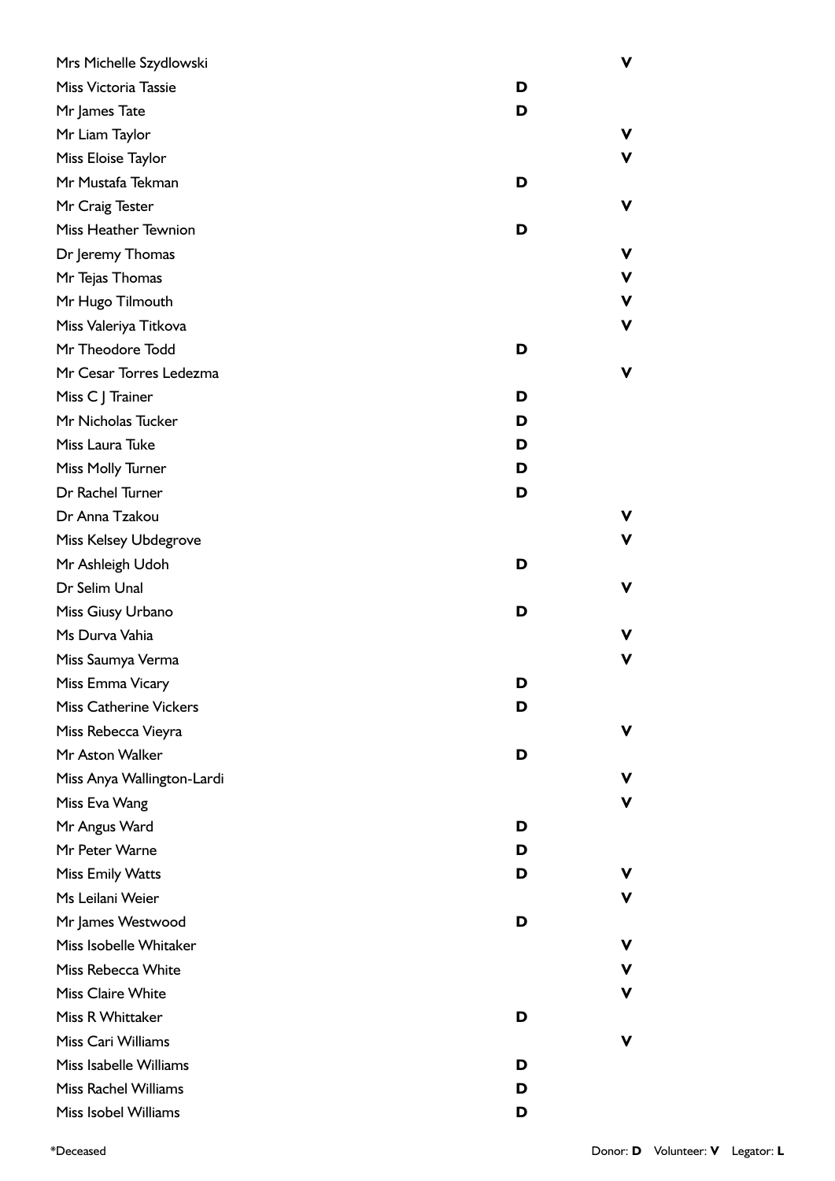| Name | Donor | Volunteer |
|---|---|---|
| Mrs Michelle Szydlowski | | V |
| Miss Victoria Tassie | D | |
| Mr James Tate | D | |
| Mr Liam Taylor | | V |
| Miss Eloise Taylor | | V |
| Mr Mustafa Tekman | D | |
| Mr Craig Tester | | V |
| Miss Heather Tewnion | D | |
| Dr Jeremy Thomas | | V |
| Mr Tejas Thomas | | V |
| Mr Hugo Tilmouth | | V |
| Miss Valeriya Titkova | | V |
| Mr Theodore Todd | D | |
| Mr Cesar Torres Ledezma | | V |
| Miss C J Trainer | D | |
| Mr Nicholas Tucker | D | |
| Miss Laura Tuke | D | |
| Miss Molly Turner | D | |
| Dr Rachel Turner | D | |
| Dr Anna Tzakou | | V |
| Miss Kelsey Ubdegrove | | V |
| Mr Ashleigh Udoh | D | |
| Dr Selim Unal | | V |
| Miss Giusy Urbano | D | |
| Ms Durva Vahia | | V |
| Miss Saumya Verma | | V |
| Miss Emma Vicary | D | |
| Miss Catherine Vickers | D | |
| Miss Rebecca Vieyra | | V |
| Mr Aston Walker | D | |
| Miss Anya Wallington-Lardi | | V |
| Miss Eva Wang | | V |
| Mr Angus Ward | D | |
| Mr Peter Warne | D | |
| Miss Emily Watts | D | V |
| Ms Leilani Weier | | V |
| Mr James Westwood | D | |
| Miss Isobelle Whitaker | | V |
| Miss Rebecca White | | V |
| Miss Claire White | | V |
| Miss R Whittaker | D | |
| Miss Cari Williams | | V |
| Miss Isabelle Williams | D | |
| Miss Rachel Williams | D | |
| Miss Isobel Williams | D | |

*Deceased

Donor: **D** Volunteer: **V** Legator: **L**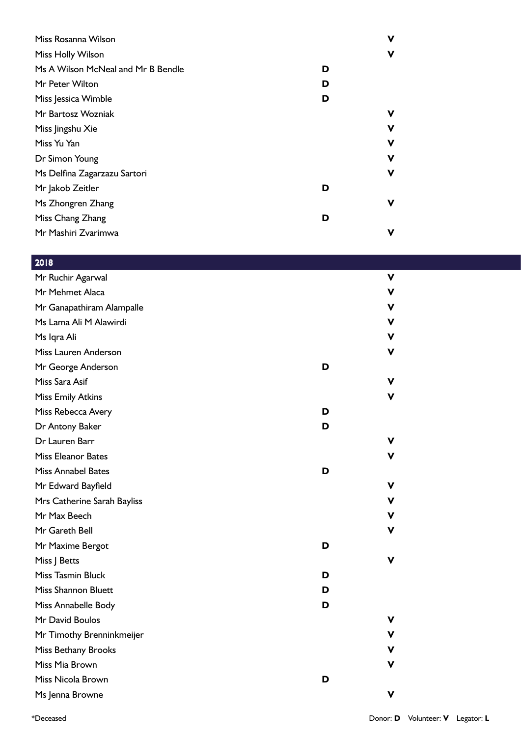| Name | Donor | Volunteer |
|---|---|---|
| Miss Rosanna Wilson | | **V** |
| Miss Holly Wilson | | **V** |
| Ms A Wilson McNeal and Mr B Bendle | **D** | |
| Mr Peter Wilton | **D** | |
| Miss Jessica Wimble | **D** | |
| Mr Bartosz Wozniak | | **V** |
| Miss Jingshu Xie | | **V** |
| Miss Yu Yan | | **V** |
| Dr Simon Young | | **V** |
| Ms Delfina Zagarzazu Sartori | | **V** |
| Mr Jakob Zeitler | **D** | |
| Ms Zhongren Zhang | | **V** |
| Miss Chang Zhang | **D** | |
| Mr Mashiri Zvarimwa | | **V** |

## 2018

| Name | Donor | Volunteer |
|---|---|---|
| Mr Ruchir Agarwal | | **V** |
| Mr Mehmet Alaca | | **V** |
| Mr Ganapathiram Alampalle | | **V** |
| Ms Lama Ali M Alawirdi | | **V** |
| Ms Iqra Ali | | **V** |
| Miss Lauren Anderson | | **V** |
| Mr George Anderson | **D** | |
| Miss Sara Asif | | **V** |
| Miss Emily Atkins | | **V** |
| Miss Rebecca Avery | **D** | |
| Dr Antony Baker | **D** | |
| Dr Lauren Barr | | **V** |
| Miss Eleanor Bates | | **V** |
| Miss Annabel Bates | **D** | |
| Mr Edward Bayfield | | **V** |
| Mrs Catherine Sarah Bayliss | | **V** |
| Mr Max Beech | | **V** |
| Mr Gareth Bell | | **V** |
| Mr Maxime Bergot | **D** | |
| Miss J Betts | | **V** |
| Miss Tasmin Bluck | **D** | |
| Miss Shannon Bluett | **D** | |
| Miss Annabelle Body | **D** | |
| Mr David Boulos | | **V** |
| Mr Timothy Brenninkmeijer | | **V** |
| Miss Bethany Brooks | | **V** |
| Miss Mia Brown | | **V** |
| Miss Nicola Brown | **D** | |
| Ms Jenna Browne | | **V** |

*Deceased

Donor: **D** Volunteer: **V** Legator: **L**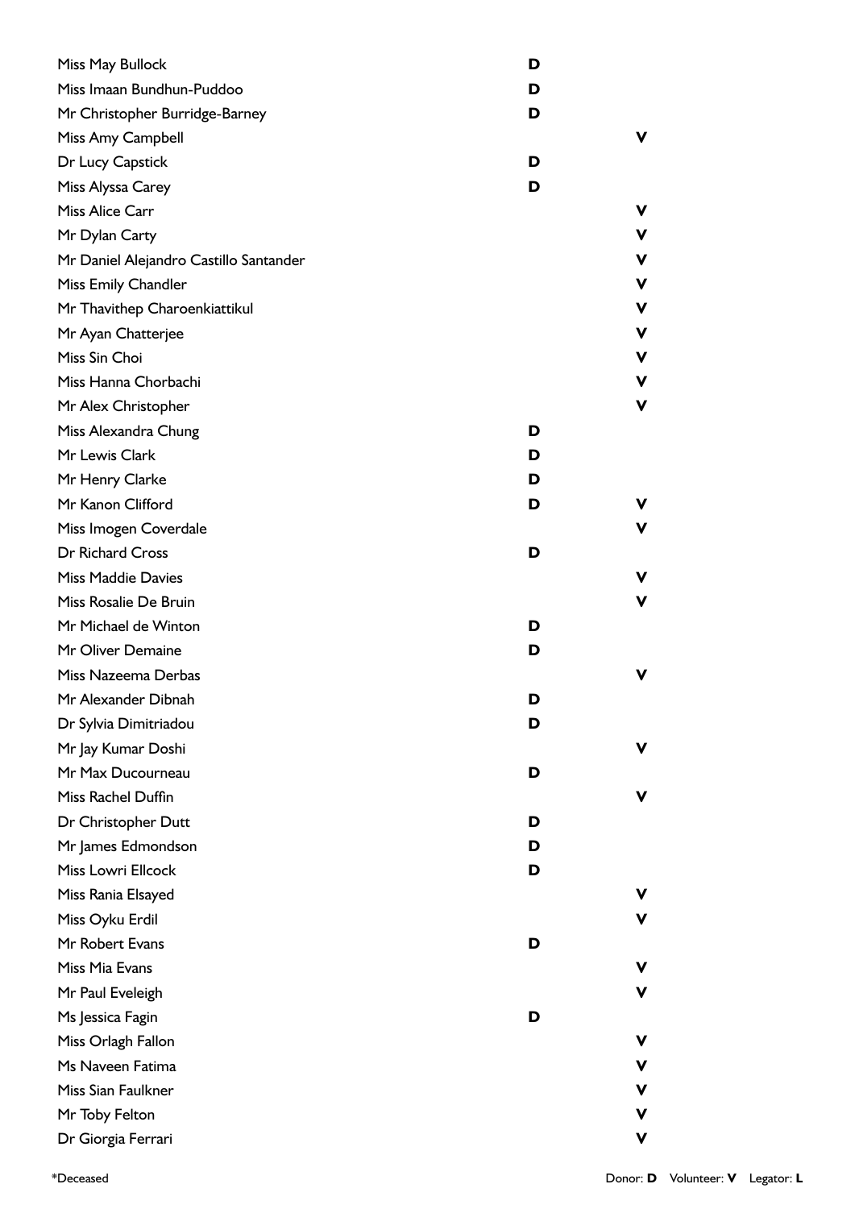| Name | Donor | Volunteer |
|---|---|---|
| Miss May Bullock | D | |
| Miss Imaan Bundhun-Puddoo | D | |
| Mr Christopher Burridge-Barney | D | |
| Miss Amy Campbell | | V |
| Dr Lucy Capstick | D | |
| Miss Alyssa Carey | D | |
| Miss Alice Carr | | V |
| Mr Dylan Carty | | V |
| Mr Daniel Alejandro Castillo Santander | | V |
| Miss Emily Chandler | | V |
| Mr Thavithep Charoenkiattikul | | V |
| Mr Ayan Chatterjee | | V |
| Miss Sin Choi | | V |
| Miss Hanna Chorbachi | | V |
| Mr Alex Christopher | | V |
| Miss Alexandra Chung | D | |
| Mr Lewis Clark | D | |
| Mr Henry Clarke | D | |
| Mr Kanon Clifford | D | V |
| Miss Imogen Coverdale | | V |
| Dr Richard Cross | D | |
| Miss Maddie Davies | | V |
| Miss Rosalie De Bruin | | V |
| Mr Michael de Winton | D | |
| Mr Oliver Demaine | D | |
| Miss Nazeema Derbas | | V |
| Mr Alexander Dibnah | D | |
| Dr Sylvia Dimitriadou | D | |
| Mr Jay Kumar Doshi | | V |
| Mr Max Ducourneau | D | |
| Miss Rachel Duffin | | V |
| Dr Christopher Dutt | D | |
| Mr James Edmondson | D | |
| Miss Lowri Ellcock | D | |
| Miss Rania Elsayed | | V |
| Miss Oyku Erdil | | V |
| Mr Robert Evans | D | |
| Miss Mia Evans | | V |
| Mr Paul Eveleigh | | V |
| Ms Jessica Fagin | D | |
| Miss Orlagh Fallon | | V |
| Ms Naveen Fatima | | V |
| Miss Sian Faulkner | | V |
| Mr Toby Felton | | V |
| Dr Giorgia Ferrari | | V |

*Deceased

Donor: **D** Volunteer: **V** Legator: **L**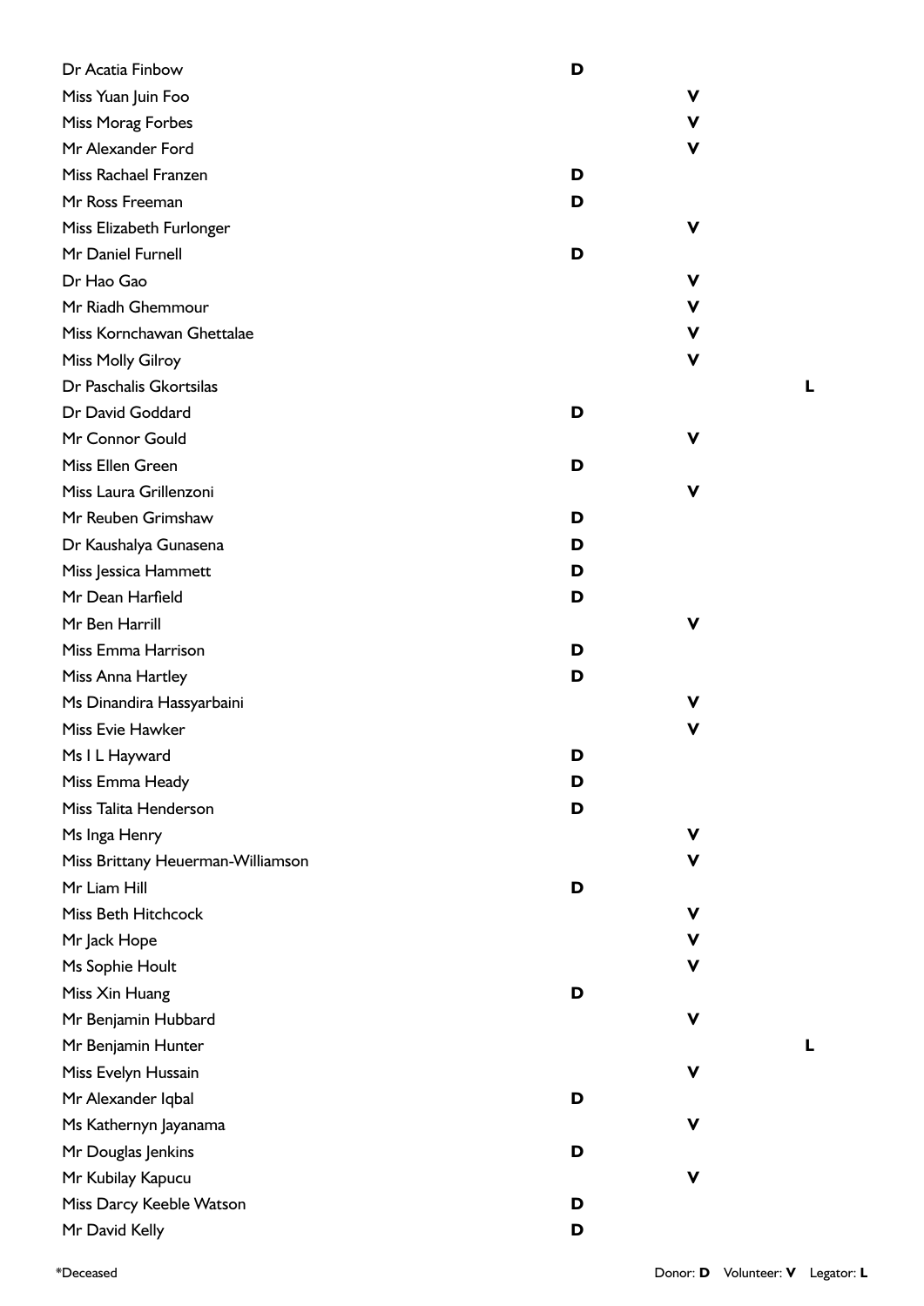| Name | Donor | Volunteer | Legator |
|---|---|---|---|
| Dr Acatia Finbow | D | | |
| Miss Yuan Juin Foo | | V | |
| Miss Morag Forbes | | V | |
| Mr Alexander Ford | | V | |
| Miss Rachael Franzen | D | | |
| Mr Ross Freeman | D | | |
| Miss Elizabeth Furlonger | | V | |
| Mr Daniel Furnell | D | | |
| Dr Hao Gao | | V | |
| Mr Riadh Ghemmour | | V | |
| Miss Kornchawan Ghettalae | | V | |
| Miss Molly Gilroy | | V | |
| Dr Paschalis Gkortsilas | | | L |
| Dr David Goddard | D | | |
| Mr Connor Gould | | V | |
| Miss Ellen Green | D | | |
| Miss Laura Grillenzoni | | V | |
| Mr Reuben Grimshaw | D | | |
| Dr Kaushalya Gunasena | D | | |
| Miss Jessica Hammett | D | | |
| Mr Dean Harfield | D | | |
| Mr Ben Harrill | | V | |
| Miss Emma Harrison | D | | |
| Miss Anna Hartley | D | | |
| Ms Dinandira Hassyarbaini | | V | |
| Miss Evie Hawker | | V | |
| Ms I L Hayward | D | | |
| Miss Emma Heady | D | | |
| Miss Talita Henderson | D | | |
| Ms Inga Henry | | V | |
| Miss Brittany Heuerman-Williamson | | V | |
| Mr Liam Hill | D | | |
| Miss Beth Hitchcock | | V | |
| Mr Jack Hope | | V | |
| Ms Sophie Hoult | | V | |
| Miss Xin Huang | D | | |
| Mr Benjamin Hubbard | | V | |
| Mr Benjamin Hunter | | | L |
| Miss Evelyn Hussain | | V | |
| Mr Alexander Iqbal | D | | |
| Ms Kathernyn Jayanama | | V | |
| Mr Douglas Jenkins | D | | |
| Mr Kubilay Kapucu | | V | |
| Miss Darcy Keeble Watson | D | | |
| Mr David Kelly | D | | |

*Deceased

Donor: **D** Volunteer: **V** Legator: **L**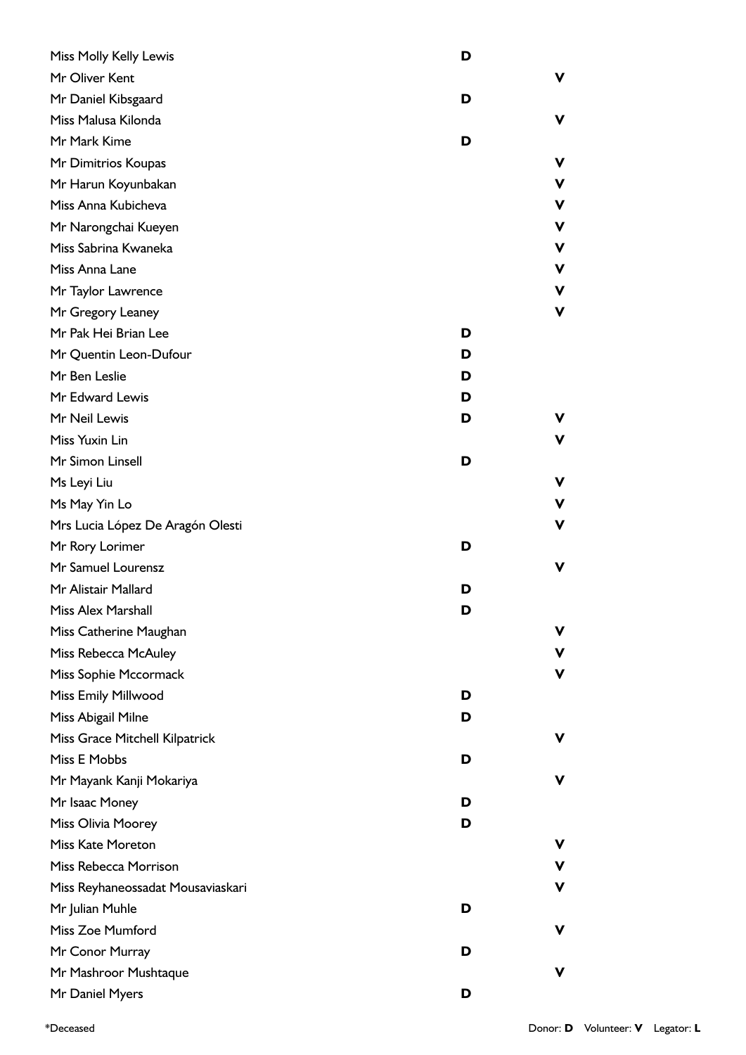| Name | Donor | Volunteer |
|---|---|---|
| Miss Molly Kelly Lewis | D | |
| Mr Oliver Kent | | V |
| Mr Daniel Kibsgaard | D | |
| Miss Malusa Kilonda | | V |
| Mr Mark Kime | D | |
| Mr Dimitrios Koupas | | V |
| Mr Harun Koyunbakan | | V |
| Miss Anna Kubicheva | | V |
| Mr Narongchai Kueyen | | V |
| Miss Sabrina Kwaneka | | V |
| Miss Anna Lane | | V |
| Mr Taylor Lawrence | | V |
| Mr Gregory Leaney | | V |
| Mr Pak Hei Brian Lee | D | |
| Mr Quentin Leon-Dufour | D | |
| Mr Ben Leslie | D | |
| Mr Edward Lewis | D | |
| Mr Neil Lewis | D | V |
| Miss Yuxin Lin | | V |
| Mr Simon Linsell | D | |
| Ms Leyi Liu | | V |
| Ms May Yin Lo | | V |
| Mrs Lucia López De Aragón Olesti | | V |
| Mr Rory Lorimer | D | |
| Mr Samuel Lourensz | | V |
| Mr Alistair Mallard | D | |
| Miss Alex Marshall | D | |
| Miss Catherine Maughan | | V |
| Miss Rebecca McAuley | | V |
| Miss Sophie Mccormack | | V |
| Miss Emily Millwood | D | |
| Miss Abigail Milne | D | |
| Miss Grace Mitchell Kilpatrick | | V |
| Miss E Mobbs | D | |
| Mr Mayank Kanji Mokariya | | V |
| Mr Isaac Money | D | |
| Miss Olivia Moorey | D | |
| Miss Kate Moreton | | V |
| Miss Rebecca Morrison | | V |
| Miss Reyhaneossadat Mousaviaskari | | V |
| Mr Julian Muhle | D | |
| Miss Zoe Mumford | | V |
| Mr Conor Murray | D | |
| Mr Mashroor Mushtaque | | V |
| Mr Daniel Myers | D | |

*Deceased

Donor: **D** Volunteer: **V** Legator: **L**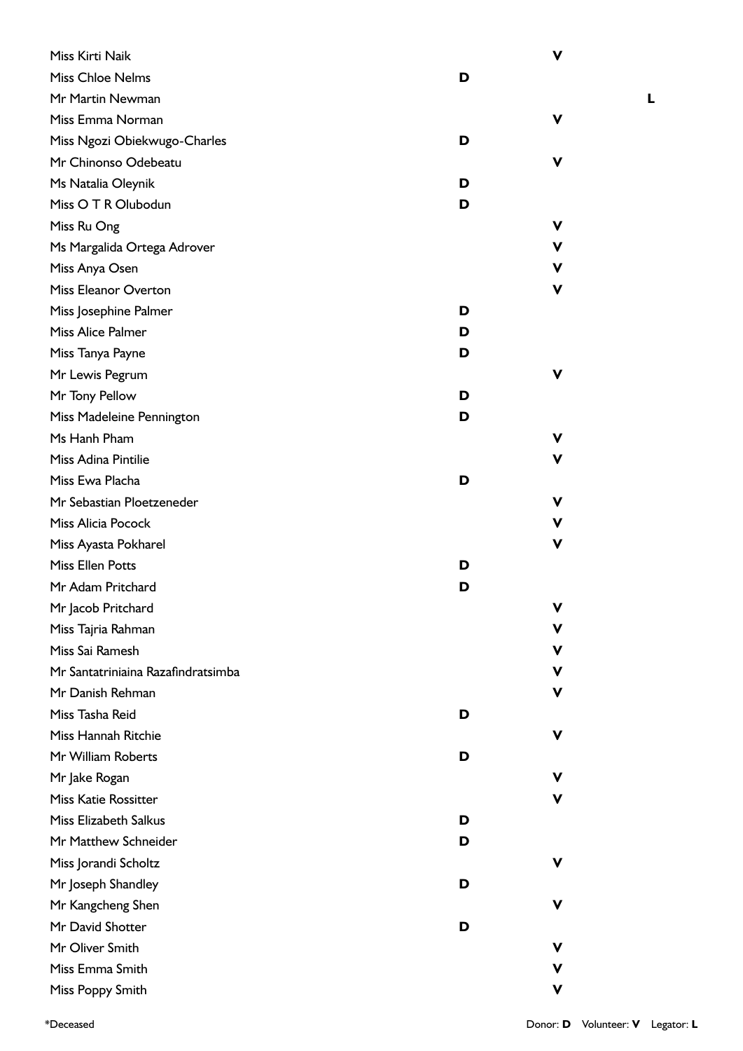| Name | Donor | Volunteer | Legator |
|---|---|---|---|
| Miss Kirti Naik | | V | |
| Miss Chloe Nelms | D | | |
| Mr Martin Newman | | | L |
| Miss Emma Norman | | V | |
| Miss Ngozi Obiekwugo-Charles | D | | |
| Mr Chinonso Odebeatu | | V | |
| Ms Natalia Oleynik | D | | |
| Miss O T R Olubodun | D | | |
| Miss Ru Ong | | V | |
| Ms Margalida Ortega Adrover | | V | |
| Miss Anya Osen | | V | |
| Miss Eleanor Overton | | V | |
| Miss Josephine Palmer | D | | |
| Miss Alice Palmer | D | | |
| Miss Tanya Payne | D | | |
| Mr Lewis Pegrum | | V | |
| Mr Tony Pellow | D | | |
| Miss Madeleine Pennington | D | | |
| Ms Hanh Pham | | V | |
| Miss Adina Pintilie | | V | |
| Miss Ewa Placha | D | | |
| Mr Sebastian Ploetzeneder | | V | |
| Miss Alicia Pocock | | V | |
| Miss Ayasta Pokharel | | V | |
| Miss Ellen Potts | D | | |
| Mr Adam Pritchard | D | | |
| Mr Jacob Pritchard | | V | |
| Miss Tajria Rahman | | V | |
| Miss Sai Ramesh | | V | |
| Mr Santatriniaina Razafindratsimba | | V | |
| Mr Danish Rehman | | V | |
| Miss Tasha Reid | D | | |
| Miss Hannah Ritchie | | V | |
| Mr William Roberts | D | | |
| Mr Jake Rogan | | V | |
| Miss Katie Rossitter | | V | |
| Miss Elizabeth Salkus | D | | |
| Mr Matthew Schneider | D | | |
| Miss Jorandi Scholtz | | V | |
| Mr Joseph Shandley | D | | |
| Mr Kangcheng Shen | | V | |
| Mr David Shotter | D | | |
| Mr Oliver Smith | | V | |
| Miss Emma Smith | | V | |
| Miss Poppy Smith | | V | |

*Deceased

Donor: **D** Volunteer: **V** Legator: **L**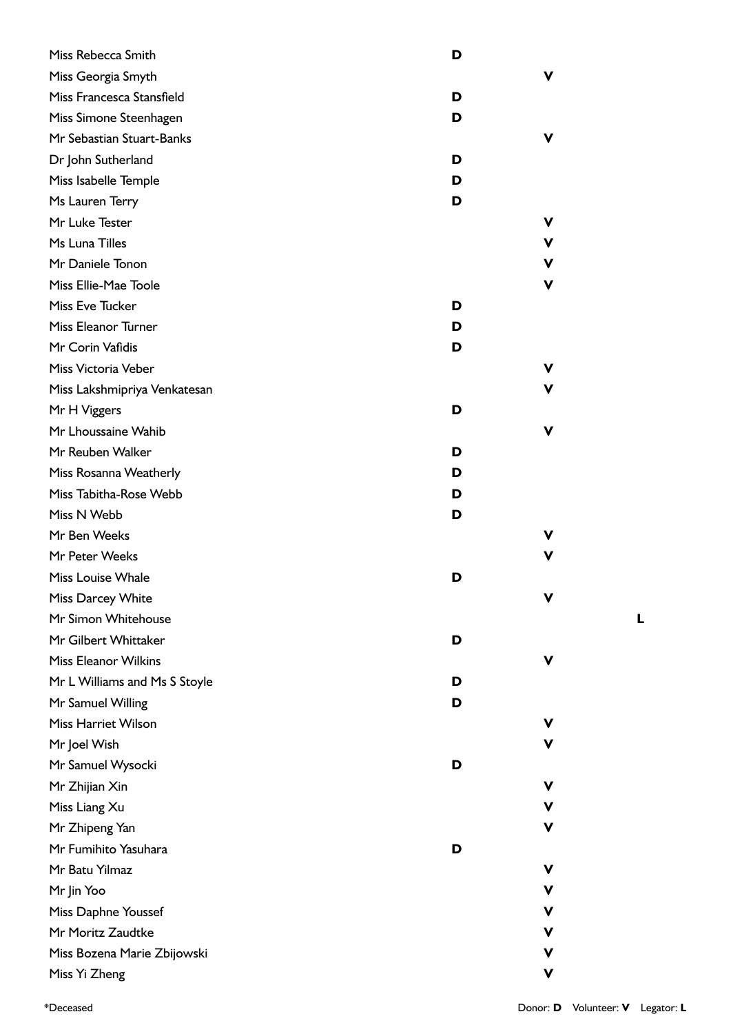| Name | Donor | Volunteer | Legator |
|---|---|---|---|
| Miss Rebecca Smith | D | | |
| Miss Georgia Smyth | | V | |
| Miss Francesca Stansfield | D | | |
| Miss Simone Steenhagen | D | | |
| Mr Sebastian Stuart-Banks | | V | |
| Dr John Sutherland | D | | |
| Miss Isabelle Temple | D | | |
| Ms Lauren Terry | D | | |
| Mr Luke Tester | | V | |
| Ms Luna Tilles | | V | |
| Mr Daniele Tonon | | V | |
| Miss Ellie-Mae Toole | | V | |
| Miss Eve Tucker | D | | |
| Miss Eleanor Turner | D | | |
| Mr Corin Vafidis | D | | |
| Miss Victoria Veber | | V | |
| Miss Lakshmipriya Venkatesan | | V | |
| Mr H Viggers | D | | |
| Mr Lhoussaine Wahib | | V | |
| Mr Reuben Walker | D | | |
| Miss Rosanna Weatherly | D | | |
| Miss Tabitha-Rose Webb | D | | |
| Miss N Webb | D | | |
| Mr Ben Weeks | | V | |
| Mr Peter Weeks | | V | |
| Miss Louise Whale | D | | |
| Miss Darcey White | | V | |
| Mr Simon Whitehouse | | | L |
| Mr Gilbert Whittaker | D | | |
| Miss Eleanor Wilkins | | V | |
| Mr L Williams and Ms S Stoyle | D | | |
| Mr Samuel Willing | D | | |
| Miss Harriet Wilson | | V | |
| Mr Joel Wish | | V | |
| Mr Samuel Wysocki | D | | |
| Mr Zhijian Xin | | V | |
| Miss Liang Xu | | V | |
| Mr Zhipeng Yan | | V | |
| Mr Fumihito Yasuhara | D | | |
| Mr Batu Yilmaz | | V | |
| Mr Jin Yoo | | V | |
| Miss Daphne Youssef | | V | |
| Mr Moritz Zaudtke | | V | |
| Miss Bozena Marie Zbijowski | | V | |
| Miss Yi Zheng | | V | |

*Deceased

Donor: **D** Volunteer: **V** Legator: **L**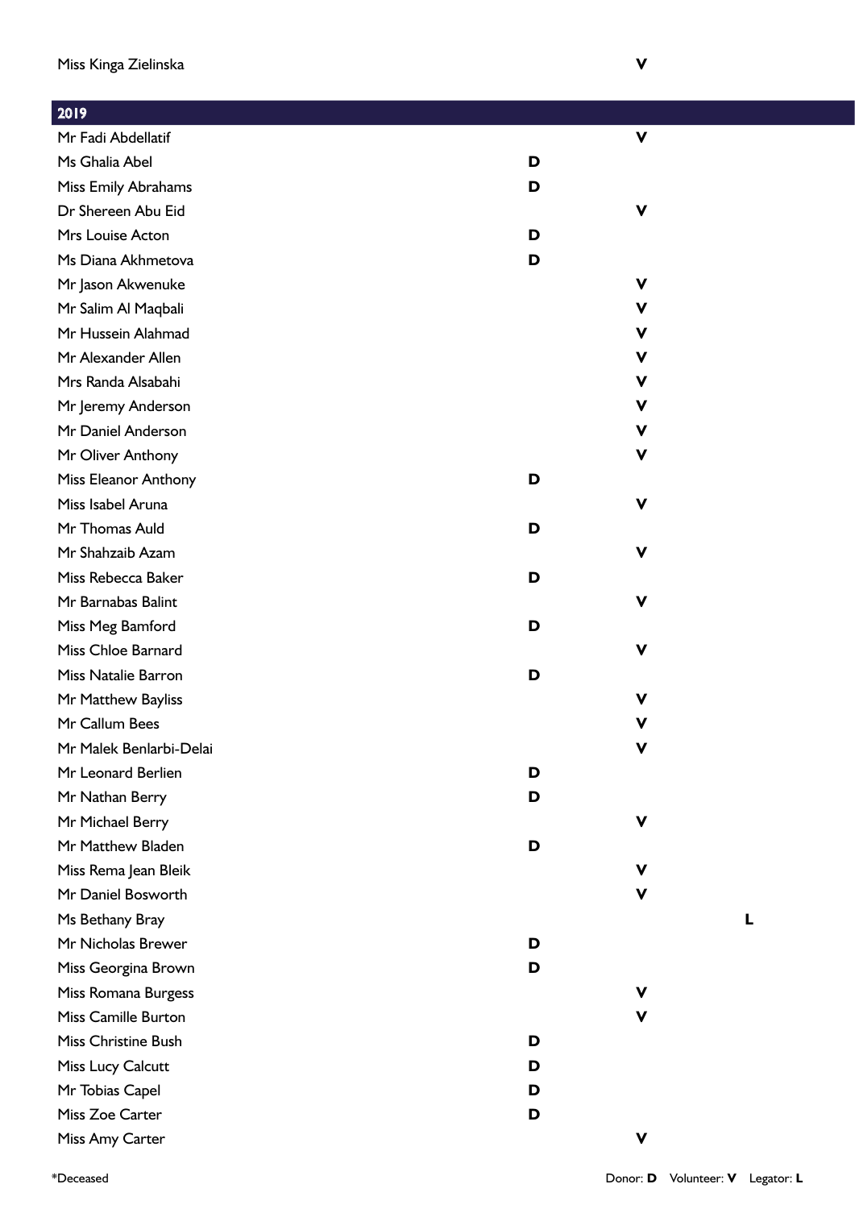| Name | Donor | Volunteer | Legator |
|---|---|---|---|
| Miss Kinga Zielinska | | V | |

## 2019

| Name | Donor | Volunteer | Legator |
|---|---|---|---|
| Mr Fadi Abdellatif | | V | |
| Ms Ghalia Abel | D | | |
| Miss Emily Abrahams | D | | |
| Dr Shereen Abu Eid | | V | |
| Mrs Louise Acton | D | | |
| Ms Diana Akhmetova | D | | |
| Mr Jason Akwenuke | | V | |
| Mr Salim Al Maqbali | | V | |
| Mr Hussein Alahmad | | V | |
| Mr Alexander Allen | | V | |
| Mrs Randa Alsabahi | | V | |
| Mr Jeremy Anderson | | V | |
| Mr Daniel Anderson | | V | |
| Mr Oliver Anthony | | V | |
| Miss Eleanor Anthony | D | | |
| Miss Isabel Aruna | | V | |
| Mr Thomas Auld | D | | |
| Mr Shahzaib Azam | | V | |
| Miss Rebecca Baker | D | | |
| Mr Barnabas Balint | | V | |
| Miss Meg Bamford | D | | |
| Miss Chloe Barnard | | V | |
| Miss Natalie Barron | D | | |
| Mr Matthew Bayliss | | V | |
| Mr Callum Bees | | V | |
| Mr Malek Benlarbi-Delai | | V | |
| Mr Leonard Berlien | D | | |
| Mr Nathan Berry | D | | |
| Mr Michael Berry | | V | |
| Mr Matthew Bladen | D | | |
| Miss Rema Jean Bleik | | V | |
| Mr Daniel Bosworth | | V | |
| Ms Bethany Bray | | | L |
| Mr Nicholas Brewer | D | | |
| Miss Georgina Brown | D | | |
| Miss Romana Burgess | | V | |
| Miss Camille Burton | | V | |
| Miss Christine Bush | D | | |
| Miss Lucy Calcutt | D | | |
| Mr Tobias Capel | D | | |
| Miss Zoe Carter | D | | |
| Miss Amy Carter | | V | |

*Deceased

Donor: **D** Volunteer: **V** Legator: **L**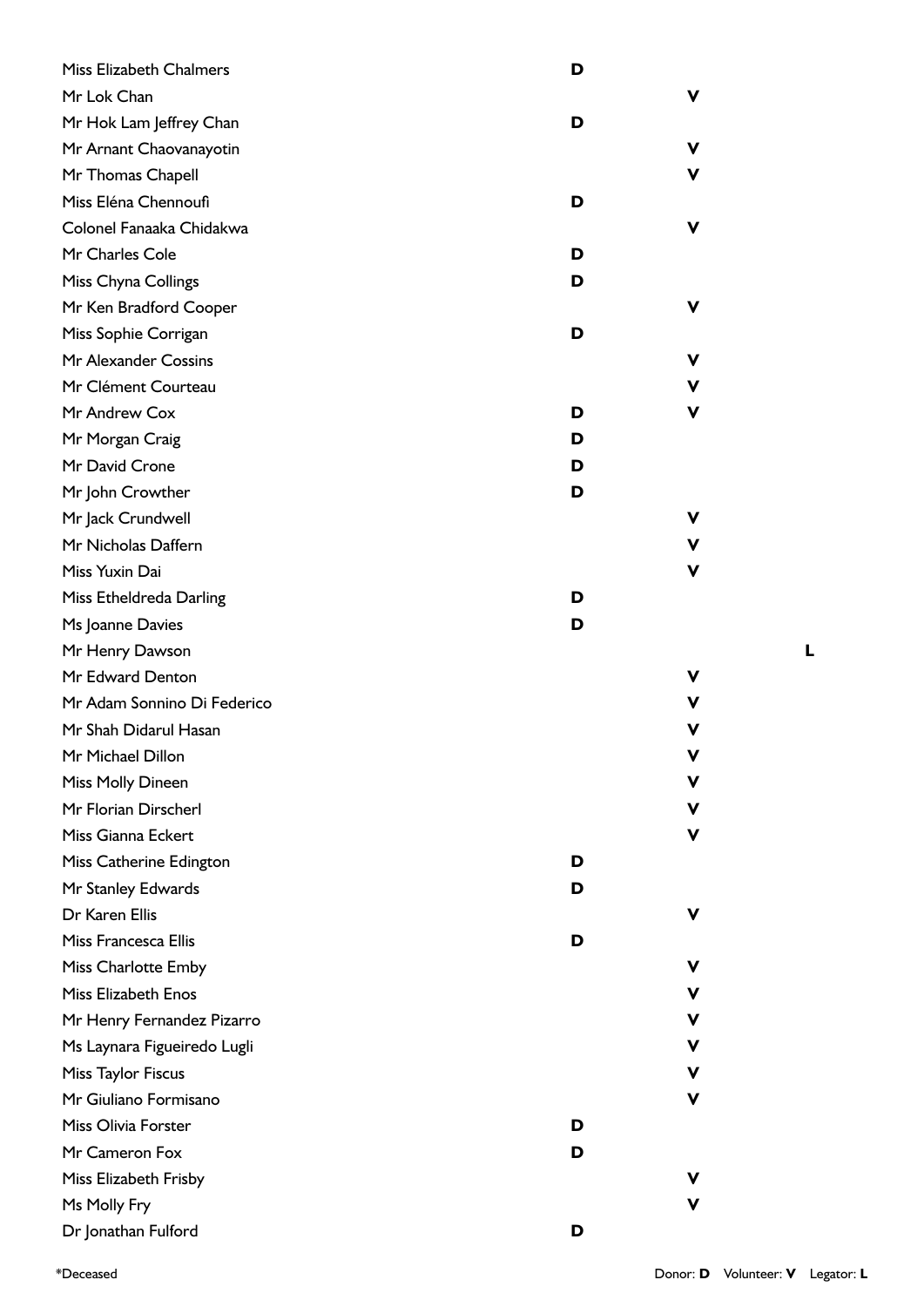| Name | Donor | Volunteer | Legator |
|---|---|---|---|
| Miss Elizabeth Chalmers | D | | |
| Mr Lok Chan | | V | |
| Mr Hok Lam Jeffrey Chan | D | | |
| Mr Arnant Chaovanayotin | | V | |
| Mr Thomas Chapell | | V | |
| Miss Eléna Chennoufi | D | | |
| Colonel Fanaaka Chidakwa | | V | |
| Mr Charles Cole | D | | |
| Miss Chyna Collings | D | | |
| Mr Ken Bradford Cooper | | V | |
| Miss Sophie Corrigan | D | | |
| Mr Alexander Cossins | | V | |
| Mr Clément Courteau | | V | |
| Mr Andrew Cox | D | V | |
| Mr Morgan Craig | D | | |
| Mr David Crone | D | | |
| Mr John Crowther | D | | |
| Mr Jack Crundwell | | V | |
| Mr Nicholas Daffern | | V | |
| Miss Yuxin Dai | | V | |
| Miss Etheldreda Darling | D | | |
| Ms Joanne Davies | D | | |
| Mr Henry Dawson | | | L |
| Mr Edward Denton | | V | |
| Mr Adam Sonnino Di Federico | | V | |
| Mr Shah Didarul Hasan | | V | |
| Mr Michael Dillon | | V | |
| Miss Molly Dineen | | V | |
| Mr Florian Dirscherl | | V | |
| Miss Gianna Eckert | | V | |
| Miss Catherine Edington | D | | |
| Mr Stanley Edwards | D | | |
| Dr Karen Ellis | | V | |
| Miss Francesca Ellis | D | | |
| Miss Charlotte Emby | | V | |
| Miss Elizabeth Enos | | V | |
| Mr Henry Fernandez Pizarro | | V | |
| Ms Laynara Figueiredo Lugli | | V | |
| Miss Taylor Fiscus | | V | |
| Mr Giuliano Formisano | | V | |
| Miss Olivia Forster | D | | |
| Mr Cameron Fox | D | | |
| Miss Elizabeth Frisby | | V | |
| Ms Molly Fry | | V | |
| Dr Jonathan Fulford | D | | |

*Deceased

Donor: **D** Volunteer: **V** Legator: **L**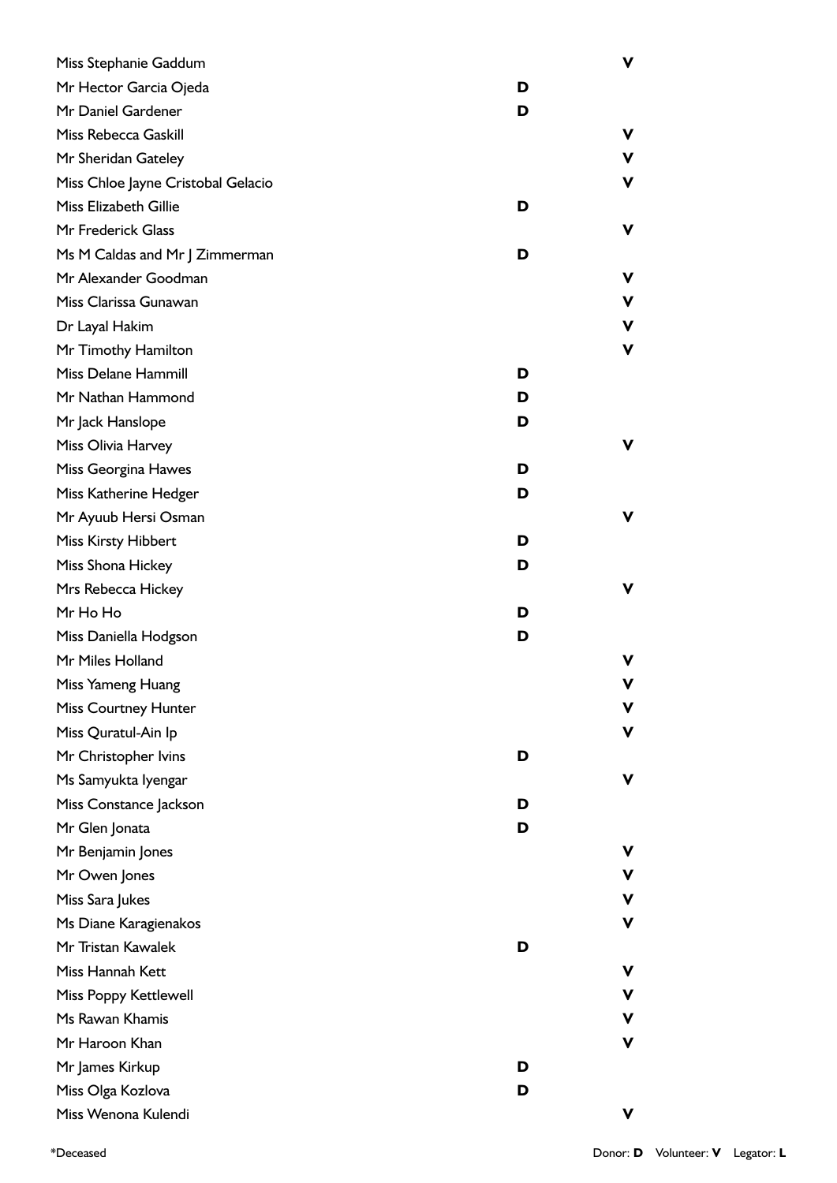| Name | Donor | Volunteer |
| --- | --- | --- |
| Miss Stephanie Gaddum | | V |
| Mr Hector Garcia Ojeda | D | |
| Mr Daniel Gardener | D | |
| Miss Rebecca Gaskill | | V |
| Mr Sheridan Gateley | | V |
| Miss Chloe Jayne Cristobal Gelacio | | V |
| Miss Elizabeth Gillie | D | |
| Mr Frederick Glass | | V |
| Ms M Caldas and Mr J Zimmerman | D | |
| Mr Alexander Goodman | | V |
| Miss Clarissa Gunawan | | V |
| Dr Layal Hakim | | V |
| Mr Timothy Hamilton | | V |
| Miss Delane Hammill | D | |
| Mr Nathan Hammond | D | |
| Mr Jack Hanslope | D | |
| Miss Olivia Harvey | | V |
| Miss Georgina Hawes | D | |
| Miss Katherine Hedger | D | |
| Mr Ayuub Hersi Osman | | V |
| Miss Kirsty Hibbert | D | |
| Miss Shona Hickey | D | |
| Mrs Rebecca Hickey | | V |
| Mr Ho Ho | D | |
| Miss Daniella Hodgson | D | |
| Mr Miles Holland | | V |
| Miss Yameng Huang | | V |
| Miss Courtney Hunter | | V |
| Miss Quratul-Ain Ip | | V |
| Mr Christopher Ivins | D | |
| Ms Samyukta Iyengar | | V |
| Miss Constance Jackson | D | |
| Mr Glen Jonata | D | |
| Mr Benjamin Jones | | V |
| Mr Owen Jones | | V |
| Miss Sara Jukes | | V |
| Ms Diane Karagienakos | | V |
| Mr Tristan Kawalek | D | |
| Miss Hannah Kett | | V |
| Miss Poppy Kettlewell | | V |
| Ms Rawan Khamis | | V |
| Mr Haroon Khan | | V |
| Mr James Kirkup | D | |
| Miss Olga Kozlova | D | |
| Miss Wenona Kulendi | | V |

*Deceased

Donor: **D** Volunteer: **V** Legator: **L**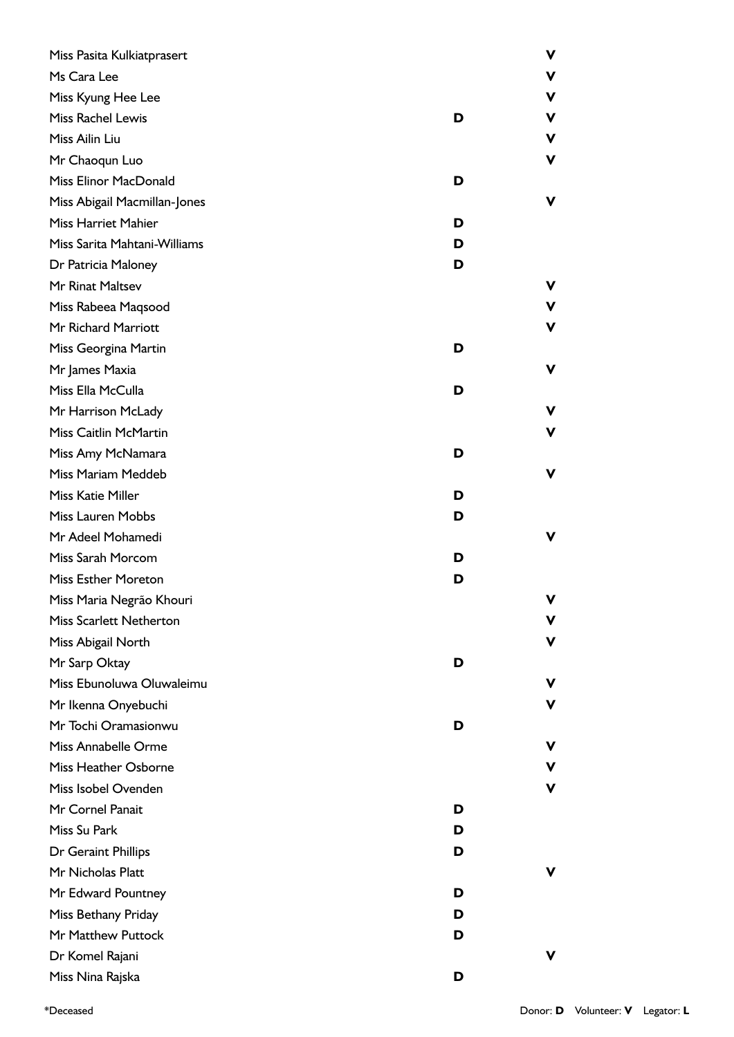| Name | Donor | Volunteer |
|---|---|---|
| Miss Pasita Kulkiatprasert | | V |
| Ms Cara Lee | | V |
| Miss Kyung Hee Lee | | V |
| Miss Rachel Lewis | D | V |
| Miss Ailin Liu | | V |
| Mr Chaoqun Luo | | V |
| Miss Elinor MacDonald | D | |
| Miss Abigail Macmillan-Jones | | V |
| Miss Harriet Mahier | D | |
| Miss Sarita Mahtani-Williams | D | |
| Dr Patricia Maloney | D | |
| Mr Rinat Maltsev | | V |
| Miss Rabeea Maqsood | | V |
| Mr Richard Marriott | | V |
| Miss Georgina Martin | D | |
| Mr James Maxia | | V |
| Miss Ella McCulla | D | |
| Mr Harrison McLady | | V |
| Miss Caitlin McMartin | | V |
| Miss Amy McNamara | D | |
| Miss Mariam Meddeb | | V |
| Miss Katie Miller | D | |
| Miss Lauren Mobbs | D | |
| Mr Adeel Mohamedi | | V |
| Miss Sarah Morcom | D | |
| Miss Esther Moreton | D | |
| Miss Maria Negrão Khouri | | V |
| Miss Scarlett Netherton | | V |
| Miss Abigail North | | V |
| Mr Sarp Oktay | D | |
| Miss Ebunoluwa Oluwaleimu | | V |
| Mr Ikenna Onyebuchi | | V |
| Mr Tochi Oramasionwu | D | |
| Miss Annabelle Orme | | V |
| Miss Heather Osborne | | V |
| Miss Isobel Ovenden | | V |
| Mr Cornel Panait | D | |
| Miss Su Park | D | |
| Dr Geraint Phillips | D | |
| Mr Nicholas Platt | | V |
| Mr Edward Pountney | D | |
| Miss Bethany Priday | D | |
| Mr Matthew Puttock | D | |
| Dr Komel Rajani | | V |
| Miss Nina Rajska | D | |

*Deceased

Donor: **D** Volunteer: **V** Legator: **L**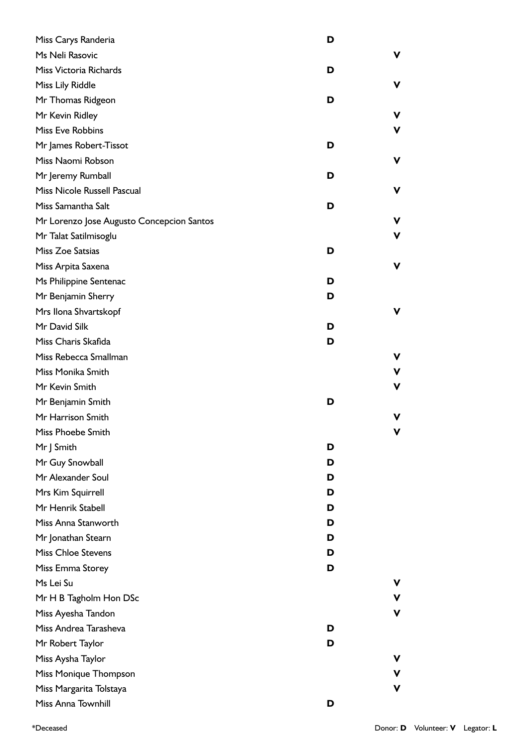| Name | Donor | Volunteer |
|---|---|---|
| Miss Carys Randeria | D | |
| Ms Neli Rasovic | | V |
| Miss Victoria Richards | D | |
| Miss Lily Riddle | | V |
| Mr Thomas Ridgeon | D | |
| Mr Kevin Ridley | | V |
| Miss Eve Robbins | | V |
| Mr James Robert-Tissot | D | |
| Miss Naomi Robson | | V |
| Mr Jeremy Rumball | D | |
| Miss Nicole Russell Pascual | | V |
| Miss Samantha Salt | D | |
| Mr Lorenzo Jose Augusto Concepcion Santos | | V |
| Mr Talat Satilmisoglu | | V |
| Miss Zoe Satsias | D | |
| Miss Arpita Saxena | | V |
| Ms Philippine Sentenac | D | |
| Mr Benjamin Sherry | D | |
| Mrs Ilona Shvartskopf | | V |
| Mr David Silk | D | |
| Miss Charis Skafida | D | |
| Miss Rebecca Smallman | | V |
| Miss Monika Smith | | V |
| Mr Kevin Smith | | V |
| Mr Benjamin Smith | D | |
| Mr Harrison Smith | | V |
| Miss Phoebe Smith | | V |
| Mr J Smith | D | |
| Mr Guy Snowball | D | |
| Mr Alexander Soul | D | |
| Mrs Kim Squirrell | D | |
| Mr Henrik Stabell | D | |
| Miss Anna Stanworth | D | |
| Mr Jonathan Stearn | D | |
| Miss Chloe Stevens | D | |
| Miss Emma Storey | D | |
| Ms Lei Su | | V |
| Mr H B Tagholm Hon DSc | | V |
| Miss Ayesha Tandon | | V |
| Miss Andrea Tarasheva | D | |
| Mr Robert Taylor | D | |
| Miss Aysha Taylor | | V |
| Miss Monique Thompson | | V |
| Miss Margarita Tolstaya | | V |
| Miss Anna Townhill | D | |

*Deceased

Donor: **D** Volunteer: **V** Legator: **L**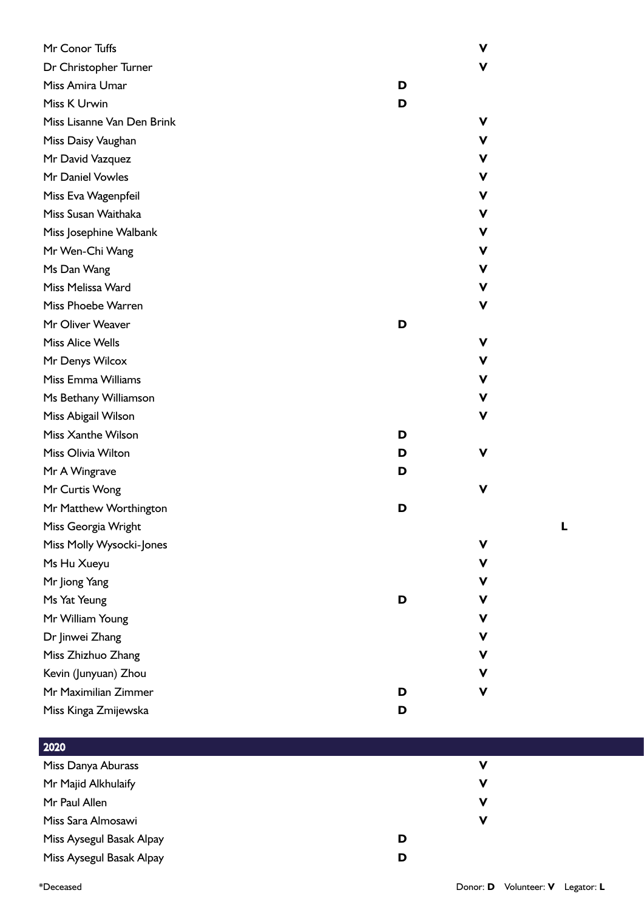| Name | Donor | Volunteer | Legator |
| --- | --- | --- | --- |
| Mr Conor Tuffs | | V | |
| Dr Christopher Turner | | V | |
| Miss Amira Umar | D | | |
| Miss K Urwin | D | | |
| Miss Lisanne Van Den Brink | | V | |
| Miss Daisy Vaughan | | V | |
| Mr David Vazquez | | V | |
| Mr Daniel Vowles | | V | |
| Miss Eva Wagenpfeil | | V | |
| Miss Susan Waithaka | | V | |
| Miss Josephine Walbank | | V | |
| Mr Wen-Chi Wang | | V | |
| Ms Dan Wang | | V | |
| Miss Melissa Ward | | V | |
| Miss Phoebe Warren | | V | |
| Mr Oliver Weaver | D | | |
| Miss Alice Wells | | V | |
| Mr Denys Wilcox | | V | |
| Miss Emma Williams | | V | |
| Ms Bethany Williamson | | V | |
| Miss Abigail Wilson | | V | |
| Miss Xanthe Wilson | D | | |
| Miss Olivia Wilton | D | V | |
| Mr A Wingrave | D | | |
| Mr Curtis Wong | | V | |
| Mr Matthew Worthington | D | | |
| Miss Georgia Wright | | | L |
| Miss Molly Wysocki-Jones | | V | |
| Ms Hu Xueyu | | V | |
| Mr Jiong Yang | | V | |
| Ms Yat Yeung | D | V | |
| Mr William Young | | V | |
| Dr Jinwei Zhang | | V | |
| Miss Zhizhuo Zhang | | V | |
| Kevin (Junyuan) Zhou | | V | |
| Mr Maximilian Zimmer | D | V | |
| Miss Kinga Zmijewska | D | | |

## 2020

| Name | Donor | Volunteer | Legator |
| --- | --- | --- | --- |
| Miss Danya Aburass | | V | |
| Mr Majid Alkhulaify | | V | |
| Mr Paul Allen | | V | |
| Miss Sara Almosawi | | V | |
| Miss Aysegul Basak Alpay | D | | |
| Miss Aysegul Basak Alpay | D | | |

*Deceased

Donor: **D** Volunteer: **V** Legator: **L**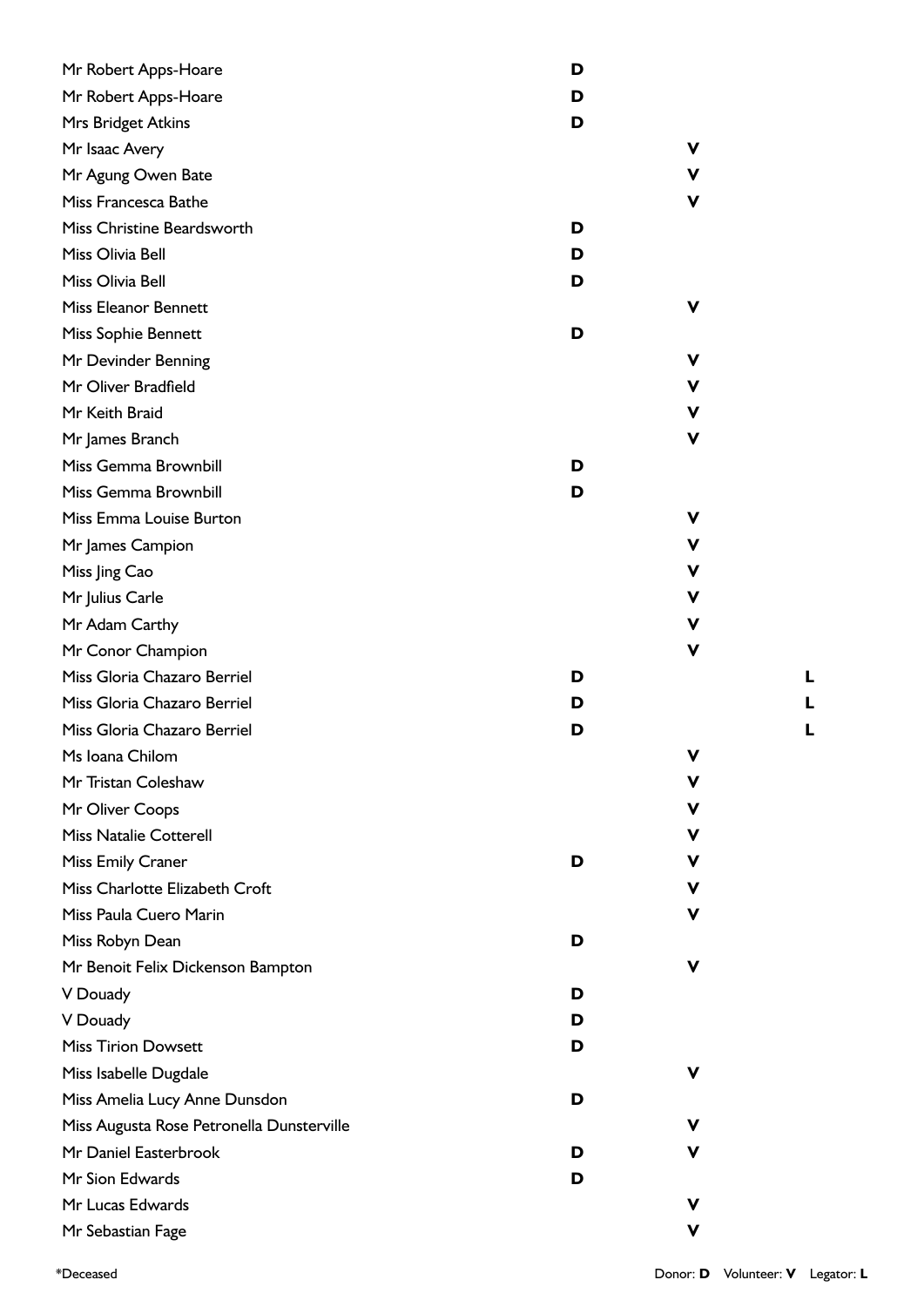| Name | Donor | Volunteer | Legator |
|---|---|---|---|
| Mr Robert Apps-Hoare | D | | |
| Mr Robert Apps-Hoare | D | | |
| Mrs Bridget Atkins | D | | |
| Mr Isaac Avery | | V | |
| Mr Agung Owen Bate | | V | |
| Miss Francesca Bathe | | V | |
| Miss Christine Beardsworth | D | | |
| Miss Olivia Bell | D | | |
| Miss Olivia Bell | D | | |
| Miss Eleanor Bennett | | V | |
| Miss Sophie Bennett | D | | |
| Mr Devinder Benning | | V | |
| Mr Oliver Bradfield | | V | |
| Mr Keith Braid | | V | |
| Mr James Branch | | V | |
| Miss Gemma Brownbill | D | | |
| Miss Gemma Brownbill | D | | |
| Miss Emma Louise Burton | | V | |
| Mr James Campion | | V | |
| Miss Jing Cao | | V | |
| Mr Julius Carle | | V | |
| Mr Adam Carthy | | V | |
| Mr Conor Champion | | V | |
| Miss Gloria Chazaro Berriel | D | | L |
| Miss Gloria Chazaro Berriel | D | | L |
| Miss Gloria Chazaro Berriel | D | | L |
| Ms Ioana Chilom | | V | |
| Mr Tristan Coleshaw | | V | |
| Mr Oliver Coops | | V | |
| Miss Natalie Cotterell | | V | |
| Miss Emily Craner | D | V | |
| Miss Charlotte Elizabeth Croft | | V | |
| Miss Paula Cuero Marin | | V | |
| Miss Robyn Dean | D | | |
| Mr Benoit Felix Dickenson Bampton | | V | |
| V Douady | D | | |
| V Douady | D | | |
| Miss Tirion Dowsett | D | | |
| Miss Isabelle Dugdale | | V | |
| Miss Amelia Lucy Anne Dunsdon | D | | |
| Miss Augusta Rose Petronella Dunsterville | | V | |
| Mr Daniel Easterbrook | D | V | |
| Mr Sion Edwards | D | | |
| Mr Lucas Edwards | | V | |
| Mr Sebastian Fage | | V | |

*Deceased

Donor: **D** Volunteer: **V** Legator: **L**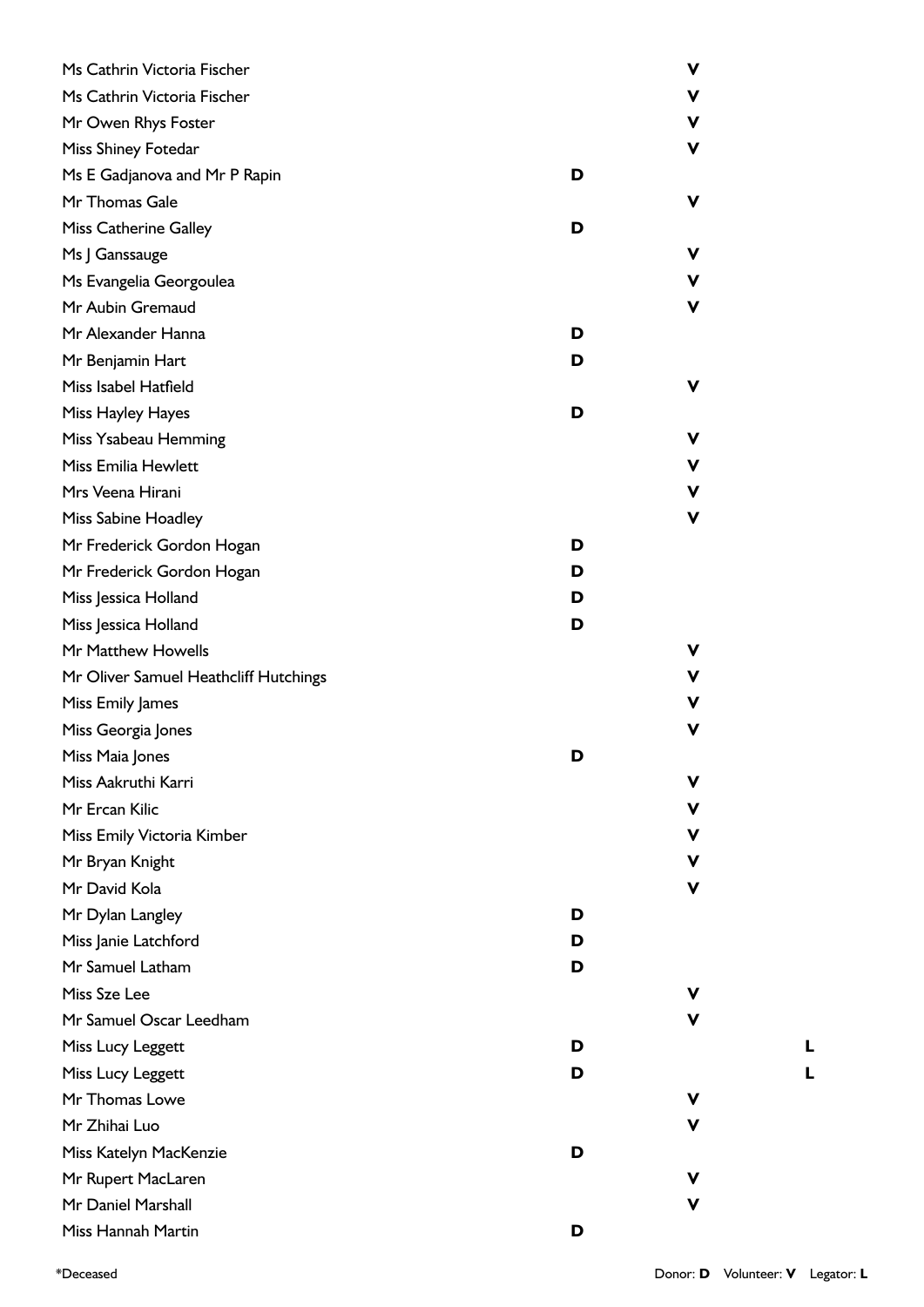| Name | Donor | Volunteer | Legator |
| --- | --- | --- | --- |
| Ms Cathrin Victoria Fischer | | V | |
| Ms Cathrin Victoria Fischer | | V | |
| Mr Owen Rhys Foster | | V | |
| Miss Shiney Fotedar | | V | |
| Ms E Gadjanova and Mr P Rapin | D | | |
| Mr Thomas Gale | | V | |
| Miss Catherine Galley | D | | |
| Ms J Ganssauge | | V | |
| Ms Evangelia Georgoulea | | V | |
| Mr Aubin Gremaud | | V | |
| Mr Alexander Hanna | D | | |
| Mr Benjamin Hart | D | | |
| Miss Isabel Hatfield | | V | |
| Miss Hayley Hayes | D | | |
| Miss Ysabeau Hemming | | V | |
| Miss Emilia Hewlett | | V | |
| Mrs Veena Hirani | | V | |
| Miss Sabine Hoadley | | V | |
| Mr Frederick Gordon Hogan | D | | |
| Mr Frederick Gordon Hogan | D | | |
| Miss Jessica Holland | D | | |
| Miss Jessica Holland | D | | |
| Mr Matthew Howells | | V | |
| Mr Oliver Samuel Heathcliff Hutchings | | V | |
| Miss Emily James | | V | |
| Miss Georgia Jones | | V | |
| Miss Maia Jones | D | | |
| Miss Aakruthi Karri | | V | |
| Mr Ercan Kilic | | V | |
| Miss Emily Victoria Kimber | | V | |
| Mr Bryan Knight | | V | |
| Mr David Kola | | V | |
| Mr Dylan Langley | D | | |
| Miss Janie Latchford | D | | |
| Mr Samuel Latham | D | | |
| Miss Sze Lee | | V | |
| Mr Samuel Oscar Leedham | | V | |
| Miss Lucy Leggett | D | | L |
| Miss Lucy Leggett | D | | L |
| Mr Thomas Lowe | | V | |
| Mr Zhihai Luo | | V | |
| Miss Katelyn MacKenzie | D | | |
| Mr Rupert MacLaren | | V | |
| Mr Daniel Marshall | | V | |
| Miss Hannah Martin | D | | |

*Deceased

Donor: **D** Volunteer: **V** Legator: **L**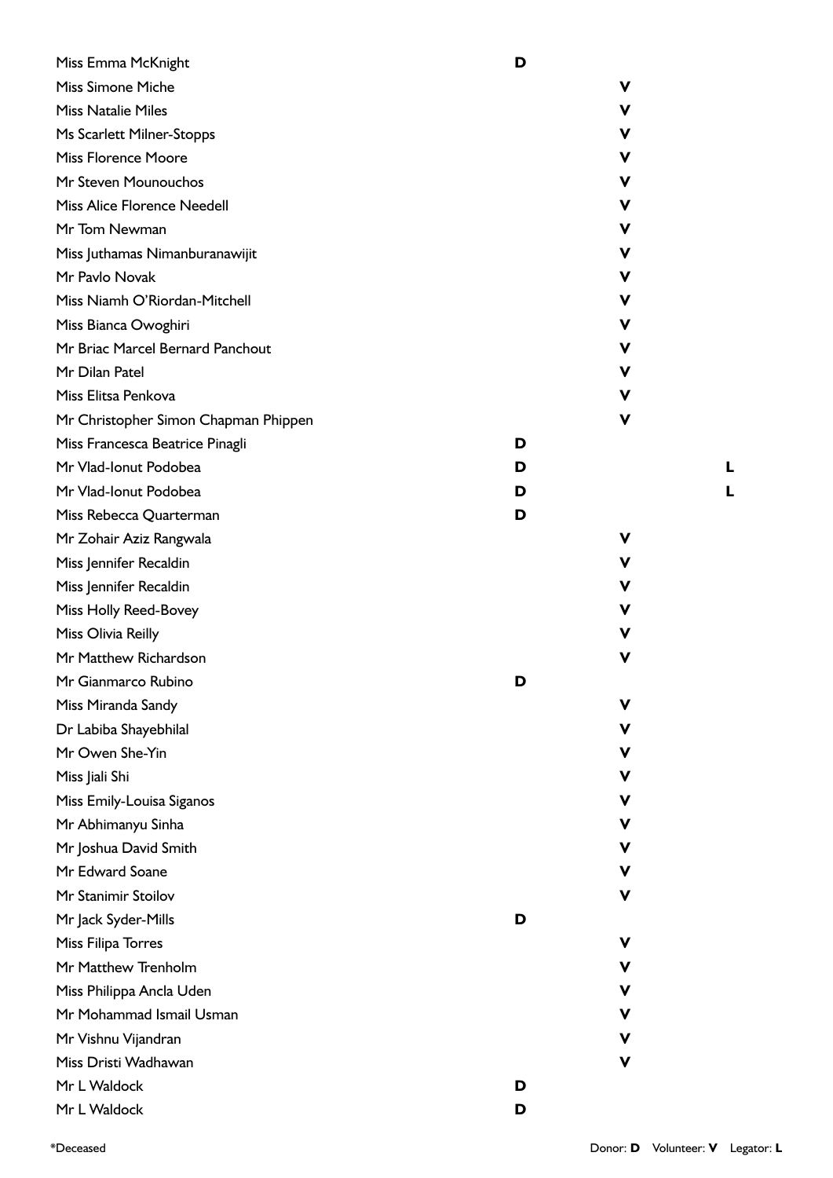| Name | Donor | Volunteer | Legator |
|---|---|---|---|
| Miss Emma McKnight | D | | |
| Miss Simone Miche | | V | |
| Miss Natalie Miles | | V | |
| Ms Scarlett Milner-Stopps | | V | |
| Miss Florence Moore | | V | |
| Mr Steven Mounouchos | | V | |
| Miss Alice Florence Needell | | V | |
| Mr Tom Newman | | V | |
| Miss Juthamas Nimanburanawijit | | V | |
| Mr Pavlo Novak | | V | |
| Miss Niamh O'Riordan-Mitchell | | V | |
| Miss Bianca Owoghiri | | V | |
| Mr Briac Marcel Bernard Panchout | | V | |
| Mr Dilan Patel | | V | |
| Miss Elitsa Penkova | | V | |
| Mr Christopher Simon Chapman Phippen | | V | |
| Miss Francesca Beatrice Pinagli | D | | |
| Mr Vlad-Ionut Podobea | D | | L |
| Mr Vlad-Ionut Podobea | D | | L |
| Miss Rebecca Quarterman | D | | |
| Mr Zohair Aziz Rangwala | | V | |
| Miss Jennifer Recaldin | | V | |
| Miss Jennifer Recaldin | | V | |
| Miss Holly Reed-Bovey | | V | |
| Miss Olivia Reilly | | V | |
| Mr Matthew Richardson | | V | |
| Mr Gianmarco Rubino | D | | |
| Miss Miranda Sandy | | V | |
| Dr Labiba Shayebhilal | | V | |
| Mr Owen She-Yin | | V | |
| Miss Jiali Shi | | V | |
| Miss Emily-Louisa Siganos | | V | |
| Mr Abhimanyu Sinha | | V | |
| Mr Joshua David Smith | | V | |
| Mr Edward Soane | | V | |
| Mr Stanimir Stoilov | | V | |
| Mr Jack Syder-Mills | D | | |
| Miss Filipa Torres | | V | |
| Mr Matthew Trenholm | | V | |
| Miss Philippa Ancla Uden | | V | |
| Mr Mohammad Ismail Usman | | V | |
| Mr Vishnu Vijandran | | V | |
| Miss Dristi Wadhawan | | V | |
| Mr L Waldock | D | | |
| Mr L Waldock | D | | |

*Deceased

Donor: **D** Volunteer: **V** Legator: **L**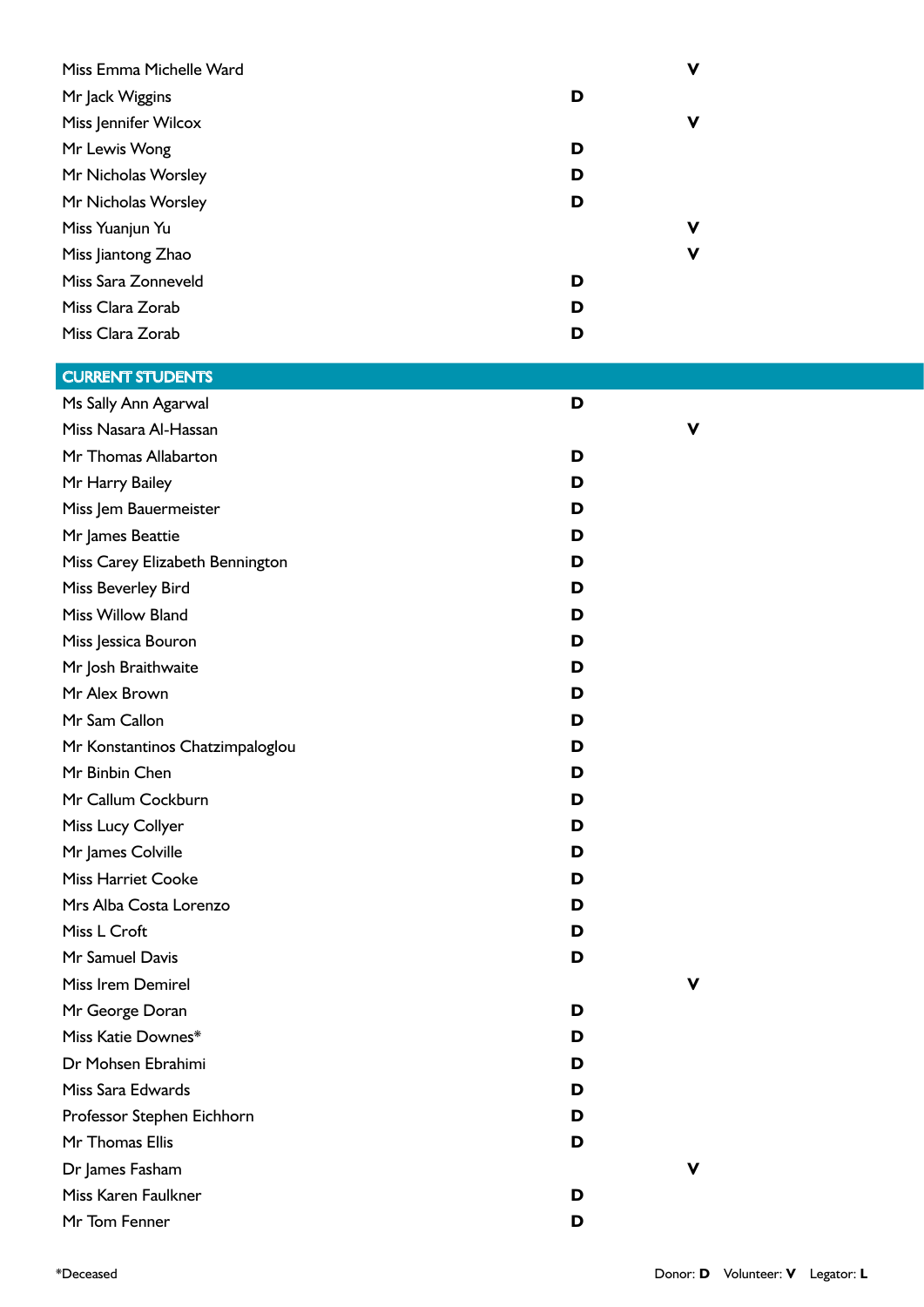| Name | Donor | Volunteer |
|---|---|---|
| Miss Emma Michelle Ward | | V |
| Mr Jack Wiggins | D | |
| Miss Jennifer Wilcox | | V |
| Mr Lewis Wong | D | |
| Mr Nicholas Worsley | D | |
| Mr Nicholas Worsley | D | |
| Miss Yuanjun Yu | | V |
| Miss Jiantong Zhao | | V |
| Miss Sara Zonneveld | D | |
| Miss Clara Zorab | D | |
| Miss Clara Zorab | D | |

## CURRENT STUDENTS

| Name | Donor | Volunteer |
|---|---|---|
| Ms Sally Ann Agarwal | D | |
| Miss Nasara Al-Hassan | | V |
| Mr Thomas Allabarton | D | |
| Mr Harry Bailey | D | |
| Miss Jem Bauermeister | D | |
| Mr James Beattie | D | |
| Miss Carey Elizabeth Bennington | D | |
| Miss Beverley Bird | D | |
| Miss Willow Bland | D | |
| Miss Jessica Bouron | D | |
| Mr Josh Braithwaite | D | |
| Mr Alex Brown | D | |
| Mr Sam Callon | D | |
| Mr Konstantinos Chatzimpaloglou | D | |
| Mr Binbin Chen | D | |
| Mr Callum Cockburn | D | |
| Miss Lucy Collyer | D | |
| Mr James Colville | D | |
| Miss Harriet Cooke | D | |
| Mrs Alba Costa Lorenzo | D | |
| Miss L Croft | D | |
| Mr Samuel Davis | D | |
| Miss Irem Demirel | | V |
| Mr George Doran | D | |
| Miss Katie Downes* | D | |
| Dr Mohsen Ebrahimi | D | |
| Miss Sara Edwards | D | |
| Professor Stephen Eichhorn | D | |
| Mr Thomas Ellis | D | |
| Dr James Fasham | | V |
| Miss Karen Faulkner | D | |
| Mr Tom Fenner | D | |

*Deceased

Donor: **D** Volunteer: **V** Legator: **L**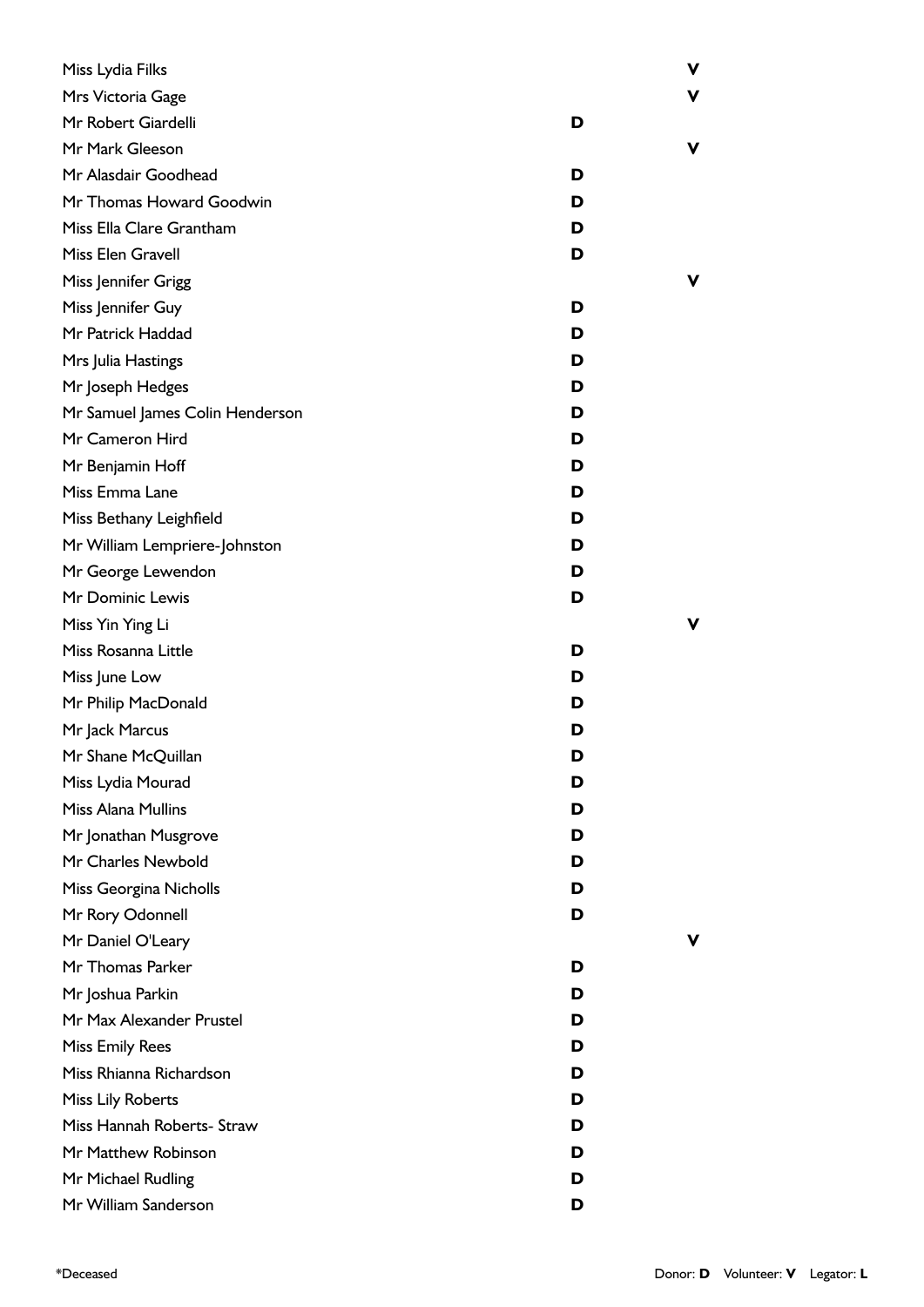| Name | Donor | Volunteer |
|---|---|---|
| Miss Lydia Filks | | **V** |
| Mrs Victoria Gage | | **V** |
| Mr Robert Giardelli | **D** | |
| Mr Mark Gleeson | | **V** |
| Mr Alasdair Goodhead | **D** | |
| Mr Thomas Howard Goodwin | **D** | |
| Miss Ella Clare Grantham | **D** | |
| Miss Elen Gravell | **D** | |
| Miss Jennifer Grigg | | **V** |
| Miss Jennifer Guy | **D** | |
| Mr Patrick Haddad | **D** | |
| Mrs Julia Hastings | **D** | |
| Mr Joseph Hedges | **D** | |
| Mr Samuel James Colin Henderson | **D** | |
| Mr Cameron Hird | **D** | |
| Mr Benjamin Hoff | **D** | |
| Miss Emma Lane | **D** | |
| Miss Bethany Leighfield | **D** | |
| Mr William Lempriere-Johnston | **D** | |
| Mr George Lewendon | **D** | |
| Mr Dominic Lewis | **D** | |
| Miss Yin Ying Li | | **V** |
| Miss Rosanna Little | **D** | |
| Miss June Low | **D** | |
| Mr Philip MacDonald | **D** | |
| Mr Jack Marcus | **D** | |
| Mr Shane McQuillan | **D** | |
| Miss Lydia Mourad | **D** | |
| Miss Alana Mullins | **D** | |
| Mr Jonathan Musgrove | **D** | |
| Mr Charles Newbold | **D** | |
| Miss Georgina Nicholls | **D** | |
| Mr Rory Odonnell | **D** | |
| Mr Daniel O'Leary | | **V** |
| Mr Thomas Parker | **D** | |
| Mr Joshua Parkin | **D** | |
| Mr Max Alexander Prustel | **D** | |
| Miss Emily Rees | **D** | |
| Miss Rhianna Richardson | **D** | |
| Miss Lily Roberts | **D** | |
| Miss Hannah Roberts- Straw | **D** | |
| Mr Matthew Robinson | **D** | |
| Mr Michael Rudling | **D** | |
| Mr William Sanderson | **D** | |

*Deceased

Donor: **D** Volunteer: **V** Legator: **L**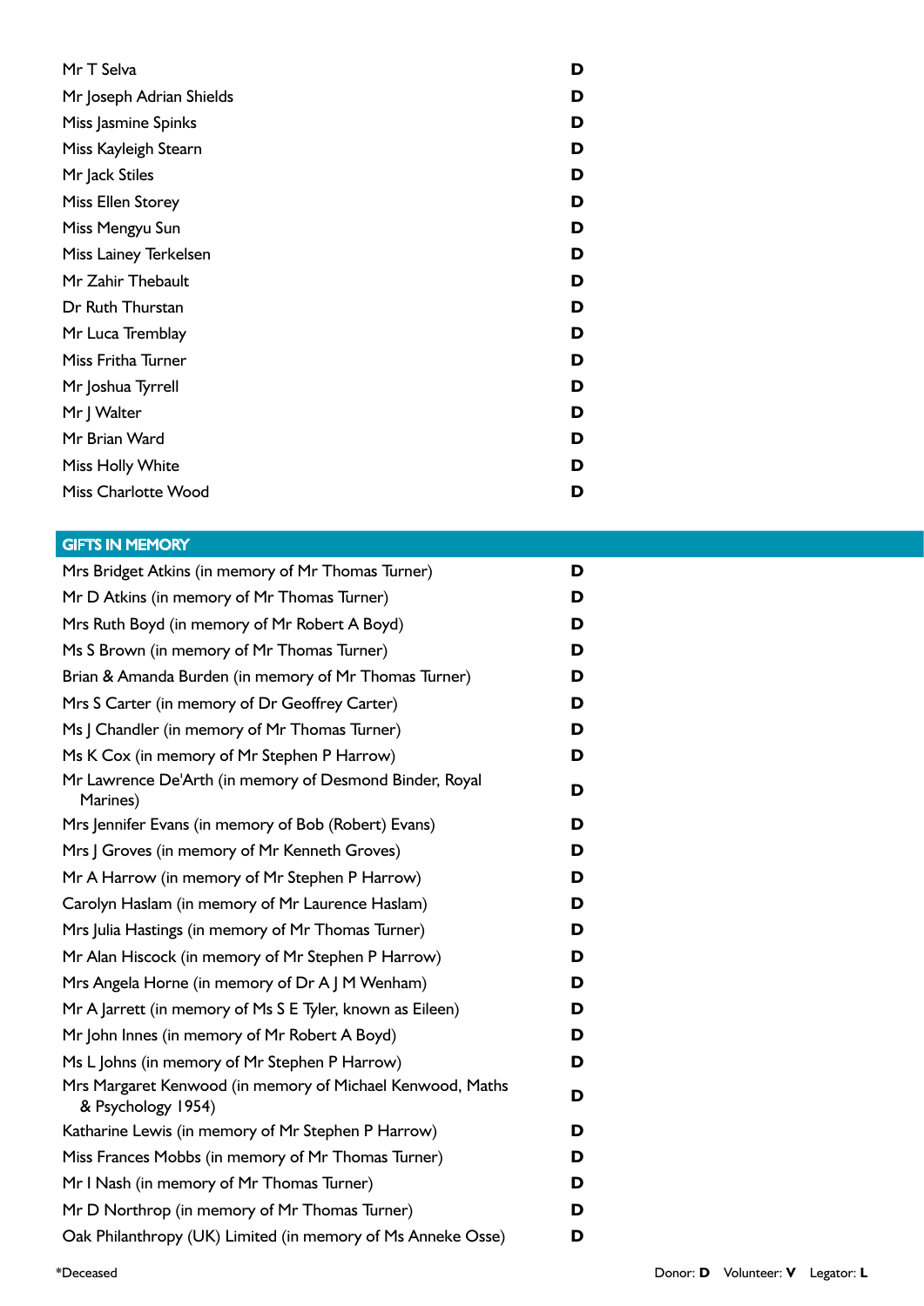| | |
|---|---|
| Mr T Selva | **D** |
| Mr Joseph Adrian Shields | **D** |
| Miss Jasmine Spinks | **D** |
| Miss Kayleigh Stearn | **D** |
| Mr Jack Stiles | **D** |
| Miss Ellen Storey | **D** |
| Miss Mengyu Sun | **D** |
| Miss Lainey Terkelsen | **D** |
| Mr Zahir Thebault | **D** |
| Dr Ruth Thurstan | **D** |
| Mr Luca Tremblay | **D** |
| Miss Fritha Turner | **D** |
| Mr Joshua Tyrrell | **D** |
| Mr J Walter | **D** |
| Mr Brian Ward | **D** |
| Miss Holly White | **D** |
| Miss Charlotte Wood | **D** |

## GIFTS IN MEMORY

| | |
|---|---|
| Mrs Bridget Atkins (in memory of Mr Thomas Turner) | **D** |
| Mr D Atkins (in memory of Mr Thomas Turner) | **D** |
| Mrs Ruth Boyd (in memory of Mr Robert A Boyd) | **D** |
| Ms S Brown (in memory of Mr Thomas Turner) | **D** |
| Brian & Amanda Burden (in memory of Mr Thomas Turner) | **D** |
| Mrs S Carter (in memory of Dr Geoffrey Carter) | **D** |
| Ms J Chandler (in memory of Mr Thomas Turner) | **D** |
| Ms K Cox (in memory of Mr Stephen P Harrow) | **D** |
| Mr Lawrence De'Arth (in memory of Desmond Binder, Royal Marines) | **D** |
| Mrs Jennifer Evans (in memory of Bob (Robert) Evans) | **D** |
| Mrs J Groves (in memory of Mr Kenneth Groves) | **D** |
| Mr A Harrow (in memory of Mr Stephen P Harrow) | **D** |
| Carolyn Haslam (in memory of Mr Laurence Haslam) | **D** |
| Mrs Julia Hastings (in memory of Mr Thomas Turner) | **D** |
| Mr Alan Hiscock (in memory of Mr Stephen P Harrow) | **D** |
| Mrs Angela Horne (in memory of Dr A J M Wenham) | **D** |
| Mr A Jarrett (in memory of Ms S E Tyler, known as Eileen) | **D** |
| Mr John Innes (in memory of Mr Robert A Boyd) | **D** |
| Ms L Johns (in memory of Mr Stephen P Harrow) | **D** |
| Mrs Margaret Kenwood (in memory of Michael Kenwood, Maths & Psychology 1954) | **D** |
| Katharine Lewis (in memory of Mr Stephen P Harrow) | **D** |
| Miss Frances Mobbs (in memory of Mr Thomas Turner) | **D** |
| Mr I Nash (in memory of Mr Thomas Turner) | **D** |
| Mr D Northrop (in memory of Mr Thomas Turner) | **D** |
| Oak Philanthropy (UK) Limited (in memory of Ms Anneke Osse) | **D** |

*Deceased

Donor: **D** Volunteer: **V** Legator: **L**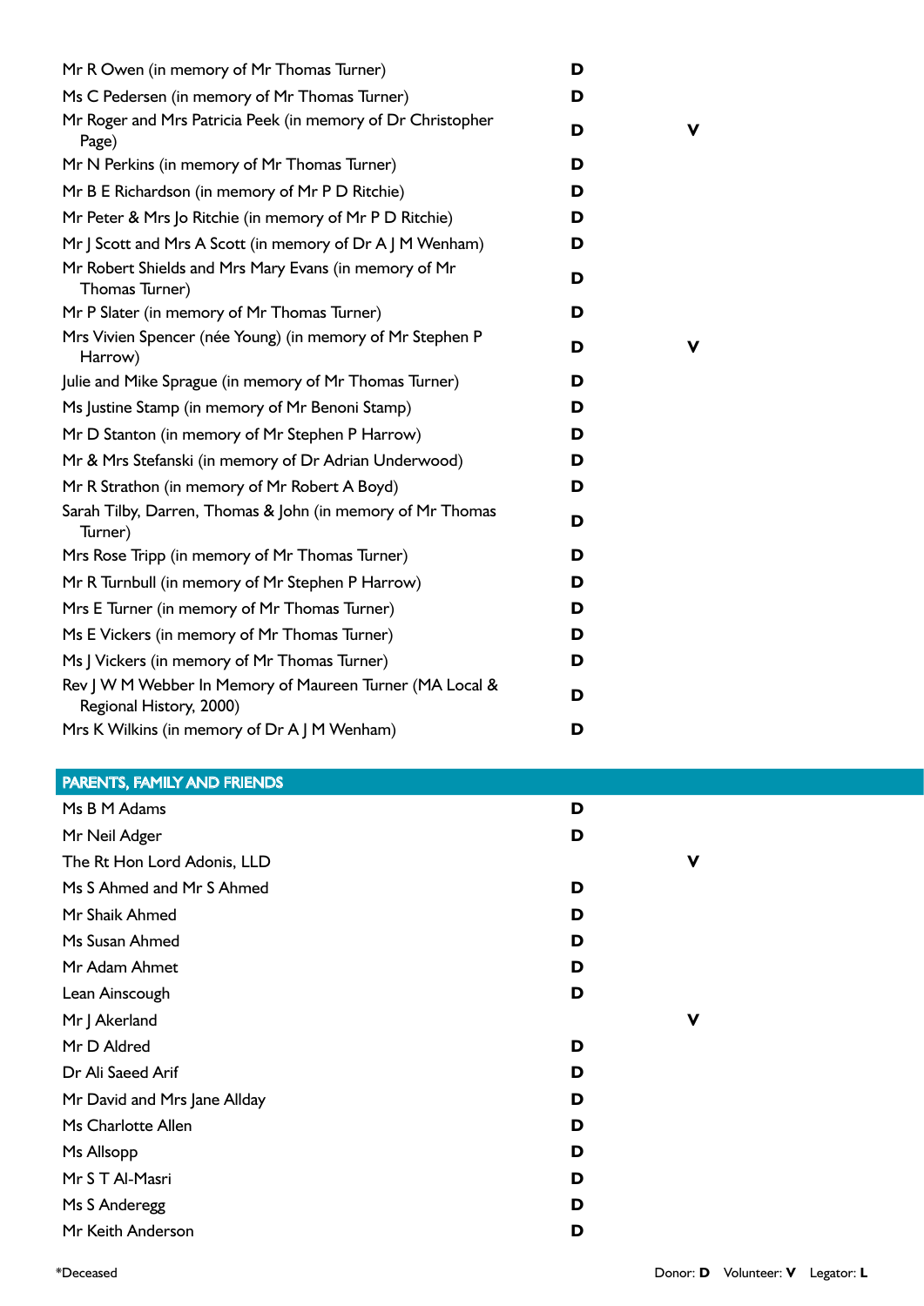| | | |
|---|---|---|
| Mr R Owen (in memory of Mr Thomas Turner) | D | |
| Ms C Pedersen (in memory of Mr Thomas Turner) | D | |
| Mr Roger and Mrs Patricia Peek (in memory of Dr Christopher Page) | D | V |
| Mr N Perkins (in memory of Mr Thomas Turner) | D | |
| Mr B E Richardson (in memory of Mr P D Ritchie) | D | |
| Mr Peter & Mrs Jo Ritchie (in memory of Mr P D Ritchie) | D | |
| Mr J Scott and Mrs A Scott (in memory of Dr A J M Wenham) | D | |
| Mr Robert Shields and Mrs Mary Evans (in memory of Mr Thomas Turner) | D | |
| Mr P Slater (in memory of Mr Thomas Turner) | D | |
| Mrs Vivien Spencer (née Young) (in memory of Mr Stephen P Harrow) | D | V |
| Julie and Mike Sprague (in memory of Mr Thomas Turner) | D | |
| Ms Justine Stamp (in memory of Mr Benoni Stamp) | D | |
| Mr D Stanton (in memory of Mr Stephen P Harrow) | D | |
| Mr & Mrs Stefanski (in memory of Dr Adrian Underwood) | D | |
| Mr R Strathon (in memory of Mr Robert A Boyd) | D | |
| Sarah Tilby, Darren, Thomas & John (in memory of Mr Thomas Turner) | D | |
| Mrs Rose Tripp (in memory of Mr Thomas Turner) | D | |
| Mr R Turnbull (in memory of Mr Stephen P Harrow) | D | |
| Mrs E Turner (in memory of Mr Thomas Turner) | D | |
| Ms E Vickers (in memory of Mr Thomas Turner) | D | |
| Ms J Vickers (in memory of Mr Thomas Turner) | D | |
| Rev J W M Webber In Memory of Maureen Turner (MA Local & Regional History, 2000) | D | |
| Mrs K Wilkins (in memory of Dr A J M Wenham) | D | |

## PARENTS, FAMILY AND FRIENDS

| | | |
|---|---|---|
| Ms B M Adams | D | |
| Mr Neil Adger | D | |
| The Rt Hon Lord Adonis, LLD | | V |
| Ms S Ahmed and Mr S Ahmed | D | |
| Mr Shaik Ahmed | D | |
| Ms Susan Ahmed | D | |
| Mr Adam Ahmet | D | |
| Lean Ainscough | D | |
| Mr J Akerland | | V |
| Mr D Aldred | D | |
| Dr Ali Saeed Arif | D | |
| Mr David and Mrs Jane Allday | D | |
| Ms Charlotte Allen | D | |
| Ms Allsopp | D | |
| Mr S T Al-Masri | D | |
| Ms S Anderegg | D | |
| Mr Keith Anderson | D | |

*Deceased

Donor: **D** Volunteer: **V** Legator: **L**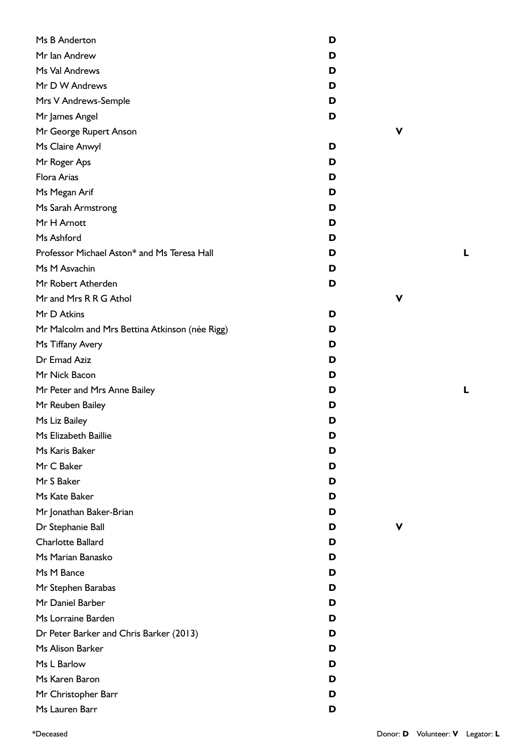| Name | Donor | Volunteer | Legator |
| --- | --- | --- | --- |
| Ms B Anderton | D | | |
| Mr Ian Andrew | D | | |
| Ms Val Andrews | D | | |
| Mr D W Andrews | D | | |
| Mrs V Andrews-Semple | D | | |
| Mr James Angel | D | | |
| Mr George Rupert Anson | | V | |
| Ms Claire Anwyl | D | | |
| Mr Roger Aps | D | | |
| Flora Arias | D | | |
| Ms Megan Arif | D | | |
| Ms Sarah Armstrong | D | | |
| Mr H Arnott | D | | |
| Ms Ashford | D | | |
| Professor Michael Aston* and Ms Teresa Hall | D | | L |
| Ms M Asvachin | D | | |
| Mr Robert Atherden | D | | |
| Mr and Mrs R R G Athol | | V | |
| Mr D Atkins | D | | |
| Mr Malcolm and Mrs Bettina Atkinson (née Rigg) | D | | |
| Ms Tiffany Avery | D | | |
| Dr Emad Aziz | D | | |
| Mr Nick Bacon | D | | |
| Mr Peter and Mrs Anne Bailey | D | | L |
| Mr Reuben Bailey | D | | |
| Ms Liz Bailey | D | | |
| Ms Elizabeth Baillie | D | | |
| Ms Karis Baker | D | | |
| Mr C Baker | D | | |
| Mr S Baker | D | | |
| Ms Kate Baker | D | | |
| Mr Jonathan Baker-Brian | D | | |
| Dr Stephanie Ball | D | V | |
| Charlotte Ballard | D | | |
| Ms Marian Banasko | D | | |
| Ms M Bance | D | | |
| Mr Stephen Barabas | D | | |
| Mr Daniel Barber | D | | |
| Ms Lorraine Barden | D | | |
| Dr Peter Barker and Chris Barker (2013) | D | | |
| Ms Alison Barker | D | | |
| Ms L Barlow | D | | |
| Ms Karen Baron | D | | |
| Mr Christopher Barr | D | | |
| Ms Lauren Barr | D | | |

*Deceased

Donor: **D** Volunteer: **V** Legator: **L**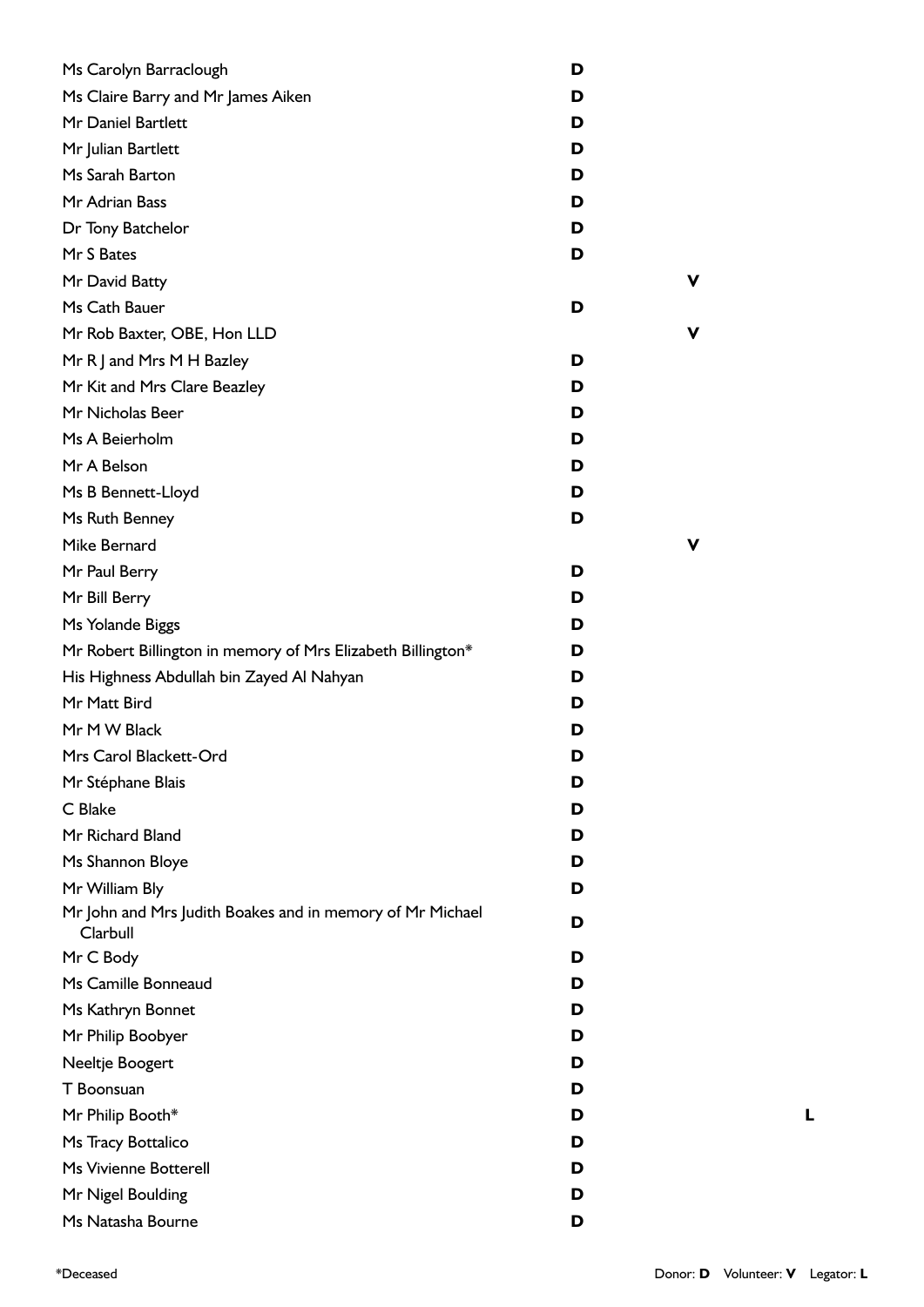| Name | Donor | Volunteer | Legator |
|---|---|---|---|
| Ms Carolyn Barraclough | D | | |
| Ms Claire Barry and Mr James Aiken | D | | |
| Mr Daniel Bartlett | D | | |
| Mr Julian Bartlett | D | | |
| Ms Sarah Barton | D | | |
| Mr Adrian Bass | D | | |
| Dr Tony Batchelor | D | | |
| Mr S Bates | D | | |
| Mr David Batty | | V | |
| Ms Cath Bauer | D | | |
| Mr Rob Baxter, OBE, Hon LLD | | V | |
| Mr R J and Mrs M H Bazley | D | | |
| Mr Kit and Mrs Clare Beazley | D | | |
| Mr Nicholas Beer | D | | |
| Ms A Beierholm | D | | |
| Mr A Belson | D | | |
| Ms B Bennett-Lloyd | D | | |
| Ms Ruth Benney | D | | |
| Mike Bernard | | V | |
| Mr Paul Berry | D | | |
| Mr Bill Berry | D | | |
| Ms Yolande Biggs | D | | |
| Mr Robert Billington in memory of Mrs Elizabeth Billington* | D | | |
| His Highness Abdullah bin Zayed Al Nahyan | D | | |
| Mr Matt Bird | D | | |
| Mr M W Black | D | | |
| Mrs Carol Blackett-Ord | D | | |
| Mr Stéphane Blais | D | | |
| C Blake | D | | |
| Mr Richard Bland | D | | |
| Ms Shannon Bloye | D | | |
| Mr William Bly | D | | |
| Mr John and Mrs Judith Boakes and in memory of Mr Michael Clarbull | D | | |
| Mr C Body | D | | |
| Ms Camille Bonneaud | D | | |
| Ms Kathryn Bonnet | D | | |
| Mr Philip Boobyer | D | | |
| Neeltje Boogert | D | | |
| T Boonsuan | D | | |
| Mr Philip Booth* | D | | L |
| Ms Tracy Bottalico | D | | |
| Ms Vivienne Botterell | D | | |
| Mr Nigel Boulding | D | | |
| Ms Natasha Bourne | D | | |

*Deceased

Donor: **D** Volunteer: **V** Legator: **L**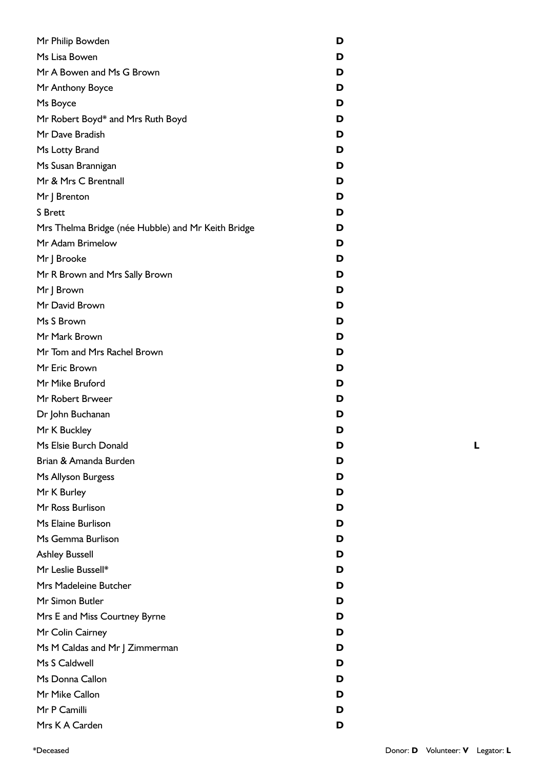| Name | Donor | Volunteer | Legator |
|---|---|---|---|
| Mr Philip Bowden | D | | |
| Ms Lisa Bowen | D | | |
| Mr A Bowen and Ms G Brown | D | | |
| Mr Anthony Boyce | D | | |
| Ms Boyce | D | | |
| Mr Robert Boyd* and Mrs Ruth Boyd | D | | |
| Mr Dave Bradish | D | | |
| Ms Lotty Brand | D | | |
| Ms Susan Brannigan | D | | |
| Mr & Mrs C Brentnall | D | | |
| Mr J Brenton | D | | |
| S Brett | D | | |
| Mrs Thelma Bridge (née Hubble) and Mr Keith Bridge | D | | |
| Mr Adam Brimelow | D | | |
| Mr J Brooke | D | | |
| Mr R Brown and Mrs Sally Brown | D | | |
| Mr J Brown | D | | |
| Mr David Brown | D | | |
| Ms S Brown | D | | |
| Mr Mark Brown | D | | |
| Mr Tom and Mrs Rachel Brown | D | | |
| Mr Eric Brown | D | | |
| Mr Mike Bruford | D | | |
| Mr Robert Brweer | D | | |
| Dr John Buchanan | D | | |
| Mr K Buckley | D | | |
| Ms Elsie Burch Donald | D | | L |
| Brian & Amanda Burden | D | | |
| Ms Allyson Burgess | D | | |
| Mr K Burley | D | | |
| Mr Ross Burlison | D | | |
| Ms Elaine Burlison | D | | |
| Ms Gemma Burlison | D | | |
| Ashley Bussell | D | | |
| Mr Leslie Bussell* | D | | |
| Mrs Madeleine Butcher | D | | |
| Mr Simon Butler | D | | |
| Mrs E and Miss Courtney Byrne | D | | |
| Mr Colin Cairney | D | | |
| Ms M Caldas and Mr J Zimmerman | D | | |
| Ms S Caldwell | D | | |
| Ms Donna Callon | D | | |
| Mr Mike Callon | D | | |
| Mr P Camilli | D | | |
| Mrs K A Carden | D | | |

*Deceased

Donor: **D** Volunteer: **V** Legator: **L**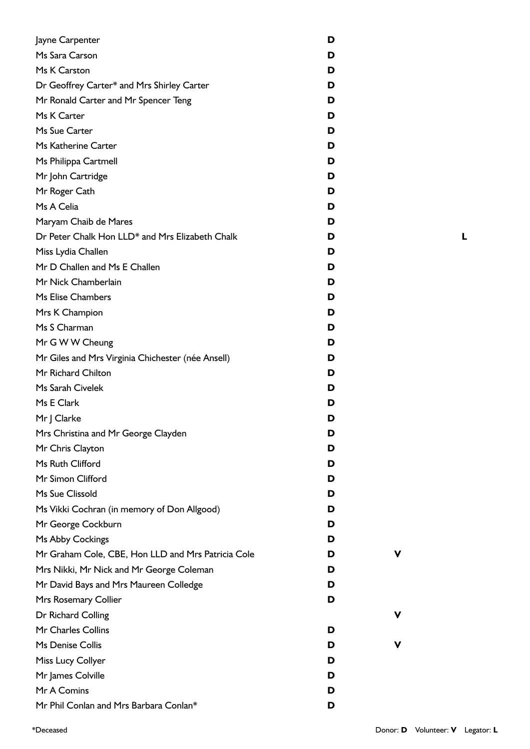| Name | Donor | Volunteer | Legator |
|---|---|---|---|
| Jayne Carpenter | D | | |
| Ms Sara Carson | D | | |
| Ms K Carston | D | | |
| Dr Geoffrey Carter* and Mrs Shirley Carter | D | | |
| Mr Ronald Carter and Mr Spencer Teng | D | | |
| Ms K Carter | D | | |
| Ms Sue Carter | D | | |
| Ms Katherine Carter | D | | |
| Ms Philippa Cartmell | D | | |
| Mr John Cartridge | D | | |
| Mr Roger Cath | D | | |
| Ms A Celia | D | | |
| Maryam Chaib de Mares | D | | |
| Dr Peter Chalk Hon LLD* and Mrs Elizabeth Chalk | D | | L |
| Miss Lydia Challen | D | | |
| Mr D Challen and Ms E Challen | D | | |
| Mr Nick Chamberlain | D | | |
| Ms Elise Chambers | D | | |
| Mrs K Champion | D | | |
| Ms S Charman | D | | |
| Mr G W W Cheung | D | | |
| Mr Giles and Mrs Virginia Chichester (née Ansell) | D | | |
| Mr Richard Chilton | D | | |
| Ms Sarah Civelek | D | | |
| Ms E Clark | D | | |
| Mr J Clarke | D | | |
| Mrs Christina and Mr George Clayden | D | | |
| Mr Chris Clayton | D | | |
| Ms Ruth Clifford | D | | |
| Mr Simon Clifford | D | | |
| Ms Sue Clissold | D | | |
| Ms Vikki Cochran (in memory of Don Allgood) | D | | |
| Mr George Cockburn | D | | |
| Ms Abby Cockings | D | | |
| Mr Graham Cole, CBE, Hon LLD and Mrs Patricia Cole | D | V | |
| Mrs Nikki, Mr Nick and Mr George Coleman | D | | |
| Mr David Bays and Mrs Maureen Colledge | D | | |
| Mrs Rosemary Collier | D | | |
| Dr Richard Colling | | V | |
| Mr Charles Collins | D | | |
| Ms Denise Collis | D | V | |
| Miss Lucy Collyer | D | | |
| Mr James Colville | D | | |
| Mr A Comins | D | | |
| Mr Phil Conlan and Mrs Barbara Conlan* | D | | |

*Deceased

Donor: **D** Volunteer: **V** Legator: **L**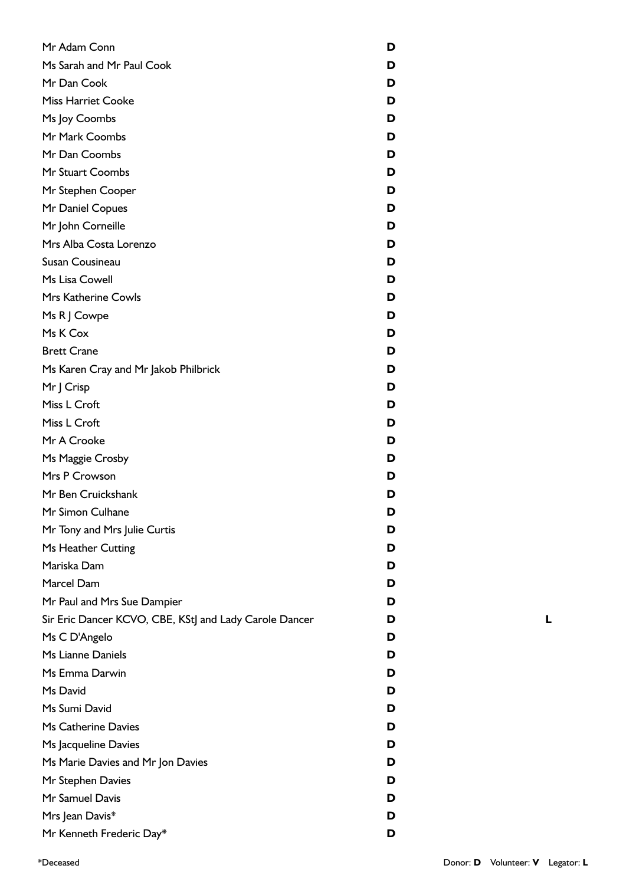| Name | Donor | Volunteer | Legator |
|---|---|---|---|
| Mr Adam Conn | D | | |
| Ms Sarah and Mr Paul Cook | D | | |
| Mr Dan Cook | D | | |
| Miss Harriet Cooke | D | | |
| Ms Joy Coombs | D | | |
| Mr Mark Coombs | D | | |
| Mr Dan Coombs | D | | |
| Mr Stuart Coombs | D | | |
| Mr Stephen Cooper | D | | |
| Mr Daniel Copues | D | | |
| Mr John Corneille | D | | |
| Mrs Alba Costa Lorenzo | D | | |
| Susan Cousineau | D | | |
| Ms Lisa Cowell | D | | |
| Mrs Katherine Cowls | D | | |
| Ms R J Cowpe | D | | |
| Ms K Cox | D | | |
| Brett Crane | D | | |
| Ms Karen Cray and Mr Jakob Philbrick | D | | |
| Mr J Crisp | D | | |
| Miss L Croft | D | | |
| Miss L Croft | D | | |
| Mr A Crooke | D | | |
| Ms Maggie Crosby | D | | |
| Mrs P Crowson | D | | |
| Mr Ben Cruickshank | D | | |
| Mr Simon Culhane | D | | |
| Mr Tony and Mrs Julie Curtis | D | | |
| Ms Heather Cutting | D | | |
| Mariska Dam | D | | |
| Marcel Dam | D | | |
| Mr Paul and Mrs Sue Dampier | D | | |
| Sir Eric Dancer KCVO, CBE, KStJ and Lady Carole Dancer | D | | L |
| Ms C D'Angelo | D | | |
| Ms Lianne Daniels | D | | |
| Ms Emma Darwin | D | | |
| Ms David | D | | |
| Ms Sumi David | D | | |
| Ms Catherine Davies | D | | |
| Ms Jacqueline Davies | D | | |
| Ms Marie Davies and Mr Jon Davies | D | | |
| Mr Stephen Davies | D | | |
| Mr Samuel Davis | D | | |
| Mrs Jean Davis* | D | | |
| Mr Kenneth Frederic Day* | D | | |

*Deceased

Donor: **D** Volunteer: **V** Legator: **L**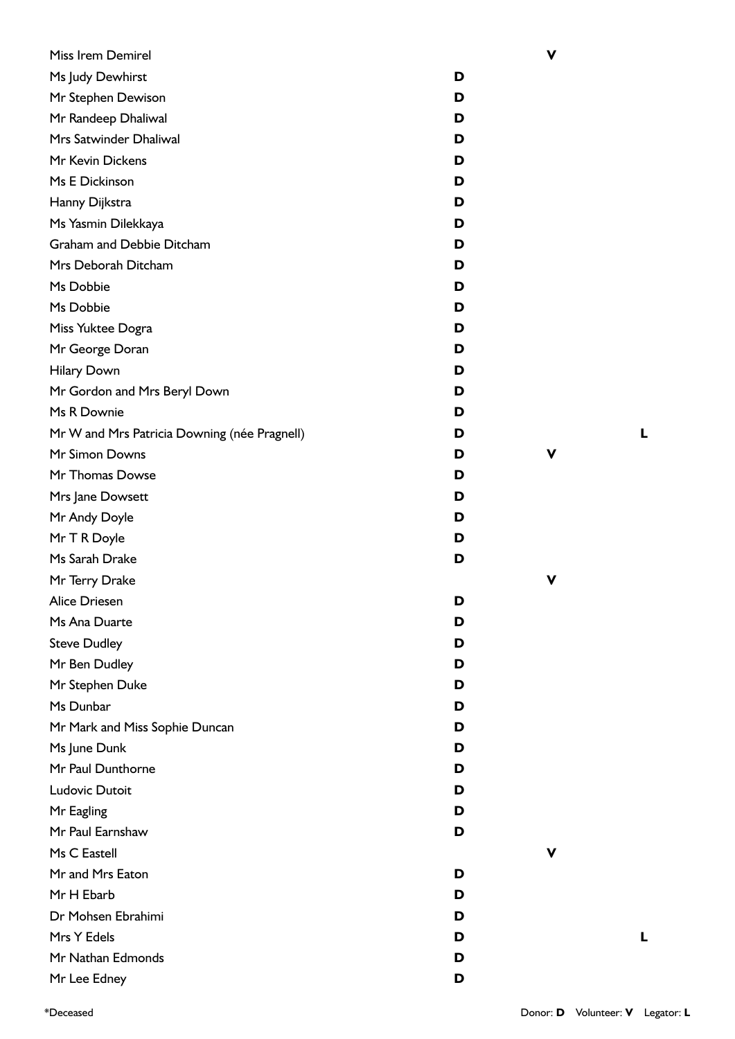| Name | Donor | Volunteer | Legator |
|---|---|---|---|
| Miss Irem Demirel | | V | |
| Ms Judy Dewhirst | D | | |
| Mr Stephen Dewison | D | | |
| Mr Randeep Dhaliwal | D | | |
| Mrs Satwinder Dhaliwal | D | | |
| Mr Kevin Dickens | D | | |
| Ms E Dickinson | D | | |
| Hanny Dijkstra | D | | |
| Ms Yasmin Dilekkaya | D | | |
| Graham and Debbie Ditcham | D | | |
| Mrs Deborah Ditcham | D | | |
| Ms Dobbie | D | | |
| Ms Dobbie | D | | |
| Miss Yuktee Dogra | D | | |
| Mr George Doran | D | | |
| Hilary Down | D | | |
| Mr Gordon and Mrs Beryl Down | D | | |
| Ms R Downie | D | | |
| Mr W and Mrs Patricia Downing (née Pragnell) | D | | L |
| Mr Simon Downs | D | V | |
| Mr Thomas Dowse | D | | |
| Mrs Jane Dowsett | D | | |
| Mr Andy Doyle | D | | |
| Mr T R Doyle | D | | |
| Ms Sarah Drake | D | | |
| Mr Terry Drake | | V | |
| Alice Driesen | D | | |
| Ms Ana Duarte | D | | |
| Steve Dudley | D | | |
| Mr Ben Dudley | D | | |
| Mr Stephen Duke | D | | |
| Ms Dunbar | D | | |
| Mr Mark and Miss Sophie Duncan | D | | |
| Ms June Dunk | D | | |
| Mr Paul Dunthorne | D | | |
| Ludovic Dutoit | D | | |
| Mr Eagling | D | | |
| Mr Paul Earnshaw | D | | |
| Ms C Eastell | | V | |
| Mr and Mrs Eaton | D | | |
| Mr H Ebarb | D | | |
| Dr Mohsen Ebrahimi | D | | |
| Mrs Y Edels | D | | L |
| Mr Nathan Edmonds | D | | |
| Mr Lee Edney | D | | |

*Deceased

Donor: **D** Volunteer: **V** Legator: **L**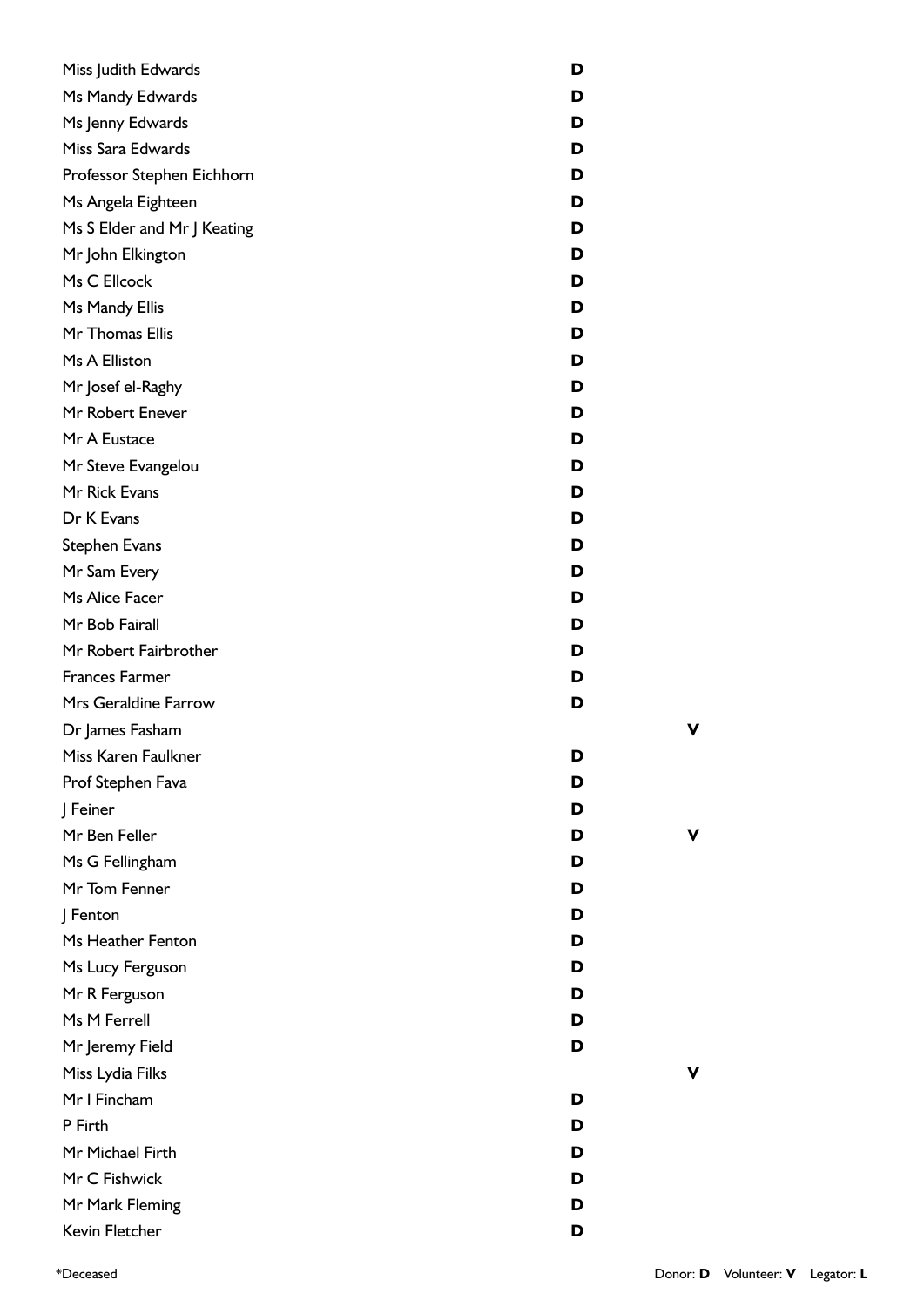| Name | Donor | Volunteer | Legator |
|---|---|---|---|
| Miss Judith Edwards | **D** | | |
| Ms Mandy Edwards | **D** | | |
| Ms Jenny Edwards | **D** | | |
| Miss Sara Edwards | **D** | | |
| Professor Stephen Eichhorn | **D** | | |
| Ms Angela Eighteen | **D** | | |
| Ms S Elder and Mr J Keating | **D** | | |
| Mr John Elkington | **D** | | |
| Ms C Ellcock | **D** | | |
| Ms Mandy Ellis | **D** | | |
| Mr Thomas Ellis | **D** | | |
| Ms A Elliston | **D** | | |
| Mr Josef el-Raghy | **D** | | |
| Mr Robert Enever | **D** | | |
| Mr A Eustace | **D** | | |
| Mr Steve Evangelou | **D** | | |
| Mr Rick Evans | **D** | | |
| Dr K Evans | **D** | | |
| Stephen Evans | **D** | | |
| Mr Sam Every | **D** | | |
| Ms Alice Facer | **D** | | |
| Mr Bob Fairall | **D** | | |
| Mr Robert Fairbrother | **D** | | |
| Frances Farmer | **D** | | |
| Mrs Geraldine Farrow | **D** | | |
| Dr James Fasham | | **V** | |
| Miss Karen Faulkner | **D** | | |
| Prof Stephen Fava | **D** | | |
| J Feiner | **D** | | |
| Mr Ben Feller | **D** | **V** | |
| Ms G Fellingham | **D** | | |
| Mr Tom Fenner | **D** | | |
| J Fenton | **D** | | |
| Ms Heather Fenton | **D** | | |
| Ms Lucy Ferguson | **D** | | |
| Mr R Ferguson | **D** | | |
| Ms M Ferrell | **D** | | |
| Mr Jeremy Field | **D** | | |
| Miss Lydia Filks | | **V** | |
| Mr I Fincham | **D** | | |
| P Firth | **D** | | |
| Mr Michael Firth | **D** | | |
| Mr C Fishwick | **D** | | |
| Mr Mark Fleming | **D** | | |
| Kevin Fletcher | **D** | | |

*Deceased

Donor: **D** Volunteer: **V** Legator: **L**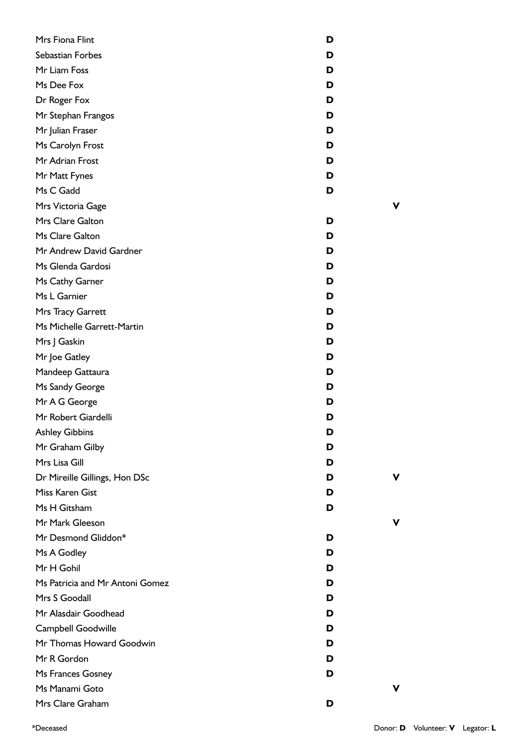| Name | Donor | Volunteer |
|---|---|---|
| Mrs Fiona Flint | D | |
| Sebastian Forbes | D | |
| Mr Liam Foss | D | |
| Ms Dee Fox | D | |
| Dr Roger Fox | D | |
| Mr Stephan Frangos | D | |
| Mr Julian Fraser | D | |
| Ms Carolyn Frost | D | |
| Mr Adrian Frost | D | |
| Mr Matt Fynes | D | |
| Ms C Gadd | D | |
| Mrs Victoria Gage | | V |
| Mrs Clare Galton | D | |
| Ms Clare Galton | D | |
| Mr Andrew David Gardner | D | |
| Ms Glenda Gardosi | D | |
| Ms Cathy Garner | D | |
| Ms L Garnier | D | |
| Mrs Tracy Garrett | D | |
| Ms Michelle Garrett-Martin | D | |
| Mrs J Gaskin | D | |
| Mr Joe Gatley | D | |
| Mandeep Gattaura | D | |
| Ms Sandy George | D | |
| Mr A G George | D | |
| Mr Robert Giardelli | D | |
| Ashley Gibbins | D | |
| Mr Graham Gilby | D | |
| Mrs Lisa Gill | D | |
| Dr Mireille Gillings, Hon DSc | D | V |
| Miss Karen Gist | D | |
| Ms H Gitsham | D | |
| Mr Mark Gleeson | | V |
| Mr Desmond Gliddon* | D | |
| Ms A Godley | D | |
| Mr H Gohil | D | |
| Ms Patricia and Mr Antoni Gomez | D | |
| Mrs S Goodall | D | |
| Mr Alasdair Goodhead | D | |
| Campbell Goodwille | D | |
| Mr Thomas Howard Goodwin | D | |
| Mr R Gordon | D | |
| Ms Frances Gosney | D | |
| Ms Manami Goto | | V |
| Mrs Clare Graham | D | |

*Deceased

Donor: **D** Volunteer: **V** Legator: **L**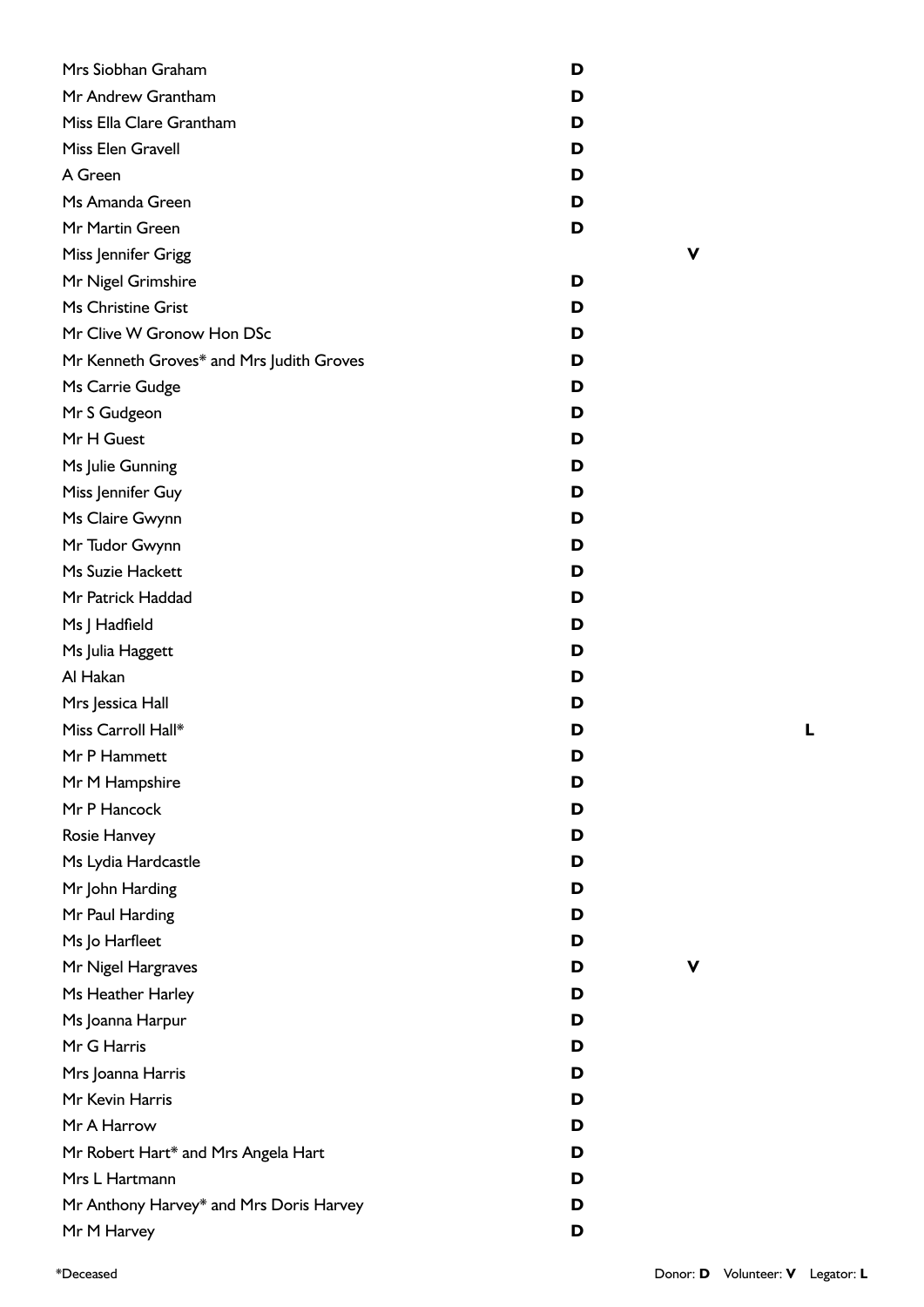| Name | Donor | Volunteer | Legator |
| --- | --- | --- | --- |
| Mrs Siobhan Graham | D | | |
| Mr Andrew Grantham | D | | |
| Miss Ella Clare Grantham | D | | |
| Miss Elen Gravell | D | | |
| A Green | D | | |
| Ms Amanda Green | D | | |
| Mr Martin Green | D | | |
| Miss Jennifer Grigg | | V | |
| Mr Nigel Grimshire | D | | |
| Ms Christine Grist | D | | |
| Mr Clive W Gronow Hon DSc | D | | |
| Mr Kenneth Groves* and Mrs Judith Groves | D | | |
| Ms Carrie Gudge | D | | |
| Mr S Gudgeon | D | | |
| Mr H Guest | D | | |
| Ms Julie Gunning | D | | |
| Miss Jennifer Guy | D | | |
| Ms Claire Gwynn | D | | |
| Mr Tudor Gwynn | D | | |
| Ms Suzie Hackett | D | | |
| Mr Patrick Haddad | D | | |
| Ms J Hadfield | D | | |
| Ms Julia Haggett | D | | |
| Al Hakan | D | | |
| Mrs Jessica Hall | D | | |
| Miss Carroll Hall* | D | | L |
| Mr P Hammett | D | | |
| Mr M Hampshire | D | | |
| Mr P Hancock | D | | |
| Rosie Hanvey | D | | |
| Ms Lydia Hardcastle | D | | |
| Mr John Harding | D | | |
| Mr Paul Harding | D | | |
| Ms Jo Harfleet | D | | |
| Mr Nigel Hargraves | D | V | |
| Ms Heather Harley | D | | |
| Ms Joanna Harpur | D | | |
| Mr G Harris | D | | |
| Mrs Joanna Harris | D | | |
| Mr Kevin Harris | D | | |
| Mr A Harrow | D | | |
| Mr Robert Hart* and Mrs Angela Hart | D | | |
| Mrs L Hartmann | D | | |
| Mr Anthony Harvey* and Mrs Doris Harvey | D | | |
| Mr M Harvey | D | | |

*Deceased

Donor: **D** Volunteer: **V** Legator: **L**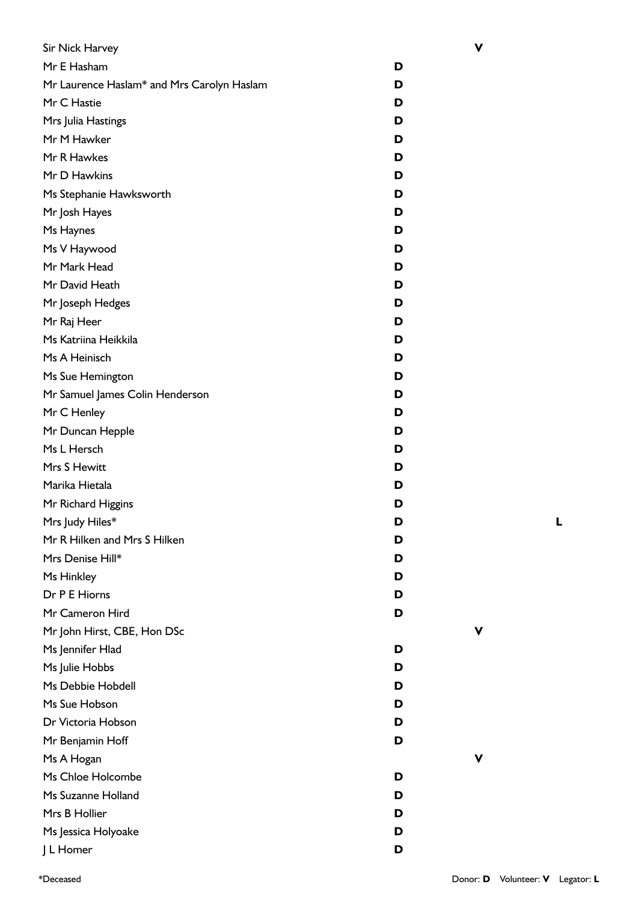| Name | Donor | Volunteer | Legator |
|---|---|---|---|
| Sir Nick Harvey | | V | |
| Mr E Hasham | D | | |
| Mr Laurence Haslam* and Mrs Carolyn Haslam | D | | |
| Mr C Hastie | D | | |
| Mrs Julia Hastings | D | | |
| Mr M Hawker | D | | |
| Mr R Hawkes | D | | |
| Mr D Hawkins | D | | |
| Ms Stephanie Hawksworth | D | | |
| Mr Josh Hayes | D | | |
| Ms Haynes | D | | |
| Ms V Haywood | D | | |
| Mr Mark Head | D | | |
| Mr David Heath | D | | |
| Mr Joseph Hedges | D | | |
| Mr Raj Heer | D | | |
| Ms Katriina Heikkila | D | | |
| Ms A Heinisch | D | | |
| Ms Sue Hemington | D | | |
| Mr Samuel James Colin Henderson | D | | |
| Mr C Henley | D | | |
| Mr Duncan Hepple | D | | |
| Ms L Hersch | D | | |
| Mrs S Hewitt | D | | |
| Marika Hietala | D | | |
| Mr Richard Higgins | D | | |
| Mrs Judy Hiles* | D | | L |
| Mr R Hilken and Mrs S Hilken | D | | |
| Mrs Denise Hill* | D | | |
| Ms Hinkley | D | | |
| Dr P E Hiorns | D | | |
| Mr Cameron Hird | D | | |
| Mr John Hirst, CBE, Hon DSc | | V | |
| Ms Jennifer Hlad | D | | |
| Ms Julie Hobbs | D | | |
| Ms Debbie Hobdell | D | | |
| Ms Sue Hobson | D | | |
| Dr Victoria Hobson | D | | |
| Mr Benjamin Hoff | D | | |
| Ms A Hogan | | V | |
| Ms Chloe Holcombe | D | | |
| Ms Suzanne Holland | D | | |
| Mrs B Hollier | D | | |
| Ms Jessica Holyoake | D | | |
| J L Homer | D | | |

*Deceased

Donor: **D** Volunteer: **V** Legator: **L**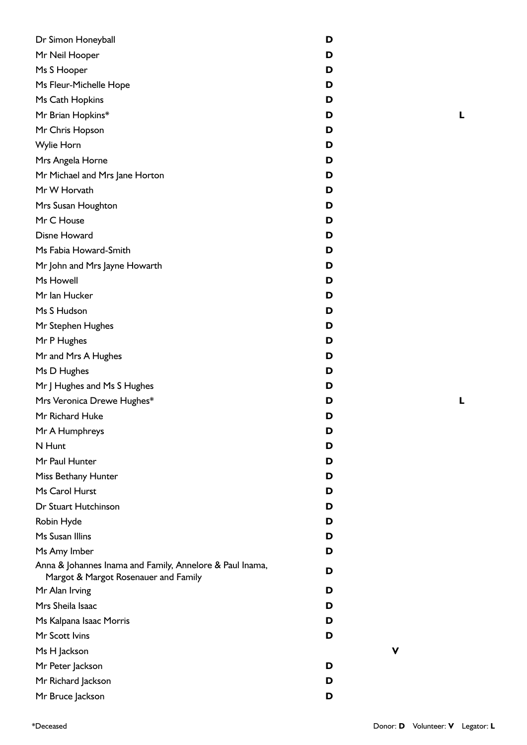| Name | Donor | Volunteer | Legator |
|---|---|---|---|
| Dr Simon Honeyball | D | | |
| Mr Neil Hooper | D | | |
| Ms S Hooper | D | | |
| Ms Fleur-Michelle Hope | D | | |
| Ms Cath Hopkins | D | | |
| Mr Brian Hopkins* | D | | L |
| Mr Chris Hopson | D | | |
| Wylie Horn | D | | |
| Mrs Angela Horne | D | | |
| Mr Michael and Mrs Jane Horton | D | | |
| Mr W Horvath | D | | |
| Mrs Susan Houghton | D | | |
| Mr C House | D | | |
| Disne Howard | D | | |
| Ms Fabia Howard-Smith | D | | |
| Mr John and Mrs Jayne Howarth | D | | |
| Ms Howell | D | | |
| Mr Ian Hucker | D | | |
| Ms S Hudson | D | | |
| Mr Stephen Hughes | D | | |
| Mr P Hughes | D | | |
| Mr and Mrs A Hughes | D | | |
| Ms D Hughes | D | | |
| Mr J Hughes and Ms S Hughes | D | | |
| Mrs Veronica Drewe Hughes* | D | | L |
| Mr Richard Huke | D | | |
| Mr A Humphreys | D | | |
| N Hunt | D | | |
| Mr Paul Hunter | D | | |
| Miss Bethany Hunter | D | | |
| Ms Carol Hurst | D | | |
| Dr Stuart Hutchinson | D | | |
| Robin Hyde | D | | |
| Ms Susan Illins | D | | |
| Ms Amy Imber | D | | |
| Anna & Johannes Inama and Family, Annelore & Paul Inama, Margot & Margot Rosenauer and Family | D | | |
| Mr Alan Irving | D | | |
| Mrs Sheila Isaac | D | | |
| Ms Kalpana Isaac Morris | D | | |
| Mr Scott Ivins | D | | |
| Ms H Jackson | | V | |
| Mr Peter Jackson | D | | |
| Mr Richard Jackson | D | | |
| Mr Bruce Jackson | D | | |

*Deceased

Donor: **D** Volunteer: **V** Legator: **L**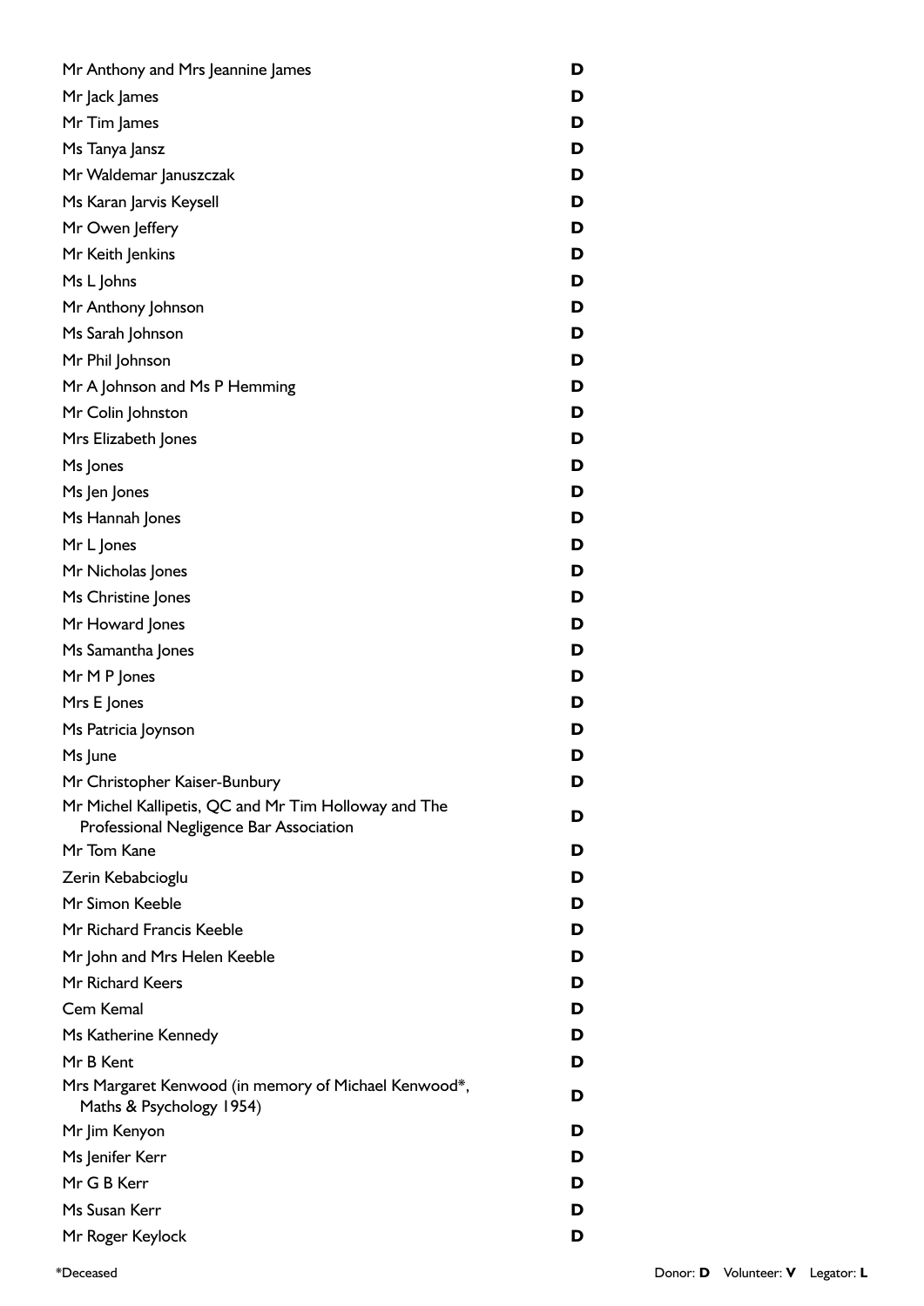| | |
|---|---|
| Mr Anthony and Mrs Jeannine James | **D** |
| Mr Jack James | **D** |
| Mr Tim James | **D** |
| Ms Tanya Jansz | **D** |
| Mr Waldemar Januszczak | **D** |
| Ms Karan Jarvis Keysell | **D** |
| Mr Owen Jeffery | **D** |
| Mr Keith Jenkins | **D** |
| Ms L Johns | **D** |
| Mr Anthony Johnson | **D** |
| Ms Sarah Johnson | **D** |
| Mr Phil Johnson | **D** |
| Mr A Johnson and Ms P Hemming | **D** |
| Mr Colin Johnston | **D** |
| Mrs Elizabeth Jones | **D** |
| Ms Jones | **D** |
| Ms Jen Jones | **D** |
| Ms Hannah Jones | **D** |
| Mr L Jones | **D** |
| Mr Nicholas Jones | **D** |
| Ms Christine Jones | **D** |
| Mr Howard Jones | **D** |
| Ms Samantha Jones | **D** |
| Mr M P Jones | **D** |
| Mrs E Jones | **D** |
| Ms Patricia Joynson | **D** |
| Ms June | **D** |
| Mr Christopher Kaiser-Bunbury | **D** |
| Mr Michel Kallipetis, QC and Mr Tim Holloway and The Professional Negligence Bar Association | **D** |
| Mr Tom Kane | **D** |
| Zerin Kebabcioglu | **D** |
| Mr Simon Keeble | **D** |
| Mr Richard Francis Keeble | **D** |
| Mr John and Mrs Helen Keeble | **D** |
| Mr Richard Keers | **D** |
| Cem Kemal | **D** |
| Ms Katherine Kennedy | **D** |
| Mr B Kent | **D** |
| Mrs Margaret Kenwood (in memory of Michael Kenwood*, Maths & Psychology 1954) | **D** |
| Mr Jim Kenyon | **D** |
| Ms Jenifer Kerr | **D** |
| Mr G B Kerr | **D** |
| Ms Susan Kerr | **D** |
| Mr Roger Keylock | **D** |

*Deceased

Donor: **D** Volunteer: **V** Legator: **L**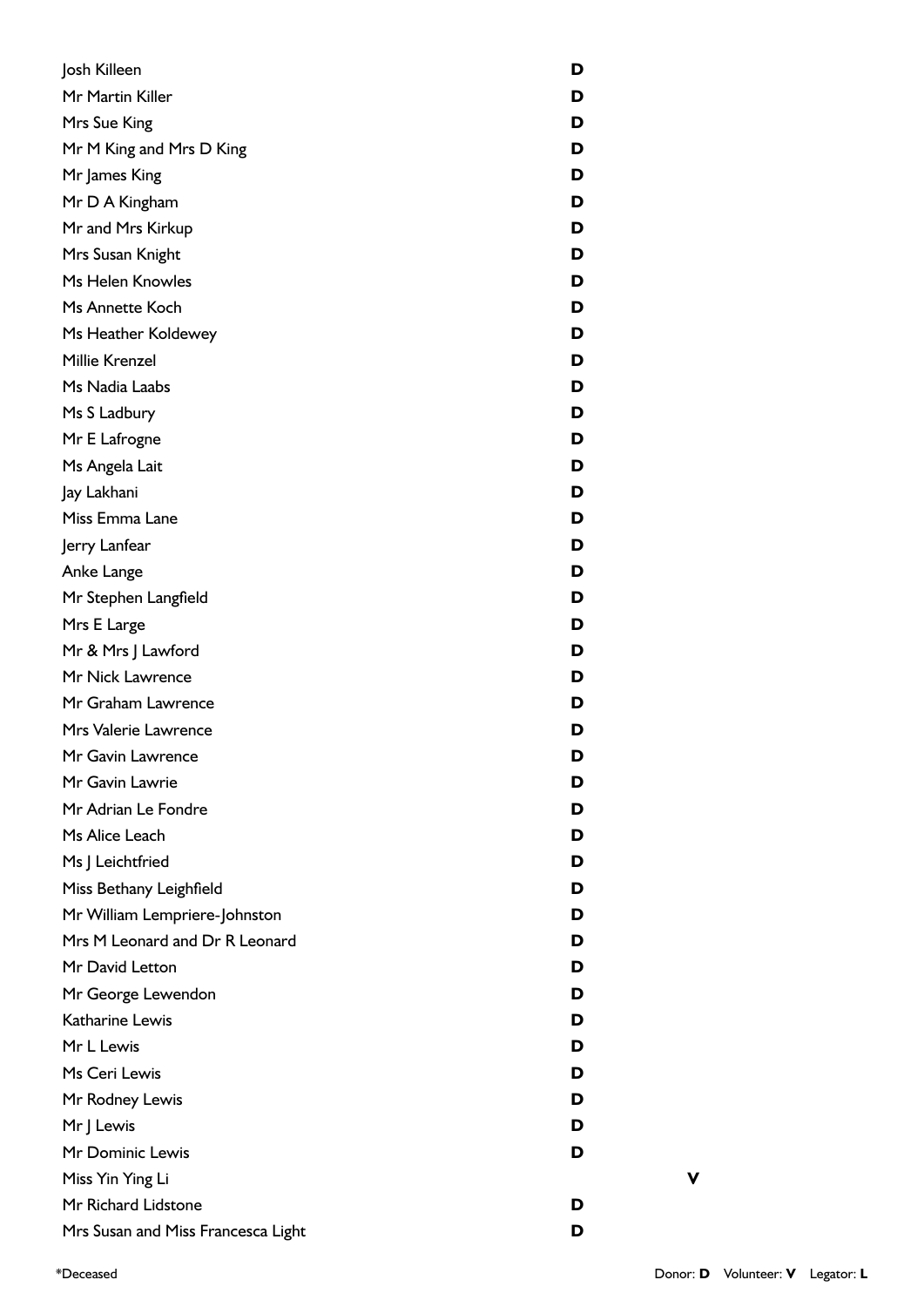| Name | Donor | Volunteer | Legator |
| --- | --- | --- | --- |
| Josh Killeen | D | | |
| Mr Martin Killer | D | | |
| Mrs Sue King | D | | |
| Mr M King and Mrs D King | D | | |
| Mr James King | D | | |
| Mr D A Kingham | D | | |
| Mr and Mrs Kirkup | D | | |
| Mrs Susan Knight | D | | |
| Ms Helen Knowles | D | | |
| Ms Annette Koch | D | | |
| Ms Heather Koldewey | D | | |
| Millie Krenzel | D | | |
| Ms Nadia Laabs | D | | |
| Ms S Ladbury | D | | |
| Mr E Lafrogne | D | | |
| Ms Angela Lait | D | | |
| Jay Lakhani | D | | |
| Miss Emma Lane | D | | |
| Jerry Lanfear | D | | |
| Anke Lange | D | | |
| Mr Stephen Langfield | D | | |
| Mrs E Large | D | | |
| Mr & Mrs J Lawford | D | | |
| Mr Nick Lawrence | D | | |
| Mr Graham Lawrence | D | | |
| Mrs Valerie Lawrence | D | | |
| Mr Gavin Lawrence | D | | |
| Mr Gavin Lawrie | D | | |
| Mr Adrian Le Fondre | D | | |
| Ms Alice Leach | D | | |
| Ms J Leichtfried | D | | |
| Miss Bethany Leighfield | D | | |
| Mr William Lempriere-Johnston | D | | |
| Mrs M Leonard and Dr R Leonard | D | | |
| Mr David Letton | D | | |
| Mr George Lewendon | D | | |
| Katharine Lewis | D | | |
| Mr L Lewis | D | | |
| Ms Ceri Lewis | D | | |
| Mr Rodney Lewis | D | | |
| Mr J Lewis | D | | |
| Mr Dominic Lewis | D | | |
| Miss Yin Ying Li | | V | |
| Mr Richard Lidstone | D | | |
| Mrs Susan and Miss Francesca Light | D | | |

*Deceased

Donor: **D** Volunteer: **V** Legator: **L**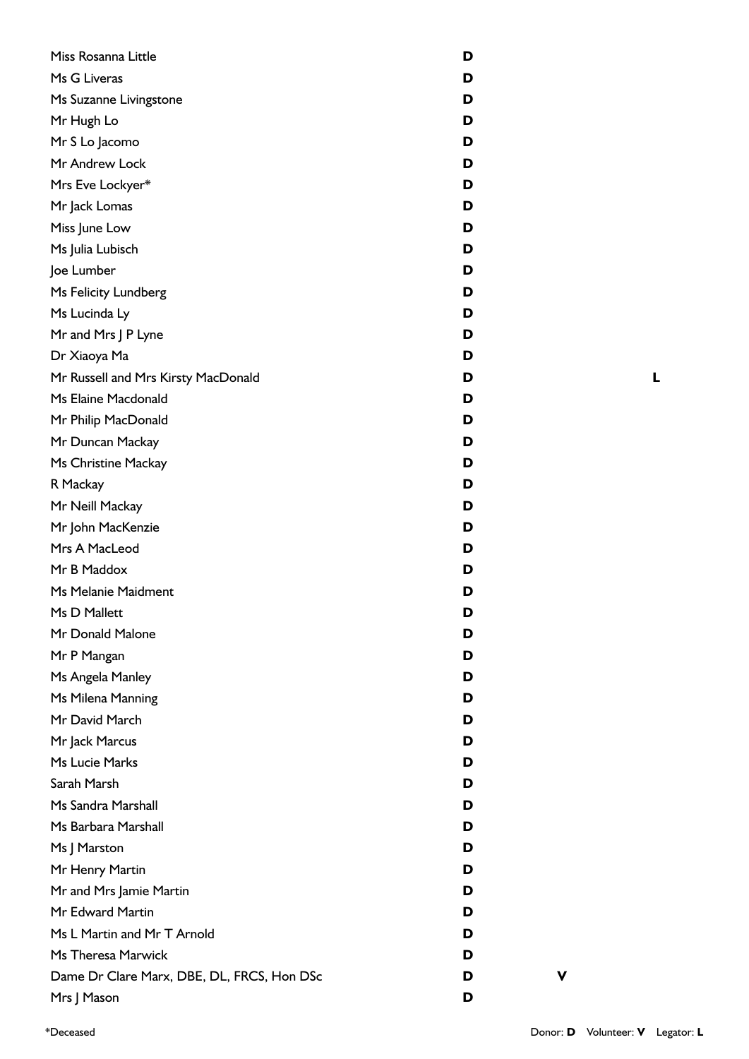| Name | Donor | Volunteer | Legator |
|---|---|---|---|
| Miss Rosanna Little | D | | |
| Ms G Liveras | D | | |
| Ms Suzanne Livingstone | D | | |
| Mr Hugh Lo | D | | |
| Mr S Lo Jacomo | D | | |
| Mr Andrew Lock | D | | |
| Mrs Eve Lockyer* | D | | |
| Mr Jack Lomas | D | | |
| Miss June Low | D | | |
| Ms Julia Lubisch | D | | |
| Joe Lumber | D | | |
| Ms Felicity Lundberg | D | | |
| Ms Lucinda Ly | D | | |
| Mr and Mrs J P Lyne | D | | |
| Dr Xiaoya Ma | D | | |
| Mr Russell and Mrs Kirsty MacDonald | D | | L |
| Ms Elaine Macdonald | D | | |
| Mr Philip MacDonald | D | | |
| Mr Duncan Mackay | D | | |
| Ms Christine Mackay | D | | |
| R Mackay | D | | |
| Mr Neill Mackay | D | | |
| Mr John MacKenzie | D | | |
| Mrs A MacLeod | D | | |
| Mr B Maddox | D | | |
| Ms Melanie Maidment | D | | |
| Ms D Mallett | D | | |
| Mr Donald Malone | D | | |
| Mr P Mangan | D | | |
| Ms Angela Manley | D | | |
| Ms Milena Manning | D | | |
| Mr David March | D | | |
| Mr Jack Marcus | D | | |
| Ms Lucie Marks | D | | |
| Sarah Marsh | D | | |
| Ms Sandra Marshall | D | | |
| Ms Barbara Marshall | D | | |
| Ms J Marston | D | | |
| Mr Henry Martin | D | | |
| Mr and Mrs Jamie Martin | D | | |
| Mr Edward Martin | D | | |
| Ms L Martin and Mr T Arnold | D | | |
| Ms Theresa Marwick | D | | |
| Dame Dr Clare Marx, DBE, DL, FRCS, Hon DSc | D | V | |
| Mrs J Mason | D | | |

*Deceased

Donor: **D** Volunteer: **V** Legator: **L**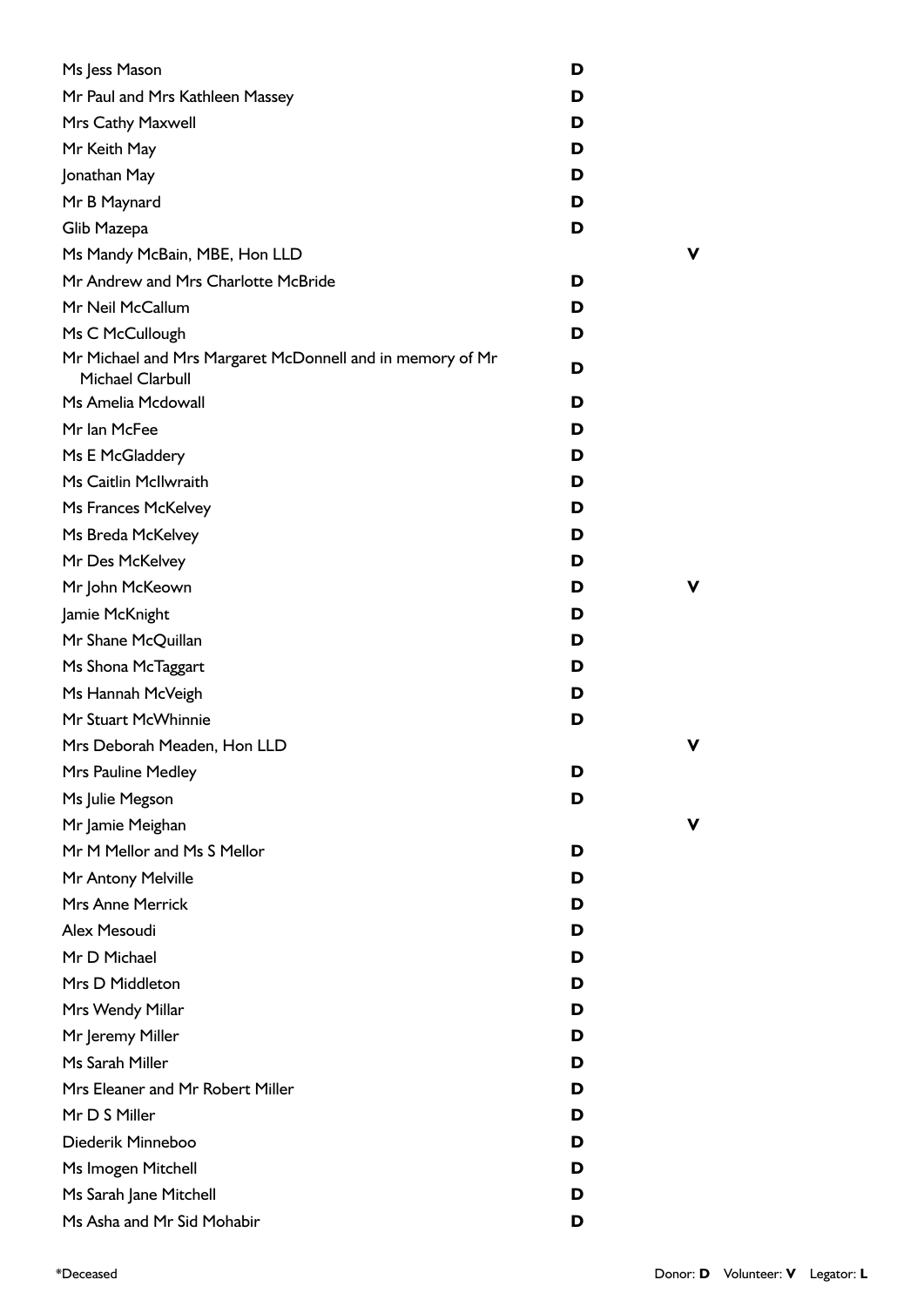| Name | Donor | Volunteer | Legator |
|---|---|---|---|
| Ms Jess Mason | **D** | | |
| Mr Paul and Mrs Kathleen Massey | **D** | | |
| Mrs Cathy Maxwell | **D** | | |
| Mr Keith May | **D** | | |
| Jonathan May | **D** | | |
| Mr B Maynard | **D** | | |
| Glib Mazepa | **D** | | |
| Ms Mandy McBain, MBE, Hon LLD | | **V** | |
| Mr Andrew and Mrs Charlotte McBride | **D** | | |
| Mr Neil McCallum | **D** | | |
| Ms C McCullough | **D** | | |
| Mr Michael and Mrs Margaret McDonnell and in memory of Mr Michael Clarbull | **D** | | |
| Ms Amelia Mcdowall | **D** | | |
| Mr Ian McFee | **D** | | |
| Ms E McGladdery | **D** | | |
| Ms Caitlin McIlwraith | **D** | | |
| Ms Frances McKelvey | **D** | | |
| Ms Breda McKelvey | **D** | | |
| Mr Des McKelvey | **D** | | |
| Mr John McKeown | **D** | **V** | |
| Jamie McKnight | **D** | | |
| Mr Shane McQuillan | **D** | | |
| Ms Shona McTaggart | **D** | | |
| Ms Hannah McVeigh | **D** | | |
| Mr Stuart McWhinnie | **D** | | |
| Mrs Deborah Meaden, Hon LLD | | **V** | |
| Mrs Pauline Medley | **D** | | |
| Ms Julie Megson | **D** | | |
| Mr Jamie Meighan | | **V** | |
| Mr M Mellor and Ms S Mellor | **D** | | |
| Mr Antony Melville | **D** | | |
| Mrs Anne Merrick | **D** | | |
| Alex Mesoudi | **D** | | |
| Mr D Michael | **D** | | |
| Mrs D Middleton | **D** | | |
| Mrs Wendy Millar | **D** | | |
| Mr Jeremy Miller | **D** | | |
| Ms Sarah Miller | **D** | | |
| Mrs Eleaner and Mr Robert Miller | **D** | | |
| Mr D S Miller | **D** | | |
| Diederik Minneboo | **D** | | |
| Ms Imogen Mitchell | **D** | | |
| Ms Sarah Jane Mitchell | **D** | | |
| Ms Asha and Mr Sid Mohabir | **D** | | |

*Deceased

Donor: **D** Volunteer: **V** Legator: **L**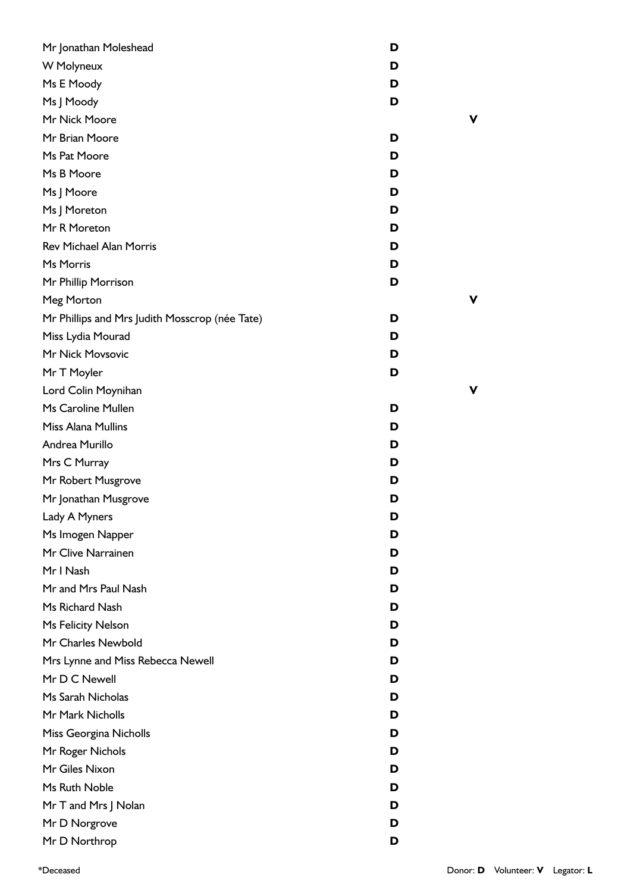| Name | Donor | Volunteer |
|---|---|---|
| Mr Jonathan Moleshead | **D** | |
| W Molyneux | **D** | |
| Ms E Moody | **D** | |
| Ms J Moody | **D** | |
| Mr Nick Moore | | **V** |
| Mr Brian Moore | **D** | |
| Ms Pat Moore | **D** | |
| Ms B Moore | **D** | |
| Ms J Moore | **D** | |
| Ms J Moreton | **D** | |
| Mr R Moreton | **D** | |
| Rev Michael Alan Morris | **D** | |
| Ms Morris | **D** | |
| Mr Phillip Morrison | **D** | |
| Meg Morton | | **V** |
| Mr Phillips and Mrs Judith Mosscrop (née Tate) | **D** | |
| Miss Lydia Mourad | **D** | |
| Mr Nick Movsovic | **D** | |
| Mr T Moyler | **D** | |
| Lord Colin Moynihan | | **V** |
| Ms Caroline Mullen | **D** | |
| Miss Alana Mullins | **D** | |
| Andrea Murillo | **D** | |
| Mrs C Murray | **D** | |
| Mr Robert Musgrove | **D** | |
| Mr Jonathan Musgrove | **D** | |
| Lady A Myners | **D** | |
| Ms Imogen Napper | **D** | |
| Mr Clive Narrainen | **D** | |
| Mr I Nash | **D** | |
| Mr and Mrs Paul Nash | **D** | |
| Ms Richard Nash | **D** | |
| Ms Felicity Nelson | **D** | |
| Mr Charles Newbold | **D** | |
| Mrs Lynne and Miss Rebecca Newell | **D** | |
| Mr D C Newell | **D** | |
| Ms Sarah Nicholas | **D** | |
| Mr Mark Nicholls | **D** | |
| Miss Georgina Nicholls | **D** | |
| Mr Roger Nichols | **D** | |
| Mr Giles Nixon | **D** | |
| Ms Ruth Noble | **D** | |
| Mr T and Mrs J Nolan | **D** | |
| Mr D Norgrove | **D** | |
| Mr D Northrop | **D** | |

*Deceased

Donor: **D** Volunteer: **V** Legator: **L**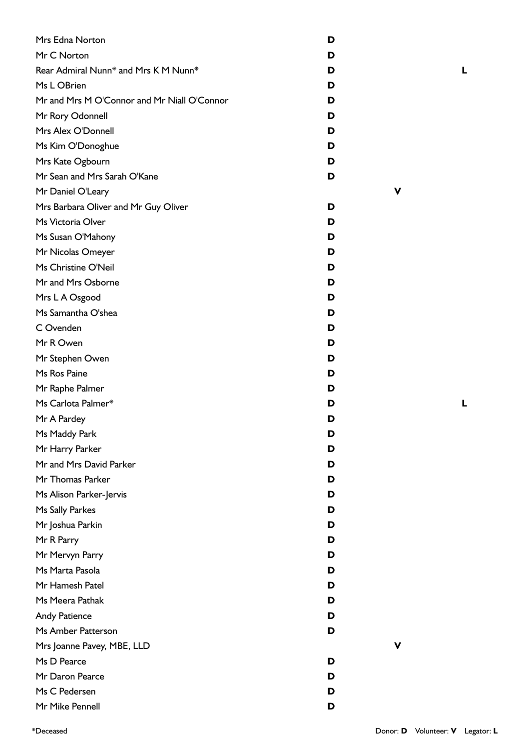| Name | Donor | Volunteer | Legator |
| --- | --- | --- | --- |
| Mrs Edna Norton | **D** | | |
| Mr C Norton | **D** | | |
| Rear Admiral Nunn* and Mrs K M Nunn* | **D** | | **L** |
| Ms L OBrien | **D** | | |
| Mr and Mrs M O'Connor and Mr Niall O'Connor | **D** | | |
| Mr Rory Odonnell | **D** | | |
| Mrs Alex O'Donnell | **D** | | |
| Ms Kim O'Donoghue | **D** | | |
| Mrs Kate Ogbourn | **D** | | |
| Mr Sean and Mrs Sarah O'Kane | **D** | | |
| Mr Daniel O'Leary | | **V** | |
| Mrs Barbara Oliver and Mr Guy Oliver | **D** | | |
| Ms Victoria Olver | **D** | | |
| Ms Susan O'Mahony | **D** | | |
| Mr Nicolas Omeyer | **D** | | |
| Ms Christine O'Neil | **D** | | |
| Mr and Mrs Osborne | **D** | | |
| Mrs L A Osgood | **D** | | |
| Ms Samantha O'shea | **D** | | |
| C Ovenden | **D** | | |
| Mr R Owen | **D** | | |
| Mr Stephen Owen | **D** | | |
| Ms Ros Paine | **D** | | |
| Mr Raphe Palmer | **D** | | |
| Ms Carlota Palmer* | **D** | | **L** |
| Mr A Pardey | **D** | | |
| Ms Maddy Park | **D** | | |
| Mr Harry Parker | **D** | | |
| Mr and Mrs David Parker | **D** | | |
| Mr Thomas Parker | **D** | | |
| Ms Alison Parker-Jervis | **D** | | |
| Ms Sally Parkes | **D** | | |
| Mr Joshua Parkin | **D** | | |
| Mr R Parry | **D** | | |
| Mr Mervyn Parry | **D** | | |
| Ms Marta Pasola | **D** | | |
| Mr Hamesh Patel | **D** | | |
| Ms Meera Pathak | **D** | | |
| Andy Patience | **D** | | |
| Ms Amber Patterson | **D** | | |
| Mrs Joanne Pavey, MBE, LLD | | **V** | |
| Ms D Pearce | **D** | | |
| Mr Daron Pearce | **D** | | |
| Ms C Pedersen | **D** | | |
| Mr Mike Pennell | **D** | | |

*Deceased

Donor: **D** Volunteer: **V** Legator: **L**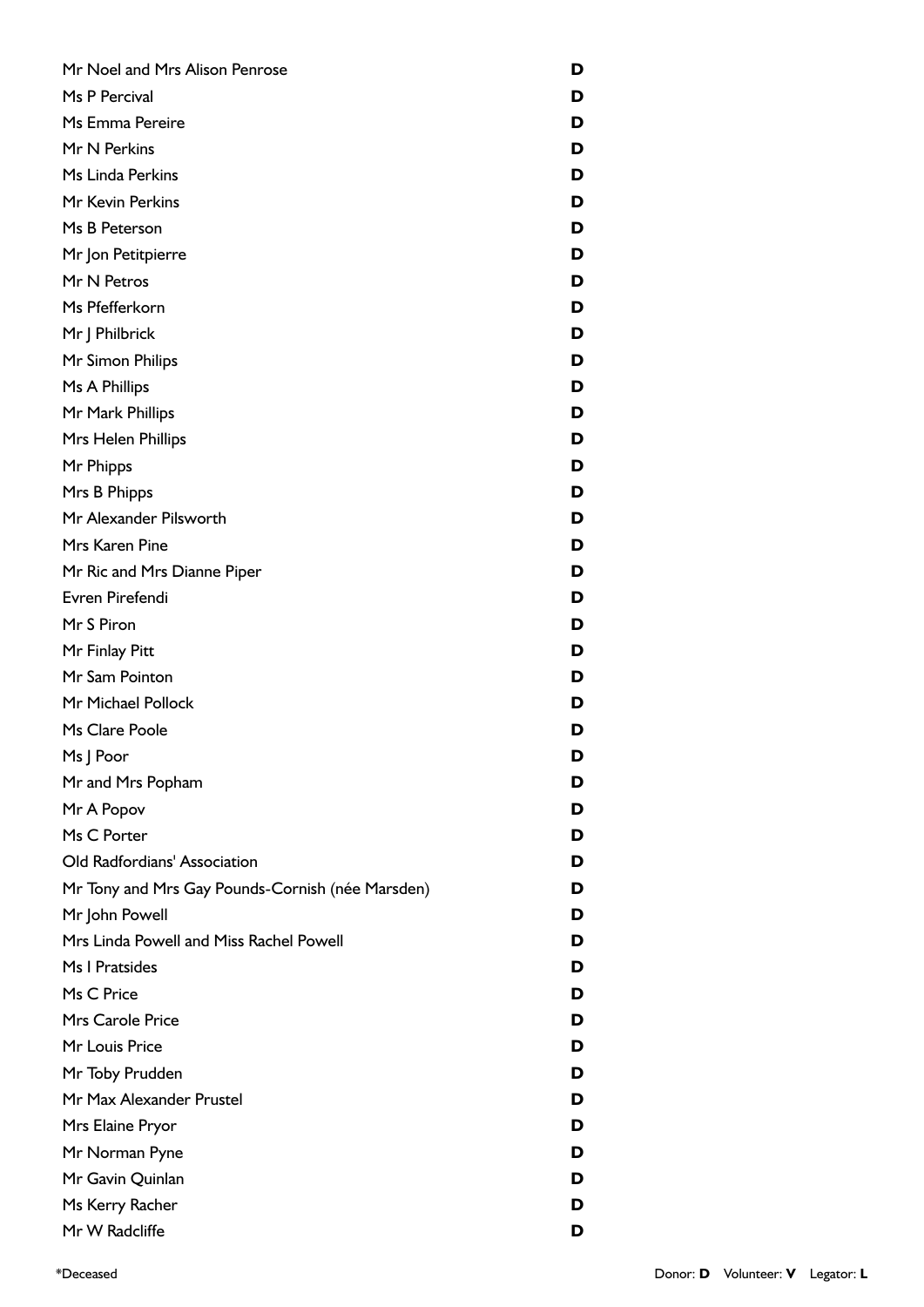| | |
|---|---|
| Mr Noel and Mrs Alison Penrose | **D** |
| Ms P Percival | **D** |
| Ms Emma Pereire | **D** |
| Mr N Perkins | **D** |
| Ms Linda Perkins | **D** |
| Mr Kevin Perkins | **D** |
| Ms B Peterson | **D** |
| Mr Jon Petitpierre | **D** |
| Mr N Petros | **D** |
| Ms Pfefferkorn | **D** |
| Mr J Philbrick | **D** |
| Mr Simon Philips | **D** |
| Ms A Phillips | **D** |
| Mr Mark Phillips | **D** |
| Mrs Helen Phillips | **D** |
| Mr Phipps | **D** |
| Mrs B Phipps | **D** |
| Mr Alexander Pilsworth | **D** |
| Mrs Karen Pine | **D** |
| Mr Ric and Mrs Dianne Piper | **D** |
| Evren Pirefendi | **D** |
| Mr S Piron | **D** |
| Mr Finlay Pitt | **D** |
| Mr Sam Pointon | **D** |
| Mr Michael Pollock | **D** |
| Ms Clare Poole | **D** |
| Ms J Poor | **D** |
| Mr and Mrs Popham | **D** |
| Mr A Popov | **D** |
| Ms C Porter | **D** |
| Old Radfordians' Association | **D** |
| Mr Tony and Mrs Gay Pounds-Cornish (née Marsden) | **D** |
| Mr John Powell | **D** |
| Mrs Linda Powell and Miss Rachel Powell | **D** |
| Ms I Pratsides | **D** |
| Ms C Price | **D** |
| Mrs Carole Price | **D** |
| Mr Louis Price | **D** |
| Mr Toby Prudden | **D** |
| Mr Max Alexander Prustel | **D** |
| Mrs Elaine Pryor | **D** |
| Mr Norman Pyne | **D** |
| Mr Gavin Quinlan | **D** |
| Ms Kerry Racher | **D** |
| Mr W Radcliffe | **D** |

*Deceased

Donor: **D** Volunteer: **V** Legator: **L**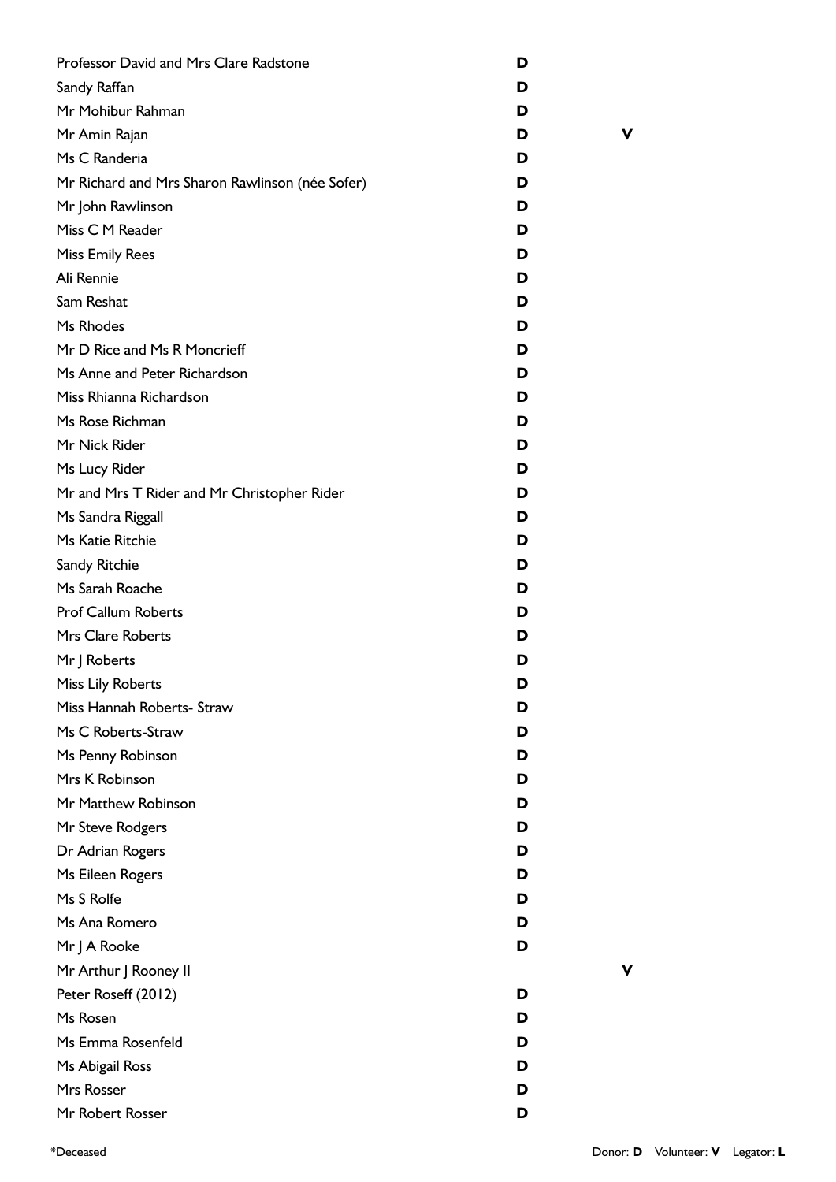| Name | Donor | Volunteer | Legator |
|---|---|---|---|
| Professor David and Mrs Clare Radstone | D | | |
| Sandy Raffan | D | | |
| Mr Mohibur Rahman | D | | |
| Mr Amin Rajan | D | V | |
| Ms C Randeria | D | | |
| Mr Richard and Mrs Sharon Rawlinson (née Sofer) | D | | |
| Mr John Rawlinson | D | | |
| Miss C M Reader | D | | |
| Miss Emily Rees | D | | |
| Ali Rennie | D | | |
| Sam Reshat | D | | |
| Ms Rhodes | D | | |
| Mr D Rice and Ms R Moncrieff | D | | |
| Ms Anne and Peter Richardson | D | | |
| Miss Rhianna Richardson | D | | |
| Ms Rose Richman | D | | |
| Mr Nick Rider | D | | |
| Ms Lucy Rider | D | | |
| Mr and Mrs T Rider and Mr Christopher Rider | D | | |
| Ms Sandra Riggall | D | | |
| Ms Katie Ritchie | D | | |
| Sandy Ritchie | D | | |
| Ms Sarah Roache | D | | |
| Prof Callum Roberts | D | | |
| Mrs Clare Roberts | D | | |
| Mr J Roberts | D | | |
| Miss Lily Roberts | D | | |
| Miss Hannah Roberts- Straw | D | | |
| Ms C Roberts-Straw | D | | |
| Ms Penny Robinson | D | | |
| Mrs K Robinson | D | | |
| Mr Matthew Robinson | D | | |
| Mr Steve Rodgers | D | | |
| Dr Adrian Rogers | D | | |
| Ms Eileen Rogers | D | | |
| Ms S Rolfe | D | | |
| Ms Ana Romero | D | | |
| Mr J A Rooke | D | | |
| Mr Arthur J Rooney II | | V | |
| Peter Roseff (2012) | D | | |
| Ms Rosen | D | | |
| Ms Emma Rosenfeld | D | | |
| Ms Abigail Ross | D | | |
| Mrs Rosser | D | | |
| Mr Robert Rosser | D | | |

*Deceased

Donor: **D** Volunteer: **V** Legator: **L**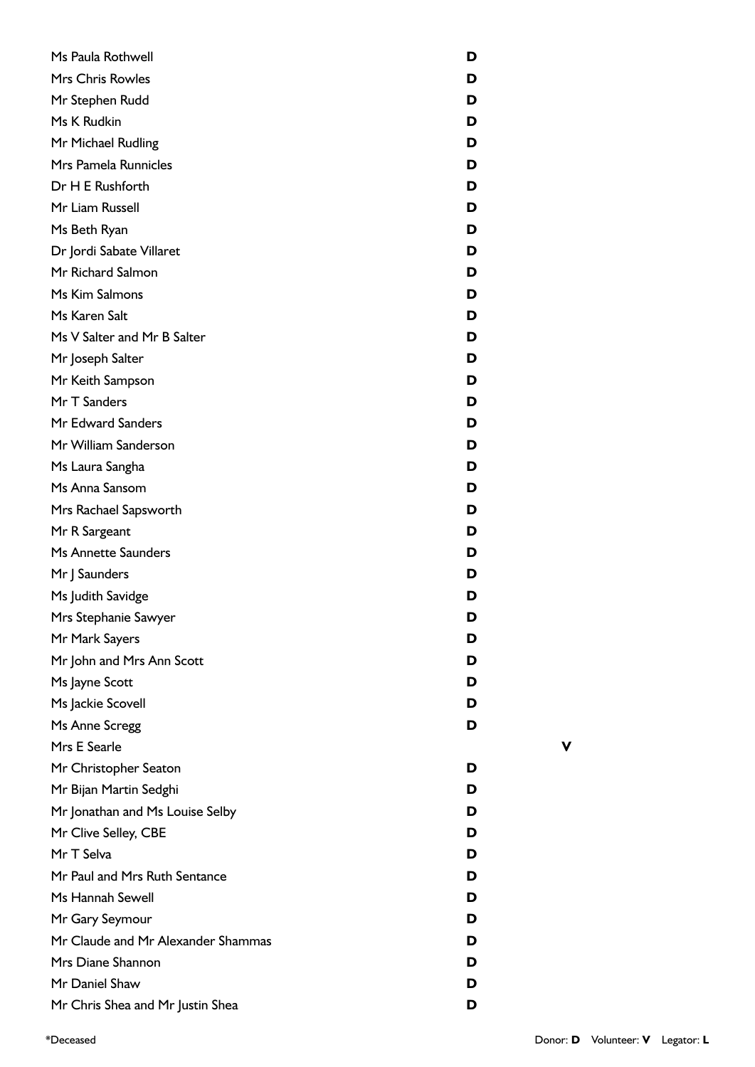| Name | Donor | Volunteer | Legator |
|---|---|---|---|
| Ms Paula Rothwell | **D** | | |
| Mrs Chris Rowles | **D** | | |
| Mr Stephen Rudd | **D** | | |
| Ms K Rudkin | **D** | | |
| Mr Michael Rudling | **D** | | |
| Mrs Pamela Runnicles | **D** | | |
| Dr H E Rushforth | **D** | | |
| Mr Liam Russell | **D** | | |
| Ms Beth Ryan | **D** | | |
| Dr Jordi Sabate Villaret | **D** | | |
| Mr Richard Salmon | **D** | | |
| Ms Kim Salmons | **D** | | |
| Ms Karen Salt | **D** | | |
| Ms V Salter and Mr B Salter | **D** | | |
| Mr Joseph Salter | **D** | | |
| Mr Keith Sampson | **D** | | |
| Mr T Sanders | **D** | | |
| Mr Edward Sanders | **D** | | |
| Mr William Sanderson | **D** | | |
| Ms Laura Sangha | **D** | | |
| Ms Anna Sansom | **D** | | |
| Mrs Rachael Sapsworth | **D** | | |
| Mr R Sargeant | **D** | | |
| Ms Annette Saunders | **D** | | |
| Mr J Saunders | **D** | | |
| Ms Judith Savidge | **D** | | |
| Mrs Stephanie Sawyer | **D** | | |
| Mr Mark Sayers | **D** | | |
| Mr John and Mrs Ann Scott | **D** | | |
| Ms Jayne Scott | **D** | | |
| Ms Jackie Scovell | **D** | | |
| Ms Anne Scregg | **D** | | |
| Mrs E Searle | | **V** | |
| Mr Christopher Seaton | **D** | | |
| Mr Bijan Martin Sedghi | **D** | | |
| Mr Jonathan and Ms Louise Selby | **D** | | |
| Mr Clive Selley, CBE | **D** | | |
| Mr T Selva | **D** | | |
| Mr Paul and Mrs Ruth Sentance | **D** | | |
| Ms Hannah Sewell | **D** | | |
| Mr Gary Seymour | **D** | | |
| Mr Claude and Mr Alexander Shammas | **D** | | |
| Mrs Diane Shannon | **D** | | |
| Mr Daniel Shaw | **D** | | |
| Mr Chris Shea and Mr Justin Shea | **D** | | |

*Deceased

Donor: **D** Volunteer: **V** Legator: **L**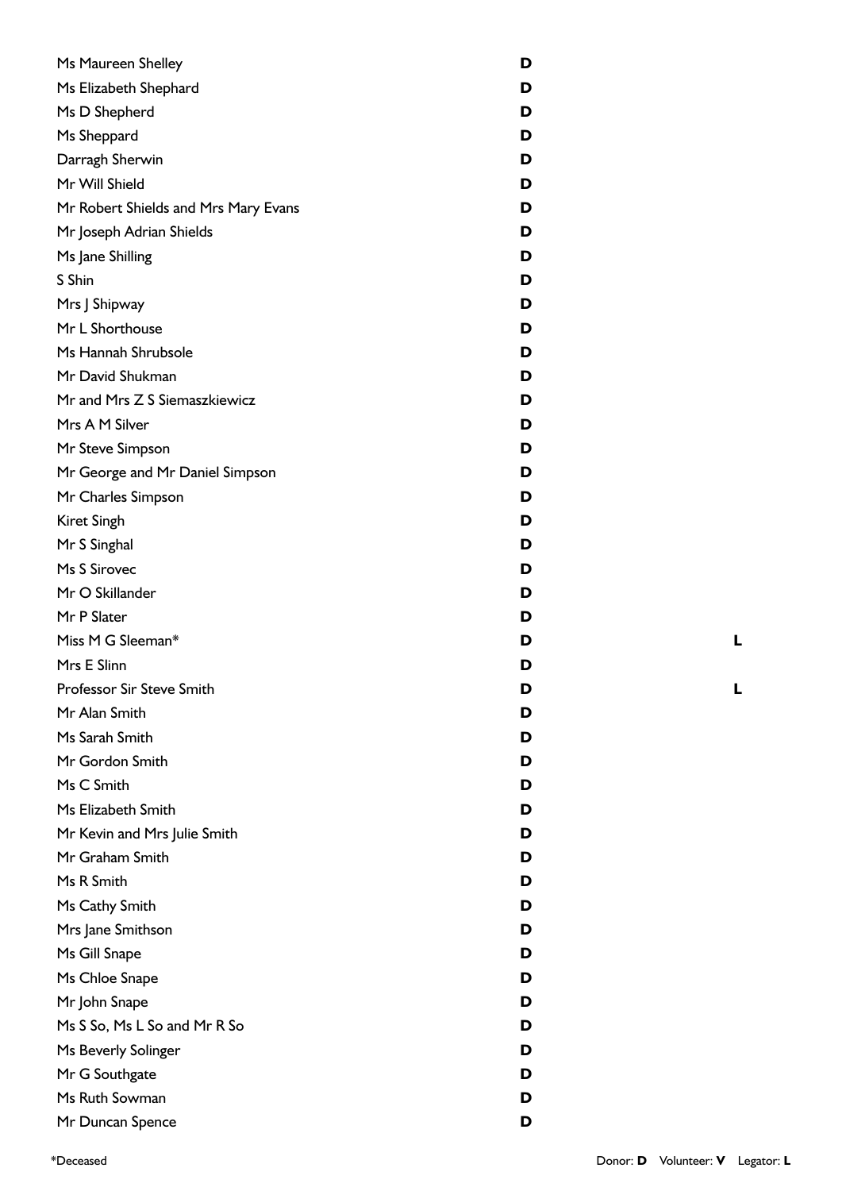| Name | Donor | Volunteer | Legator |
|---|---|---|---|
| Ms Maureen Shelley | D | | |
| Ms Elizabeth Shephard | D | | |
| Ms D Shepherd | D | | |
| Ms Sheppard | D | | |
| Darragh Sherwin | D | | |
| Mr Will Shield | D | | |
| Mr Robert Shields and Mrs Mary Evans | D | | |
| Mr Joseph Adrian Shields | D | | |
| Ms Jane Shilling | D | | |
| S Shin | D | | |
| Mrs J Shipway | D | | |
| Mr L Shorthouse | D | | |
| Ms Hannah Shrubsole | D | | |
| Mr David Shukman | D | | |
| Mr and Mrs Z S Siemaszkiewicz | D | | |
| Mrs A M Silver | D | | |
| Mr Steve Simpson | D | | |
| Mr George and Mr Daniel Simpson | D | | |
| Mr Charles Simpson | D | | |
| Kiret Singh | D | | |
| Mr S Singhal | D | | |
| Ms S Sirovec | D | | |
| Mr O Skillander | D | | |
| Mr P Slater | D | | |
| Miss M G Sleeman* | D | | L |
| Mrs E Slinn | D | | |
| Professor Sir Steve Smith | D | | L |
| Mr Alan Smith | D | | |
| Ms Sarah Smith | D | | |
| Mr Gordon Smith | D | | |
| Ms C Smith | D | | |
| Ms Elizabeth Smith | D | | |
| Mr Kevin and Mrs Julie Smith | D | | |
| Mr Graham Smith | D | | |
| Ms R Smith | D | | |
| Ms Cathy Smith | D | | |
| Mrs Jane Smithson | D | | |
| Ms Gill Snape | D | | |
| Ms Chloe Snape | D | | |
| Mr John Snape | D | | |
| Ms S So, Ms L So and Mr R So | D | | |
| Ms Beverly Solinger | D | | |
| Mr G Southgate | D | | |
| Ms Ruth Sowman | D | | |
| Mr Duncan Spence | D | | |

*Deceased

Donor: **D** Volunteer: **V** Legator: **L**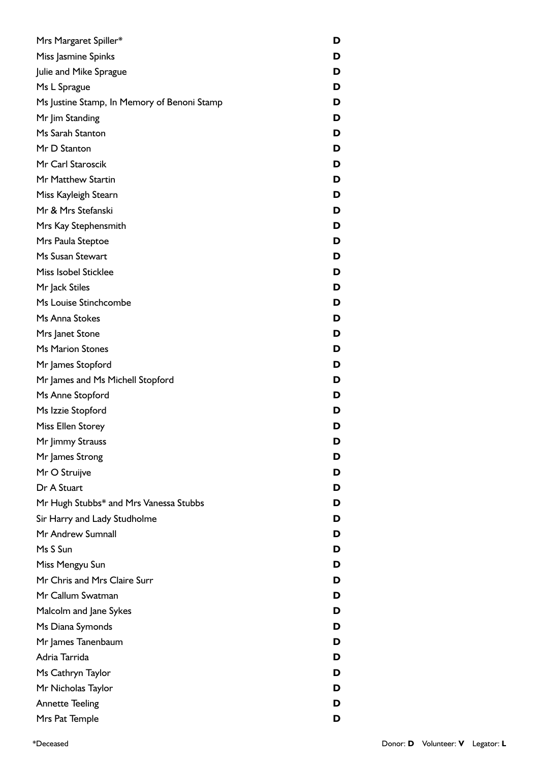| | |
|---|---|
| Mrs Margaret Spiller* | D |
| Miss Jasmine Spinks | D |
| Julie and Mike Sprague | D |
| Ms L Sprague | D |
| Ms Justine Stamp, In Memory of Benoni Stamp | D |
| Mr Jim Standing | D |
| Ms Sarah Stanton | D |
| Mr D Stanton | D |
| Mr Carl Staroscik | D |
| Mr Matthew Startin | D |
| Miss Kayleigh Stearn | D |
| Mr & Mrs Stefanski | D |
| Mrs Kay Stephensmith | D |
| Mrs Paula Steptoe | D |
| Ms Susan Stewart | D |
| Miss Isobel Sticklee | D |
| Mr Jack Stiles | D |
| Ms Louise Stinchcombe | D |
| Ms Anna Stokes | D |
| Mrs Janet Stone | D |
| Ms Marion Stones | D |
| Mr James Stopford | D |
| Mr James and Ms Michell Stopford | D |
| Ms Anne Stopford | D |
| Ms Izzie Stopford | D |
| Miss Ellen Storey | D |
| Mr Jimmy Strauss | D |
| Mr James Strong | D |
| Mr O Struijve | D |
| Dr A Stuart | D |
| Mr Hugh Stubbs* and Mrs Vanessa Stubbs | D |
| Sir Harry and Lady Studholme | D |
| Mr Andrew Sumnall | D |
| Ms S Sun | D |
| Miss Mengyu Sun | D |
| Mr Chris and Mrs Claire Surr | D |
| Mr Callum Swatman | D |
| Malcolm and Jane Sykes | D |
| Ms Diana Symonds | D |
| Mr James Tanenbaum | D |
| Adria Tarrida | D |
| Ms Cathryn Taylor | D |
| Mr Nicholas Taylor | D |
| Annette Teeling | D |
| Mrs Pat Temple | D |

*Deceased

Donor: **D** Volunteer: **V** Legator: **L**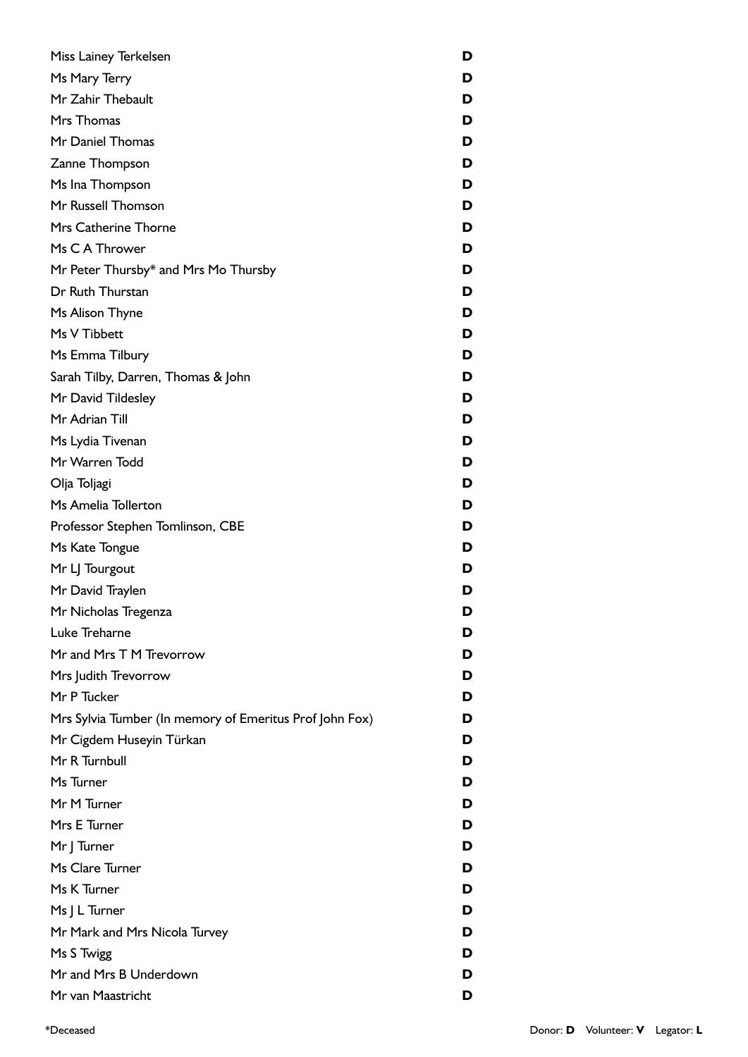| | |
|---|---|
| Miss Lainey Terkelsen | **D** |
| Ms Mary Terry | **D** |
| Mr Zahir Thebault | **D** |
| Mrs Thomas | **D** |
| Mr Daniel Thomas | **D** |
| Zanne Thompson | **D** |
| Ms Ina Thompson | **D** |
| Mr Russell Thomson | **D** |
| Mrs Catherine Thorne | **D** |
| Ms C A Thrower | **D** |
| Mr Peter Thursby* and Mrs Mo Thursby | **D** |
| Dr Ruth Thurstan | **D** |
| Ms Alison Thyne | **D** |
| Ms V Tibbett | **D** |
| Ms Emma Tilbury | **D** |
| Sarah Tilby, Darren, Thomas & John | **D** |
| Mr David Tildesley | **D** |
| Mr Adrian Till | **D** |
| Ms Lydia Tivenan | **D** |
| Mr Warren Todd | **D** |
| Olja Toljagi | **D** |
| Ms Amelia Tollerton | **D** |
| Professor Stephen Tomlinson, CBE | **D** |
| Ms Kate Tongue | **D** |
| Mr LJ Tourgout | **D** |
| Mr David Traylen | **D** |
| Mr Nicholas Tregenza | **D** |
| Luke Treharne | **D** |
| Mr and Mrs T M Trevorrow | **D** |
| Mrs Judith Trevorrow | **D** |
| Mr P Tucker | **D** |
| Mrs Sylvia Tumber (In memory of Emeritus Prof John Fox) | **D** |
| Mr Cigdem Huseyin Türkan | **D** |
| Mr R Turnbull | **D** |
| Ms Turner | **D** |
| Mr M Turner | **D** |
| Mrs E Turner | **D** |
| Mr J Turner | **D** |
| Ms Clare Turner | **D** |
| Ms K Turner | **D** |
| Ms J L Turner | **D** |
| Mr Mark and Mrs Nicola Turvey | **D** |
| Ms S Twigg | **D** |
| Mr and Mrs B Underdown | **D** |
| Mr van Maastricht | **D** |

*Deceased

Donor: **D** Volunteer: **V** Legator: **L**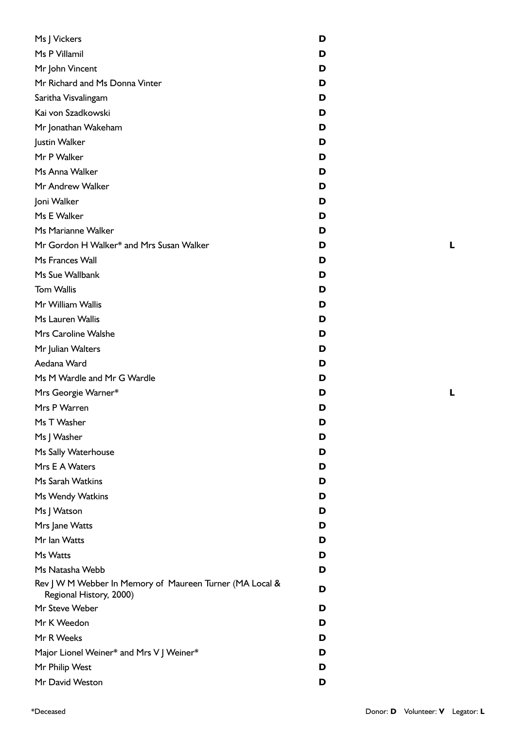| Name | Donor | Volunteer | Legator |
|---|---|---|---|
| Ms J Vickers | D | | |
| Ms P Villamil | D | | |
| Mr John Vincent | D | | |
| Mr Richard and Ms Donna Vinter | D | | |
| Saritha Visvalingam | D | | |
| Kai von Szadkowski | D | | |
| Mr Jonathan Wakeham | D | | |
| Justin Walker | D | | |
| Mr P Walker | D | | |
| Ms Anna Walker | D | | |
| Mr Andrew Walker | D | | |
| Joni Walker | D | | |
| Ms E Walker | D | | |
| Ms Marianne Walker | D | | |
| Mr Gordon H Walker* and Mrs Susan Walker | D | | L |
| Ms Frances Wall | D | | |
| Ms Sue Wallbank | D | | |
| Tom Wallis | D | | |
| Mr William Wallis | D | | |
| Ms Lauren Wallis | D | | |
| Mrs Caroline Walshe | D | | |
| Mr Julian Walters | D | | |
| Aedana Ward | D | | |
| Ms M Wardle and Mr G Wardle | D | | |
| Mrs Georgie Warner* | D | | L |
| Mrs P Warren | D | | |
| Ms T Washer | D | | |
| Ms J Washer | D | | |
| Ms Sally Waterhouse | D | | |
| Mrs E A Waters | D | | |
| Ms Sarah Watkins | D | | |
| Ms Wendy Watkins | D | | |
| Ms J Watson | D | | |
| Mrs Jane Watts | D | | |
| Mr Ian Watts | D | | |
| Ms Watts | D | | |
| Ms Natasha Webb | D | | |
| Rev J W M Webber In Memory of Maureen Turner (MA Local & Regional History, 2000) | D | | |
| Mr Steve Weber | D | | |
| Mr K Weedon | D | | |
| Mr R Weeks | D | | |
| Major Lionel Weiner* and Mrs V J Weiner* | D | | |
| Mr Philip West | D | | |
| Mr David Weston | D | | |

*Deceased

Donor: **D** Volunteer: **V** Legator: **L**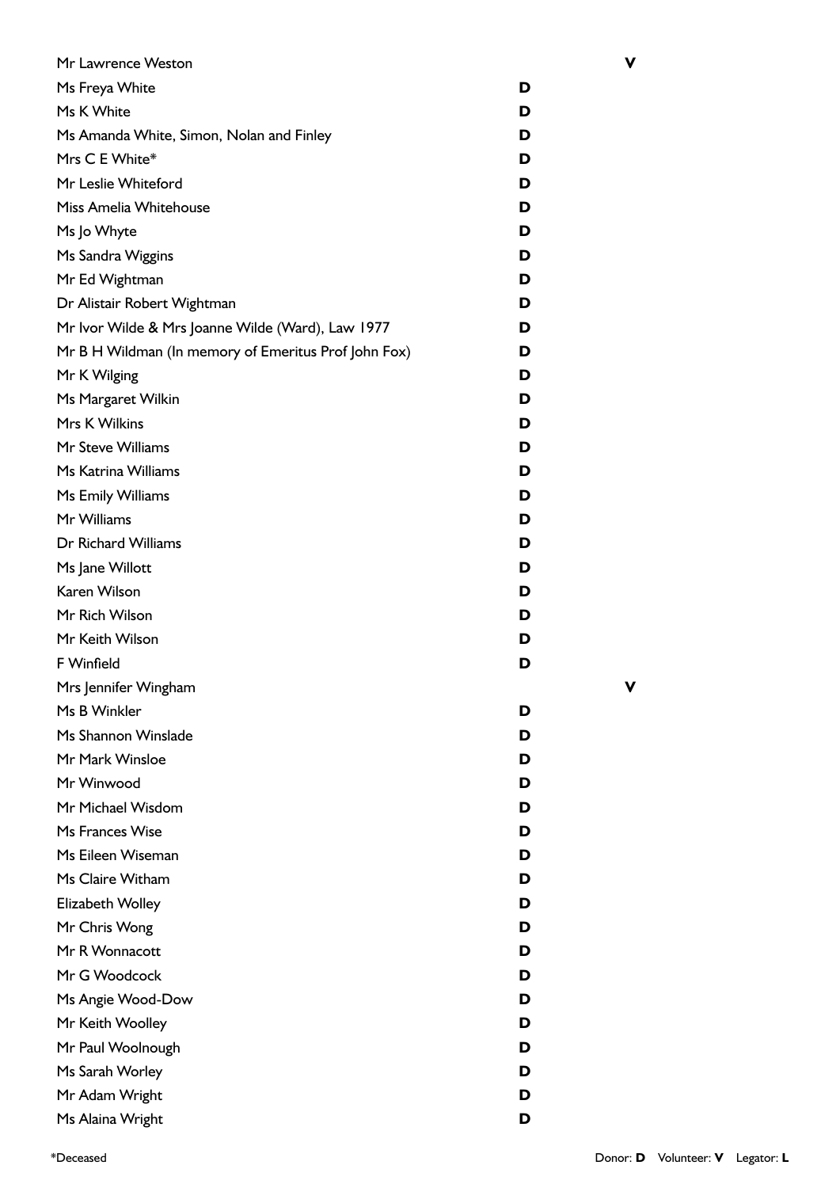| Name | Donor | Volunteer |
|---|---|---|
| Mr Lawrence Weston | | **V** |
| Ms Freya White | **D** | |
| Ms K White | **D** | |
| Ms Amanda White, Simon, Nolan and Finley | **D** | |
| Mrs C E White* | **D** | |
| Mr Leslie Whiteford | **D** | |
| Miss Amelia Whitehouse | **D** | |
| Ms Jo Whyte | **D** | |
| Ms Sandra Wiggins | **D** | |
| Mr Ed Wightman | **D** | |
| Dr Alistair Robert Wightman | **D** | |
| Mr Ivor Wilde & Mrs Joanne Wilde (Ward), Law 1977 | **D** | |
| Mr B H Wildman (In memory of Emeritus Prof John Fox) | **D** | |
| Mr K Wilging | **D** | |
| Ms Margaret Wilkin | **D** | |
| Mrs K Wilkins | **D** | |
| Mr Steve Williams | **D** | |
| Ms Katrina Williams | **D** | |
| Ms Emily Williams | **D** | |
| Mr Williams | **D** | |
| Dr Richard Williams | **D** | |
| Ms Jane Willott | **D** | |
| Karen Wilson | **D** | |
| Mr Rich Wilson | **D** | |
| Mr Keith Wilson | **D** | |
| F Winfield | **D** | |
| Mrs Jennifer Wingham | | **V** |
| Ms B Winkler | **D** | |
| Ms Shannon Winslade | **D** | |
| Mr Mark Winsloe | **D** | |
| Mr Winwood | **D** | |
| Mr Michael Wisdom | **D** | |
| Ms Frances Wise | **D** | |
| Ms Eileen Wiseman | **D** | |
| Ms Claire Witham | **D** | |
| Elizabeth Wolley | **D** | |
| Mr Chris Wong | **D** | |
| Mr R Wonnacott | **D** | |
| Mr G Woodcock | **D** | |
| Ms Angie Wood-Dow | **D** | |
| Mr Keith Woolley | **D** | |
| Mr Paul Woolnough | **D** | |
| Ms Sarah Worley | **D** | |
| Mr Adam Wright | **D** | |
| Ms Alaina Wright | **D** | |

*Deceased

Donor: **D** Volunteer: **V** Legator: **L**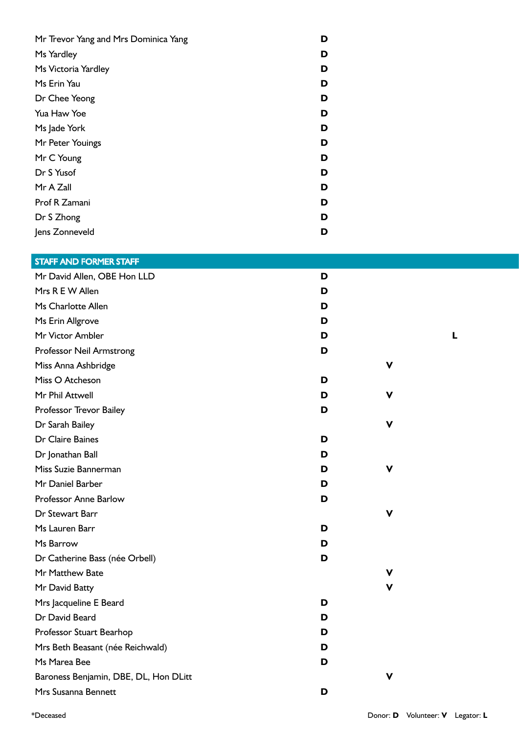| Name | Donor | Volunteer | Legator |
|---|---|---|---|
| Mr Trevor Yang and Mrs Dominica Yang | D | | |
| Ms Yardley | D | | |
| Ms Victoria Yardley | D | | |
| Ms Erin Yau | D | | |
| Dr Chee Yeong | D | | |
| Yua Haw Yoe | D | | |
| Ms Jade York | D | | |
| Mr Peter Youings | D | | |
| Mr C Young | D | | |
| Dr S Yusof | D | | |
| Mr A Zall | D | | |
| Prof R Zamani | D | | |
| Dr S Zhong | D | | |
| Jens Zonneveld | D | | |

## STAFF AND FORMER STAFF

| Name | Donor | Volunteer | Legator |
|---|---|---|---|
| Mr David Allen, OBE Hon LLD | D | | |
| Mrs R E W Allen | D | | |
| Ms Charlotte Allen | D | | |
| Ms Erin Allgrove | D | | |
| Mr Victor Ambler | D | | L |
| Professor Neil Armstrong | D | | |
| Miss Anna Ashbridge | | V | |
| Miss O Atcheson | D | | |
| Mr Phil Attwell | D | V | |
| Professor Trevor Bailey | D | | |
| Dr Sarah Bailey | | V | |
| Dr Claire Baines | D | | |
| Dr Jonathan Ball | D | | |
| Miss Suzie Bannerman | D | V | |
| Mr Daniel Barber | D | | |
| Professor Anne Barlow | D | | |
| Dr Stewart Barr | | V | |
| Ms Lauren Barr | D | | |
| Ms Barrow | D | | |
| Dr Catherine Bass (née Orbell) | D | | |
| Mr Matthew Bate | | V | |
| Mr David Batty | | V | |
| Mrs Jacqueline E Beard | D | | |
| Dr David Beard | D | | |
| Professor Stuart Bearhop | D | | |
| Mrs Beth Beasant (née Reichwald) | D | | |
| Ms Marea Bee | D | | |
| Baroness Benjamin, DBE, DL, Hon DLitt | | V | |
| Mrs Susanna Bennett | D | | |

*Deceased

Donor: **D** Volunteer: **V** Legator: **L**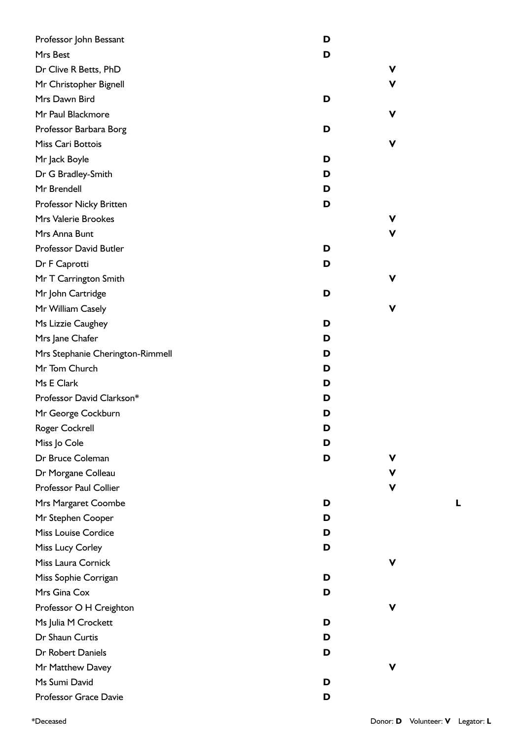| Name | Donor | Volunteer | Legator |
| --- | --- | --- | --- |
| Professor John Bessant | **D** | | |
| Mrs Best | **D** | | |
| Dr Clive R Betts, PhD | | **V** | |
| Mr Christopher Bignell | | **V** | |
| Mrs Dawn Bird | **D** | | |
| Mr Paul Blackmore | | **V** | |
| Professor Barbara Borg | **D** | | |
| Miss Cari Bottois | | **V** | |
| Mr Jack Boyle | **D** | | |
| Dr G Bradley-Smith | **D** | | |
| Mr Brendell | **D** | | |
| Professor Nicky Britten | **D** | | |
| Mrs Valerie Brookes | | **V** | |
| Mrs Anna Bunt | | **V** | |
| Professor David Butler | **D** | | |
| Dr F Caprotti | **D** | | |
| Mr T Carrington Smith | | **V** | |
| Mr John Cartridge | **D** | | |
| Mr William Casely | | **V** | |
| Ms Lizzie Caughey | **D** | | |
| Mrs Jane Chafer | **D** | | |
| Mrs Stephanie Cherington-Rimmell | **D** | | |
| Mr Tom Church | **D** | | |
| Ms E Clark | **D** | | |
| Professor David Clarkson* | **D** | | |
| Mr George Cockburn | **D** | | |
| Roger Cockrell | **D** | | |
| Miss Jo Cole | **D** | | |
| Dr Bruce Coleman | **D** | **V** | |
| Dr Morgane Colleau | | **V** | |
| Professor Paul Collier | | **V** | |
| Mrs Margaret Coombe | **D** | | **L** |
| Mr Stephen Cooper | **D** | | |
| Miss Louise Cordice | **D** | | |
| Miss Lucy Corley | **D** | | |
| Miss Laura Cornick | | **V** | |
| Miss Sophie Corrigan | **D** | | |
| Mrs Gina Cox | **D** | | |
| Professor O H Creighton | | **V** | |
| Ms Julia M Crockett | **D** | | |
| Dr Shaun Curtis | **D** | | |
| Dr Robert Daniels | **D** | | |
| Mr Matthew Davey | | **V** | |
| Ms Sumi David | **D** | | |
| Professor Grace Davie | **D** | | |

*Deceased

Donor: **D** Volunteer: **V** Legator: **L**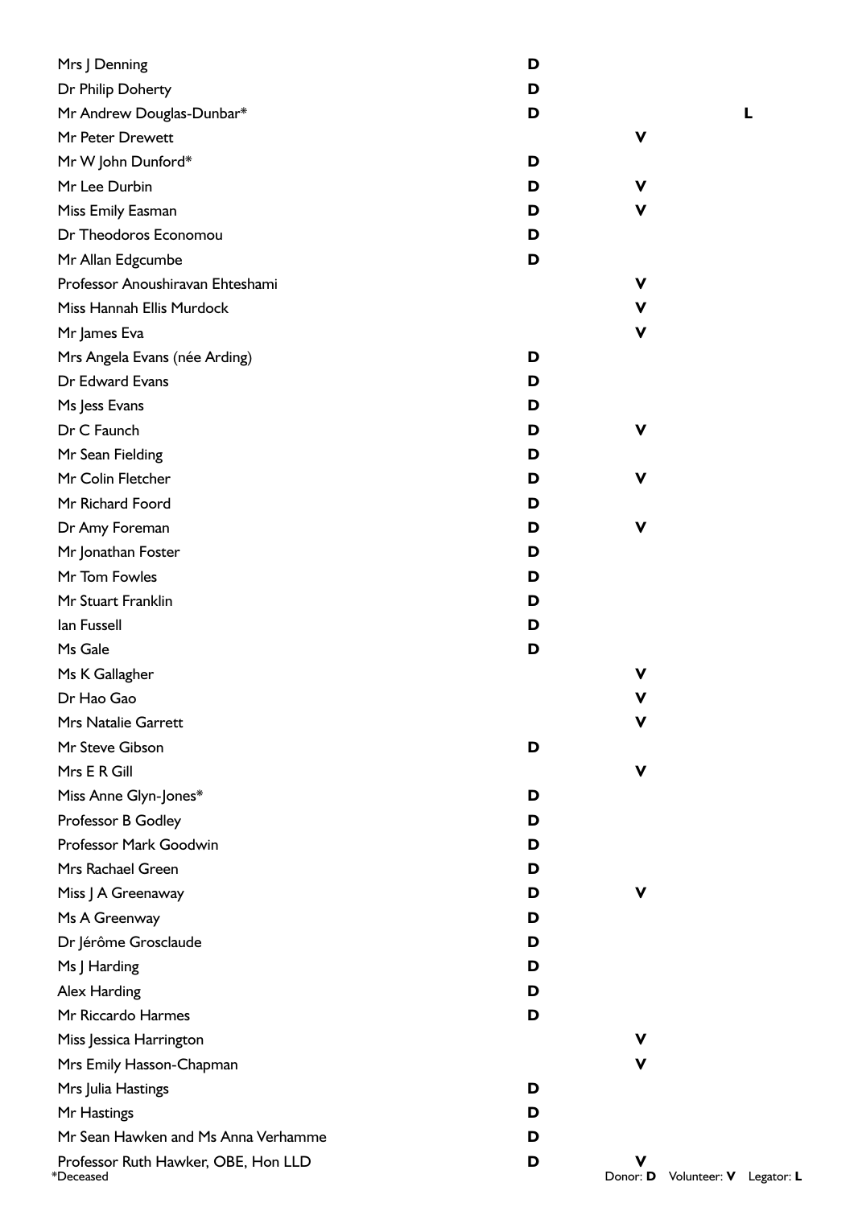| Name | Donor | Volunteer | Legator |
| --- | --- | --- | --- |
| Mrs J Denning | D | | |
| Dr Philip Doherty | D | | |
| Mr Andrew Douglas-Dunbar* | D | | L |
| Mr Peter Drewett | | V | |
| Mr W John Dunford* | D | | |
| Mr Lee Durbin | D | V | |
| Miss Emily Easman | D | V | |
| Dr Theodoros Economou | D | | |
| Mr Allan Edgcumbe | D | | |
| Professor Anoushiravan Ehteshami | | V | |
| Miss Hannah Ellis Murdock | | V | |
| Mr James Eva | | V | |
| Mrs Angela Evans (née Arding) | D | | |
| Dr Edward Evans | D | | |
| Ms Jess Evans | D | | |
| Dr C Faunch | D | V | |
| Mr Sean Fielding | D | | |
| Mr Colin Fletcher | D | V | |
| Mr Richard Foord | D | | |
| Dr Amy Foreman | D | V | |
| Mr Jonathan Foster | D | | |
| Mr Tom Fowles | D | | |
| Mr Stuart Franklin | D | | |
| Ian Fussell | D | | |
| Ms Gale | D | | |
| Ms K Gallagher | | V | |
| Dr Hao Gao | | V | |
| Mrs Natalie Garrett | | V | |
| Mr Steve Gibson | D | | |
| Mrs E R Gill | | V | |
| Miss Anne Glyn-Jones* | D | | |
| Professor B Godley | D | | |
| Professor Mark Goodwin | D | | |
| Mrs Rachael Green | D | | |
| Miss J A Greenaway | D | V | |
| Ms A Greenway | D | | |
| Dr Jérôme Grosclaude | D | | |
| Ms J Harding | D | | |
| Alex Harding | D | | |
| Mr Riccardo Harmes | D | | |
| Miss Jessica Harrington | | V | |
| Mrs Emily Hasson-Chapman | | V | |
| Mrs Julia Hastings | D | | |
| Mr Hastings | D | | |
| Mr Sean Hawken and Ms Anna Verhamme | D | | |
| Professor Ruth Hawker, OBE, Hon LLD | D | V | |

*Deceased

Donor: **D** Volunteer: **V** Legator: **L**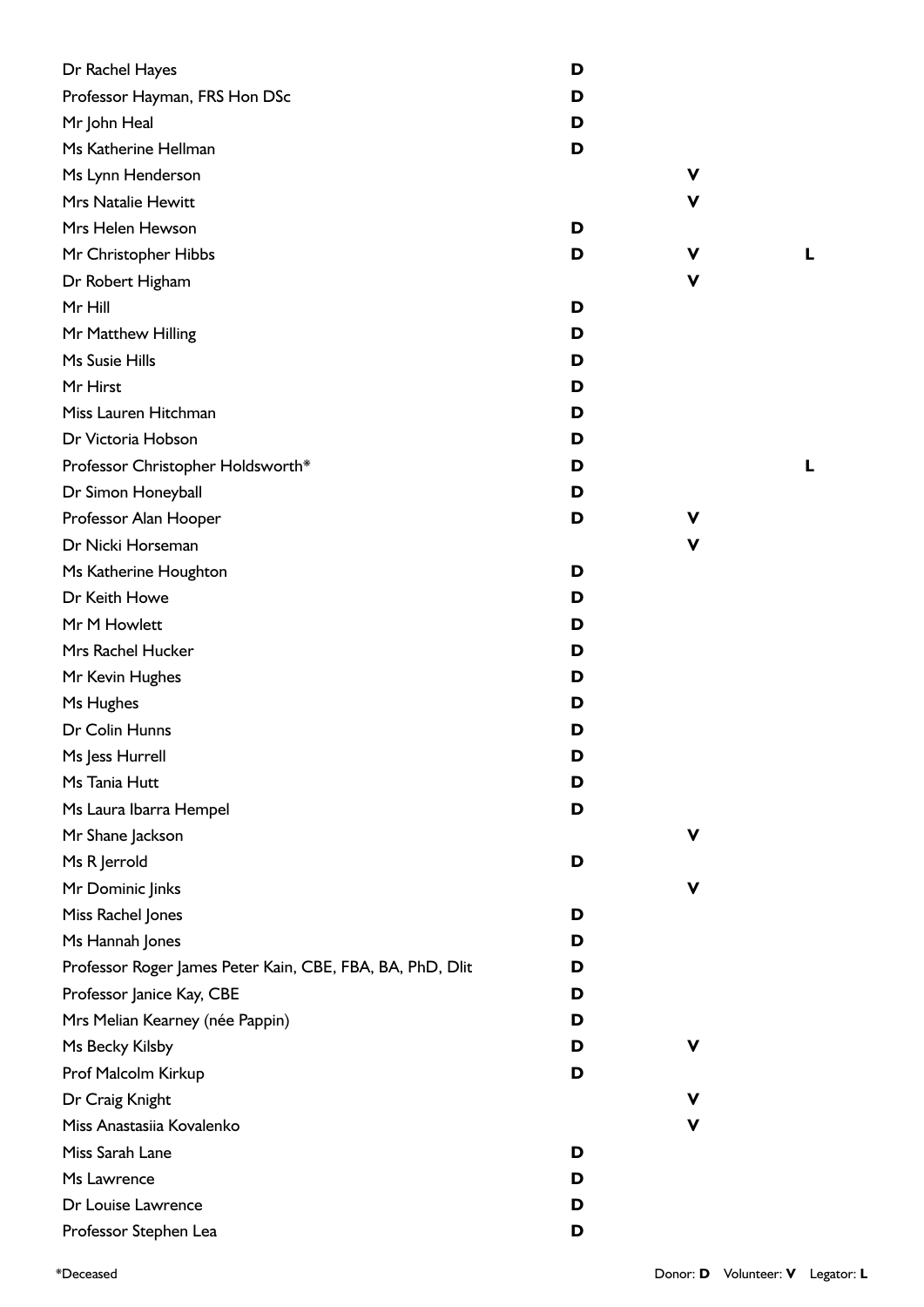| Name | Donor | Volunteer | Legator |
|---|---|---|---|
| Dr Rachel Hayes | **D** | | |
| Professor Hayman, FRS Hon DSc | **D** | | |
| Mr John Heal | **D** | | |
| Ms Katherine Hellman | **D** | | |
| Ms Lynn Henderson | | **V** | |
| Mrs Natalie Hewitt | | **V** | |
| Mrs Helen Hewson | **D** | | |
| Mr Christopher Hibbs | **D** | **V** | **L** |
| Dr Robert Higham | | **V** | |
| Mr Hill | **D** | | |
| Mr Matthew Hilling | **D** | | |
| Ms Susie Hills | **D** | | |
| Mr Hirst | **D** | | |
| Miss Lauren Hitchman | **D** | | |
| Dr Victoria Hobson | **D** | | |
| Professor Christopher Holdsworth* | **D** | | **L** |
| Dr Simon Honeyball | **D** | | |
| Professor Alan Hooper | **D** | **V** | |
| Dr Nicki Horseman | | **V** | |
| Ms Katherine Houghton | **D** | | |
| Dr Keith Howe | **D** | | |
| Mr M Howlett | **D** | | |
| Mrs Rachel Hucker | **D** | | |
| Mr Kevin Hughes | **D** | | |
| Ms Hughes | **D** | | |
| Dr Colin Hunns | **D** | | |
| Ms Jess Hurrell | **D** | | |
| Ms Tania Hutt | **D** | | |
| Ms Laura Ibarra Hempel | **D** | | |
| Mr Shane Jackson | | **V** | |
| Ms R Jerrold | **D** | | |
| Mr Dominic Jinks | | **V** | |
| Miss Rachel Jones | **D** | | |
| Ms Hannah Jones | **D** | | |
| Professor Roger James Peter Kain, CBE, FBA, BA, PhD, Dlit | **D** | | |
| Professor Janice Kay, CBE | **D** | | |
| Mrs Melian Kearney (née Pappin) | **D** | | |
| Ms Becky Kilsby | **D** | **V** | |
| Prof Malcolm Kirkup | **D** | | |
| Dr Craig Knight | | **V** | |
| Miss Anastasiia Kovalenko | | **V** | |
| Miss Sarah Lane | **D** | | |
| Ms Lawrence | **D** | | |
| Dr Louise Lawrence | **D** | | |
| Professor Stephen Lea | **D** | | |

*Deceased

Donor: **D** Volunteer: **V** Legator: **L**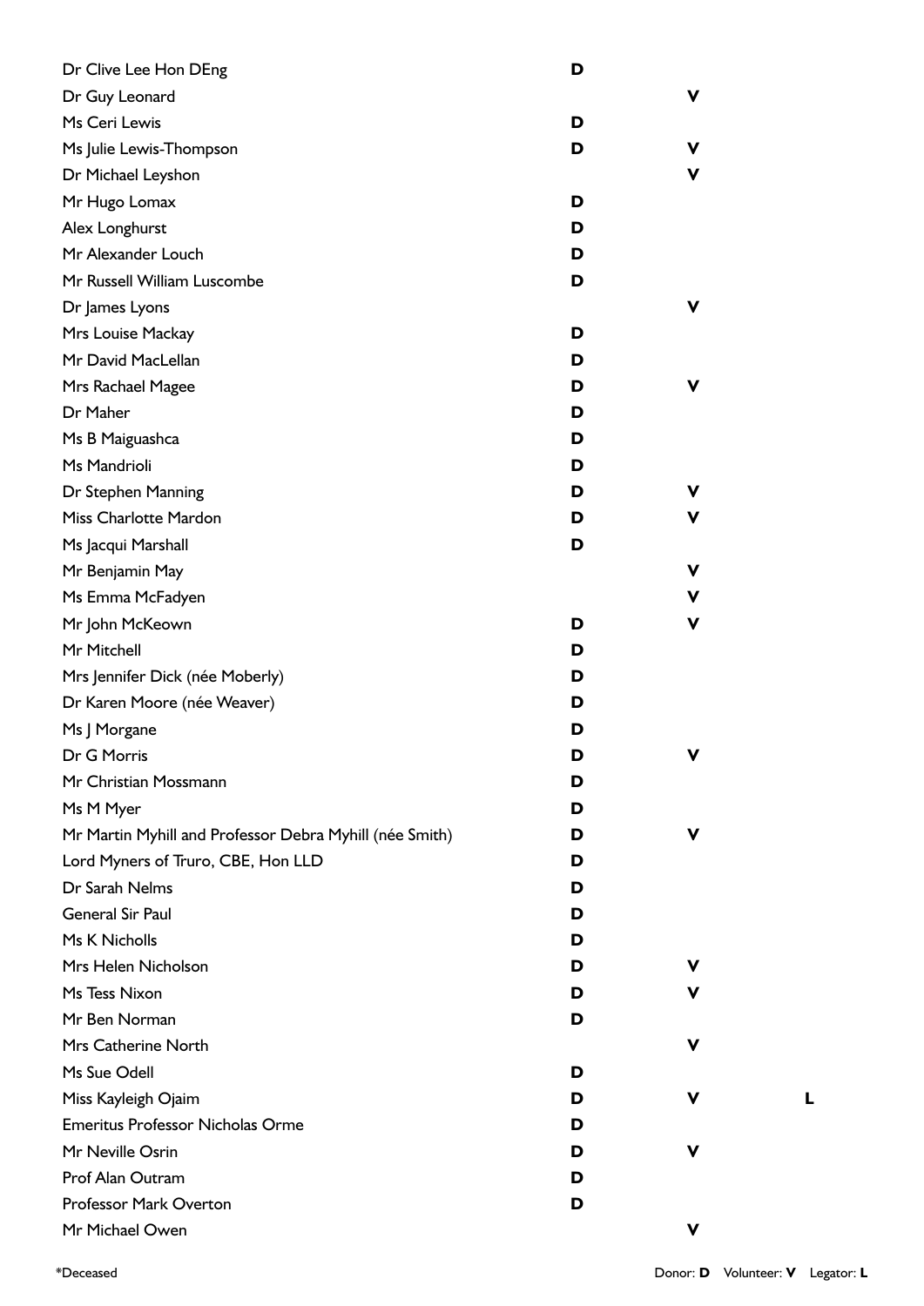| Name | Donor | Volunteer | Legator |
|---|---|---|---|
| Dr Clive Lee Hon DEng | D | | |
| Dr Guy Leonard | | V | |
| Ms Ceri Lewis | D | | |
| Ms Julie Lewis-Thompson | D | V | |
| Dr Michael Leyshon | | V | |
| Mr Hugo Lomax | D | | |
| Alex Longhurst | D | | |
| Mr Alexander Louch | D | | |
| Mr Russell William Luscombe | D | | |
| Dr James Lyons | | V | |
| Mrs Louise Mackay | D | | |
| Mr David MacLellan | D | | |
| Mrs Rachael Magee | D | V | |
| Dr Maher | D | | |
| Ms B Maiguashca | D | | |
| Ms Mandrioli | D | | |
| Dr Stephen Manning | D | V | |
| Miss Charlotte Mardon | D | V | |
| Ms Jacqui Marshall | D | | |
| Mr Benjamin May | | V | |
| Ms Emma McFadyen | | V | |
| Mr John McKeown | D | V | |
| Mr Mitchell | D | | |
| Mrs Jennifer Dick (née Moberly) | D | | |
| Dr Karen Moore (née Weaver) | D | | |
| Ms J Morgane | D | | |
| Dr G Morris | D | V | |
| Mr Christian Mossmann | D | | |
| Ms M Myer | D | | |
| Mr Martin Myhill and Professor Debra Myhill (née Smith) | D | V | |
| Lord Myners of Truro, CBE, Hon LLD | D | | |
| Dr Sarah Nelms | D | | |
| General Sir Paul | D | | |
| Ms K Nicholls | D | | |
| Mrs Helen Nicholson | D | V | |
| Ms Tess Nixon | D | V | |
| Mr Ben Norman | D | | |
| Mrs Catherine North | | V | |
| Ms Sue Odell | D | | |
| Miss Kayleigh Ojaim | D | V | L |
| Emeritus Professor Nicholas Orme | D | | |
| Mr Neville Osrin | D | V | |
| Prof Alan Outram | D | | |
| Professor Mark Overton | D | | |
| Mr Michael Owen | | V | |

*Deceased

Donor: **D** Volunteer: **V** Legator: **L**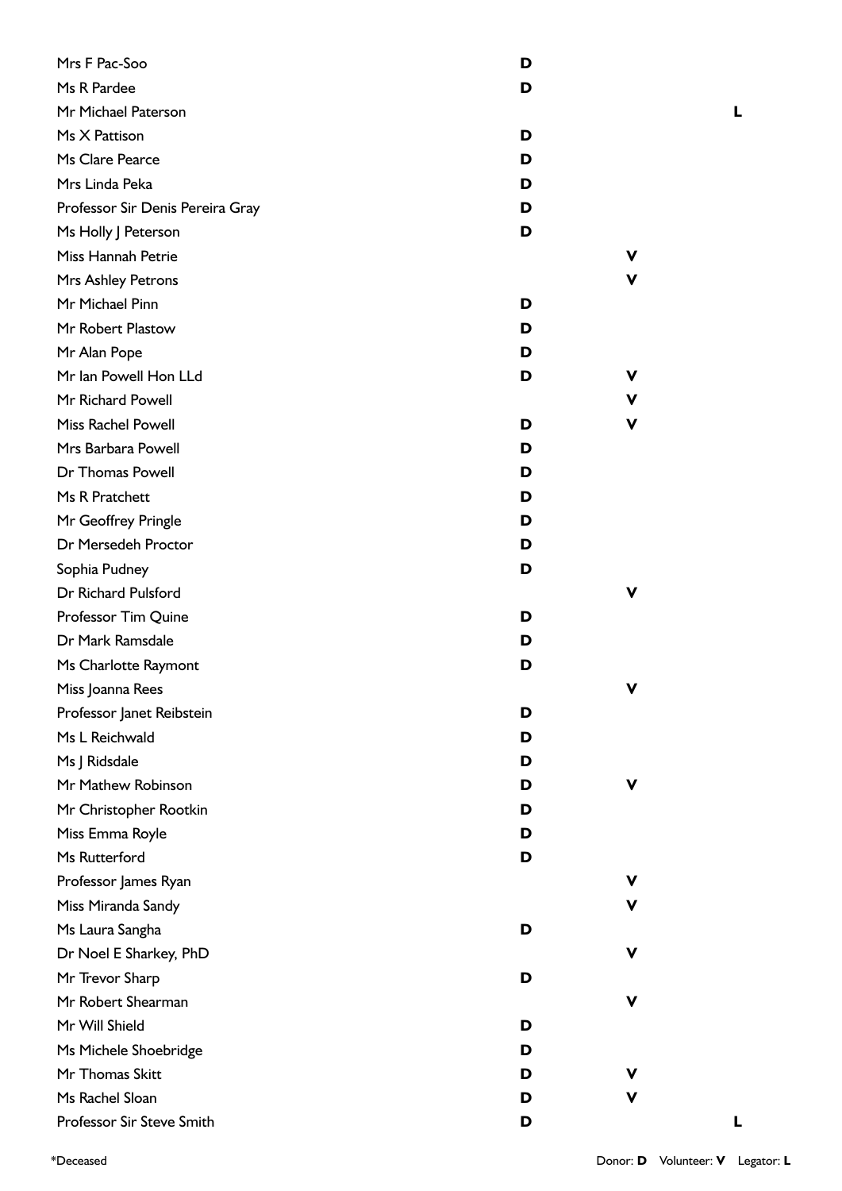| Name | Donor | Volunteer | Legator |
|---|---|---|---|
| Mrs F Pac-Soo | D | | |
| Ms R Pardee | D | | |
| Mr Michael Paterson | | | L |
| Ms X Pattison | D | | |
| Ms Clare Pearce | D | | |
| Mrs Linda Peka | D | | |
| Professor Sir Denis Pereira Gray | D | | |
| Ms Holly J Peterson | D | | |
| Miss Hannah Petrie | | V | |
| Mrs Ashley Petrons | | V | |
| Mr Michael Pinn | D | | |
| Mr Robert Plastow | D | | |
| Mr Alan Pope | D | | |
| Mr Ian Powell Hon LLd | D | V | |
| Mr Richard Powell | | V | |
| Miss Rachel Powell | D | V | |
| Mrs Barbara Powell | D | | |
| Dr Thomas Powell | D | | |
| Ms R Pratchett | D | | |
| Mr Geoffrey Pringle | D | | |
| Dr Mersedeh Proctor | D | | |
| Sophia Pudney | D | | |
| Dr Richard Pulsford | | V | |
| Professor Tim Quine | D | | |
| Dr Mark Ramsdale | D | | |
| Ms Charlotte Raymont | D | | |
| Miss Joanna Rees | | V | |
| Professor Janet Reibstein | D | | |
| Ms L Reichwald | D | | |
| Ms J Ridsdale | D | | |
| Mr Mathew Robinson | D | V | |
| Mr Christopher Rootkin | D | | |
| Miss Emma Royle | D | | |
| Ms Rutterford | D | | |
| Professor James Ryan | | V | |
| Miss Miranda Sandy | | V | |
| Ms Laura Sangha | D | | |
| Dr Noel E Sharkey, PhD | | V | |
| Mr Trevor Sharp | D | | |
| Mr Robert Shearman | | V | |
| Mr Will Shield | D | | |
| Ms Michele Shoebridge | D | | |
| Mr Thomas Skitt | D | V | |
| Ms Rachel Sloan | D | V | |
| Professor Sir Steve Smith | D | | L |

*Deceased

Donor: **D** Volunteer: **V** Legator: **L**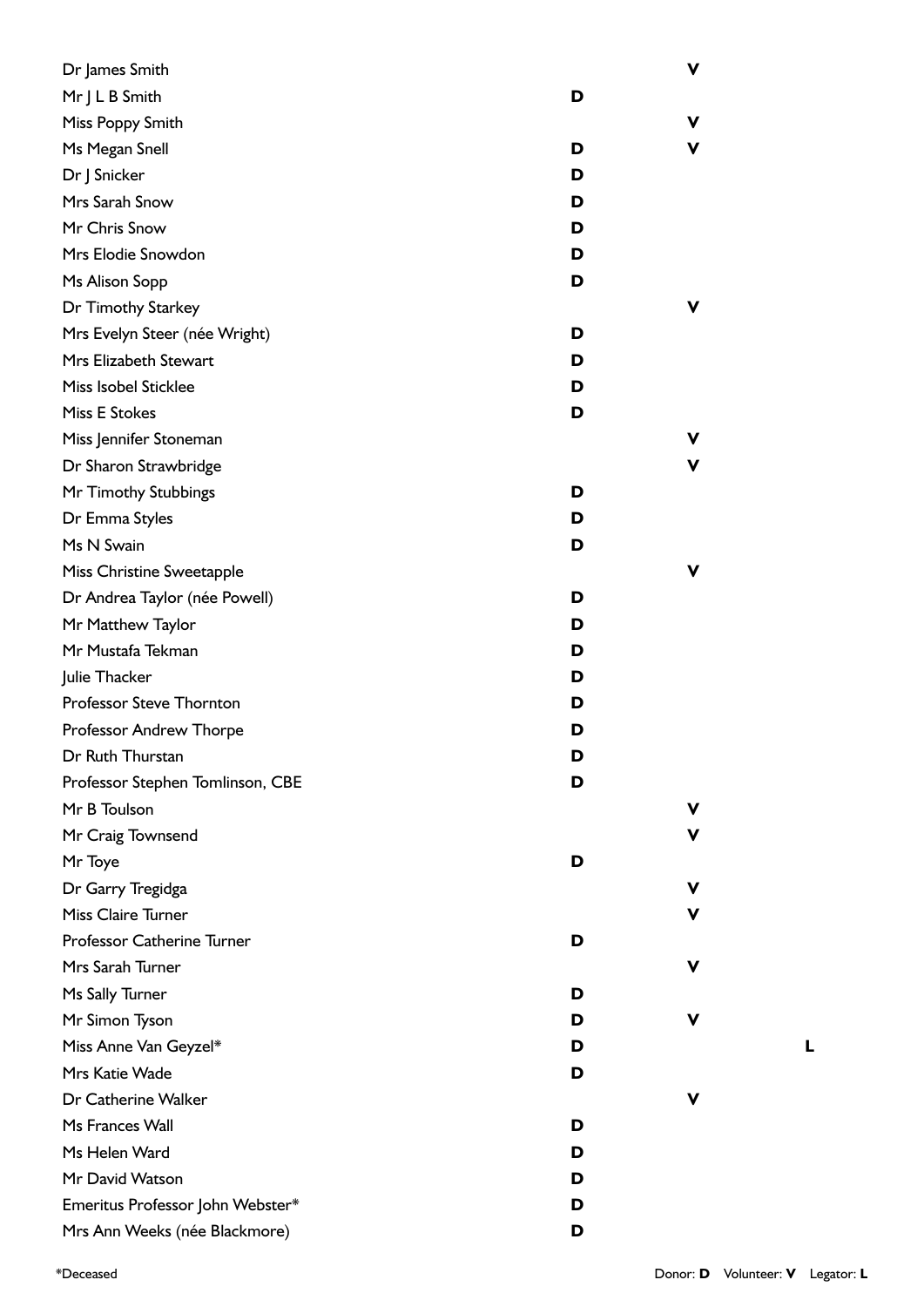| Name | Donor | Volunteer | Legator |
|---|---|---|---|
| Dr James Smith | | V | |
| Mr J L B Smith | D | | |
| Miss Poppy Smith | | V | |
| Ms Megan Snell | D | V | |
| Dr J Snicker | D | | |
| Mrs Sarah Snow | D | | |
| Mr Chris Snow | D | | |
| Mrs Elodie Snowdon | D | | |
| Ms Alison Sopp | D | | |
| Dr Timothy Starkey | | V | |
| Mrs Evelyn Steer (née Wright) | D | | |
| Mrs Elizabeth Stewart | D | | |
| Miss Isobel Sticklee | D | | |
| Miss E Stokes | D | | |
| Miss Jennifer Stoneman | | V | |
| Dr Sharon Strawbridge | | V | |
| Mr Timothy Stubbings | D | | |
| Dr Emma Styles | D | | |
| Ms N Swain | D | | |
| Miss Christine Sweetapple | | V | |
| Dr Andrea Taylor (née Powell) | D | | |
| Mr Matthew Taylor | D | | |
| Mr Mustafa Tekman | D | | |
| Julie Thacker | D | | |
| Professor Steve Thornton | D | | |
| Professor Andrew Thorpe | D | | |
| Dr Ruth Thurstan | D | | |
| Professor Stephen Tomlinson, CBE | D | | |
| Mr B Toulson | | V | |
| Mr Craig Townsend | | V | |
| Mr Toye | D | | |
| Dr Garry Tregidga | | V | |
| Miss Claire Turner | | V | |
| Professor Catherine Turner | D | | |
| Mrs Sarah Turner | | V | |
| Ms Sally Turner | D | | |
| Mr Simon Tyson | D | V | |
| Miss Anne Van Geyzel* | D | | L |
| Mrs Katie Wade | D | | |
| Dr Catherine Walker | | V | |
| Ms Frances Wall | D | | |
| Ms Helen Ward | D | | |
| Mr David Watson | D | | |
| Emeritus Professor John Webster* | D | | |
| Mrs Ann Weeks (née Blackmore) | D | | |

*Deceased

Donor: **D** Volunteer: **V** Legator: **L**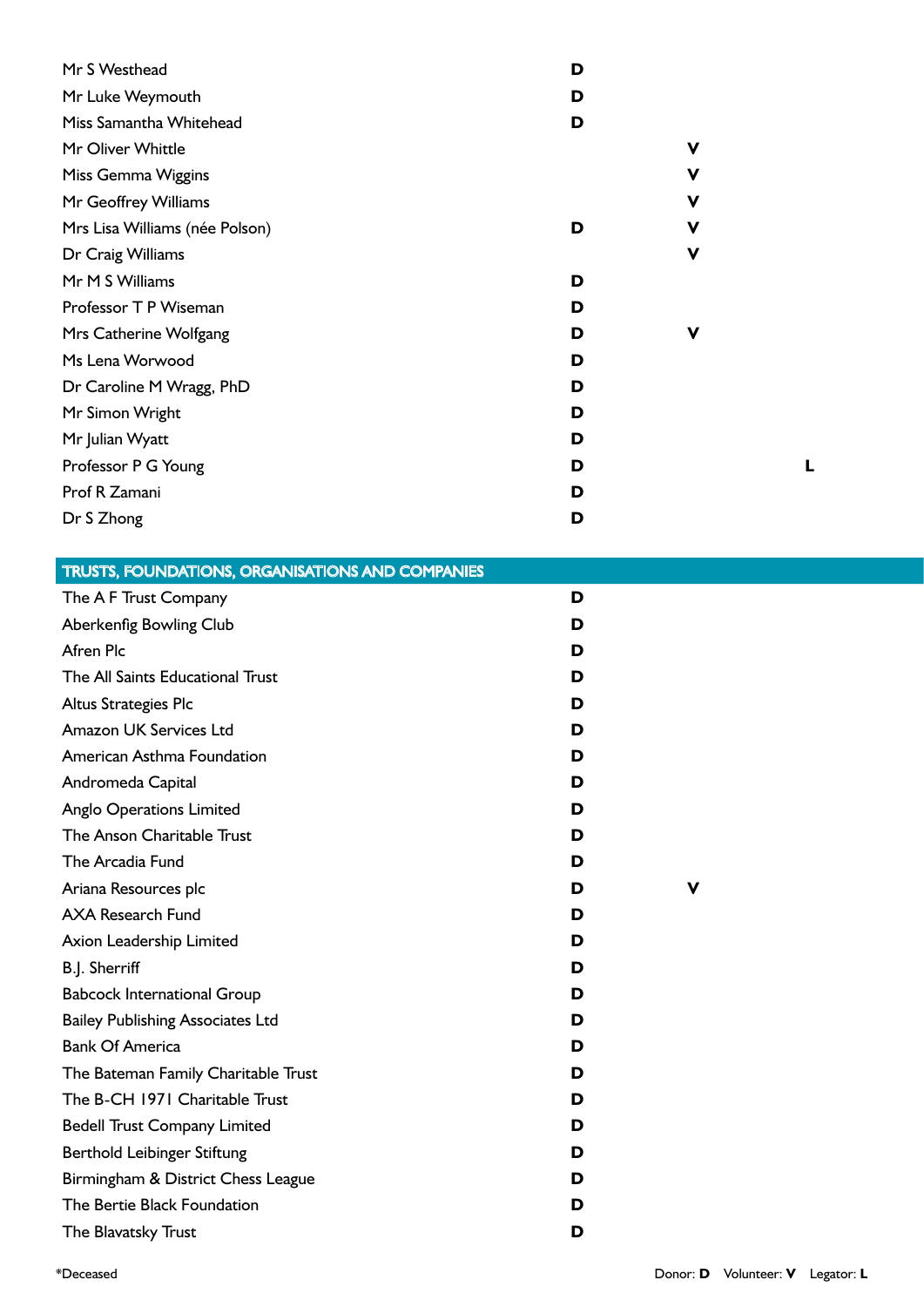| | | | |
|---|---|---|---|
| Mr S Westhead | D | | |
| Mr Luke Weymouth | D | | |
| Miss Samantha Whitehead | D | | |
| Mr Oliver Whittle | | V | |
| Miss Gemma Wiggins | | V | |
| Mr Geoffrey Williams | | V | |
| Mrs Lisa Williams (née Polson) | D | V | |
| Dr Craig Williams | | V | |
| Mr M S Williams | D | | |
| Professor T P Wiseman | D | | |
| Mrs Catherine Wolfgang | D | V | |
| Ms Lena Worwood | D | | |
| Dr Caroline M Wragg, PhD | D | | |
| Mr Simon Wright | D | | |
| Mr Julian Wyatt | D | | |
| Professor P G Young | D | | L |
| Prof R Zamani | D | | |
| Dr S Zhong | D | | |

## TRUSTS, FOUNDATIONS, ORGANISATIONS AND COMPANIES

| | | | |
|---|---|---|---|
| The A F Trust Company | D | | |
| Aberkenfig Bowling Club | D | | |
| Afren Plc | D | | |
| The All Saints Educational Trust | D | | |
| Altus Strategies Plc | D | | |
| Amazon UK Services Ltd | D | | |
| American Asthma Foundation | D | | |
| Andromeda Capital | D | | |
| Anglo Operations Limited | D | | |
| The Anson Charitable Trust | D | | |
| The Arcadia Fund | D | | |
| Ariana Resources plc | D | V | |
| AXA Research Fund | D | | |
| Axion Leadership Limited | D | | |
| B.J. Sherriff | D | | |
| Babcock International Group | D | | |
| Bailey Publishing Associates Ltd | D | | |
| Bank Of America | D | | |
| The Bateman Family Charitable Trust | D | | |
| The B-CH 1971 Charitable Trust | D | | |
| Bedell Trust Company Limited | D | | |
| Berthold Leibinger Stiftung | D | | |
| Birmingham & District Chess League | D | | |
| The Bertie Black Foundation | D | | |
| The Blavatsky Trust | D | | |

*Deceased

Donor: **D** Volunteer: **V** Legator: **L**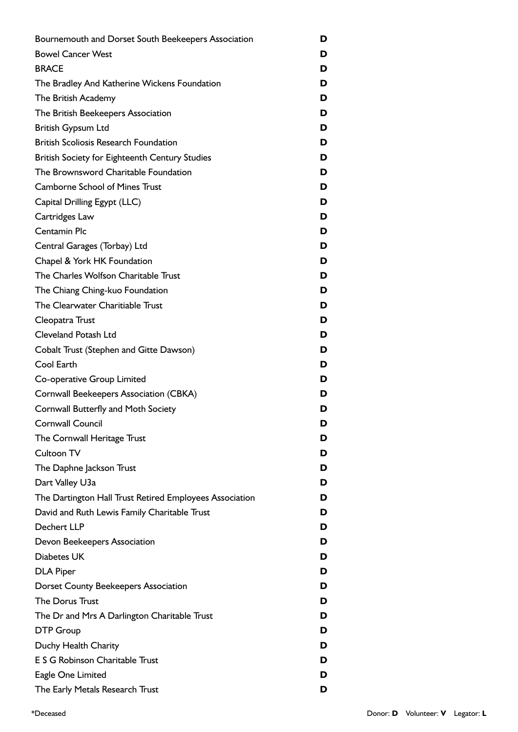| | |
|---|---|
| Bournemouth and Dorset South Beekeepers Association | **D** |
| Bowel Cancer West | **D** |
| BRACE | **D** |
| The Bradley And Katherine Wickens Foundation | **D** |
| The British Academy | **D** |
| The British Beekeepers Association | **D** |
| British Gypsum Ltd | **D** |
| British Scoliosis Research Foundation | **D** |
| British Society for Eighteenth Century Studies | **D** |
| The Brownsword Charitable Foundation | **D** |
| Camborne School of Mines Trust | **D** |
| Capital Drilling Egypt (LLC) | **D** |
| Cartridges Law | **D** |
| Centamin Plc | **D** |
| Central Garages (Torbay) Ltd | **D** |
| Chapel & York HK Foundation | **D** |
| The Charles Wolfson Charitable Trust | **D** |
| The Chiang Ching-kuo Foundation | **D** |
| The Clearwater Charitiable Trust | **D** |
| Cleopatra Trust | **D** |
| Cleveland Potash Ltd | **D** |
| Cobalt Trust (Stephen and Gitte Dawson) | **D** |
| Cool Earth | **D** |
| Co-operative Group Limited | **D** |
| Cornwall Beekeepers Association (CBKA) | **D** |
| Cornwall Butterfly and Moth Society | **D** |
| Cornwall Council | **D** |
| The Cornwall Heritage Trust | **D** |
| Cultoon TV | **D** |
| The Daphne Jackson Trust | **D** |
| Dart Valley U3a | **D** |
| The Dartington Hall Trust Retired Employees Association | **D** |
| David and Ruth Lewis Family Charitable Trust | **D** |
| Dechert LLP | **D** |
| Devon Beekeepers Association | **D** |
| Diabetes UK | **D** |
| DLA Piper | **D** |
| Dorset County Beekeepers Association | **D** |
| The Dorus Trust | **D** |
| The Dr and Mrs A Darlington Charitable Trust | **D** |
| DTP Group | **D** |
| Duchy Health Charity | **D** |
| E S G Robinson Charitable Trust | **D** |
| Eagle One Limited | **D** |
| The Early Metals Research Trust | **D** |

*Deceased

Donor: **D** Volunteer: **V** Legator: **L**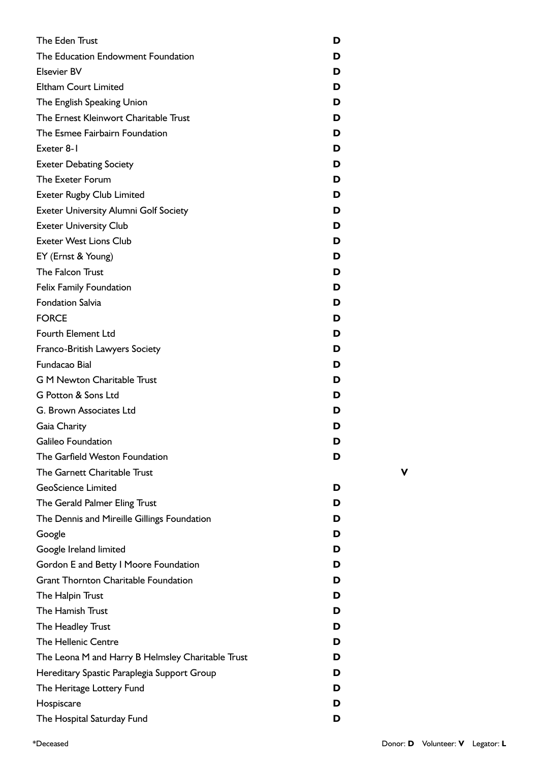| Name | Donor | Volunteer | Legator |
|---|---|---|---|
| The Eden Trust | D | | |
| The Education Endowment Foundation | D | | |
| Elsevier BV | D | | |
| Eltham Court Limited | D | | |
| The English Speaking Union | D | | |
| The Ernest Kleinwort Charitable Trust | D | | |
| The Esmee Fairbairn Foundation | D | | |
| Exeter 8-1 | D | | |
| Exeter Debating Society | D | | |
| The Exeter Forum | D | | |
| Exeter Rugby Club Limited | D | | |
| Exeter University Alumni Golf Society | D | | |
| Exeter University Club | D | | |
| Exeter West Lions Club | D | | |
| EY (Ernst & Young) | D | | |
| The Falcon Trust | D | | |
| Felix Family Foundation | D | | |
| Fondation Salvia | D | | |
| FORCE | D | | |
| Fourth Element Ltd | D | | |
| Franco-British Lawyers Society | D | | |
| Fundacao Bial | D | | |
| G M Newton Charitable Trust | D | | |
| G Potton & Sons Ltd | D | | |
| G. Brown Associates Ltd | D | | |
| Gaia Charity | D | | |
| Galileo Foundation | D | | |
| The Garfield Weston Foundation | D | | |
| The Garnett Charitable Trust | | V | |
| GeoScience Limited | D | | |
| The Gerald Palmer Eling Trust | D | | |
| The Dennis and Mireille Gillings Foundation | D | | |
| Google | D | | |
| Google Ireland limited | D | | |
| Gordon E and Betty I Moore Foundation | D | | |
| Grant Thornton Charitable Foundation | D | | |
| The Halpin Trust | D | | |
| The Hamish Trust | D | | |
| The Headley Trust | D | | |
| The Hellenic Centre | D | | |
| The Leona M and Harry B Helmsley Charitable Trust | D | | |
| Hereditary Spastic Paraplegia Support Group | D | | |
| The Heritage Lottery Fund | D | | |
| Hospiscare | D | | |
| The Hospital Saturday Fund | D | | |

*Deceased

Donor: **D** Volunteer: **V** Legator: **L**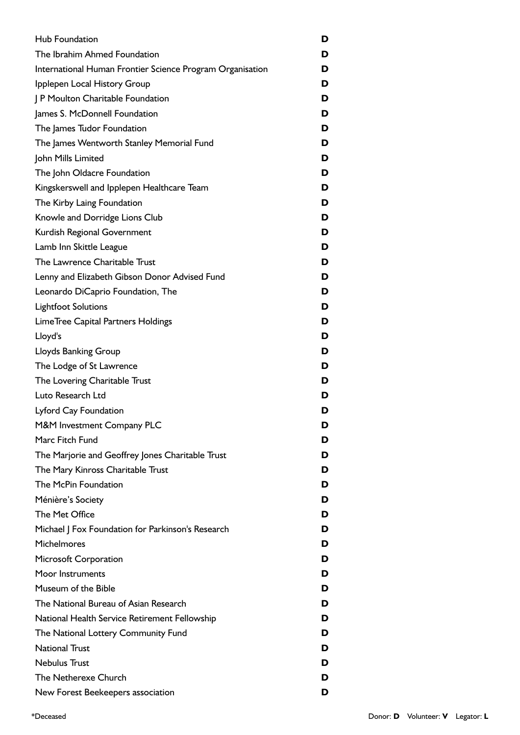| | |
|---|---|
| Hub Foundation | **D** |
| The Ibrahim Ahmed Foundation | **D** |
| International Human Frontier Science Program Organisation | **D** |
| Ipplepen Local History Group | **D** |
| J P Moulton Charitable Foundation | **D** |
| James S. McDonnell Foundation | **D** |
| The James Tudor Foundation | **D** |
| The James Wentworth Stanley Memorial Fund | **D** |
| John Mills Limited | **D** |
| The John Oldacre Foundation | **D** |
| Kingskerswell and Ipplepen Healthcare Team | **D** |
| The Kirby Laing Foundation | **D** |
| Knowle and Dorridge Lions Club | **D** |
| Kurdish Regional Government | **D** |
| Lamb Inn Skittle League | **D** |
| The Lawrence Charitable Trust | **D** |
| Lenny and Elizabeth Gibson Donor Advised Fund | **D** |
| Leonardo DiCaprio Foundation, The | **D** |
| Lightfoot Solutions | **D** |
| LimeTree Capital Partners Holdings | **D** |
| Lloyd's | **D** |
| Lloyds Banking Group | **D** |
| The Lodge of St Lawrence | **D** |
| The Lovering Charitable Trust | **D** |
| Luto Research Ltd | **D** |
| Lyford Cay Foundation | **D** |
| M&M Investment Company PLC | **D** |
| Marc Fitch Fund | **D** |
| The Marjorie and Geoffrey Jones Charitable Trust | **D** |
| The Mary Kinross Charitable Trust | **D** |
| The McPin Foundation | **D** |
| Ménière's Society | **D** |
| The Met Office | **D** |
| Michael J Fox Foundation for Parkinson's Research | **D** |
| Michelmores | **D** |
| Microsoft Corporation | **D** |
| Moor Instruments | **D** |
| Museum of the Bible | **D** |
| The National Bureau of Asian Research | **D** |
| National Health Service Retirement Fellowship | **D** |
| The National Lottery Community Fund | **D** |
| National Trust | **D** |
| Nebulus Trust | **D** |
| The Netherexe Church | **D** |
| New Forest Beekeepers association | **D** |

*Deceased

Donor: **D** Volunteer: **V** Legator: **L**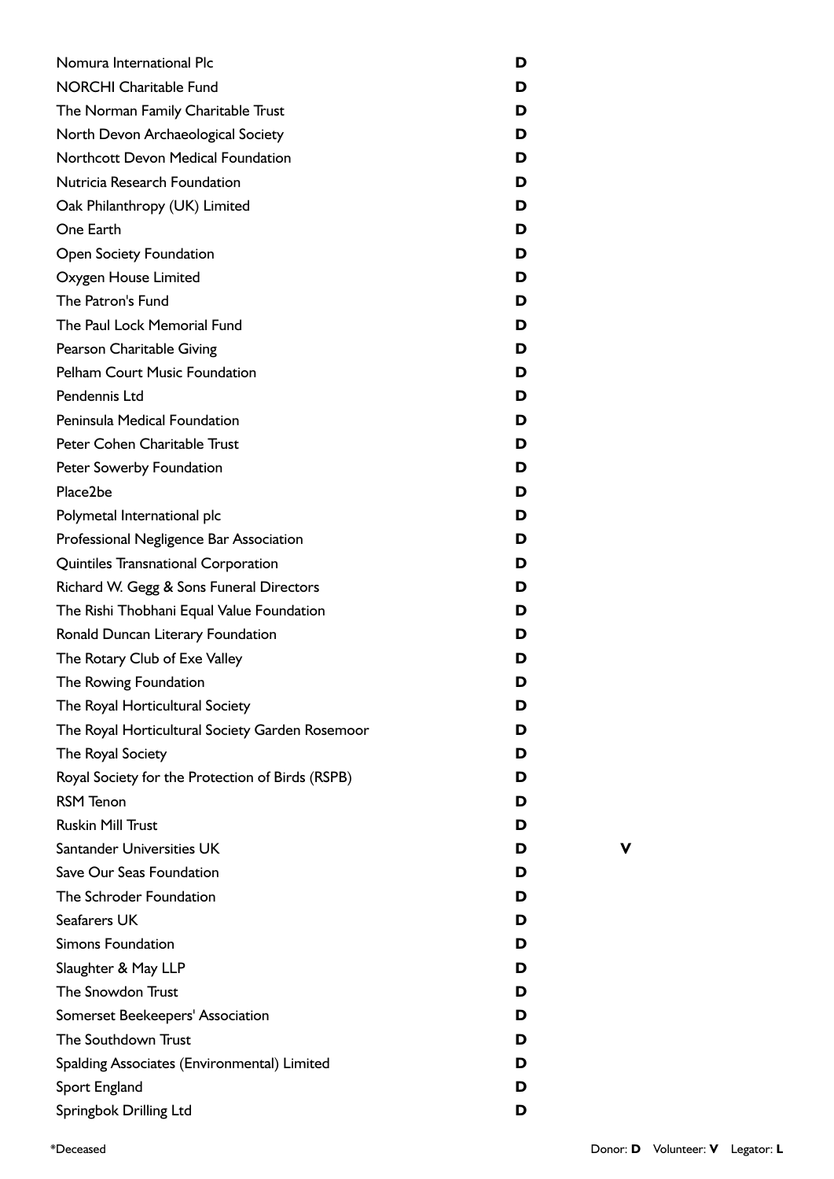| Name | Donor | Volunteer | Legator |
| --- | --- | --- | --- |
| Nomura International Plc | D | | |
| NORCHI Charitable Fund | D | | |
| The Norman Family Charitable Trust | D | | |
| North Devon Archaeological Society | D | | |
| Northcott Devon Medical Foundation | D | | |
| Nutricia Research Foundation | D | | |
| Oak Philanthropy (UK) Limited | D | | |
| One Earth | D | | |
| Open Society Foundation | D | | |
| Oxygen House Limited | D | | |
| The Patron's Fund | D | | |
| The Paul Lock Memorial Fund | D | | |
| Pearson Charitable Giving | D | | |
| Pelham Court Music Foundation | D | | |
| Pendennis Ltd | D | | |
| Peninsula Medical Foundation | D | | |
| Peter Cohen Charitable Trust | D | | |
| Peter Sowerby Foundation | D | | |
| Place2be | D | | |
| Polymetal International plc | D | | |
| Professional Negligence Bar Association | D | | |
| Quintiles Transnational Corporation | D | | |
| Richard W. Gegg & Sons Funeral Directors | D | | |
| The Rishi Thobhani Equal Value Foundation | D | | |
| Ronald Duncan Literary Foundation | D | | |
| The Rotary Club of Exe Valley | D | | |
| The Rowing Foundation | D | | |
| The Royal Horticultural Society | D | | |
| The Royal Horticultural Society Garden Rosemoor | D | | |
| The Royal Society | D | | |
| Royal Society for the Protection of Birds (RSPB) | D | | |
| RSM Tenon | D | | |
| Ruskin Mill Trust | D | | |
| Santander Universities UK | D | V | |
| Save Our Seas Foundation | D | | |
| The Schroder Foundation | D | | |
| Seafarers UK | D | | |
| Simons Foundation | D | | |
| Slaughter & May LLP | D | | |
| The Snowdon Trust | D | | |
| Somerset Beekeepers' Association | D | | |
| The Southdown Trust | D | | |
| Spalding Associates (Environmental) Limited | D | | |
| Sport England | D | | |
| Springbok Drilling Ltd | D | | |

*Deceased

Donor: **D** Volunteer: **V** Legator: **L**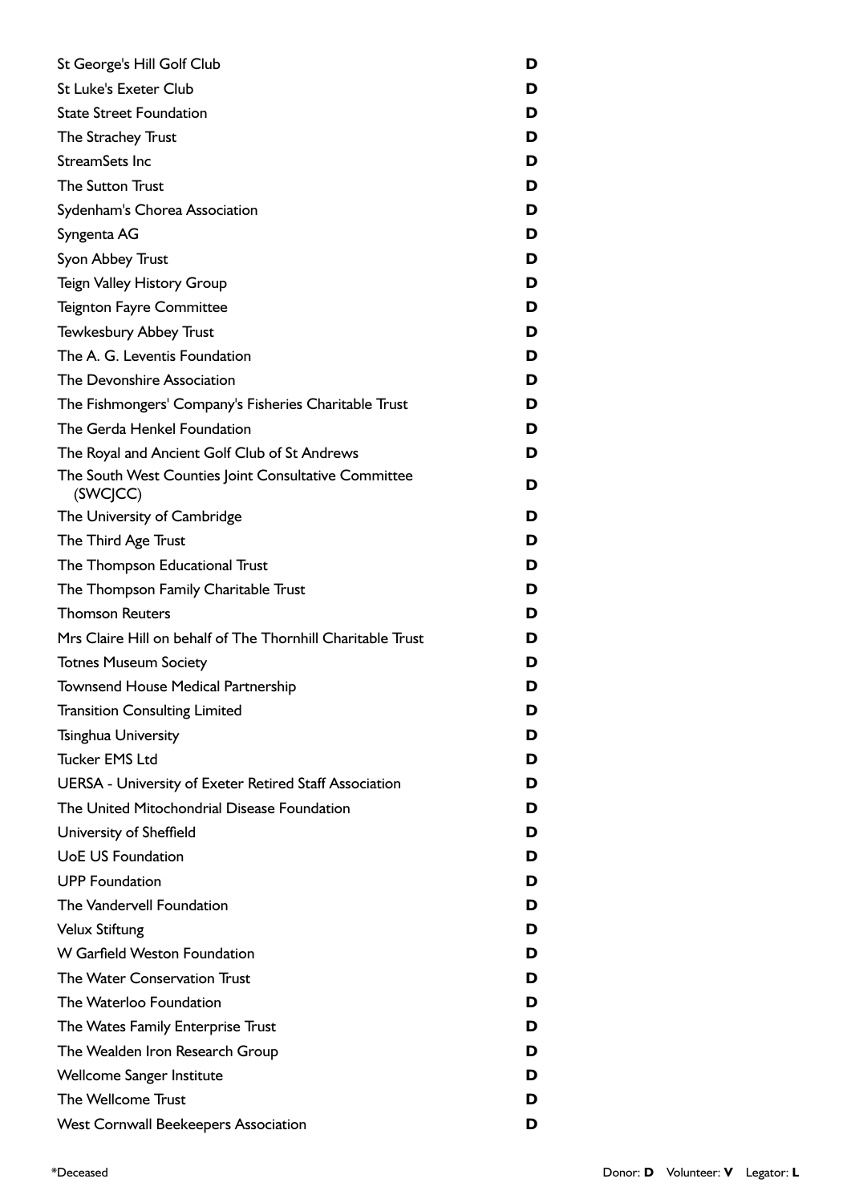| | |
|---|---|
| St George's Hill Golf Club | **D** |
| St Luke's Exeter Club | **D** |
| State Street Foundation | **D** |
| The Strachey Trust | **D** |
| StreamSets Inc | **D** |
| The Sutton Trust | **D** |
| Sydenham's Chorea Association | **D** |
| Syngenta AG | **D** |
| Syon Abbey Trust | **D** |
| Teign Valley History Group | **D** |
| Teignton Fayre Committee | **D** |
| Tewkesbury Abbey Trust | **D** |
| The A. G. Leventis Foundation | **D** |
| The Devonshire Association | **D** |
| The Fishmongers' Company's Fisheries Charitable Trust | **D** |
| The Gerda Henkel Foundation | **D** |
| The Royal and Ancient Golf Club of St Andrews | **D** |
| The South West Counties Joint Consultative Committee (SWCJCC) | **D** |
| The University of Cambridge | **D** |
| The Third Age Trust | **D** |
| The Thompson Educational Trust | **D** |
| The Thompson Family Charitable Trust | **D** |
| Thomson Reuters | **D** |
| Mrs Claire Hill on behalf of The Thornhill Charitable Trust | **D** |
| Totnes Museum Society | **D** |
| Townsend House Medical Partnership | **D** |
| Transition Consulting Limited | **D** |
| Tsinghua University | **D** |
| Tucker EMS Ltd | **D** |
| UERSA - University of Exeter Retired Staff Association | **D** |
| The United Mitochondrial Disease Foundation | **D** |
| University of Sheffield | **D** |
| UoE US Foundation | **D** |
| UPP Foundation | **D** |
| The Vandervell Foundation | **D** |
| Velux Stiftung | **D** |
| W Garfield Weston Foundation | **D** |
| The Water Conservation Trust | **D** |
| The Waterloo Foundation | **D** |
| The Wates Family Enterprise Trust | **D** |
| The Wealden Iron Research Group | **D** |
| Wellcome Sanger Institute | **D** |
| The Wellcome Trust | **D** |
| West Cornwall Beekeepers Association | **D** |

*Deceased

Donor: **D** Volunteer: **V** Legator: **L**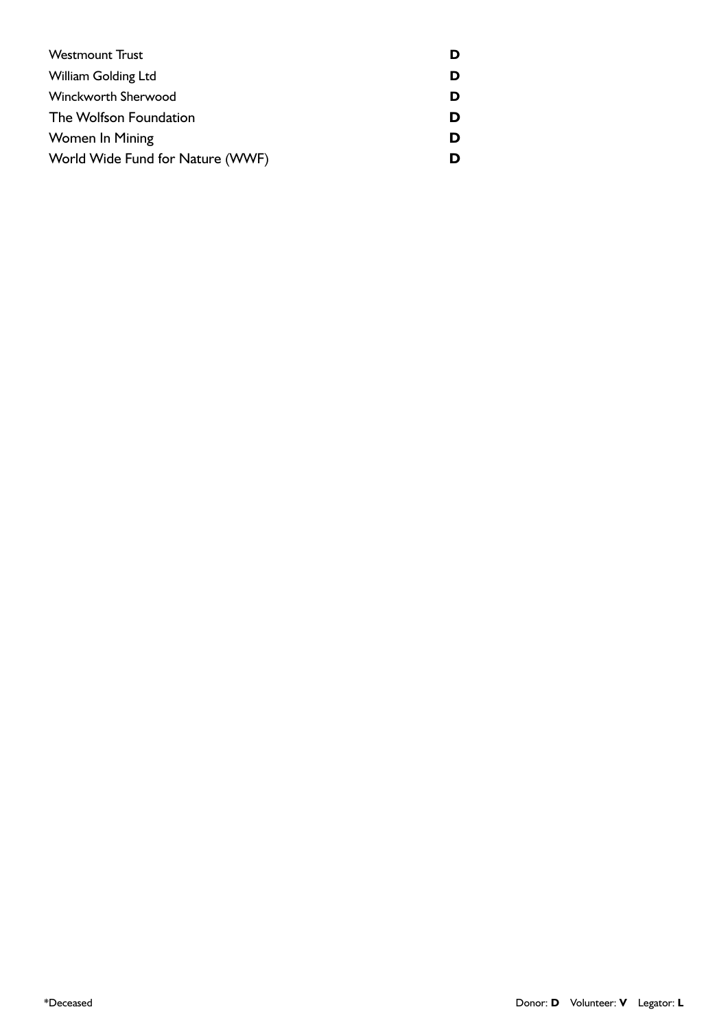| | |
|---|---|
| Westmount Trust | **D** |
| William Golding Ltd | **D** |
| Winckworth Sherwood | **D** |
| The Wolfson Foundation | **D** |
| Women In Mining | **D** |
| World Wide Fund for Nature (WWF) | **D** |

*Deceased

Donor: **D** Volunteer: **V** Legator: **L**